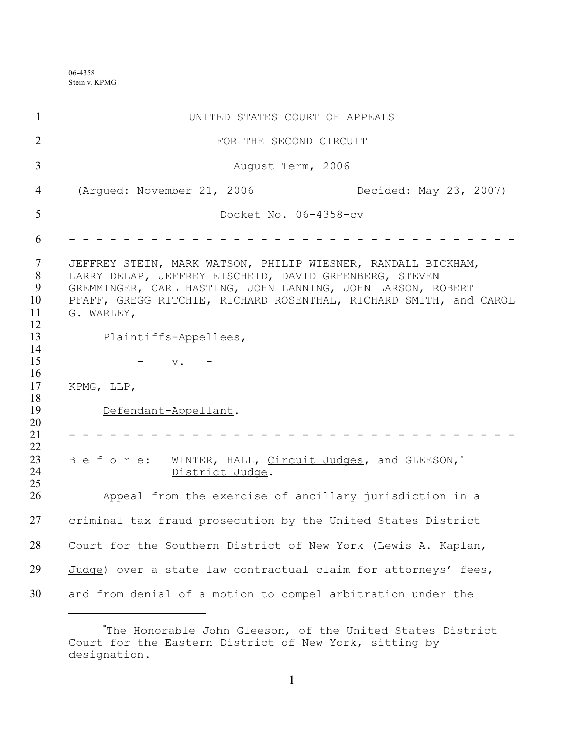06-4358
Stein v. KPMG

UNITED STATES COURT OF APPEALS

FOR THE SECOND CIRCUIT

August Term, 2006

(Argued: November 21, 2006 Decided: May 23, 2007)

Docket No. 06-4358-cv

- - - - - - - - - - - - - - - - - - - - - - - - - - - - - - - - - - - -

JEFFREY STEIN, MARK WATSON, PHILIP WIESNER, RANDALL BICKHAM, LARRY DELAP, JEFFREY EISCHEID, DAVID GREENBERG, STEVEN GREMMINGER, CARL HASTING, JOHN LANNING, JOHN LARSON, ROBERT PFAFF, GREGG RITCHIE, RICHARD ROSENTHAL, RICHARD SMITH, and CAROL G. WARLEY,

Plaintiffs-Appellees,

\- v. -

KPMG, LLP,

Defendant-Appellant.

- - - - - - - - - - - - - - - - - - - - - - - - - - - - - - - - - - - -

B e f o r e: WINTER, HALL, Circuit Judges, and GLEESON,[*] District Judge.

Appeal from the exercise of ancillary jurisdiction in a criminal tax fraud prosecution by the United States District Court for the Southern District of New York (Lewis A. Kaplan, Judge) over a state law contractual claim for attorneys' fees, and from denial of a motion to compel arbitration under the

---

[*]The Honorable John Gleeson, of the United States District Court for the Eastern District of New York, sitting by designation.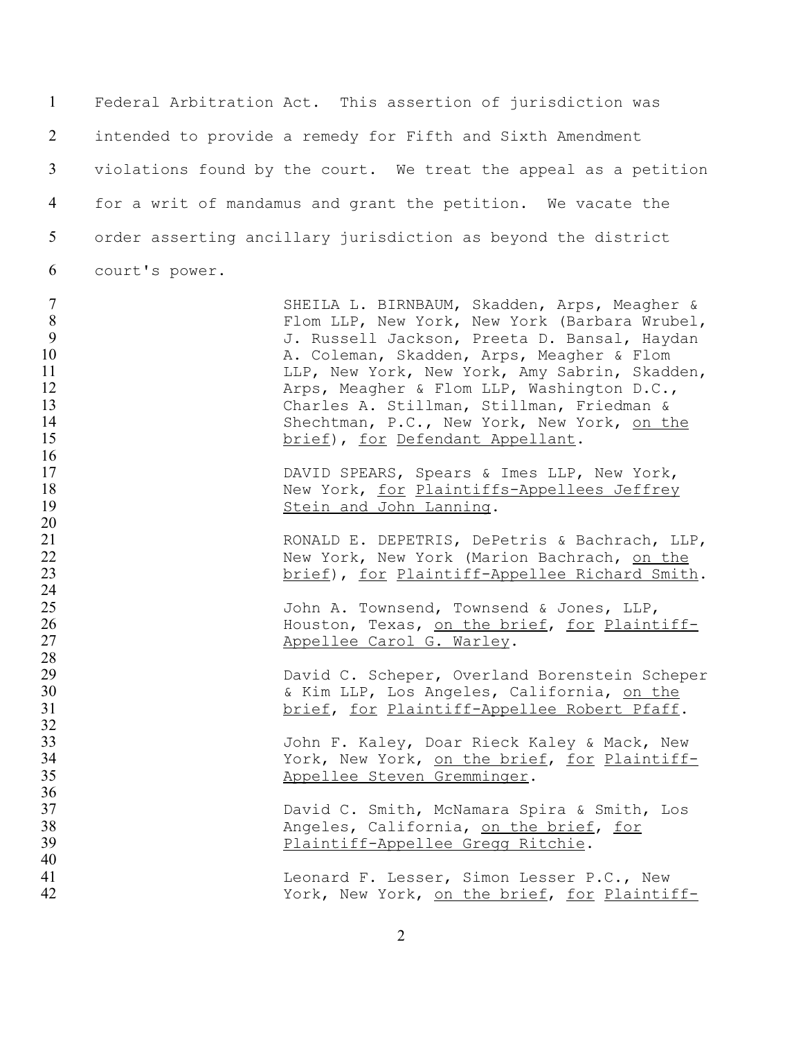Federal Arbitration Act. This assertion of jurisdiction was intended to provide a remedy for Fifth and Sixth Amendment violations found by the court. We treat the appeal as a petition for a writ of mandamus and grant the petition. We vacate the order asserting ancillary jurisdiction as beyond the district court's power.

SHEILA L. BIRNBAUM, Skadden, Arps, Meagher & Flom LLP, New York, New York (Barbara Wrubel, J. Russell Jackson, Preeta D. Bansal, Haydan A. Coleman, Skadden, Arps, Meagher & Flom LLP, New York, New York, Amy Sabrin, Skadden, Arps, Meagher & Flom LLP, Washington D.C., Charles A. Stillman, Stillman, Friedman & Shechtman, P.C., New York, New York, <u>on the brief</u>), <u>for</u> <u>Defendant Appellant</u>.

DAVID SPEARS, Spears & Imes LLP, New York, New York, <u>for</u> <u>Plaintiffs-Appellees Jeffrey Stein and John Lanning</u>.

RONALD E. DEPETRIS, DePetris & Bachrach, LLP, New York, New York (Marion Bachrach, <u>on the brief</u>), <u>for</u> <u>Plaintiff-Appellee Richard Smith</u>.

John A. Townsend, Townsend & Jones, LLP, Houston, Texas, <u>on the brief</u>, <u>for</u> <u>Plaintiff-Appellee Carol G. Warley</u>.

David C. Scheper, Overland Borenstein Scheper & Kim LLP, Los Angeles, California, <u>on the brief</u>, <u>for</u> <u>Plaintiff-Appellee Robert Pfaff</u>.

John F. Kaley, Doar Rieck Kaley & Mack, New York, New York, <u>on the brief</u>, <u>for</u> <u>Plaintiff-Appellee Steven Gremminger</u>.

David C. Smith, McNamara Spira & Smith, Los Angeles, California, <u>on the brief</u>, <u>for</u> <u>Plaintiff-Appellee Gregg Ritchie</u>.

Leonard F. Lesser, Simon Lesser P.C., New York, New York, <u>on the brief</u>, <u>for</u> <u>Plaintiff-</u>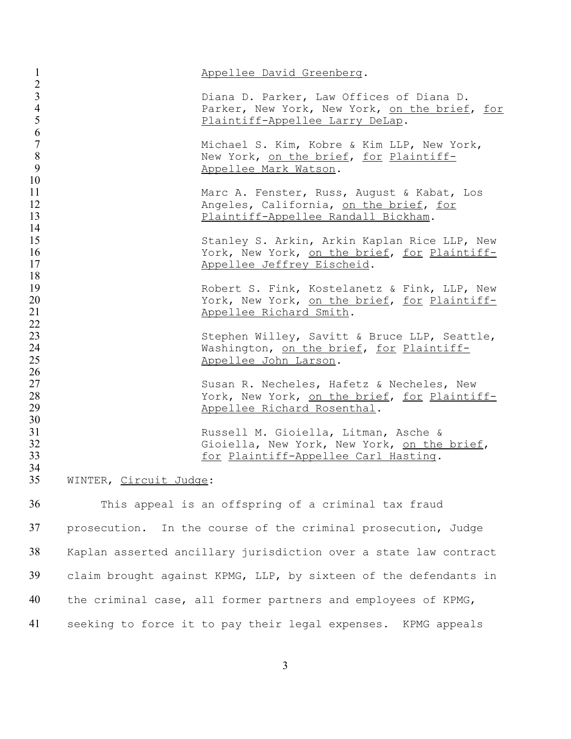Appellee David Greenberg.

Diana D. Parker, Law Offices of Diana D. Parker, New York, New York, on the brief, for Plaintiff-Appellee Larry DeLap.

Michael S. Kim, Kobre & Kim LLP, New York, New York, on the brief, for Plaintiff-Appellee Mark Watson.

Marc A. Fenster, Russ, August & Kabat, Los Angeles, California, on the brief, for Plaintiff-Appellee Randall Bickham.

Stanley S. Arkin, Arkin Kaplan Rice LLP, New York, New York, on the brief, for Plaintiff-Appellee Jeffrey Eischeid.

Robert S. Fink, Kostelanetz & Fink, LLP, New York, New York, on the brief, for Plaintiff-Appellee Richard Smith.

Stephen Willey, Savitt & Bruce LLP, Seattle, Washington, on the brief, for Plaintiff-Appellee John Larson.

Susan R. Necheles, Hafetz & Necheles, New York, New York, on the brief, for Plaintiff-Appellee Richard Rosenthal.

Russell M. Gioiella, Litman, Asche & Gioiella, New York, New York, on the brief, for Plaintiff-Appellee Carl Hasting.

WINTER, Circuit Judge:

This appeal is an offspring of a criminal tax fraud prosecution. In the course of the criminal prosecution, Judge Kaplan asserted ancillary jurisdiction over a state law contract claim brought against KPMG, LLP, by sixteen of the defendants in the criminal case, all former partners and employees of KPMG, seeking to force it to pay their legal expenses. KPMG appeals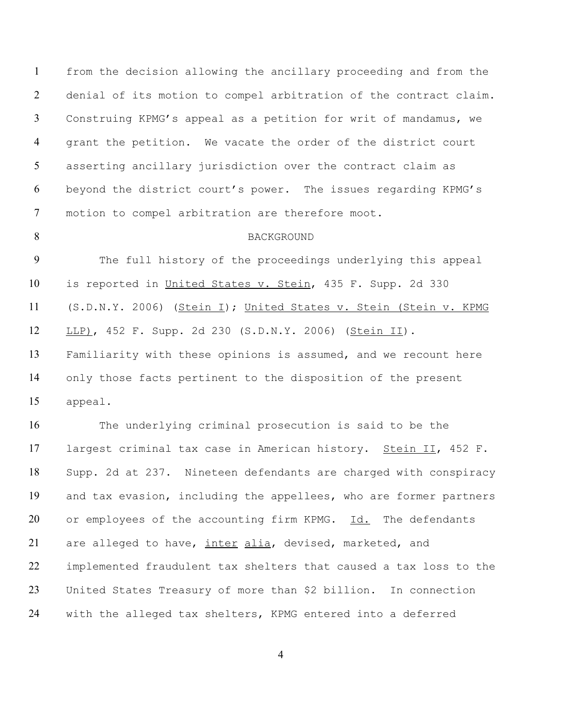from the decision allowing the ancillary proceeding and from the denial of its motion to compel arbitration of the contract claim. Construing KPMG's appeal as a petition for writ of mandamus, we grant the petition. We vacate the order of the district court asserting ancillary jurisdiction over the contract claim as beyond the district court's power. The issues regarding KPMG's motion to compel arbitration are therefore moot.

## BACKGROUND

The full history of the proceedings underlying this appeal is reported in United States v. Stein, 435 F. Supp. 2d 330 (S.D.N.Y. 2006) (Stein I); United States v. Stein (Stein v. KPMG LLP), 452 F. Supp. 2d 230 (S.D.N.Y. 2006) (Stein II). Familiarity with these opinions is assumed, and we recount here only those facts pertinent to the disposition of the present appeal.

The underlying criminal prosecution is said to be the largest criminal tax case in American history. Stein II, 452 F. Supp. 2d at 237. Nineteen defendants are charged with conspiracy and tax evasion, including the appellees, who are former partners or employees of the accounting firm KPMG. Id. The defendants are alleged to have, inter alia, devised, marketed, and implemented fraudulent tax shelters that caused a tax loss to the United States Treasury of more than $2 billion. In connection with the alleged tax shelters, KPMG entered into a deferred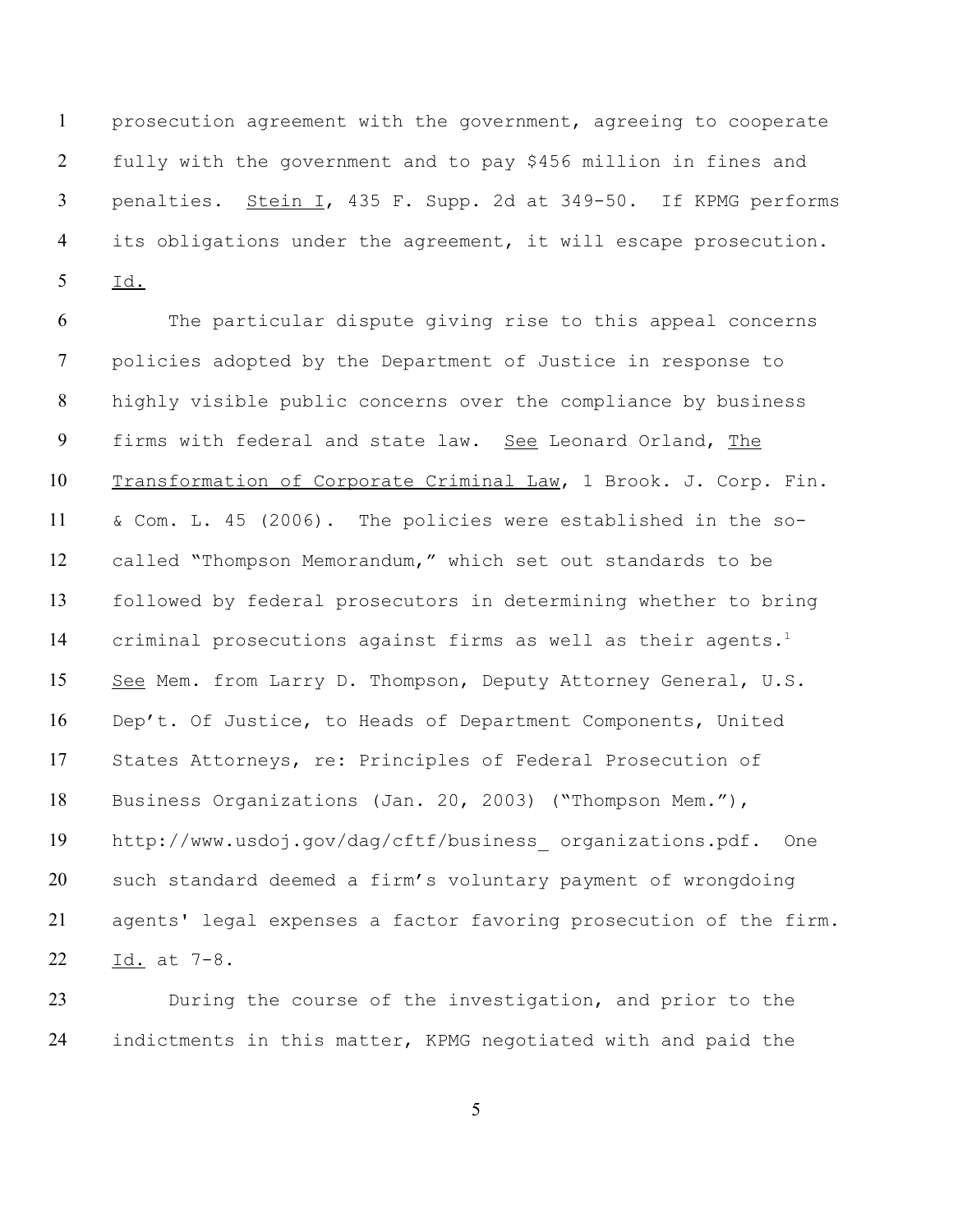prosecution agreement with the government, agreeing to cooperate fully with the government and to pay $456 million in fines and penalties. Stein I, 435 F. Supp. 2d at 349-50. If KPMG performs its obligations under the agreement, it will escape prosecution. Id.

The particular dispute giving rise to this appeal concerns policies adopted by the Department of Justice in response to highly visible public concerns over the compliance by business firms with federal and state law. See Leonard Orland, The Transformation of Corporate Criminal Law, 1 Brook. J. Corp. Fin. & Com. L. 45 (2006). The policies were established in the so-called "Thompson Memorandum," which set out standards to be followed by federal prosecutors in determining whether to bring criminal prosecutions against firms as well as their agents.[1] See Mem. from Larry D. Thompson, Deputy Attorney General, U.S. Dep't. Of Justice, to Heads of Department Components, United States Attorneys, re: Principles of Federal Prosecution of Business Organizations (Jan. 20, 2003) ("Thompson Mem."), http://www.usdoj.gov/dag/cftf/business_ organizations.pdf. One such standard deemed a firm's voluntary payment of wrongdoing agents' legal expenses a factor favoring prosecution of the firm. Id. at 7-8.

During the course of the investigation, and prior to the indictments in this matter, KPMG negotiated with and paid the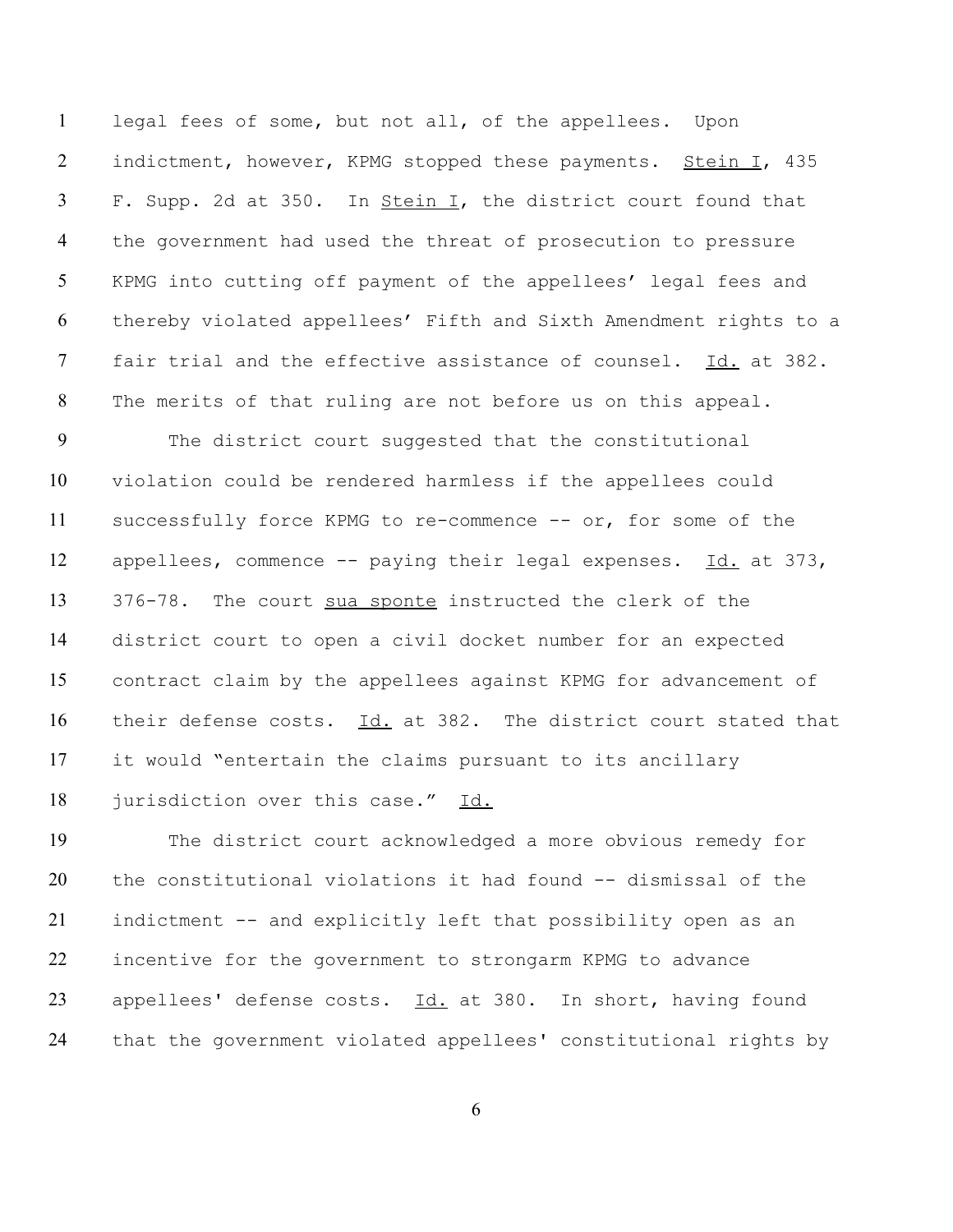legal fees of some, but not all, of the appellees. Upon indictment, however, KPMG stopped these payments. Stein I, 435 F. Supp. 2d at 350. In Stein I, the district court found that the government had used the threat of prosecution to pressure KPMG into cutting off payment of the appellees' legal fees and thereby violated appellees' Fifth and Sixth Amendment rights to a fair trial and the effective assistance of counsel. Id. at 382. The merits of that ruling are not before us on this appeal.

The district court suggested that the constitutional violation could be rendered harmless if the appellees could successfully force KPMG to re-commence -- or, for some of the appellees, commence -- paying their legal expenses. Id. at 373, 376-78. The court sua sponte instructed the clerk of the district court to open a civil docket number for an expected contract claim by the appellees against KPMG for advancement of their defense costs. Id. at 382. The district court stated that it would "entertain the claims pursuant to its ancillary jurisdiction over this case." Id.

The district court acknowledged a more obvious remedy for the constitutional violations it had found -- dismissal of the indictment -- and explicitly left that possibility open as an incentive for the government to strongarm KPMG to advance appellees' defense costs. Id. at 380. In short, having found that the government violated appellees' constitutional rights by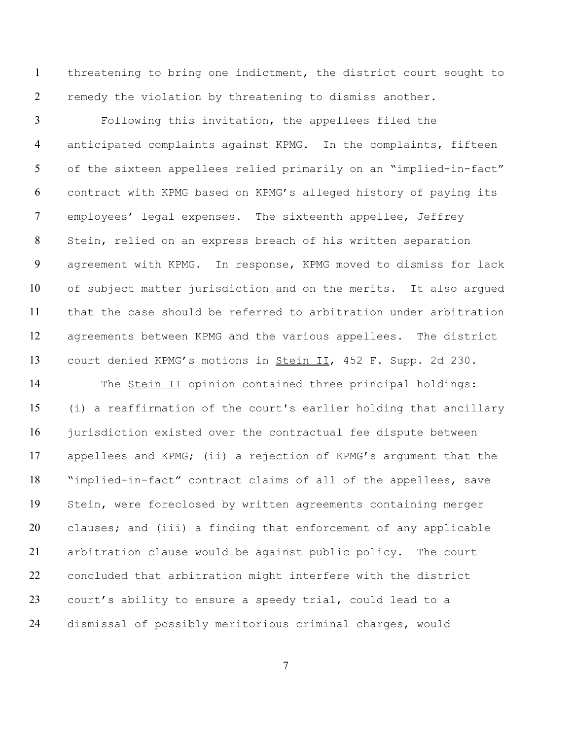threatening to bring one indictment, the district court sought to remedy the violation by threatening to dismiss another.

Following this invitation, the appellees filed the anticipated complaints against KPMG. In the complaints, fifteen of the sixteen appellees relied primarily on an "implied-in-fact" contract with KPMG based on KPMG's alleged history of paying its employees' legal expenses. The sixteenth appellee, Jeffrey Stein, relied on an express breach of his written separation agreement with KPMG. In response, KPMG moved to dismiss for lack of subject matter jurisdiction and on the merits. It also argued that the case should be referred to arbitration under arbitration agreements between KPMG and the various appellees. The district court denied KPMG's motions in Stein II, 452 F. Supp. 2d 230.

The Stein II opinion contained three principal holdings: (i) a reaffirmation of the court's earlier holding that ancillary jurisdiction existed over the contractual fee dispute between appellees and KPMG; (ii) a rejection of KPMG's argument that the "implied-in-fact" contract claims of all of the appellees, save Stein, were foreclosed by written agreements containing merger clauses; and (iii) a finding that enforcement of any applicable arbitration clause would be against public policy. The court concluded that arbitration might interfere with the district court's ability to ensure a speedy trial, could lead to a dismissal of possibly meritorious criminal charges, would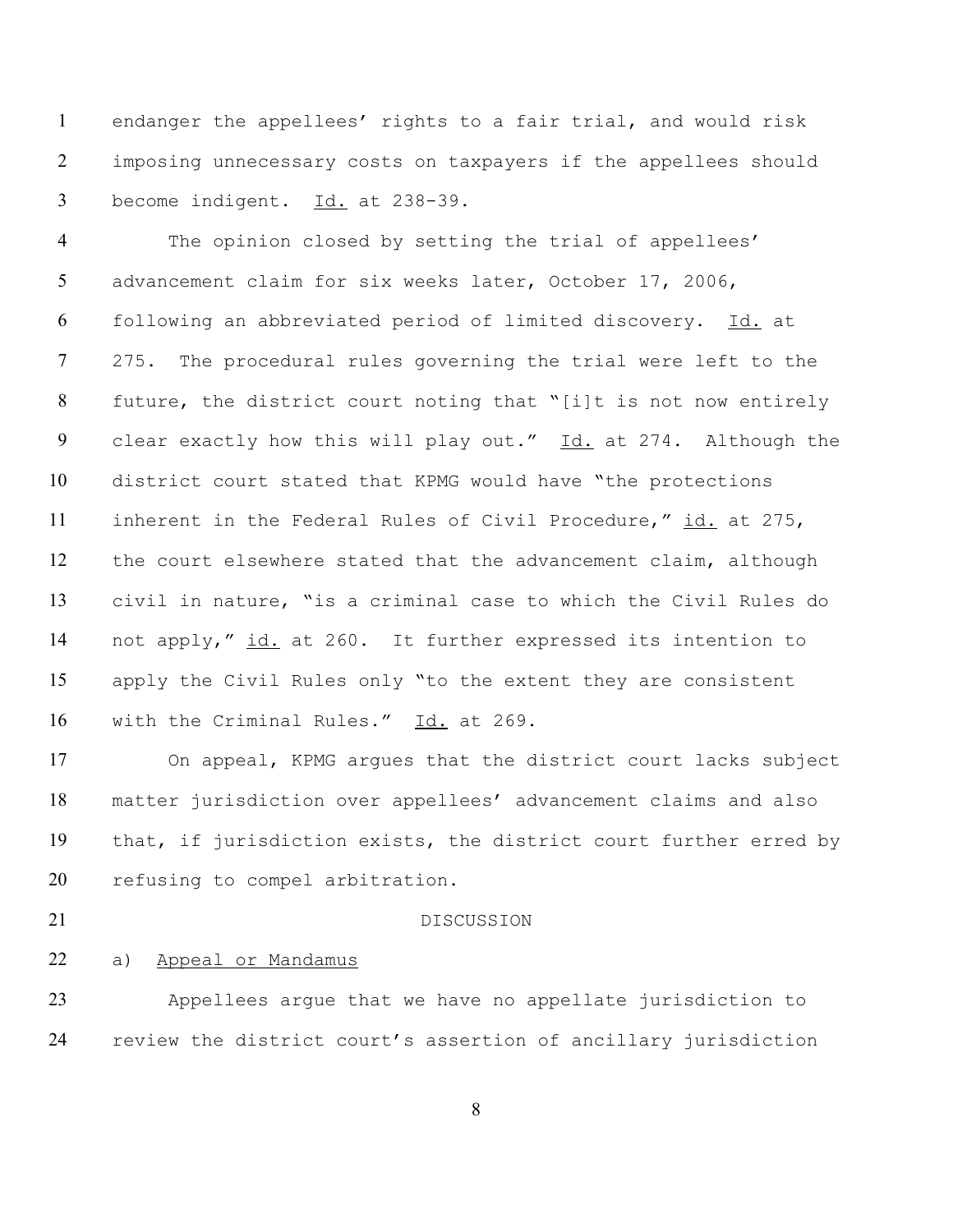endanger the appellees' rights to a fair trial, and would risk imposing unnecessary costs on taxpayers if the appellees should become indigent. Id. at 238-39.

The opinion closed by setting the trial of appellees' advancement claim for six weeks later, October 17, 2006, following an abbreviated period of limited discovery. Id. at 275. The procedural rules governing the trial were left to the future, the district court noting that "[i]t is not now entirely clear exactly how this will play out." Id. at 274. Although the district court stated that KPMG would have "the protections inherent in the Federal Rules of Civil Procedure," id. at 275, the court elsewhere stated that the advancement claim, although civil in nature, "is a criminal case to which the Civil Rules do not apply," id. at 260. It further expressed its intention to apply the Civil Rules only "to the extent they are consistent with the Criminal Rules." Id. at 269.

On appeal, KPMG argues that the district court lacks subject matter jurisdiction over appellees' advancement claims and also that, if jurisdiction exists, the district court further erred by refusing to compel arbitration.

## DISCUSSION

### a) Appeal or Mandamus

Appellees argue that we have no appellate jurisdiction to review the district court's assertion of ancillary jurisdiction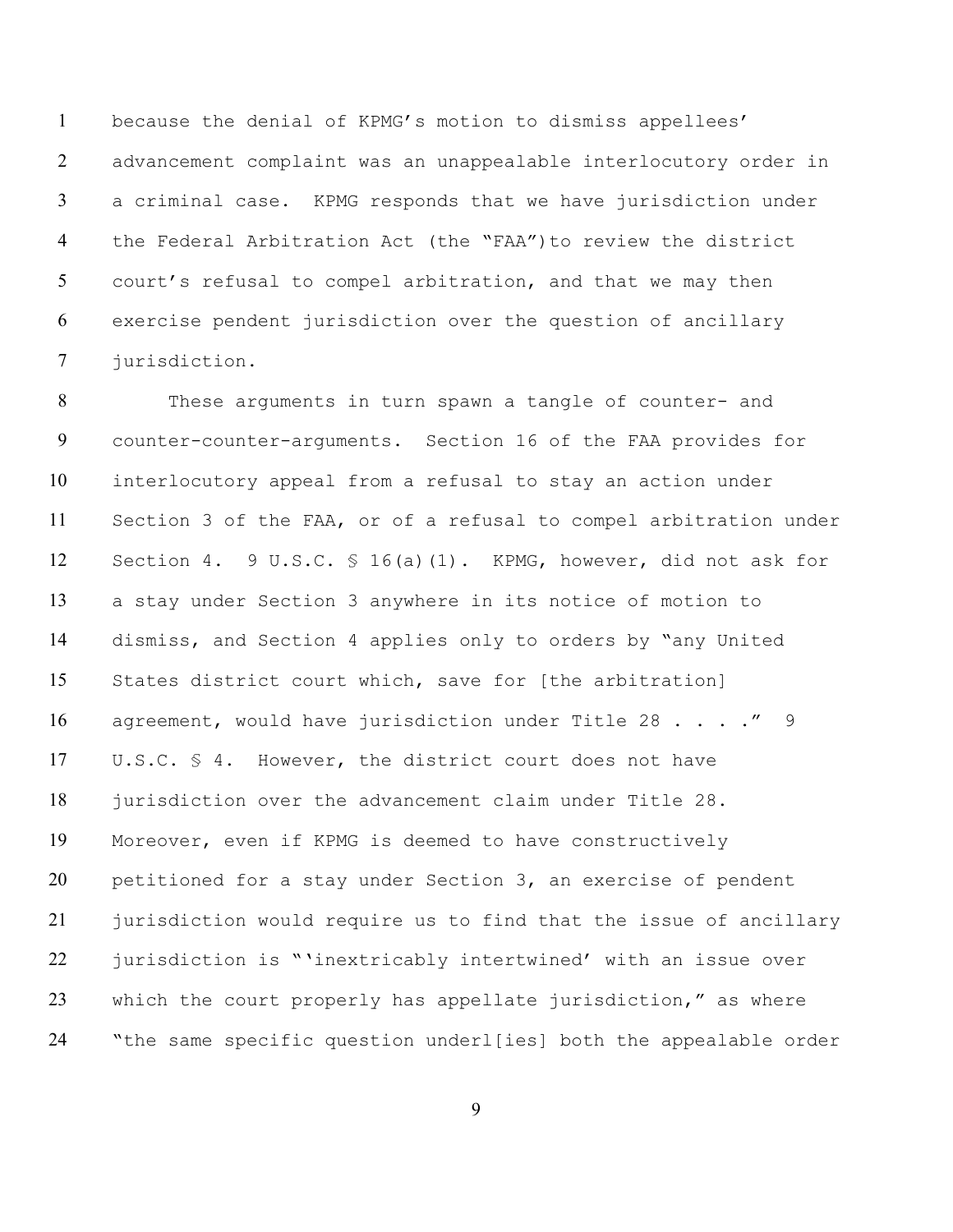because the denial of KPMG's motion to dismiss appellees' advancement complaint was an unappealable interlocutory order in a criminal case. KPMG responds that we have jurisdiction under the Federal Arbitration Act (the "FAA") to review the district court's refusal to compel arbitration, and that we may then exercise pendent jurisdiction over the question of ancillary jurisdiction.

These arguments in turn spawn a tangle of counter- and counter-counter-arguments. Section 16 of the FAA provides for interlocutory appeal from a refusal to stay an action under Section 3 of the FAA, or of a refusal to compel arbitration under Section 4. 9 U.S.C. § 16(a)(1). KPMG, however, did not ask for a stay under Section 3 anywhere in its notice of motion to dismiss, and Section 4 applies only to orders by "any United States district court which, save for [the arbitration] agreement, would have jurisdiction under Title 28 . . . ." 9 U.S.C. § 4. However, the district court does not have jurisdiction over the advancement claim under Title 28. Moreover, even if KPMG is deemed to have constructively petitioned for a stay under Section 3, an exercise of pendent jurisdiction would require us to find that the issue of ancillary jurisdiction is "'inextricably intertwined' with an issue over which the court properly has appellate jurisdiction," as where "the same specific question underl[ies] both the appealable order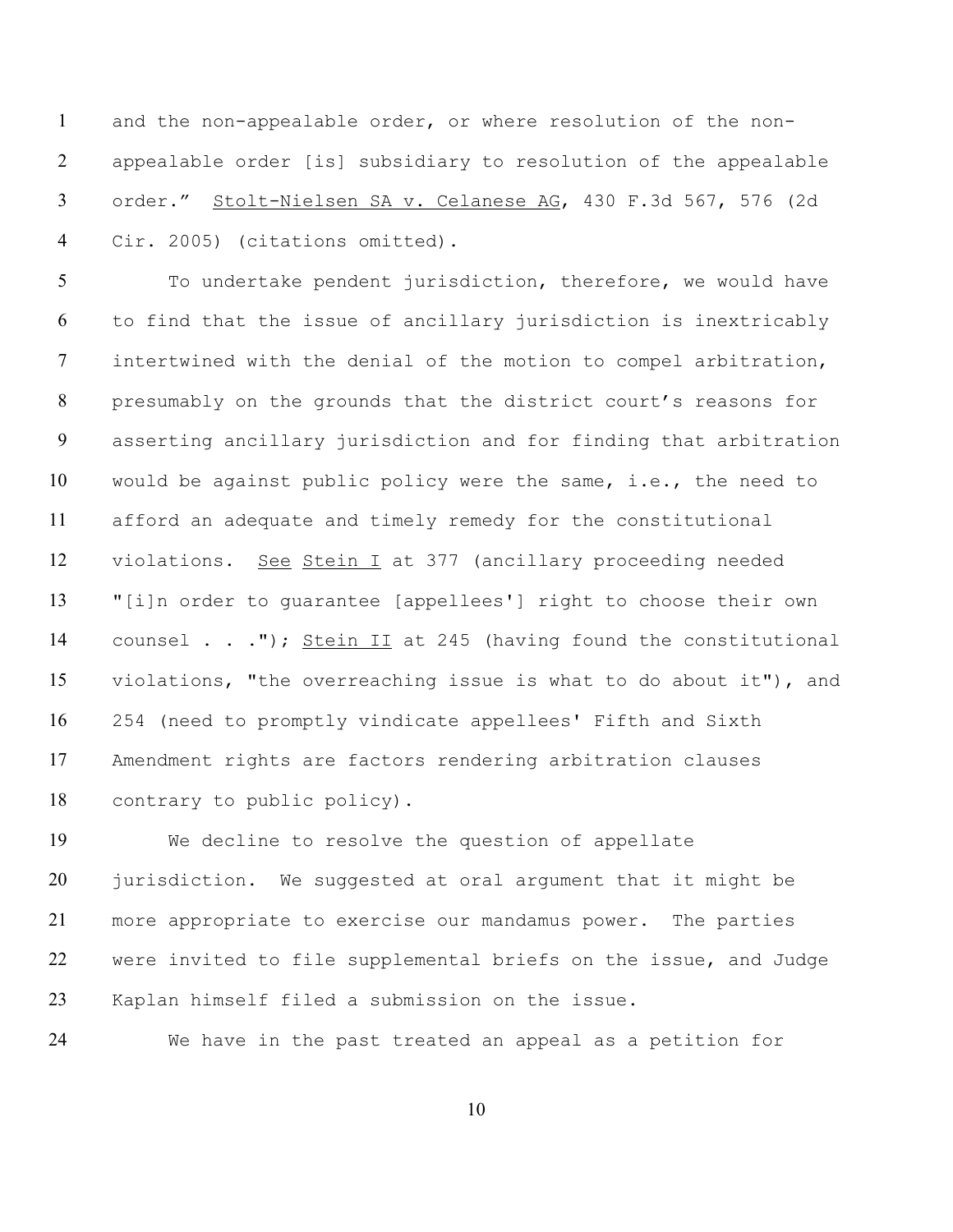and the non-appealable order, or where resolution of the non-appealable order [is] subsidiary to resolution of the appealable order." Stolt-Nielsen SA v. Celanese AG, 430 F.3d 567, 576 (2d Cir. 2005) (citations omitted).

To undertake pendent jurisdiction, therefore, we would have to find that the issue of ancillary jurisdiction is inextricably intertwined with the denial of the motion to compel arbitration, presumably on the grounds that the district court's reasons for asserting ancillary jurisdiction and for finding that arbitration would be against public policy were the same, i.e., the need to afford an adequate and timely remedy for the constitutional violations. See Stein I at 377 (ancillary proceeding needed "[i]n order to guarantee [appellees'] right to choose their own counsel . . ."); Stein II at 245 (having found the constitutional violations, "the overreaching issue is what to do about it"), and 254 (need to promptly vindicate appellees' Fifth and Sixth Amendment rights are factors rendering arbitration clauses contrary to public policy).

We decline to resolve the question of appellate jurisdiction. We suggested at oral argument that it might be more appropriate to exercise our mandamus power. The parties were invited to file supplemental briefs on the issue, and Judge Kaplan himself filed a submission on the issue.

We have in the past treated an appeal as a petition for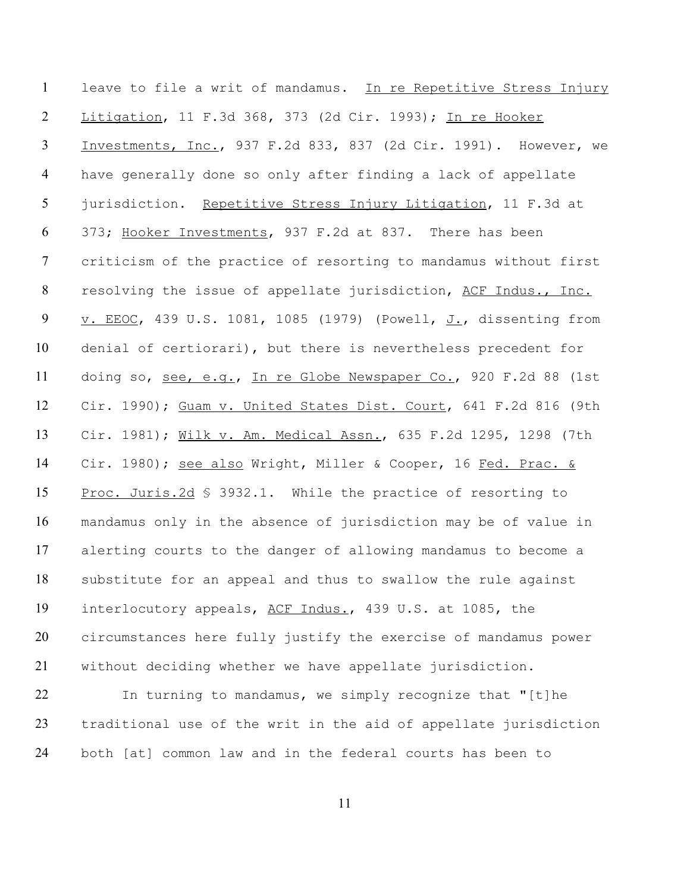leave to file a writ of mandamus. In re Repetitive Stress Injury Litigation, 11 F.3d 368, 373 (2d Cir. 1993); In re Hooker Investments, Inc., 937 F.2d 833, 837 (2d Cir. 1991). However, we have generally done so only after finding a lack of appellate jurisdiction. Repetitive Stress Injury Litigation, 11 F.3d at 373; Hooker Investments, 937 F.2d at 837. There has been criticism of the practice of resorting to mandamus without first resolving the issue of appellate jurisdiction, ACF Indus., Inc. v. EEOC, 439 U.S. 1081, 1085 (1979) (Powell, J., dissenting from denial of certiorari), but there is nevertheless precedent for doing so, see, e.g., In re Globe Newspaper Co., 920 F.2d 88 (1st Cir. 1990); Guam v. United States Dist. Court, 641 F.2d 816 (9th Cir. 1981); Wilk v. Am. Medical Assn., 635 F.2d 1295, 1298 (7th Cir. 1980); see also Wright, Miller & Cooper, 16 Fed. Prac. & Proc. Juris.2d § 3932.1. While the practice of resorting to mandamus only in the absence of jurisdiction may be of value in alerting courts to the danger of allowing mandamus to become a substitute for an appeal and thus to swallow the rule against interlocutory appeals, ACF Indus., 439 U.S. at 1085, the circumstances here fully justify the exercise of mandamus power without deciding whether we have appellate jurisdiction.

In turning to mandamus, we simply recognize that "[t]he traditional use of the writ in the aid of appellate jurisdiction both [at] common law and in the federal courts has been to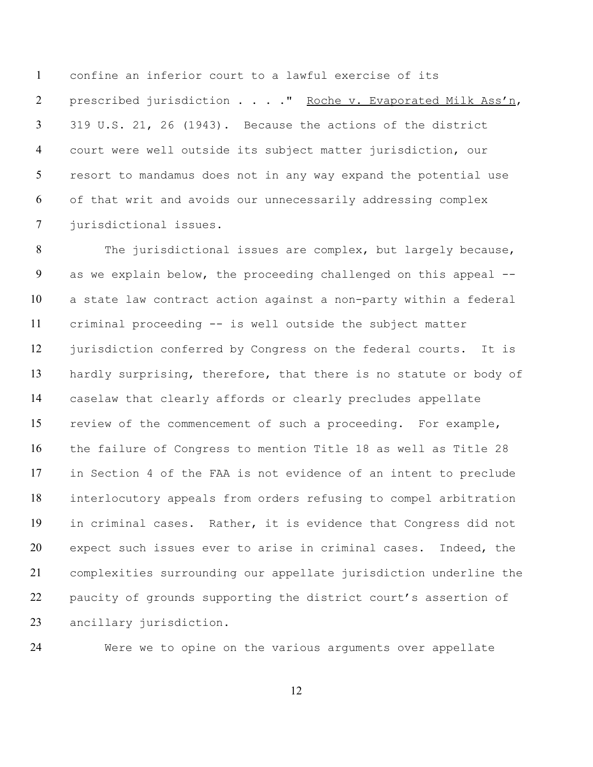confine an inferior court to a lawful exercise of its prescribed jurisdiction . . . ." Roche v. Evaporated Milk Ass'n, 319 U.S. 21, 26 (1943). Because the actions of the district court were well outside its subject matter jurisdiction, our resort to mandamus does not in any way expand the potential use of that writ and avoids our unnecessarily addressing complex jurisdictional issues.

The jurisdictional issues are complex, but largely because, as we explain below, the proceeding challenged on this appeal -- a state law contract action against a non-party within a federal criminal proceeding -- is well outside the subject matter jurisdiction conferred by Congress on the federal courts. It is hardly surprising, therefore, that there is no statute or body of caselaw that clearly affords or clearly precludes appellate review of the commencement of such a proceeding. For example, the failure of Congress to mention Title 18 as well as Title 28 in Section 4 of the FAA is not evidence of an intent to preclude interlocutory appeals from orders refusing to compel arbitration in criminal cases. Rather, it is evidence that Congress did not expect such issues ever to arise in criminal cases. Indeed, the complexities surrounding our appellate jurisdiction underline the paucity of grounds supporting the district court's assertion of ancillary jurisdiction.

Were we to opine on the various arguments over appellate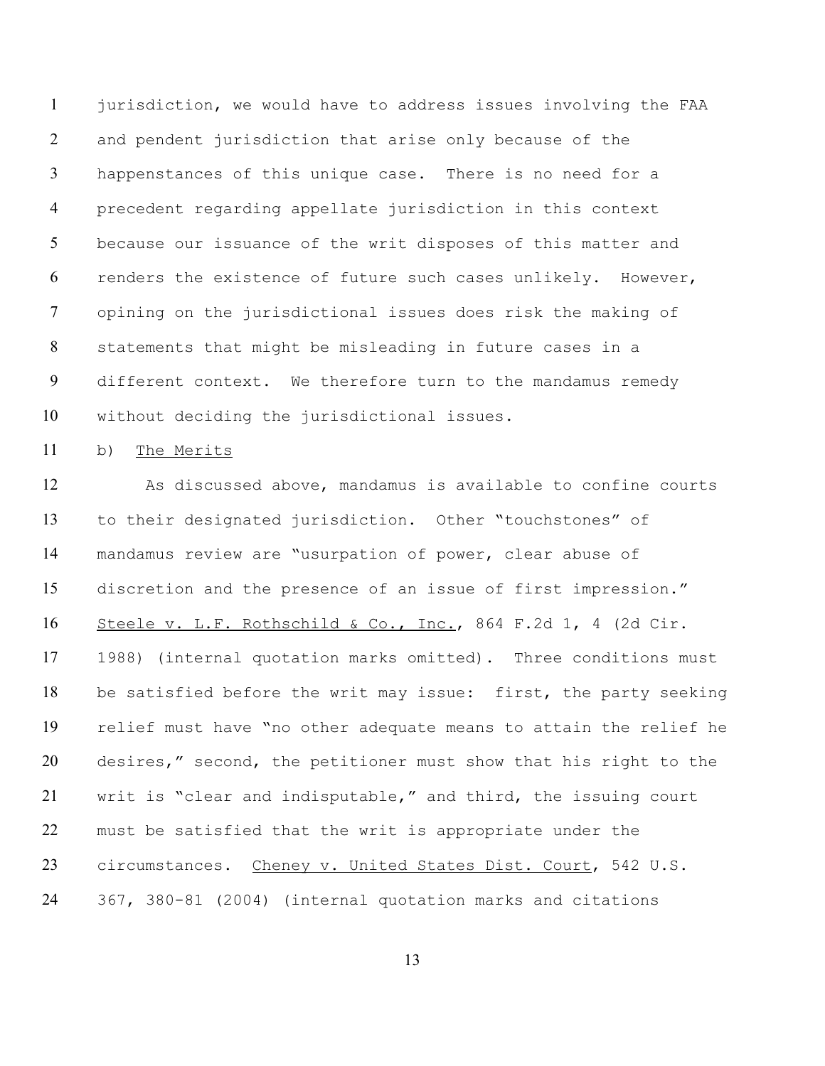jurisdiction, we would have to address issues involving the FAA and pendent jurisdiction that arise only because of the happenstances of this unique case. There is no need for a precedent regarding appellate jurisdiction in this context because our issuance of the writ disposes of this matter and renders the existence of future such cases unlikely. However, opining on the jurisdictional issues does risk the making of statements that might be misleading in future cases in a different context. We therefore turn to the mandamus remedy without deciding the jurisdictional issues.

b) The Merits

As discussed above, mandamus is available to confine courts to their designated jurisdiction. Other "touchstones" of mandamus review are "usurpation of power, clear abuse of discretion and the presence of an issue of first impression." Steele v. L.F. Rothschild & Co., Inc., 864 F.2d 1, 4 (2d Cir. 1988) (internal quotation marks omitted). Three conditions must be satisfied before the writ may issue: first, the party seeking relief must have "no other adequate means to attain the relief he desires," second, the petitioner must show that his right to the writ is "clear and indisputable," and third, the issuing court must be satisfied that the writ is appropriate under the circumstances. Cheney v. United States Dist. Court, 542 U.S. 367, 380-81 (2004) (internal quotation marks and citations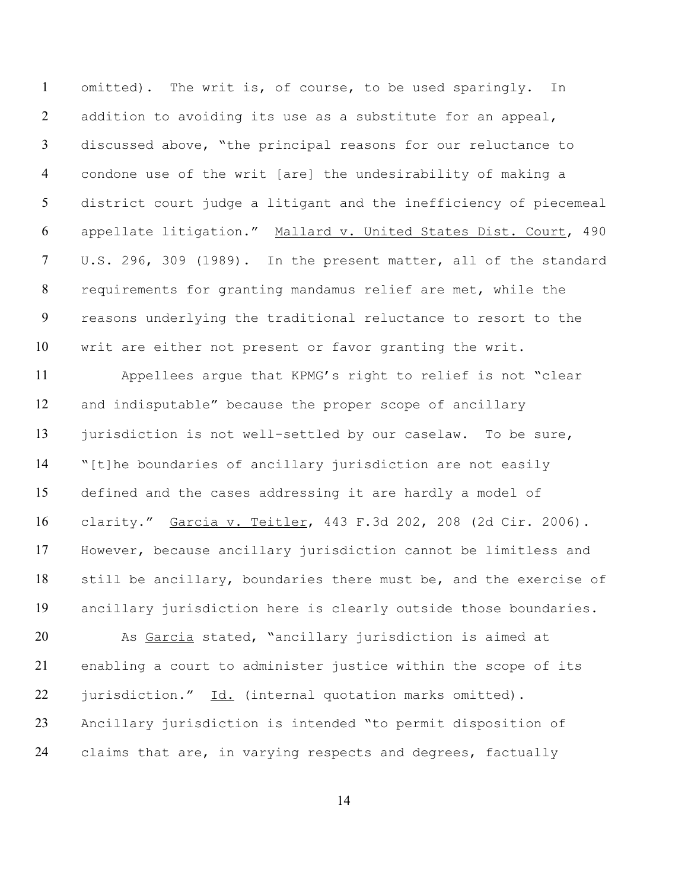omitted). The writ is, of course, to be used sparingly. In addition to avoiding its use as a substitute for an appeal, discussed above, "the principal reasons for our reluctance to condone use of the writ [are] the undesirability of making a district court judge a litigant and the inefficiency of piecemeal appellate litigation." Mallard v. United States Dist. Court, 490 U.S. 296, 309 (1989). In the present matter, all of the standard requirements for granting mandamus relief are met, while the reasons underlying the traditional reluctance to resort to the writ are either not present or favor granting the writ.

Appellees argue that KPMG's right to relief is not "clear and indisputable" because the proper scope of ancillary jurisdiction is not well-settled by our caselaw. To be sure, "[t]he boundaries of ancillary jurisdiction are not easily defined and the cases addressing it are hardly a model of clarity." Garcia v. Teitler, 443 F.3d 202, 208 (2d Cir. 2006). However, because ancillary jurisdiction cannot be limitless and still be ancillary, boundaries there must be, and the exercise of ancillary jurisdiction here is clearly outside those boundaries.

As Garcia stated, "ancillary jurisdiction is aimed at enabling a court to administer justice within the scope of its jurisdiction." Id. (internal quotation marks omitted). Ancillary jurisdiction is intended "to permit disposition of claims that are, in varying respects and degrees, factually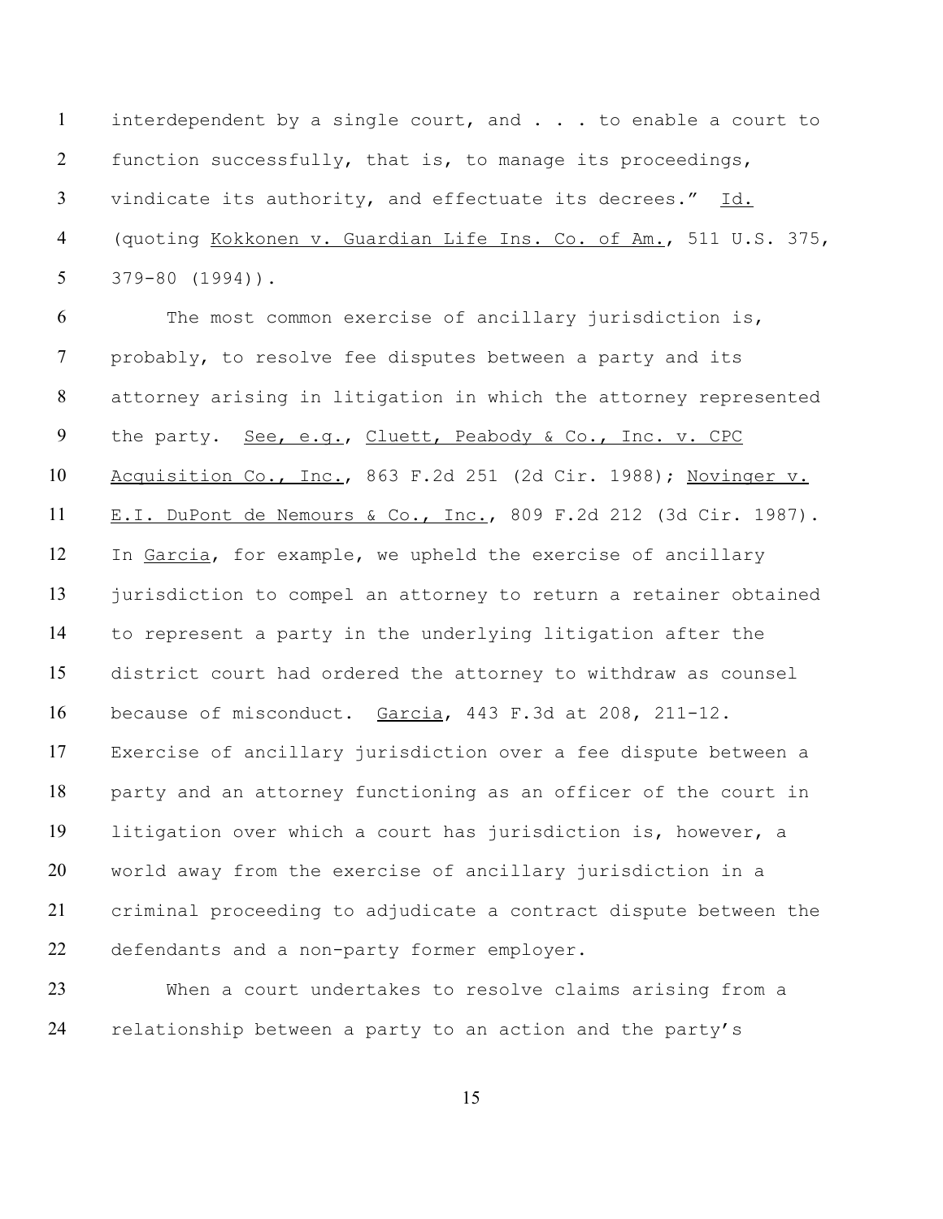interdependent by a single court, and . . . to enable a court to function successfully, that is, to manage its proceedings, vindicate its authority, and effectuate its decrees." Id. (quoting Kokkonen v. Guardian Life Ins. Co. of Am., 511 U.S. 375, 379-80 (1994)).

The most common exercise of ancillary jurisdiction is, probably, to resolve fee disputes between a party and its attorney arising in litigation in which the attorney represented the party. See, e.g., Cluett, Peabody & Co., Inc. v. CPC Acquisition Co., Inc., 863 F.2d 251 (2d Cir. 1988); Novinger v. E.I. DuPont de Nemours & Co., Inc., 809 F.2d 212 (3d Cir. 1987). In Garcia, for example, we upheld the exercise of ancillary jurisdiction to compel an attorney to return a retainer obtained to represent a party in the underlying litigation after the district court had ordered the attorney to withdraw as counsel because of misconduct. Garcia, 443 F.3d at 208, 211-12. Exercise of ancillary jurisdiction over a fee dispute between a party and an attorney functioning as an officer of the court in litigation over which a court has jurisdiction is, however, a world away from the exercise of ancillary jurisdiction in a criminal proceeding to adjudicate a contract dispute between the defendants and a non-party former employer.

When a court undertakes to resolve claims arising from a relationship between a party to an action and the party's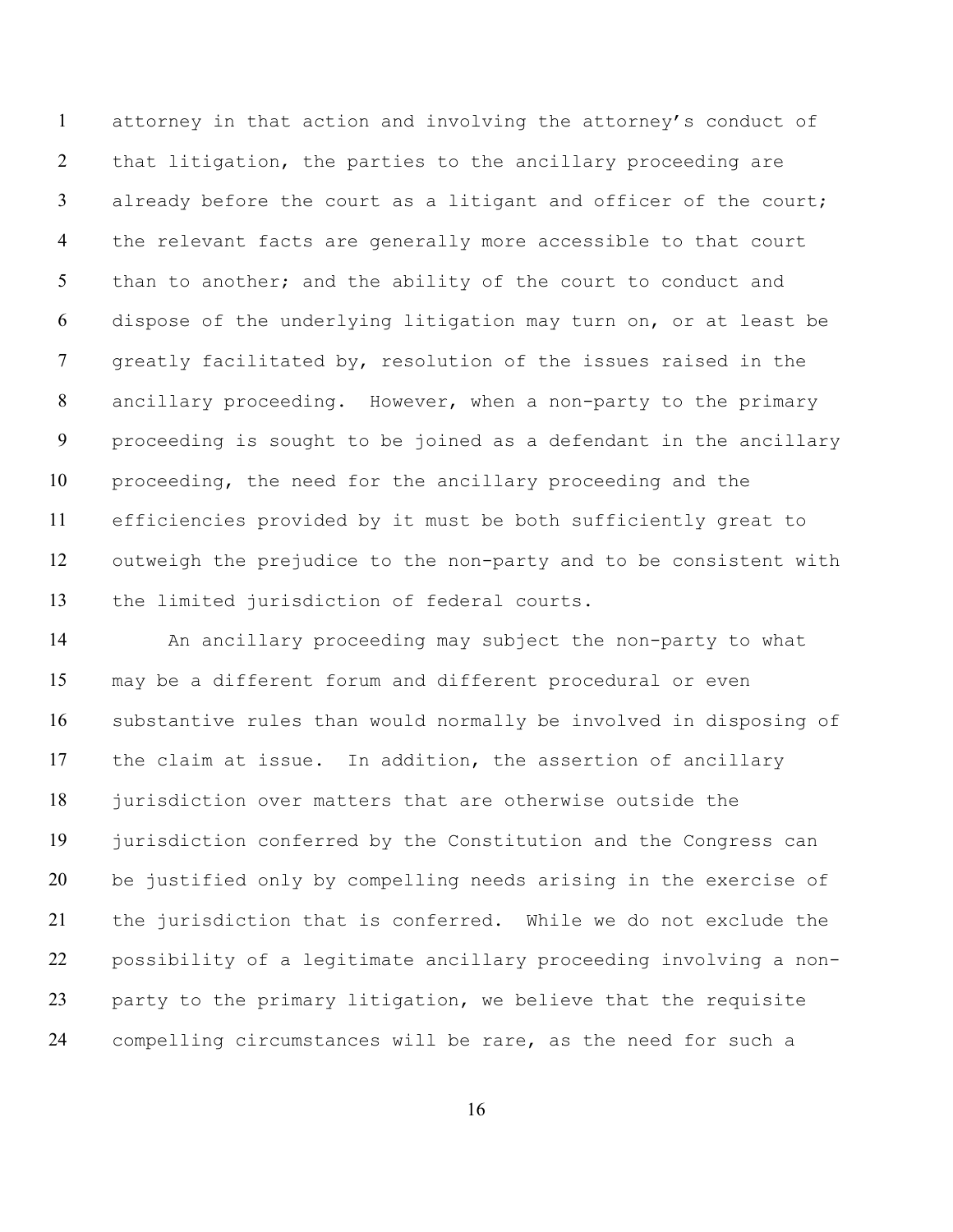attorney in that action and involving the attorney's conduct of that litigation, the parties to the ancillary proceeding are already before the court as a litigant and officer of the court; the relevant facts are generally more accessible to that court than to another; and the ability of the court to conduct and dispose of the underlying litigation may turn on, or at least be greatly facilitated by, resolution of the issues raised in the ancillary proceeding. However, when a non-party to the primary proceeding is sought to be joined as a defendant in the ancillary proceeding, the need for the ancillary proceeding and the efficiencies provided by it must be both sufficiently great to outweigh the prejudice to the non-party and to be consistent with the limited jurisdiction of federal courts.

An ancillary proceeding may subject the non-party to what may be a different forum and different procedural or even substantive rules than would normally be involved in disposing of the claim at issue. In addition, the assertion of ancillary jurisdiction over matters that are otherwise outside the jurisdiction conferred by the Constitution and the Congress can be justified only by compelling needs arising in the exercise of the jurisdiction that is conferred. While we do not exclude the possibility of a legitimate ancillary proceeding involving a non-party to the primary litigation, we believe that the requisite compelling circumstances will be rare, as the need for such a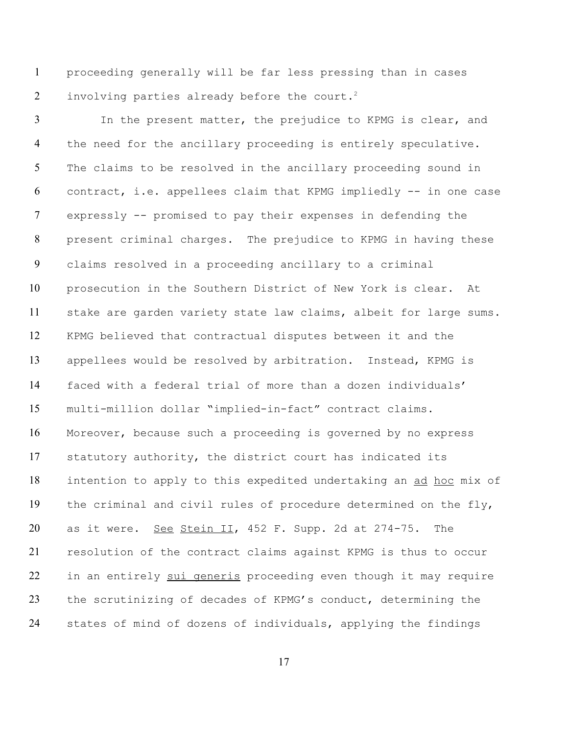proceeding generally will be far less pressing than in cases involving parties already before the court.[2]

In the present matter, the prejudice to KPMG is clear, and the need for the ancillary proceeding is entirely speculative. The claims to be resolved in the ancillary proceeding sound in contract, i.e. appellees claim that KPMG impliedly -- in one case expressly -- promised to pay their expenses in defending the present criminal charges. The prejudice to KPMG in having these claims resolved in a proceeding ancillary to a criminal prosecution in the Southern District of New York is clear. At stake are garden variety state law claims, albeit for large sums. KPMG believed that contractual disputes between it and the appellees would be resolved by arbitration. Instead, KPMG is faced with a federal trial of more than a dozen individuals' multi-million dollar "implied-in-fact" contract claims. Moreover, because such a proceeding is governed by no express statutory authority, the district court has indicated its intention to apply to this expedited undertaking an _ad hoc_ mix of the criminal and civil rules of procedure determined on the fly, as it were. _See_ _Stein II_, 452 F. Supp. 2d at 274-75. The resolution of the contract claims against KPMG is thus to occur in an entirely _sui generis_ proceeding even though it may require the scrutinizing of decades of KPMG's conduct, determining the states of mind of dozens of individuals, applying the findings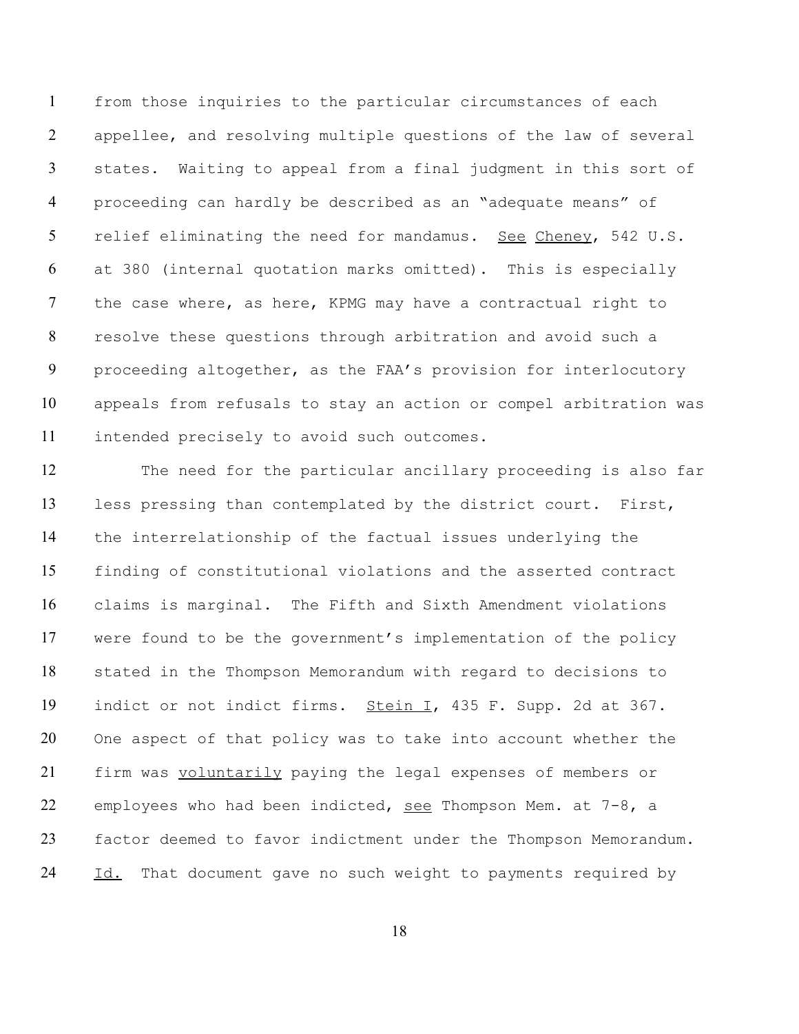from those inquiries to the particular circumstances of each appellee, and resolving multiple questions of the law of several states. Waiting to appeal from a final judgment in this sort of proceeding can hardly be described as an "adequate means" of relief eliminating the need for mandamus. See Cheney, 542 U.S. at 380 (internal quotation marks omitted). This is especially the case where, as here, KPMG may have a contractual right to resolve these questions through arbitration and avoid such a proceeding altogether, as the FAA's provision for interlocutory appeals from refusals to stay an action or compel arbitration was intended precisely to avoid such outcomes.

The need for the particular ancillary proceeding is also far less pressing than contemplated by the district court. First, the interrelationship of the factual issues underlying the finding of constitutional violations and the asserted contract claims is marginal. The Fifth and Sixth Amendment violations were found to be the government's implementation of the policy stated in the Thompson Memorandum with regard to decisions to indict or not indict firms. Stein I, 435 F. Supp. 2d at 367. One aspect of that policy was to take into account whether the firm was voluntarily paying the legal expenses of members or employees who had been indicted, see Thompson Mem. at 7-8, a factor deemed to favor indictment under the Thompson Memorandum. Id. That document gave no such weight to payments required by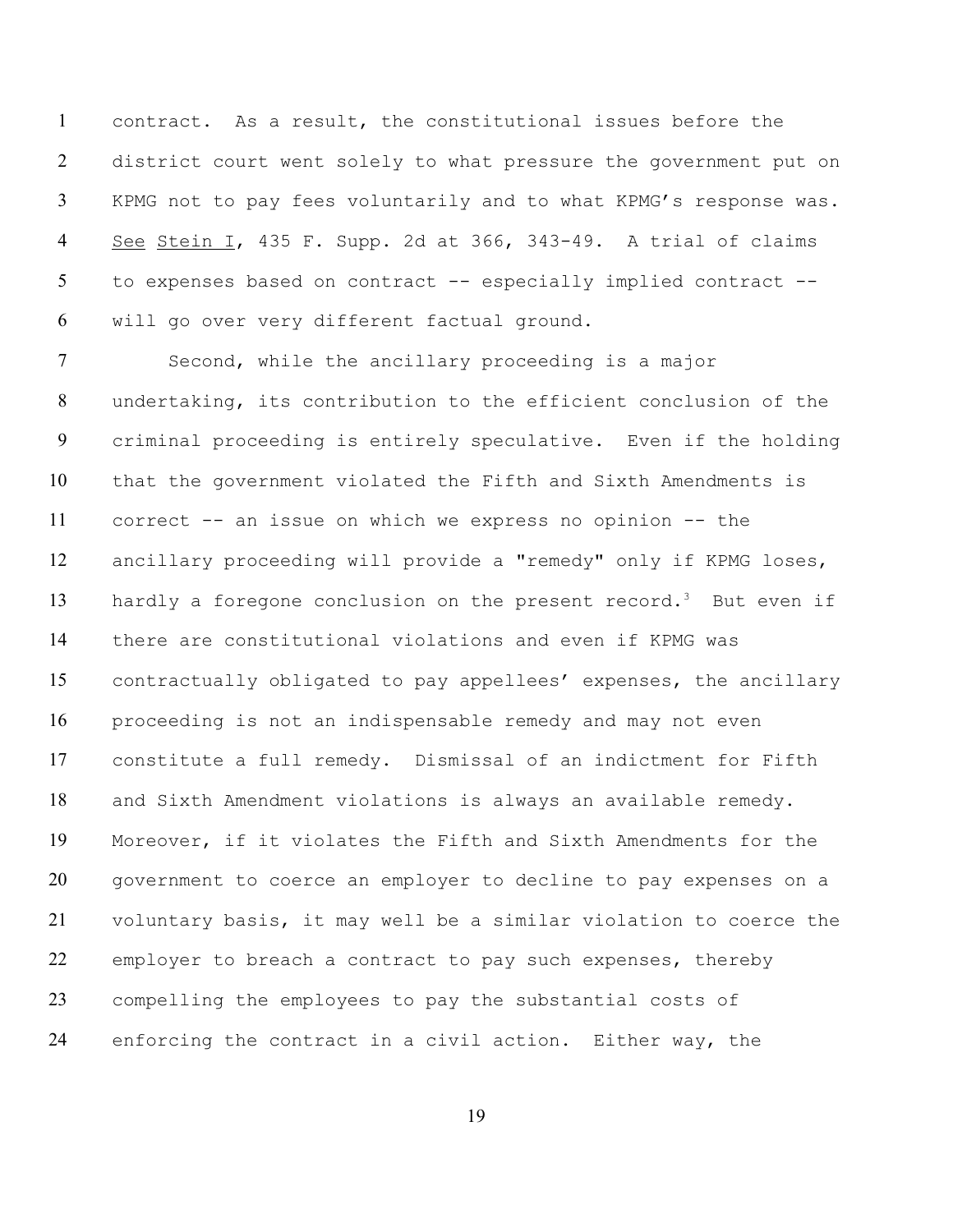contract. As a result, the constitutional issues before the district court went solely to what pressure the government put on KPMG not to pay fees voluntarily and to what KPMG's response was. See Stein I, 435 F. Supp. 2d at 366, 343-49. A trial of claims to expenses based on contract -- especially implied contract -- will go over very different factual ground.

Second, while the ancillary proceeding is a major undertaking, its contribution to the efficient conclusion of the criminal proceeding is entirely speculative. Even if the holding that the government violated the Fifth and Sixth Amendments is correct -- an issue on which we express no opinion -- the ancillary proceeding will provide a "remedy" only if KPMG loses, hardly a foregone conclusion on the present record.[3] But even if there are constitutional violations and even if KPMG was contractually obligated to pay appellees' expenses, the ancillary proceeding is not an indispensable remedy and may not even constitute a full remedy. Dismissal of an indictment for Fifth and Sixth Amendment violations is always an available remedy. Moreover, if it violates the Fifth and Sixth Amendments for the government to coerce an employer to decline to pay expenses on a voluntary basis, it may well be a similar violation to coerce the employer to breach a contract to pay such expenses, thereby compelling the employees to pay the substantial costs of enforcing the contract in a civil action. Either way, the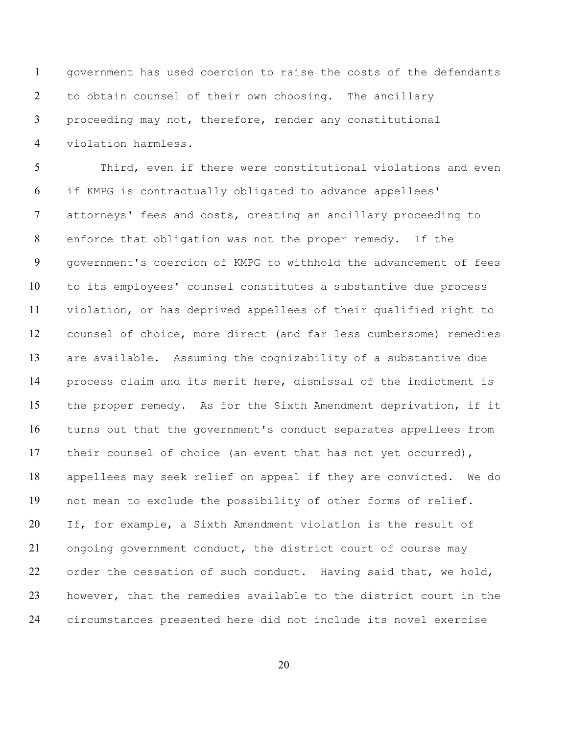government has used coercion to raise the costs of the defendants to obtain counsel of their own choosing. The ancillary proceeding may not, therefore, render any constitutional violation harmless.

Third, even if there were constitutional violations and even if KMPG is contractually obligated to advance appellees' attorneys' fees and costs, creating an ancillary proceeding to enforce that obligation was not the proper remedy. If the government's coercion of KMPG to withhold the advancement of fees to its employees' counsel constitutes a substantive due process violation, or has deprived appellees of their qualified right to counsel of choice, more direct (and far less cumbersome) remedies are available. Assuming the cognizability of a substantive due process claim and its merit here, dismissal of the indictment is the proper remedy. As for the Sixth Amendment deprivation, if it turns out that the government's conduct separates appellees from their counsel of choice (an event that has not yet occurred), appellees may seek relief on appeal if they are convicted. We do not mean to exclude the possibility of other forms of relief. If, for example, a Sixth Amendment violation is the result of ongoing government conduct, the district court of course may order the cessation of such conduct. Having said that, we hold, however, that the remedies available to the district court in the circumstances presented here did not include its novel exercise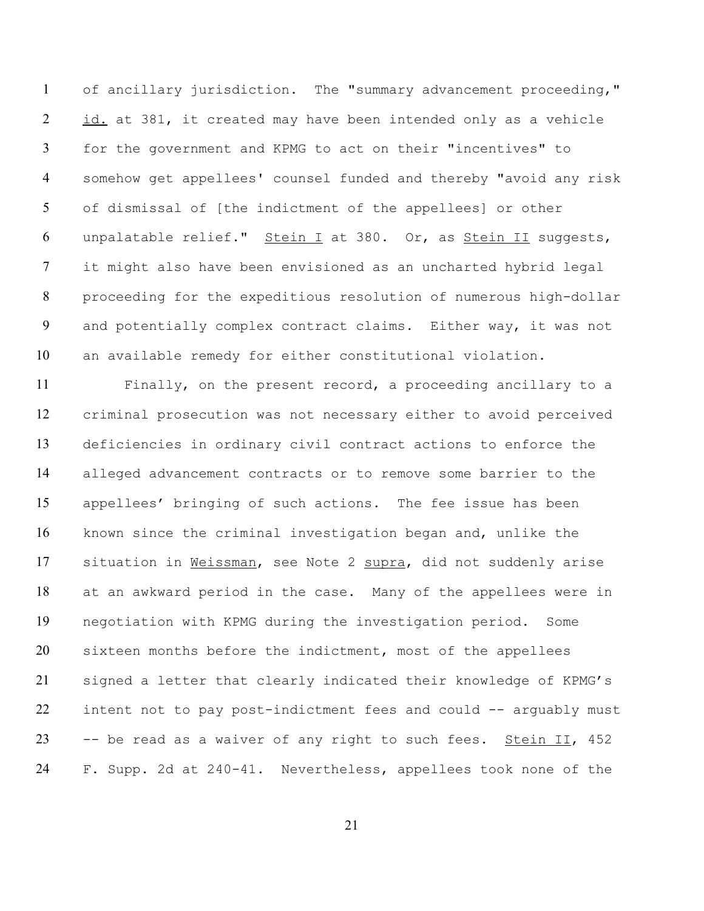of ancillary jurisdiction. The "summary advancement proceeding," id. at 381, it created may have been intended only as a vehicle for the government and KPMG to act on their "incentives" to somehow get appellees' counsel funded and thereby "avoid any risk of dismissal of [the indictment of the appellees] or other unpalatable relief." Stein I at 380. Or, as Stein II suggests, it might also have been envisioned as an uncharted hybrid legal proceeding for the expeditious resolution of numerous high-dollar and potentially complex contract claims. Either way, it was not an available remedy for either constitutional violation.

Finally, on the present record, a proceeding ancillary to a criminal prosecution was not necessary either to avoid perceived deficiencies in ordinary civil contract actions to enforce the alleged advancement contracts or to remove some barrier to the appellees' bringing of such actions. The fee issue has been known since the criminal investigation began and, unlike the situation in Weissman, see Note 2 supra, did not suddenly arise at an awkward period in the case. Many of the appellees were in negotiation with KPMG during the investigation period. Some sixteen months before the indictment, most of the appellees signed a letter that clearly indicated their knowledge of KPMG's intent not to pay post-indictment fees and could -- arguably must -- be read as a waiver of any right to such fees. Stein II, 452 F. Supp. 2d at 240-41. Nevertheless, appellees took none of the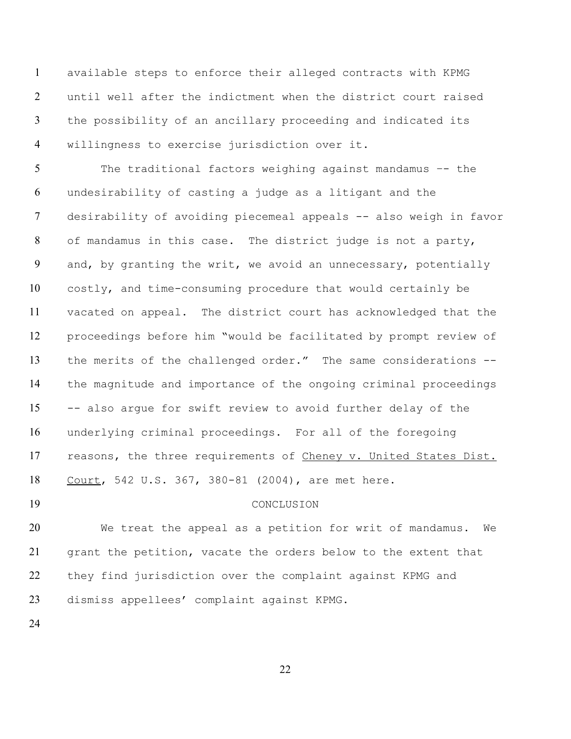available steps to enforce their alleged contracts with KPMG until well after the indictment when the district court raised the possibility of an ancillary proceeding and indicated its willingness to exercise jurisdiction over it.

The traditional factors weighing against mandamus -- the undesirability of casting a judge as a litigant and the desirability of avoiding piecemeal appeals -- also weigh in favor of mandamus in this case. The district judge is not a party, and, by granting the writ, we avoid an unnecessary, potentially costly, and time-consuming procedure that would certainly be vacated on appeal. The district court has acknowledged that the proceedings before him "would be facilitated by prompt review of the merits of the challenged order." The same considerations -- the magnitude and importance of the ongoing criminal proceedings -- also argue for swift review to avoid further delay of the underlying criminal proceedings. For all of the foregoing reasons, the three requirements of Cheney v. United States Dist. Court, 542 U.S. 367, 380-81 (2004), are met here.

## CONCLUSION

We treat the appeal as a petition for writ of mandamus. We grant the petition, vacate the orders below to the extent that they find jurisdiction over the complaint against KPMG and dismiss appellees' complaint against KPMG.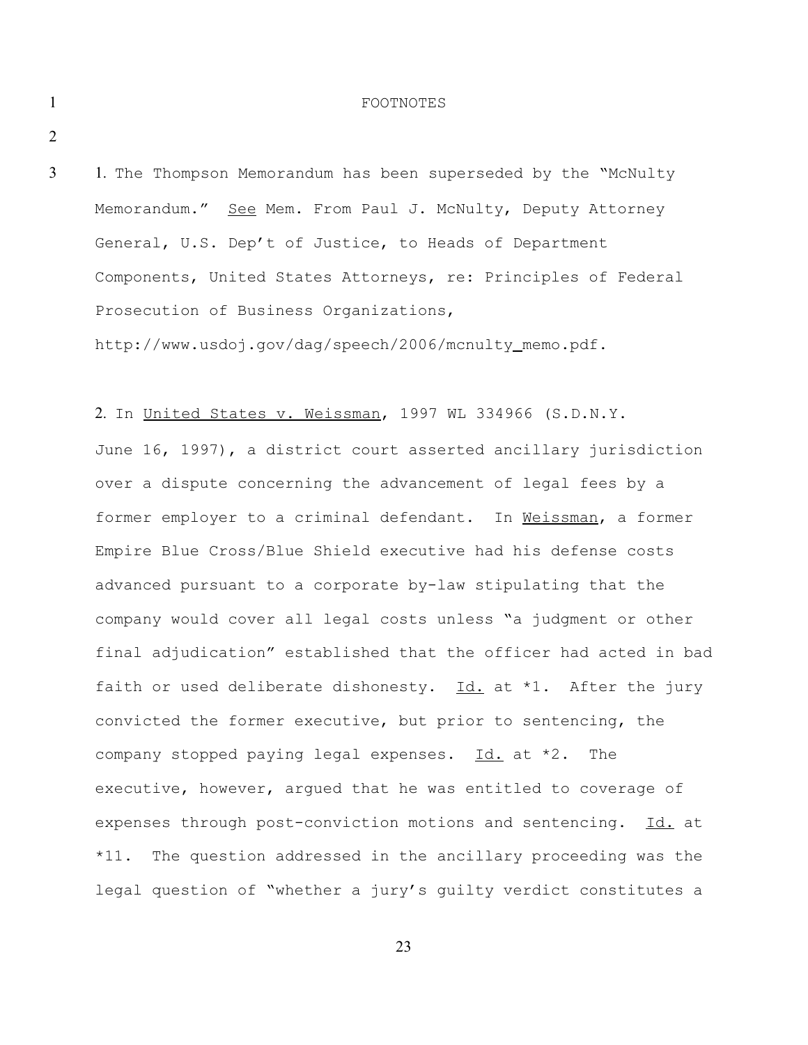FOOTNOTES

1. The Thompson Memorandum has been superseded by the "McNulty Memorandum." See Mem. From Paul J. McNulty, Deputy Attorney General, U.S. Dep't of Justice, to Heads of Department Components, United States Attorneys, re: Principles of Federal Prosecution of Business Organizations, http://www.usdoj.gov/dag/speech/2006/mcnulty_memo.pdf.

2. In United States v. Weissman, 1997 WL 334966 (S.D.N.Y. June 16, 1997), a district court asserted ancillary jurisdiction over a dispute concerning the advancement of legal fees by a former employer to a criminal defendant. In Weissman, a former Empire Blue Cross/Blue Shield executive had his defense costs advanced pursuant to a corporate by-law stipulating that the company would cover all legal costs unless "a judgment or other final adjudication" established that the officer had acted in bad faith or used deliberate dishonesty. Id. at *1. After the jury convicted the former executive, but prior to sentencing, the company stopped paying legal expenses. Id. at *2. The executive, however, argued that he was entitled to coverage of expenses through post-conviction motions and sentencing. Id. at *11. The question addressed in the ancillary proceeding was the legal question of "whether a jury's guilty verdict constitutes a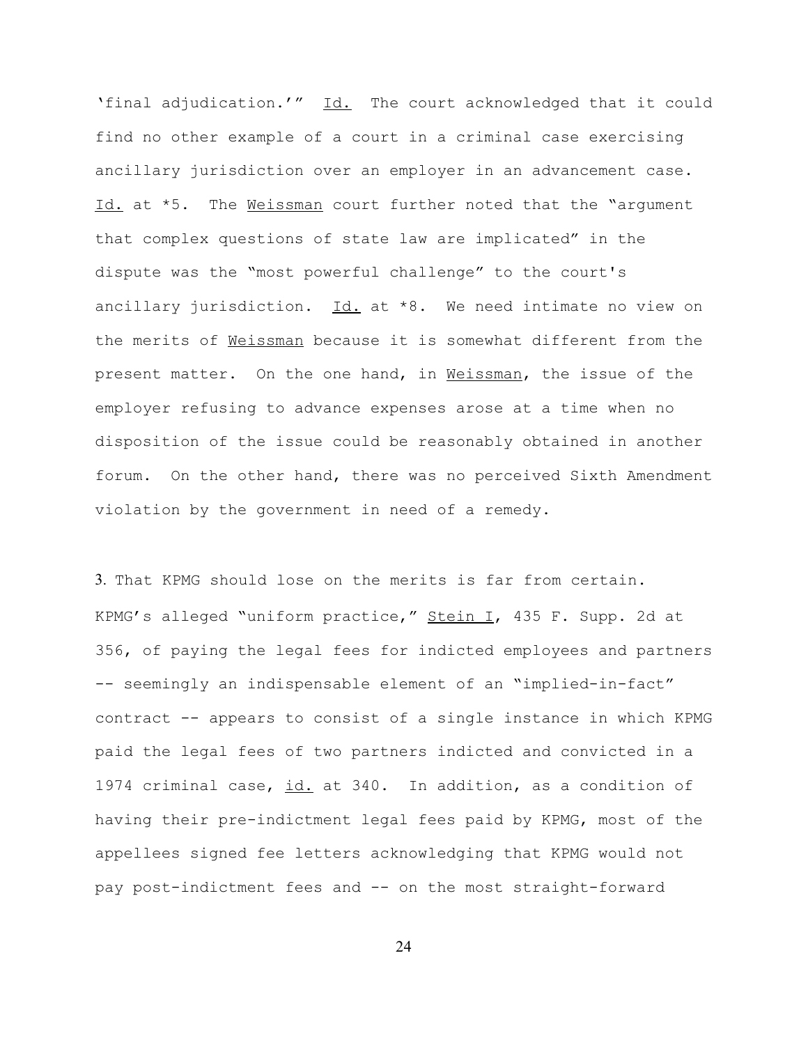'final adjudication.'" Id. The court acknowledged that it could find no other example of a court in a criminal case exercising ancillary jurisdiction over an employer in an advancement case. Id. at *5. The Weissman court further noted that the "argument that complex questions of state law are implicated" in the dispute was the "most powerful challenge" to the court's ancillary jurisdiction. Id. at *8. We need intimate no view on the merits of Weissman because it is somewhat different from the present matter. On the one hand, in Weissman, the issue of the employer refusing to advance expenses arose at a time when no disposition of the issue could be reasonably obtained in another forum. On the other hand, there was no perceived Sixth Amendment violation by the government in need of a remedy.

3. That KPMG should lose on the merits is far from certain. KPMG's alleged "uniform practice," Stein I, 435 F. Supp. 2d at 356, of paying the legal fees for indicted employees and partners -- seemingly an indispensable element of an "implied-in-fact" contract -- appears to consist of a single instance in which KPMG paid the legal fees of two partners indicted and convicted in a 1974 criminal case, id. at 340. In addition, as a condition of having their pre-indictment legal fees paid by KPMG, most of the appellees signed fee letters acknowledging that KPMG would not pay post-indictment fees and -- on the most straight-forward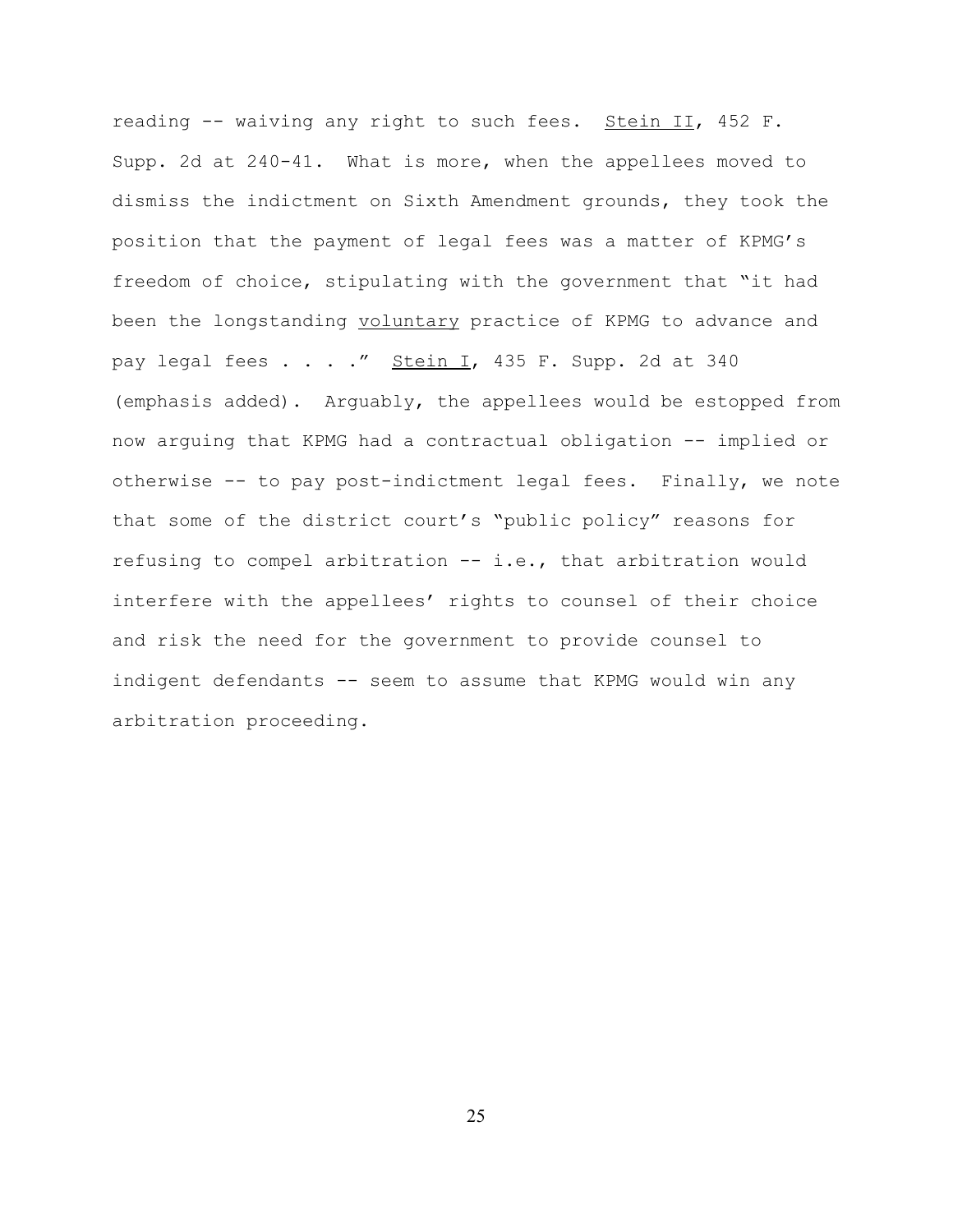reading -- waiving any right to such fees. Stein II, 452 F. Supp. 2d at 240-41. What is more, when the appellees moved to dismiss the indictment on Sixth Amendment grounds, they took the position that the payment of legal fees was a matter of KPMG's freedom of choice, stipulating with the government that "it had been the longstanding voluntary practice of KPMG to advance and pay legal fees . . . ." Stein I, 435 F. Supp. 2d at 340 (emphasis added). Arguably, the appellees would be estopped from now arguing that KPMG had a contractual obligation -- implied or otherwise -- to pay post-indictment legal fees. Finally, we note that some of the district court's "public policy" reasons for refusing to compel arbitration -- i.e., that arbitration would interfere with the appellees' rights to counsel of their choice and risk the need for the government to provide counsel to indigent defendants -- seem to assume that KPMG would win any arbitration proceeding.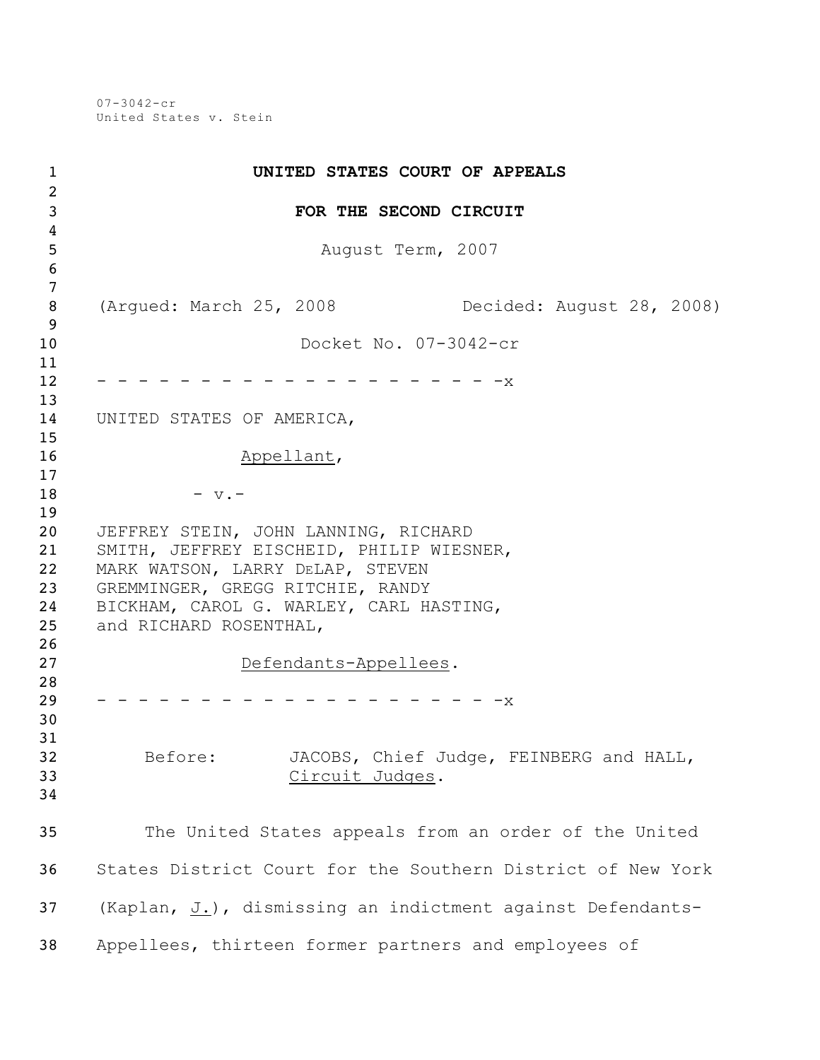07-3042-cr
United States v. Stein

**UNITED STATES COURT OF APPEALS**

**FOR THE SECOND CIRCUIT**

August Term, 2007

(Argued: March 25, 2008          Decided: August 28, 2008)

Docket No. 07-3042-cr

- - - - - - - - - - - - - - - - - - - - -x

UNITED STATES OF AMERICA,

Appellant,

- v.-

JEFFREY STEIN, JOHN LANNING, RICHARD SMITH, JEFFREY EISCHEID, PHILIP WIESNER, MARK WATSON, LARRY DeLAP, STEVEN GREMMINGER, GREGG RITCHIE, RANDY BICKHAM, CAROL G. WARLEY, CARL HASTING, and RICHARD ROSENTHAL,

Defendants-Appellees.

- - - - - - - - - - - - - - - - - - - - -x

Before: JACOBS, Chief Judge, FEINBERG and HALL, Circuit Judges.

The United States appeals from an order of the United States District Court for the Southern District of New York (Kaplan, J.), dismissing an indictment against Defendants-Appellees, thirteen former partners and employees of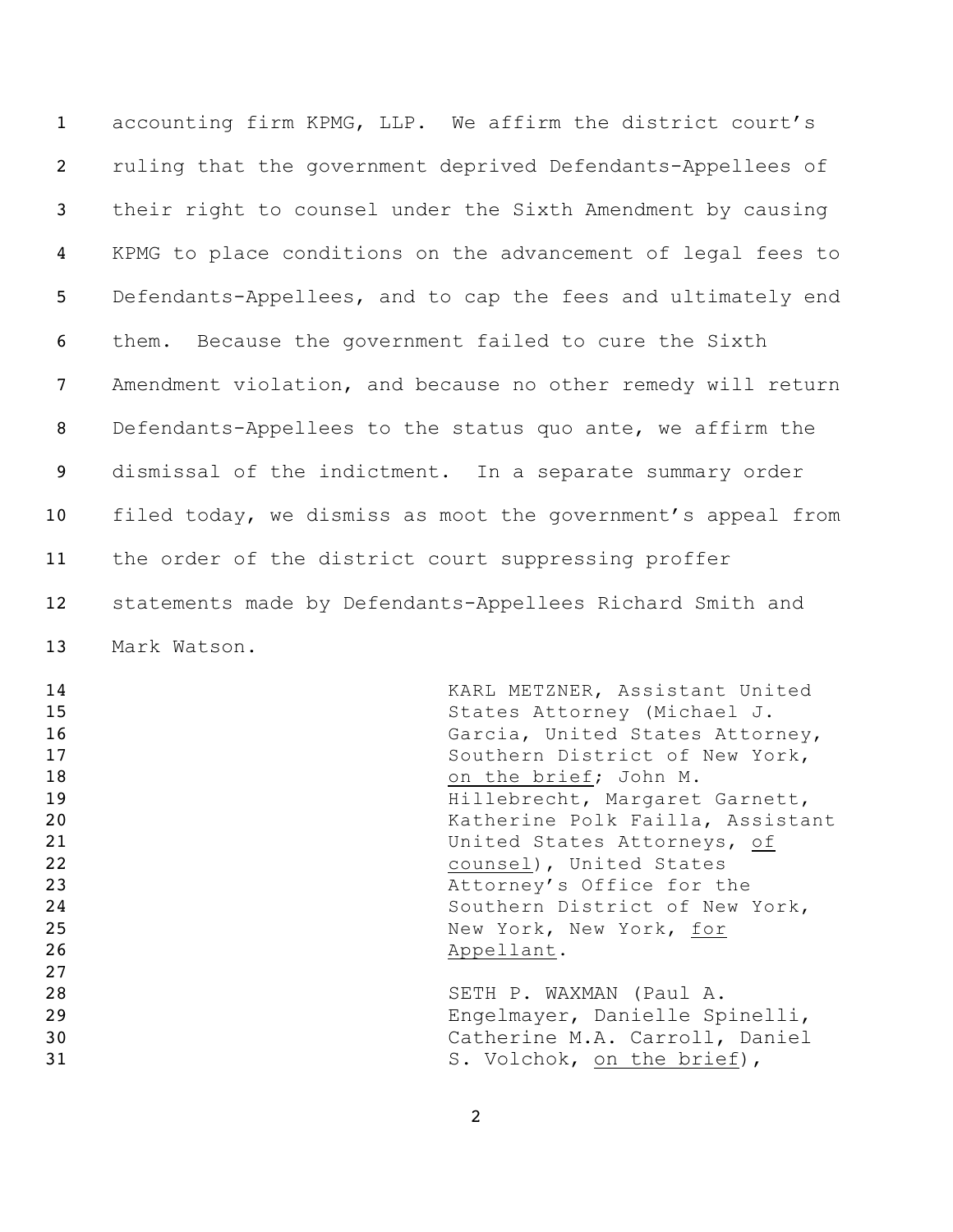accounting firm KPMG, LLP. We affirm the district court's ruling that the government deprived Defendants-Appellees of their right to counsel under the Sixth Amendment by causing KPMG to place conditions on the advancement of legal fees to Defendants-Appellees, and to cap the fees and ultimately end them. Because the government failed to cure the Sixth Amendment violation, and because no other remedy will return Defendants-Appellees to the status quo ante, we affirm the dismissal of the indictment. In a separate summary order filed today, we dismiss as moot the government's appeal from the order of the district court suppressing proffer statements made by Defendants-Appellees Richard Smith and Mark Watson.

KARL METZNER, Assistant United States Attorney (Michael J. Garcia, United States Attorney, Southern District of New York, _on the brief_; John M. Hillebrecht, Margaret Garnett, Katherine Polk Failla, Assistant United States Attorneys, _of counsel_), United States Attorney's Office for the Southern District of New York, New York, New York, _for Appellant_.

SETH P. WAXMAN (Paul A. Engelmayer, Danielle Spinelli, Catherine M.A. Carroll, Daniel S. Volchok, _on the brief_),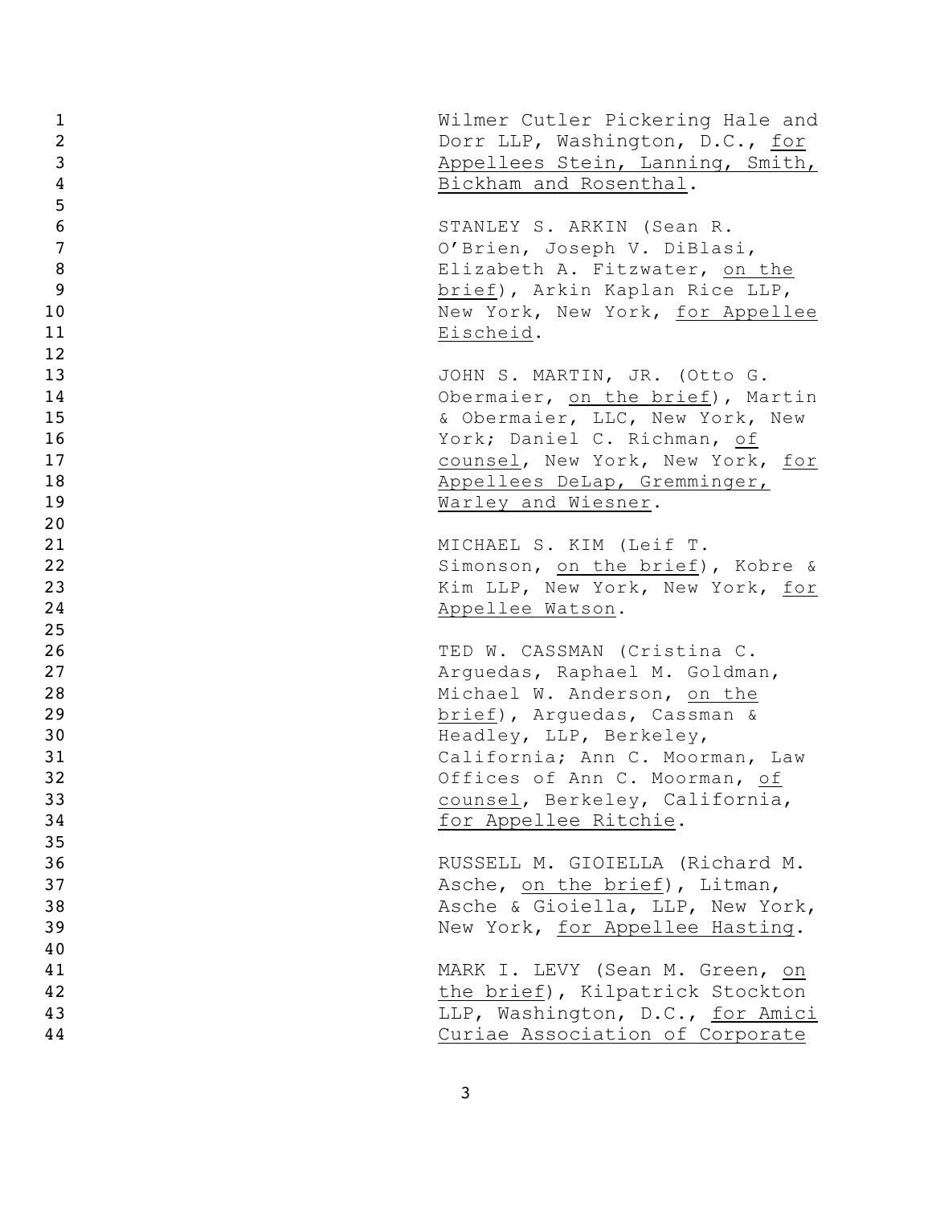Wilmer Cutler Pickering Hale and Dorr LLP, Washington, D.C., for Appellees Stein, Lanning, Smith, Bickham and Rosenthal.

STANLEY S. ARKIN (Sean R. O'Brien, Joseph V. DiBlasi, Elizabeth A. Fitzwater, on the brief), Arkin Kaplan Rice LLP, New York, New York, for Appellee Eischeid.

JOHN S. MARTIN, JR. (Otto G. Obermaier, on the brief), Martin & Obermaier, LLC, New York, New York; Daniel C. Richman, of counsel, New York, New York, for Appellees DeLap, Gremminger, Warley and Wiesner.

MICHAEL S. KIM (Leif T. Simonson, on the brief), Kobre & Kim LLP, New York, New York, for Appellee Watson.

TED W. CASSMAN (Cristina C. Arguedas, Raphael M. Goldman, Michael W. Anderson, on the brief), Arguedas, Cassman & Headley, LLP, Berkeley, California; Ann C. Moorman, Law Offices of Ann C. Moorman, of counsel, Berkeley, California, for Appellee Ritchie.

RUSSELL M. GIOIELLA (Richard M. Asche, on the brief), Litman, Asche & Gioiella, LLP, New York, New York, for Appellee Hasting.

MARK I. LEVY (Sean M. Green, on the brief), Kilpatrick Stockton LLP, Washington, D.C., for Amici Curiae Association of Corporate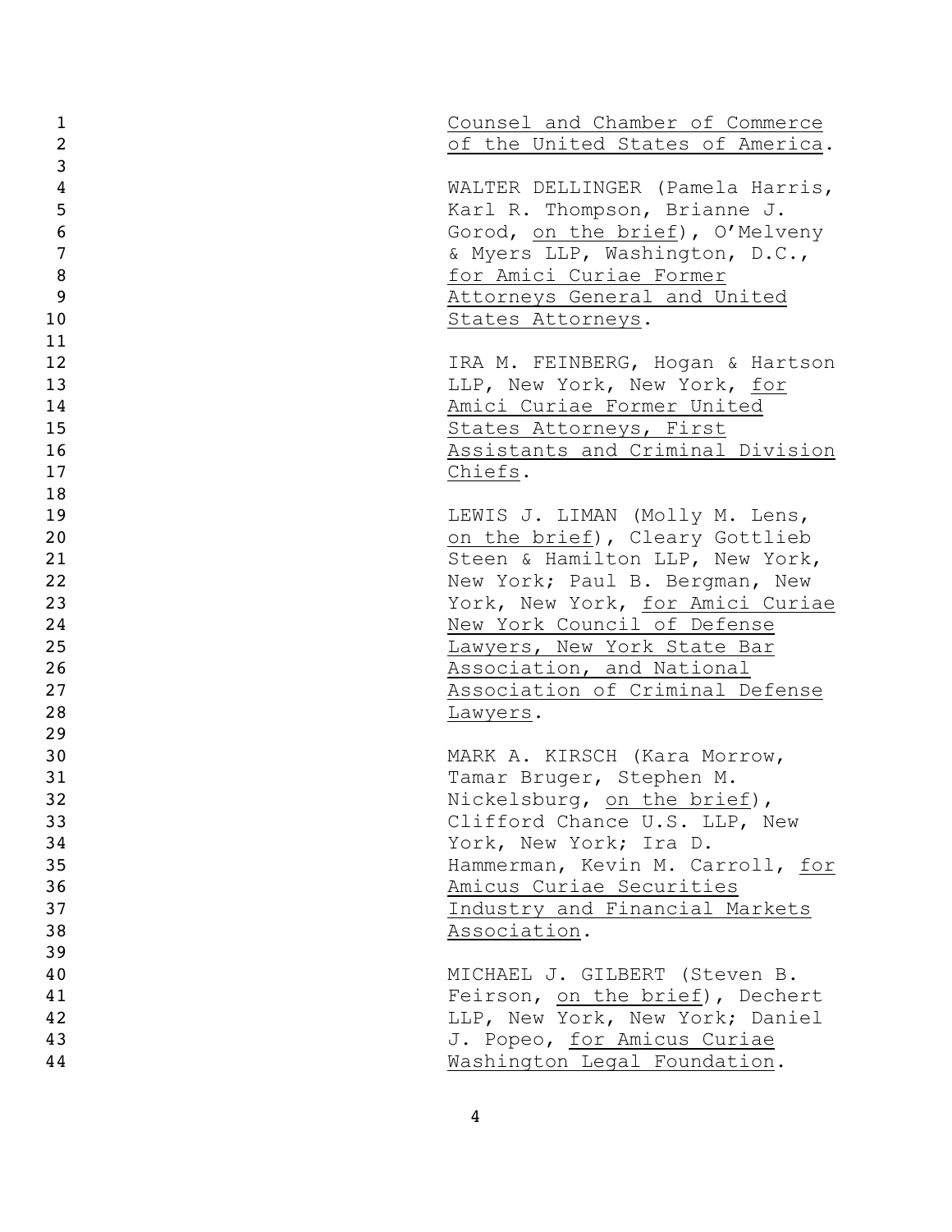Counsel and Chamber of Commerce of the United States of America.

WALTER DELLINGER (Pamela Harris, Karl R. Thompson, Brianne J. Gorod, on the brief), O'Melveny & Myers LLP, Washington, D.C., for Amici Curiae Former Attorneys General and United States Attorneys.

IRA M. FEINBERG, Hogan & Hartson LLP, New York, New York, for Amici Curiae Former United States Attorneys, First Assistants and Criminal Division Chiefs.

LEWIS J. LIMAN (Molly M. Lens, on the brief), Cleary Gottlieb Steen & Hamilton LLP, New York, New York; Paul B. Bergman, New York, New York, for Amici Curiae New York Council of Defense Lawyers, New York State Bar Association, and National Association of Criminal Defense Lawyers.

MARK A. KIRSCH (Kara Morrow, Tamar Bruger, Stephen M. Nickelsburg, on the brief), Clifford Chance U.S. LLP, New York, New York; Ira D. Hammerman, Kevin M. Carroll, for Amicus Curiae Securities Industry and Financial Markets Association.

MICHAEL J. GILBERT (Steven B. Feirson, on the brief), Dechert LLP, New York, New York; Daniel J. Popeo, for Amicus Curiae Washington Legal Foundation.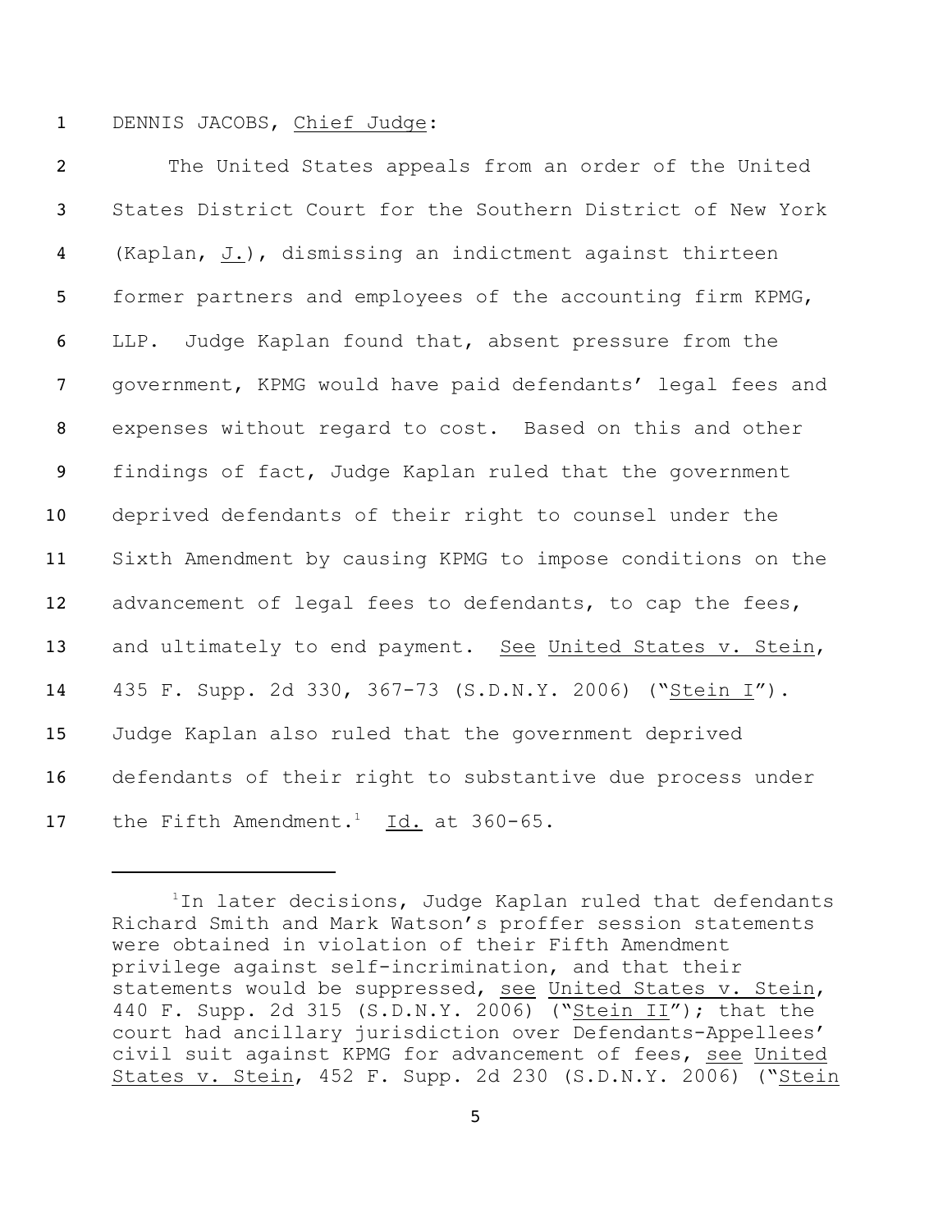DENNIS JACOBS, Chief Judge:

The United States appeals from an order of the United States District Court for the Southern District of New York (Kaplan, J.), dismissing an indictment against thirteen former partners and employees of the accounting firm KPMG, LLP. Judge Kaplan found that, absent pressure from the government, KPMG would have paid defendants' legal fees and expenses without regard to cost. Based on this and other findings of fact, Judge Kaplan ruled that the government deprived defendants of their right to counsel under the Sixth Amendment by causing KPMG to impose conditions on the advancement of legal fees to defendants, to cap the fees, and ultimately to end payment. See United States v. Stein, 435 F. Supp. 2d 330, 367-73 (S.D.N.Y. 2006) ("Stein I"). Judge Kaplan also ruled that the government deprived defendants of their right to substantive due process under the Fifth Amendment.[1] Id. at 360-65.

[1] In later decisions, Judge Kaplan ruled that defendants Richard Smith and Mark Watson's proffer session statements were obtained in violation of their Fifth Amendment privilege against self-incrimination, and that their statements would be suppressed, see United States v. Stein, 440 F. Supp. 2d 315 (S.D.N.Y. 2006) ("Stein II"); that the court had ancillary jurisdiction over Defendants-Appellees' civil suit against KPMG for advancement of fees, see United States v. Stein, 452 F. Supp. 2d 230 (S.D.N.Y. 2006) ("Stein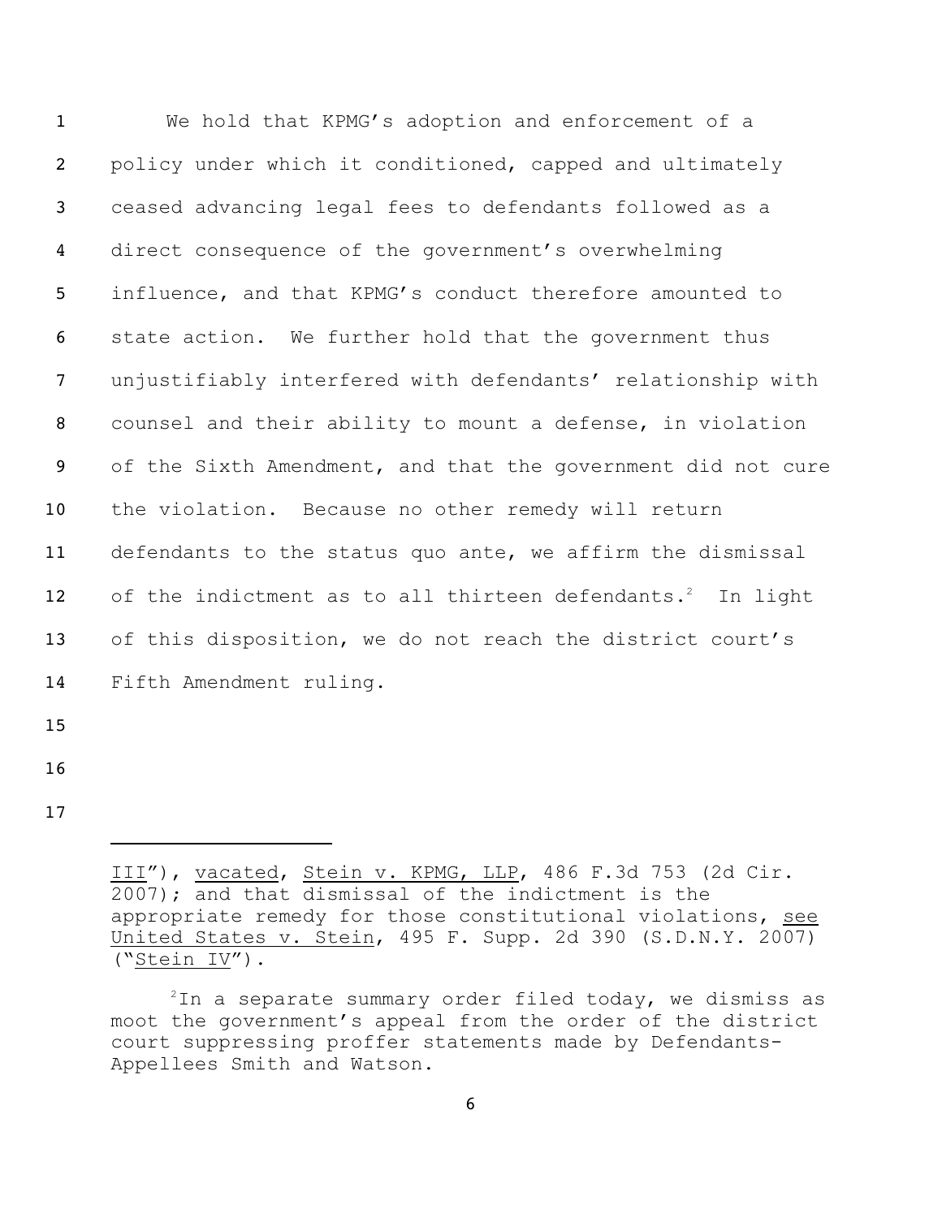We hold that KPMG's adoption and enforcement of a policy under which it conditioned, capped and ultimately ceased advancing legal fees to defendants followed as a direct consequence of the government's overwhelming influence, and that KPMG's conduct therefore amounted to state action. We further hold that the government thus unjustifiably interfered with defendants' relationship with counsel and their ability to mount a defense, in violation of the Sixth Amendment, and that the government did not cure the violation. Because no other remedy will return defendants to the status quo ante, we affirm the dismissal of the indictment as to all thirteen defendants.[2] In light of this disposition, we do not reach the district court's Fifth Amendment ruling.

---

III"), vacated, Stein v. KPMG, LLP, 486 F.3d 753 (2d Cir. 2007); and that dismissal of the indictment is the appropriate remedy for those constitutional violations, see United States v. Stein, 495 F. Supp. 2d 390 (S.D.N.Y. 2007) ("Stein IV").

[2] In a separate summary order filed today, we dismiss as moot the government's appeal from the order of the district court suppressing proffer statements made by Defendants-Appellees Smith and Watson.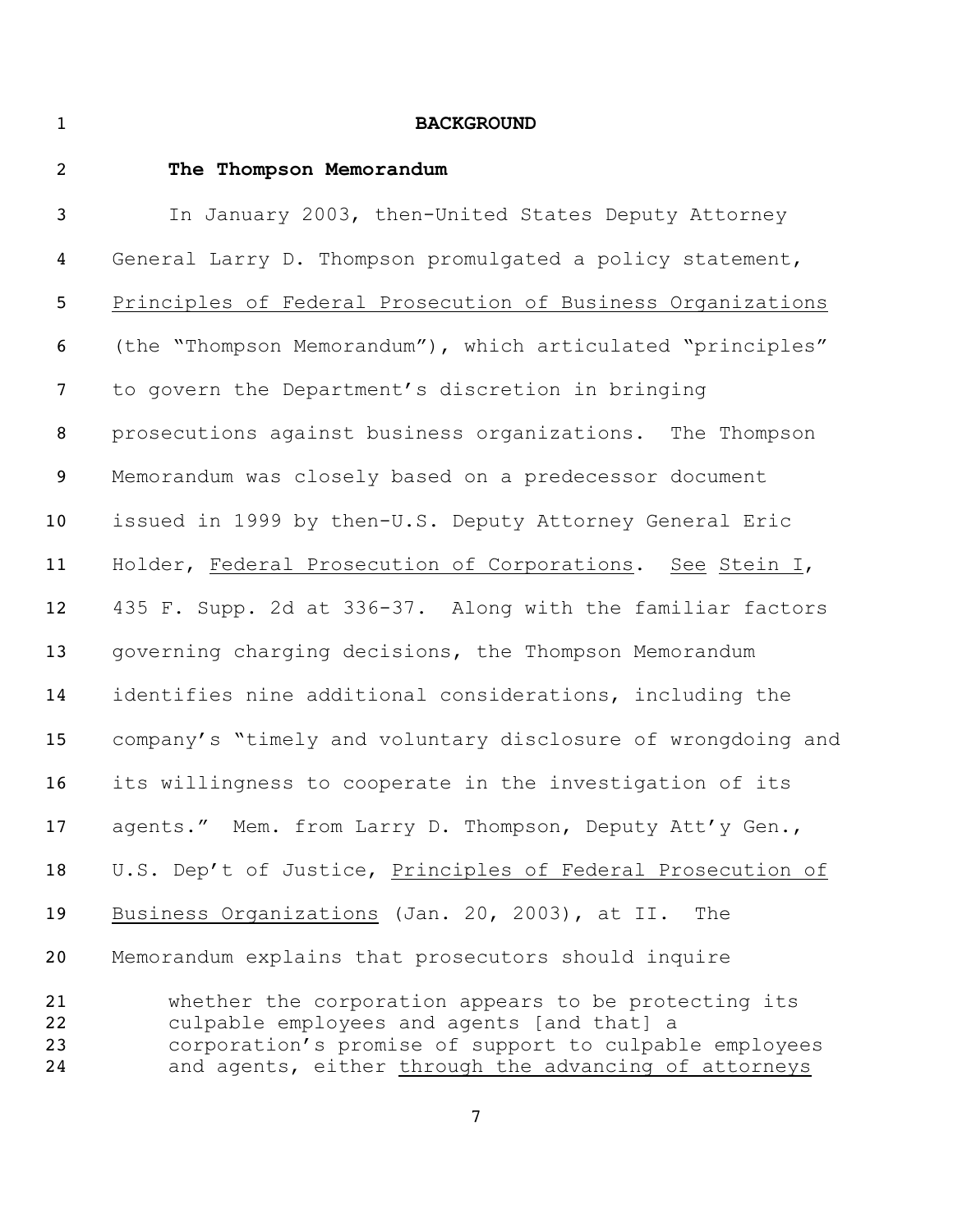**BACKGROUND**

**The Thompson Memorandum**

In January 2003, then-United States Deputy Attorney General Larry D. Thompson promulgated a policy statement, Principles of Federal Prosecution of Business Organizations (the "Thompson Memorandum"), which articulated "principles" to govern the Department's discretion in bringing prosecutions against business organizations. The Thompson Memorandum was closely based on a predecessor document issued in 1999 by then-U.S. Deputy Attorney General Eric Holder, Federal Prosecution of Corporations. See Stein I, 435 F. Supp. 2d at 336-37. Along with the familiar factors governing charging decisions, the Thompson Memorandum identifies nine additional considerations, including the company's "timely and voluntary disclosure of wrongdoing and its willingness to cooperate in the investigation of its agents." Mem. from Larry D. Thompson, Deputy Att'y Gen., U.S. Dep't of Justice, Principles of Federal Prosecution of Business Organizations (Jan. 20, 2003), at II. The Memorandum explains that prosecutors should inquire

> whether the corporation appears to be protecting its culpable employees and agents [and that] a corporation's promise of support to culpable employees and agents, either through the advancing of attorneys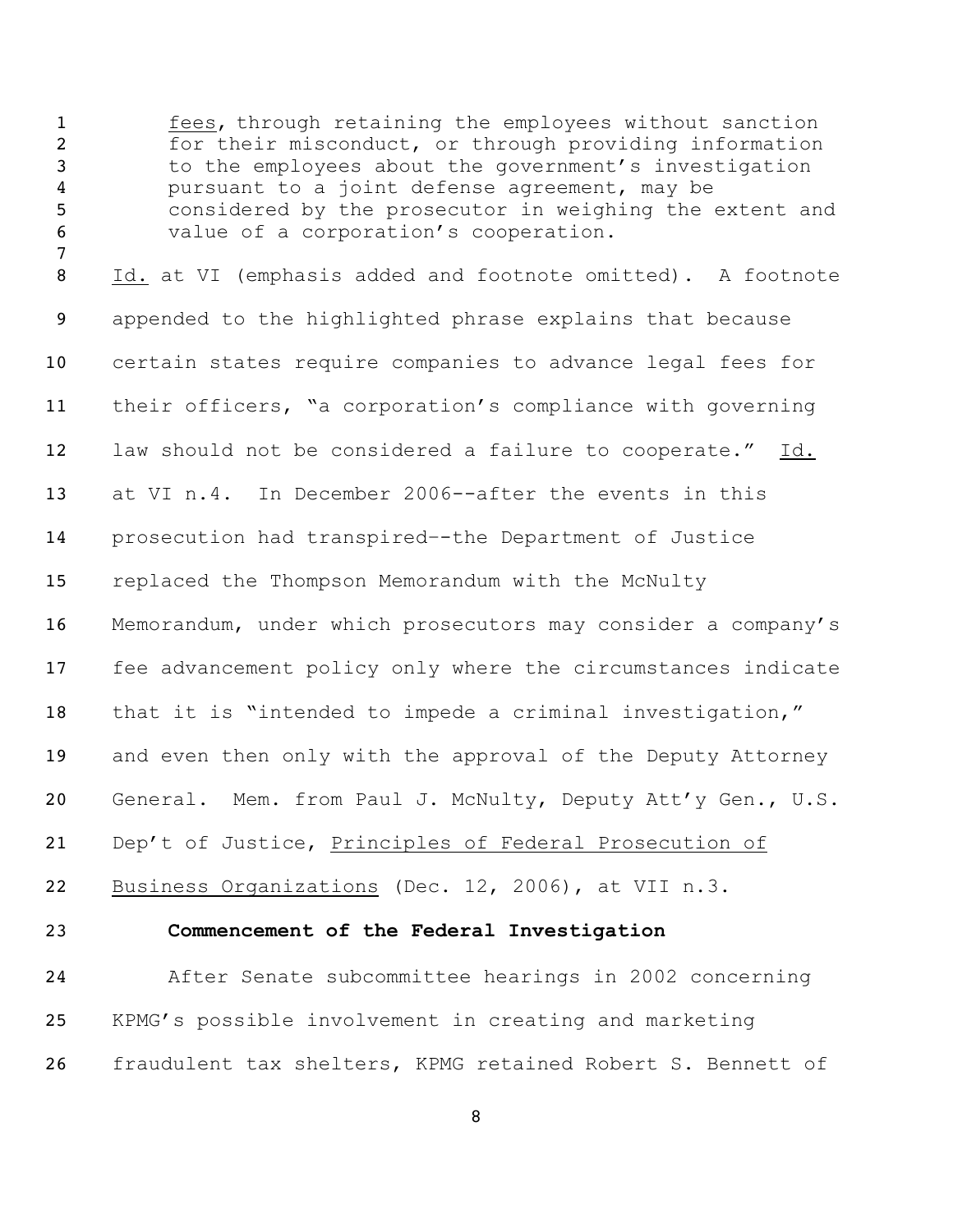> fees, through retaining the employees without sanction for their misconduct, or through providing information to the employees about the government's investigation pursuant to a joint defense agreement, may be considered by the prosecutor in weighing the extent and value of a corporation's cooperation.

Id. at VI (emphasis added and footnote omitted). A footnote appended to the highlighted phrase explains that because certain states require companies to advance legal fees for their officers, "a corporation's compliance with governing law should not be considered a failure to cooperate." Id. at VI n.4. In December 2006--after the events in this prosecution had transpired--the Department of Justice replaced the Thompson Memorandum with the McNulty Memorandum, under which prosecutors may consider a company's fee advancement policy only where the circumstances indicate that it is "intended to impede a criminal investigation," and even then only with the approval of the Deputy Attorney General. Mem. from Paul J. McNulty, Deputy Att'y Gen., U.S. Dep't of Justice, Principles of Federal Prosecution of Business Organizations (Dec. 12, 2006), at VII n.3.

**Commencement of the Federal Investigation**

After Senate subcommittee hearings in 2002 concerning KPMG's possible involvement in creating and marketing fraudulent tax shelters, KPMG retained Robert S. Bennett of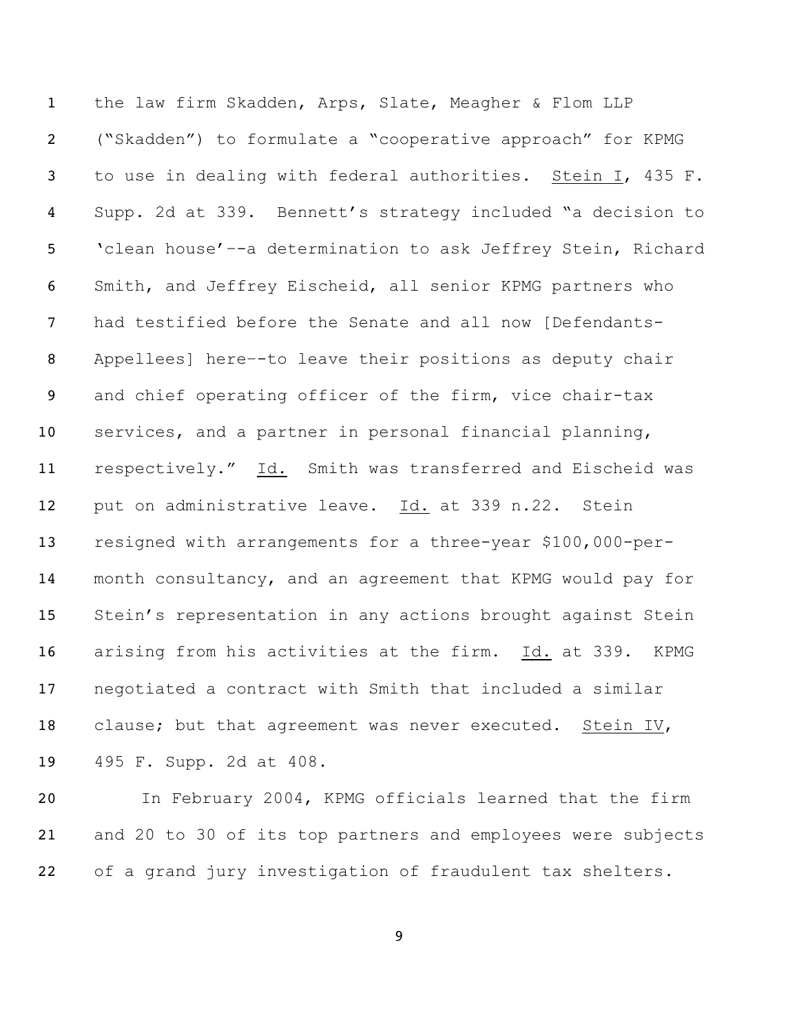the law firm Skadden, Arps, Slate, Meagher & Flom LLP ("Skadden") to formulate a "cooperative approach" for KPMG to use in dealing with federal authorities. Stein I, 435 F. Supp. 2d at 339. Bennett's strategy included "a decision to 'clean house'--a determination to ask Jeffrey Stein, Richard Smith, and Jeffrey Eischeid, all senior KPMG partners who had testified before the Senate and all now [Defendants-Appellees] here--to leave their positions as deputy chair and chief operating officer of the firm, vice chair-tax services, and a partner in personal financial planning, respectively." Id. Smith was transferred and Eischeid was put on administrative leave. Id. at 339 n.22. Stein resigned with arrangements for a three-year $100,000-per-month consultancy, and an agreement that KPMG would pay for Stein's representation in any actions brought against Stein arising from his activities at the firm. Id. at 339. KPMG negotiated a contract with Smith that included a similar clause; but that agreement was never executed. Stein IV, 495 F. Supp. 2d at 408.

In February 2004, KPMG officials learned that the firm and 20 to 30 of its top partners and employees were subjects of a grand jury investigation of fraudulent tax shelters.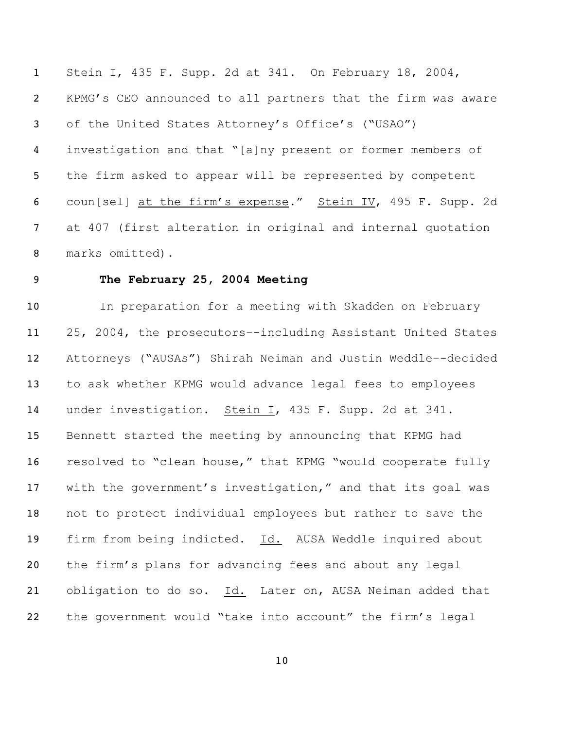Stein I, 435 F. Supp. 2d at 341. On February 18, 2004, KPMG's CEO announced to all partners that the firm was aware of the United States Attorney's Office's ("USAO") investigation and that "[a]ny present or former members of the firm asked to appear will be represented by competent coun[sel] at the firm's expense." Stein IV, 495 F. Supp. 2d at 407 (first alteration in original and internal quotation marks omitted).

**The February 25, 2004 Meeting**

In preparation for a meeting with Skadden on February 25, 2004, the prosecutors--including Assistant United States Attorneys ("AUSAs") Shirah Neiman and Justin Weddle--decided to ask whether KPMG would advance legal fees to employees under investigation. Stein I, 435 F. Supp. 2d at 341. Bennett started the meeting by announcing that KPMG had resolved to "clean house," that KPMG "would cooperate fully with the government's investigation," and that its goal was not to protect individual employees but rather to save the firm from being indicted. Id. AUSA Weddle inquired about the firm's plans for advancing fees and about any legal obligation to do so. Id. Later on, AUSA Neiman added that the government would "take into account" the firm's legal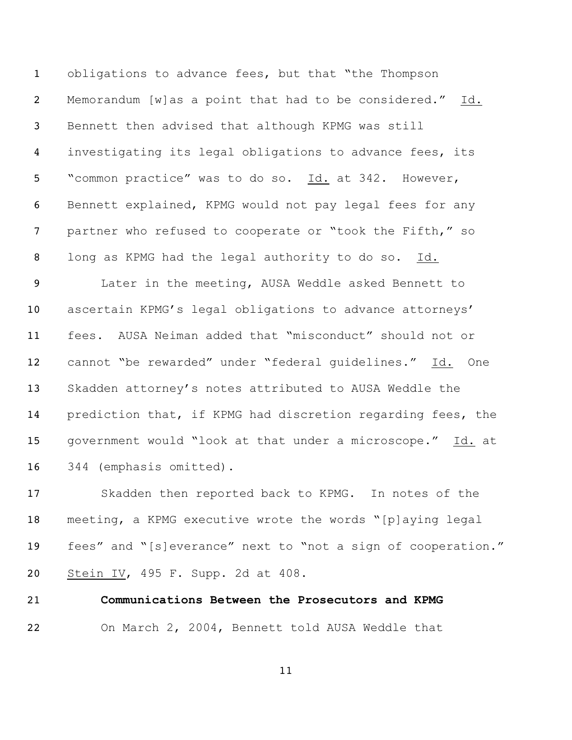obligations to advance fees, but that "the Thompson Memorandum [w]as a point that had to be considered." Id. Bennett then advised that although KPMG was still investigating its legal obligations to advance fees, its "common practice" was to do so. Id. at 342. However, Bennett explained, KPMG would not pay legal fees for any partner who refused to cooperate or "took the Fifth," so long as KPMG had the legal authority to do so. Id.

Later in the meeting, AUSA Weddle asked Bennett to ascertain KPMG's legal obligations to advance attorneys' fees. AUSA Neiman added that "misconduct" should not or cannot "be rewarded" under "federal guidelines." Id. One Skadden attorney's notes attributed to AUSA Weddle the prediction that, if KPMG had discretion regarding fees, the government would "look at that under a microscope." Id. at 344 (emphasis omitted).

Skadden then reported back to KPMG. In notes of the meeting, a KPMG executive wrote the words "[p]aying legal fees" and "[s]everance" next to "not a sign of cooperation." Stein IV, 495 F. Supp. 2d at 408.

**Communications Between the Prosecutors and KPMG**

On March 2, 2004, Bennett told AUSA Weddle that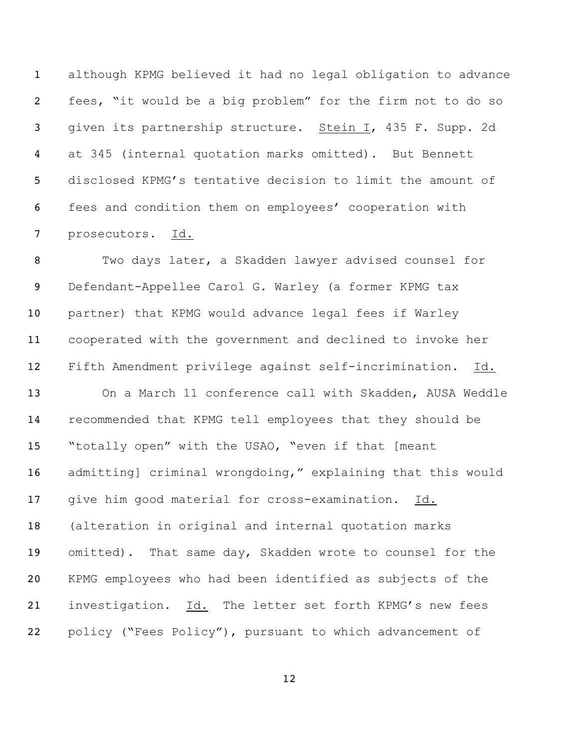although KPMG believed it had no legal obligation to advance fees, "it would be a big problem" for the firm not to do so given its partnership structure. Stein I, 435 F. Supp. 2d at 345 (internal quotation marks omitted). But Bennett disclosed KPMG's tentative decision to limit the amount of fees and condition them on employees' cooperation with prosecutors. Id.

Two days later, a Skadden lawyer advised counsel for Defendant-Appellee Carol G. Warley (a former KPMG tax partner) that KPMG would advance legal fees if Warley cooperated with the government and declined to invoke her Fifth Amendment privilege against self-incrimination. Id.

On a March 11 conference call with Skadden, AUSA Weddle recommended that KPMG tell employees that they should be "totally open" with the USAO, "even if that [meant admitting] criminal wrongdoing," explaining that this would give him good material for cross-examination. Id. (alteration in original and internal quotation marks omitted). That same day, Skadden wrote to counsel for the KPMG employees who had been identified as subjects of the investigation. Id. The letter set forth KPMG's new fees policy ("Fees Policy"), pursuant to which advancement of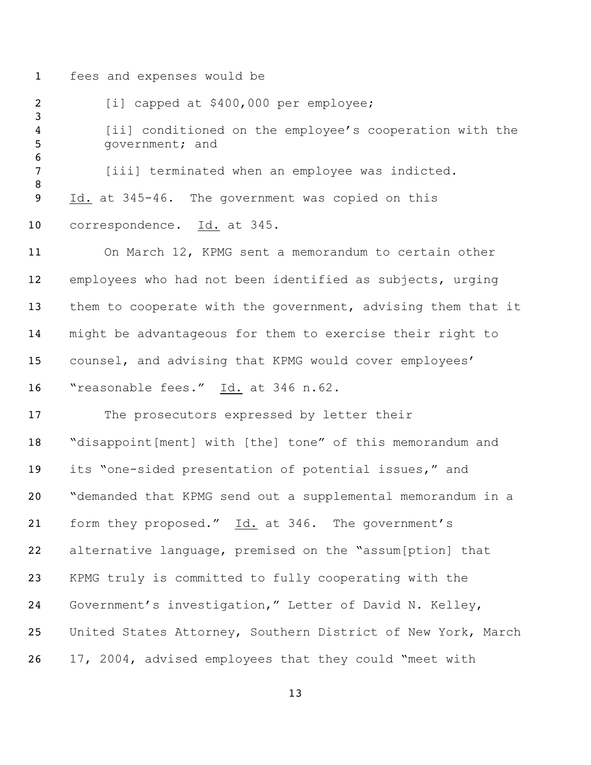fees and expenses would be

> [i] capped at $400,000 per employee;
>
> [ii] conditioned on the employee's cooperation with the government; and
>
> [iii] terminated when an employee was indicted.

Id. at 345-46. The government was copied on this correspondence. Id. at 345.

On March 12, KPMG sent a memorandum to certain other employees who had not been identified as subjects, urging them to cooperate with the government, advising them that it might be advantageous for them to exercise their right to counsel, and advising that KPMG would cover employees' "reasonable fees." Id. at 346 n.62.

The prosecutors expressed by letter their "disappoint[ment] with [the] tone" of this memorandum and its "one-sided presentation of potential issues," and "demanded that KPMG send out a supplemental memorandum in a form they proposed." Id. at 346. The government's alternative language, premised on the "assum[ption] that KPMG truly is committed to fully cooperating with the Government's investigation," Letter of David N. Kelley, United States Attorney, Southern District of New York, March 17, 2004, advised employees that they could "meet with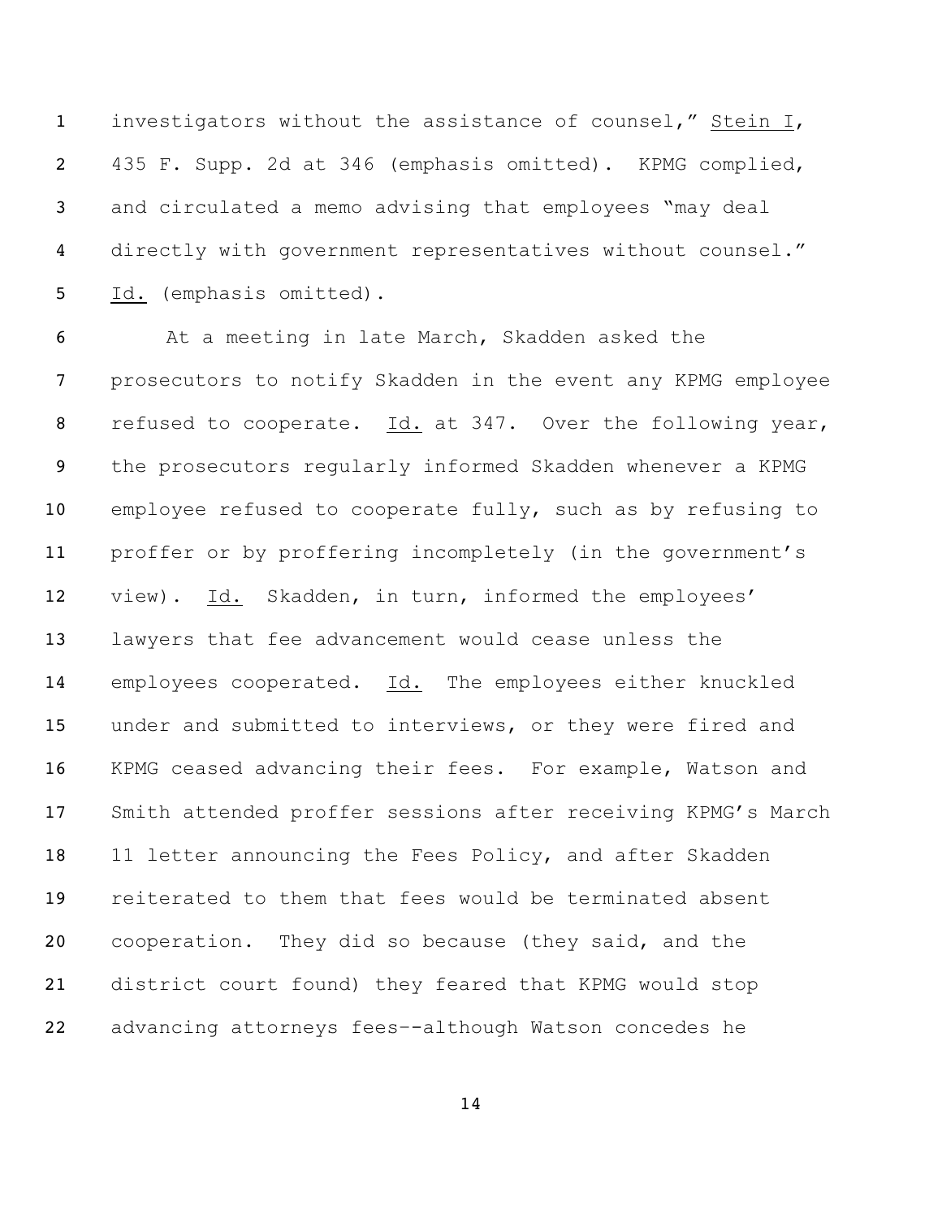investigators without the assistance of counsel," Stein I, 435 F. Supp. 2d at 346 (emphasis omitted). KPMG complied, and circulated a memo advising that employees "may deal directly with government representatives without counsel." Id. (emphasis omitted).

At a meeting in late March, Skadden asked the prosecutors to notify Skadden in the event any KPMG employee refused to cooperate. Id. at 347. Over the following year, the prosecutors regularly informed Skadden whenever a KPMG employee refused to cooperate fully, such as by refusing to proffer or by proffering incompletely (in the government's view). Id. Skadden, in turn, informed the employees' lawyers that fee advancement would cease unless the employees cooperated. Id. The employees either knuckled under and submitted to interviews, or they were fired and KPMG ceased advancing their fees. For example, Watson and Smith attended proffer sessions after receiving KPMG's March 11 letter announcing the Fees Policy, and after Skadden reiterated to them that fees would be terminated absent cooperation. They did so because (they said, and the district court found) they feared that KPMG would stop advancing attorneys fees--although Watson concedes he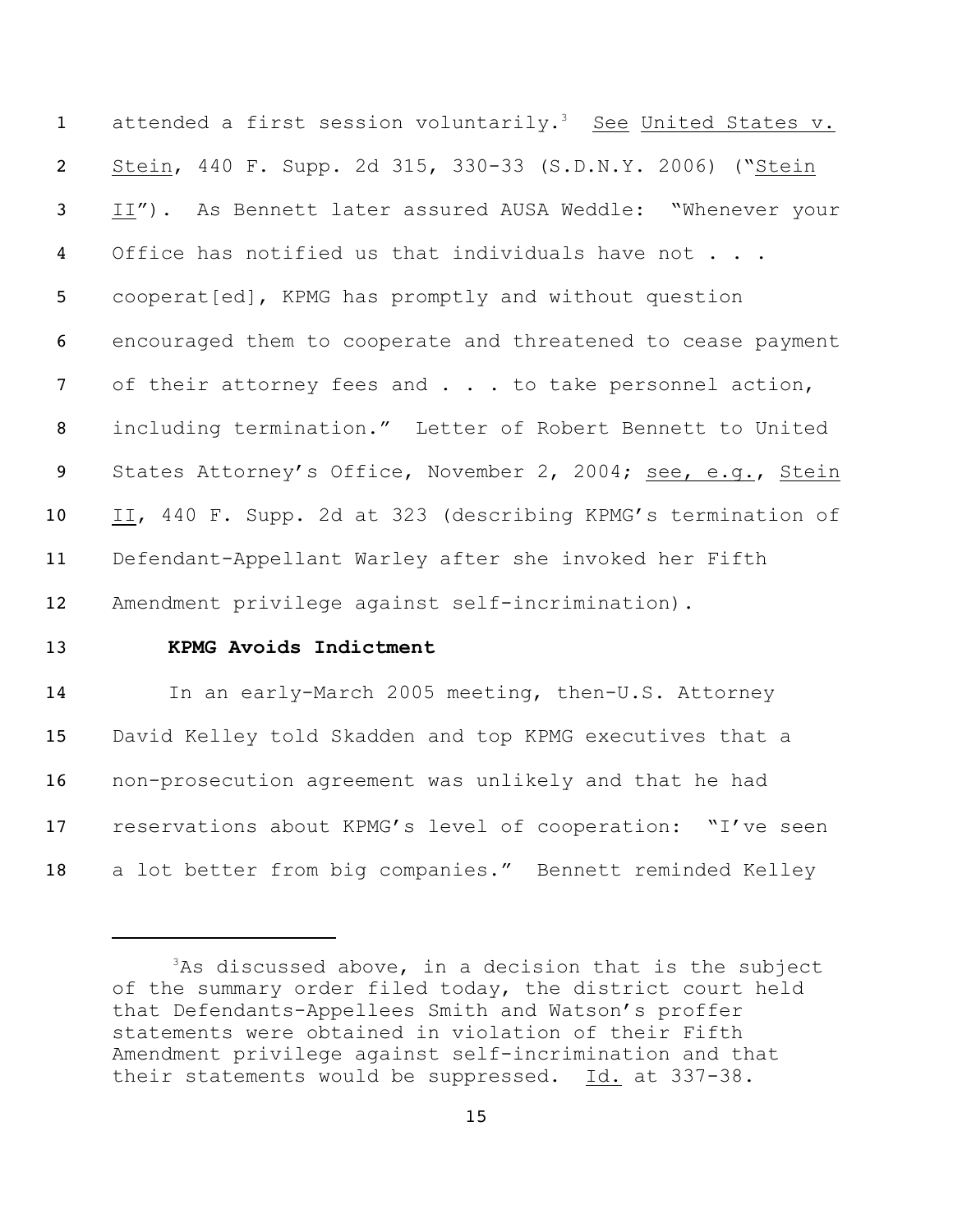attended a first session voluntarily.[3] See United States v. Stein, 440 F. Supp. 2d 315, 330-33 (S.D.N.Y. 2006) ("Stein II"). As Bennett later assured AUSA Weddle: "Whenever your Office has notified us that individuals have not . . . cooperat[ed], KPMG has promptly and without question encouraged them to cooperate and threatened to cease payment of their attorney fees and . . . to take personnel action, including termination." Letter of Robert Bennett to United States Attorney's Office, November 2, 2004; see, e.g., Stein II, 440 F. Supp. 2d at 323 (describing KPMG's termination of Defendant-Appellant Warley after she invoked her Fifth Amendment privilege against self-incrimination).

**KPMG Avoids Indictment**

In an early-March 2005 meeting, then-U.S. Attorney David Kelley told Skadden and top KPMG executives that a non-prosecution agreement was unlikely and that he had reservations about KPMG's level of cooperation: "I've seen a lot better from big companies." Bennett reminded Kelley

---

[3] As discussed above, in a decision that is the subject of the summary order filed today, the district court held that Defendants-Appellees Smith and Watson's proffer statements were obtained in violation of their Fifth Amendment privilege against self-incrimination and that their statements would be suppressed. Id. at 337-38.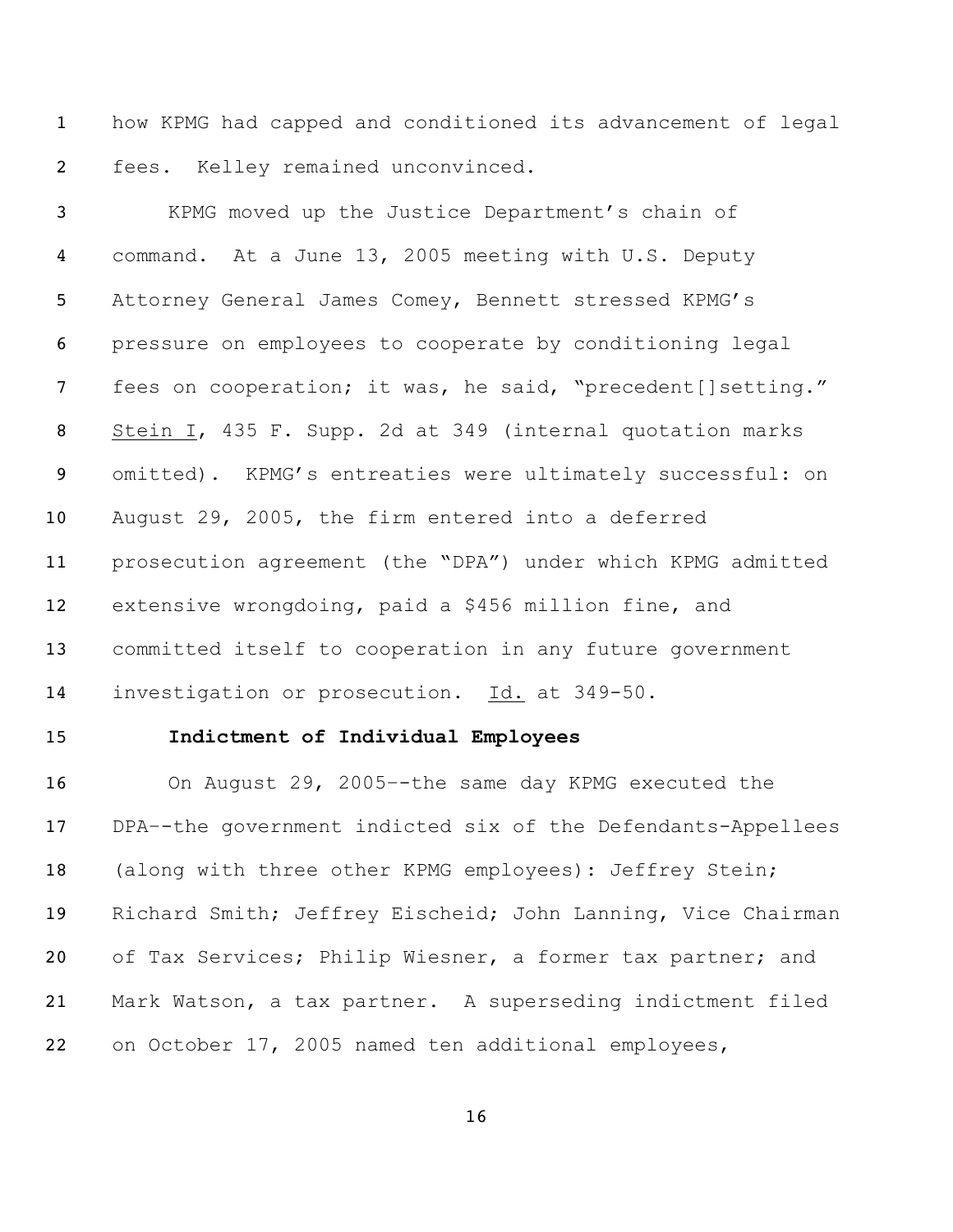how KPMG had capped and conditioned its advancement of legal fees. Kelley remained unconvinced.

KPMG moved up the Justice Department's chain of command. At a June 13, 2005 meeting with U.S. Deputy Attorney General James Comey, Bennett stressed KPMG's pressure on employees to cooperate by conditioning legal fees on cooperation; it was, he said, "precedent[]setting." Stein I, 435 F. Supp. 2d at 349 (internal quotation marks omitted). KPMG's entreaties were ultimately successful: on August 29, 2005, the firm entered into a deferred prosecution agreement (the "DPA") under which KPMG admitted extensive wrongdoing, paid a $456 million fine, and committed itself to cooperation in any future government investigation or prosecution. Id. at 349-50.

**Indictment of Individual Employees**

On August 29, 2005--the same day KPMG executed the DPA--the government indicted six of the Defendants-Appellees (along with three other KPMG employees): Jeffrey Stein; Richard Smith; Jeffrey Eischeid; John Lanning, Vice Chairman of Tax Services; Philip Wiesner, a former tax partner; and Mark Watson, a tax partner. A superseding indictment filed on October 17, 2005 named ten additional employees,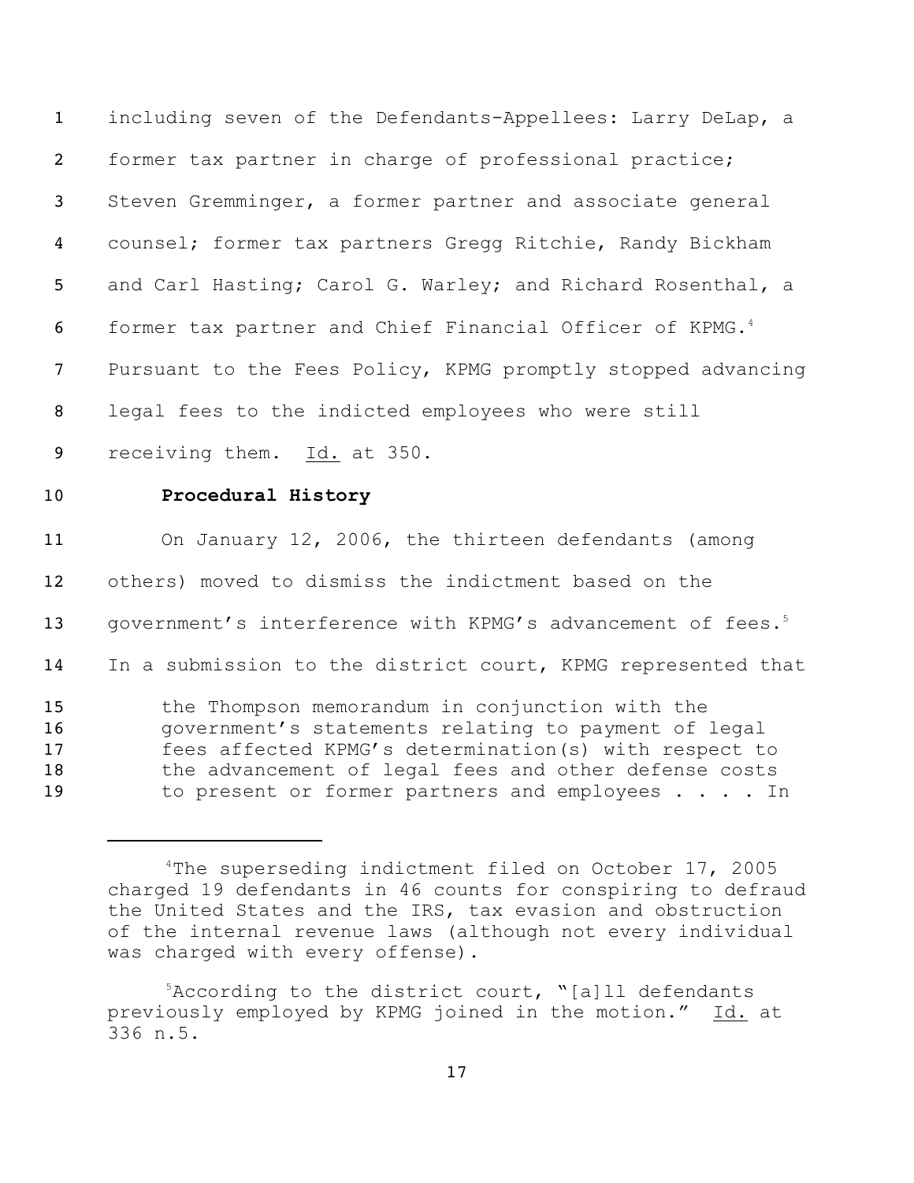including seven of the Defendants-Appellees: Larry DeLap, a former tax partner in charge of professional practice; Steven Gremminger, a former partner and associate general counsel; former tax partners Gregg Ritchie, Randy Bickham and Carl Hasting; Carol G. Warley; and Richard Rosenthal, a former tax partner and Chief Financial Officer of KPMG.[4] Pursuant to the Fees Policy, KPMG promptly stopped advancing legal fees to the indicted employees who were still receiving them. Id. at 350.

**Procedural History**

On January 12, 2006, the thirteen defendants (among others) moved to dismiss the indictment based on the government's interference with KPMG's advancement of fees.[5] In a submission to the district court, KPMG represented that

> the Thompson memorandum in conjunction with the government's statements relating to payment of legal fees affected KPMG's determination(s) with respect to the advancement of legal fees and other defense costs to present or former partners and employees . . . . In

---

[4] The superseding indictment filed on October 17, 2005 charged 19 defendants in 46 counts for conspiring to defraud the United States and the IRS, tax evasion and obstruction of the internal revenue laws (although not every individual was charged with every offense).

[5] According to the district court, "[a]ll defendants previously employed by KPMG joined in the motion." Id. at 336 n.5.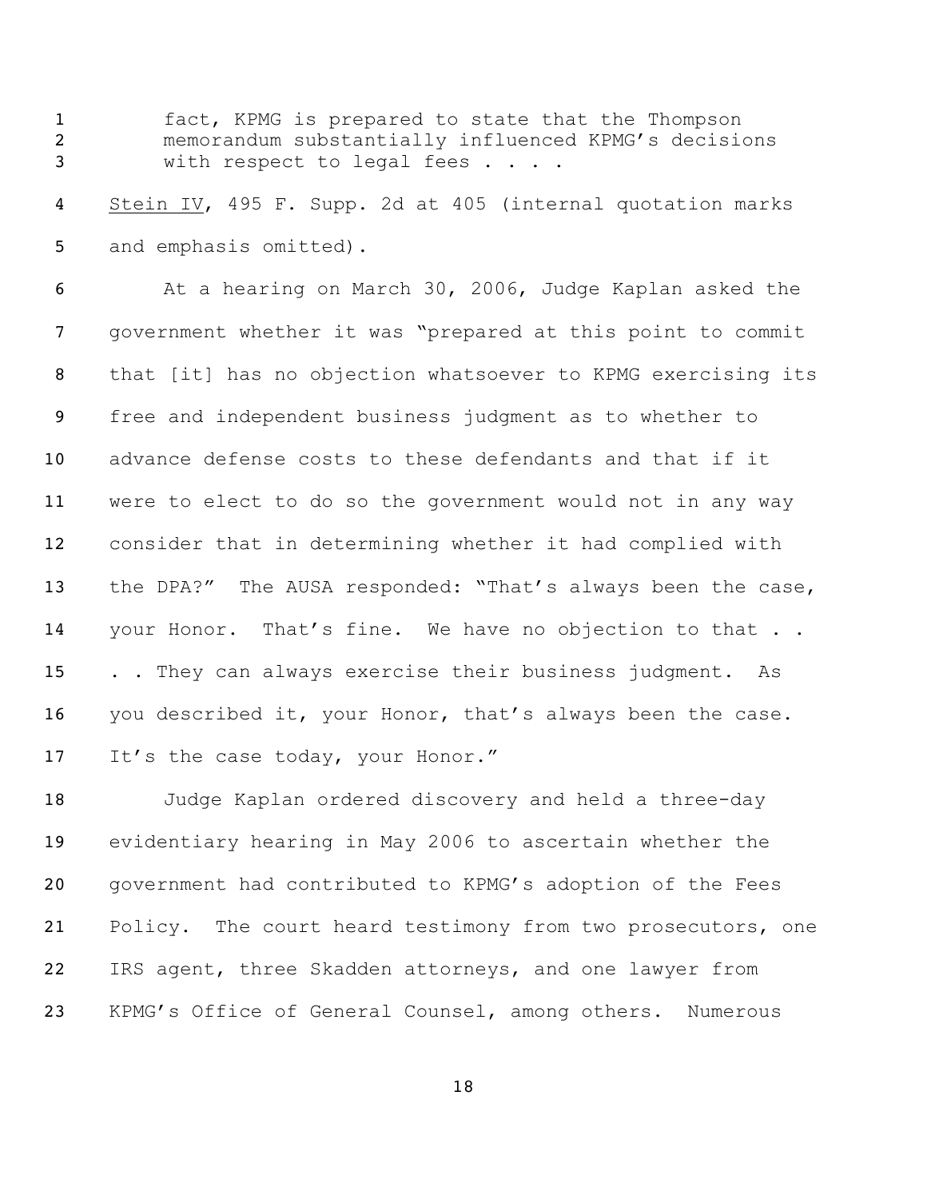> fact, KPMG is prepared to state that the Thompson memorandum substantially influenced KPMG's decisions with respect to legal fees . . . .

Stein IV, 495 F. Supp. 2d at 405 (internal quotation marks and emphasis omitted).

At a hearing on March 30, 2006, Judge Kaplan asked the government whether it was "prepared at this point to commit that [it] has no objection whatsoever to KPMG exercising its free and independent business judgment as to whether to advance defense costs to these defendants and that if it were to elect to do so the government would not in any way consider that in determining whether it had complied with the DPA?" The AUSA responded: "That's always been the case, your Honor. That's fine. We have no objection to that . . . . They can always exercise their business judgment. As you described it, your Honor, that's always been the case. It's the case today, your Honor."

Judge Kaplan ordered discovery and held a three-day evidentiary hearing in May 2006 to ascertain whether the government had contributed to KPMG's adoption of the Fees Policy. The court heard testimony from two prosecutors, one IRS agent, three Skadden attorneys, and one lawyer from KPMG's Office of General Counsel, among others. Numerous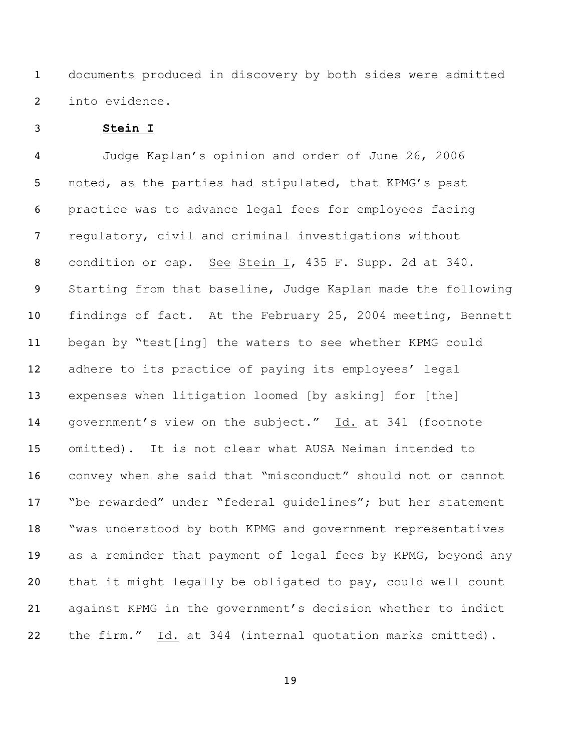documents produced in discovery by both sides were admitted into evidence.

**Stein I**

Judge Kaplan's opinion and order of June 26, 2006 noted, as the parties had stipulated, that KPMG's past practice was to advance legal fees for employees facing regulatory, civil and criminal investigations without condition or cap. See Stein I, 435 F. Supp. 2d at 340. Starting from that baseline, Judge Kaplan made the following findings of fact. At the February 25, 2004 meeting, Bennett began by "test[ing] the waters to see whether KPMG could adhere to its practice of paying its employees' legal expenses when litigation loomed [by asking] for [the] government's view on the subject." Id. at 341 (footnote omitted). It is not clear what AUSA Neiman intended to convey when she said that "misconduct" should not or cannot "be rewarded" under "federal guidelines"; but her statement "was understood by both KPMG and government representatives as a reminder that payment of legal fees by KPMG, beyond any that it might legally be obligated to pay, could well count against KPMG in the government's decision whether to indict the firm." Id. at 344 (internal quotation marks omitted).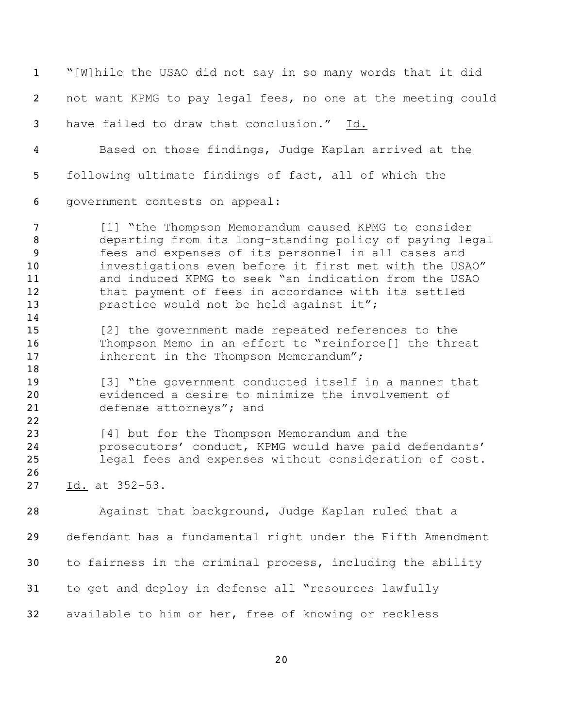"[W]hile the USAO did not say in so many words that it did not want KPMG to pay legal fees, no one at the meeting could have failed to draw that conclusion." Id.

Based on those findings, Judge Kaplan arrived at the following ultimate findings of fact, all of which the government contests on appeal:

> [1] "the Thompson Memorandum caused KPMG to consider departing from its long-standing policy of paying legal fees and expenses of its personnel in all cases and investigations even before it first met with the USAO" and induced KPMG to seek "an indication from the USAO that payment of fees in accordance with its settled practice would not be held against it";
>
> [2] the government made repeated references to the Thompson Memo in an effort to "reinforce[] the threat inherent in the Thompson Memorandum";
>
> [3] "the government conducted itself in a manner that evidenced a desire to minimize the involvement of defense attorneys"; and
>
> [4] but for the Thompson Memorandum and the prosecutors' conduct, KPMG would have paid defendants' legal fees and expenses without consideration of cost.

Id. at 352-53.

Against that background, Judge Kaplan ruled that a defendant has a fundamental right under the Fifth Amendment to fairness in the criminal process, including the ability to get and deploy in defense all "resources lawfully available to him or her, free of knowing or reckless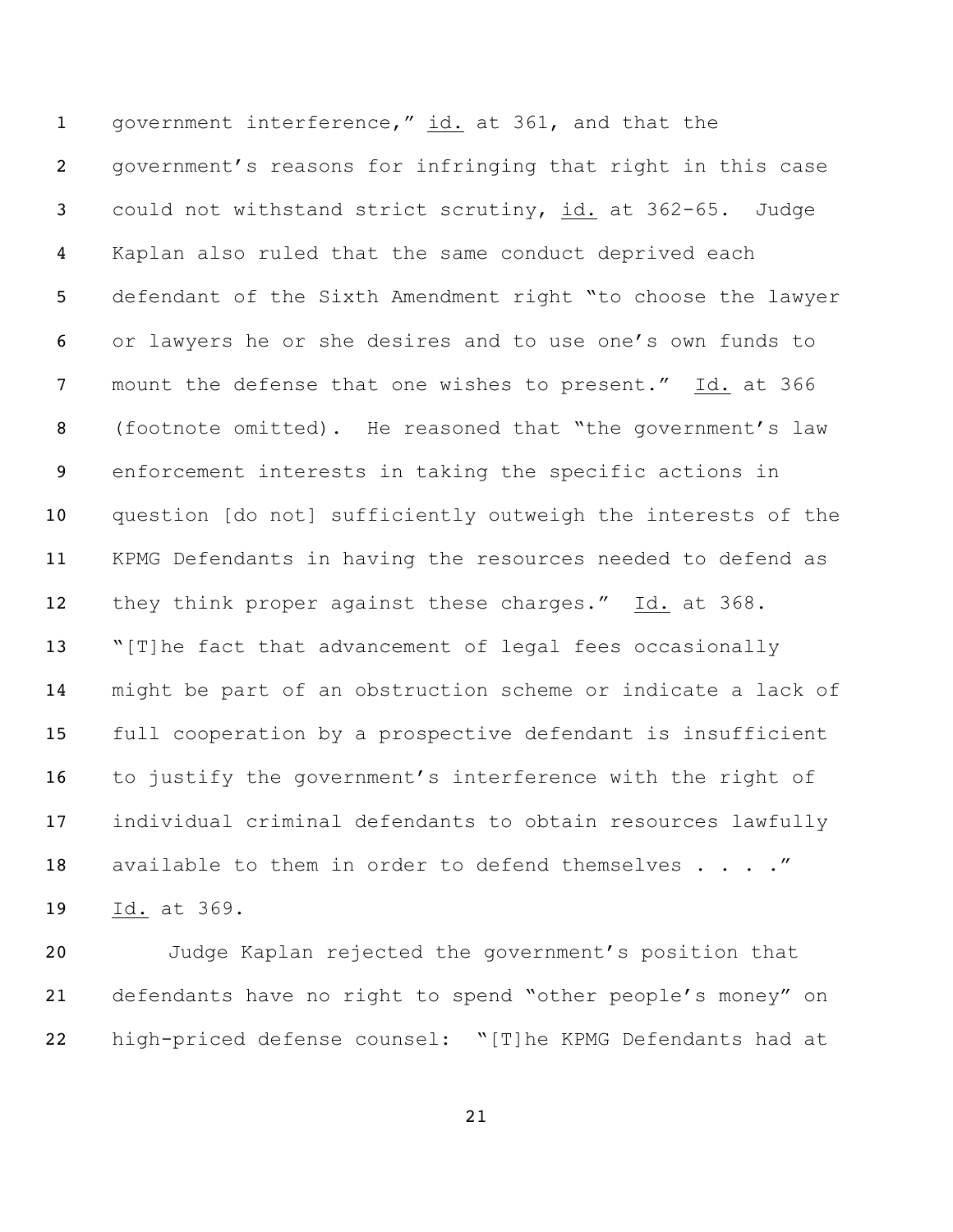government interference," id. at 361, and that the government's reasons for infringing that right in this case could not withstand strict scrutiny, id. at 362-65. Judge Kaplan also ruled that the same conduct deprived each defendant of the Sixth Amendment right "to choose the lawyer or lawyers he or she desires and to use one's own funds to mount the defense that one wishes to present." Id. at 366 (footnote omitted). He reasoned that "the government's law enforcement interests in taking the specific actions in question [do not] sufficiently outweigh the interests of the KPMG Defendants in having the resources needed to defend as they think proper against these charges." Id. at 368. "[T]he fact that advancement of legal fees occasionally might be part of an obstruction scheme or indicate a lack of full cooperation by a prospective defendant is insufficient to justify the government's interference with the right of individual criminal defendants to obtain resources lawfully available to them in order to defend themselves . . . ." Id. at 369.

Judge Kaplan rejected the government's position that defendants have no right to spend "other people's money" on high-priced defense counsel: "[T]he KPMG Defendants had at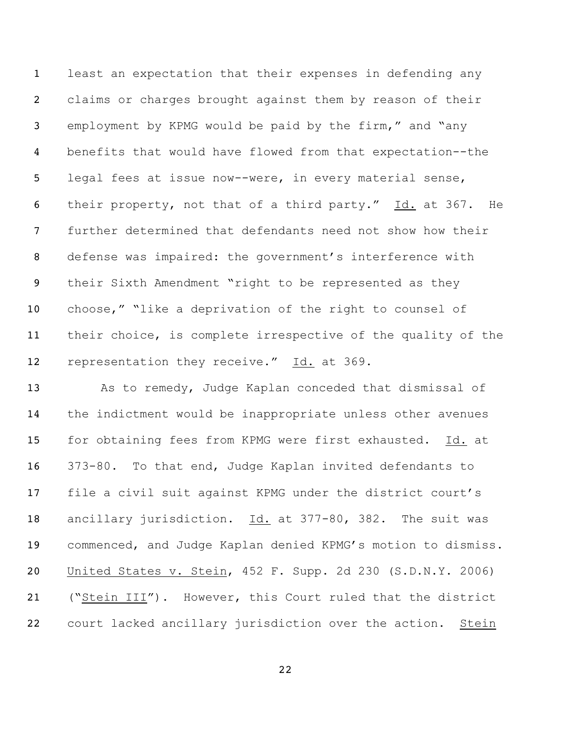least an expectation that their expenses in defending any claims or charges brought against them by reason of their employment by KPMG would be paid by the firm," and "any benefits that would have flowed from that expectation--the legal fees at issue now--were, in every material sense, their property, not that of a third party." Id. at 367. He further determined that defendants need not show how their defense was impaired: the government's interference with their Sixth Amendment "right to be represented as they choose," "like a deprivation of the right to counsel of their choice, is complete irrespective of the quality of the representation they receive." Id. at 369.

As to remedy, Judge Kaplan conceded that dismissal of the indictment would be inappropriate unless other avenues for obtaining fees from KPMG were first exhausted. Id. at 373-80. To that end, Judge Kaplan invited defendants to file a civil suit against KPMG under the district court's ancillary jurisdiction. Id. at 377-80, 382. The suit was commenced, and Judge Kaplan denied KPMG's motion to dismiss. United States v. Stein, 452 F. Supp. 2d 230 (S.D.N.Y. 2006) ("Stein III"). However, this Court ruled that the district court lacked ancillary jurisdiction over the action. Stein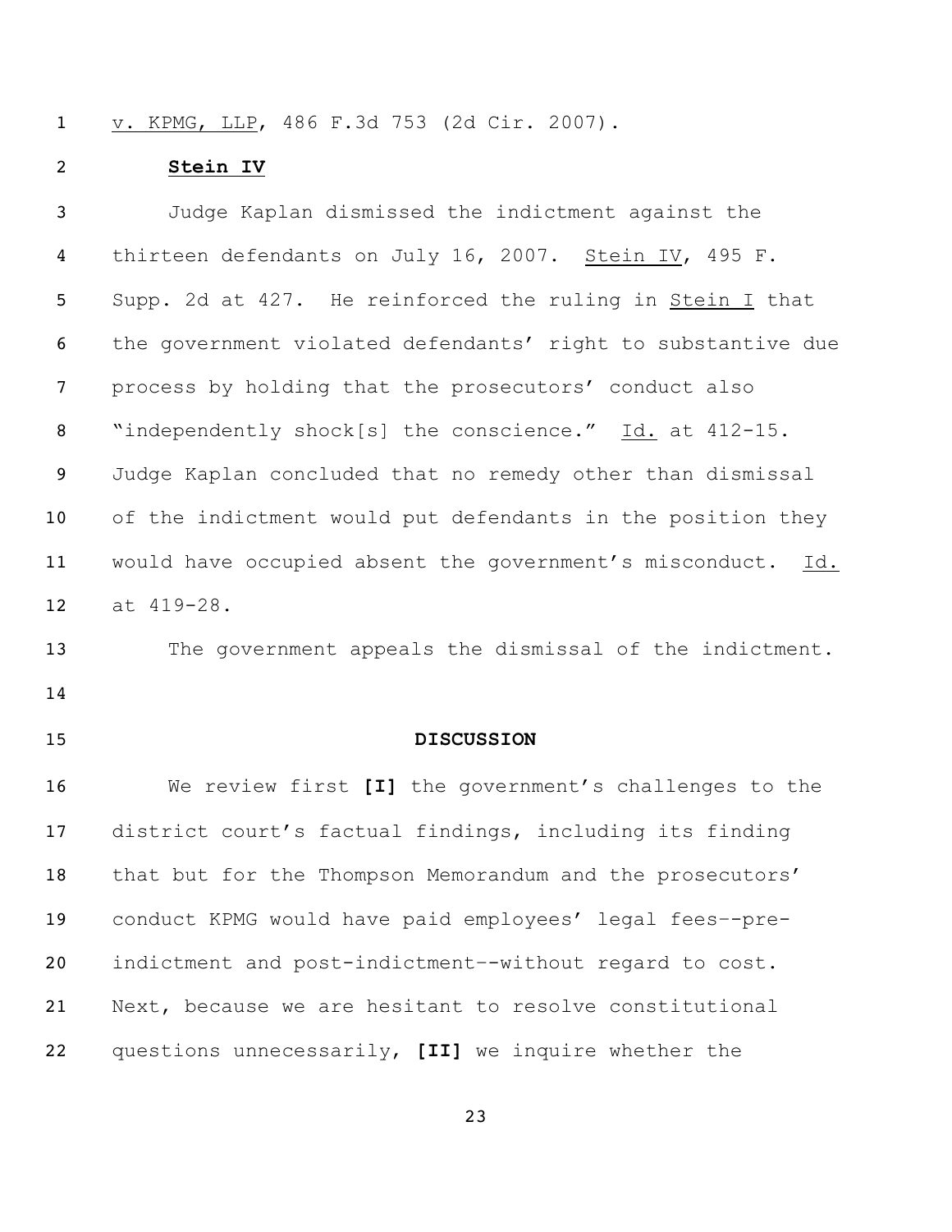v. KPMG, LLP, 486 F.3d 753 (2d Cir. 2007).

**Stein IV**

Judge Kaplan dismissed the indictment against the thirteen defendants on July 16, 2007. Stein IV, 495 F. Supp. 2d at 427. He reinforced the ruling in Stein I that the government violated defendants' right to substantive due process by holding that the prosecutors' conduct also "independently shock[s] the conscience." Id. at 412-15. Judge Kaplan concluded that no remedy other than dismissal of the indictment would put defendants in the position they would have occupied absent the government's misconduct. Id. at 419-28.

The government appeals the dismissal of the indictment.

## DISCUSSION

We review first **[I]** the government's challenges to the district court's factual findings, including its finding that but for the Thompson Memorandum and the prosecutors' conduct KPMG would have paid employees' legal fees--pre-indictment and post-indictment--without regard to cost. Next, because we are hesitant to resolve constitutional questions unnecessarily, **[II]** we inquire whether the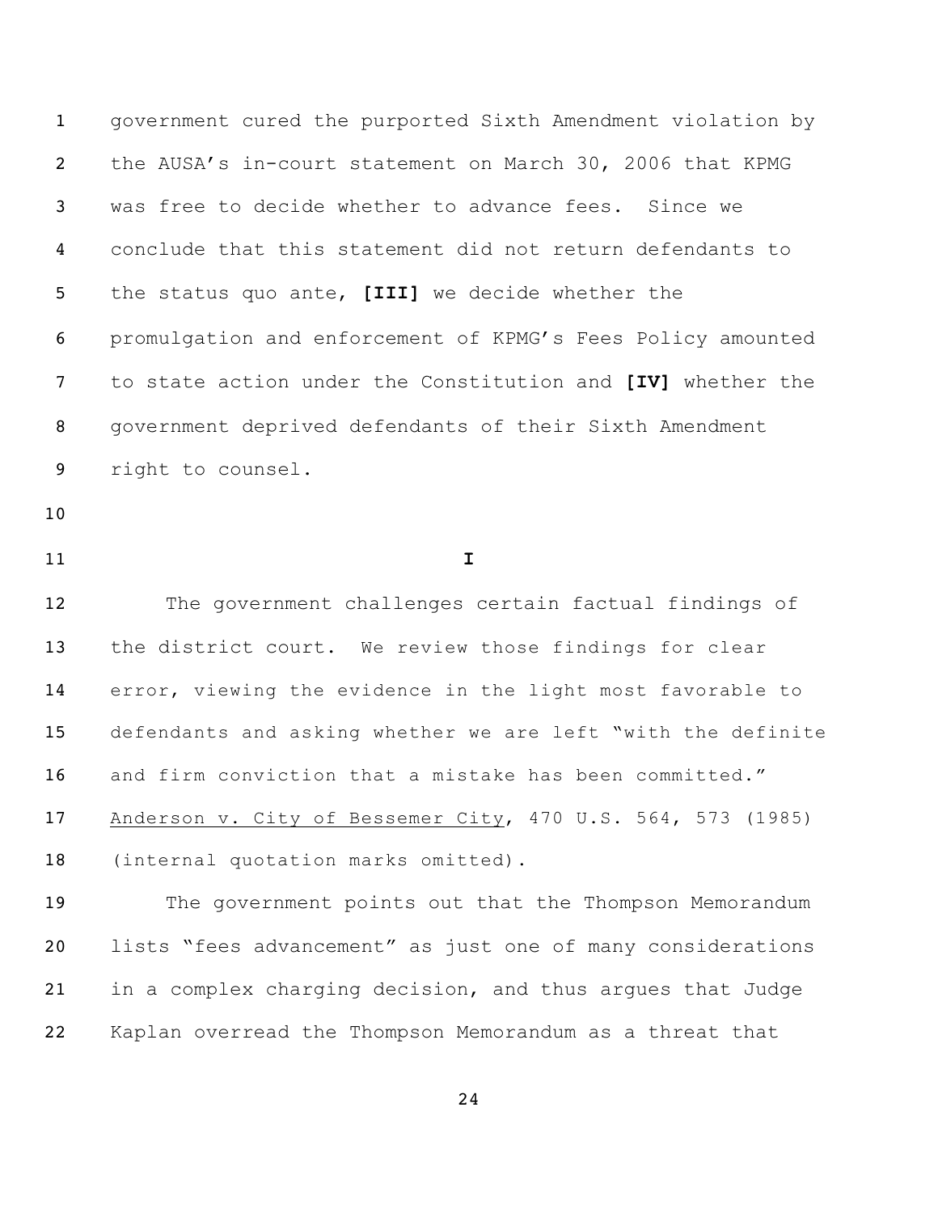government cured the purported Sixth Amendment violation by the AUSA's in-court statement on March 30, 2006 that KPMG was free to decide whether to advance fees. Since we conclude that this statement did not return defendants to the status quo ante, **[III]** we decide whether the promulgation and enforcement of KPMG's Fees Policy amounted to state action under the Constitution and **[IV]** whether the government deprived defendants of their Sixth Amendment right to counsel.

## I

The government challenges certain factual findings of the district court. We review those findings for clear error, viewing the evidence in the light most favorable to defendants and asking whether we are left "with the definite and firm conviction that a mistake has been committed." Anderson v. City of Bessemer City, 470 U.S. 564, 573 (1985) (internal quotation marks omitted).

The government points out that the Thompson Memorandum lists "fees advancement" as just one of many considerations in a complex charging decision, and thus argues that Judge Kaplan overread the Thompson Memorandum as a threat that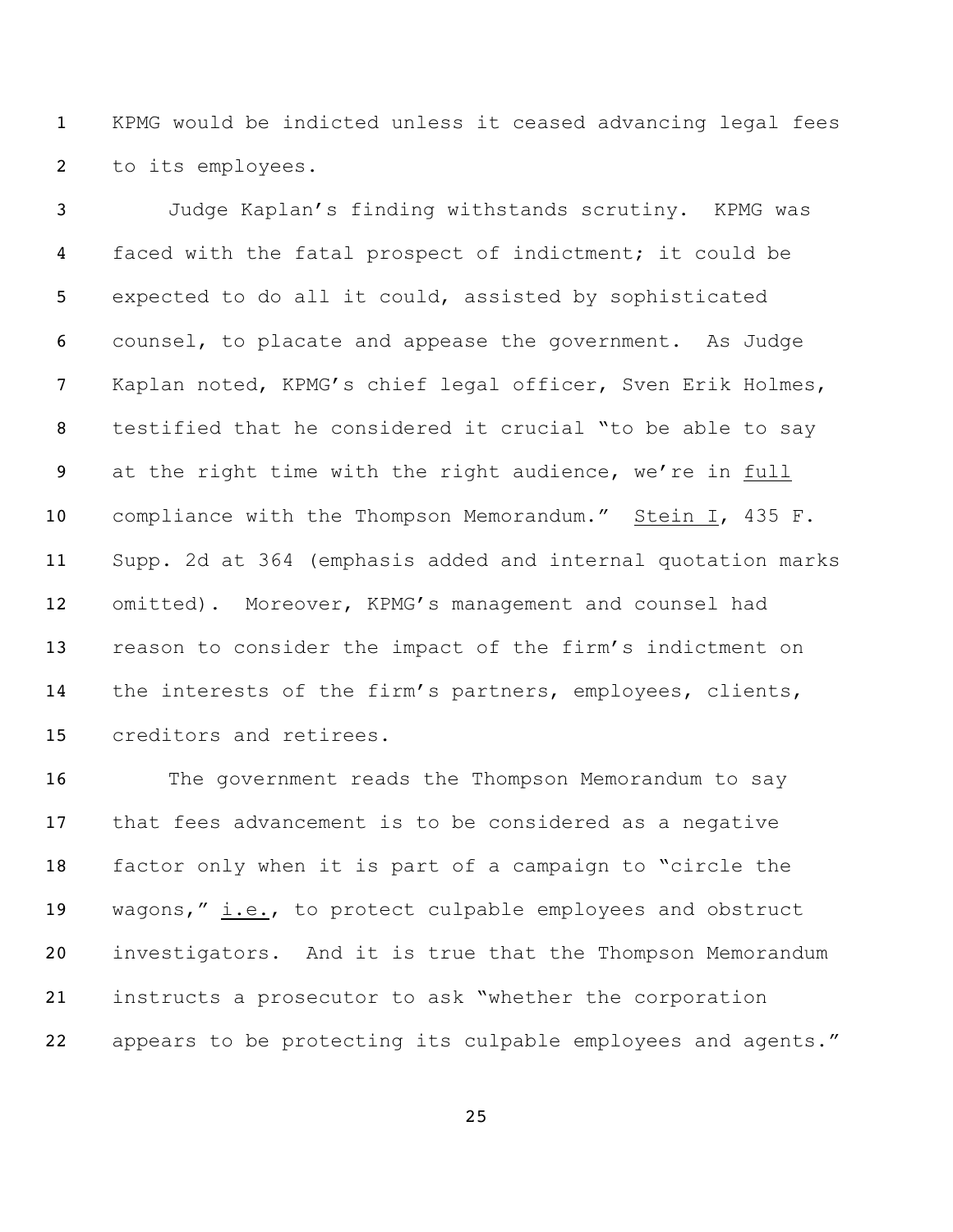KPMG would be indicted unless it ceased advancing legal fees to its employees.

Judge Kaplan's finding withstands scrutiny. KPMG was faced with the fatal prospect of indictment; it could be expected to do all it could, assisted by sophisticated counsel, to placate and appease the government. As Judge Kaplan noted, KPMG's chief legal officer, Sven Erik Holmes, testified that he considered it crucial "to be able to say at the right time with the right audience, we're in _full_ compliance with the Thompson Memorandum." _Stein I_, 435 F. Supp. 2d at 364 (emphasis added and internal quotation marks omitted). Moreover, KPMG's management and counsel had reason to consider the impact of the firm's indictment on the interests of the firm's partners, employees, clients, creditors and retirees.

The government reads the Thompson Memorandum to say that fees advancement is to be considered as a negative factor only when it is part of a campaign to "circle the wagons," _i.e._, to protect culpable employees and obstruct investigators. And it is true that the Thompson Memorandum instructs a prosecutor to ask "whether the corporation appears to be protecting its culpable employees and agents."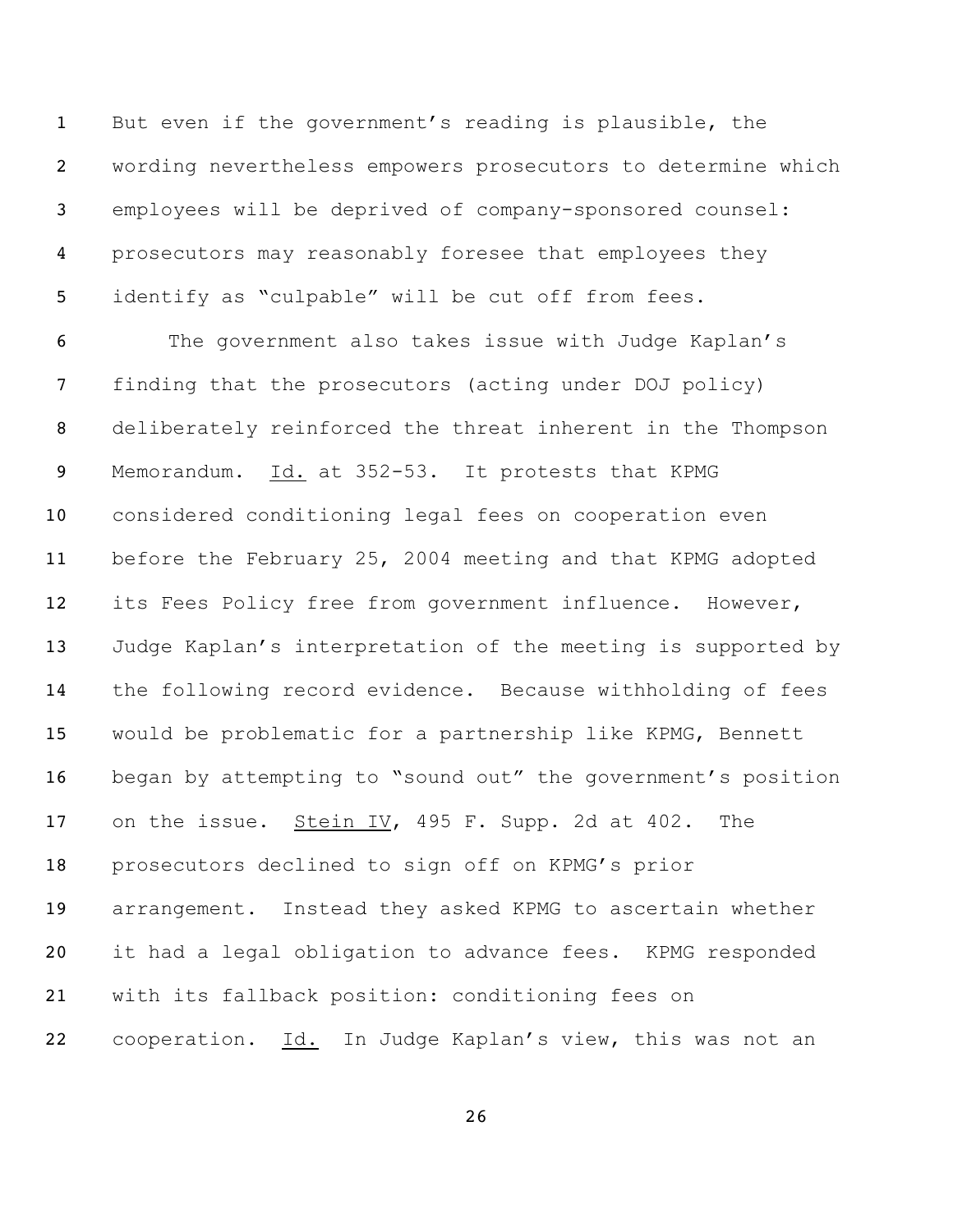But even if the government's reading is plausible, the wording nevertheless empowers prosecutors to determine which employees will be deprived of company-sponsored counsel: prosecutors may reasonably foresee that employees they identify as "culpable" will be cut off from fees.

The government also takes issue with Judge Kaplan's finding that the prosecutors (acting under DOJ policy) deliberately reinforced the threat inherent in the Thompson Memorandum. Id. at 352-53. It protests that KPMG considered conditioning legal fees on cooperation even before the February 25, 2004 meeting and that KPMG adopted its Fees Policy free from government influence. However, Judge Kaplan's interpretation of the meeting is supported by the following record evidence. Because withholding of fees would be problematic for a partnership like KPMG, Bennett began by attempting to "sound out" the government's position on the issue. Stein IV, 495 F. Supp. 2d at 402. The prosecutors declined to sign off on KPMG's prior arrangement. Instead they asked KPMG to ascertain whether it had a legal obligation to advance fees. KPMG responded with its fallback position: conditioning fees on cooperation. Id. In Judge Kaplan's view, this was not an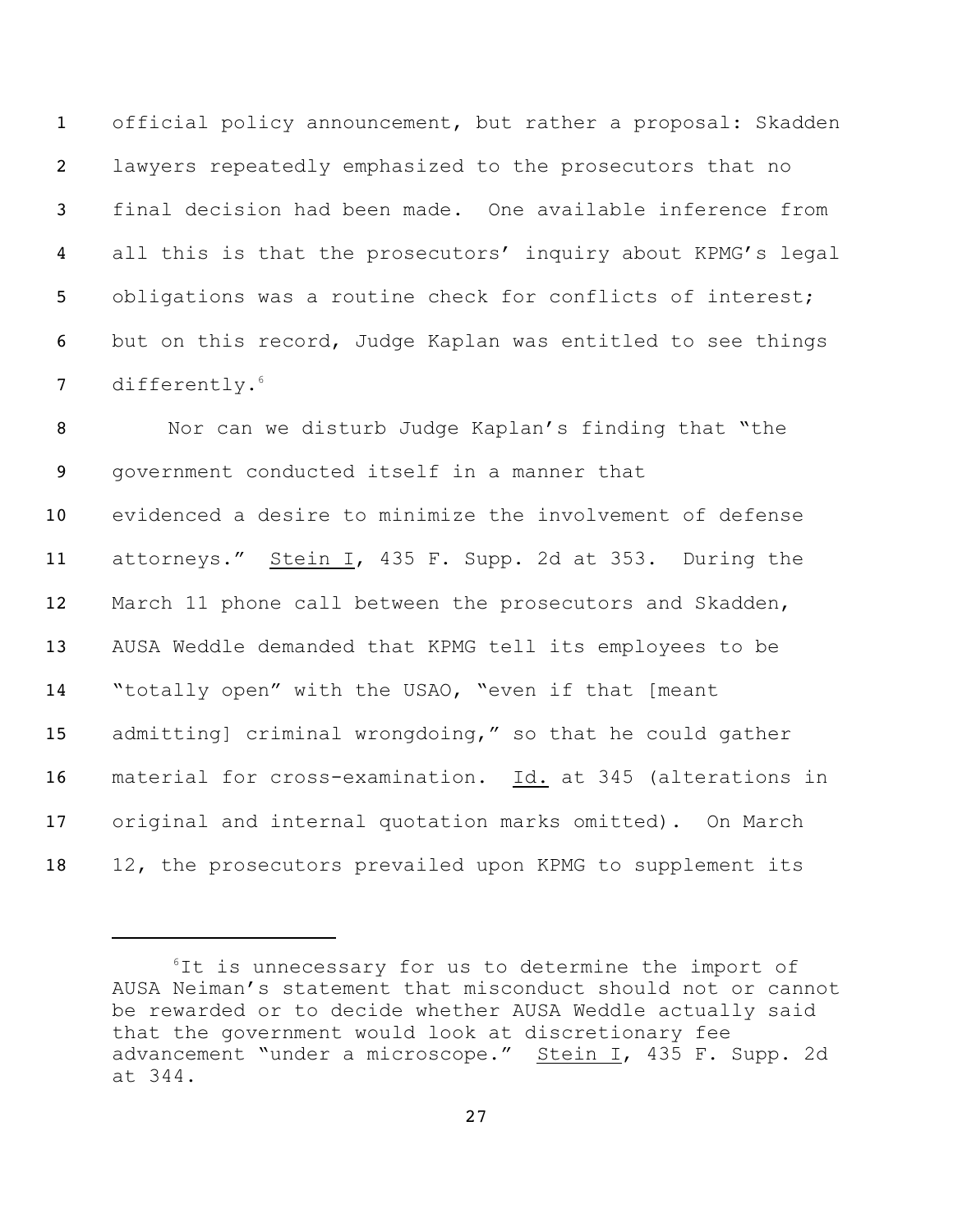official policy announcement, but rather a proposal: Skadden lawyers repeatedly emphasized to the prosecutors that no final decision had been made. One available inference from all this is that the prosecutors' inquiry about KPMG's legal obligations was a routine check for conflicts of interest; but on this record, Judge Kaplan was entitled to see things differently.[6]

Nor can we disturb Judge Kaplan's finding that "the government conducted itself in a manner that evidenced a desire to minimize the involvement of defense attorneys." Stein I, 435 F. Supp. 2d at 353. During the March 11 phone call between the prosecutors and Skadden, AUSA Weddle demanded that KPMG tell its employees to be "totally open" with the USAO, "even if that [meant admitting] criminal wrongdoing," so that he could gather material for cross-examination. Id. at 345 (alterations in original and internal quotation marks omitted). On March 12, the prosecutors prevailed upon KPMG to supplement its

---

[6] It is unnecessary for us to determine the import of AUSA Neiman's statement that misconduct should not or cannot be rewarded or to decide whether AUSA Weddle actually said that the government would look at discretionary fee advancement "under a microscope." Stein I, 435 F. Supp. 2d at 344.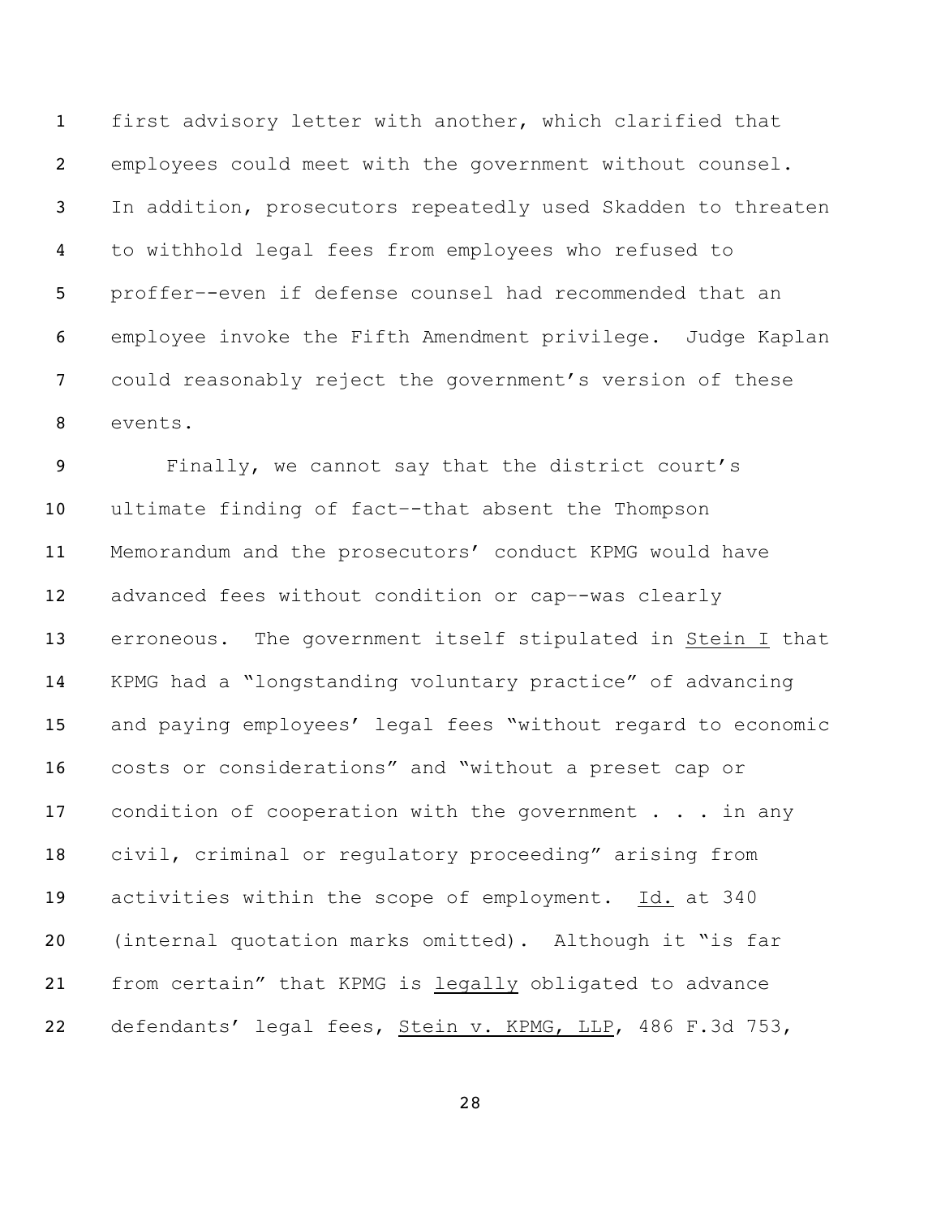first advisory letter with another, which clarified that employees could meet with the government without counsel. In addition, prosecutors repeatedly used Skadden to threaten to withhold legal fees from employees who refused to proffer--even if defense counsel had recommended that an employee invoke the Fifth Amendment privilege. Judge Kaplan could reasonably reject the government's version of these events.

Finally, we cannot say that the district court's ultimate finding of fact--that absent the Thompson Memorandum and the prosecutors' conduct KPMG would have advanced fees without condition or cap--was clearly erroneous. The government itself stipulated in Stein I that KPMG had a "longstanding voluntary practice" of advancing and paying employees' legal fees "without regard to economic costs or considerations" and "without a preset cap or condition of cooperation with the government . . . in any civil, criminal or regulatory proceeding" arising from activities within the scope of employment. Id. at 340 (internal quotation marks omitted). Although it "is far from certain" that KPMG is legally obligated to advance defendants' legal fees, Stein v. KPMG, LLP, 486 F.3d 753,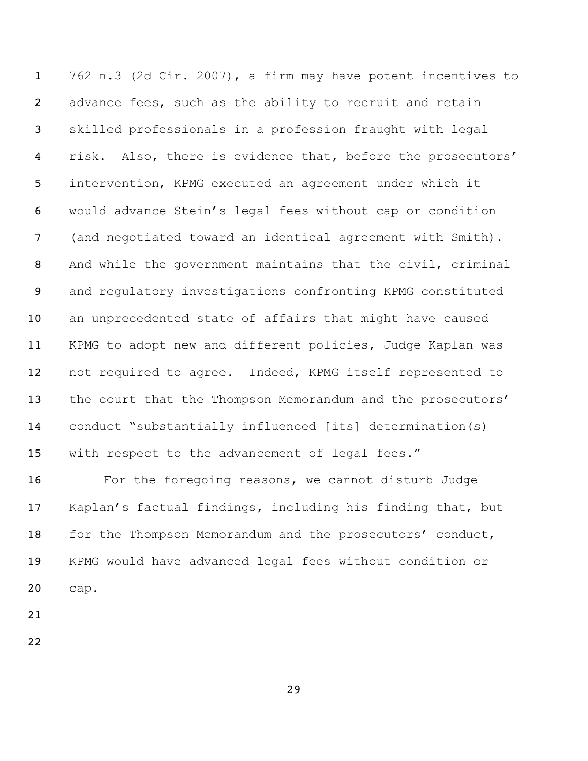762 n.3 (2d Cir. 2007), a firm may have potent incentives to advance fees, such as the ability to recruit and retain skilled professionals in a profession fraught with legal risk. Also, there is evidence that, before the prosecutors' intervention, KPMG executed an agreement under which it would advance Stein's legal fees without cap or condition (and negotiated toward an identical agreement with Smith). And while the government maintains that the civil, criminal and regulatory investigations confronting KPMG constituted an unprecedented state of affairs that might have caused KPMG to adopt new and different policies, Judge Kaplan was not required to agree. Indeed, KPMG itself represented to the court that the Thompson Memorandum and the prosecutors' conduct "substantially influenced [its] determination(s) with respect to the advancement of legal fees."

For the foregoing reasons, we cannot disturb Judge Kaplan's factual findings, including his finding that, but for the Thompson Memorandum and the prosecutors' conduct, KPMG would have advanced legal fees without condition or cap.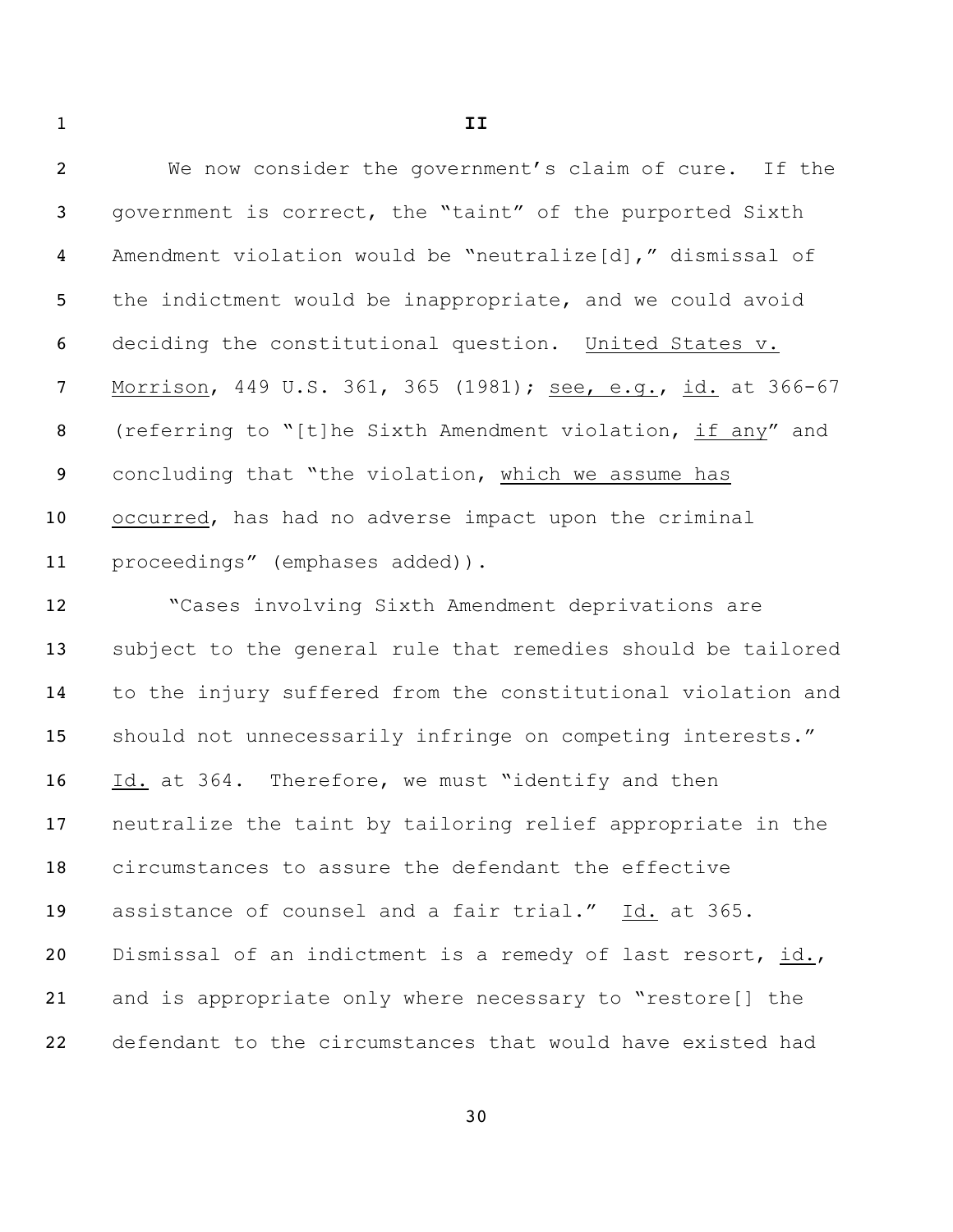**II**

We now consider the government's claim of cure. If the government is correct, the "taint" of the purported Sixth Amendment violation would be "neutralize[d]," dismissal of the indictment would be inappropriate, and we could avoid deciding the constitutional question. United States v. Morrison, 449 U.S. 361, 365 (1981); see, e.g., id. at 366-67 (referring to "[t]he Sixth Amendment violation, if any" and concluding that "the violation, which we assume has occurred, has had no adverse impact upon the criminal proceedings" (emphases added)).

"Cases involving Sixth Amendment deprivations are subject to the general rule that remedies should be tailored to the injury suffered from the constitutional violation and should not unnecessarily infringe on competing interests." Id. at 364. Therefore, we must "identify and then neutralize the taint by tailoring relief appropriate in the circumstances to assure the defendant the effective assistance of counsel and a fair trial." Id. at 365. Dismissal of an indictment is a remedy of last resort, id., and is appropriate only where necessary to "restore[] the defendant to the circumstances that would have existed had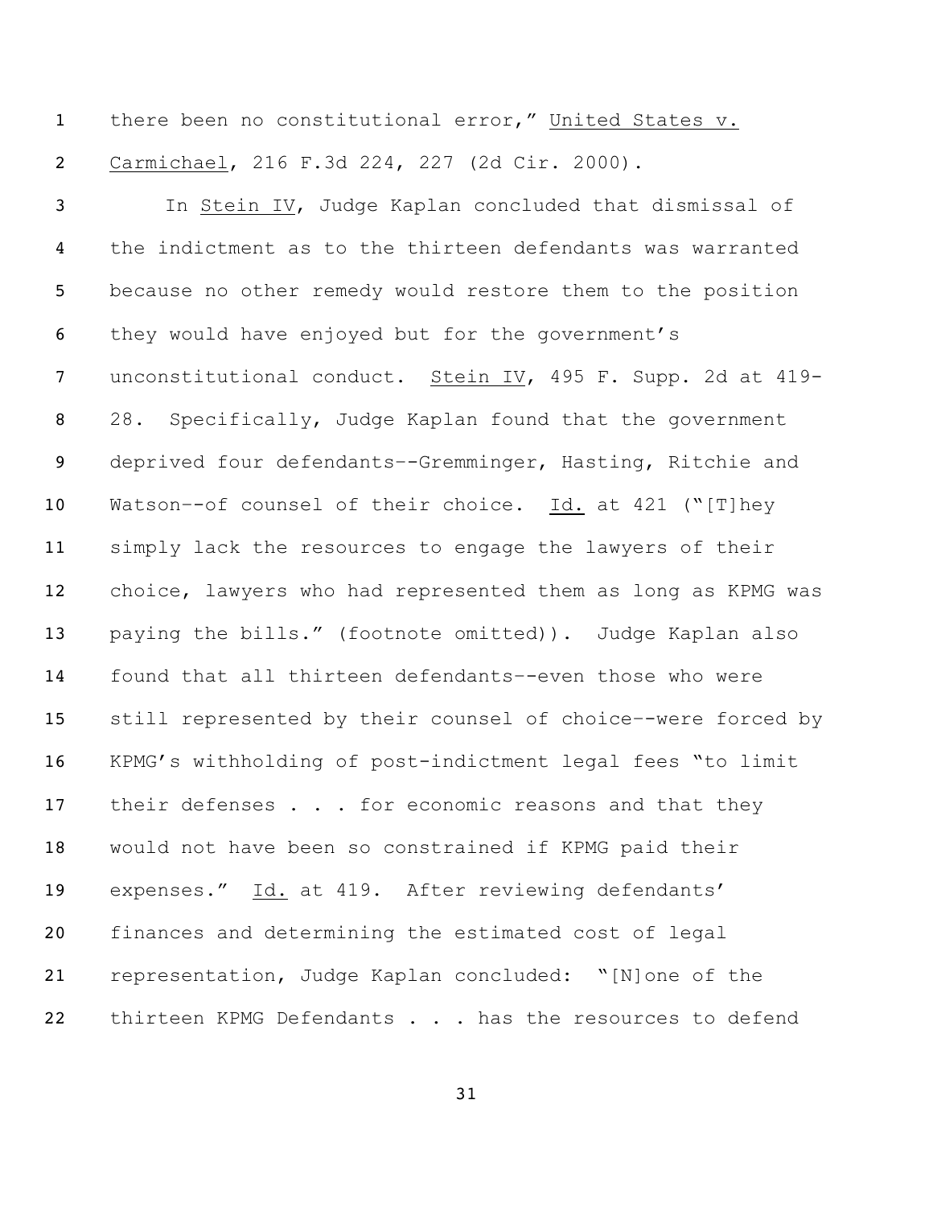there been no constitutional error," United States v. Carmichael, 216 F.3d 224, 227 (2d Cir. 2000).

In Stein IV, Judge Kaplan concluded that dismissal of the indictment as to the thirteen defendants was warranted because no other remedy would restore them to the position they would have enjoyed but for the government's unconstitutional conduct. Stein IV, 495 F. Supp. 2d at 419-28. Specifically, Judge Kaplan found that the government deprived four defendants--Gremminger, Hasting, Ritchie and Watson--of counsel of their choice. Id. at 421 ("[T]hey simply lack the resources to engage the lawyers of their choice, lawyers who had represented them as long as KPMG was paying the bills." (footnote omitted)). Judge Kaplan also found that all thirteen defendants--even those who were still represented by their counsel of choice--were forced by KPMG's withholding of post-indictment legal fees "to limit their defenses . . . for economic reasons and that they would not have been so constrained if KPMG paid their expenses." Id. at 419. After reviewing defendants' finances and determining the estimated cost of legal representation, Judge Kaplan concluded: "[N]one of the thirteen KPMG Defendants . . . has the resources to defend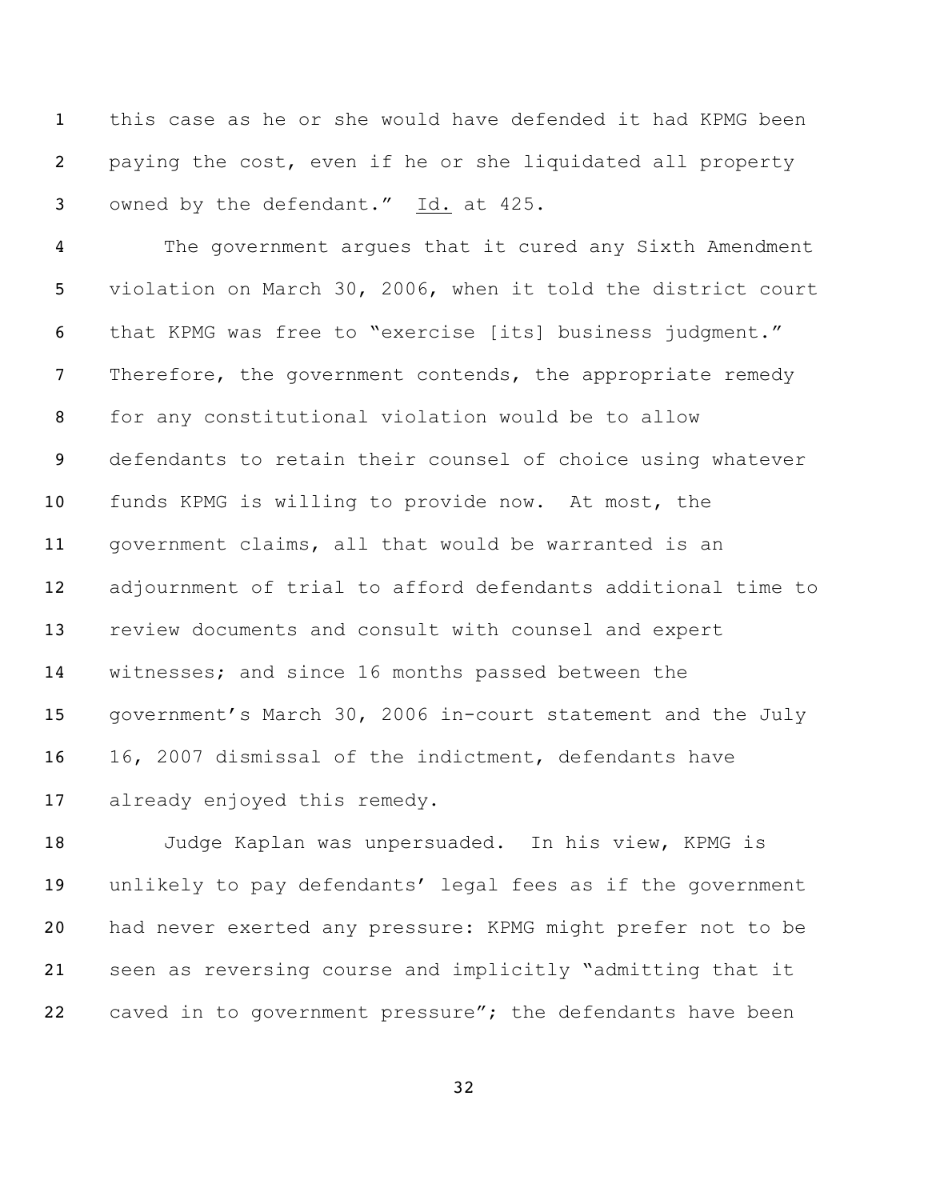this case as he or she would have defended it had KPMG been paying the cost, even if he or she liquidated all property owned by the defendant." Id. at 425.

The government argues that it cured any Sixth Amendment violation on March 30, 2006, when it told the district court that KPMG was free to "exercise [its] business judgment." Therefore, the government contends, the appropriate remedy for any constitutional violation would be to allow defendants to retain their counsel of choice using whatever funds KPMG is willing to provide now. At most, the government claims, all that would be warranted is an adjournment of trial to afford defendants additional time to review documents and consult with counsel and expert witnesses; and since 16 months passed between the government's March 30, 2006 in-court statement and the July 16, 2007 dismissal of the indictment, defendants have already enjoyed this remedy.

Judge Kaplan was unpersuaded. In his view, KPMG is unlikely to pay defendants' legal fees as if the government had never exerted any pressure: KPMG might prefer not to be seen as reversing course and implicitly "admitting that it caved in to government pressure"; the defendants have been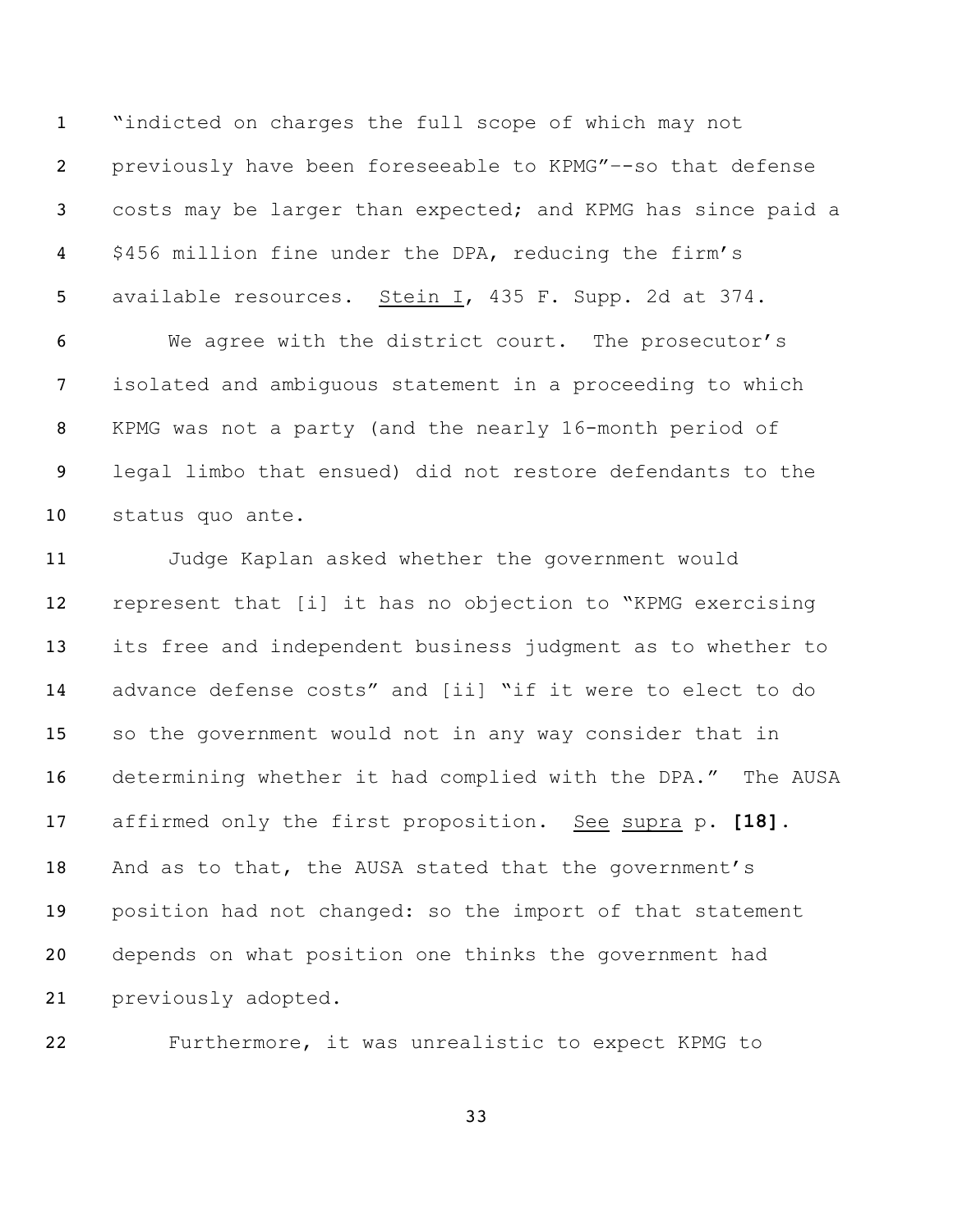"indicted on charges the full scope of which may not previously have been foreseeable to KPMG"--so that defense costs may be larger than expected; and KPMG has since paid a $456 million fine under the DPA, reducing the firm's available resources. Stein I, 435 F. Supp. 2d at 374.

We agree with the district court. The prosecutor's isolated and ambiguous statement in a proceeding to which KPMG was not a party (and the nearly 16-month period of legal limbo that ensued) did not restore defendants to the status quo ante.

Judge Kaplan asked whether the government would represent that [i] it has no objection to "KPMG exercising its free and independent business judgment as to whether to advance defense costs" and [ii] "if it were to elect to do so the government would not in any way consider that in determining whether it had complied with the DPA." The AUSA affirmed only the first proposition. See supra p. **[18]**. And as to that, the AUSA stated that the government's position had not changed: so the import of that statement depends on what position one thinks the government had previously adopted.

Furthermore, it was unrealistic to expect KPMG to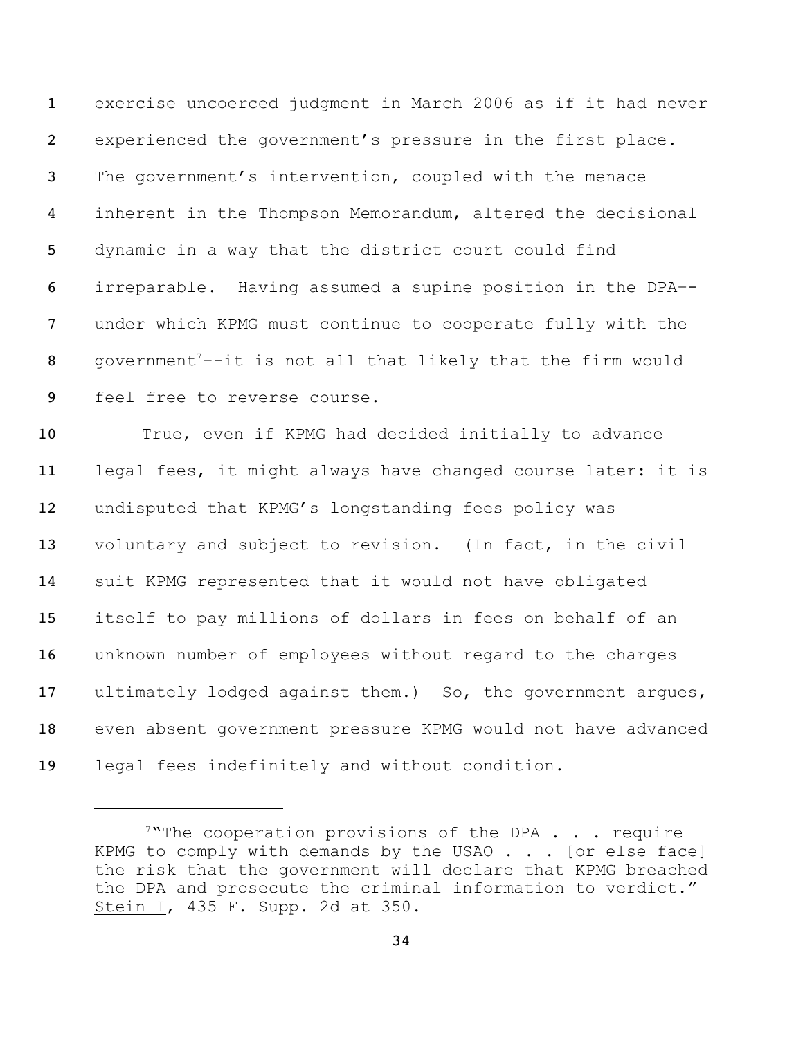exercise uncoerced judgment in March 2006 as if it had never experienced the government's pressure in the first place. The government's intervention, coupled with the menace inherent in the Thompson Memorandum, altered the decisional dynamic in a way that the district court could find irreparable. Having assumed a supine position in the DPA--under which KPMG must continue to cooperate fully with the government[7]--it is not all that likely that the firm would feel free to reverse course.

True, even if KPMG had decided initially to advance legal fees, it might always have changed course later: it is undisputed that KPMG's longstanding fees policy was voluntary and subject to revision. (In fact, in the civil suit KPMG represented that it would not have obligated itself to pay millions of dollars in fees on behalf of an unknown number of employees without regard to the charges ultimately lodged against them.) So, the government argues, even absent government pressure KPMG would not have advanced legal fees indefinitely and without condition.

---

[7] "The cooperation provisions of the DPA . . . require KPMG to comply with demands by the USAO . . . [or else face] the risk that the government will declare that KPMG breached the DPA and prosecute the criminal information to verdict." Stein I, 435 F. Supp. 2d at 350.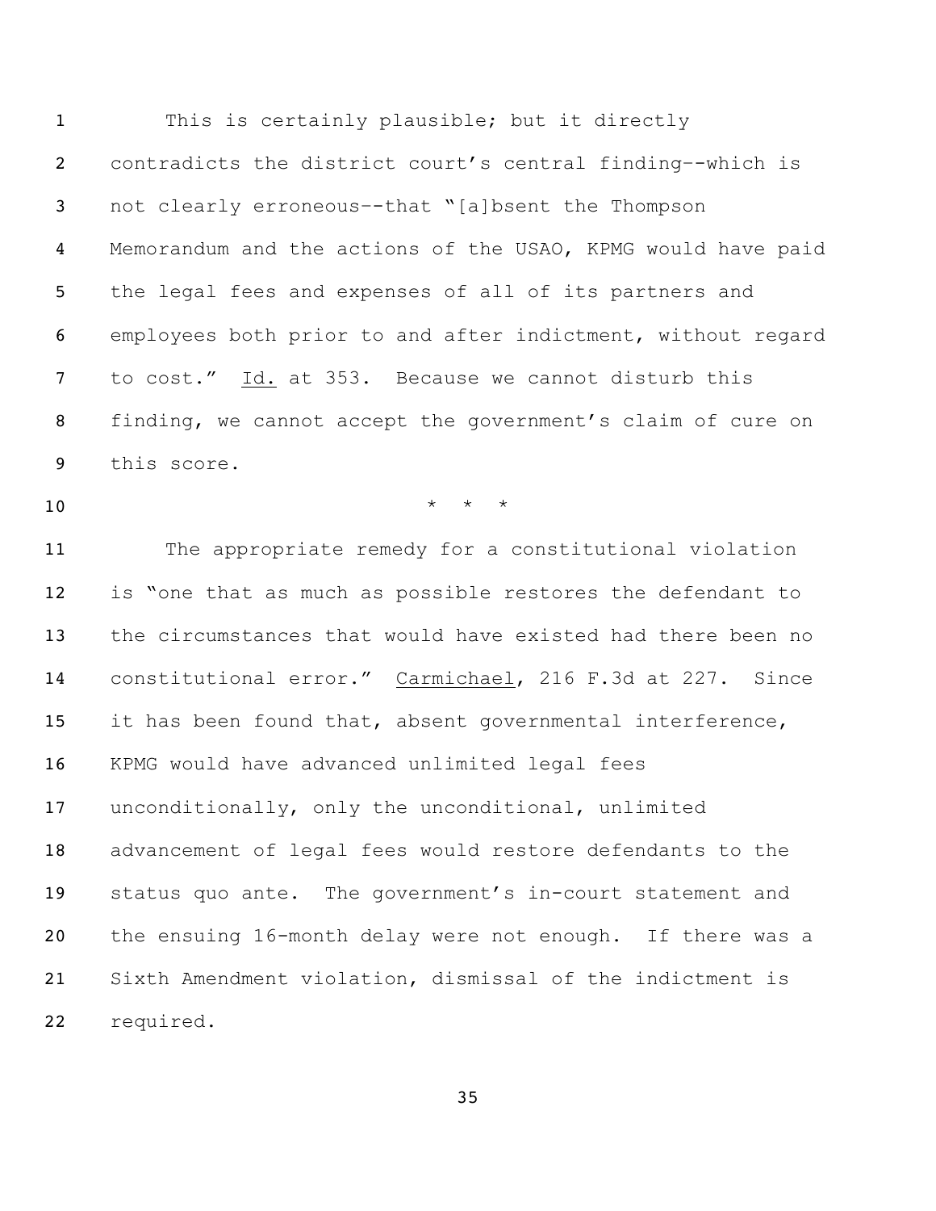This is certainly plausible; but it directly contradicts the district court's central finding--which is not clearly erroneous--that "[a]bsent the Thompson Memorandum and the actions of the USAO, KPMG would have paid the legal fees and expenses of all of its partners and employees both prior to and after indictment, without regard to cost." Id. at 353. Because we cannot disturb this finding, we cannot accept the government's claim of cure on this score.

\* \* \*

The appropriate remedy for a constitutional violation is "one that as much as possible restores the defendant to the circumstances that would have existed had there been no constitutional error." Carmichael, 216 F.3d at 227. Since it has been found that, absent governmental interference, KPMG would have advanced unlimited legal fees unconditionally, only the unconditional, unlimited advancement of legal fees would restore defendants to the status quo ante. The government's in-court statement and the ensuing 16-month delay were not enough. If there was a Sixth Amendment violation, dismissal of the indictment is required.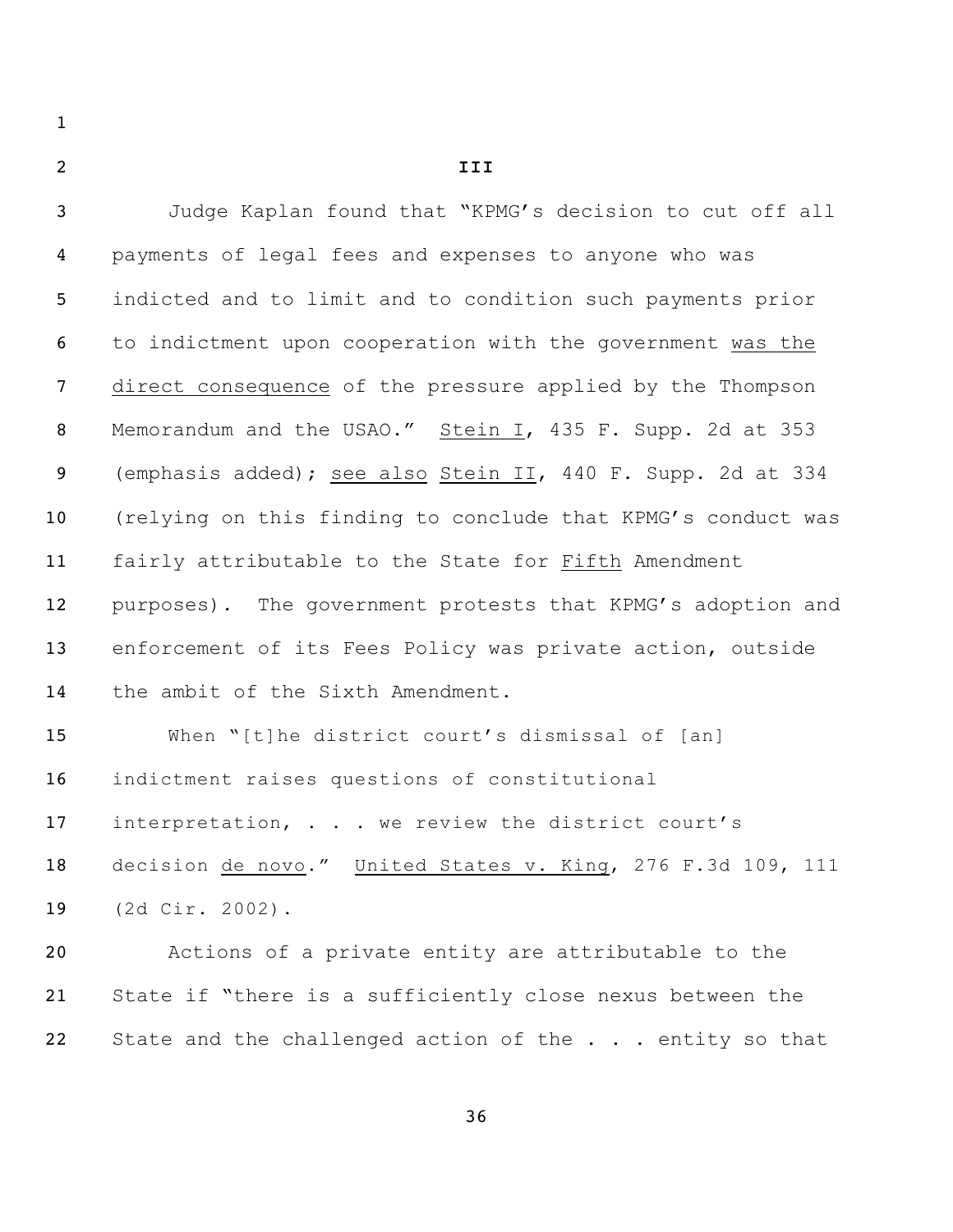## III

Judge Kaplan found that "KPMG's decision to cut off all payments of legal fees and expenses to anyone who was indicted and to limit and to condition such payments prior to indictment upon cooperation with the government <u>was the direct consequence</u> of the pressure applied by the Thompson Memorandum and the USAO." <u>Stein I</u>, 435 F. Supp. 2d at 353 (emphasis added); <u>see also</u> <u>Stein II</u>, 440 F. Supp. 2d at 334 (relying on this finding to conclude that KPMG's conduct was fairly attributable to the State for <u>Fifth</u> Amendment purposes). The government protests that KPMG's adoption and enforcement of its Fees Policy was private action, outside the ambit of the Sixth Amendment.

When "[t]he district court's dismissal of [an] indictment raises questions of constitutional interpretation, . . . we review the district court's decision <u>de novo</u>." <u>United States v. King</u>, 276 F.3d 109, 111 (2d Cir. 2002).

Actions of a private entity are attributable to the State if "there is a sufficiently close nexus between the State and the challenged action of the . . . entity so that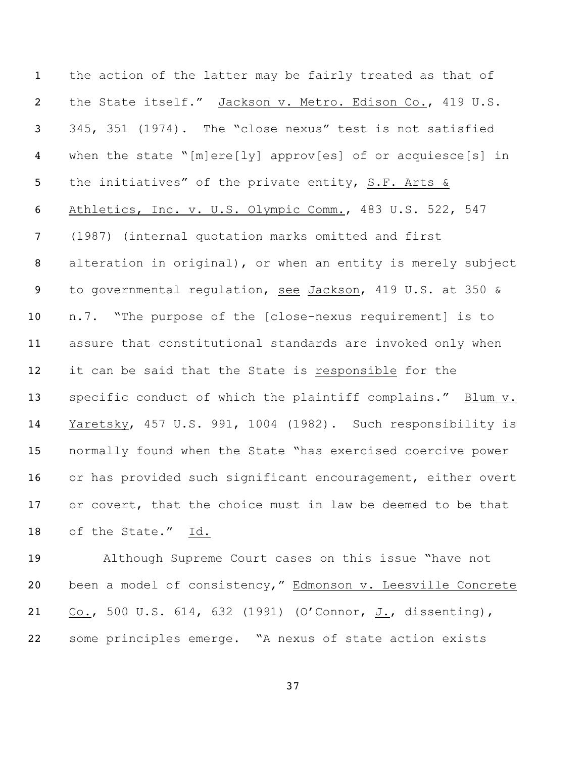the action of the latter may be fairly treated as that of the State itself." Jackson v. Metro. Edison Co., 419 U.S. 345, 351 (1974). The "close nexus" test is not satisfied when the state "[m]ere[ly] approv[es] of or acquiesce[s] in the initiatives" of the private entity, S.F. Arts & Athletics, Inc. v. U.S. Olympic Comm., 483 U.S. 522, 547 (1987) (internal quotation marks omitted and first alteration in original), or when an entity is merely subject to governmental regulation, see Jackson, 419 U.S. at 350 & n.7. "The purpose of the [close-nexus requirement] is to assure that constitutional standards are invoked only when it can be said that the State is responsible for the specific conduct of which the plaintiff complains." Blum v. Yaretsky, 457 U.S. 991, 1004 (1982). Such responsibility is normally found when the State "has exercised coercive power or has provided such significant encouragement, either overt or covert, that the choice must in law be deemed to be that of the State." Id.

Although Supreme Court cases on this issue "have not been a model of consistency," Edmonson v. Leesville Concrete Co., 500 U.S. 614, 632 (1991) (O'Connor, J., dissenting), some principles emerge. "A nexus of state action exists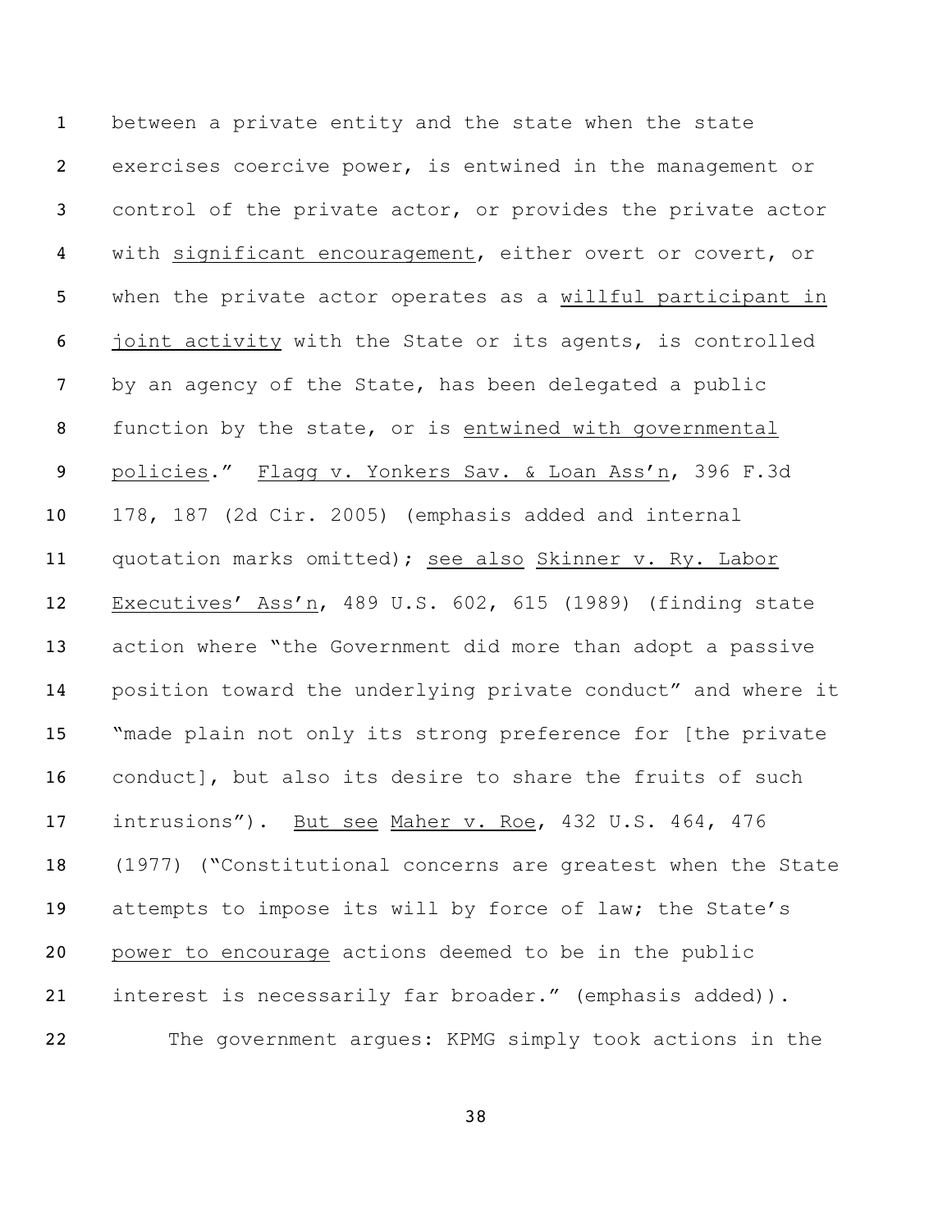between a private entity and the state when the state exercises coercive power, is entwined in the management or control of the private actor, or provides the private actor with <u>significant encouragement</u>, either overt or covert, or when the private actor operates as a <u>willful participant in joint activity</u> with the State or its agents, is controlled by an agency of the State, has been delegated a public function by the state, or is <u>entwined with governmental policies</u>." <u>Flagg v. Yonkers Sav. & Loan Ass'n</u>, 396 F.3d 178, 187 (2d Cir. 2005) (emphasis added and internal quotation marks omitted); <u>see also</u> <u>Skinner v. Ry. Labor Executives' Ass'n</u>, 489 U.S. 602, 615 (1989) (finding state action where "the Government did more than adopt a passive position toward the underlying private conduct" and where it "made plain not only its strong preference for [the private conduct], but also its desire to share the fruits of such intrusions"). <u>But see</u> <u>Maher v. Roe</u>, 432 U.S. 464, 476 (1977) ("Constitutional concerns are greatest when the State attempts to impose its will by force of law; the State's <u>power to encourage</u> actions deemed to be in the public interest is necessarily far broader." (emphasis added)).

The government argues: KPMG simply took actions in the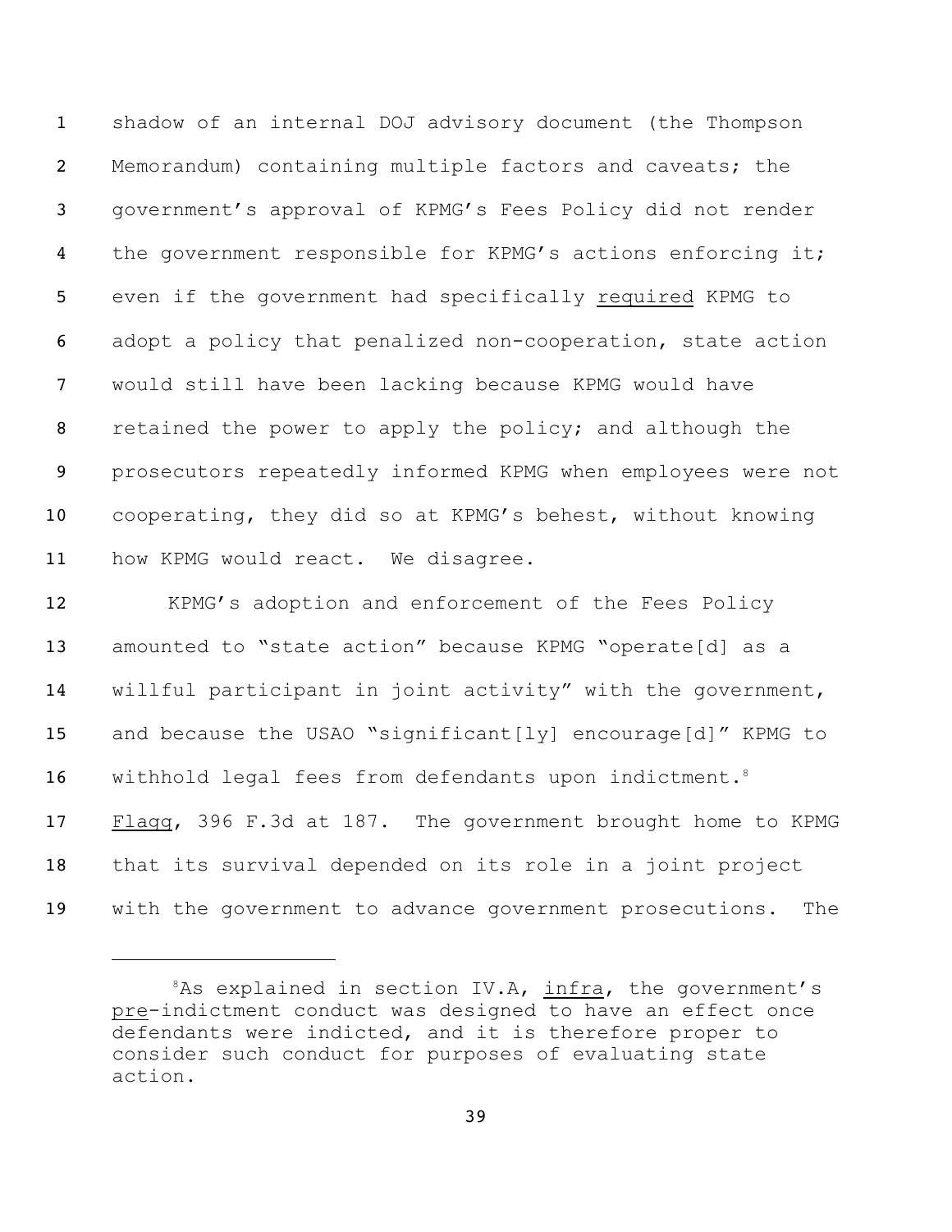shadow of an internal DOJ advisory document (the Thompson Memorandum) containing multiple factors and caveats; the government's approval of KPMG's Fees Policy did not render the government responsible for KPMG's actions enforcing it; even if the government had specifically required KPMG to adopt a policy that penalized non-cooperation, state action would still have been lacking because KPMG would have retained the power to apply the policy; and although the prosecutors repeatedly informed KPMG when employees were not cooperating, they did so at KPMG's behest, without knowing how KPMG would react. We disagree.

KPMG's adoption and enforcement of the Fees Policy amounted to "state action" because KPMG "operate[d] as a willful participant in joint activity" with the government, and because the USAO "significant[ly] encourage[d]" KPMG to withhold legal fees from defendants upon indictment.[8] Flagg, 396 F.3d at 187. The government brought home to KPMG that its survival depended on its role in a joint project with the government to advance government prosecutions. The

[8] As explained in section IV.A, infra, the government's pre-indictment conduct was designed to have an effect once defendants were indicted, and it is therefore proper to consider such conduct for purposes of evaluating state action.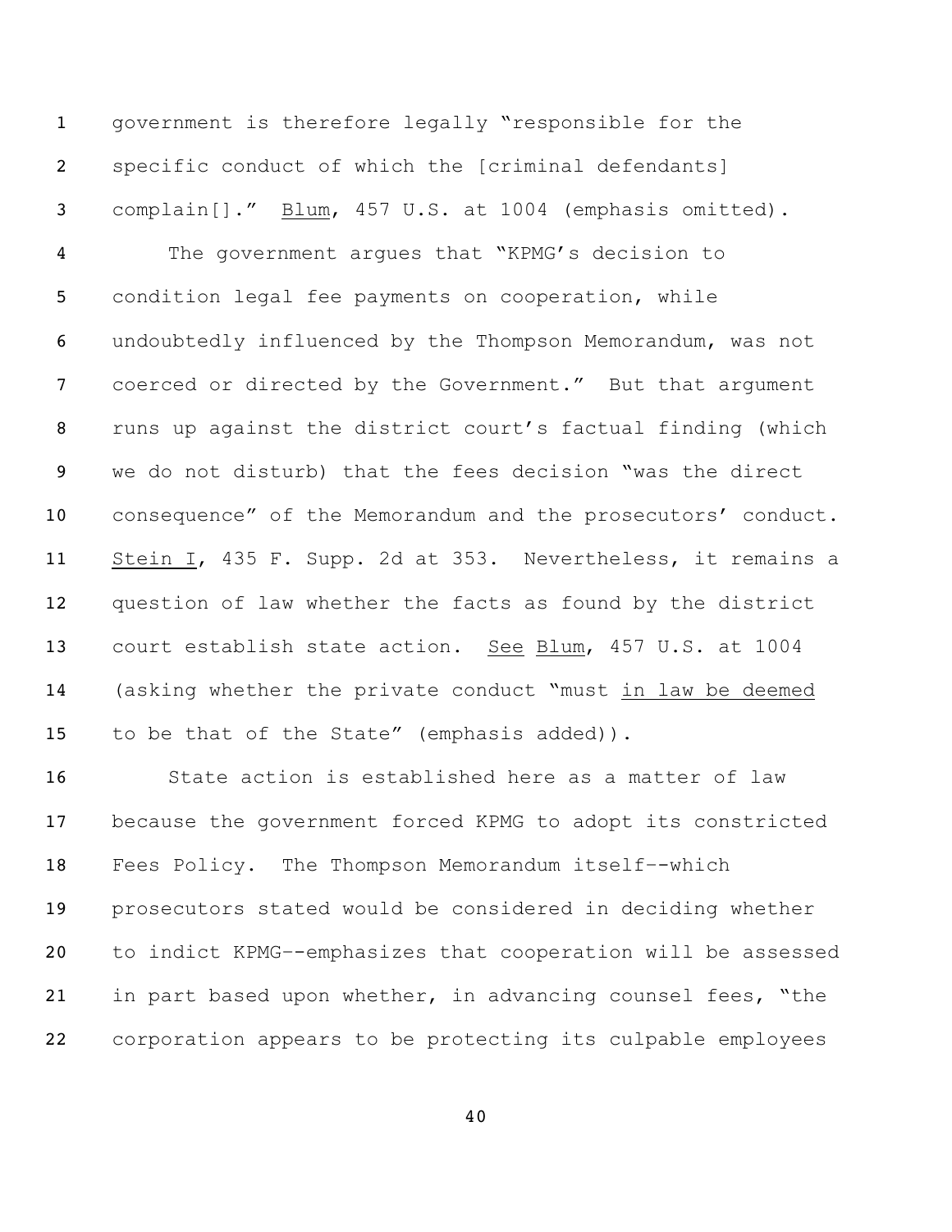government is therefore legally "responsible for the specific conduct of which the [criminal defendants] complain[]." Blum, 457 U.S. at 1004 (emphasis omitted).

The government argues that "KPMG's decision to condition legal fee payments on cooperation, while undoubtedly influenced by the Thompson Memorandum, was not coerced or directed by the Government." But that argument runs up against the district court's factual finding (which we do not disturb) that the fees decision "was the direct consequence" of the Memorandum and the prosecutors' conduct. Stein I, 435 F. Supp. 2d at 353. Nevertheless, it remains a question of law whether the facts as found by the district court establish state action. See Blum, 457 U.S. at 1004 (asking whether the private conduct "must in law be deemed to be that of the State" (emphasis added)).

State action is established here as a matter of law because the government forced KPMG to adopt its constricted Fees Policy. The Thompson Memorandum itself--which prosecutors stated would be considered in deciding whether to indict KPMG--emphasizes that cooperation will be assessed in part based upon whether, in advancing counsel fees, "the corporation appears to be protecting its culpable employees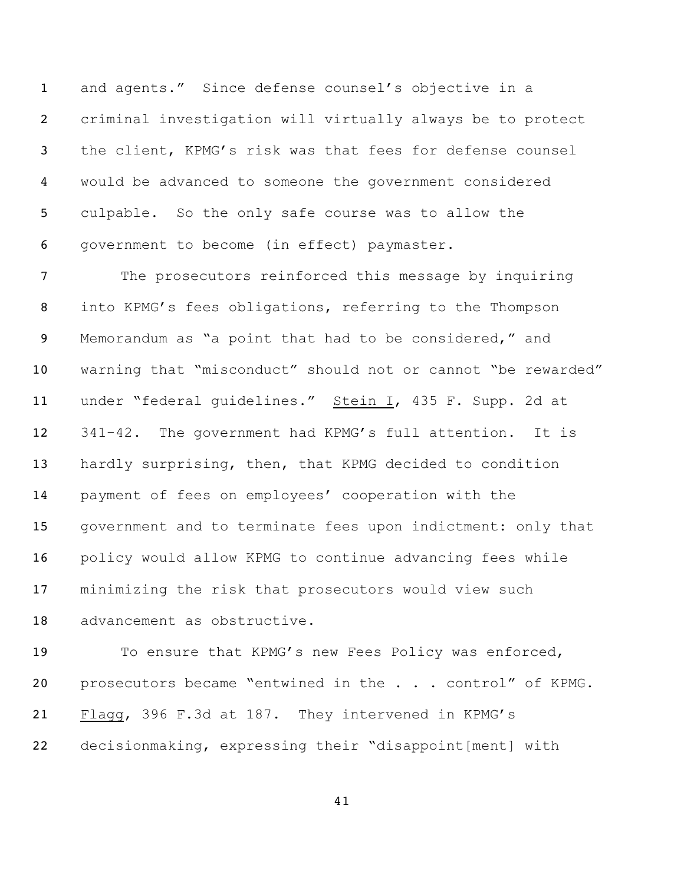and agents." Since defense counsel's objective in a criminal investigation will virtually always be to protect the client, KPMG's risk was that fees for defense counsel would be advanced to someone the government considered culpable. So the only safe course was to allow the government to become (in effect) paymaster.

The prosecutors reinforced this message by inquiring into KPMG's fees obligations, referring to the Thompson Memorandum as "a point that had to be considered," and warning that "misconduct" should not or cannot "be rewarded" under "federal guidelines." Stein I, 435 F. Supp. 2d at 341-42. The government had KPMG's full attention. It is hardly surprising, then, that KPMG decided to condition payment of fees on employees' cooperation with the government and to terminate fees upon indictment: only that policy would allow KPMG to continue advancing fees while minimizing the risk that prosecutors would view such advancement as obstructive.

To ensure that KPMG's new Fees Policy was enforced, prosecutors became "entwined in the . . . control" of KPMG. Flagg, 396 F.3d at 187. They intervened in KPMG's decisionmaking, expressing their "disappoint[ment] with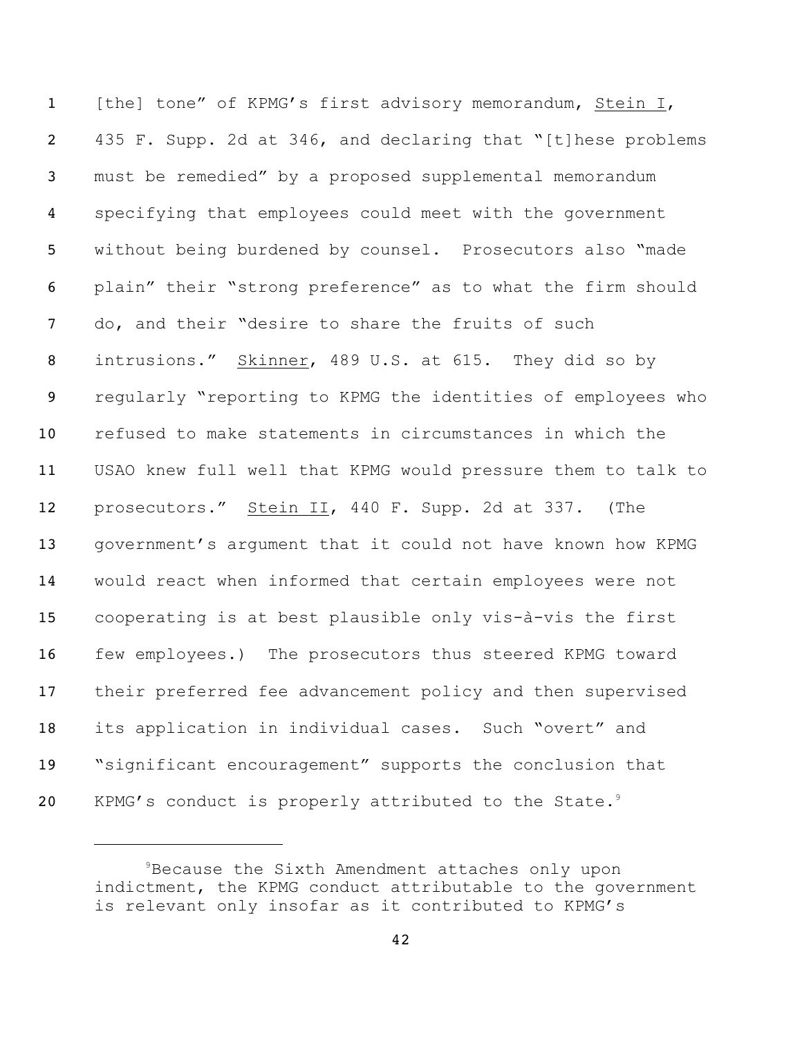[the] tone" of KPMG's first advisory memorandum, Stein I, 435 F. Supp. 2d at 346, and declaring that "[t]hese problems must be remedied" by a proposed supplemental memorandum specifying that employees could meet with the government without being burdened by counsel. Prosecutors also "made plain" their "strong preference" as to what the firm should do, and their "desire to share the fruits of such intrusions." Skinner, 489 U.S. at 615. They did so by regularly "reporting to KPMG the identities of employees who refused to make statements in circumstances in which the USAO knew full well that KPMG would pressure them to talk to prosecutors." Stein II, 440 F. Supp. 2d at 337. (The government's argument that it could not have known how KPMG would react when informed that certain employees were not cooperating is at best plausible only vis-à-vis the first few employees.) The prosecutors thus steered KPMG toward their preferred fee advancement policy and then supervised its application in individual cases. Such "overt" and "significant encouragement" supports the conclusion that KPMG's conduct is properly attributed to the State.[9]

---

[9]Because the Sixth Amendment attaches only upon indictment, the KPMG conduct attributable to the government is relevant only insofar as it contributed to KPMG's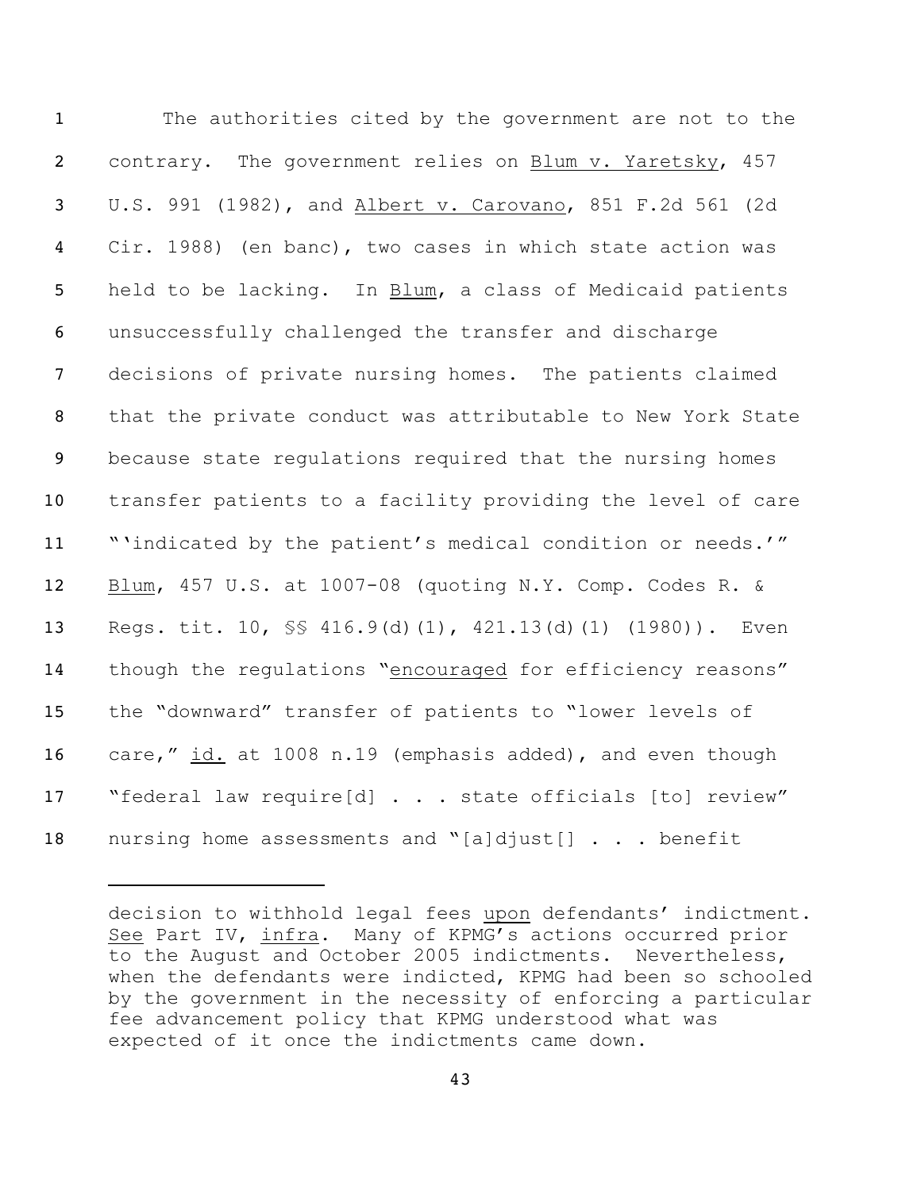The authorities cited by the government are not to the contrary. The government relies on Blum v. Yaretsky, 457 U.S. 991 (1982), and Albert v. Carovano, 851 F.2d 561 (2d Cir. 1988) (en banc), two cases in which state action was held to be lacking. In Blum, a class of Medicaid patients unsuccessfully challenged the transfer and discharge decisions of private nursing homes. The patients claimed that the private conduct was attributable to New York State because state regulations required that the nursing homes transfer patients to a facility providing the level of care "'indicated by the patient's medical condition or needs.'" Blum, 457 U.S. at 1007-08 (quoting N.Y. Comp. Codes R. & Regs. tit. 10, §§ 416.9(d)(1), 421.13(d)(1) (1980)). Even though the regulations "encouraged for efficiency reasons" the "downward" transfer of patients to "lower levels of care," id. at 1008 n.19 (emphasis added), and even though "federal law require[d] . . . state officials [to] review" nursing home assessments and "[a]djust[] . . . benefit

---

decision to withhold legal fees upon defendants' indictment. See Part IV, infra. Many of KPMG's actions occurred prior to the August and October 2005 indictments. Nevertheless, when the defendants were indicted, KPMG had been so schooled by the government in the necessity of enforcing a particular fee advancement policy that KPMG understood what was expected of it once the indictments came down.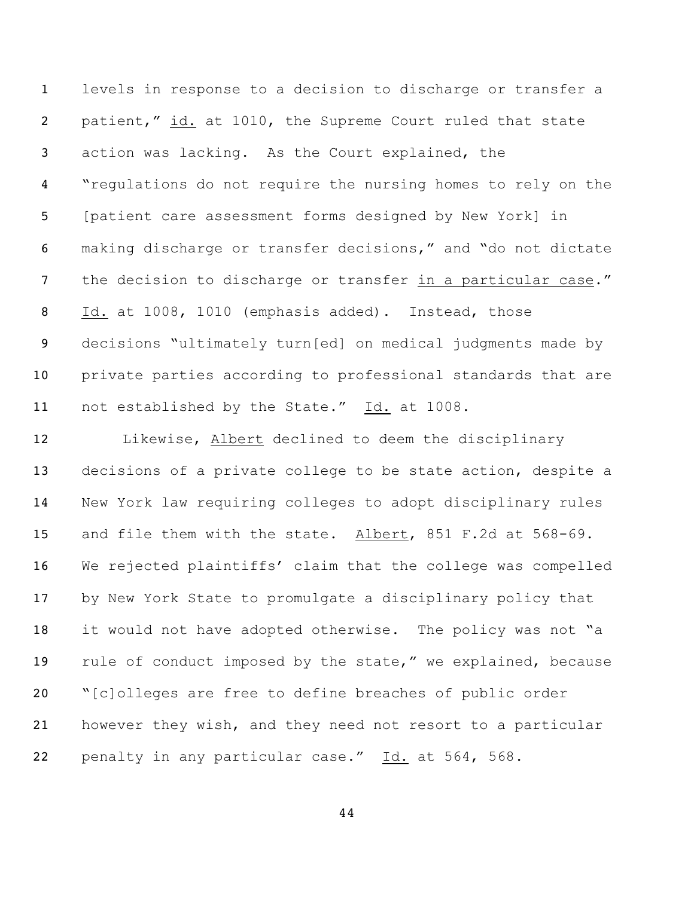levels in response to a decision to discharge or transfer a patient," _id._ at 1010, the Supreme Court ruled that state action was lacking. As the Court explained, the "regulations do not require the nursing homes to rely on the [patient care assessment forms designed by New York] in making discharge or transfer decisions," and "do not dictate the decision to discharge or transfer _in a particular case_." _Id._ at 1008, 1010 (emphasis added). Instead, those decisions "ultimately turn[ed] on medical judgments made by private parties according to professional standards that are not established by the State." _Id._ at 1008.

Likewise, _Albert_ declined to deem the disciplinary decisions of a private college to be state action, despite a New York law requiring colleges to adopt disciplinary rules and file them with the state. _Albert_, 851 F.2d at 568-69. We rejected plaintiffs' claim that the college was compelled by New York State to promulgate a disciplinary policy that it would not have adopted otherwise. The policy was not "a rule of conduct imposed by the state," we explained, because "[c]olleges are free to define breaches of public order however they wish, and they need not resort to a particular penalty in any particular case." _Id._ at 564, 568.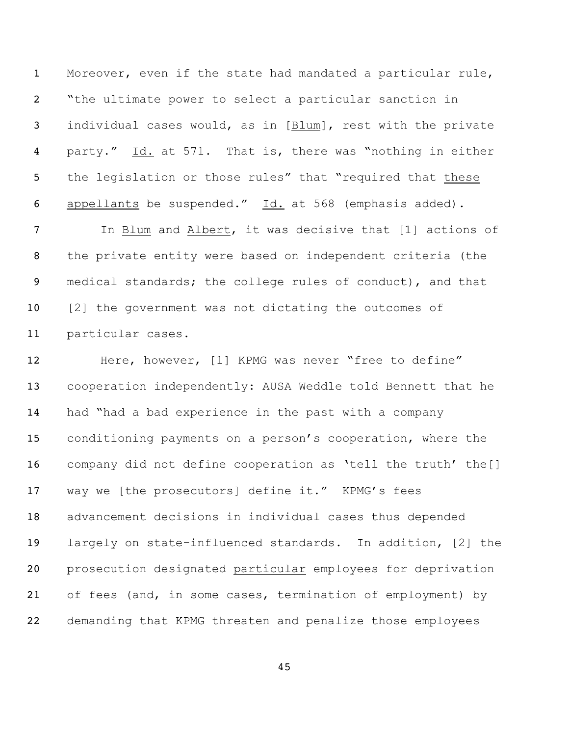Moreover, even if the state had mandated a particular rule, "the ultimate power to select a particular sanction in individual cases would, as in [Blum], rest with the private party." Id. at 571. That is, there was "nothing in either the legislation or those rules" that "required that these appellants be suspended." Id. at 568 (emphasis added).

In Blum and Albert, it was decisive that [1] actions of the private entity were based on independent criteria (the medical standards; the college rules of conduct), and that [2] the government was not dictating the outcomes of particular cases.

Here, however, [1] KPMG was never "free to define" cooperation independently: AUSA Weddle told Bennett that he had "had a bad experience in the past with a company conditioning payments on a person's cooperation, where the company did not define cooperation as 'tell the truth' the[] way we [the prosecutors] define it." KPMG's fees advancement decisions in individual cases thus depended largely on state-influenced standards. In addition, [2] the prosecution designated particular employees for deprivation of fees (and, in some cases, termination of employment) by demanding that KPMG threaten and penalize those employees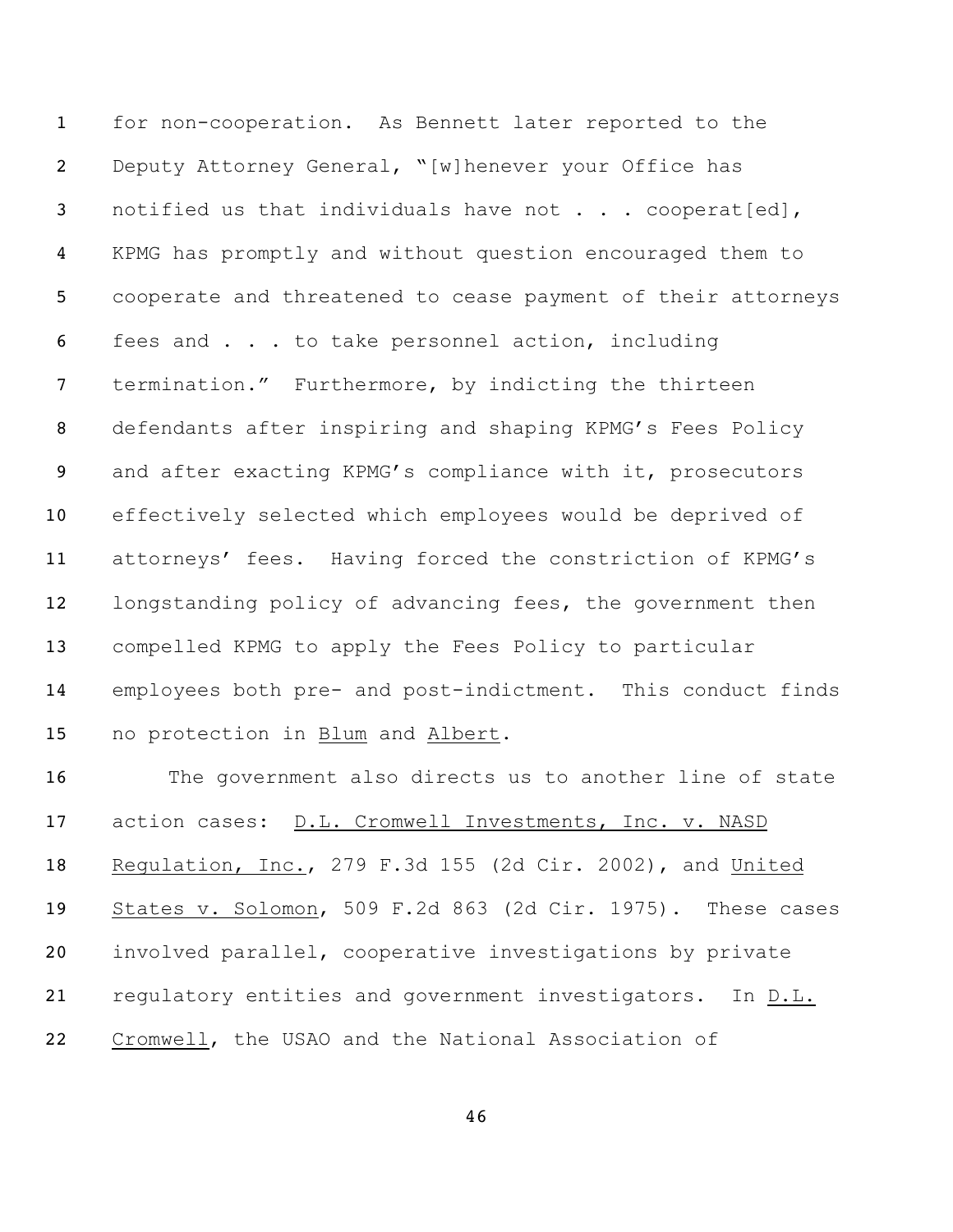for non-cooperation. As Bennett later reported to the Deputy Attorney General, "[w]henever your Office has notified us that individuals have not . . . cooperat[ed], KPMG has promptly and without question encouraged them to cooperate and threatened to cease payment of their attorneys fees and . . . to take personnel action, including termination." Furthermore, by indicting the thirteen defendants after inspiring and shaping KPMG's Fees Policy and after exacting KPMG's compliance with it, prosecutors effectively selected which employees would be deprived of attorneys' fees. Having forced the constriction of KPMG's longstanding policy of advancing fees, the government then compelled KPMG to apply the Fees Policy to particular employees both pre- and post-indictment. This conduct finds no protection in Blum and Albert.

The government also directs us to another line of state action cases: D.L. Cromwell Investments, Inc. v. NASD Regulation, Inc., 279 F.3d 155 (2d Cir. 2002), and United States v. Solomon, 509 F.2d 863 (2d Cir. 1975). These cases involved parallel, cooperative investigations by private regulatory entities and government investigators. In D.L. Cromwell, the USAO and the National Association of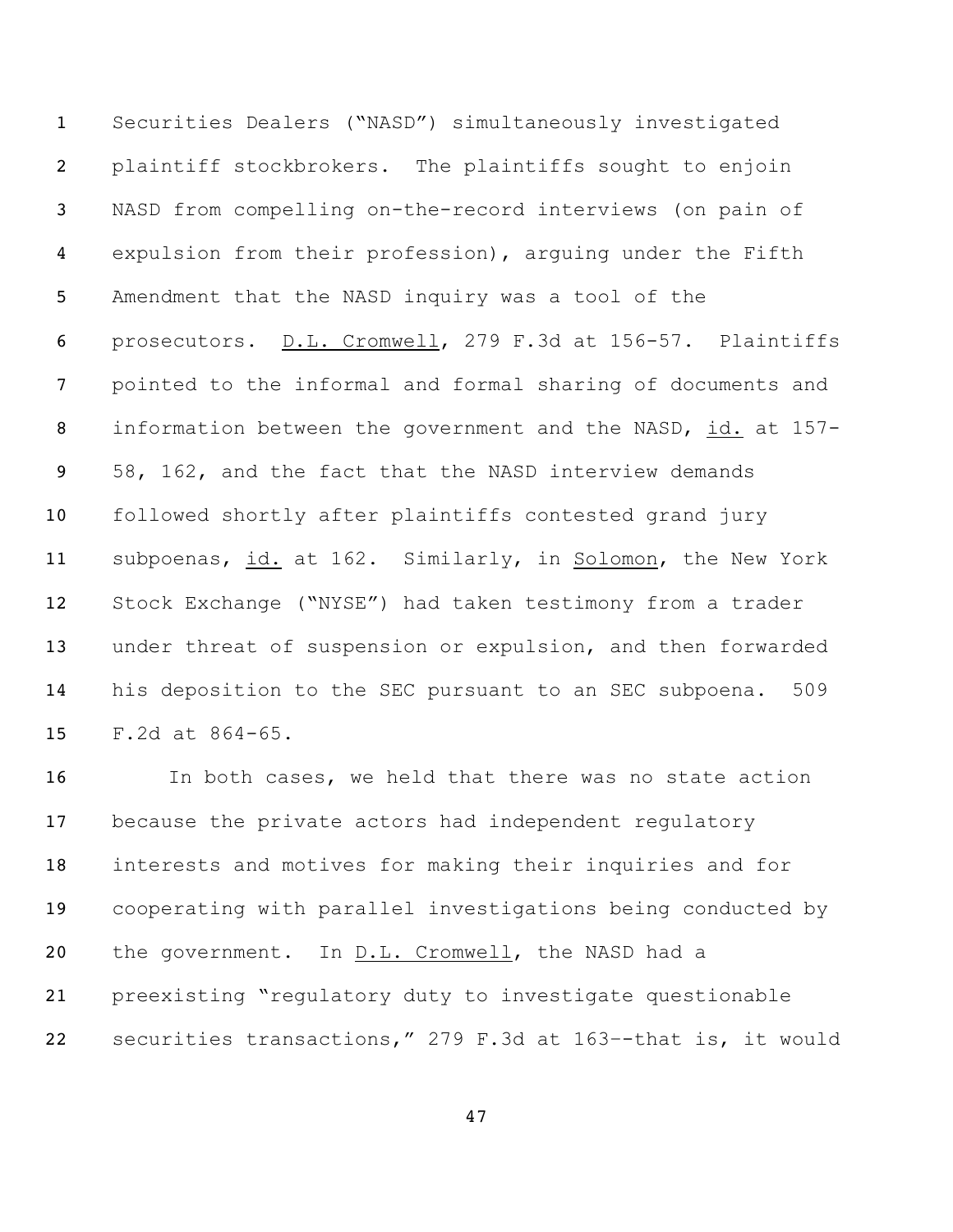Securities Dealers ("NASD") simultaneously investigated plaintiff stockbrokers. The plaintiffs sought to enjoin NASD from compelling on-the-record interviews (on pain of expulsion from their profession), arguing under the Fifth Amendment that the NASD inquiry was a tool of the prosecutors. D.L. Cromwell, 279 F.3d at 156-57. Plaintiffs pointed to the informal and formal sharing of documents and information between the government and the NASD, id. at 157-58, 162, and the fact that the NASD interview demands followed shortly after plaintiffs contested grand jury subpoenas, id. at 162. Similarly, in Solomon, the New York Stock Exchange ("NYSE") had taken testimony from a trader under threat of suspension or expulsion, and then forwarded his deposition to the SEC pursuant to an SEC subpoena. 509 F.2d at 864-65.

In both cases, we held that there was no state action because the private actors had independent regulatory interests and motives for making their inquiries and for cooperating with parallel investigations being conducted by the government. In D.L. Cromwell, the NASD had a preexisting "regulatory duty to investigate questionable securities transactions," 279 F.3d at 163--that is, it would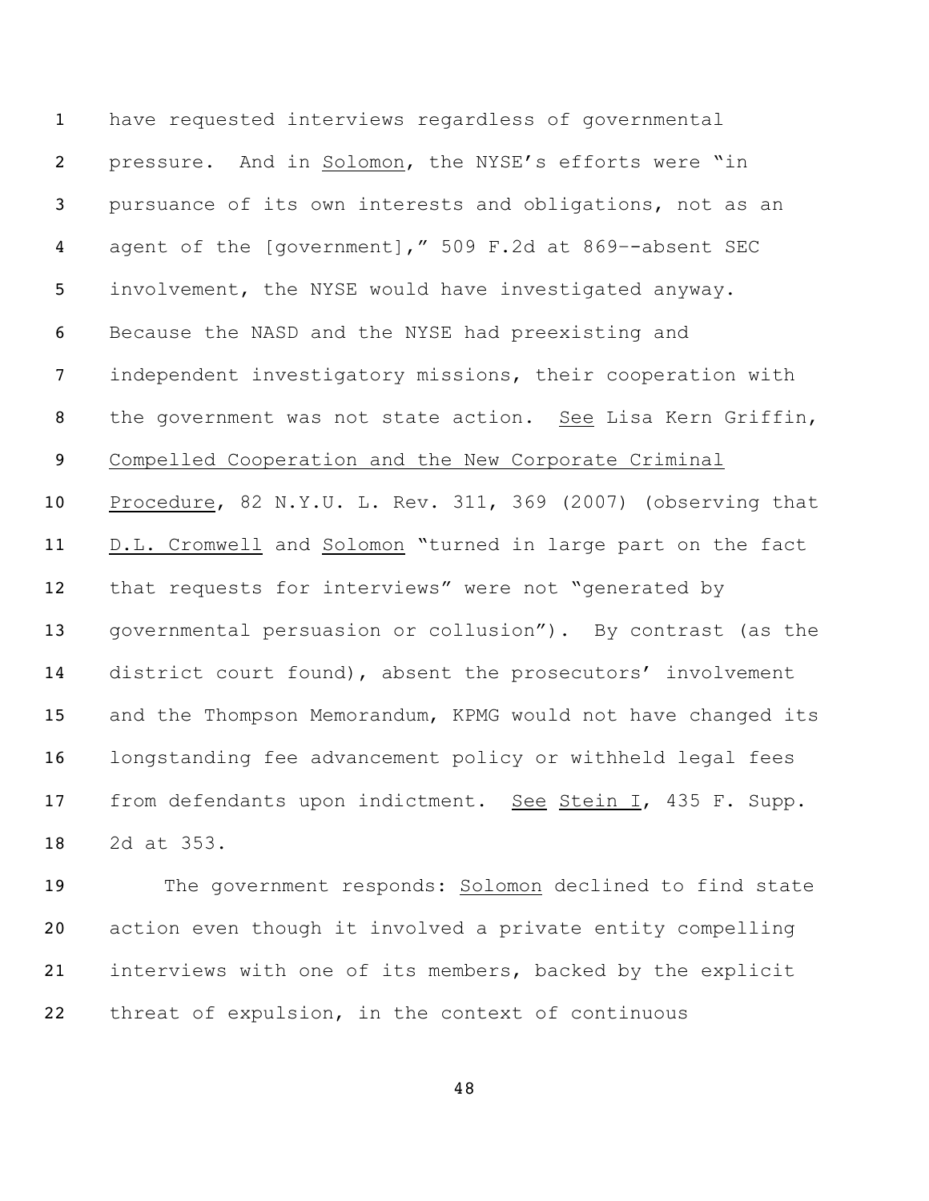have requested interviews regardless of governmental pressure. And in _Solomon_, the NYSE's efforts were "in pursuance of its own interests and obligations, not as an agent of the [government]," 509 F.2d at 869--absent SEC involvement, the NYSE would have investigated anyway. Because the NASD and the NYSE had preexisting and independent investigatory missions, their cooperation with the government was not state action. _See_ Lisa Kern Griffin, _Compelled Cooperation and the New Corporate Criminal Procedure_, 82 N.Y.U. L. Rev. 311, 369 (2007) (observing that _D.L. Cromwell_ and _Solomon_ "turned in large part on the fact that requests for interviews" were not "generated by governmental persuasion or collusion"). By contrast (as the district court found), absent the prosecutors' involvement and the Thompson Memorandum, KPMG would not have changed its longstanding fee advancement policy or withheld legal fees from defendants upon indictment. _See_ _Stein I_, 435 F. Supp. 2d at 353.

The government responds: _Solomon_ declined to find state action even though it involved a private entity compelling interviews with one of its members, backed by the explicit threat of expulsion, in the context of continuous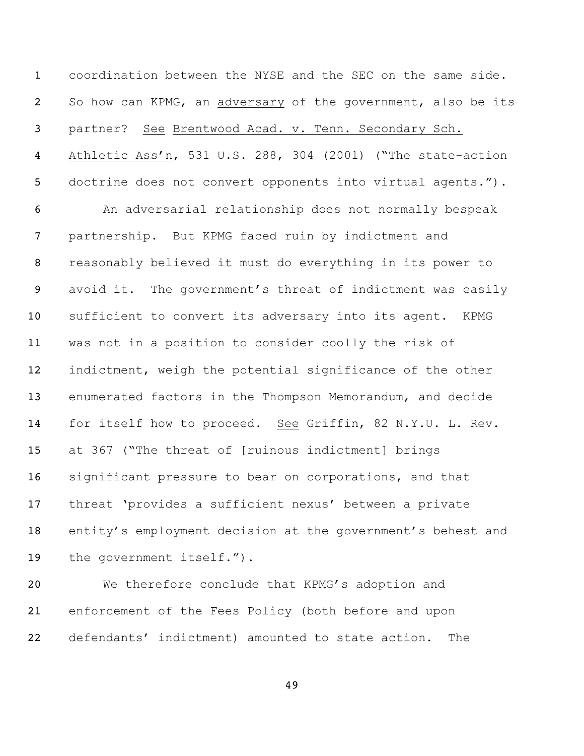coordination between the NYSE and the SEC on the same side. So how can KPMG, an adversary of the government, also be its partner? See Brentwood Acad. v. Tenn. Secondary Sch. Athletic Ass'n, 531 U.S. 288, 304 (2001) ("The state-action doctrine does not convert opponents into virtual agents.").

An adversarial relationship does not normally bespeak partnership. But KPMG faced ruin by indictment and reasonably believed it must do everything in its power to avoid it. The government's threat of indictment was easily sufficient to convert its adversary into its agent. KPMG was not in a position to consider coolly the risk of indictment, weigh the potential significance of the other enumerated factors in the Thompson Memorandum, and decide for itself how to proceed. See Griffin, 82 N.Y.U. L. Rev. at 367 ("The threat of [ruinous indictment] brings significant pressure to bear on corporations, and that threat 'provides a sufficient nexus' between a private entity's employment decision at the government's behest and the government itself.").

We therefore conclude that KPMG's adoption and enforcement of the Fees Policy (both before and upon defendants' indictment) amounted to state action. The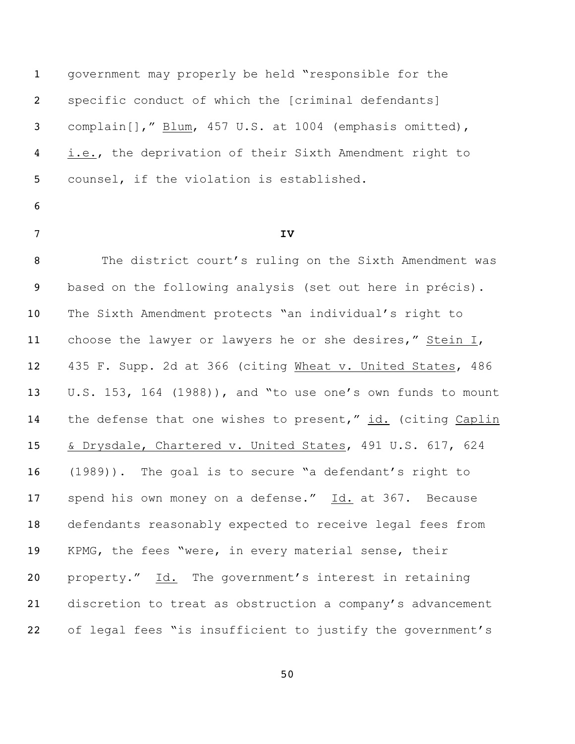government may properly be held "responsible for the specific conduct of which the [criminal defendants] complain[]," Blum, 457 U.S. at 1004 (emphasis omitted), i.e., the deprivation of their Sixth Amendment right to counsel, if the violation is established.

**IV**

The district court's ruling on the Sixth Amendment was based on the following analysis (set out here in précis). The Sixth Amendment protects "an individual's right to choose the lawyer or lawyers he or she desires," Stein I, 435 F. Supp. 2d at 366 (citing Wheat v. United States, 486 U.S. 153, 164 (1988)), and "to use one's own funds to mount the defense that one wishes to present," id. (citing Caplin & Drysdale, Chartered v. United States, 491 U.S. 617, 624 (1989)). The goal is to secure "a defendant's right to spend his own money on a defense." Id. at 367. Because defendants reasonably expected to receive legal fees from KPMG, the fees "were, in every material sense, their property." Id. The government's interest in retaining discretion to treat as obstruction a company's advancement of legal fees "is insufficient to justify the government's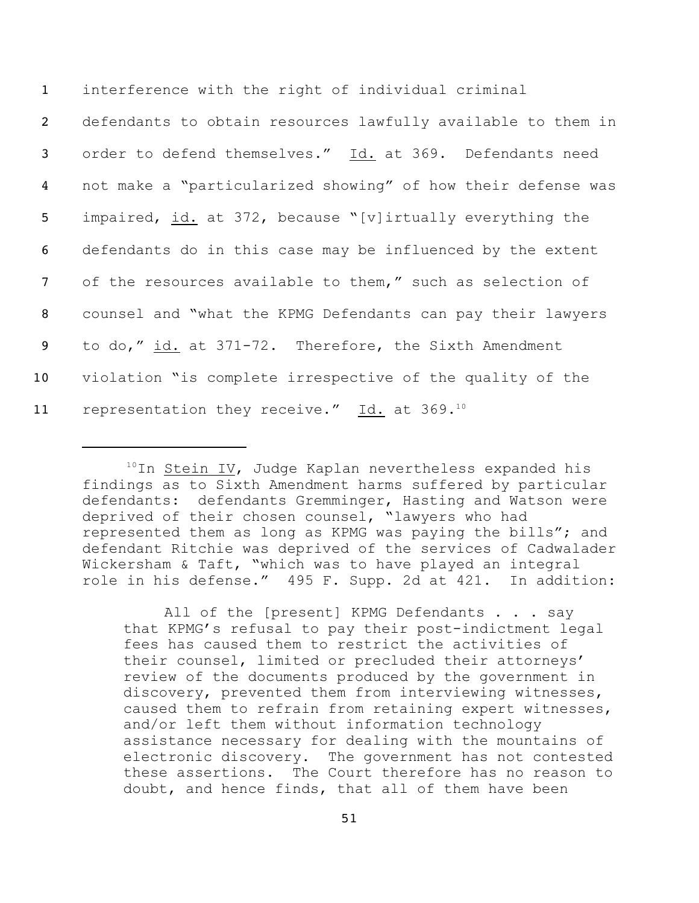interference with the right of individual criminal defendants to obtain resources lawfully available to them in order to defend themselves." Id. at 369. Defendants need not make a "particularized showing" of how their defense was impaired, id. at 372, because "[v]irtually everything the defendants do in this case may be influenced by the extent of the resources available to them," such as selection of counsel and "what the KPMG Defendants can pay their lawyers to do," id. at 371-72. Therefore, the Sixth Amendment violation "is complete irrespective of the quality of the representation they receive." Id. at 369.[10]

---

[10] In Stein IV, Judge Kaplan nevertheless expanded his findings as to Sixth Amendment harms suffered by particular defendants: defendants Gremminger, Hasting and Watson were deprived of their chosen counsel, "lawyers who had represented them as long as KPMG was paying the bills"; and defendant Ritchie was deprived of the services of Cadwalader Wickersham & Taft, "which was to have played an integral role in his defense." 495 F. Supp. 2d at 421. In addition:

> All of the [present] KPMG Defendants . . . say that KPMG's refusal to pay their post-indictment legal fees has caused them to restrict the activities of their counsel, limited or precluded their attorneys' review of the documents produced by the government in discovery, prevented them from interviewing witnesses, caused them to refrain from retaining expert witnesses, and/or left them without information technology assistance necessary for dealing with the mountains of electronic discovery. The government has not contested these assertions. The Court therefore has no reason to doubt, and hence finds, that all of them have been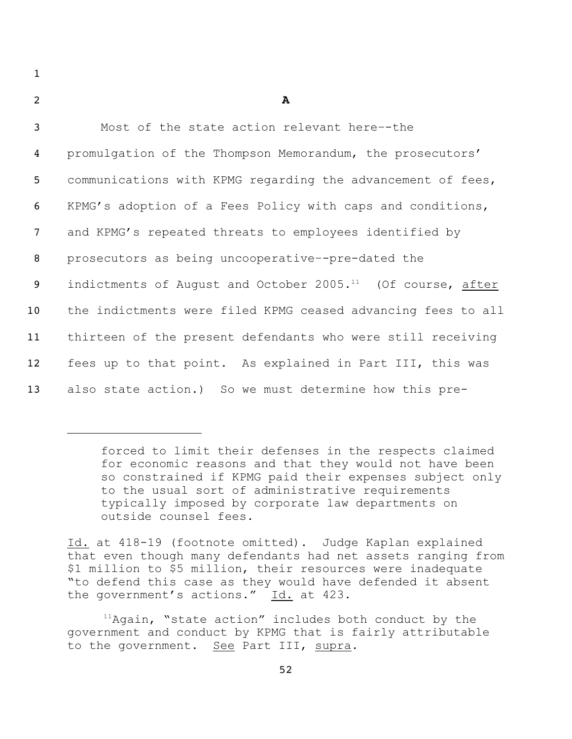**A**

Most of the state action relevant here--the promulgation of the Thompson Memorandum, the prosecutors' communications with KPMG regarding the advancement of fees, KPMG's adoption of a Fees Policy with caps and conditions, and KPMG's repeated threats to employees identified by prosecutors as being uncooperative--pre-dated the indictments of August and October 2005.[11] (Of course, after the indictments were filed KPMG ceased advancing fees to all thirteen of the present defendants who were still receiving fees up to that point. As explained in Part III, this was also state action.) So we must determine how this pre-

---

> forced to limit their defenses in the respects claimed for economic reasons and that they would not have been so constrained if KPMG paid their expenses subject only to the usual sort of administrative requirements typically imposed by corporate law departments on outside counsel fees.

Id. at 418-19 (footnote omitted). Judge Kaplan explained that even though many defendants had net assets ranging from $1 million to $5 million, their resources were inadequate "to defend this case as they would have defended it absent the government's actions." Id. at 423.

[11] Again, "state action" includes both conduct by the government and conduct by KPMG that is fairly attributable to the government. See Part III, supra.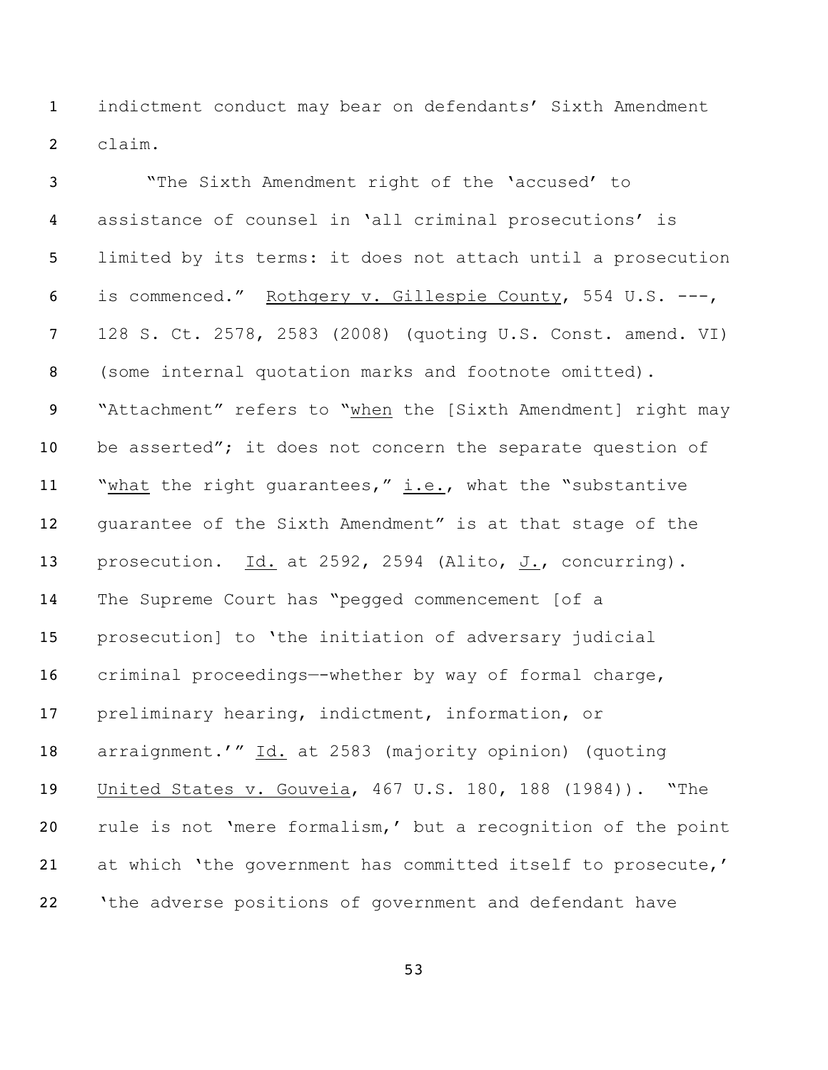indictment conduct may bear on defendants' Sixth Amendment claim.

"The Sixth Amendment right of the 'accused' to assistance of counsel in 'all criminal prosecutions' is limited by its terms: it does not attach until a prosecution is commenced." Rothgery v. Gillespie County, 554 U.S. ---, 128 S. Ct. 2578, 2583 (2008) (quoting U.S. Const. amend. VI) (some internal quotation marks and footnote omitted). "Attachment" refers to "when the [Sixth Amendment] right may be asserted"; it does not concern the separate question of "what the right guarantees," i.e., what the "substantive guarantee of the Sixth Amendment" is at that stage of the prosecution. Id. at 2592, 2594 (Alito, J., concurring). The Supreme Court has "pegged commencement [of a prosecution] to 'the initiation of adversary judicial criminal proceedings—-whether by way of formal charge, preliminary hearing, indictment, information, or arraignment.'" Id. at 2583 (majority opinion) (quoting United States v. Gouveia, 467 U.S. 180, 188 (1984)). "The rule is not 'mere formalism,' but a recognition of the point at which 'the government has committed itself to prosecute,' 'the adverse positions of government and defendant have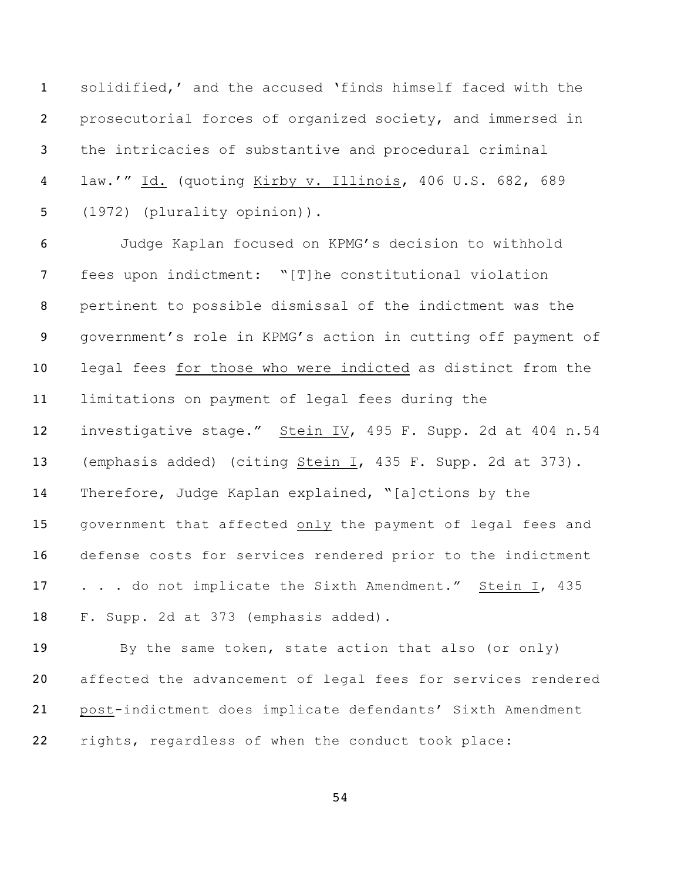solidified,' and the accused 'finds himself faced with the prosecutorial forces of organized society, and immersed in the intricacies of substantive and procedural criminal law.'" Id. (quoting Kirby v. Illinois, 406 U.S. 682, 689 (1972) (plurality opinion)).

Judge Kaplan focused on KPMG's decision to withhold fees upon indictment: "[T]he constitutional violation pertinent to possible dismissal of the indictment was the government's role in KPMG's action in cutting off payment of legal fees for those who were indicted as distinct from the limitations on payment of legal fees during the investigative stage." Stein IV, 495 F. Supp. 2d at 404 n.54 (emphasis added) (citing Stein I, 435 F. Supp. 2d at 373). Therefore, Judge Kaplan explained, "[a]ctions by the government that affected only the payment of legal fees and defense costs for services rendered prior to the indictment . . . do not implicate the Sixth Amendment." Stein I, 435 F. Supp. 2d at 373 (emphasis added).

By the same token, state action that also (or only) affected the advancement of legal fees for services rendered post-indictment does implicate defendants' Sixth Amendment rights, regardless of when the conduct took place: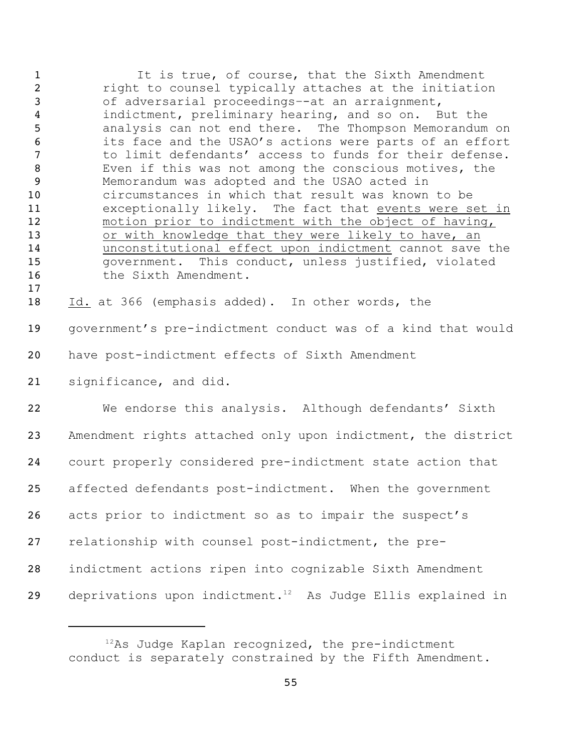> It is true, of course, that the Sixth Amendment right to counsel typically attaches at the initiation of adversarial proceedings–-at an arraignment, indictment, preliminary hearing, and so on. But the analysis can not end there. The Thompson Memorandum on its face and the USAO's actions were parts of an effort to limit defendants' access to funds for their defense. Even if this was not among the conscious motives, the Memorandum was adopted and the USAO acted in circumstances in which that result was known to be exceptionally likely. The fact that <u>events were set in motion prior to indictment with the object of having, or with knowledge that they were likely to have, an unconstitutional effect upon indictment</u> cannot save the government. This conduct, unless justified, violated the Sixth Amendment.

*Id.* at 366 (emphasis added). In other words, the government's pre-indictment conduct was of a kind that would have post-indictment effects of Sixth Amendment significance, and did.

We endorse this analysis. Although defendants' Sixth Amendment rights attached only upon indictment, the district court properly considered pre-indictment state action that affected defendants post-indictment. When the government acts prior to indictment so as to impair the suspect's relationship with counsel post-indictment, the pre-indictment actions ripen into cognizable Sixth Amendment deprivations upon indictment.[12] As Judge Ellis explained in

[12] As Judge Kaplan recognized, the pre-indictment conduct is separately constrained by the Fifth Amendment.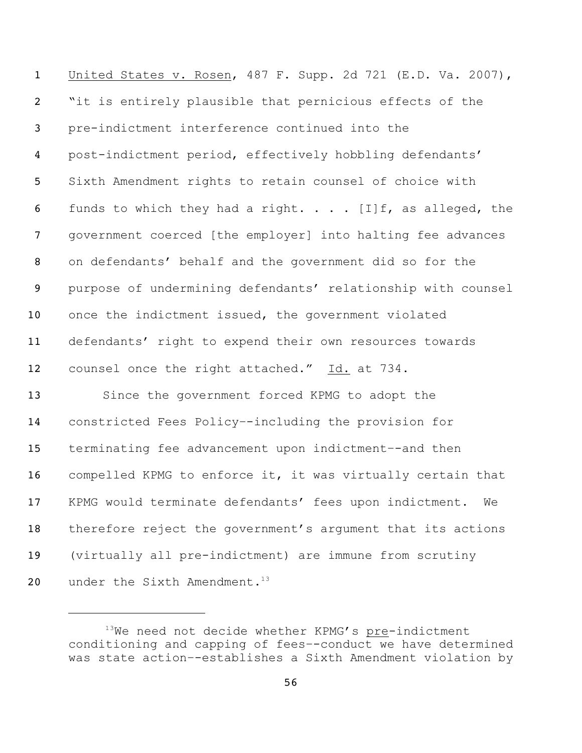United States v. Rosen, 487 F. Supp. 2d 721 (E.D. Va. 2007), "it is entirely plausible that pernicious effects of the pre-indictment interference continued into the post-indictment period, effectively hobbling defendants' Sixth Amendment rights to retain counsel of choice with funds to which they had a right. . . . [I]f, as alleged, the government coerced [the employer] into halting fee advances on defendants' behalf and the government did so for the purpose of undermining defendants' relationship with counsel once the indictment issued, the government violated defendants' right to expend their own resources towards counsel once the right attached." Id. at 734.

Since the government forced KPMG to adopt the constricted Fees Policy--including the provision for terminating fee advancement upon indictment--and then compelled KPMG to enforce it, it was virtually certain that KPMG would terminate defendants' fees upon indictment. We therefore reject the government's argument that its actions (virtually all pre-indictment) are immune from scrutiny under the Sixth Amendment.[13]

---

[13]We need not decide whether KPMG's pre-indictment conditioning and capping of fees--conduct we have determined was state action--establishes a Sixth Amendment violation by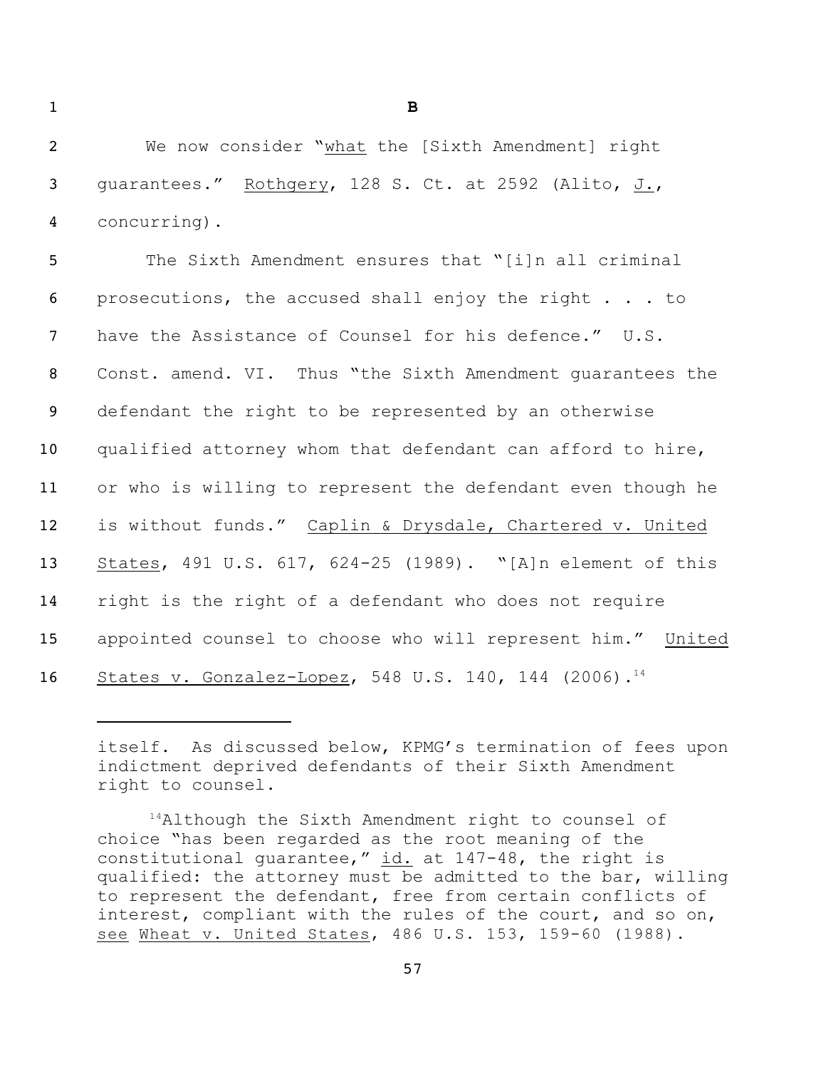**B**

We now consider "what the [Sixth Amendment] right guarantees." Rothgery, 128 S. Ct. at 2592 (Alito, J., concurring).

The Sixth Amendment ensures that "[i]n all criminal prosecutions, the accused shall enjoy the right . . . to have the Assistance of Counsel for his defence." U.S. Const. amend. VI. Thus "the Sixth Amendment guarantees the defendant the right to be represented by an otherwise qualified attorney whom that defendant can afford to hire, or who is willing to represent the defendant even though he is without funds." Caplin & Drysdale, Chartered v. United States, 491 U.S. 617, 624-25 (1989). "[A]n element of this right is the right of a defendant who does not require appointed counsel to choose who will represent him." United States v. Gonzalez-Lopez, 548 U.S. 140, 144 (2006).[14]

---

itself. As discussed below, KPMG's termination of fees upon indictment deprived defendants of their Sixth Amendment right to counsel.

[14] Although the Sixth Amendment right to counsel of choice "has been regarded as the root meaning of the constitutional guarantee," id. at 147-48, the right is qualified: the attorney must be admitted to the bar, willing to represent the defendant, free from certain conflicts of interest, compliant with the rules of the court, and so on, see Wheat v. United States, 486 U.S. 153, 159-60 (1988).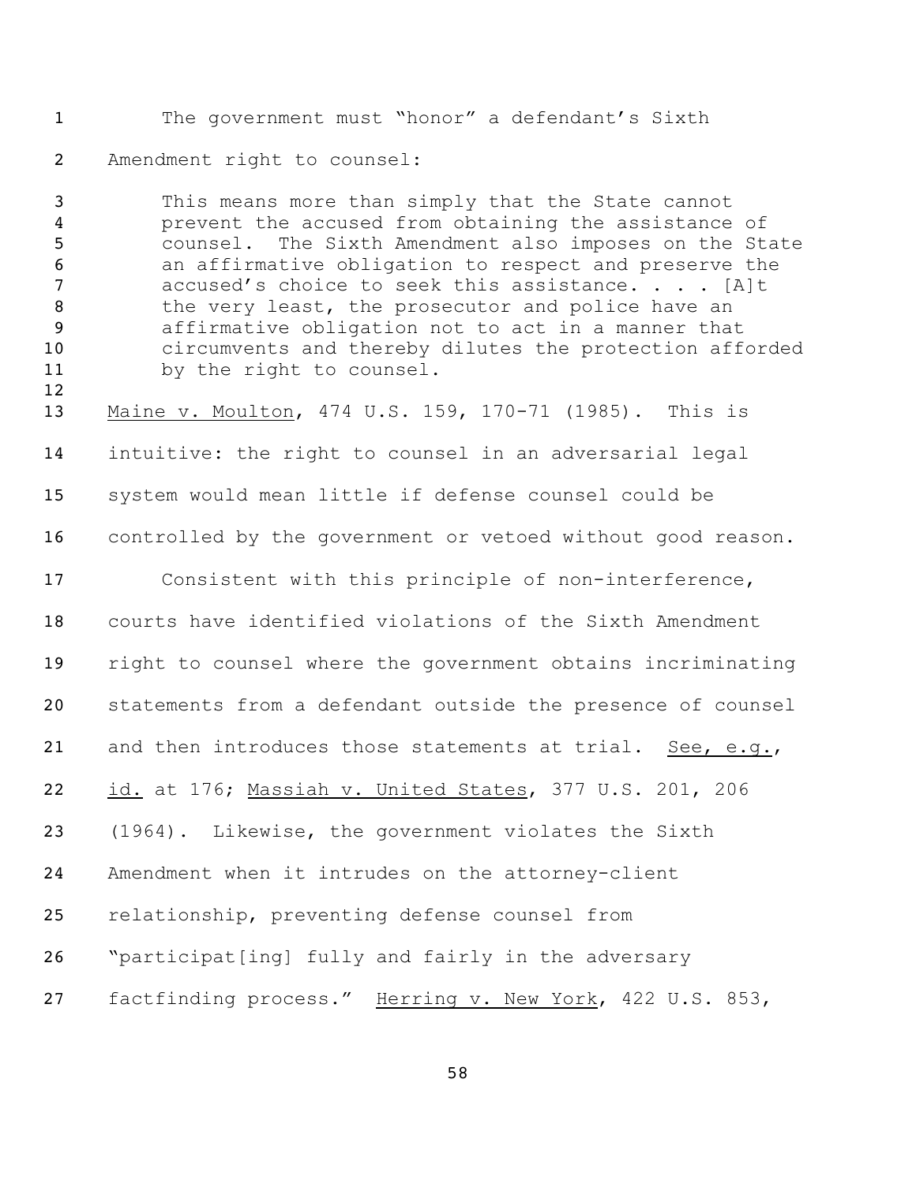The government must "honor" a defendant's Sixth Amendment right to counsel:

> This means more than simply that the State cannot prevent the accused from obtaining the assistance of counsel. The Sixth Amendment also imposes on the State an affirmative obligation to respect and preserve the accused's choice to seek this assistance. . . . [A]t the very least, the prosecutor and police have an affirmative obligation not to act in a manner that circumvents and thereby dilutes the protection afforded by the right to counsel.

Maine v. Moulton, 474 U.S. 159, 170-71 (1985). This is intuitive: the right to counsel in an adversarial legal system would mean little if defense counsel could be controlled by the government or vetoed without good reason.

Consistent with this principle of non-interference, courts have identified violations of the Sixth Amendment right to counsel where the government obtains incriminating statements from a defendant outside the presence of counsel and then introduces those statements at trial. See, e.g., id. at 176; Massiah v. United States, 377 U.S. 201, 206 (1964). Likewise, the government violates the Sixth Amendment when it intrudes on the attorney-client relationship, preventing defense counsel from "participat[ing] fully and fairly in the adversary factfinding process." Herring v. New York, 422 U.S. 853,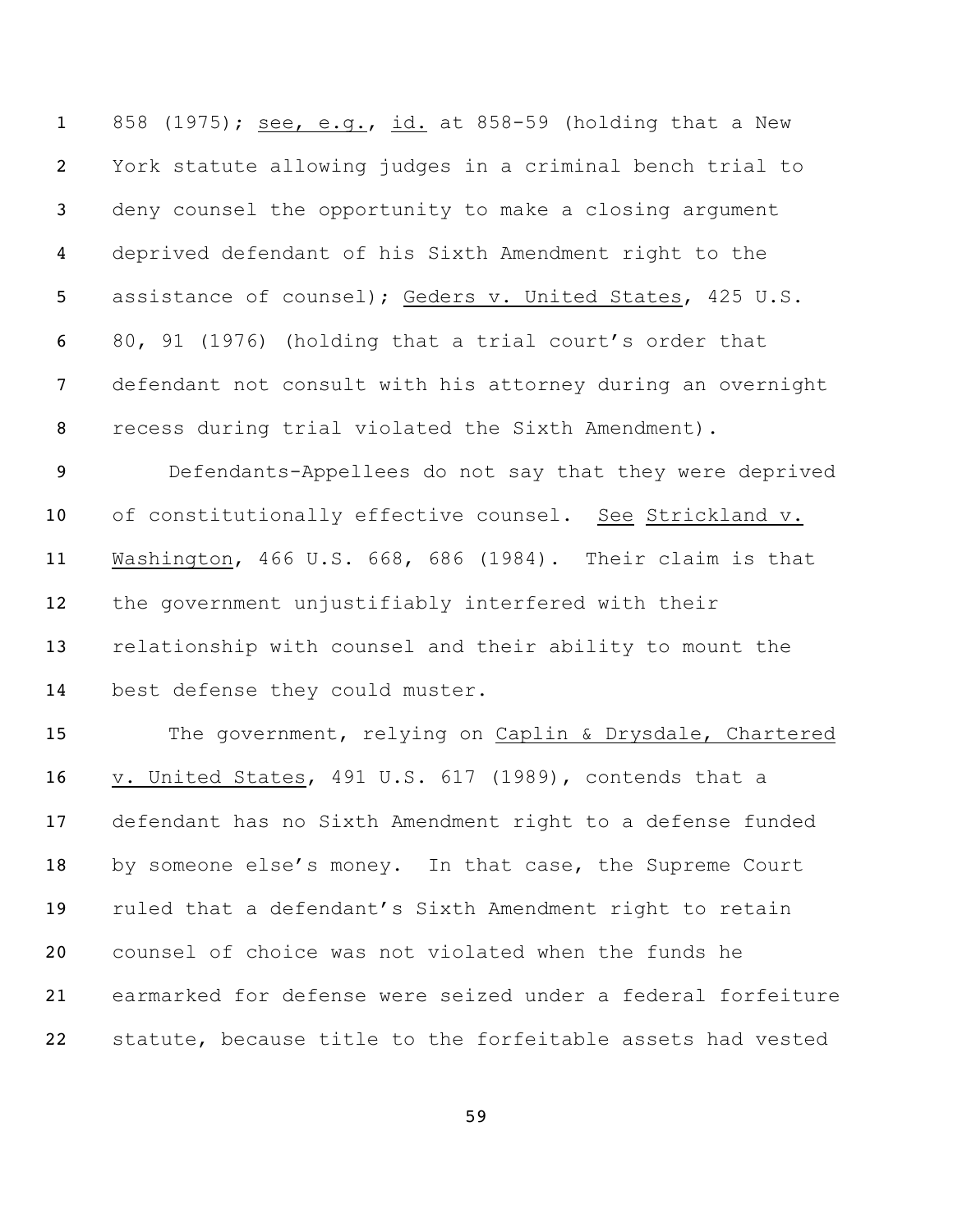858 (1975); see, e.g., id. at 858-59 (holding that a New York statute allowing judges in a criminal bench trial to deny counsel the opportunity to make a closing argument deprived defendant of his Sixth Amendment right to the assistance of counsel); Geders v. United States, 425 U.S. 80, 91 (1976) (holding that a trial court's order that defendant not consult with his attorney during an overnight recess during trial violated the Sixth Amendment).

Defendants-Appellees do not say that they were deprived of constitutionally effective counsel. See Strickland v. Washington, 466 U.S. 668, 686 (1984). Their claim is that the government unjustifiably interfered with their relationship with counsel and their ability to mount the best defense they could muster.

The government, relying on Caplin & Drysdale, Chartered v. United States, 491 U.S. 617 (1989), contends that a defendant has no Sixth Amendment right to a defense funded by someone else's money. In that case, the Supreme Court ruled that a defendant's Sixth Amendment right to retain counsel of choice was not violated when the funds he earmarked for defense were seized under a federal forfeiture statute, because title to the forfeitable assets had vested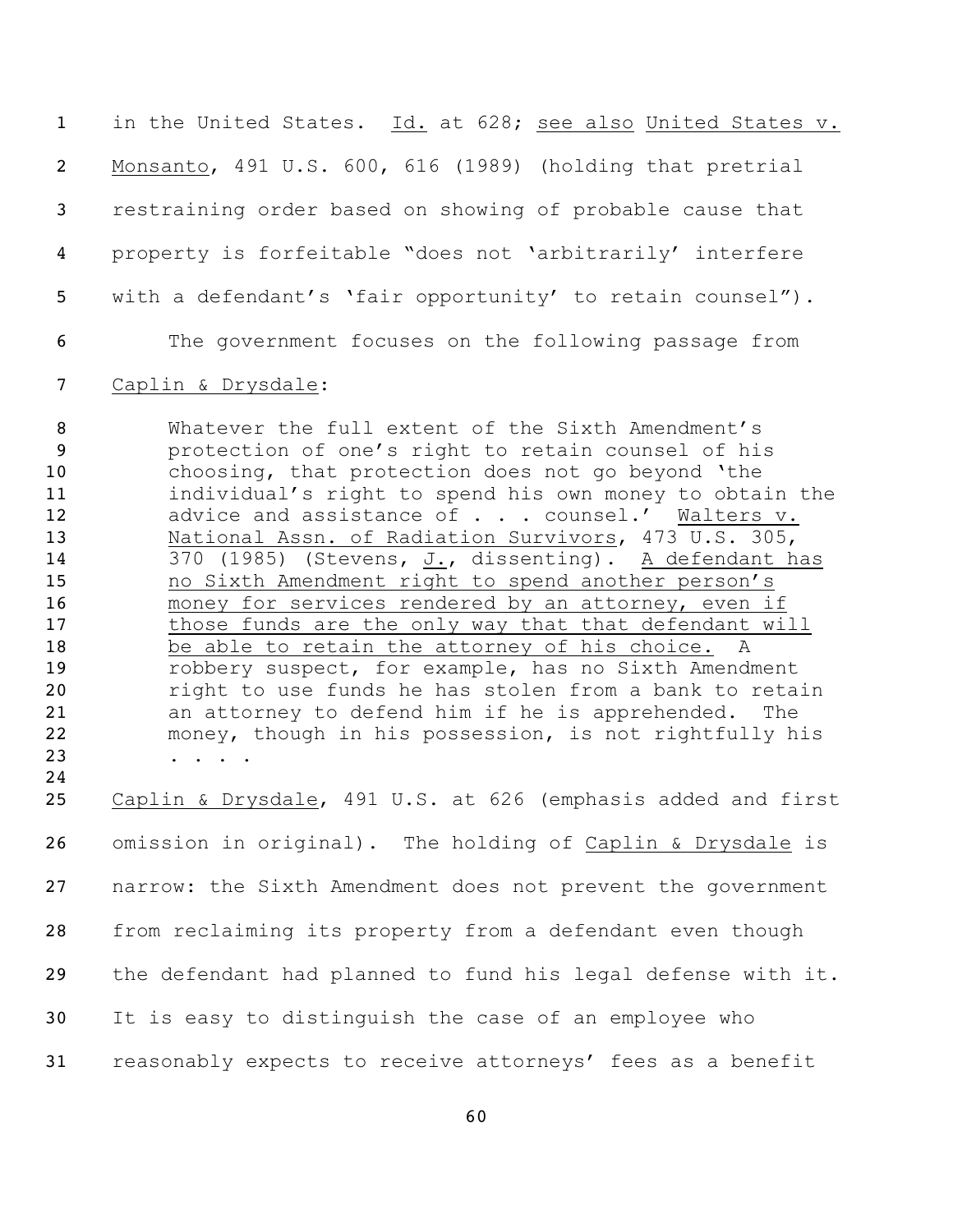in the United States. Id. at 628; see also United States v. Monsanto, 491 U.S. 600, 616 (1989) (holding that pretrial restraining order based on showing of probable cause that property is forfeitable "does not 'arbitrarily' interfere with a defendant's 'fair opportunity' to retain counsel").

The government focuses on the following passage from Caplin & Drysdale:

> Whatever the full extent of the Sixth Amendment's protection of one's right to retain counsel of his choosing, that protection does not go beyond 'the individual's right to spend his own money to obtain the advice and assistance of . . . counsel.' Walters v. National Assn. of Radiation Survivors, 473 U.S. 305, 370 (1985) (Stevens, J., dissenting). A defendant has no Sixth Amendment right to spend another person's money for services rendered by an attorney, even if those funds are the only way that that defendant will be able to retain the attorney of his choice. A robbery suspect, for example, has no Sixth Amendment right to use funds he has stolen from a bank to retain an attorney to defend him if he is apprehended. The money, though in his possession, is not rightfully his . . . .

Caplin & Drysdale, 491 U.S. at 626 (emphasis added and first omission in original). The holding of Caplin & Drysdale is narrow: the Sixth Amendment does not prevent the government from reclaiming its property from a defendant even though the defendant had planned to fund his legal defense with it. It is easy to distinguish the case of an employee who reasonably expects to receive attorneys' fees as a benefit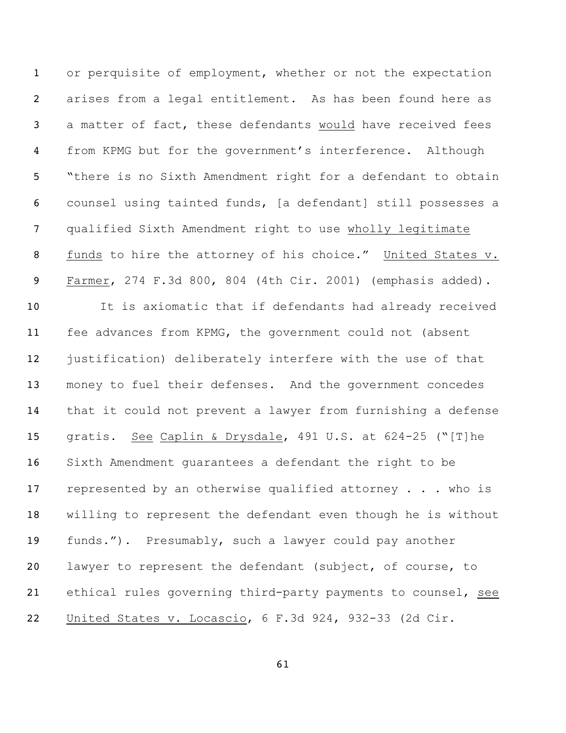or perquisite of employment, whether or not the expectation arises from a legal entitlement. As has been found here as a matter of fact, these defendants would have received fees from KPMG but for the government's interference. Although "there is no Sixth Amendment right for a defendant to obtain counsel using tainted funds, [a defendant] still possesses a qualified Sixth Amendment right to use wholly legitimate funds to hire the attorney of his choice." United States v. Farmer, 274 F.3d 800, 804 (4th Cir. 2001) (emphasis added).

It is axiomatic that if defendants had already received fee advances from KPMG, the government could not (absent justification) deliberately interfere with the use of that money to fuel their defenses. And the government concedes that it could not prevent a lawyer from furnishing a defense gratis. See Caplin & Drysdale, 491 U.S. at 624-25 ("[T]he Sixth Amendment guarantees a defendant the right to be represented by an otherwise qualified attorney . . . who is willing to represent the defendant even though he is without funds."). Presumably, such a lawyer could pay another lawyer to represent the defendant (subject, of course, to ethical rules governing third-party payments to counsel, see United States v. Locascio, 6 F.3d 924, 932-33 (2d Cir.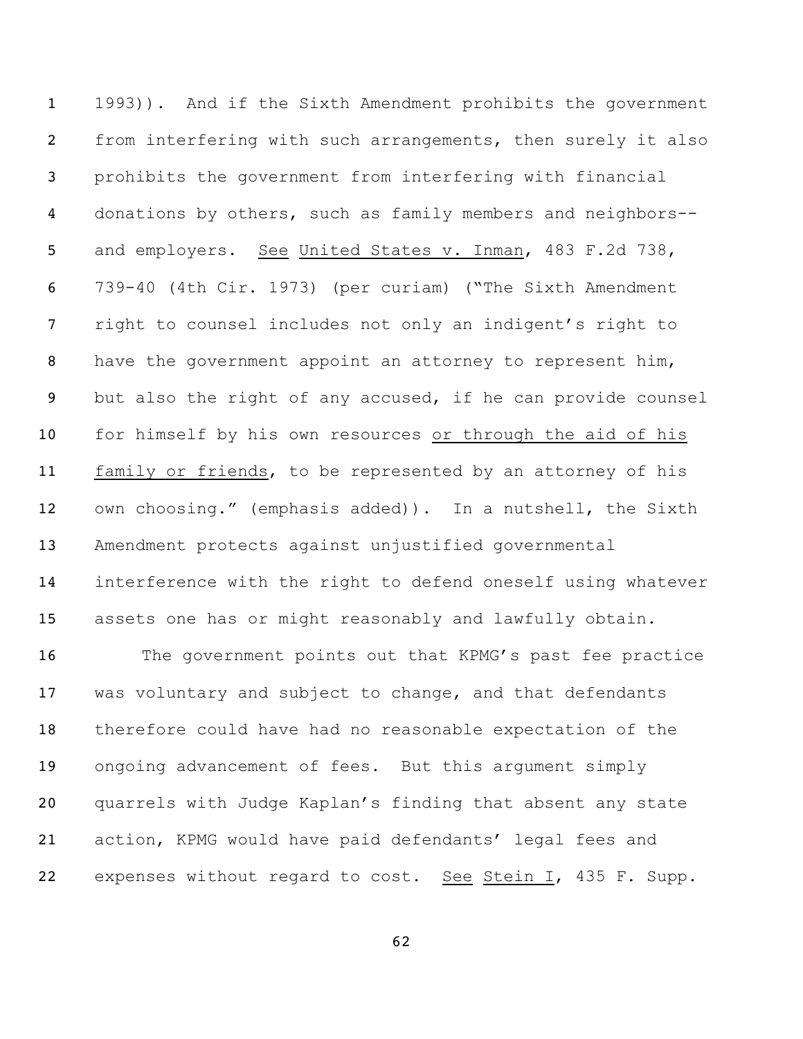1993)). And if the Sixth Amendment prohibits the government from interfering with such arrangements, then surely it also prohibits the government from interfering with financial donations by others, such as family members and neighbors--and employers. See United States v. Inman, 483 F.2d 738, 739-40 (4th Cir. 1973) (per curiam) ("The Sixth Amendment right to counsel includes not only an indigent's right to have the government appoint an attorney to represent him, but also the right of any accused, if he can provide counsel for himself by his own resources or through the aid of his family or friends, to be represented by an attorney of his own choosing." (emphasis added)). In a nutshell, the Sixth Amendment protects against unjustified governmental interference with the right to defend oneself using whatever assets one has or might reasonably and lawfully obtain.

The government points out that KPMG's past fee practice was voluntary and subject to change, and that defendants therefore could have had no reasonable expectation of the ongoing advancement of fees. But this argument simply quarrels with Judge Kaplan's finding that absent any state action, KPMG would have paid defendants' legal fees and expenses without regard to cost. See Stein I, 435 F. Supp.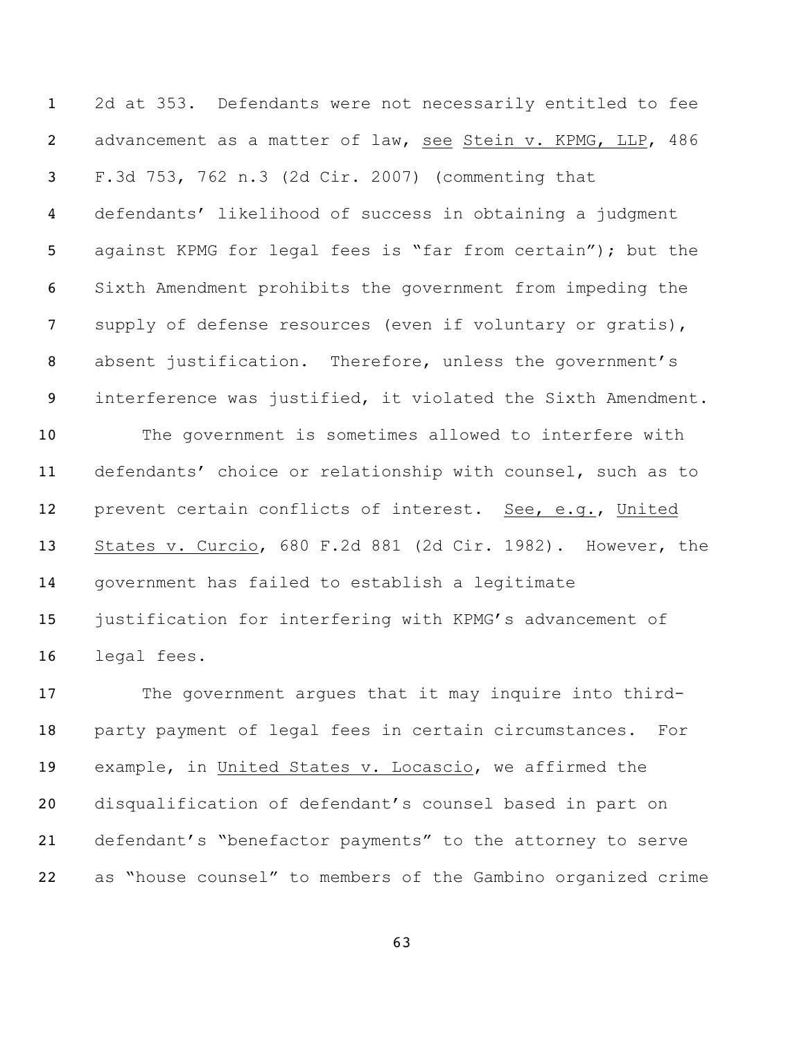2d at 353. Defendants were not necessarily entitled to fee advancement as a matter of law, see Stein v. KPMG, LLP, 486 F.3d 753, 762 n.3 (2d Cir. 2007) (commenting that defendants' likelihood of success in obtaining a judgment against KPMG for legal fees is "far from certain"); but the Sixth Amendment prohibits the government from impeding the supply of defense resources (even if voluntary or gratis), absent justification. Therefore, unless the government's interference was justified, it violated the Sixth Amendment.

The government is sometimes allowed to interfere with defendants' choice or relationship with counsel, such as to prevent certain conflicts of interest. See, e.g., United States v. Curcio, 680 F.2d 881 (2d Cir. 1982). However, the government has failed to establish a legitimate justification for interfering with KPMG's advancement of legal fees.

The government argues that it may inquire into third-party payment of legal fees in certain circumstances. For example, in United States v. Locascio, we affirmed the disqualification of defendant's counsel based in part on defendant's "benefactor payments" to the attorney to serve as "house counsel" to members of the Gambino organized crime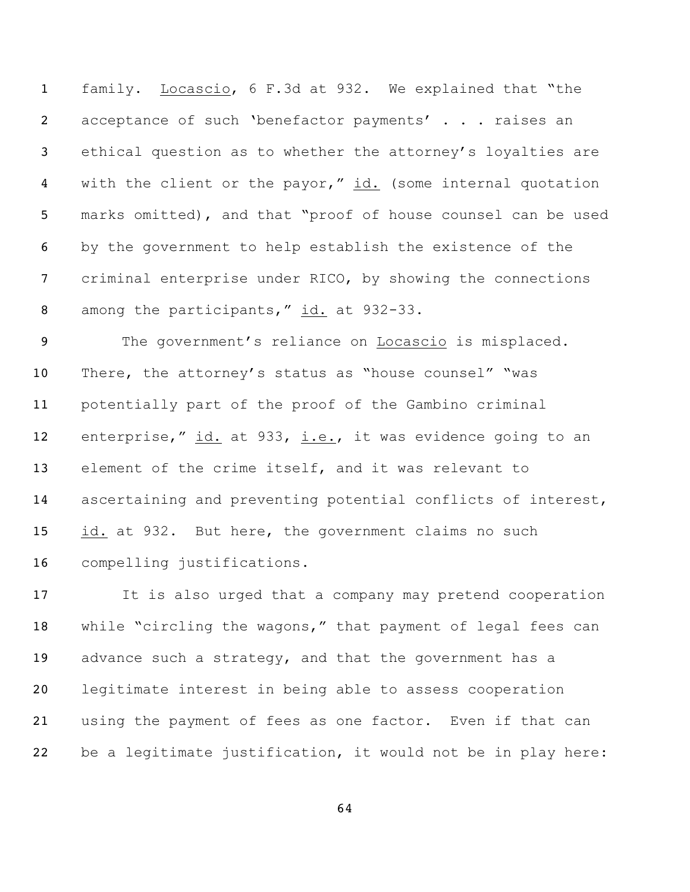family. Locascio, 6 F.3d at 932. We explained that "the acceptance of such 'benefactor payments' . . . raises an ethical question as to whether the attorney's loyalties are with the client or the payor," id. (some internal quotation marks omitted), and that "proof of house counsel can be used by the government to help establish the existence of the criminal enterprise under RICO, by showing the connections among the participants," id. at 932-33.

The government's reliance on Locascio is misplaced. There, the attorney's status as "house counsel" "was potentially part of the proof of the Gambino criminal enterprise," id. at 933, i.e., it was evidence going to an element of the crime itself, and it was relevant to ascertaining and preventing potential conflicts of interest, id. at 932. But here, the government claims no such compelling justifications.

It is also urged that a company may pretend cooperation while "circling the wagons," that payment of legal fees can advance such a strategy, and that the government has a legitimate interest in being able to assess cooperation using the payment of fees as one factor. Even if that can be a legitimate justification, it would not be in play here: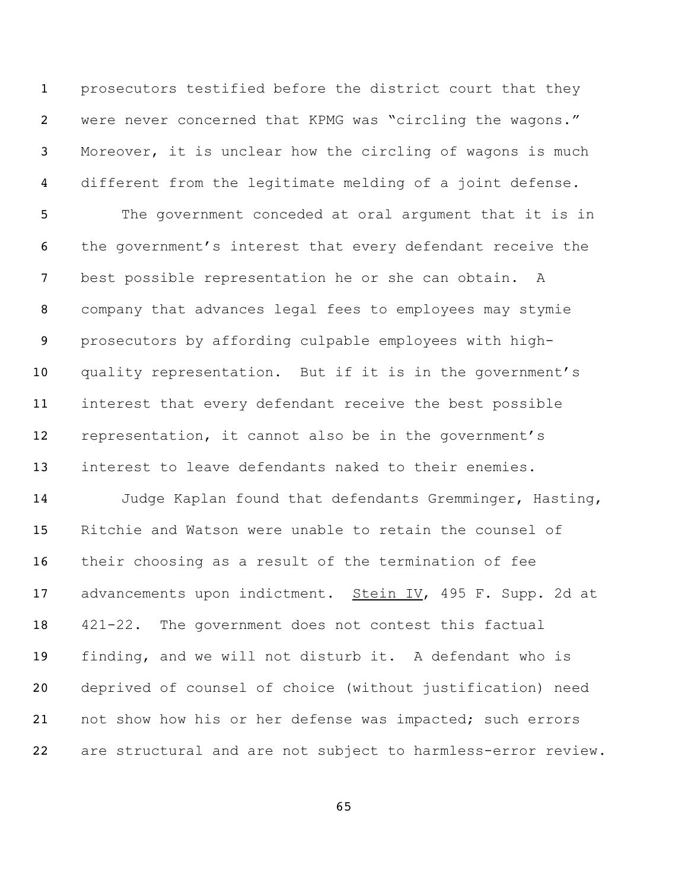prosecutors testified before the district court that they were never concerned that KPMG was "circling the wagons." Moreover, it is unclear how the circling of wagons is much different from the legitimate melding of a joint defense.

The government conceded at oral argument that it is in the government's interest that every defendant receive the best possible representation he or she can obtain. A company that advances legal fees to employees may stymie prosecutors by affording culpable employees with high-quality representation. But if it is in the government's interest that every defendant receive the best possible representation, it cannot also be in the government's interest to leave defendants naked to their enemies.

Judge Kaplan found that defendants Gremminger, Hasting, Ritchie and Watson were unable to retain the counsel of their choosing as a result of the termination of fee advancements upon indictment. Stein IV, 495 F. Supp. 2d at 421-22. The government does not contest this factual finding, and we will not disturb it. A defendant who is deprived of counsel of choice (without justification) need not show how his or her defense was impacted; such errors are structural and are not subject to harmless-error review.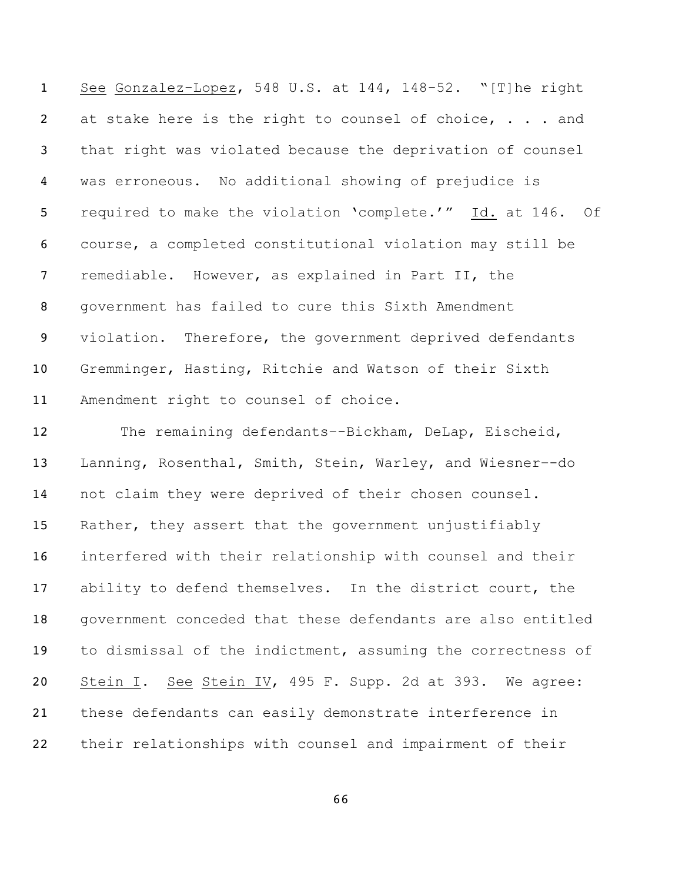See Gonzalez-Lopez, 548 U.S. at 144, 148-52. "[T]he right at stake here is the right to counsel of choice, . . . and that right was violated because the deprivation of counsel was erroneous. No additional showing of prejudice is required to make the violation 'complete.'" Id. at 146. Of course, a completed constitutional violation may still be remediable. However, as explained in Part II, the government has failed to cure this Sixth Amendment violation. Therefore, the government deprived defendants Gremminger, Hasting, Ritchie and Watson of their Sixth Amendment right to counsel of choice.

The remaining defendants--Bickham, DeLap, Eischeid, Lanning, Rosenthal, Smith, Stein, Warley, and Wiesner--do not claim they were deprived of their chosen counsel. Rather, they assert that the government unjustifiably interfered with their relationship with counsel and their ability to defend themselves. In the district court, the government conceded that these defendants are also entitled to dismissal of the indictment, assuming the correctness of Stein I. See Stein IV, 495 F. Supp. 2d at 393. We agree: these defendants can easily demonstrate interference in their relationships with counsel and impairment of their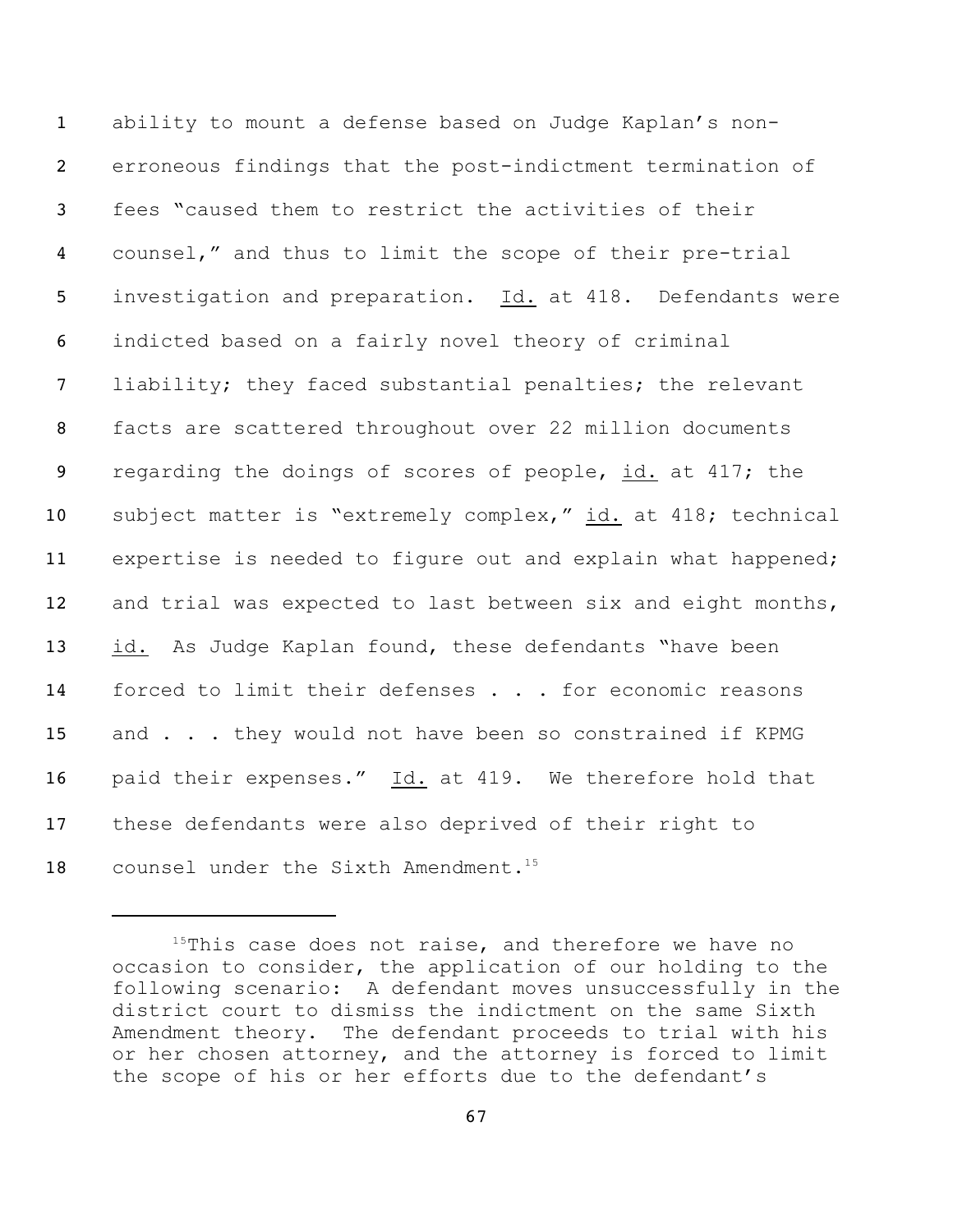ability to mount a defense based on Judge Kaplan's non-erroneous findings that the post-indictment termination of fees "caused them to restrict the activities of their counsel," and thus to limit the scope of their pre-trial investigation and preparation. Id. at 418. Defendants were indicted based on a fairly novel theory of criminal liability; they faced substantial penalties; the relevant facts are scattered throughout over 22 million documents regarding the doings of scores of people, id. at 417; the subject matter is "extremely complex," id. at 418; technical expertise is needed to figure out and explain what happened; and trial was expected to last between six and eight months, id. As Judge Kaplan found, these defendants "have been forced to limit their defenses . . . for economic reasons and . . . they would not have been so constrained if KPMG paid their expenses." Id. at 419. We therefore hold that these defendants were also deprived of their right to counsel under the Sixth Amendment.[15]

---

[15]This case does not raise, and therefore we have no occasion to consider, the application of our holding to the following scenario: A defendant moves unsuccessfully in the district court to dismiss the indictment on the same Sixth Amendment theory. The defendant proceeds to trial with his or her chosen attorney, and the attorney is forced to limit the scope of his or her efforts due to the defendant's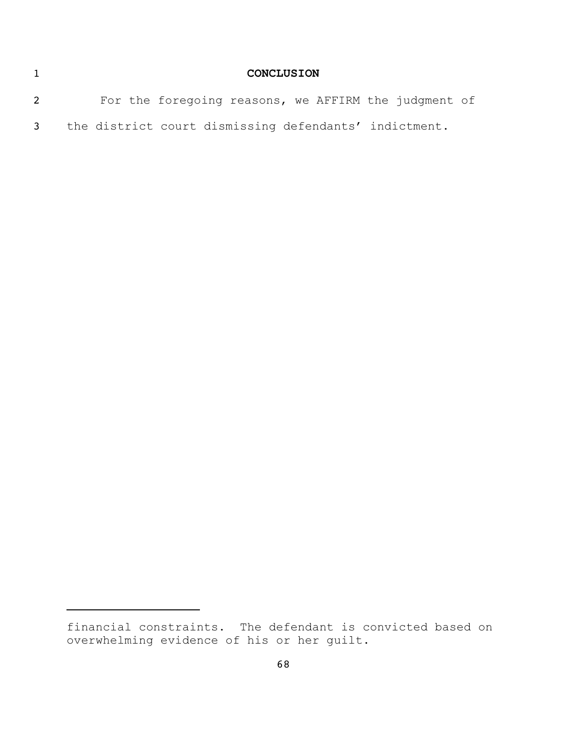## CONCLUSION

For the foregoing reasons, we AFFIRM the judgment of the district court dismissing defendants' indictment.

---

financial constraints. The defendant is convicted based on overwhelming evidence of his or her guilt.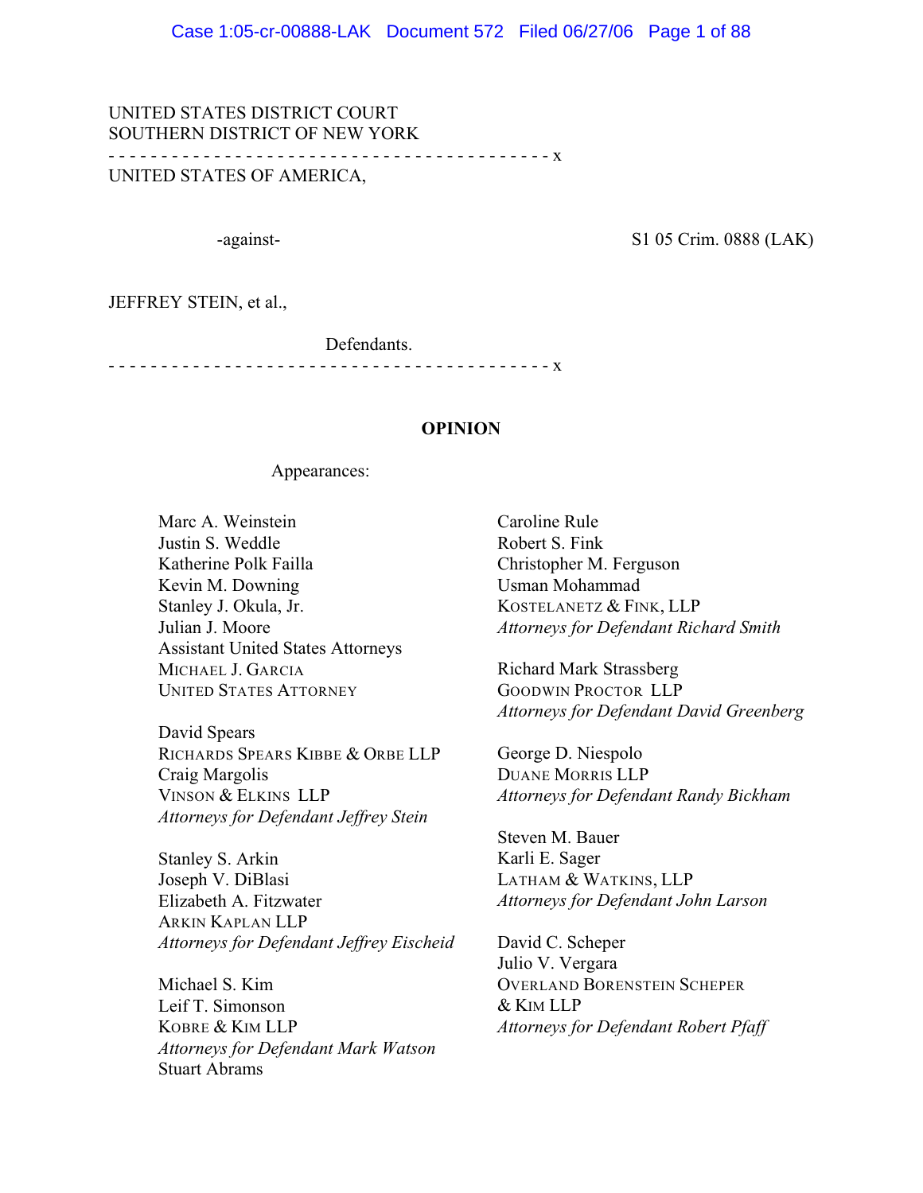UNITED STATES DISTRICT COURT
SOUTHERN DISTRICT OF NEW YORK

- - - - - - - - - - - - - - - - - - - - - - - - - - - - - - - - - - - - - - - - - x

UNITED STATES OF AMERICA,

-against-

S1 05 Crim. 0888 (LAK)

JEFFREY STEIN, et al.,

Defendants.

- - - - - - - - - - - - - - - - - - - - - - - - - - - - - - - - - - - - - - - - - x

**OPINION**

Appearances:

Marc A. Weinstein
Justin S. Weddle
Katherine Polk Failla
Kevin M. Downing
Stanley J. Okula, Jr.
Julian J. Moore
Assistant United States Attorneys
MICHAEL J. GARCIA
UNITED STATES ATTORNEY

David Spears
RICHARDS SPEARS KIBBE & ORBE LLP
Craig Margolis
VINSON & ELKINS LLP
*Attorneys for Defendant Jeffrey Stein*

Stanley S. Arkin
Joseph V. DiBlasi
Elizabeth A. Fitzwater
ARKIN KAPLAN LLP
*Attorneys for Defendant Jeffrey Eischeid*

Michael S. Kim
Leif T. Simonson
KOBRE & KIM LLP
*Attorneys for Defendant Mark Watson*
Stuart Abrams

Caroline Rule
Robert S. Fink
Christopher M. Ferguson
Usman Mohammad
KOSTELANETZ & FINK, LLP
*Attorneys for Defendant Richard Smith*

Richard Mark Strassberg
GOODWIN PROCTOR LLP
*Attorneys for Defendant David Greenberg*

George D. Niespolo
DUANE MORRIS LLP
*Attorneys for Defendant Randy Bickham*

Steven M. Bauer
Karli E. Sager
LATHAM & WATKINS, LLP
*Attorneys for Defendant John Larson*

David C. Scheper
Julio V. Vergara
OVERLAND BORENSTEIN SCHEPER & KIM LLP
*Attorneys for Defendant Robert Pfaff*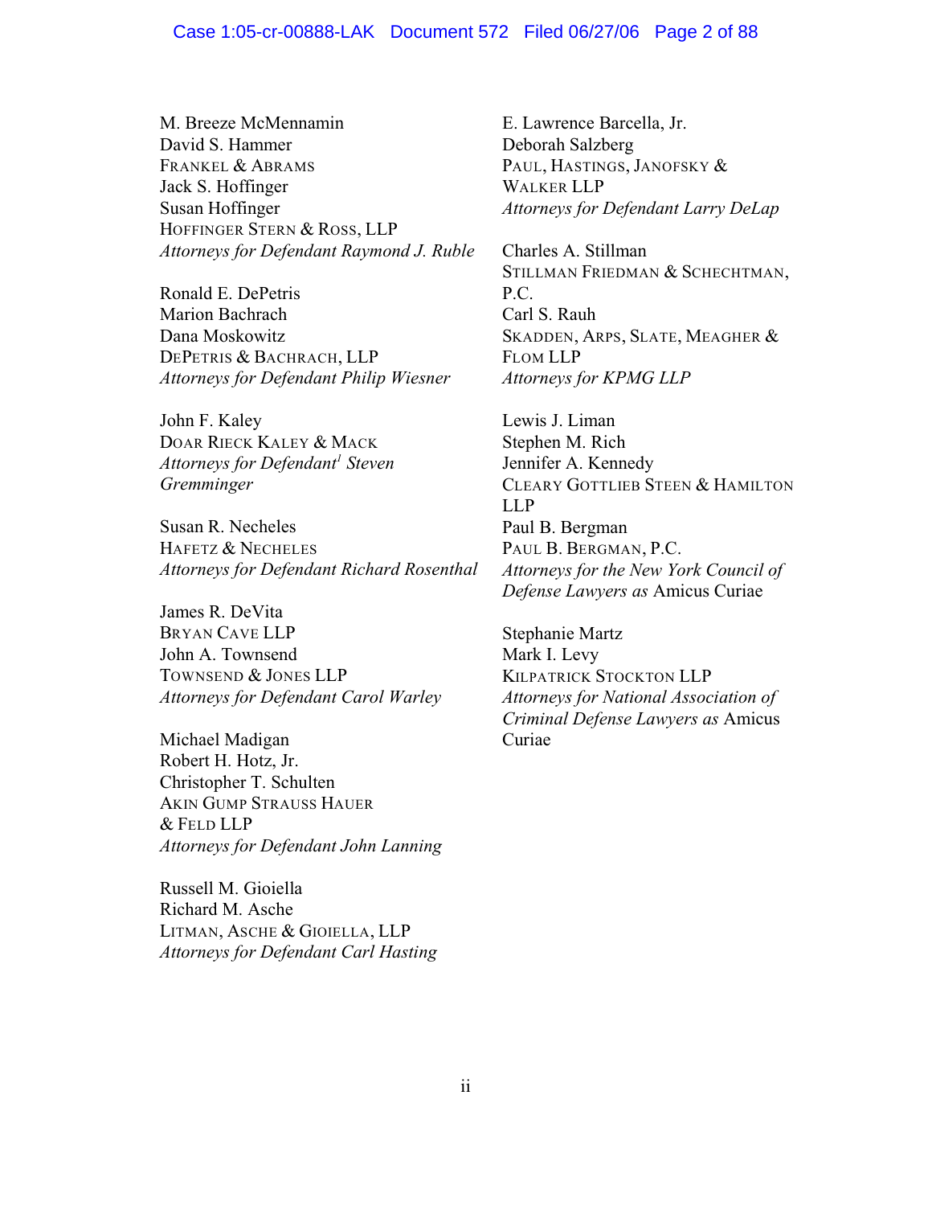M. Breeze McMennamin
David S. Hammer
FRANKEL & ABRAMS
Jack S. Hoffinger
Susan Hoffinger
HOFFINGER STERN & ROSS, LLP
*Attorneys for Defendant Raymond J. Ruble*

Ronald E. DePetris
Marion Bachrach
Dana Moskowitz
DEPETRIS & BACHRACH, LLP
*Attorneys for Defendant Philip Wiesner*

John F. Kaley
DOAR RIECK KALEY & MACK
*Attorneys for Defendant*[1] *Steven Gremminger*

Susan R. Necheles
HAFETZ & NECHELES
*Attorneys for Defendant Richard Rosenthal*

James R. DeVita
BRYAN CAVE LLP
John A. Townsend
TOWNSEND & JONES LLP
*Attorneys for Defendant Carol Warley*

Michael Madigan
Robert H. Hotz, Jr.
Christopher T. Schulten
AKIN GUMP STRAUSS HAUER & FELD LLP
*Attorneys for Defendant John Lanning*

Russell M. Gioiella
Richard M. Asche
LITMAN, ASCHE & GIOIELLA, LLP
*Attorneys for Defendant Carl Hasting*

E. Lawrence Barcella, Jr.
Deborah Salzberg
PAUL, HASTINGS, JANOFSKY & WALKER LLP
*Attorneys for Defendant Larry DeLap*

Charles A. Stillman
STILLMAN FRIEDMAN & SCHECHTMAN, P.C.
Carl S. Rauh
SKADDEN, ARPS, SLATE, MEAGHER & FLOM LLP
*Attorneys for KPMG LLP*

Lewis J. Liman
Stephen M. Rich
Jennifer A. Kennedy
CLEARY GOTTLIEB STEEN & HAMILTON LLP
Paul B. Bergman
PAUL B. BERGMAN, P.C.
*Attorneys for the New York Council of Defense Lawyers as* Amicus Curiae

Stephanie Martz
Mark I. Levy
KILPATRICK STOCKTON LLP
*Attorneys for National Association of Criminal Defense Lawyers as* Amicus Curiae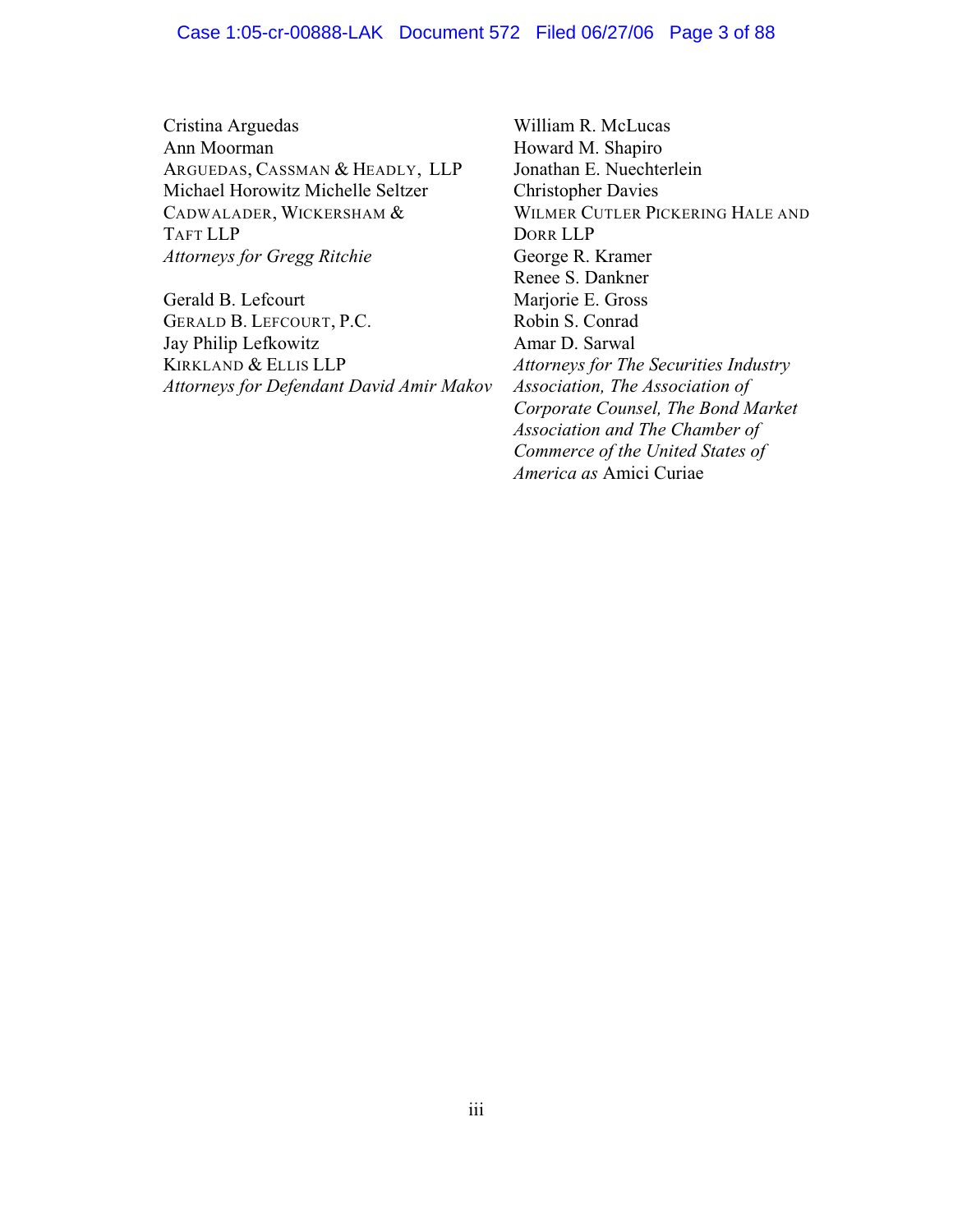Cristina Arguedas
Ann Moorman
ARGUEDAS, CASSMAN & HEADLY, LLP
Michael Horowitz Michelle Seltzer
CADWALADER, WICKERSHAM & TAFT LLP
*Attorneys for Gregg Ritchie*

Gerald B. Lefcourt
GERALD B. LEFCOURT, P.C.
Jay Philip Lefkowitz
KIRKLAND & ELLIS LLP
*Attorneys for Defendant David Amir Makov*

William R. McLucas
Howard M. Shapiro
Jonathan E. Nuechterlein
Christopher Davies
WILMER CUTLER PICKERING HALE AND DORR LLP
George R. Kramer
Renee S. Dankner
Marjorie E. Gross
Robin S. Conrad
Amar D. Sarwal
*Attorneys for The Securities Industry Association, The Association of Corporate Counsel, The Bond Market Association and The Chamber of Commerce of the United States of America as* Amici Curiae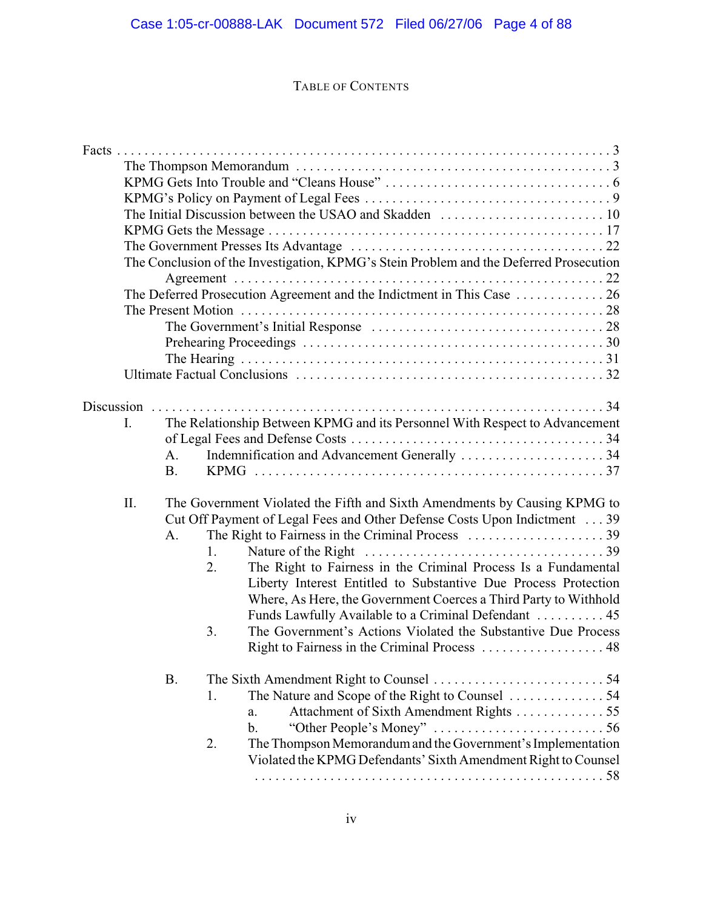# TABLE OF CONTENTS

Facts . . . . . . . . . . 3
- The Thompson Memorandum . . . . . . . . . . 3
- KPMG Gets Into Trouble and "Cleans House" . . . . . . . . . . 6
- KPMG's Policy on Payment of Legal Fees . . . . . . . . . . 9
- The Initial Discussion between the USAO and Skadden . . . . . . . . . . 10
- KPMG Gets the Message . . . . . . . . . . 17
- The Government Presses Its Advantage . . . . . . . . . . 22
- The Conclusion of the Investigation, KPMG's Stein Problem and the Deferred Prosecution Agreement . . . . . . . . . . 22
- The Deferred Prosecution Agreement and the Indictment in This Case . . . . . . . . . . 26
- The Present Motion . . . . . . . . . . 28
  - The Government's Initial Response . . . . . . . . . . 28
  - Prehearing Proceedings . . . . . . . . . . 30
  - The Hearing . . . . . . . . . . 31
- Ultimate Factual Conclusions . . . . . . . . . . 32

Discussion . . . . . . . . . . 34

I. The Relationship Between KPMG and its Personnel With Respect to Advancement of Legal Fees and Defense Costs . . . . . . . . . . 34
   - A. Indemnification and Advancement Generally . . . . . . . . . . 34
   - B. KPMG . . . . . . . . . . 37

II. The Government Violated the Fifth and Sixth Amendments by Causing KPMG to Cut Off Payment of Legal Fees and Other Defense Costs Upon Indictment . . . 39
   - A. The Right to Fairness in the Criminal Process . . . . . . . . . . 39
     1. Nature of the Right . . . . . . . . . . 39
     2. The Right to Fairness in the Criminal Process Is a Fundamental Liberty Interest Entitled to Substantive Due Process Protection Where, As Here, the Government Coerces a Third Party to Withhold Funds Lawfully Available to a Criminal Defendant . . . . . . . . . . 45
     3. The Government's Actions Violated the Substantive Due Process Right to Fairness in the Criminal Process . . . . . . . . . . 48

   - B. The Sixth Amendment Right to Counsel . . . . . . . . . . 54
     1. The Nature and Scope of the Right to Counsel . . . . . . . . . . 54
        - a. Attachment of Sixth Amendment Rights . . . . . . . . . . 55
        - b. "Other People's Money" . . . . . . . . . . 56
     2. The Thompson Memorandum and the Government's Implementation Violated the KPMG Defendants' Sixth Amendment Right to Counsel . . . . . . . . . . 58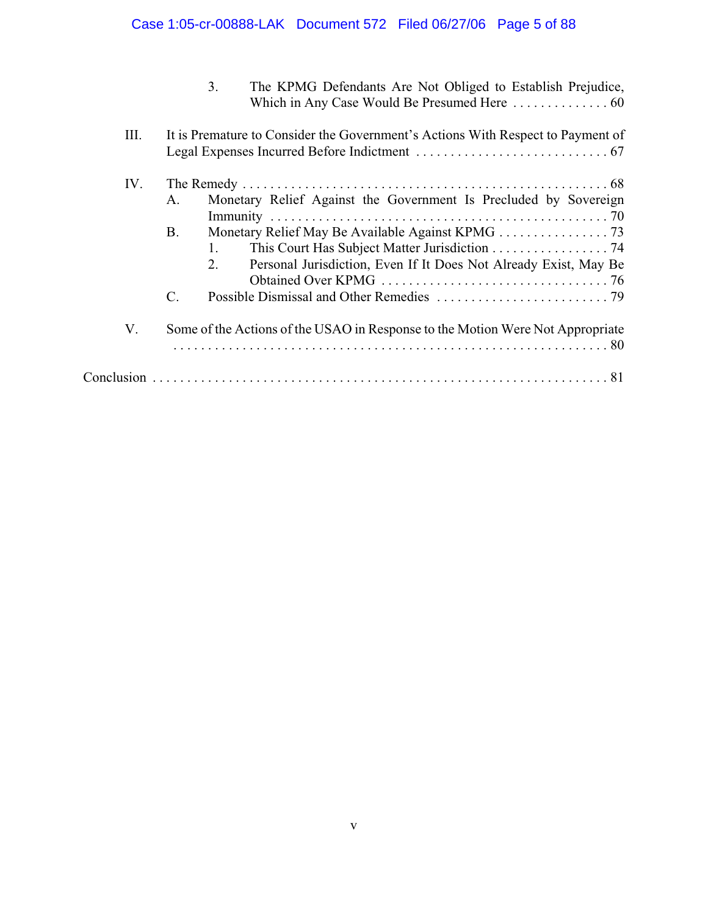3. The KPMG Defendants Are Not Obliged to Establish Prejudice, Which in Any Case Would Be Presumed Here . . . . . . . . . . . . . . 60

III. It is Premature to Consider the Government's Actions With Respect to Payment of Legal Expenses Incurred Before Indictment . . . . . . . . . . . . . . . . . . . . . . . . . . . . 67

IV. The Remedy . . . . . . . . . . . . . . . . . . . . . . . . . . . . . . . . . . . . . . . . . . . . . . . . . . . . . 68
   A. Monetary Relief Against the Government Is Precluded by Sovereign Immunity . . . . . . . . . . . . . . . . . . . . . . . . . . . . . . . . . . . . . . . . . . . . . . . . 70
   B. Monetary Relief May Be Available Against KPMG . . . . . . . . . . . . . . . . 73
      1. This Court Has Subject Matter Jurisdiction . . . . . . . . . . . . . . . . . 74
      2. Personal Jurisdiction, Even If It Does Not Already Exist, May Be Obtained Over KPMG . . . . . . . . . . . . . . . . . . . . . . . . . . . . . . . . . 76
   C. Possible Dismissal and Other Remedies . . . . . . . . . . . . . . . . . . . . . . . . . 79

V. Some of the Actions of the USAO in Response to the Motion Were Not Appropriate . . . . . . . . . . . . . . . . . . . . . . . . . . . . . . . . . . . . . . . . . . . . . . . . . . . . . . . . . . . . . 80

Conclusion . . . . . . . . . . . . . . . . . . . . . . . . . . . . . . . . . . . . . . . . . . . . . . . . . . . . . . . . . . . . 81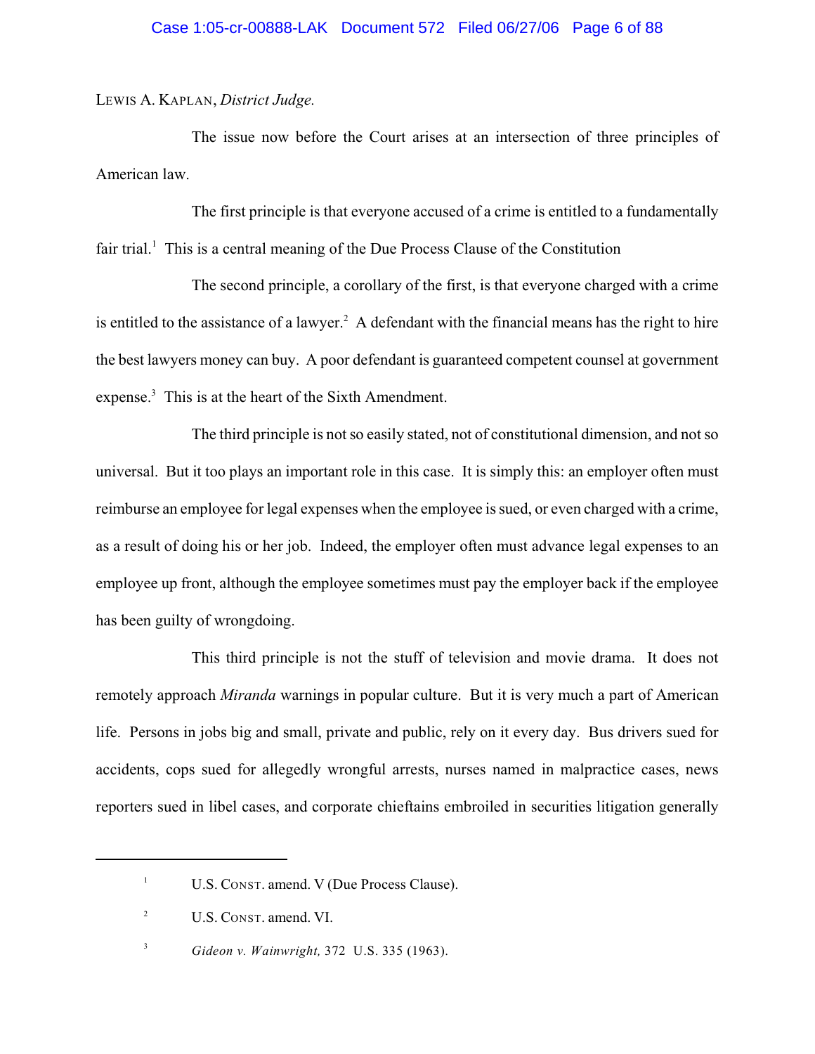LEWIS A. KAPLAN, *District Judge.*

The issue now before the Court arises at an intersection of three principles of American law.

The first principle is that everyone accused of a crime is entitled to a fundamentally fair trial.[1] This is a central meaning of the Due Process Clause of the Constitution

The second principle, a corollary of the first, is that everyone charged with a crime is entitled to the assistance of a lawyer.[2] A defendant with the financial means has the right to hire the best lawyers money can buy. A poor defendant is guaranteed competent counsel at government expense.[3] This is at the heart of the Sixth Amendment.

The third principle is not so easily stated, not of constitutional dimension, and not so universal. But it too plays an important role in this case. It is simply this: an employer often must reimburse an employee for legal expenses when the employee is sued, or even charged with a crime, as a result of doing his or her job. Indeed, the employer often must advance legal expenses to an employee up front, although the employee sometimes must pay the employer back if the employee has been guilty of wrongdoing.

This third principle is not the stuff of television and movie drama. It does not remotely approach *Miranda* warnings in popular culture. But it is very much a part of American life. Persons in jobs big and small, private and public, rely on it every day. Bus drivers sued for accidents, cops sued for allegedly wrongful arrests, nurses named in malpractice cases, news reporters sued in libel cases, and corporate chieftains embroiled in securities litigation generally

---

[1] U.S. CONST. amend. V (Due Process Clause).

[2] U.S. CONST. amend. VI.

[3] *Gideon v. Wainwright,* 372 U.S. 335 (1963).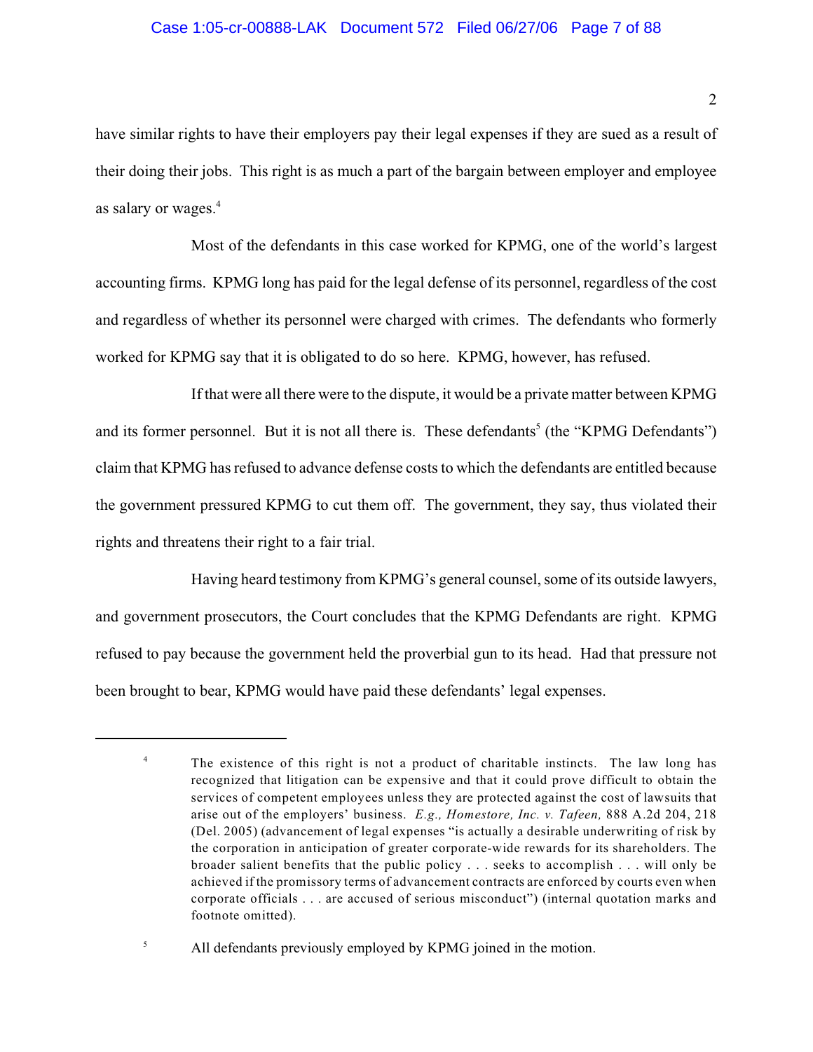have similar rights to have their employers pay their legal expenses if they are sued as a result of their doing their jobs. This right is as much a part of the bargain between employer and employee as salary or wages.[4]

Most of the defendants in this case worked for KPMG, one of the world's largest accounting firms. KPMG long has paid for the legal defense of its personnel, regardless of the cost and regardless of whether its personnel were charged with crimes. The defendants who formerly worked for KPMG say that it is obligated to do so here. KPMG, however, has refused.

If that were all there were to the dispute, it would be a private matter between KPMG and its former personnel. But it is not all there is. These defendants[5] (the "KPMG Defendants") claim that KPMG has refused to advance defense costs to which the defendants are entitled because the government pressured KPMG to cut them off. The government, they say, thus violated their rights and threatens their right to a fair trial.

Having heard testimony from KPMG's general counsel, some of its outside lawyers, and government prosecutors, the Court concludes that the KPMG Defendants are right. KPMG refused to pay because the government held the proverbial gun to its head. Had that pressure not been brought to bear, KPMG would have paid these defendants' legal expenses.

---

[4] The existence of this right is not a product of charitable instincts. The law long has recognized that litigation can be expensive and that it could prove difficult to obtain the services of competent employees unless they are protected against the cost of lawsuits that arise out of the employers' business. *E.g., Homestore, Inc. v. Tafeen,* 888 A.2d 204, 218 (Del. 2005) (advancement of legal expenses "is actually a desirable underwriting of risk by the corporation in anticipation of greater corporate-wide rewards for its shareholders. The broader salient benefits that the public policy . . . seeks to accomplish . . . will only be achieved if the promissory terms of advancement contracts are enforced by courts even when corporate officials . . . are accused of serious misconduct") (internal quotation marks and footnote omitted).

[5] All defendants previously employed by KPMG joined in the motion.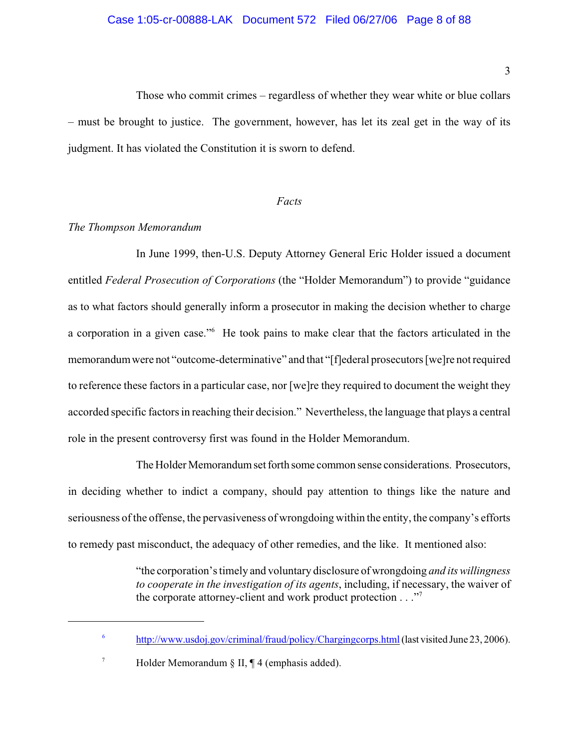Those who commit crimes – regardless of whether they wear white or blue collars – must be brought to justice. The government, however, has let its zeal get in the way of its judgment. It has violated the Constitution it is sworn to defend.

## *Facts*

### *The Thompson Memorandum*

In June 1999, then-U.S. Deputy Attorney General Eric Holder issued a document entitled *Federal Prosecution of Corporations* (the "Holder Memorandum") to provide "guidance as to what factors should generally inform a prosecutor in making the decision whether to charge a corporation in a given case."[6] He took pains to make clear that the factors articulated in the memorandum were not "outcome-determinative" and that "[f]ederal prosecutors [we]re not required to reference these factors in a particular case, nor [we]re they required to document the weight they accorded specific factors in reaching their decision." Nevertheless, the language that plays a central role in the present controversy first was found in the Holder Memorandum.

The Holder Memorandum set forth some common sense considerations. Prosecutors, in deciding whether to indict a company, should pay attention to things like the nature and seriousness of the offense, the pervasiveness of wrongdoing within the entity, the company's efforts to remedy past misconduct, the adequacy of other remedies, and the like. It mentioned also:

> "the corporation's timely and voluntary disclosure of wrongdoing *and its willingness to cooperate in the investigation of its agents*, including, if necessary, the waiver of the corporate attorney-client and work product protection . . ."[7]

---

[6] http://www.usdoj.gov/criminal/fraud/policy/Chargingcorps.html (last visited June 23, 2006).

[7] Holder Memorandum § II, ¶ 4 (emphasis added).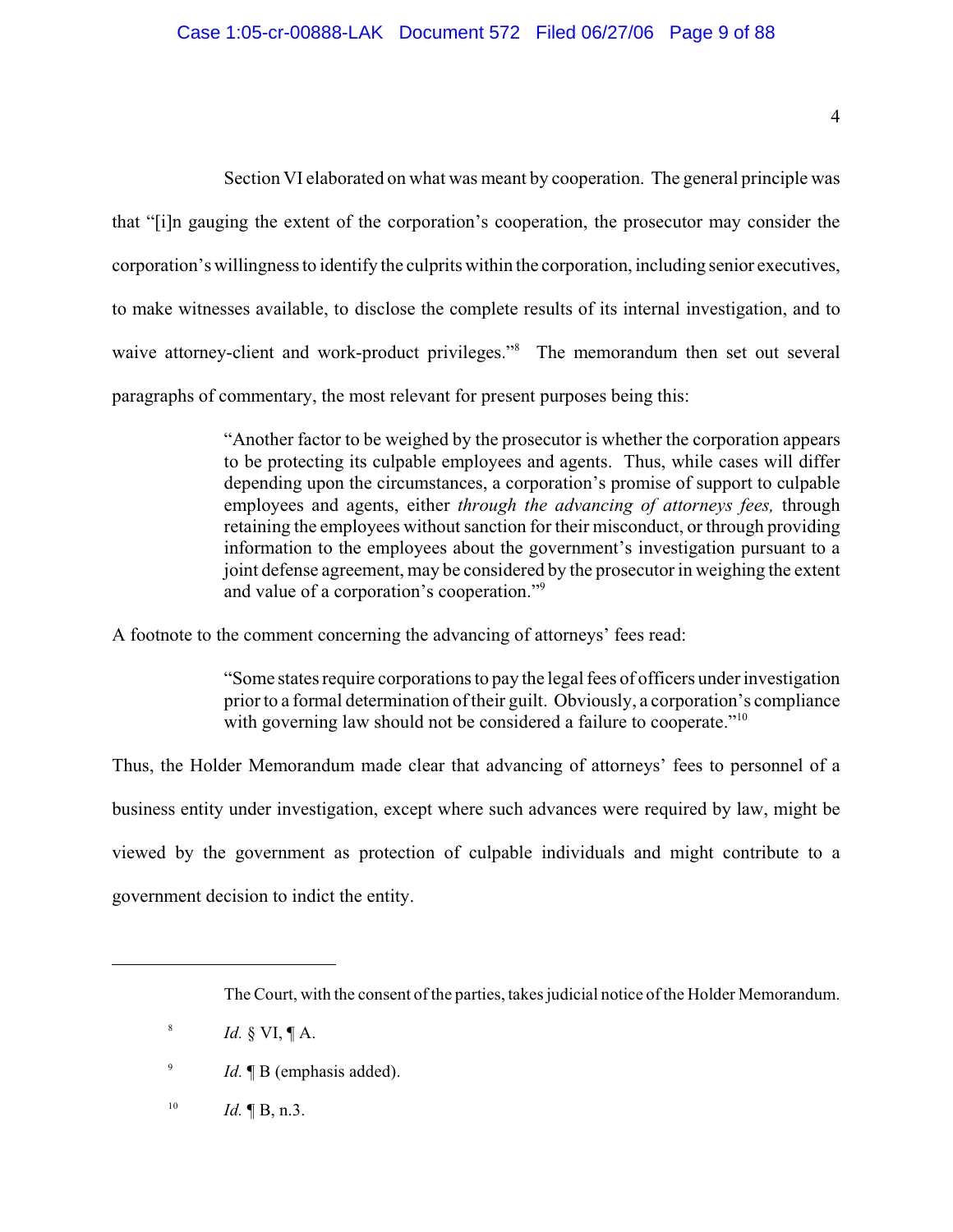Section VI elaborated on what was meant by cooperation. The general principle was that "[i]n gauging the extent of the corporation's cooperation, the prosecutor may consider the corporation's willingness to identify the culprits within the corporation, including senior executives, to make witnesses available, to disclose the complete results of its internal investigation, and to waive attorney-client and work-product privileges."[8] The memorandum then set out several paragraphs of commentary, the most relevant for present purposes being this:

> "Another factor to be weighed by the prosecutor is whether the corporation appears to be protecting its culpable employees and agents. Thus, while cases will differ depending upon the circumstances, a corporation's promise of support to culpable employees and agents, either *through the advancing of attorneys fees,* through retaining the employees without sanction for their misconduct, or through providing information to the employees about the government's investigation pursuant to a joint defense agreement, may be considered by the prosecutor in weighing the extent and value of a corporation's cooperation."[9]

A footnote to the comment concerning the advancing of attorneys' fees read:

> "Some states require corporations to pay the legal fees of officers under investigation prior to a formal determination of their guilt. Obviously, a corporation's compliance with governing law should not be considered a failure to cooperate."[10]

Thus, the Holder Memorandum made clear that advancing of attorneys' fees to personnel of a business entity under investigation, except where such advances were required by law, might be viewed by the government as protection of culpable individuals and might contribute to a government decision to indict the entity.

---

The Court, with the consent of the parties, takes judicial notice of the Holder Memorandum.

[8] *Id.* § VI, ¶ A.

[9] *Id.* ¶ B (emphasis added).

[10] *Id.* ¶ B, n.3.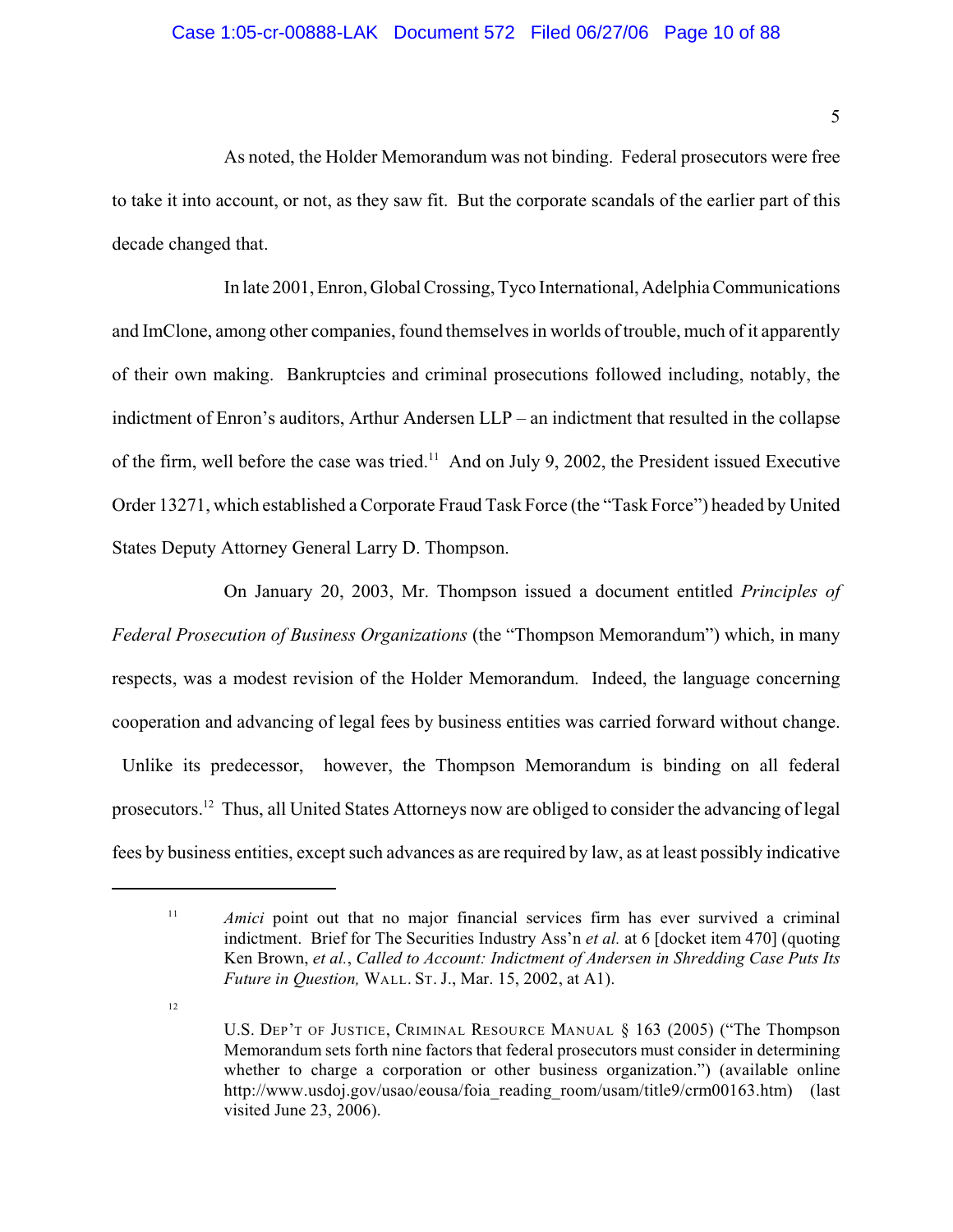As noted, the Holder Memorandum was not binding. Federal prosecutors were free to take it into account, or not, as they saw fit. But the corporate scandals of the earlier part of this decade changed that.

In late 2001, Enron, Global Crossing, Tyco International, Adelphia Communications and ImClone, among other companies, found themselves in worlds of trouble, much of it apparently of their own making. Bankruptcies and criminal prosecutions followed including, notably, the indictment of Enron's auditors, Arthur Andersen LLP – an indictment that resulted in the collapse of the firm, well before the case was tried.[11] And on July 9, 2002, the President issued Executive Order 13271, which established a Corporate Fraud Task Force (the "Task Force") headed by United States Deputy Attorney General Larry D. Thompson.

On January 20, 2003, Mr. Thompson issued a document entitled *Principles of Federal Prosecution of Business Organizations* (the "Thompson Memorandum") which, in many respects, was a modest revision of the Holder Memorandum. Indeed, the language concerning cooperation and advancing of legal fees by business entities was carried forward without change. Unlike its predecessor, however, the Thompson Memorandum is binding on all federal prosecutors.[12] Thus, all United States Attorneys now are obliged to consider the advancing of legal fees by business entities, except such advances as are required by law, as at least possibly indicative

---

[11] *Amici* point out that no major financial services firm has ever survived a criminal indictment. Brief for The Securities Industry Ass'n *et al.* at 6 [docket item 470] (quoting Ken Brown, *et al.*, *Called to Account: Indictment of Andersen in Shredding Case Puts Its Future in Question,* WALL. ST. J., Mar. 15, 2002, at A1).

[12] U.S. DEP'T OF JUSTICE, CRIMINAL RESOURCE MANUAL § 163 (2005) ("The Thompson Memorandum sets forth nine factors that federal prosecutors must consider in determining whether to charge a corporation or other business organization.") (available online http://www.usdoj.gov/usao/eousa/foia_reading_room/usam/title9/crm00163.htm) (last visited June 23, 2006).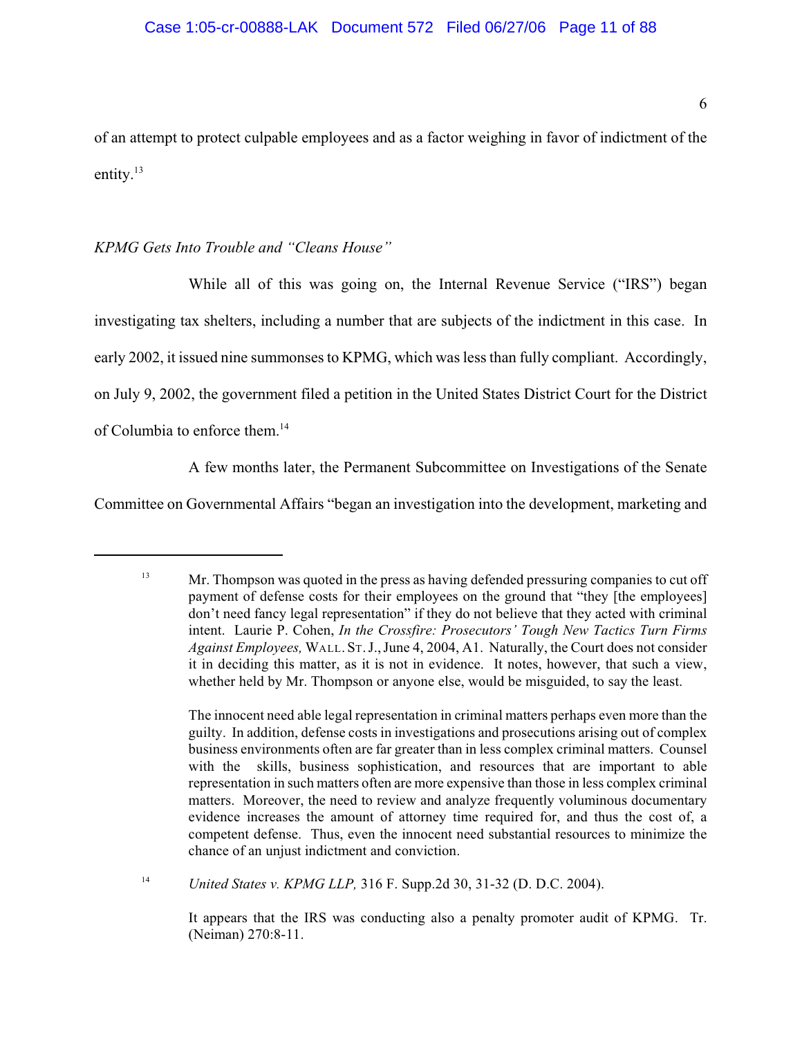of an attempt to protect culpable employees and as a factor weighing in favor of indictment of the entity.[13]

*KPMG Gets Into Trouble and "Cleans House"*

While all of this was going on, the Internal Revenue Service ("IRS") began investigating tax shelters, including a number that are subjects of the indictment in this case. In early 2002, it issued nine summonses to KPMG, which was less than fully compliant. Accordingly, on July 9, 2002, the government filed a petition in the United States District Court for the District of Columbia to enforce them.[14]

A few months later, the Permanent Subcommittee on Investigations of the Senate Committee on Governmental Affairs "began an investigation into the development, marketing and

---

[13] Mr. Thompson was quoted in the press as having defended pressuring companies to cut off payment of defense costs for their employees on the ground that "they [the employees] don't need fancy legal representation" if they do not believe that they acted with criminal intent. Laurie P. Cohen, *In the Crossfire: Prosecutors' Tough New Tactics Turn Firms Against Employees,* WALL. ST. J., June 4, 2004, A1. Naturally, the Court does not consider it in deciding this matter, as it is not in evidence. It notes, however, that such a view, whether held by Mr. Thompson or anyone else, would be misguided, to say the least.

The innocent need able legal representation in criminal matters perhaps even more than the guilty. In addition, defense costs in investigations and prosecutions arising out of complex business environments often are far greater than in less complex criminal matters. Counsel with the skills, business sophistication, and resources that are important to able representation in such matters often are more expensive than those in less complex criminal matters. Moreover, the need to review and analyze frequently voluminous documentary evidence increases the amount of attorney time required for, and thus the cost of, a competent defense. Thus, even the innocent need substantial resources to minimize the chance of an unjust indictment and conviction.

[14] *United States v. KPMG LLP,* 316 F. Supp.2d 30, 31-32 (D. D.C. 2004).

It appears that the IRS was conducting also a penalty promoter audit of KPMG. Tr. (Neiman) 270:8-11.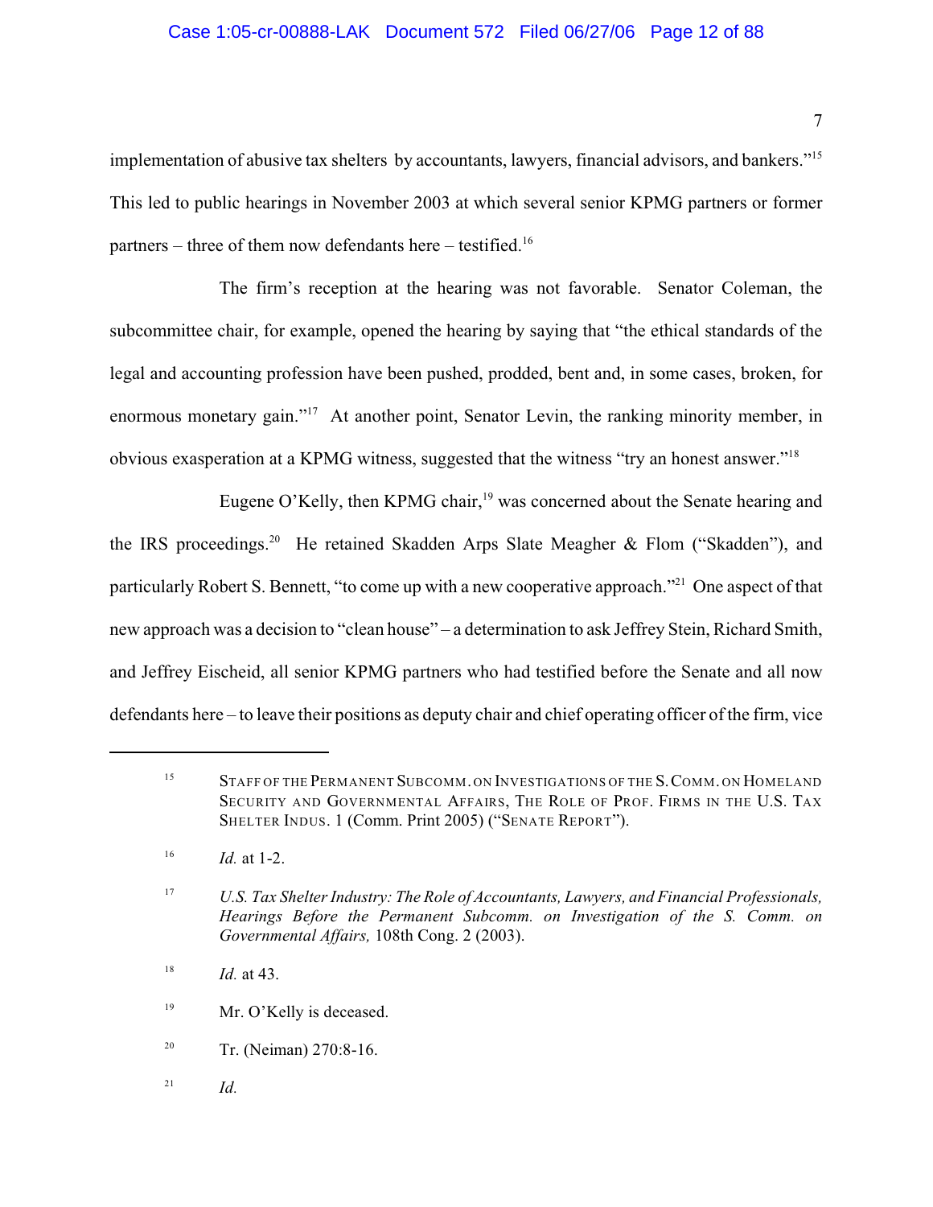implementation of abusive tax shelters by accountants, lawyers, financial advisors, and bankers."[15] This led to public hearings in November 2003 at which several senior KPMG partners or former partners – three of them now defendants here – testified.[16]

The firm's reception at the hearing was not favorable. Senator Coleman, the subcommittee chair, for example, opened the hearing by saying that "the ethical standards of the legal and accounting profession have been pushed, prodded, bent and, in some cases, broken, for enormous monetary gain."[17] At another point, Senator Levin, the ranking minority member, in obvious exasperation at a KPMG witness, suggested that the witness "try an honest answer."[18]

Eugene O'Kelly, then KPMG chair,[19] was concerned about the Senate hearing and the IRS proceedings.[20] He retained Skadden Arps Slate Meagher & Flom ("Skadden"), and particularly Robert S. Bennett, "to come up with a new cooperative approach."[21] One aspect of that new approach was a decision to "clean house" – a determination to ask Jeffrey Stein, Richard Smith, and Jeffrey Eischeid, all senior KPMG partners who had testified before the Senate and all now defendants here – to leave their positions as deputy chair and chief operating officer of the firm, vice

---

[15] STAFF OF THE PERMANENT SUBCOMM. ON INVESTIGATIONS OF THE S. COMM. ON HOMELAND SECURITY AND GOVERNMENTAL AFFAIRS, THE ROLE OF PROF. FIRMS IN THE U.S. TAX SHELTER INDUS. 1 (Comm. Print 2005) ("SENATE REPORT").

[16] *Id.* at 1-2.

[17] *U.S. Tax Shelter Industry: The Role of Accountants, Lawyers, and Financial Professionals, Hearings Before the Permanent Subcomm. on Investigation of the S. Comm. on Governmental Affairs,* 108th Cong. 2 (2003).

[18] *Id.* at 43.

[19] Mr. O'Kelly is deceased.

[20] Tr. (Neiman) 270:8-16.

[21] *Id.*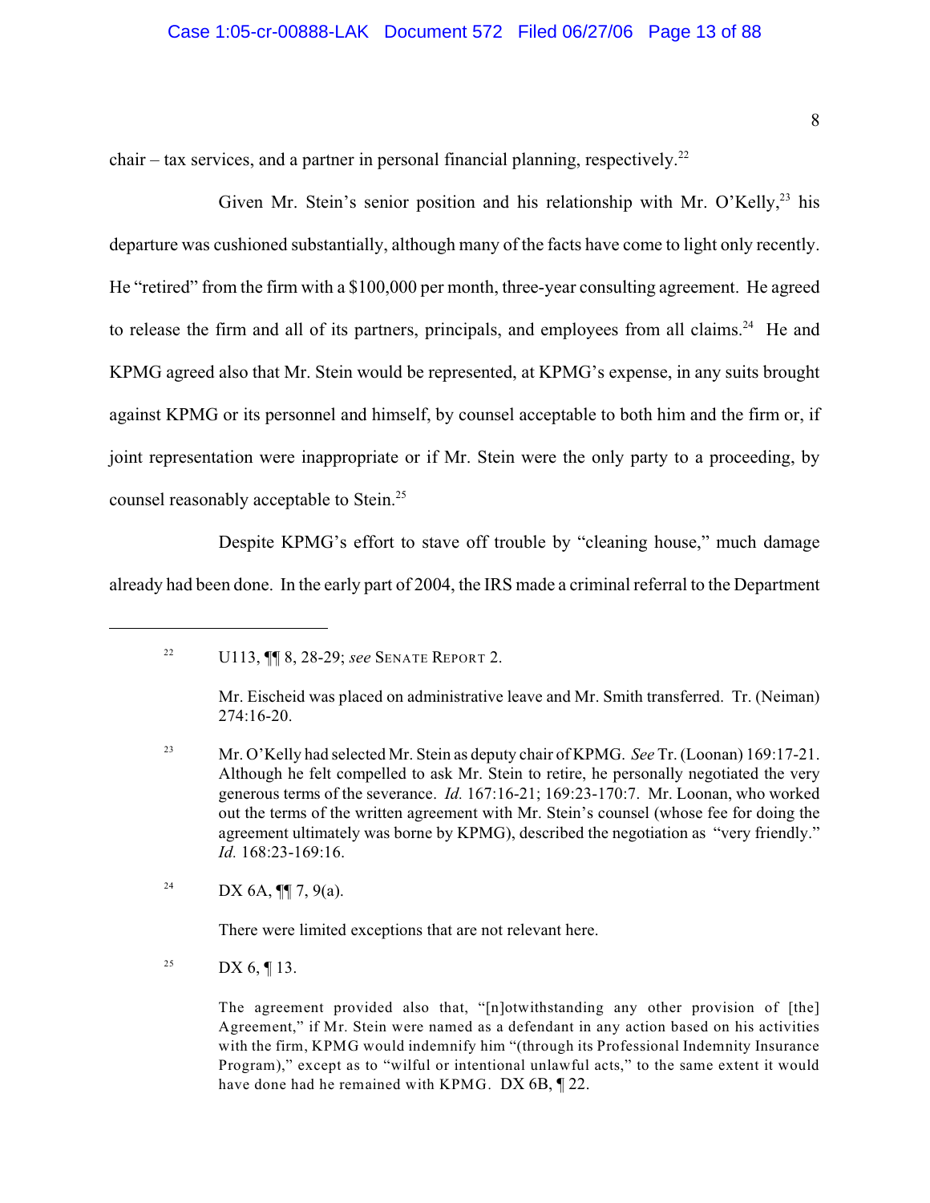chair – tax services, and a partner in personal financial planning, respectively.[22]

Given Mr. Stein's senior position and his relationship with Mr. O'Kelly,[23] his departure was cushioned substantially, although many of the facts have come to light only recently. He "retired" from the firm with a $100,000 per month, three-year consulting agreement. He agreed to release the firm and all of its partners, principals, and employees from all claims.[24] He and KPMG agreed also that Mr. Stein would be represented, at KPMG's expense, in any suits brought against KPMG or its personnel and himself, by counsel acceptable to both him and the firm or, if joint representation were inappropriate or if Mr. Stein were the only party to a proceeding, by counsel reasonably acceptable to Stein.[25]

Despite KPMG's effort to stave off trouble by "cleaning house," much damage already had been done. In the early part of 2004, the IRS made a criminal referral to the Department

---

[22] U113, ¶¶ 8, 28-29; *see* SENATE REPORT 2.

Mr. Eischeid was placed on administrative leave and Mr. Smith transferred. Tr. (Neiman) 274:16-20.

[23] Mr. O'Kelly had selected Mr. Stein as deputy chair of KPMG. *See* Tr. (Loonan) 169:17-21. Although he felt compelled to ask Mr. Stein to retire, he personally negotiated the very generous terms of the severance. *Id.* 167:16-21; 169:23-170:7. Mr. Loonan, who worked out the terms of the written agreement with Mr. Stein's counsel (whose fee for doing the agreement ultimately was borne by KPMG), described the negotiation as "very friendly." *Id.* 168:23-169:16.

[24] DX 6A, ¶¶ 7, 9(a).

There were limited exceptions that are not relevant here.

[25] DX 6, ¶ 13.

The agreement provided also that, "[n]otwithstanding any other provision of [the] Agreement," if Mr. Stein were named as a defendant in any action based on his activities with the firm, KPMG would indemnify him "(through its Professional Indemnity Insurance Program)," except as to "wilful or intentional unlawful acts," to the same extent it would have done had he remained with KPMG. DX 6B, ¶ 22.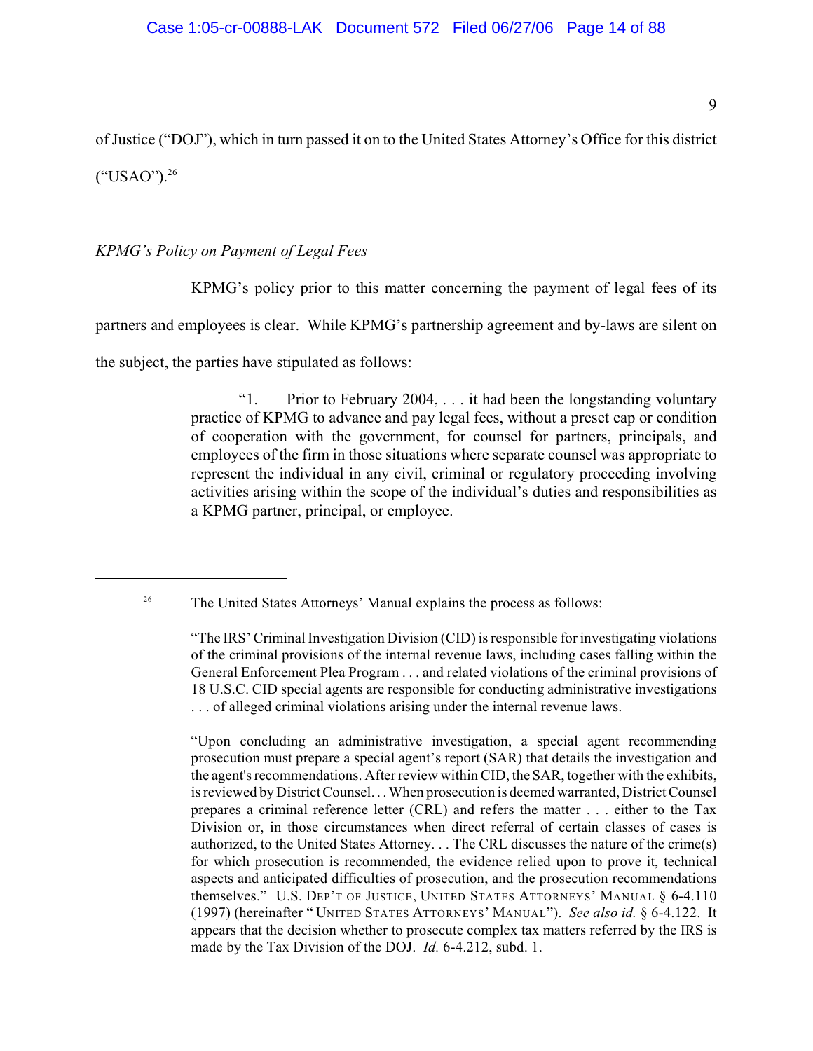of Justice ("DOJ"), which in turn passed it on to the United States Attorney's Office for this district ("USAO").[26]

*KPMG's Policy on Payment of Legal Fees*

KPMG's policy prior to this matter concerning the payment of legal fees of its partners and employees is clear. While KPMG's partnership agreement and by-laws are silent on the subject, the parties have stipulated as follows:

> "1. Prior to February 2004, . . . it had been the longstanding voluntary practice of KPMG to advance and pay legal fees, without a preset cap or condition of cooperation with the government, for counsel for partners, principals, and employees of the firm in those situations where separate counsel was appropriate to represent the individual in any civil, criminal or regulatory proceeding involving activities arising within the scope of the individual's duties and responsibilities as a KPMG partner, principal, or employee.

---

[26] The United States Attorneys' Manual explains the process as follows:

> "The IRS' Criminal Investigation Division (CID) is responsible for investigating violations of the criminal provisions of the internal revenue laws, including cases falling within the General Enforcement Plea Program . . . and related violations of the criminal provisions of 18 U.S.C. CID special agents are responsible for conducting administrative investigations . . . of alleged criminal violations arising under the internal revenue laws.
>
> "Upon concluding an administrative investigation, a special agent recommending prosecution must prepare a special agent's report (SAR) that details the investigation and the agent's recommendations. After review within CID, the SAR, together with the exhibits, is reviewed by District Counsel. . . When prosecution is deemed warranted, District Counsel prepares a criminal reference letter (CRL) and refers the matter . . . either to the Tax Division or, in those circumstances when direct referral of certain classes of cases is authorized, to the United States Attorney. . . The CRL discusses the nature of the crime(s) for which prosecution is recommended, the evidence relied upon to prove it, technical aspects and anticipated difficulties of prosecution, and the prosecution recommendations themselves." U.S. DEP'T OF JUSTICE, UNITED STATES ATTORNEYS' MANUAL § 6-4.110 (1997) (hereinafter " UNITED STATES ATTORNEYS' MANUAL"). *See also id.* § 6-4.122. It appears that the decision whether to prosecute complex tax matters referred by the IRS is made by the Tax Division of the DOJ. *Id.* 6-4.212, subd. 1.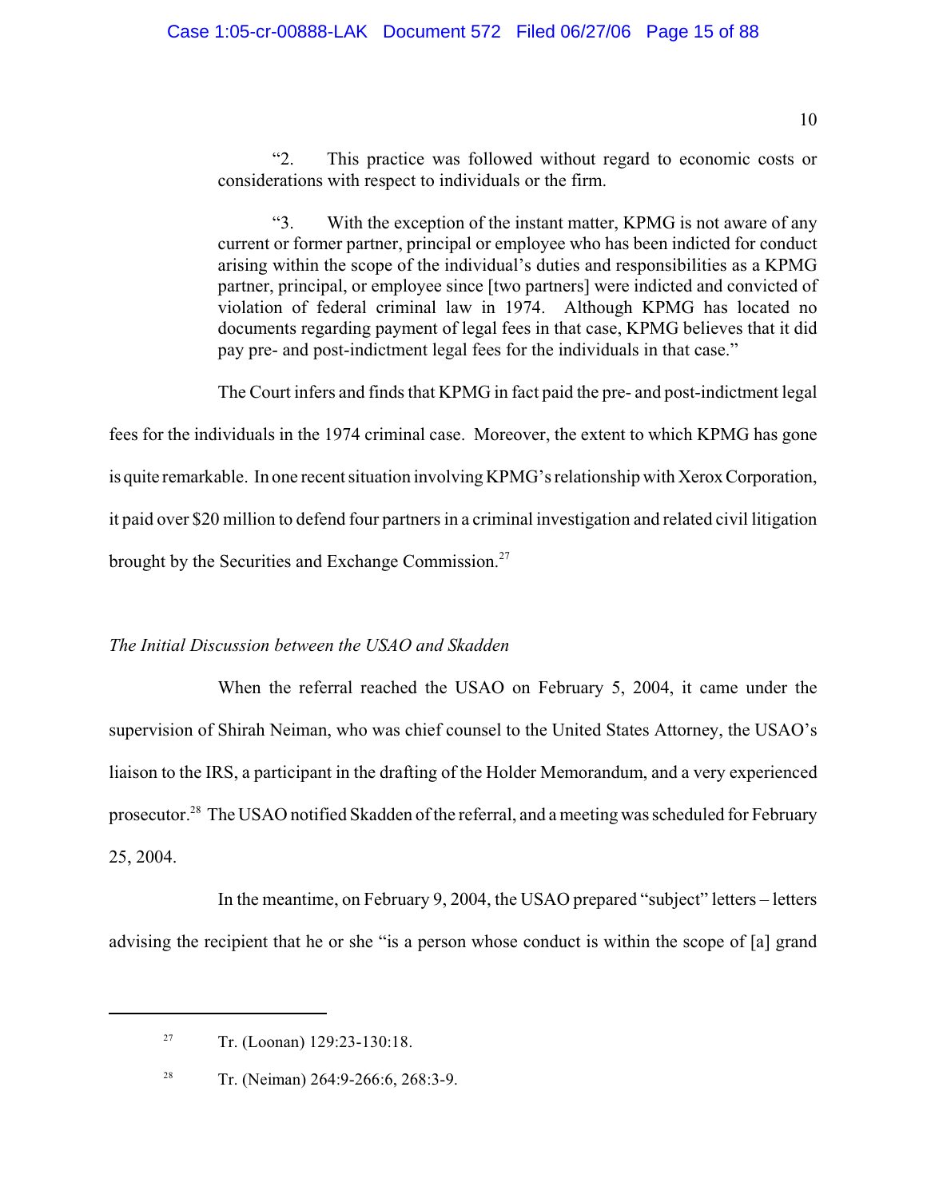> "2. This practice was followed without regard to economic costs or considerations with respect to individuals or the firm.
>
> "3. With the exception of the instant matter, KPMG is not aware of any current or former partner, principal or employee who has been indicted for conduct arising within the scope of the individual's duties and responsibilities as a KPMG partner, principal, or employee since [two partners] were indicted and convicted of violation of federal criminal law in 1974. Although KPMG has located no documents regarding payment of legal fees in that case, KPMG believes that it did pay pre- and post-indictment legal fees for the individuals in that case."

The Court infers and finds that KPMG in fact paid the pre- and post-indictment legal fees for the individuals in the 1974 criminal case. Moreover, the extent to which KPMG has gone is quite remarkable. In one recent situation involving KPMG's relationship with Xerox Corporation, it paid over $20 million to defend four partners in a criminal investigation and related civil litigation brought by the Securities and Exchange Commission.[27]

*The Initial Discussion between the USAO and Skadden*

When the referral reached the USAO on February 5, 2004, it came under the supervision of Shirah Neiman, who was chief counsel to the United States Attorney, the USAO's liaison to the IRS, a participant in the drafting of the Holder Memorandum, and a very experienced prosecutor.[28] The USAO notified Skadden of the referral, and a meeting was scheduled for February 25, 2004.

In the meantime, on February 9, 2004, the USAO prepared "subject" letters – letters advising the recipient that he or she "is a person whose conduct is within the scope of [a] grand

---

[27] Tr. (Loonan) 129:23-130:18.

[28] Tr. (Neiman) 264:9-266:6, 268:3-9.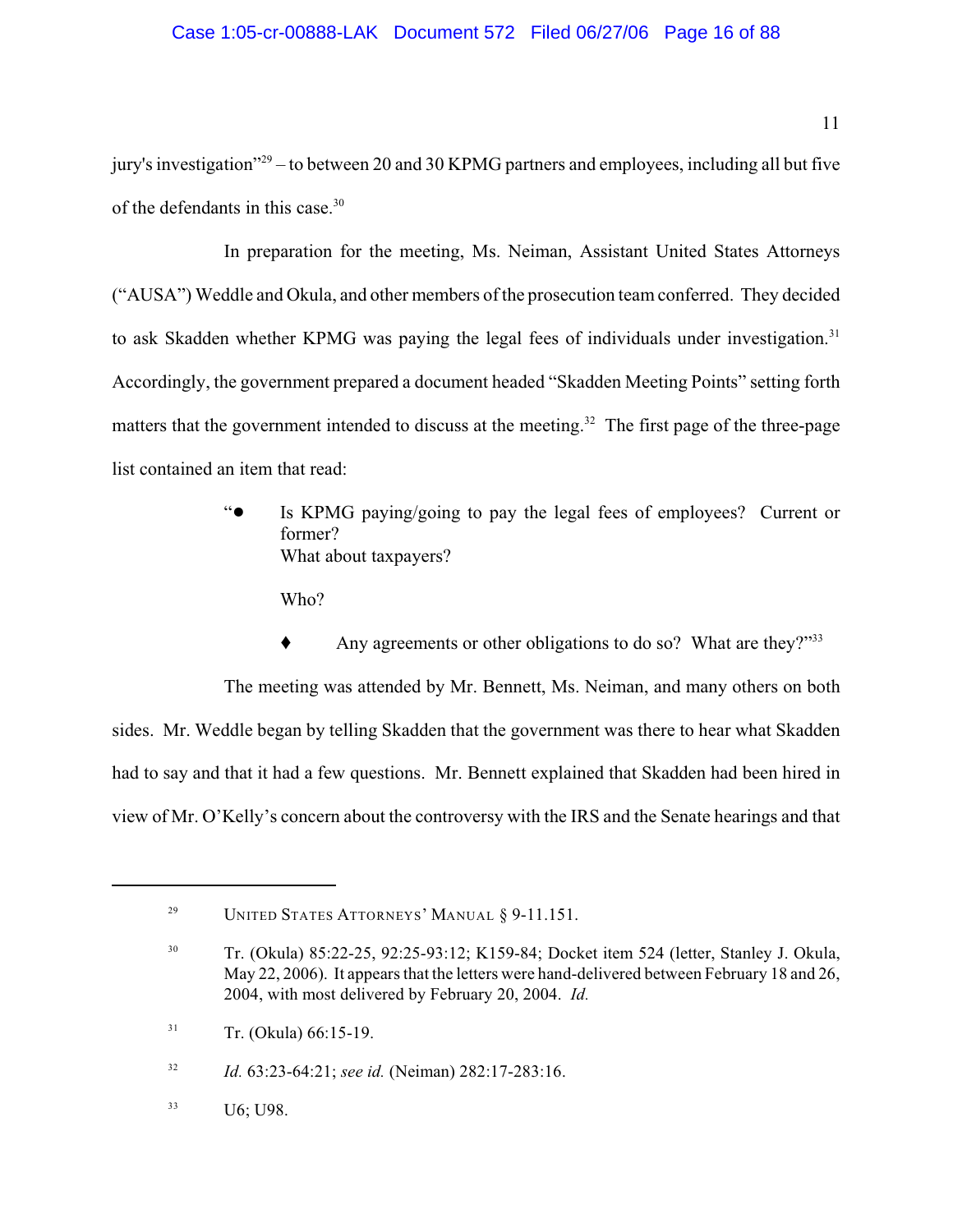jury's investigation"[29] – to between 20 and 30 KPMG partners and employees, including all but five of the defendants in this case.[30]

In preparation for the meeting, Ms. Neiman, Assistant United States Attorneys ("AUSA") Weddle and Okula, and other members of the prosecution team conferred. They decided to ask Skadden whether KPMG was paying the legal fees of individuals under investigation.[31] Accordingly, the government prepared a document headed "Skadden Meeting Points" setting forth matters that the government intended to discuss at the meeting.[32] The first page of the three-page list contained an item that read:

> "● Is KPMG paying/going to pay the legal fees of employees? Current or former?
> What about taxpayers?
>
> Who?
>
> ♦ Any agreements or other obligations to do so? What are they?"[33]

The meeting was attended by Mr. Bennett, Ms. Neiman, and many others on both sides. Mr. Weddle began by telling Skadden that the government was there to hear what Skadden had to say and that it had a few questions. Mr. Bennett explained that Skadden had been hired in view of Mr. O'Kelly's concern about the controversy with the IRS and the Senate hearings and that

---

[29] UNITED STATES ATTORNEYS' MANUAL § 9-11.151.

[30] Tr. (Okula) 85:22-25, 92:25-93:12; K159-84; Docket item 524 (letter, Stanley J. Okula, May 22, 2006). It appears that the letters were hand-delivered between February 18 and 26, 2004, with most delivered by February 20, 2004. *Id.*

[31] Tr. (Okula) 66:15-19.

[32] *Id.* 63:23-64:21; *see id.* (Neiman) 282:17-283:16.

[33] U6; U98.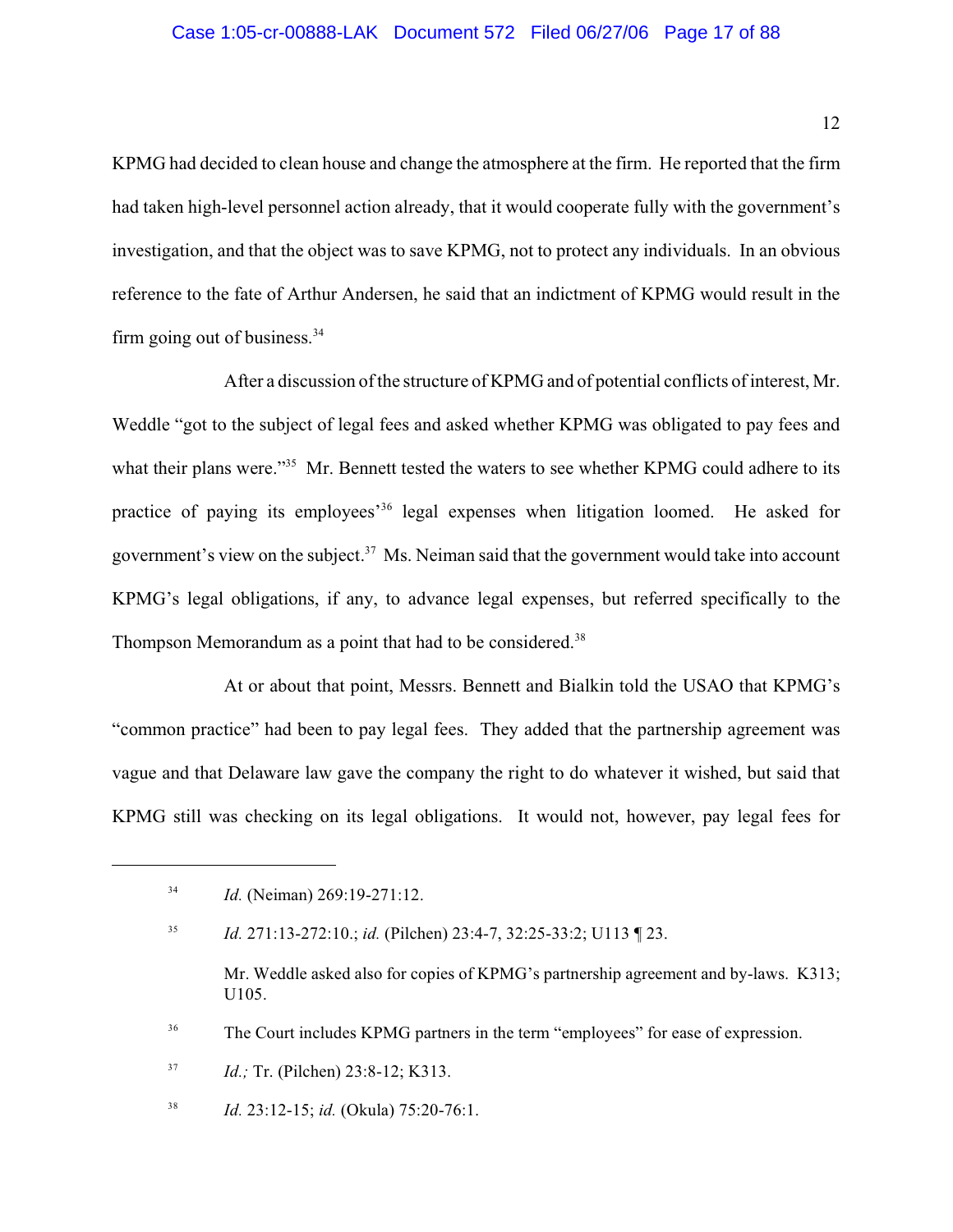KPMG had decided to clean house and change the atmosphere at the firm. He reported that the firm had taken high-level personnel action already, that it would cooperate fully with the government's investigation, and that the object was to save KPMG, not to protect any individuals. In an obvious reference to the fate of Arthur Andersen, he said that an indictment of KPMG would result in the firm going out of business.[34]

After a discussion of the structure of KPMG and of potential conflicts of interest, Mr. Weddle "got to the subject of legal fees and asked whether KPMG was obligated to pay fees and what their plans were."[35] Mr. Bennett tested the waters to see whether KPMG could adhere to its practice of paying its employees'[36] legal expenses when litigation loomed. He asked for government's view on the subject.[37] Ms. Neiman said that the government would take into account KPMG's legal obligations, if any, to advance legal expenses, but referred specifically to the Thompson Memorandum as a point that had to be considered.[38]

At or about that point, Messrs. Bennett and Bialkin told the USAO that KPMG's "common practice" had been to pay legal fees. They added that the partnership agreement was vague and that Delaware law gave the company the right to do whatever it wished, but said that KPMG still was checking on its legal obligations. It would not, however, pay legal fees for

---

[34] *Id.* (Neiman) 269:19-271:12.

[35] *Id.* 271:13-272:10.; *id.* (Pilchen) 23:4-7, 32:25-33:2; U113 ¶ 23.

Mr. Weddle asked also for copies of KPMG's partnership agreement and by-laws. K313; U105.

[36] The Court includes KPMG partners in the term "employees" for ease of expression.

[37] *Id.;* Tr. (Pilchen) 23:8-12; K313.

[38] *Id.* 23:12-15; *id.* (Okula) 75:20-76:1.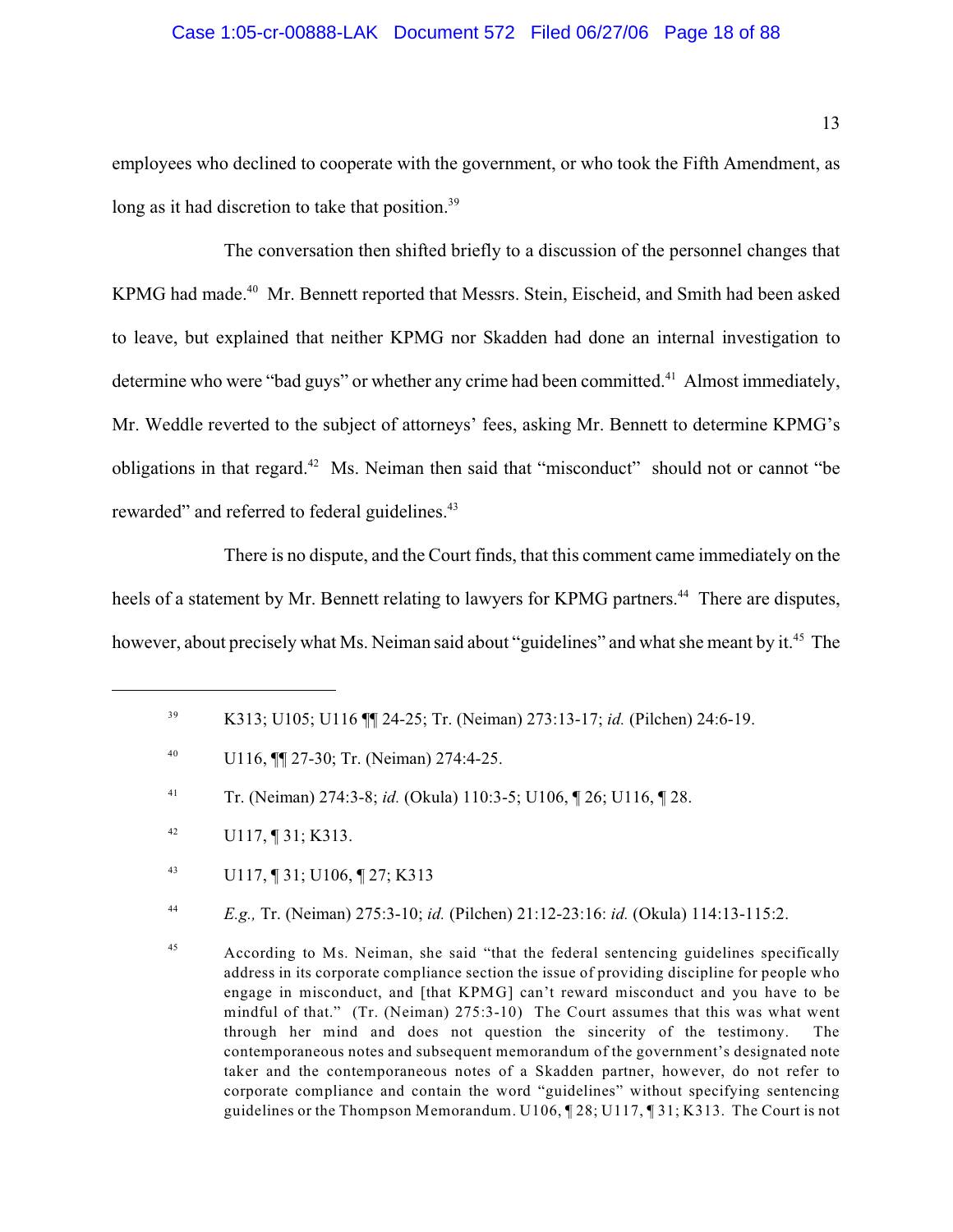employees who declined to cooperate with the government, or who took the Fifth Amendment, as long as it had discretion to take that position.[39]

The conversation then shifted briefly to a discussion of the personnel changes that KPMG had made.[40] Mr. Bennett reported that Messrs. Stein, Eischeid, and Smith had been asked to leave, but explained that neither KPMG nor Skadden had done an internal investigation to determine who were "bad guys" or whether any crime had been committed.[41] Almost immediately, Mr. Weddle reverted to the subject of attorneys' fees, asking Mr. Bennett to determine KPMG's obligations in that regard.[42] Ms. Neiman then said that "misconduct" should not or cannot "be rewarded" and referred to federal guidelines.[43]

There is no dispute, and the Court finds, that this comment came immediately on the heels of a statement by Mr. Bennett relating to lawyers for KPMG partners.[44] There are disputes, however, about precisely what Ms. Neiman said about "guidelines" and what she meant by it.[45] The

---

[39] K313; U105; U116 ¶¶ 24-25; Tr. (Neiman) 273:13-17; *id.* (Pilchen) 24:6-19.

[40] U116, ¶¶ 27-30; Tr. (Neiman) 274:4-25.

[41] Tr. (Neiman) 274:3-8; *id.* (Okula) 110:3-5; U106, ¶ 26; U116, ¶ 28.

[42] U117, ¶ 31; K313.

[43] U117, ¶ 31; U106, ¶ 27; K313

[44] *E.g.,* Tr. (Neiman) 275:3-10; *id.* (Pilchen) 21:12-23:16: *id.* (Okula) 114:13-115:2.

[45] According to Ms. Neiman, she said "that the federal sentencing guidelines specifically address in its corporate compliance section the issue of providing discipline for people who engage in misconduct, and [that KPMG] can't reward misconduct and you have to be mindful of that." (Tr. (Neiman) 275:3-10) The Court assumes that this was what went through her mind and does not question the sincerity of the testimony. The contemporaneous notes and subsequent memorandum of the government's designated note taker and the contemporaneous notes of a Skadden partner, however, do not refer to corporate compliance and contain the word "guidelines" without specifying sentencing guidelines or the Thompson Memorandum. U106, ¶ 28; U117, ¶ 31; K313. The Court is not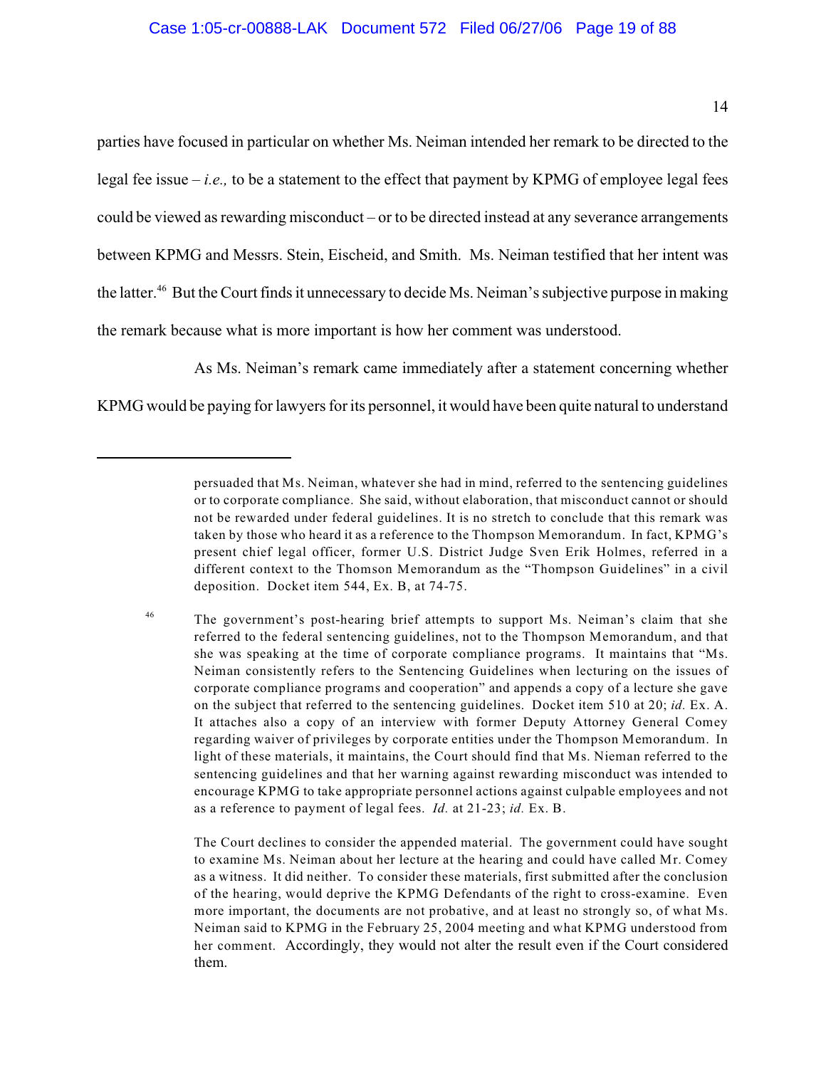parties have focused in particular on whether Ms. Neiman intended her remark to be directed to the legal fee issue – *i.e.,* to be a statement to the effect that payment by KPMG of employee legal fees could be viewed as rewarding misconduct – or to be directed instead at any severance arrangements between KPMG and Messrs. Stein, Eischeid, and Smith. Ms. Neiman testified that her intent was the latter.[46] But the Court finds it unnecessary to decide Ms. Neiman's subjective purpose in making the remark because what is more important is how her comment was understood.

As Ms. Neiman's remark came immediately after a statement concerning whether KPMG would be paying for lawyers for its personnel, it would have been quite natural to understand

---

persuaded that Ms. Neiman, whatever she had in mind, referred to the sentencing guidelines or to corporate compliance. She said, without elaboration, that misconduct cannot or should not be rewarded under federal guidelines. It is no stretch to conclude that this remark was taken by those who heard it as a reference to the Thompson Memorandum. In fact, KPMG's present chief legal officer, former U.S. District Judge Sven Erik Holmes, referred in a different context to the Thomson Memorandum as the "Thompson Guidelines" in a civil deposition. Docket item 544, Ex. B, at 74-75.

[46] The government's post-hearing brief attempts to support Ms. Neiman's claim that she referred to the federal sentencing guidelines, not to the Thompson Memorandum, and that she was speaking at the time of corporate compliance programs. It maintains that "Ms. Neiman consistently refers to the Sentencing Guidelines when lecturing on the issues of corporate compliance programs and cooperation" and appends a copy of a lecture she gave on the subject that referred to the sentencing guidelines. Docket item 510 at 20; *id.* Ex. A. It attaches also a copy of an interview with former Deputy Attorney General Comey regarding waiver of privileges by corporate entities under the Thompson Memorandum. In light of these materials, it maintains, the Court should find that Ms. Nieman referred to the sentencing guidelines and that her warning against rewarding misconduct was intended to encourage KPMG to take appropriate personnel actions against culpable employees and not as a reference to payment of legal fees. *Id.* at 21-23; *id.* Ex. B.

The Court declines to consider the appended material. The government could have sought to examine Ms. Neiman about her lecture at the hearing and could have called Mr. Comey as a witness. It did neither. To consider these materials, first submitted after the conclusion of the hearing, would deprive the KPMG Defendants of the right to cross-examine. Even more important, the documents are not probative, and at least no strongly so, of what Ms. Neiman said to KPMG in the February 25, 2004 meeting and what KPMG understood from her comment. Accordingly, they would not alter the result even if the Court considered them.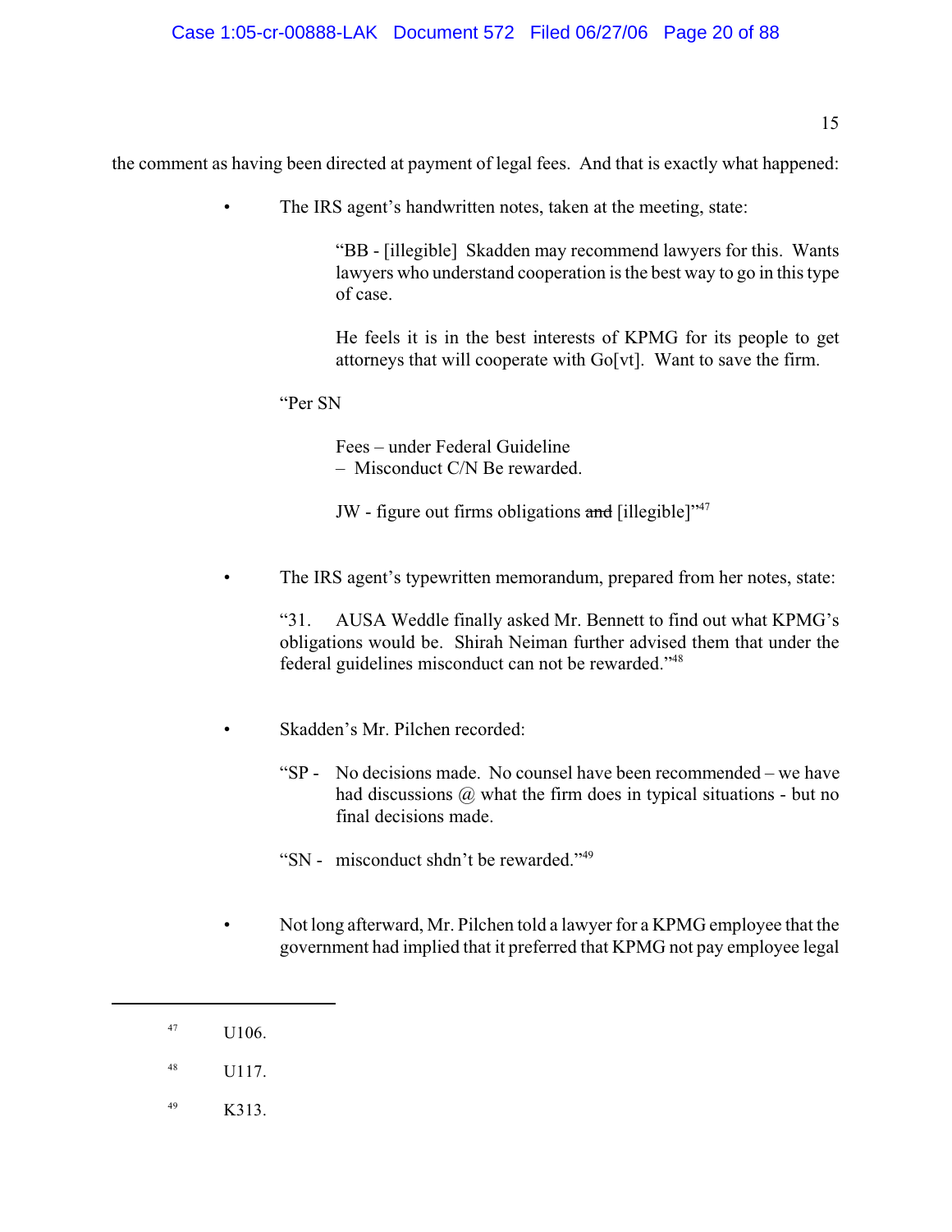the comment as having been directed at payment of legal fees. And that is exactly what happened:

- The IRS agent's handwritten notes, taken at the meeting, state:

  > "BB - [illegible] Skadden may recommend lawyers for this. Wants lawyers who understand cooperation is the best way to go in this type of case.
  >
  > He feels it is in the best interests of KPMG for its people to get attorneys that will cooperate with Go[vt]. Want to save the firm.

  "Per SN

  > Fees – under Federal Guideline
  > – Misconduct C/N Be rewarded.
  >
  > JW - figure out firms obligations ~~and~~ [illegible]"[47]

- The IRS agent's typewritten memorandum, prepared from her notes, state:

  > "31. AUSA Weddle finally asked Mr. Bennett to find out what KPMG's obligations would be. Shirah Neiman further advised them that under the federal guidelines misconduct can not be rewarded."[48]

- Skadden's Mr. Pilchen recorded:

  > "SP - No decisions made. No counsel have been recommended – we have had discussions @ what the firm does in typical situations - but no final decisions made.
  >
  > "SN - misconduct shdn't be rewarded."[49]

- Not long afterward, Mr. Pilchen told a lawyer for a KPMG employee that the government had implied that it preferred that KPMG not pay employee legal

---

[47] U106.

[48] U117.

[49] K313.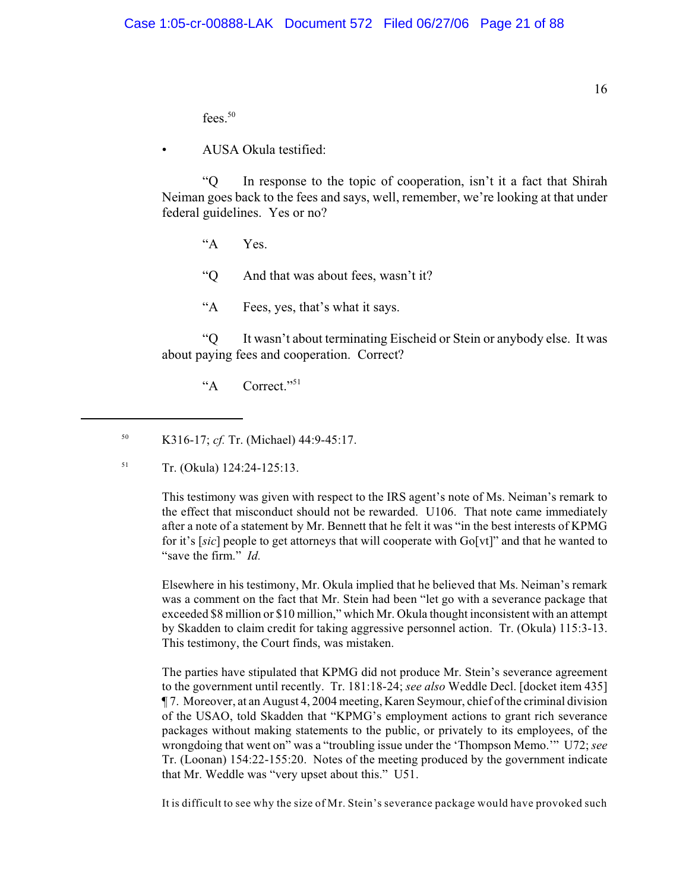fees.[50]

- AUSA Okula testified:

"Q In response to the topic of cooperation, isn't it a fact that Shirah Neiman goes back to the fees and says, well, remember, we're looking at that under federal guidelines. Yes or no?

"A Yes.

"Q And that was about fees, wasn't it?

"A Fees, yes, that's what it says.

"Q It wasn't about terminating Eischeid or Stein or anybody else. It was about paying fees and cooperation. Correct?

"A Correct."[51]

---

[50] K316-17; *cf.* Tr. (Michael) 44:9-45:17.

[51] Tr. (Okula) 124:24-125:13.

This testimony was given with respect to the IRS agent's note of Ms. Neiman's remark to the effect that misconduct should not be rewarded. U106. That note came immediately after a note of a statement by Mr. Bennett that he felt it was "in the best interests of KPMG for it's [*sic*] people to get attorneys that will cooperate with Go[vt]" and that he wanted to "save the firm." *Id.*

Elsewhere in his testimony, Mr. Okula implied that he believed that Ms. Neiman's remark was a comment on the fact that Mr. Stein had been "let go with a severance package that exceeded $8 million or $10 million," which Mr. Okula thought inconsistent with an attempt by Skadden to claim credit for taking aggressive personnel action. Tr. (Okula) 115:3-13. This testimony, the Court finds, was mistaken.

The parties have stipulated that KPMG did not produce Mr. Stein's severance agreement to the government until recently. Tr. 181:18-24; *see also* Weddle Decl. [docket item 435] ¶ 7. Moreover, at an August 4, 2004 meeting, Karen Seymour, chief of the criminal division of the USAO, told Skadden that "KPMG's employment actions to grant rich severance packages without making statements to the public, or privately to its employees, of the wrongdoing that went on" was a "troubling issue under the 'Thompson Memo.'" U72; *see* Tr. (Loonan) 154:22-155:20. Notes of the meeting produced by the government indicate that Mr. Weddle was "very upset about this." U51.

It is difficult to see why the size of Mr. Stein's severance package would have provoked such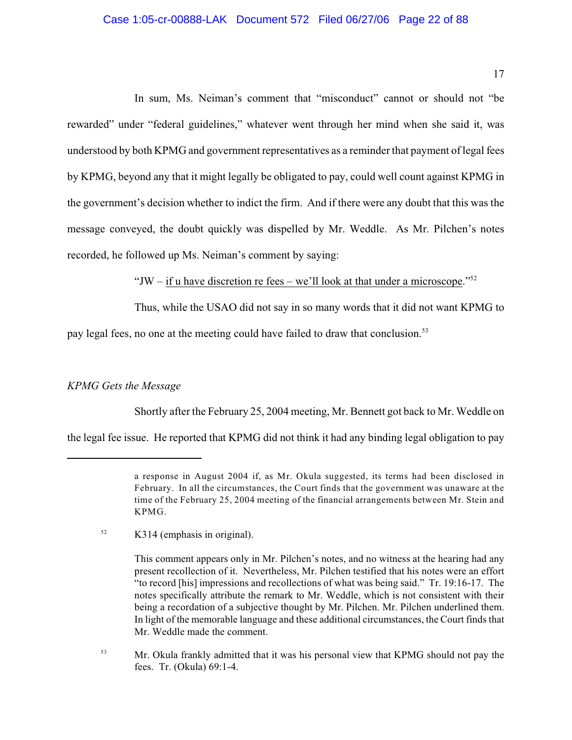In sum, Ms. Neiman's comment that "misconduct" cannot or should not "be rewarded" under "federal guidelines," whatever went through her mind when she said it, was understood by both KPMG and government representatives as a reminder that payment of legal fees by KPMG, beyond any that it might legally be obligated to pay, could well count against KPMG in the government's decision whether to indict the firm. And if there were any doubt that this was the message conveyed, the doubt quickly was dispelled by Mr. Weddle. As Mr. Pilchen's notes recorded, he followed up Ms. Neiman's comment by saying:

"JW – <u>if u have discretion re fees – we'll look at that under a microscope</u>."[52]

Thus, while the USAO did not say in so many words that it did not want KPMG to pay legal fees, no one at the meeting could have failed to draw that conclusion.[53]

*KPMG Gets the Message*

Shortly after the February 25, 2004 meeting, Mr. Bennett got back to Mr. Weddle on the legal fee issue. He reported that KPMG did not think it had any binding legal obligation to pay

---

a response in August 2004 if, as Mr. Okula suggested, its terms had been disclosed in February. In all the circumstances, the Court finds that the government was unaware at the time of the February 25, 2004 meeting of the financial arrangements between Mr. Stein and KPMG.

[52] K314 (emphasis in original).

This comment appears only in Mr. Pilchen's notes, and no witness at the hearing had any present recollection of it. Nevertheless, Mr. Pilchen testified that his notes were an effort "to record [his] impressions and recollections of what was being said." Tr. 19:16-17. The notes specifically attribute the remark to Mr. Weddle, which is not consistent with their being a recordation of a subjective thought by Mr. Pilchen. Mr. Pilchen underlined them. In light of the memorable language and these additional circumstances, the Court finds that Mr. Weddle made the comment.

[53] Mr. Okula frankly admitted that it was his personal view that KPMG should not pay the fees. Tr. (Okula) 69:1-4.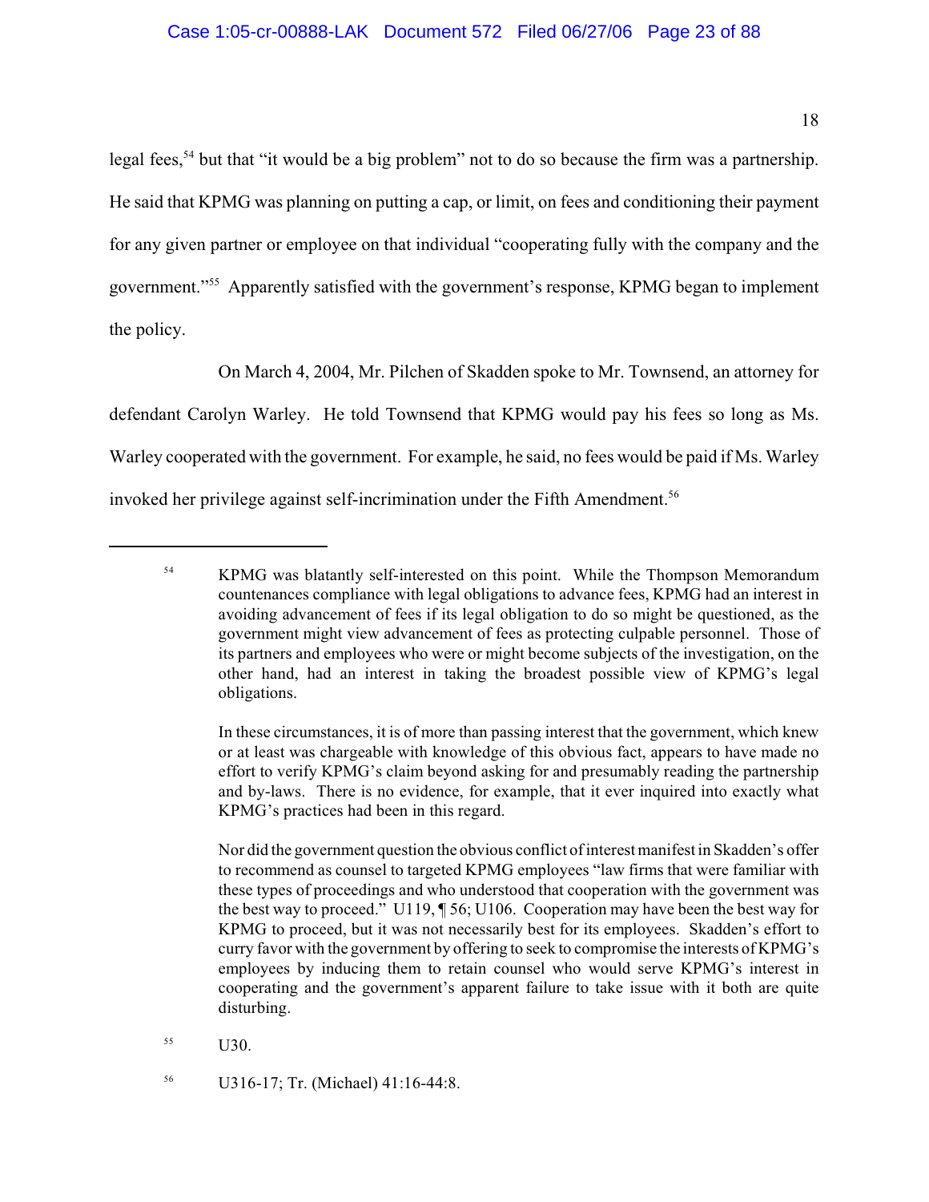legal fees,[54] but that "it would be a big problem" not to do so because the firm was a partnership. He said that KPMG was planning on putting a cap, or limit, on fees and conditioning their payment for any given partner or employee on that individual "cooperating fully with the company and the government."[55] Apparently satisfied with the government's response, KPMG began to implement the policy.

On March 4, 2004, Mr. Pilchen of Skadden spoke to Mr. Townsend, an attorney for defendant Carolyn Warley. He told Townsend that KPMG would pay his fees so long as Ms. Warley cooperated with the government. For example, he said, no fees would be paid if Ms. Warley invoked her privilege against self-incrimination under the Fifth Amendment.[56]

---

[54] KPMG was blatantly self-interested on this point. While the Thompson Memorandum countenances compliance with legal obligations to advance fees, KPMG had an interest in avoiding advancement of fees if its legal obligation to do so might be questioned, as the government might view advancement of fees as protecting culpable personnel. Those of its partners and employees who were or might become subjects of the investigation, on the other hand, had an interest in taking the broadest possible view of KPMG's legal obligations.

In these circumstances, it is of more than passing interest that the government, which knew or at least was chargeable with knowledge of this obvious fact, appears to have made no effort to verify KPMG's claim beyond asking for and presumably reading the partnership and by-laws. There is no evidence, for example, that it ever inquired into exactly what KPMG's practices had been in this regard.

Nor did the government question the obvious conflict of interest manifest in Skadden's offer to recommend as counsel to targeted KPMG employees "law firms that were familiar with these types of proceedings and who understood that cooperation with the government was the best way to proceed." U119, ¶ 56; U106. Cooperation may have been the best way for KPMG to proceed, but it was not necessarily best for its employees. Skadden's effort to curry favor with the government by offering to seek to compromise the interests of KPMG's employees by inducing them to retain counsel who would serve KPMG's interest in cooperating and the government's apparent failure to take issue with it both are quite disturbing.

[55] U30.

[56] U316-17; Tr. (Michael) 41:16-44:8.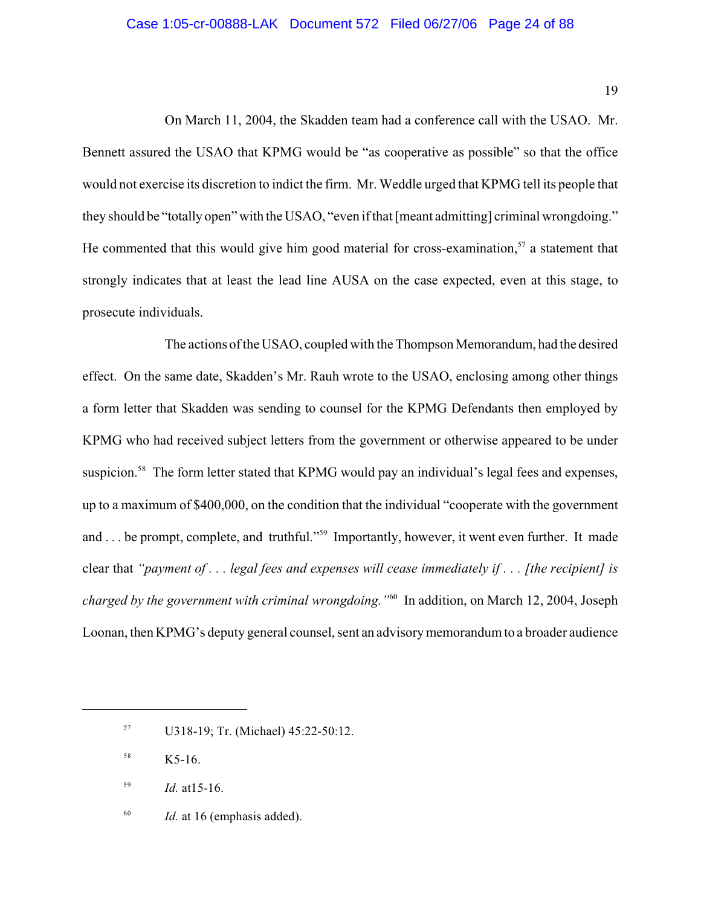On March 11, 2004, the Skadden team had a conference call with the USAO. Mr. Bennett assured the USAO that KPMG would be "as cooperative as possible" so that the office would not exercise its discretion to indict the firm. Mr. Weddle urged that KPMG tell its people that they should be "totally open" with the USAO, "even if that [meant admitting] criminal wrongdoing." He commented that this would give him good material for cross-examination,[57] a statement that strongly indicates that at least the lead line AUSA on the case expected, even at this stage, to prosecute individuals.

The actions of the USAO, coupled with the Thompson Memorandum, had the desired effect. On the same date, Skadden's Mr. Rauh wrote to the USAO, enclosing among other things a form letter that Skadden was sending to counsel for the KPMG Defendants then employed by KPMG who had received subject letters from the government or otherwise appeared to be under suspicion.[58] The form letter stated that KPMG would pay an individual's legal fees and expenses, up to a maximum of $400,000, on the condition that the individual "cooperate with the government and . . . be prompt, complete, and truthful."[59] Importantly, however, it went even further. It made clear that *"payment of . . . legal fees and expenses will cease immediately if . . . [the recipient] is charged by the government with criminal wrongdoing."*[60] In addition, on March 12, 2004, Joseph Loonan, then KPMG's deputy general counsel, sent an advisory memorandum to a broader audience

---

[57] U318-19; Tr. (Michael) 45:22-50:12.

[58] K5-16.

[59] *Id.* at15-16.

[60] *Id.* at 16 (emphasis added).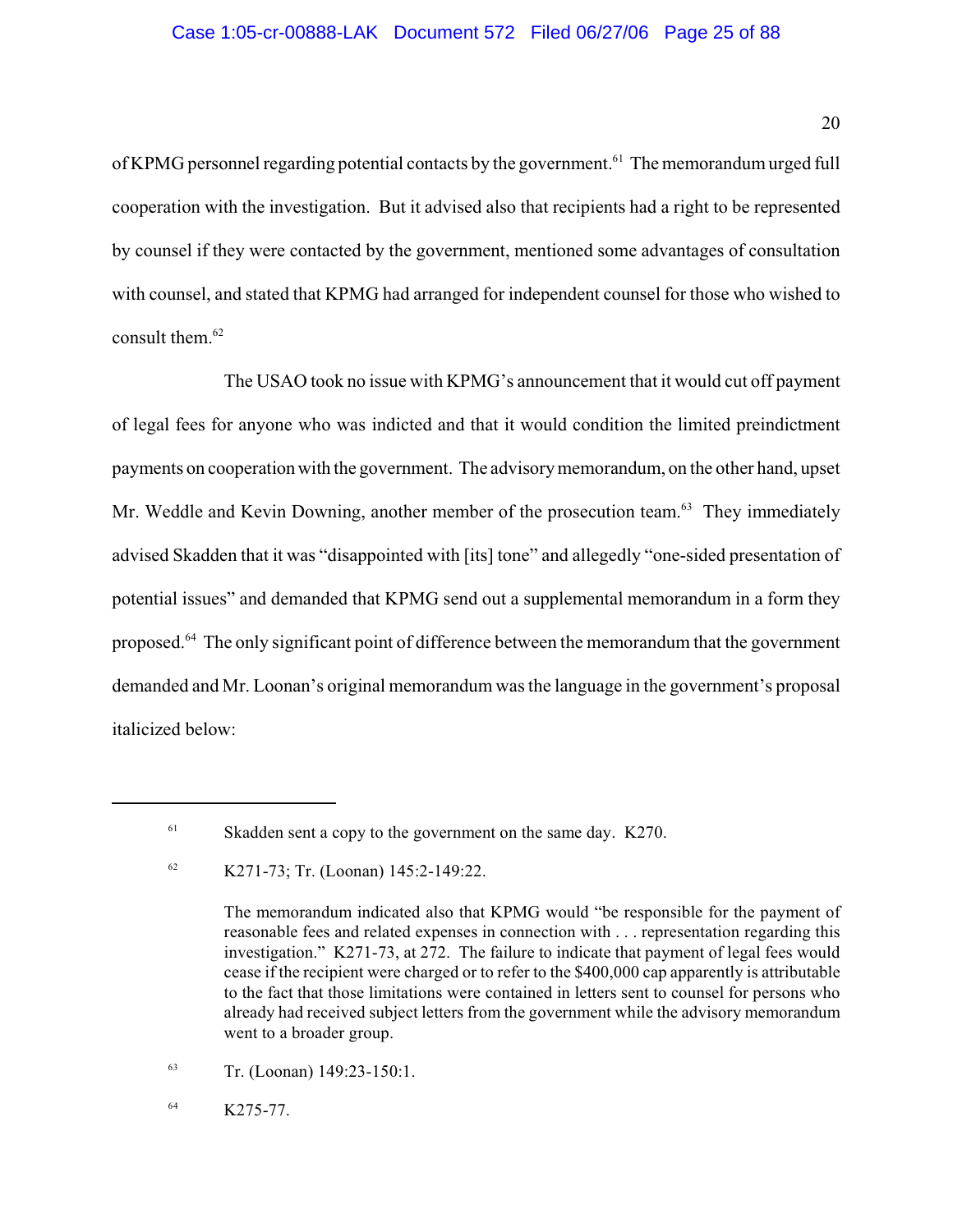of KPMG personnel regarding potential contacts by the government.[61] The memorandum urged full cooperation with the investigation. But it advised also that recipients had a right to be represented by counsel if they were contacted by the government, mentioned some advantages of consultation with counsel, and stated that KPMG had arranged for independent counsel for those who wished to consult them.[62]

The USAO took no issue with KPMG's announcement that it would cut off payment of legal fees for anyone who was indicted and that it would condition the limited preindictment payments on cooperation with the government. The advisory memorandum, on the other hand, upset Mr. Weddle and Kevin Downing, another member of the prosecution team.[63] They immediately advised Skadden that it was "disappointed with [its] tone" and allegedly "one-sided presentation of potential issues" and demanded that KPMG send out a supplemental memorandum in a form they proposed.[64] The only significant point of difference between the memorandum that the government demanded and Mr. Loonan's original memorandum was the language in the government's proposal italicized below:

---

[61] Skadden sent a copy to the government on the same day. K270.

[62] K271-73; Tr. (Loonan) 145:2-149:22.

The memorandum indicated also that KPMG would "be responsible for the payment of reasonable fees and related expenses in connection with . . . representation regarding this investigation." K271-73, at 272. The failure to indicate that payment of legal fees would cease if the recipient were charged or to refer to the $400,000 cap apparently is attributable to the fact that those limitations were contained in letters sent to counsel for persons who already had received subject letters from the government while the advisory memorandum went to a broader group.

[63] Tr. (Loonan) 149:23-150:1.

[64] K275-77.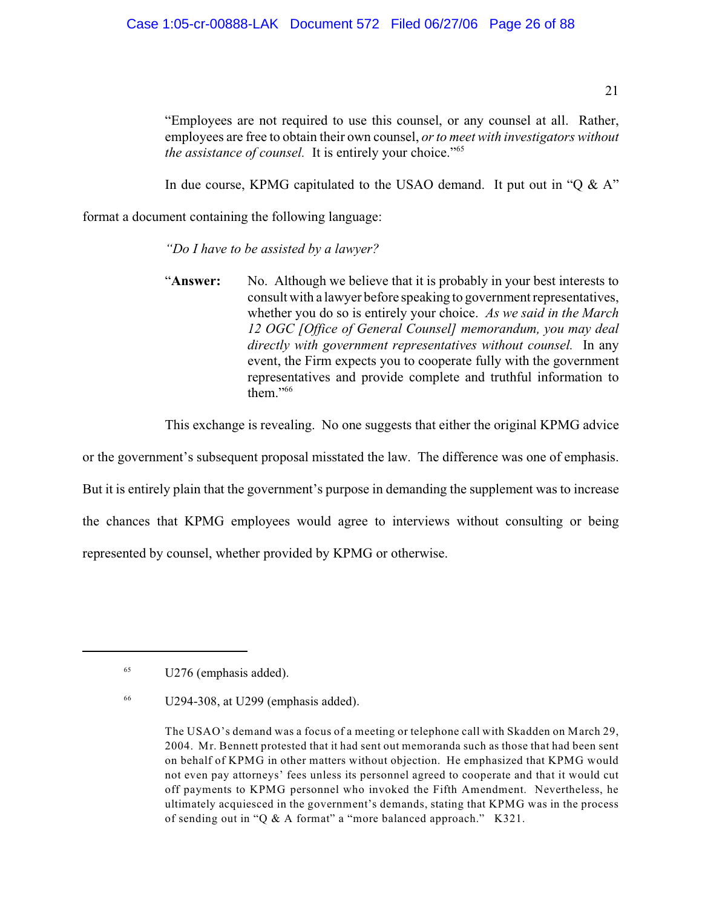> "Employees are not required to use this counsel, or any counsel at all. Rather, employees are free to obtain their own counsel, *or to meet with investigators without the assistance of counsel.* It is entirely your choice."[65]

In due course, KPMG capitulated to the USAO demand. It put out in "Q & A" format a document containing the following language:

> *"Do I have to be assisted by a lawyer?*
>
> "**Answer:** No. Although we believe that it is probably in your best interests to consult with a lawyer before speaking to government representatives, whether you do so is entirely your choice. *As we said in the March 12 OGC [Office of General Counsel] memorandum, you may deal directly with government representatives without counsel.* In any event, the Firm expects you to cooperate fully with the government representatives and provide complete and truthful information to them."[66]

This exchange is revealing. No one suggests that either the original KPMG advice or the government's subsequent proposal misstated the law. The difference was one of emphasis. But it is entirely plain that the government's purpose in demanding the supplement was to increase the chances that KPMG employees would agree to interviews without consulting or being represented by counsel, whether provided by KPMG or otherwise.

---

[65] U276 (emphasis added).

[66] U294-308, at U299 (emphasis added).

The USAO's demand was a focus of a meeting or telephone call with Skadden on March 29, 2004. Mr. Bennett protested that it had sent out memoranda such as those that had been sent on behalf of KPMG in other matters without objection. He emphasized that KPMG would not even pay attorneys' fees unless its personnel agreed to cooperate and that it would cut off payments to KPMG personnel who invoked the Fifth Amendment. Nevertheless, he ultimately acquiesced in the government's demands, stating that KPMG was in the process of sending out in "Q & A format" a "more balanced approach." K321.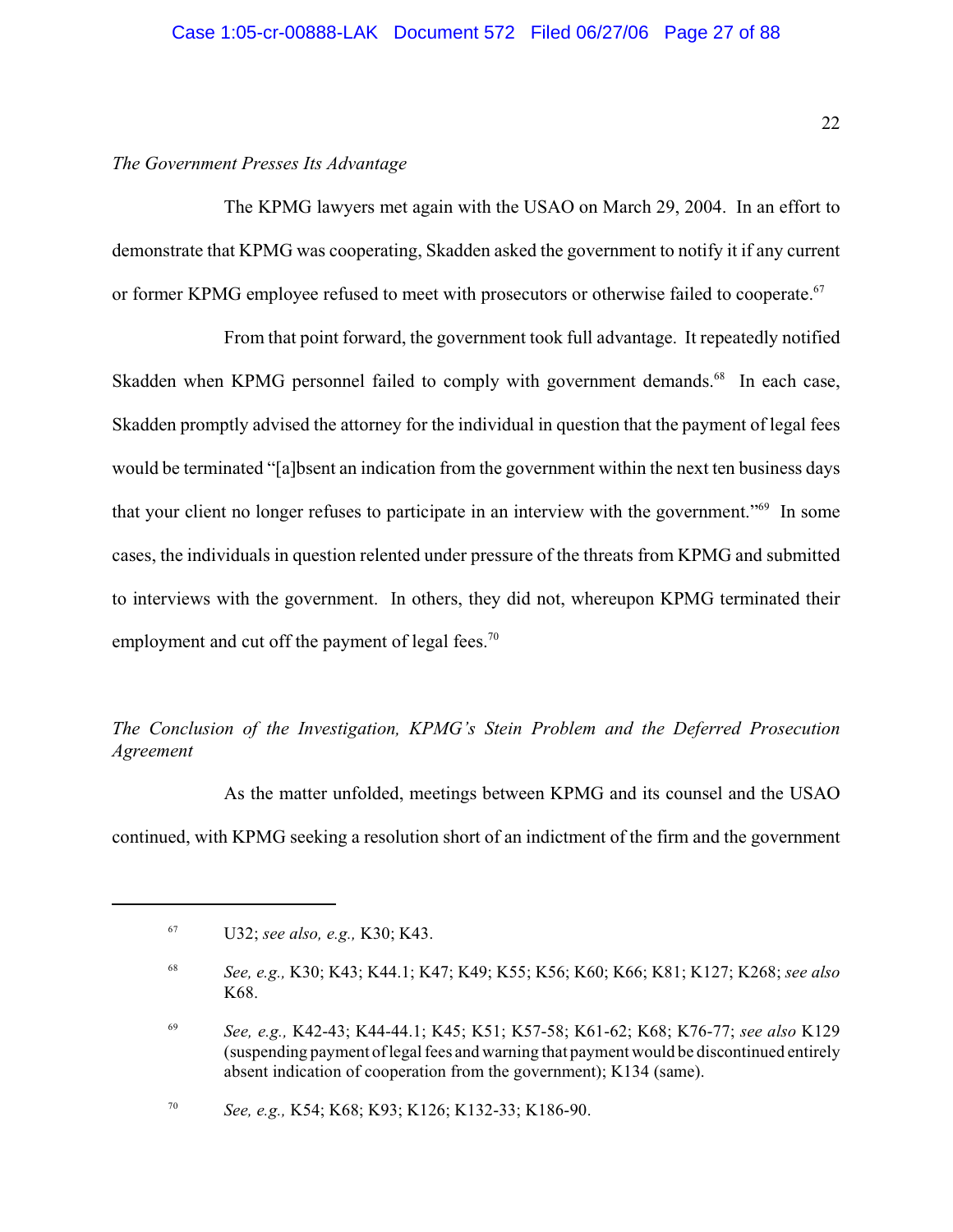*The Government Presses Its Advantage*

The KPMG lawyers met again with the USAO on March 29, 2004. In an effort to demonstrate that KPMG was cooperating, Skadden asked the government to notify it if any current or former KPMG employee refused to meet with prosecutors or otherwise failed to cooperate.[67]

From that point forward, the government took full advantage. It repeatedly notified Skadden when KPMG personnel failed to comply with government demands.[68] In each case, Skadden promptly advised the attorney for the individual in question that the payment of legal fees would be terminated "[a]bsent an indication from the government within the next ten business days that your client no longer refuses to participate in an interview with the government."[69] In some cases, the individuals in question relented under pressure of the threats from KPMG and submitted to interviews with the government. In others, they did not, whereupon KPMG terminated their employment and cut off the payment of legal fees.[70]

*The Conclusion of the Investigation, KPMG's Stein Problem and the Deferred Prosecution Agreement*

As the matter unfolded, meetings between KPMG and its counsel and the USAO continued, with KPMG seeking a resolution short of an indictment of the firm and the government

---

[67] U32; *see also, e.g.,* K30; K43.

[68] *See, e.g.,* K30; K43; K44.1; K47; K49; K55; K56; K60; K66; K81; K127; K268; *see also* K68.

[69] *See, e.g.,* K42-43; K44-44.1; K45; K51; K57-58; K61-62; K68; K76-77; *see also* K129 (suspending payment of legal fees and warning that payment would be discontinued entirely absent indication of cooperation from the government); K134 (same).

[70] *See, e.g.,* K54; K68; K93; K126; K132-33; K186-90.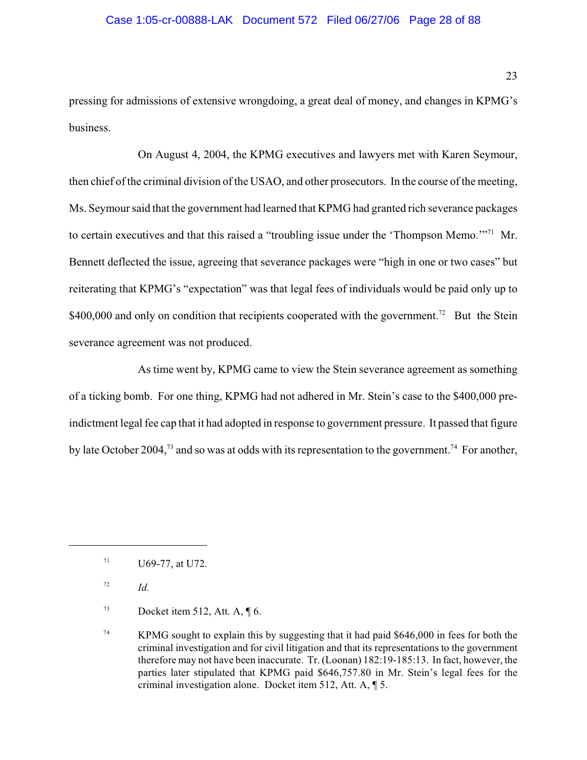pressing for admissions of extensive wrongdoing, a great deal of money, and changes in KPMG's business.

On August 4, 2004, the KPMG executives and lawyers met with Karen Seymour, then chief of the criminal division of the USAO, and other prosecutors. In the course of the meeting, Ms. Seymour said that the government had learned that KPMG had granted rich severance packages to certain executives and that this raised a "troubling issue under the 'Thompson Memo.'"[71] Mr. Bennett deflected the issue, agreeing that severance packages were "high in one or two cases" but reiterating that KPMG's "expectation" was that legal fees of individuals would be paid only up to $400,000 and only on condition that recipients cooperated with the government.[72] But the Stein severance agreement was not produced.

As time went by, KPMG came to view the Stein severance agreement as something of a ticking bomb. For one thing, KPMG had not adhered in Mr. Stein's case to the $400,000 pre-indictment legal fee cap that it had adopted in response to government pressure. It passed that figure by late October 2004,[73] and so was at odds with its representation to the government.[74] For another,

---

[71] U69-77, at U72.

[72] *Id.*

[73] Docket item 512, Att. A, ¶ 6.

[74] KPMG sought to explain this by suggesting that it had paid $646,000 in fees for both the criminal investigation and for civil litigation and that its representations to the government therefore may not have been inaccurate. Tr. (Loonan) 182:19-185:13. In fact, however, the parties later stipulated that KPMG paid $646,757.80 in Mr. Stein's legal fees for the criminal investigation alone. Docket item 512, Att. A, ¶ 5.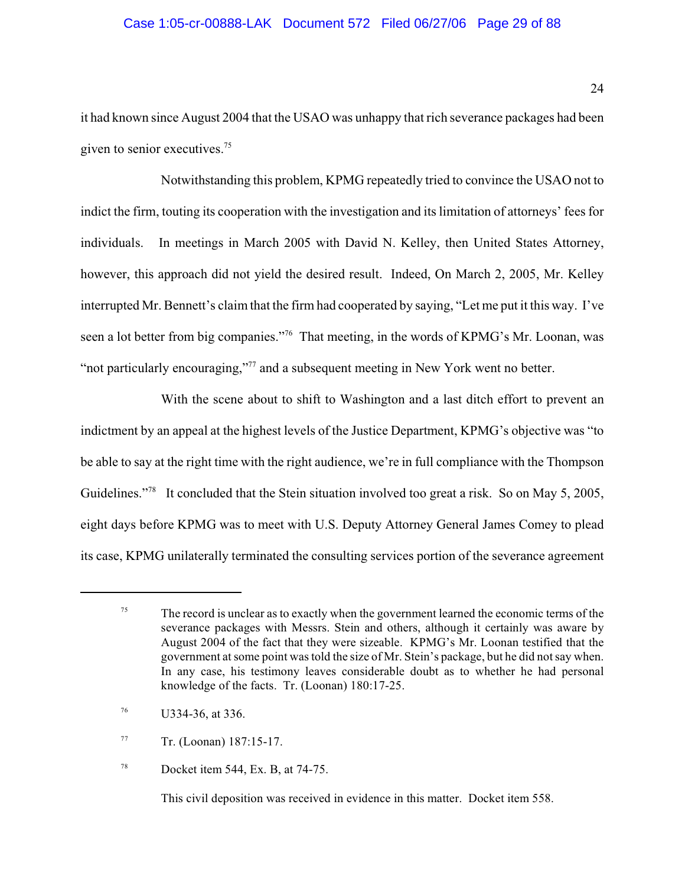it had known since August 2004 that the USAO was unhappy that rich severance packages had been given to senior executives.[75]

Notwithstanding this problem, KPMG repeatedly tried to convince the USAO not to indict the firm, touting its cooperation with the investigation and its limitation of attorneys' fees for individuals. In meetings in March 2005 with David N. Kelley, then United States Attorney, however, this approach did not yield the desired result. Indeed, On March 2, 2005, Mr. Kelley interrupted Mr. Bennett's claim that the firm had cooperated by saying, "Let me put it this way. I've seen a lot better from big companies."[76] That meeting, in the words of KPMG's Mr. Loonan, was "not particularly encouraging,"[77] and a subsequent meeting in New York went no better.

With the scene about to shift to Washington and a last ditch effort to prevent an indictment by an appeal at the highest levels of the Justice Department, KPMG's objective was "to be able to say at the right time with the right audience, we're in full compliance with the Thompson Guidelines."[78] It concluded that the Stein situation involved too great a risk. So on May 5, 2005, eight days before KPMG was to meet with U.S. Deputy Attorney General James Comey to plead its case, KPMG unilaterally terminated the consulting services portion of the severance agreement

---

[75] The record is unclear as to exactly when the government learned the economic terms of the severance packages with Messrs. Stein and others, although it certainly was aware by August 2004 of the fact that they were sizeable. KPMG's Mr. Loonan testified that the government at some point was told the size of Mr. Stein's package, but he did not say when. In any case, his testimony leaves considerable doubt as to whether he had personal knowledge of the facts. Tr. (Loonan) 180:17-25.

[76] U334-36, at 336.

[77] Tr. (Loonan) 187:15-17.

[78] Docket item 544, Ex. B, at 74-75.

This civil deposition was received in evidence in this matter. Docket item 558.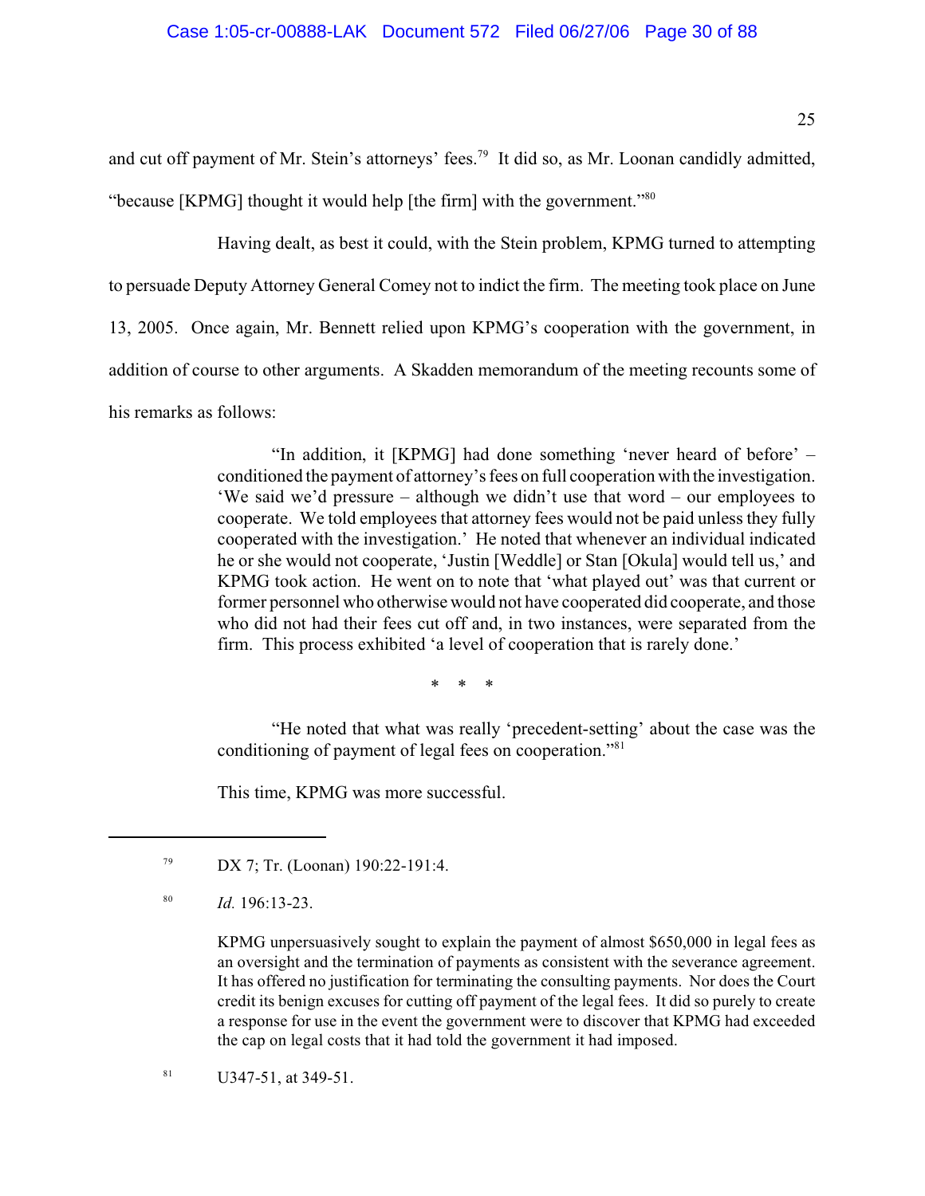and cut off payment of Mr. Stein's attorneys' fees.[79] It did so, as Mr. Loonan candidly admitted, "because [KPMG] thought it would help [the firm] with the government."[80]

Having dealt, as best it could, with the Stein problem, KPMG turned to attempting to persuade Deputy Attorney General Comey not to indict the firm. The meeting took place on June 13, 2005. Once again, Mr. Bennett relied upon KPMG's cooperation with the government, in addition of course to other arguments. A Skadden memorandum of the meeting recounts some of his remarks as follows:

> "In addition, it [KPMG] had done something 'never heard of before' – conditioned the payment of attorney's fees on full cooperation with the investigation. 'We said we'd pressure – although we didn't use that word – our employees to cooperate. We told employees that attorney fees would not be paid unless they fully cooperated with the investigation.' He noted that whenever an individual indicated he or she would not cooperate, 'Justin [Weddle] or Stan [Okula] would tell us,' and KPMG took action. He went on to note that 'what played out' was that current or former personnel who otherwise would not have cooperated did cooperate, and those who did not had their fees cut off and, in two instances, were separated from the firm. This process exhibited 'a level of cooperation that is rarely done.'
>
> \* \* \*
>
> "He noted that what was really 'precedent-setting' about the case was the conditioning of payment of legal fees on cooperation."[81]

This time, KPMG was more successful.

---

[79] DX 7; Tr. (Loonan) 190:22-191:4.

[80] *Id.* 196:13-23.

KPMG unpersuasively sought to explain the payment of almost $650,000 in legal fees as an oversight and the termination of payments as consistent with the severance agreement. It has offered no justification for terminating the consulting payments. Nor does the Court credit its benign excuses for cutting off payment of the legal fees. It did so purely to create a response for use in the event the government were to discover that KPMG had exceeded the cap on legal costs that it had told the government it had imposed.

[81] U347-51, at 349-51.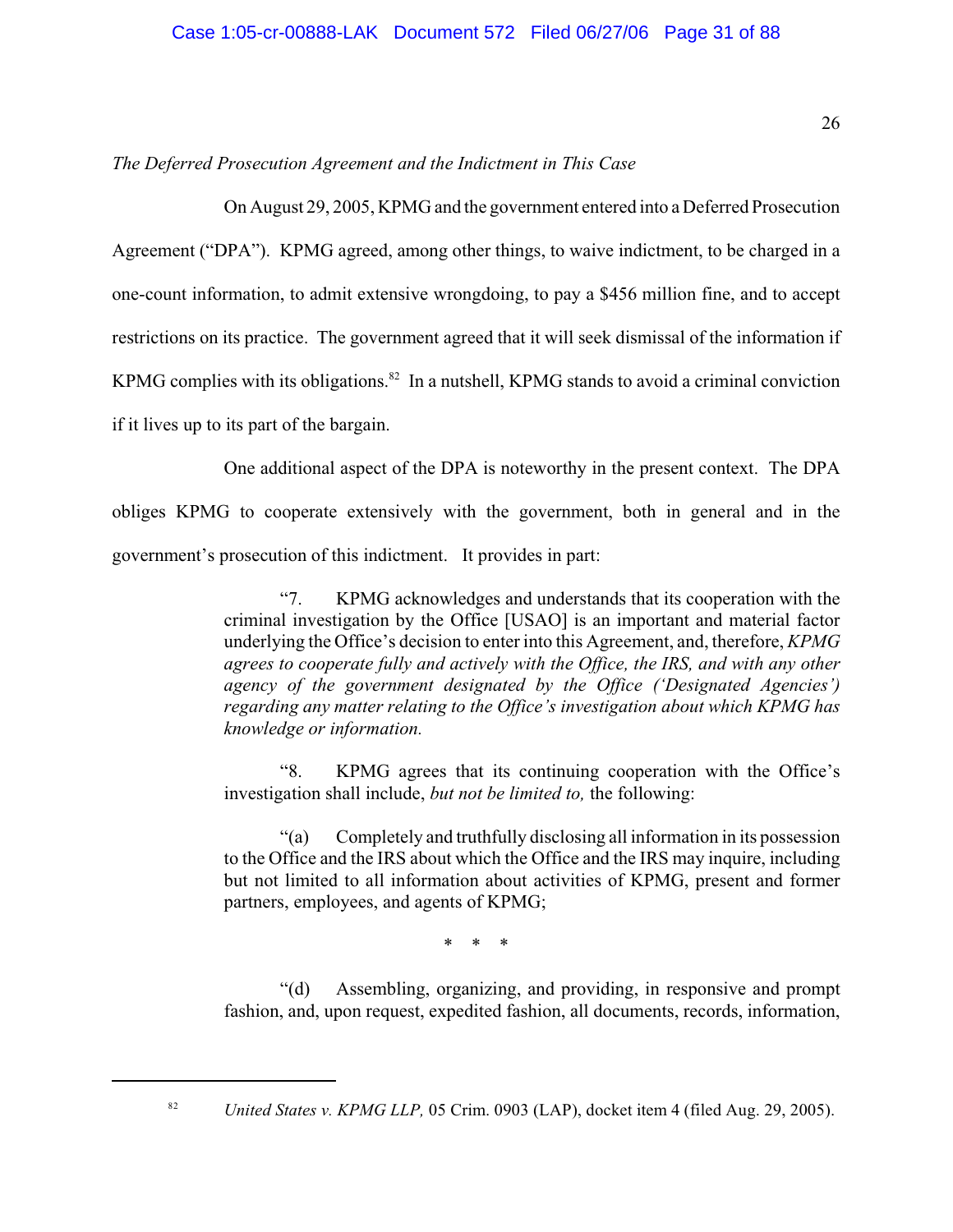*The Deferred Prosecution Agreement and the Indictment in This Case*

On August 29, 2005, KPMG and the government entered into a Deferred Prosecution Agreement ("DPA"). KPMG agreed, among other things, to waive indictment, to be charged in a one-count information, to admit extensive wrongdoing, to pay a $456 million fine, and to accept restrictions on its practice. The government agreed that it will seek dismissal of the information if KPMG complies with its obligations.[82] In a nutshell, KPMG stands to avoid a criminal conviction if it lives up to its part of the bargain.

One additional aspect of the DPA is noteworthy in the present context. The DPA obliges KPMG to cooperate extensively with the government, both in general and in the government's prosecution of this indictment. It provides in part:

> "7. KPMG acknowledges and understands that its cooperation with the criminal investigation by the Office [USAO] is an important and material factor underlying the Office's decision to enter into this Agreement, and, therefore, *KPMG agrees to cooperate fully and actively with the Office, the IRS, and with any other agency of the government designated by the Office ('Designated Agencies') regarding any matter relating to the Office's investigation about which KPMG has knowledge or information.*
>
> "8. KPMG agrees that its continuing cooperation with the Office's investigation shall include, *but not be limited to,* the following:
>
> "(a) Completely and truthfully disclosing all information in its possession to the Office and the IRS about which the Office and the IRS may inquire, including but not limited to all information about activities of KPMG, present and former partners, employees, and agents of KPMG;
>
> \* \* \*
>
> "(d) Assembling, organizing, and providing, in responsive and prompt fashion, and, upon request, expedited fashion, all documents, records, information,

---

[82] *United States v. KPMG LLP,* 05 Crim. 0903 (LAP), docket item 4 (filed Aug. 29, 2005).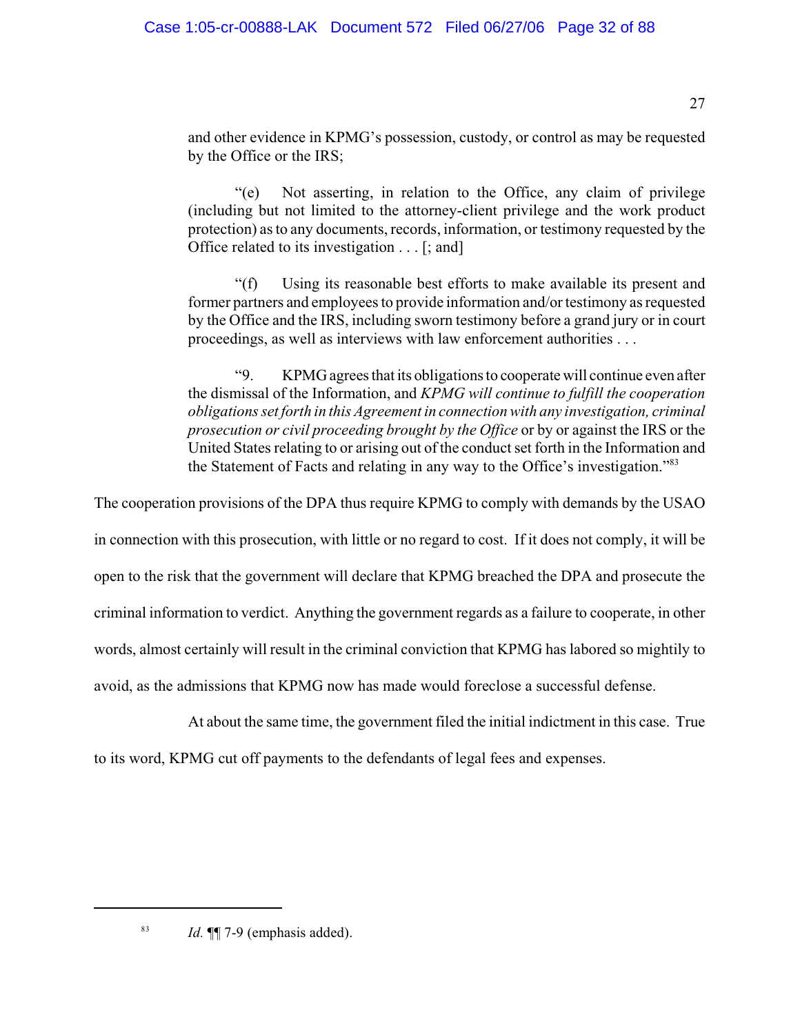and other evidence in KPMG's possession, custody, or control as may be requested by the Office or the IRS;

> "(e) Not asserting, in relation to the Office, any claim of privilege (including but not limited to the attorney-client privilege and the work product protection) as to any documents, records, information, or testimony requested by the Office related to its investigation . . . [; and]
>
> "(f) Using its reasonable best efforts to make available its present and former partners and employees to provide information and/or testimony as requested by the Office and the IRS, including sworn testimony before a grand jury or in court proceedings, as well as interviews with law enforcement authorities . . .
>
> "9. KPMG agrees that its obligations to cooperate will continue even after the dismissal of the Information, and *KPMG will continue to fulfill the cooperation obligations set forth in this Agreement in connection with any investigation, criminal prosecution or civil proceeding brought by the Office* or by or against the IRS or the United States relating to or arising out of the conduct set forth in the Information and the Statement of Facts and relating in any way to the Office's investigation."[83]

The cooperation provisions of the DPA thus require KPMG to comply with demands by the USAO in connection with this prosecution, with little or no regard to cost. If it does not comply, it will be open to the risk that the government will declare that KPMG breached the DPA and prosecute the criminal information to verdict. Anything the government regards as a failure to cooperate, in other words, almost certainly will result in the criminal conviction that KPMG has labored so mightily to avoid, as the admissions that KPMG now has made would foreclose a successful defense.

At about the same time, the government filed the initial indictment in this case. True to its word, KPMG cut off payments to the defendants of legal fees and expenses.

---

[83] *Id.* ¶¶ 7-9 (emphasis added).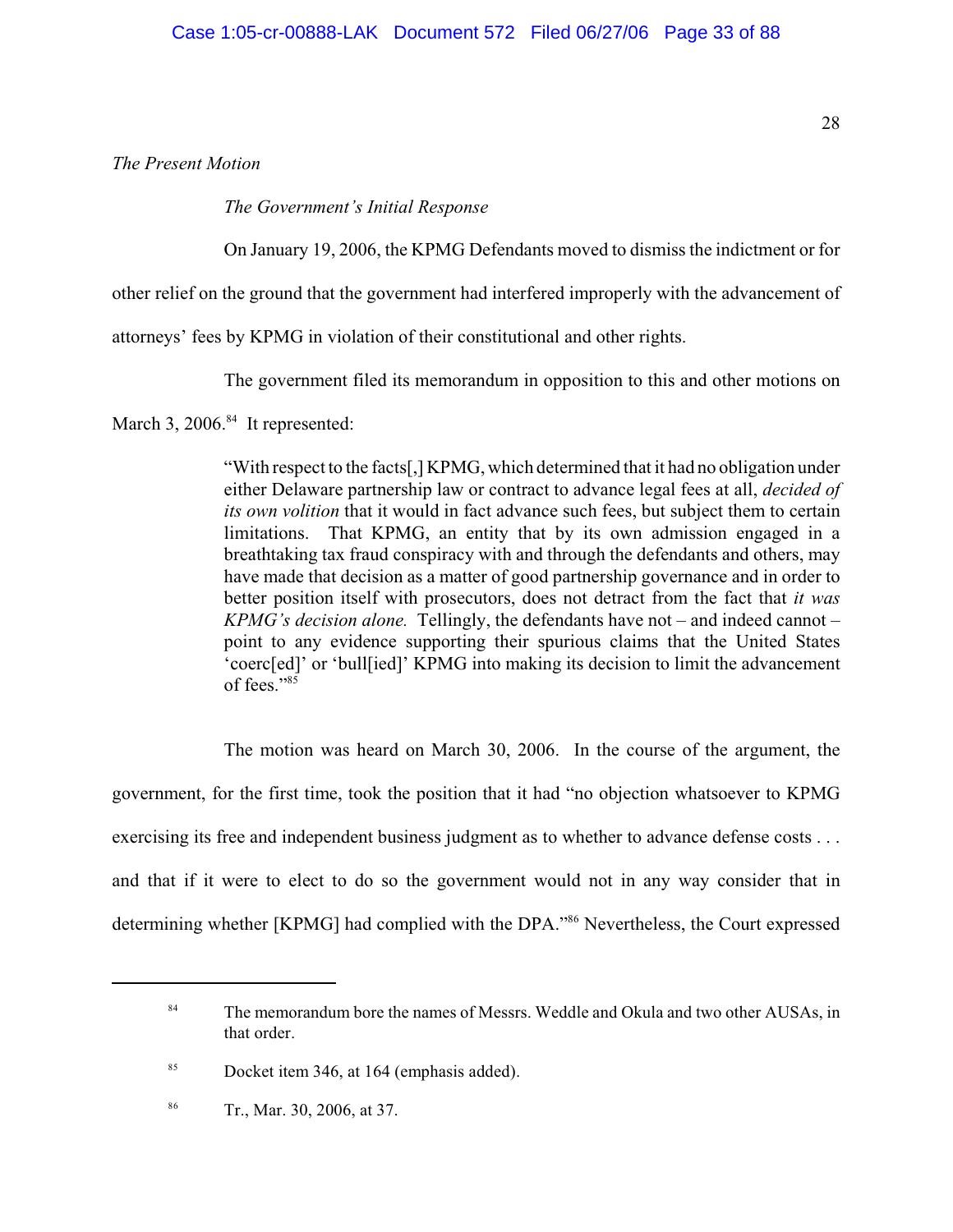*The Present Motion*

*The Government's Initial Response*

On January 19, 2006, the KPMG Defendants moved to dismiss the indictment or for other relief on the ground that the government had interfered improperly with the advancement of attorneys' fees by KPMG in violation of their constitutional and other rights.

The government filed its memorandum in opposition to this and other motions on March 3, 2006.[84] It represented:

> "With respect to the facts[,] KPMG, which determined that it had no obligation under either Delaware partnership law or contract to advance legal fees at all, *decided of its own volition* that it would in fact advance such fees, but subject them to certain limitations. That KPMG, an entity that by its own admission engaged in a breathtaking tax fraud conspiracy with and through the defendants and others, may have made that decision as a matter of good partnership governance and in order to better position itself with prosecutors, does not detract from the fact that *it was KPMG's decision alone.* Tellingly, the defendants have not – and indeed cannot – point to any evidence supporting their spurious claims that the United States 'coerc[ed]' or 'bull[ied]' KPMG into making its decision to limit the advancement of fees."[85]

The motion was heard on March 30, 2006. In the course of the argument, the government, for the first time, took the position that it had "no objection whatsoever to KPMG exercising its free and independent business judgment as to whether to advance defense costs . . . and that if it were to elect to do so the government would not in any way consider that in determining whether [KPMG] had complied with the DPA."[86] Nevertheless, the Court expressed

---

[84] The memorandum bore the names of Messrs. Weddle and Okula and two other AUSAs, in that order.

[85] Docket item 346, at 164 (emphasis added).

[86] Tr., Mar. 30, 2006, at 37.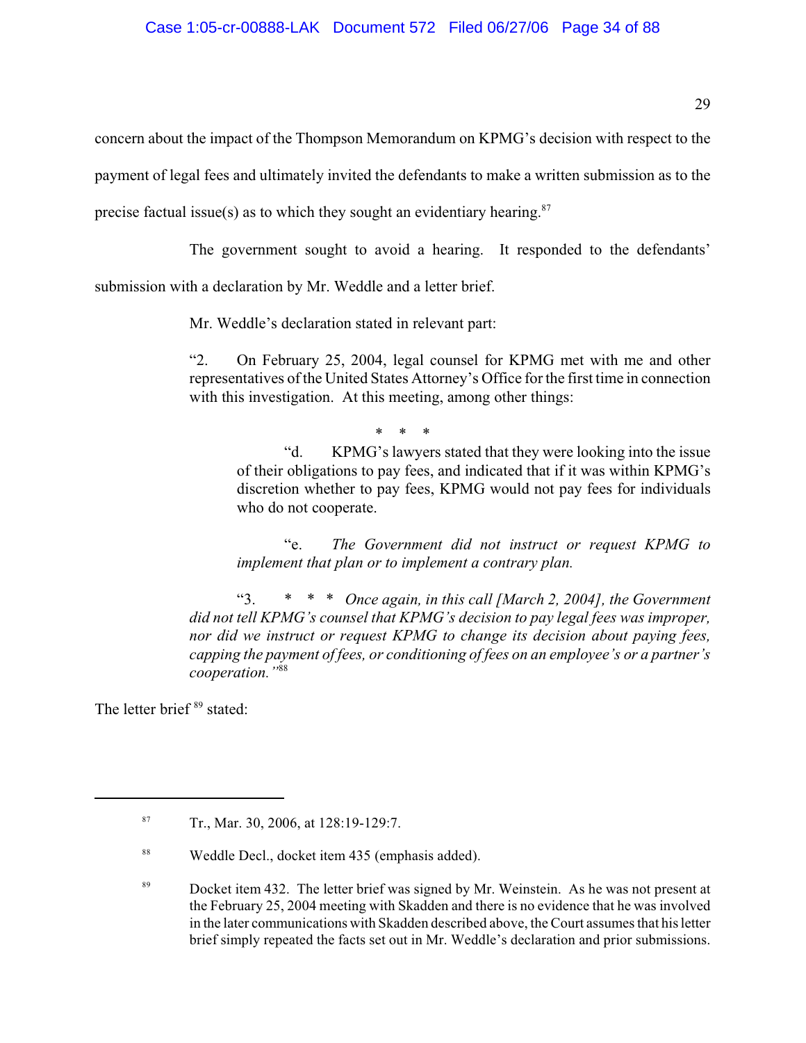concern about the impact of the Thompson Memorandum on KPMG's decision with respect to the payment of legal fees and ultimately invited the defendants to make a written submission as to the precise factual issue(s) as to which they sought an evidentiary hearing.[87]

The government sought to avoid a hearing. It responded to the defendants' submission with a declaration by Mr. Weddle and a letter brief.

Mr. Weddle's declaration stated in relevant part:

> "2. On February 25, 2004, legal counsel for KPMG met with me and other representatives of the United States Attorney's Office for the first time in connection with this investigation. At this meeting, among other things:
>
> \* \* \*
>
> > "d. KPMG's lawyers stated that they were looking into the issue of their obligations to pay fees, and indicated that if it was within KPMG's discretion whether to pay fees, KPMG would not pay fees for individuals who do not cooperate.
> >
> > "e. *The Government did not instruct or request KPMG to implement that plan or to implement a contrary plan.*
>
> "3. \* \* \* *Once again, in this call [March 2, 2004], the Government did not tell KPMG's counsel that KPMG's decision to pay legal fees was improper, nor did we instruct or request KPMG to change its decision about paying fees, capping the payment of fees, or conditioning of fees on an employee's or a partner's cooperation."*[88]

The letter brief [89] stated:

---

[87] Tr., Mar. 30, 2006, at 128:19-129:7.

[88] Weddle Decl., docket item 435 (emphasis added).

[89] Docket item 432. The letter brief was signed by Mr. Weinstein. As he was not present at the February 25, 2004 meeting with Skadden and there is no evidence that he was involved in the later communications with Skadden described above, the Court assumes that his letter brief simply repeated the facts set out in Mr. Weddle's declaration and prior submissions.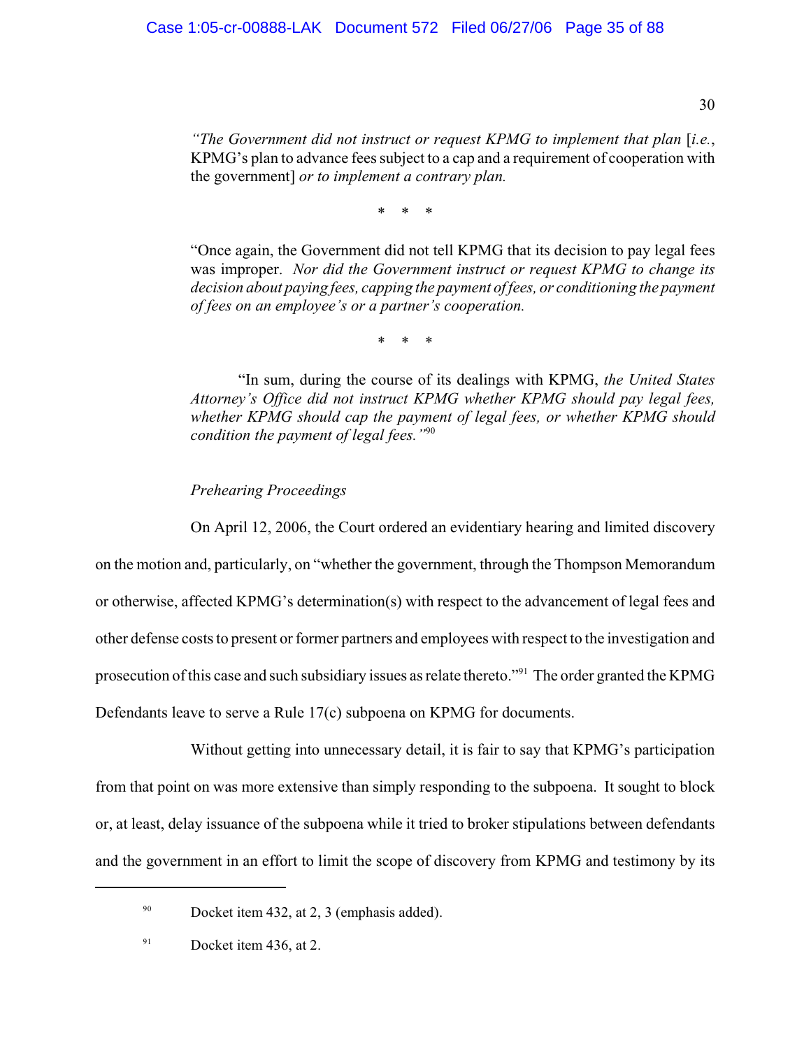*"The Government did not instruct or request KPMG to implement that plan* [*i.e.*, KPMG's plan to advance fees subject to a cap and a requirement of cooperation with the government] *or to implement a contrary plan.*

\* \* \*

"Once again, the Government did not tell KPMG that its decision to pay legal fees was improper. *Nor did the Government instruct or request KPMG to change its decision about paying fees, capping the payment of fees, or conditioning the payment of fees on an employee's or a partner's cooperation.*

\* \* \*

"In sum, during the course of its dealings with KPMG, *the United States Attorney's Office did not instruct KPMG whether KPMG should pay legal fees, whether KPMG should cap the payment of legal fees, or whether KPMG should condition the payment of legal fees."*[90]

*Prehearing Proceedings*

On April 12, 2006, the Court ordered an evidentiary hearing and limited discovery on the motion and, particularly, on "whether the government, through the Thompson Memorandum or otherwise, affected KPMG's determination(s) with respect to the advancement of legal fees and other defense costs to present or former partners and employees with respect to the investigation and prosecution of this case and such subsidiary issues as relate thereto."[91] The order granted the KPMG Defendants leave to serve a Rule 17(c) subpoena on KPMG for documents.

Without getting into unnecessary detail, it is fair to say that KPMG's participation from that point on was more extensive than simply responding to the subpoena. It sought to block or, at least, delay issuance of the subpoena while it tried to broker stipulations between defendants and the government in an effort to limit the scope of discovery from KPMG and testimony by its

---

[90] Docket item 432, at 2, 3 (emphasis added).

[91] Docket item 436, at 2.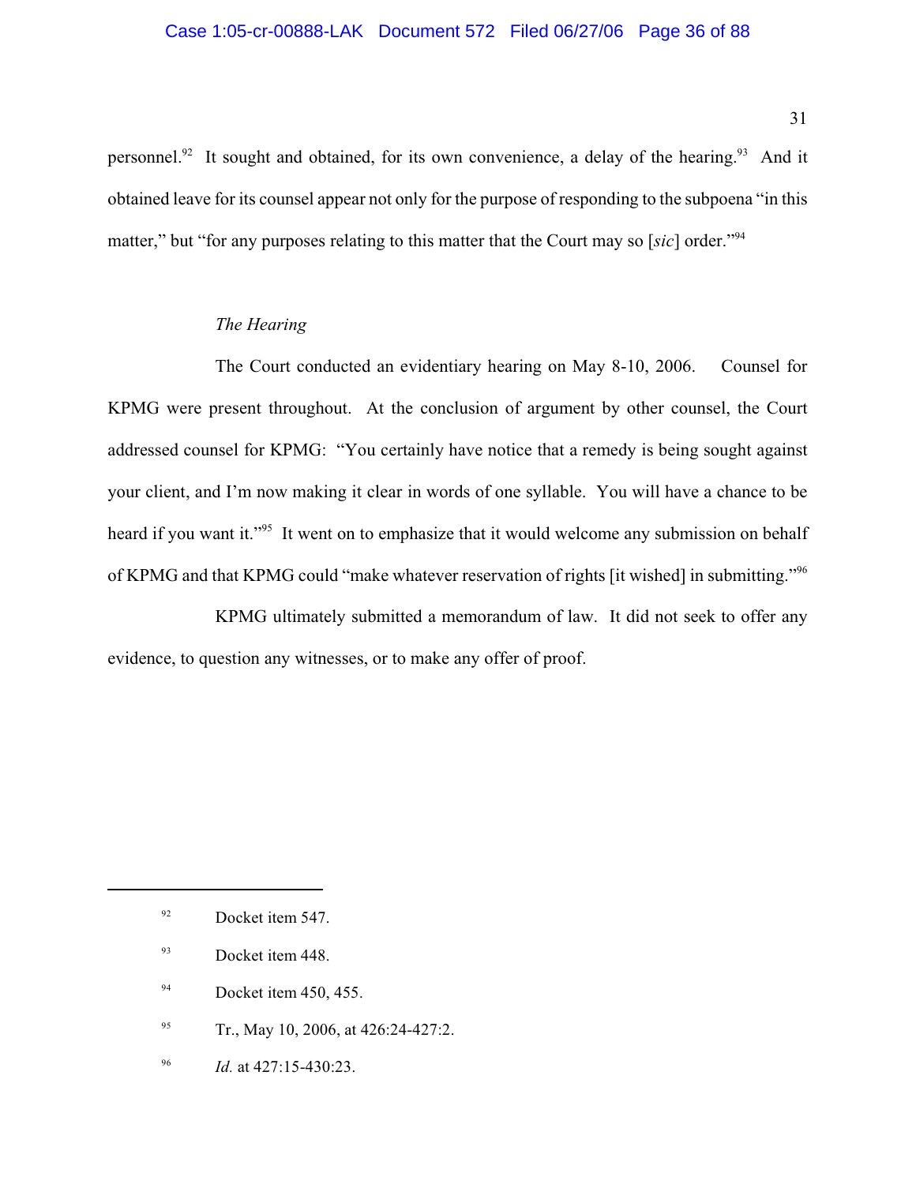personnel.[92] It sought and obtained, for its own convenience, a delay of the hearing.[93] And it obtained leave for its counsel appear not only for the purpose of responding to the subpoena "in this matter," but "for any purposes relating to this matter that the Court may so [*sic*] order."[94]

*The Hearing*

The Court conducted an evidentiary hearing on May 8-10, 2006. Counsel for KPMG were present throughout. At the conclusion of argument by other counsel, the Court addressed counsel for KPMG: "You certainly have notice that a remedy is being sought against your client, and I'm now making it clear in words of one syllable. You will have a chance to be heard if you want it."[95] It went on to emphasize that it would welcome any submission on behalf of KPMG and that KPMG could "make whatever reservation of rights [it wished] in submitting."[96]

KPMG ultimately submitted a memorandum of law. It did not seek to offer any evidence, to question any witnesses, or to make any offer of proof.

---

[92] Docket item 547.

[93] Docket item 448.

[94] Docket item 450, 455.

[95] Tr., May 10, 2006, at 426:24-427:2.

[96] *Id.* at 427:15-430:23.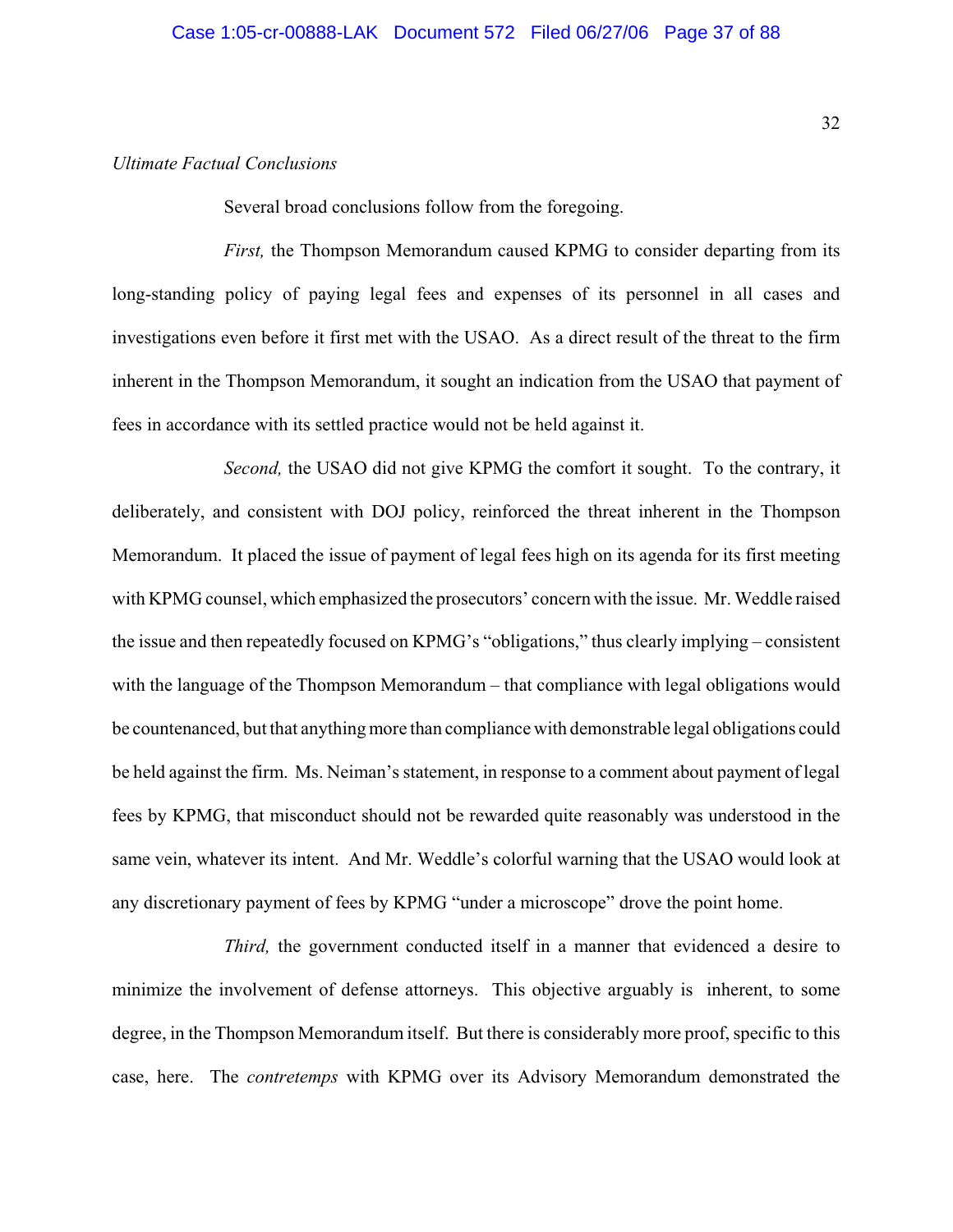*Ultimate Factual Conclusions*

Several broad conclusions follow from the foregoing.

*First,* the Thompson Memorandum caused KPMG to consider departing from its long-standing policy of paying legal fees and expenses of its personnel in all cases and investigations even before it first met with the USAO. As a direct result of the threat to the firm inherent in the Thompson Memorandum, it sought an indication from the USAO that payment of fees in accordance with its settled practice would not be held against it.

*Second,* the USAO did not give KPMG the comfort it sought. To the contrary, it deliberately, and consistent with DOJ policy, reinforced the threat inherent in the Thompson Memorandum. It placed the issue of payment of legal fees high on its agenda for its first meeting with KPMG counsel, which emphasized the prosecutors' concern with the issue. Mr. Weddle raised the issue and then repeatedly focused on KPMG's "obligations," thus clearly implying – consistent with the language of the Thompson Memorandum – that compliance with legal obligations would be countenanced, but that anything more than compliance with demonstrable legal obligations could be held against the firm. Ms. Neiman's statement, in response to a comment about payment of legal fees by KPMG, that misconduct should not be rewarded quite reasonably was understood in the same vein, whatever its intent. And Mr. Weddle's colorful warning that the USAO would look at any discretionary payment of fees by KPMG "under a microscope" drove the point home.

*Third,* the government conducted itself in a manner that evidenced a desire to minimize the involvement of defense attorneys. This objective arguably is inherent, to some degree, in the Thompson Memorandum itself. But there is considerably more proof, specific to this case, here. The *contretemps* with KPMG over its Advisory Memorandum demonstrated the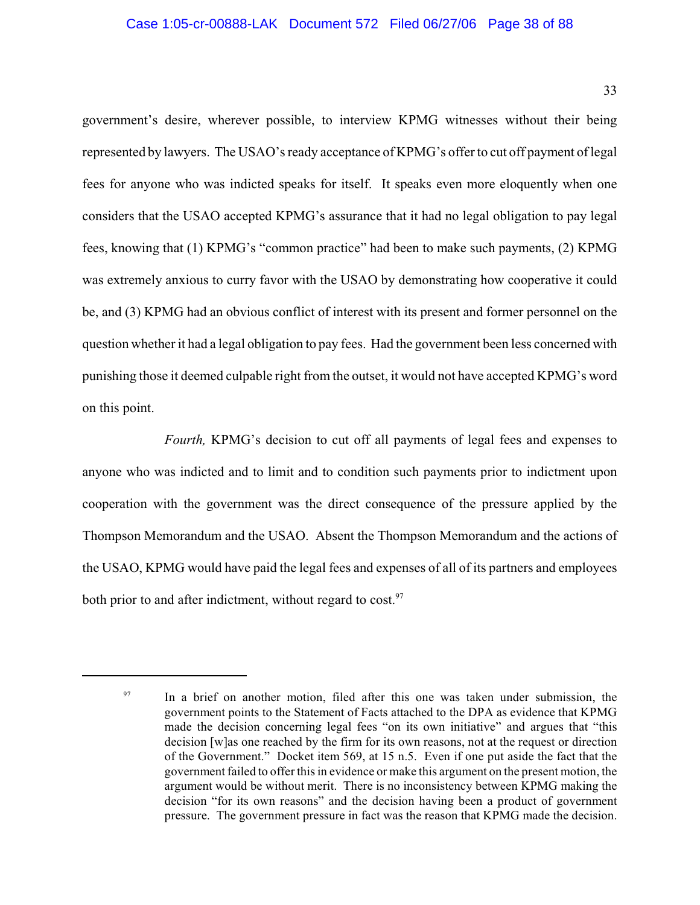government's desire, wherever possible, to interview KPMG witnesses without their being represented by lawyers. The USAO's ready acceptance of KPMG's offer to cut off payment of legal fees for anyone who was indicted speaks for itself. It speaks even more eloquently when one considers that the USAO accepted KPMG's assurance that it had no legal obligation to pay legal fees, knowing that (1) KPMG's "common practice" had been to make such payments, (2) KPMG was extremely anxious to curry favor with the USAO by demonstrating how cooperative it could be, and (3) KPMG had an obvious conflict of interest with its present and former personnel on the question whether it had a legal obligation to pay fees. Had the government been less concerned with punishing those it deemed culpable right from the outset, it would not have accepted KPMG's word on this point.

*Fourth,* KPMG's decision to cut off all payments of legal fees and expenses to anyone who was indicted and to limit and to condition such payments prior to indictment upon cooperation with the government was the direct consequence of the pressure applied by the Thompson Memorandum and the USAO. Absent the Thompson Memorandum and the actions of the USAO, KPMG would have paid the legal fees and expenses of all of its partners and employees both prior to and after indictment, without regard to cost.[97]

---

[97] In a brief on another motion, filed after this one was taken under submission, the government points to the Statement of Facts attached to the DPA as evidence that KPMG made the decision concerning legal fees "on its own initiative" and argues that "this decision [w]as one reached by the firm for its own reasons, not at the request or direction of the Government." Docket item 569, at 15 n.5. Even if one put aside the fact that the government failed to offer this in evidence or make this argument on the present motion, the argument would be without merit. There is no inconsistency between KPMG making the decision "for its own reasons" and the decision having been a product of government pressure. The government pressure in fact was the reason that KPMG made the decision.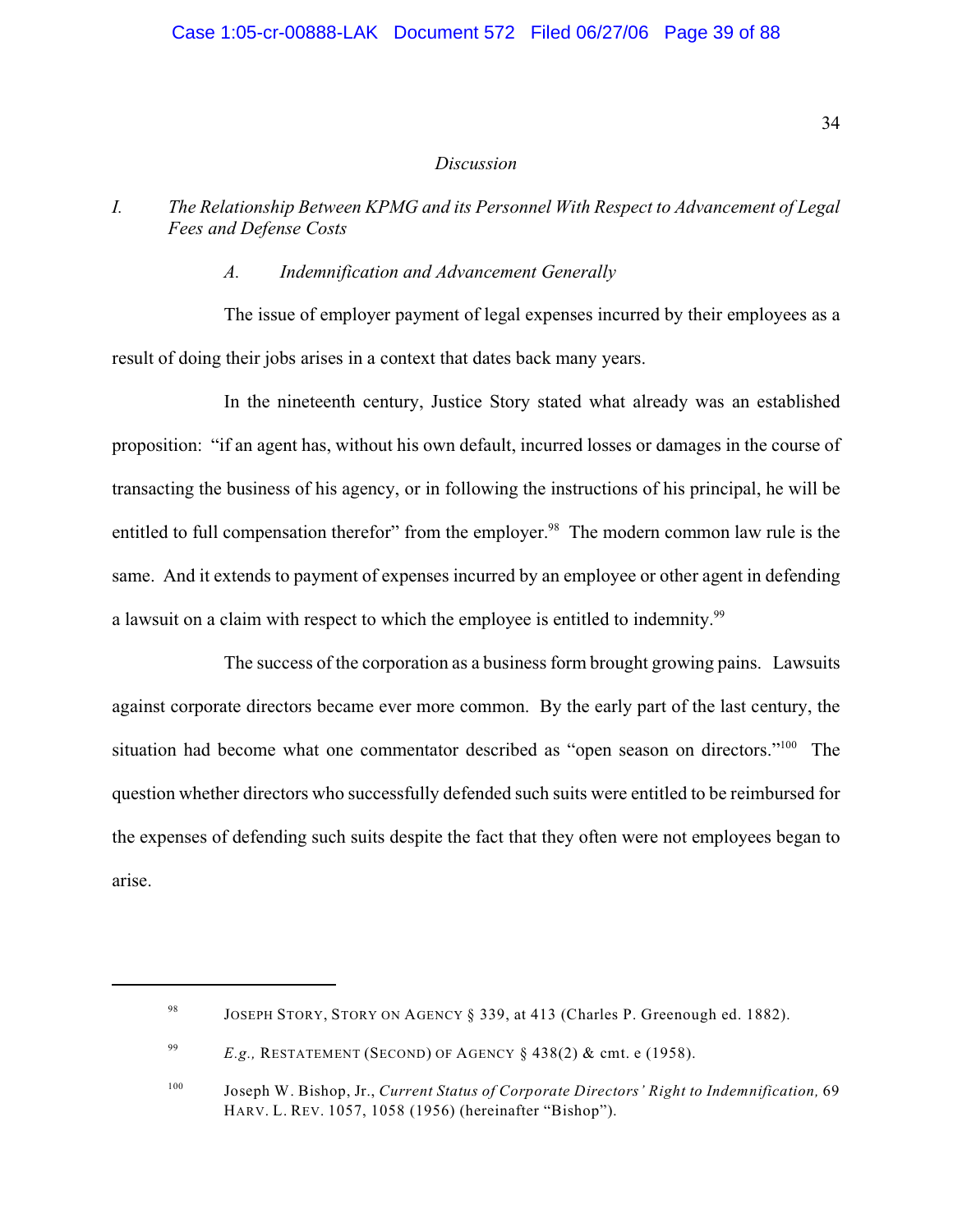*Discussion*

*I. The Relationship Between KPMG and its Personnel With Respect to Advancement of Legal Fees and Defense Costs*

*A. Indemnification and Advancement Generally*

The issue of employer payment of legal expenses incurred by their employees as a result of doing their jobs arises in a context that dates back many years.

In the nineteenth century, Justice Story stated what already was an established proposition: "if an agent has, without his own default, incurred losses or damages in the course of transacting the business of his agency, or in following the instructions of his principal, he will be entitled to full compensation therefor" from the employer.[98] The modern common law rule is the same. And it extends to payment of expenses incurred by an employee or other agent in defending a lawsuit on a claim with respect to which the employee is entitled to indemnity.[99]

The success of the corporation as a business form brought growing pains. Lawsuits against corporate directors became ever more common. By the early part of the last century, the situation had become what one commentator described as "open season on directors."[100] The question whether directors who successfully defended such suits were entitled to be reimbursed for the expenses of defending such suits despite the fact that they often were not employees began to arise.

---

[98] JOSEPH STORY, STORY ON AGENCY § 339, at 413 (Charles P. Greenough ed. 1882).

[99] *E.g.,* RESTATEMENT (SECOND) OF AGENCY § 438(2) & cmt. e (1958).

[100] Joseph W. Bishop, Jr., *Current Status of Corporate Directors' Right to Indemnification,* 69 HARV. L. REV. 1057, 1058 (1956) (hereinafter "Bishop").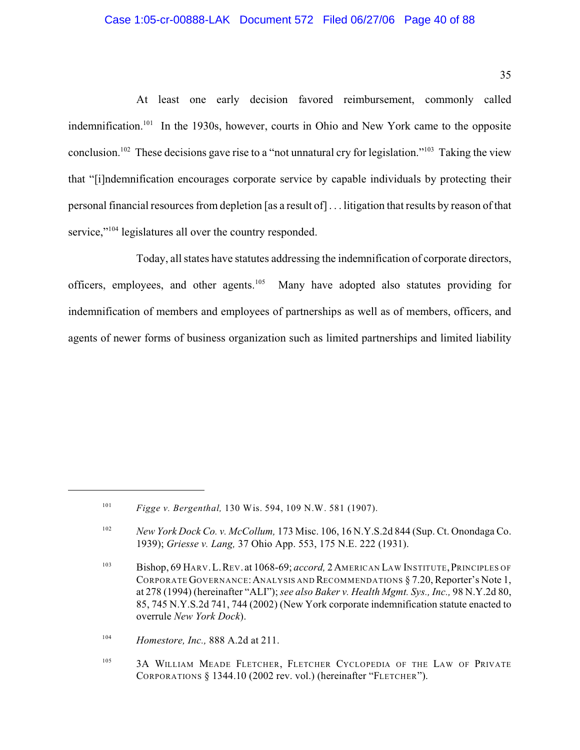At least one early decision favored reimbursement, commonly called indemnification.[101] In the 1930s, however, courts in Ohio and New York came to the opposite conclusion.[102] These decisions gave rise to a "not unnatural cry for legislation."[103] Taking the view that "[i]ndemnification encourages corporate service by capable individuals by protecting their personal financial resources from depletion [as a result of] . . . litigation that results by reason of that service,"[104] legislatures all over the country responded.

Today, all states have statutes addressing the indemnification of corporate directors, officers, employees, and other agents.[105] Many have adopted also statutes providing for indemnification of members and employees of partnerships as well as of members, officers, and agents of newer forms of business organization such as limited partnerships and limited liability

---

[101] *Figge v. Bergenthal,* 130 Wis. 594, 109 N.W. 581 (1907).

[102] *New York Dock Co. v. McCollum,* 173 Misc. 106, 16 N.Y.S.2d 844 (Sup. Ct. Onondaga Co. 1939); *Griesse v. Lang,* 37 Ohio App. 553, 175 N.E. 222 (1931).

[103] Bishop, 69 HARV. L. REV. at 1068-69; *accord,* 2 AMERICAN LAW INSTITUTE, PRINCIPLES OF CORPORATE GOVERNANCE: ANALYSIS AND RECOMMENDATIONS § 7.20, Reporter's Note 1, at 278 (1994) (hereinafter "ALI"); *see also Baker v. Health Mgmt. Sys., Inc.,* 98 N.Y.2d 80, 85, 745 N.Y.S.2d 741, 744 (2002) (New York corporate indemnification statute enacted to overrule *New York Dock*).

[104] *Homestore, Inc.,* 888 A.2d at 211.

[105] 3A WILLIAM MEADE FLETCHER, FLETCHER CYCLOPEDIA OF THE LAW OF PRIVATE CORPORATIONS § 1344.10 (2002 rev. vol.) (hereinafter "FLETCHER").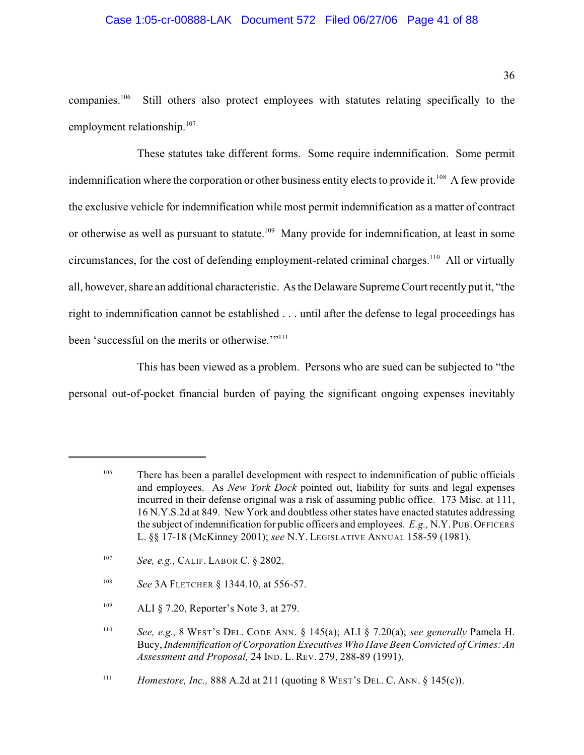companies.[106] Still others also protect employees with statutes relating specifically to the employment relationship.[107]

These statutes take different forms. Some require indemnification. Some permit indemnification where the corporation or other business entity elects to provide it.[108] A few provide the exclusive vehicle for indemnification while most permit indemnification as a matter of contract or otherwise as well as pursuant to statute.[109] Many provide for indemnification, at least in some circumstances, for the cost of defending employment-related criminal charges.[110] All or virtually all, however, share an additional characteristic. As the Delaware Supreme Court recently put it, "the right to indemnification cannot be established . . . until after the defense to legal proceedings has been 'successful on the merits or otherwise.'"[111]

This has been viewed as a problem. Persons who are sued can be subjected to "the personal out-of-pocket financial burden of paying the significant ongoing expenses inevitably

---

[106] There has been a parallel development with respect to indemnification of public officials and employees. As *New York Dock* pointed out, liability for suits and legal expenses incurred in their defense original was a risk of assuming public office. 173 Misc. at 111, 16 N.Y.S.2d at 849. New York and doubtless other states have enacted statutes addressing the subject of indemnification for public officers and employees. *E.g.,* N.Y. PUB. OFFICERS L. §§ 17-18 (McKinney 2001); *see* N.Y. LEGISLATIVE ANNUAL 158-59 (1981).

[107] *See, e.g.,* CALIF. LABOR C. § 2802.

[108] *See* 3A FLETCHER § 1344.10, at 556-57.

[109] ALI § 7.20, Reporter's Note 3, at 279.

[110] *See, e.g.,* 8 WEST'S DEL. CODE ANN. § 145(a); ALI § 7.20(a); *see generally* Pamela H. Bucy, *Indemnification of Corporation Executives Who Have Been Convicted of Crimes: An Assessment and Proposal,* 24 IND. L. REV. 279, 288-89 (1991).

[111] *Homestore, Inc.,* 888 A.2d at 211 (quoting 8 WEST'S DEL. C. ANN. § 145(c)).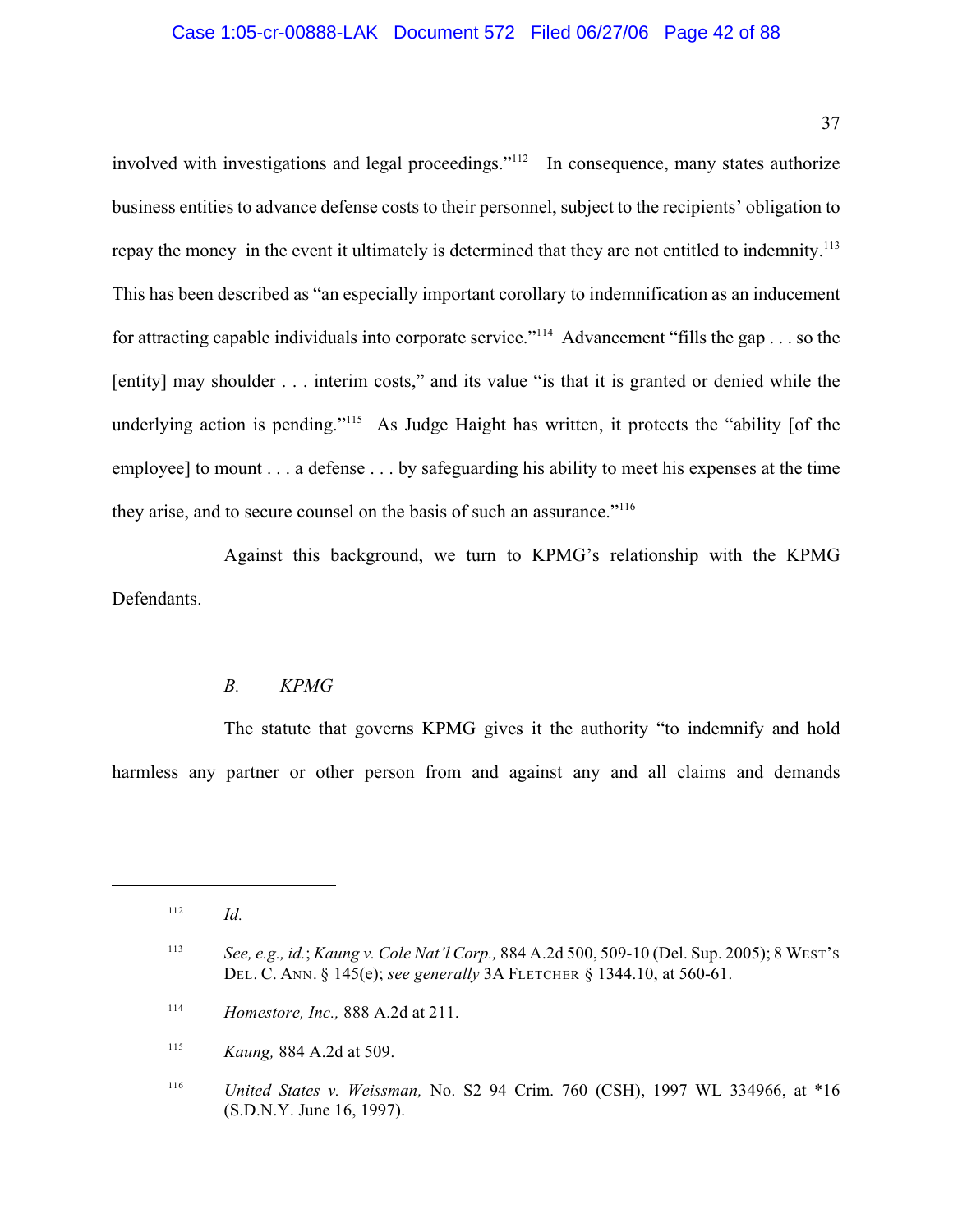involved with investigations and legal proceedings."[112] In consequence, many states authorize business entities to advance defense costs to their personnel, subject to the recipients' obligation to repay the money in the event it ultimately is determined that they are not entitled to indemnity.[113] This has been described as "an especially important corollary to indemnification as an inducement for attracting capable individuals into corporate service."[114] Advancement "fills the gap . . . so the [entity] may shoulder . . . interim costs," and its value "is that it is granted or denied while the underlying action is pending."[115] As Judge Haight has written, it protects the "ability [of the employee] to mount . . . a defense . . . by safeguarding his ability to meet his expenses at the time they arise, and to secure counsel on the basis of such an assurance."[116]

Against this background, we turn to KPMG's relationship with the KPMG Defendants.

### *B. KPMG*

The statute that governs KPMG gives it the authority "to indemnify and hold harmless any partner or other person from and against any and all claims and demands

---

[112] *Id.*

[113] *See, e.g., id.*; *Kaung v. Cole Nat'l Corp.,* 884 A.2d 500, 509-10 (Del. Sup. 2005); 8 West's Del. C. Ann. § 145(e); *see generally* 3A Fletcher § 1344.10, at 560-61.

[114] *Homestore, Inc.,* 888 A.2d at 211.

[115] *Kaung,* 884 A.2d at 509.

[116] *United States v. Weissman,* No. S2 94 Crim. 760 (CSH), 1997 WL 334966, at *16 (S.D.N.Y. June 16, 1997).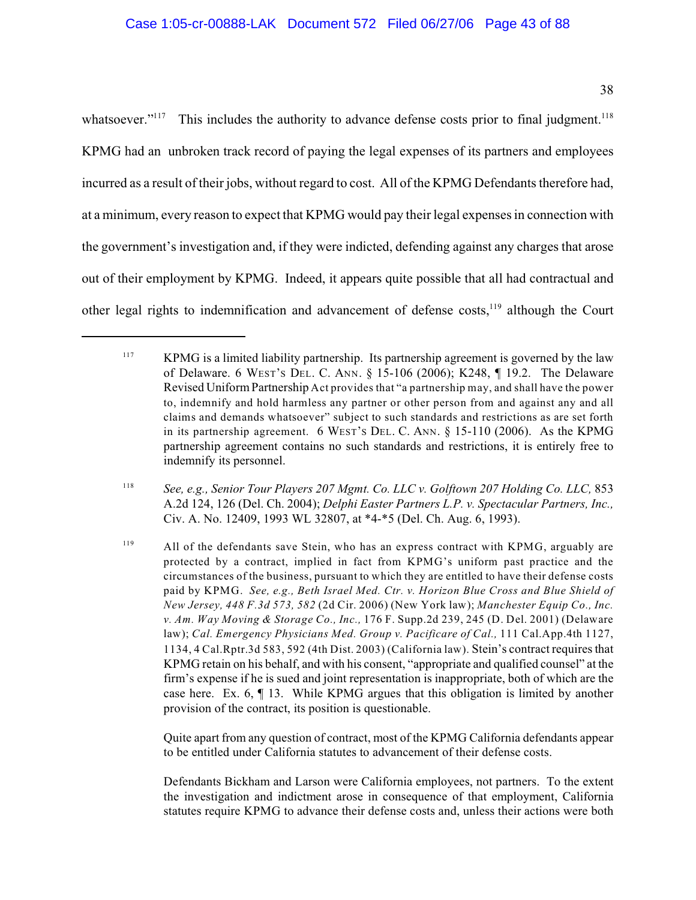whatsoever."[117] This includes the authority to advance defense costs prior to final judgment.[118] KPMG had an unbroken track record of paying the legal expenses of its partners and employees incurred as a result of their jobs, without regard to cost. All of the KPMG Defendants therefore had, at a minimum, every reason to expect that KPMG would pay their legal expenses in connection with the government's investigation and, if they were indicted, defending against any charges that arose out of their employment by KPMG. Indeed, it appears quite possible that all had contractual and other legal rights to indemnification and advancement of defense costs,[119] although the Court

---

[117] KPMG is a limited liability partnership. Its partnership agreement is governed by the law of Delaware. 6 West's Del. C. Ann. § 15-106 (2006); K248, ¶ 19.2. The Delaware Revised Uniform Partnership Act provides that "a partnership may, and shall have the power to, indemnify and hold harmless any partner or other person from and against any and all claims and demands whatsoever" subject to such standards and restrictions as are set forth in its partnership agreement. 6 West's Del. C. Ann. § 15-110 (2006). As the KPMG partnership agreement contains no such standards and restrictions, it is entirely free to indemnify its personnel.

[118] *See, e.g., Senior Tour Players 207 Mgmt. Co. LLC v. Golftown 207 Holding Co. LLC,* 853 A.2d 124, 126 (Del. Ch. 2004); *Delphi Easter Partners L.P. v. Spectacular Partners, Inc.,* Civ. A. No. 12409, 1993 WL 32807, at *4-*5 (Del. Ch. Aug. 6, 1993).

[119] All of the defendants save Stein, who has an express contract with KPMG, arguably are protected by a contract, implied in fact from KPMG's uniform past practice and the circumstances of the business, pursuant to which they are entitled to have their defense costs paid by KPMG. *See, e.g., Beth Israel Med. Ctr. v. Horizon Blue Cross and Blue Shield of New Jersey, 448 F.3d 573, 582* (2d Cir. 2006) (New York law); *Manchester Equip Co., Inc. v. Am. Way Moving & Storage Co., Inc.,* 176 F. Supp.2d 239, 245 (D. Del. 2001) (Delaware law); *Cal. Emergency Physicians Med. Group v. Pacificare of Cal.,* 111 Cal.App.4th 1127, 1134, 4 Cal.Rptr.3d 583, 592 (4th Dist. 2003) (California law). Stein's contract requires that KPMG retain on his behalf, and with his consent, "appropriate and qualified counsel" at the firm's expense if he is sued and joint representation is inappropriate, both of which are the case here. Ex. 6, ¶ 13. While KPMG argues that this obligation is limited by another provision of the contract, its position is questionable.

Quite apart from any question of contract, most of the KPMG California defendants appear to be entitled under California statutes to advancement of their defense costs.

Defendants Bickham and Larson were California employees, not partners. To the extent the investigation and indictment arose in consequence of that employment, California statutes require KPMG to advance their defense costs and, unless their actions were both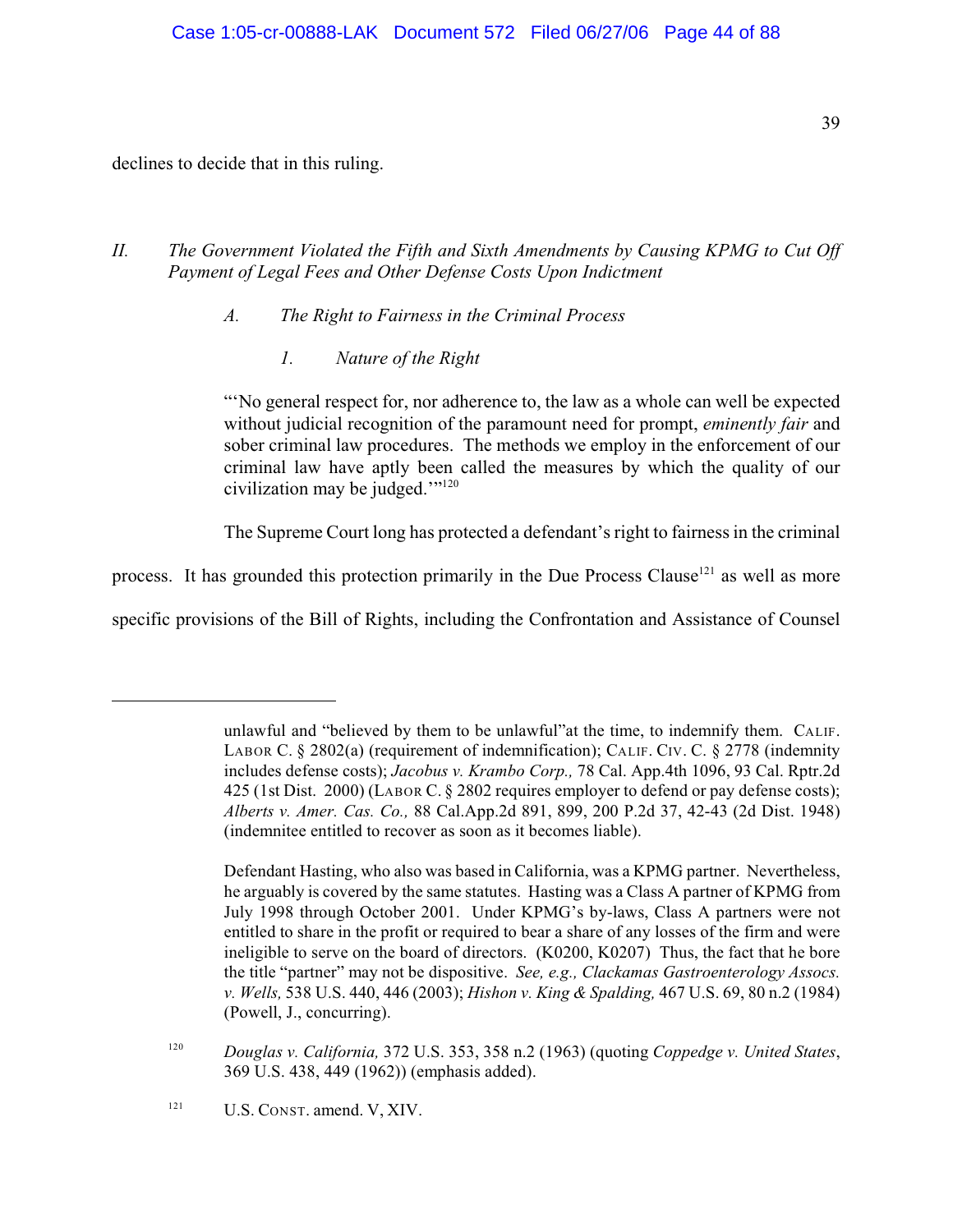declines to decide that in this ruling.

## *II. The Government Violated the Fifth and Sixth Amendments by Causing KPMG to Cut Off Payment of Legal Fees and Other Defense Costs Upon Indictment*

### *A. The Right to Fairness in the Criminal Process*

#### *1. Nature of the Right*

> "'No general respect for, nor adherence to, the law as a whole can well be expected without judicial recognition of the paramount need for prompt, *eminently fair* and sober criminal law procedures. The methods we employ in the enforcement of our criminal law have aptly been called the measures by which the quality of our civilization may be judged.'"[120]

The Supreme Court long has protected a defendant's right to fairness in the criminal process. It has grounded this protection primarily in the Due Process Clause[121] as well as more specific provisions of the Bill of Rights, including the Confrontation and Assistance of Counsel

---

unlawful and "believed by them to be unlawful"at the time, to indemnify them. CALIF. LABOR C. § 2802(a) (requirement of indemnification); CALIF. CIV. C. § 2778 (indemnity includes defense costs); *Jacobus v. Krambo Corp.,* 78 Cal. App.4th 1096, 93 Cal. Rptr.2d 425 (1st Dist. 2000) (LABOR C. § 2802 requires employer to defend or pay defense costs); *Alberts v. Amer. Cas. Co.,* 88 Cal.App.2d 891, 899, 200 P.2d 37, 42-43 (2d Dist. 1948) (indemnitee entitled to recover as soon as it becomes liable).

Defendant Hasting, who also was based in California, was a KPMG partner. Nevertheless, he arguably is covered by the same statutes. Hasting was a Class A partner of KPMG from July 1998 through October 2001. Under KPMG's by-laws, Class A partners were not entitled to share in the profit or required to bear a share of any losses of the firm and were ineligible to serve on the board of directors. (K0200, K0207) Thus, the fact that he bore the title "partner" may not be dispositive. *See, e.g., Clackamas Gastroenterology Assocs. v. Wells,* 538 U.S. 440, 446 (2003); *Hishon v. King & Spalding,* 467 U.S. 69, 80 n.2 (1984) (Powell, J., concurring).

[120] *Douglas v. California,* 372 U.S. 353, 358 n.2 (1963) (quoting *Coppedge v. United States*, 369 U.S. 438, 449 (1962)) (emphasis added).

[121] U.S. CONST. amend. V, XIV.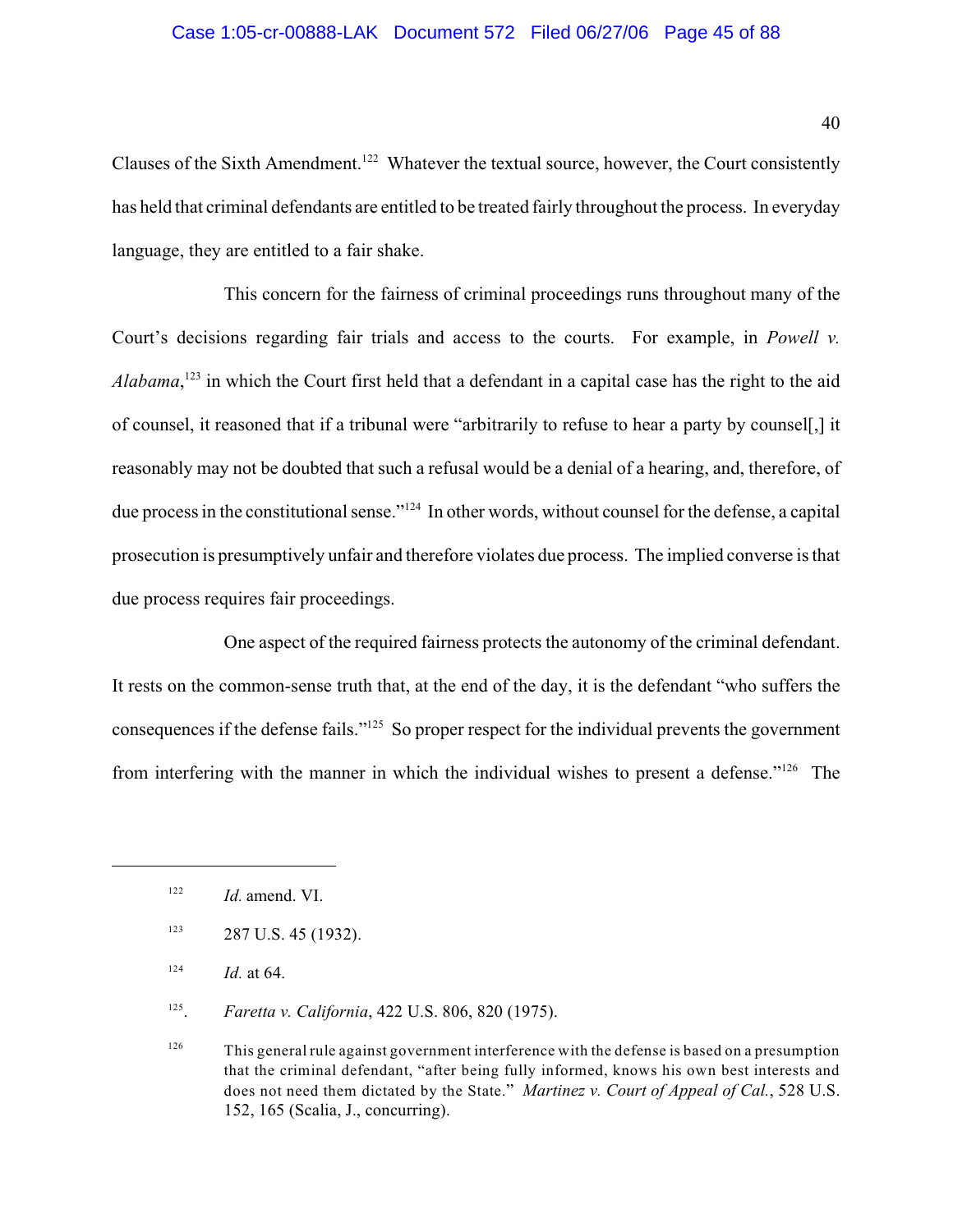Clauses of the Sixth Amendment.[122] Whatever the textual source, however, the Court consistently has held that criminal defendants are entitled to be treated fairly throughout the process. In everyday language, they are entitled to a fair shake.

This concern for the fairness of criminal proceedings runs throughout many of the Court's decisions regarding fair trials and access to the courts. For example, in *Powell v. Alabama*,[123] in which the Court first held that a defendant in a capital case has the right to the aid of counsel, it reasoned that if a tribunal were "arbitrarily to refuse to hear a party by counsel[,] it reasonably may not be doubted that such a refusal would be a denial of a hearing, and, therefore, of due process in the constitutional sense."[124] In other words, without counsel for the defense, a capital prosecution is presumptively unfair and therefore violates due process. The implied converse is that due process requires fair proceedings.

One aspect of the required fairness protects the autonomy of the criminal defendant. It rests on the common-sense truth that, at the end of the day, it is the defendant "who suffers the consequences if the defense fails."[125] So proper respect for the individual prevents the government from interfering with the manner in which the individual wishes to present a defense."[126] The

---

[122] *Id.* amend. VI.

[123] 287 U.S. 45 (1932).

[124] *Id.* at 64.

[125]. *Faretta v. California*, 422 U.S. 806, 820 (1975).

[126] This general rule against government interference with the defense is based on a presumption that the criminal defendant, "after being fully informed, knows his own best interests and does not need them dictated by the State." *Martinez v. Court of Appeal of Cal.*, 528 U.S. 152, 165 (Scalia, J., concurring).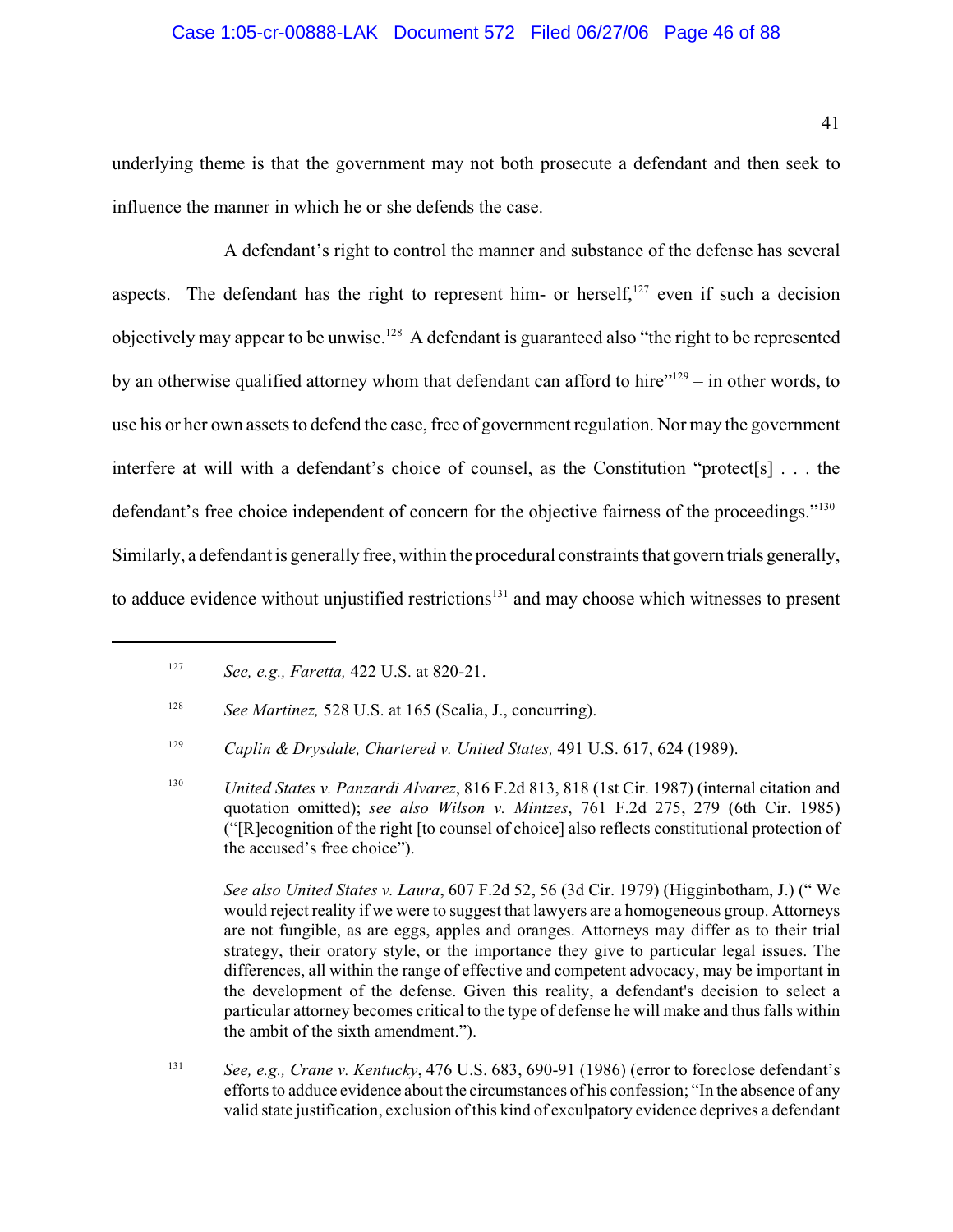underlying theme is that the government may not both prosecute a defendant and then seek to influence the manner in which he or she defends the case.

A defendant's right to control the manner and substance of the defense has several aspects. The defendant has the right to represent him- or herself,[127] even if such a decision objectively may appear to be unwise.[128] A defendant is guaranteed also "the right to be represented by an otherwise qualified attorney whom that defendant can afford to hire"[129] – in other words, to use his or her own assets to defend the case, free of government regulation. Nor may the government interfere at will with a defendant's choice of counsel, as the Constitution "protect[s] . . . the defendant's free choice independent of concern for the objective fairness of the proceedings."[130] Similarly, a defendant is generally free, within the procedural constraints that govern trials generally, to adduce evidence without unjustified restrictions[131] and may choose which witnesses to present

---

[127] *See, e.g., Faretta,* 422 U.S. at 820-21.

[128] *See Martinez,* 528 U.S. at 165 (Scalia, J., concurring).

[129] *Caplin & Drysdale, Chartered v. United States,* 491 U.S. 617, 624 (1989).

[130] *United States v. Panzardi Alvarez*, 816 F.2d 813, 818 (1st Cir. 1987) (internal citation and quotation omitted); *see also Wilson v. Mintzes*, 761 F.2d 275, 279 (6th Cir. 1985) ("[R]ecognition of the right [to counsel of choice] also reflects constitutional protection of the accused's free choice").

*See also United States v. Laura*, 607 F.2d 52, 56 (3d Cir. 1979) (Higginbotham, J.) (" We would reject reality if we were to suggest that lawyers are a homogeneous group. Attorneys are not fungible, as are eggs, apples and oranges. Attorneys may differ as to their trial strategy, their oratory style, or the importance they give to particular legal issues. The differences, all within the range of effective and competent advocacy, may be important in the development of the defense. Given this reality, a defendant's decision to select a particular attorney becomes critical to the type of defense he will make and thus falls within the ambit of the sixth amendment.").

[131] *See, e.g., Crane v. Kentucky*, 476 U.S. 683, 690-91 (1986) (error to foreclose defendant's efforts to adduce evidence about the circumstances of his confession; "In the absence of any valid state justification, exclusion of this kind of exculpatory evidence deprives a defendant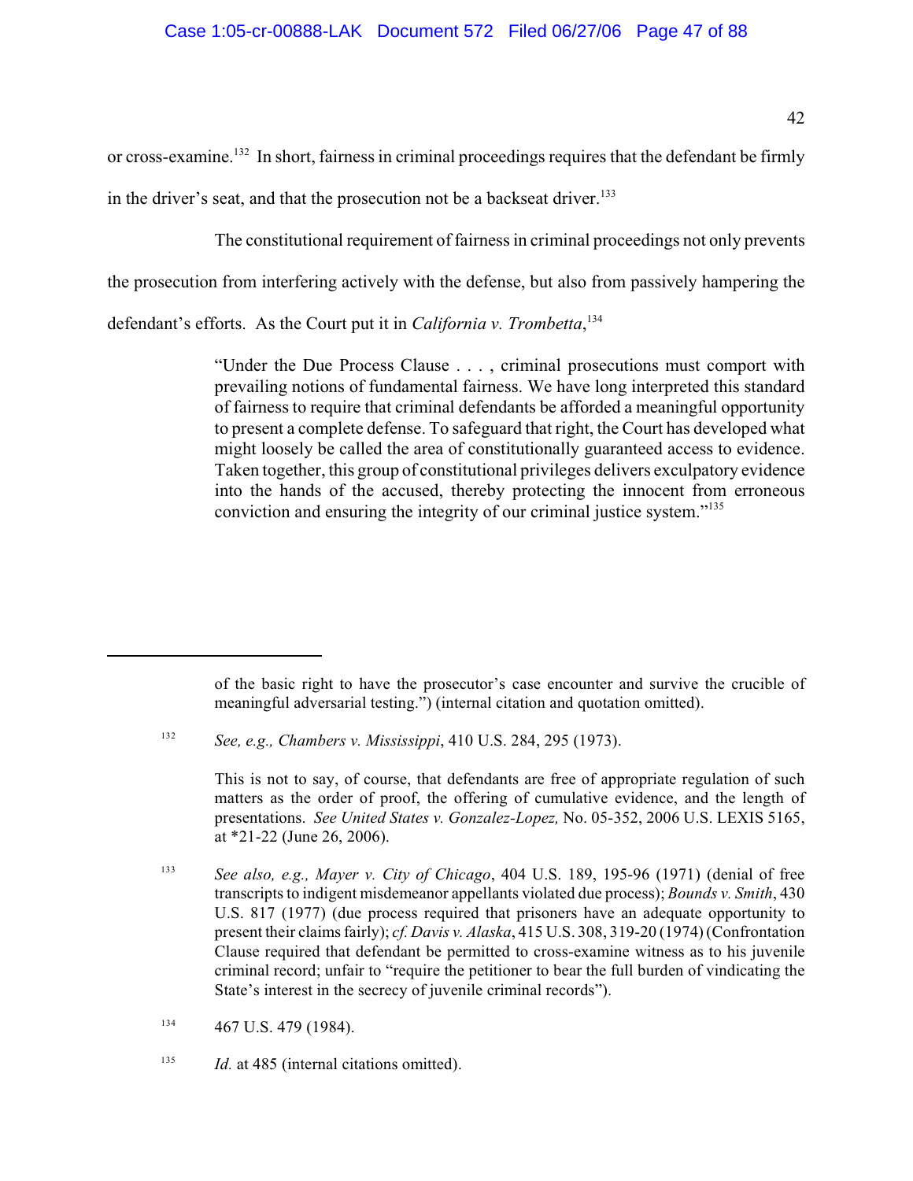or cross-examine.[132] In short, fairness in criminal proceedings requires that the defendant be firmly in the driver's seat, and that the prosecution not be a backseat driver.[133]

The constitutional requirement of fairness in criminal proceedings not only prevents the prosecution from interfering actively with the defense, but also from passively hampering the defendant's efforts. As the Court put it in *California v. Trombetta*,[134]

> "Under the Due Process Clause . . . , criminal prosecutions must comport with prevailing notions of fundamental fairness. We have long interpreted this standard of fairness to require that criminal defendants be afforded a meaningful opportunity to present a complete defense. To safeguard that right, the Court has developed what might loosely be called the area of constitutionally guaranteed access to evidence. Taken together, this group of constitutional privileges delivers exculpatory evidence into the hands of the accused, thereby protecting the innocent from erroneous conviction and ensuring the integrity of our criminal justice system."[135]

---

of the basic right to have the prosecutor's case encounter and survive the crucible of meaningful adversarial testing.") (internal citation and quotation omitted).

[132] *See, e.g., Chambers v. Mississippi*, 410 U.S. 284, 295 (1973).

This is not to say, of course, that defendants are free of appropriate regulation of such matters as the order of proof, the offering of cumulative evidence, and the length of presentations. *See United States v. Gonzalez-Lopez,* No. 05-352, 2006 U.S. LEXIS 5165, at *21-22 (June 26, 2006).

[133] *See also, e.g., Mayer v. City of Chicago*, 404 U.S. 189, 195-96 (1971) (denial of free transcripts to indigent misdemeanor appellants violated due process); *Bounds v. Smith*, 430 U.S. 817 (1977) (due process required that prisoners have an adequate opportunity to present their claims fairly); *cf. Davis v. Alaska*, 415 U.S. 308, 319-20 (1974) (Confrontation Clause required that defendant be permitted to cross-examine witness as to his juvenile criminal record; unfair to "require the petitioner to bear the full burden of vindicating the State's interest in the secrecy of juvenile criminal records").

[134] 467 U.S. 479 (1984).

[135] *Id.* at 485 (internal citations omitted).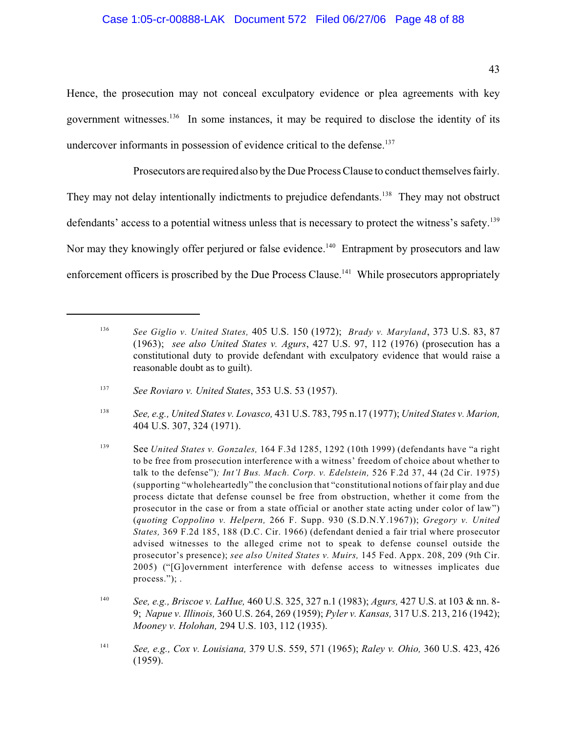Hence, the prosecution may not conceal exculpatory evidence or plea agreements with key government witnesses.[136] In some instances, it may be required to disclose the identity of its undercover informants in possession of evidence critical to the defense.[137]

Prosecutors are required also by the Due Process Clause to conduct themselves fairly. They may not delay intentionally indictments to prejudice defendants.[138] They may not obstruct defendants' access to a potential witness unless that is necessary to protect the witness's safety.[139] Nor may they knowingly offer perjured or false evidence.[140] Entrapment by prosecutors and law enforcement officers is proscribed by the Due Process Clause.[141] While prosecutors appropriately

---

[136] *See Giglio v. United States,* 405 U.S. 150 (1972); *Brady v. Maryland*, 373 U.S. 83, 87 (1963); *see also United States v. Agurs*, 427 U.S. 97, 112 (1976) (prosecution has a constitutional duty to provide defendant with exculpatory evidence that would raise a reasonable doubt as to guilt).

[137] *See Roviaro v. United States*, 353 U.S. 53 (1957).

[138] *See, e.g., United States v. Lovasco,* 431 U.S. 783, 795 n.17 (1977); *United States v. Marion,* 404 U.S. 307, 324 (1971).

[139] See *United States v. Gonzales,* 164 F.3d 1285, 1292 (10th 1999) (defendants have "a right to be free from prosecution interference with a witness' freedom of choice about whether to talk to the defense")*; Int'l Bus. Mach. Corp. v. Edelstein,* 526 F.2d 37, 44 (2d Cir. 1975) (supporting "wholeheartedly" the conclusion that "constitutional notions of fair play and due process dictate that defense counsel be free from obstruction, whether it come from the prosecutor in the case or from a state official or another state acting under color of law") (*quoting Coppolino v. Helpern,* 266 F. Supp. 930 (S.D.N.Y.1967)); *Gregory v. United States,* 369 F.2d 185, 188 (D.C. Cir. 1966) (defendant denied a fair trial where prosecutor advised witnesses to the alleged crime not to speak to defense counsel outside the prosecutor's presence); *see also United States v. Muirs,* 145 Fed. Appx. 208, 209 (9th Cir. 2005) ("[G]overnment interference with defense access to witnesses implicates due process."); .

[140] *See, e.g., Briscoe v. LaHue,* 460 U.S. 325, 327 n.1 (1983); *Agurs,* 427 U.S. at 103 & nn. 8-9; *Napue v. Illinois,* 360 U.S. 264, 269 (1959); *Pyler v. Kansas,* 317 U.S. 213, 216 (1942); *Mooney v. Holohan,* 294 U.S. 103, 112 (1935).

[141] *See, e.g., Cox v. Louisiana,* 379 U.S. 559, 571 (1965); *Raley v. Ohio,* 360 U.S. 423, 426 (1959).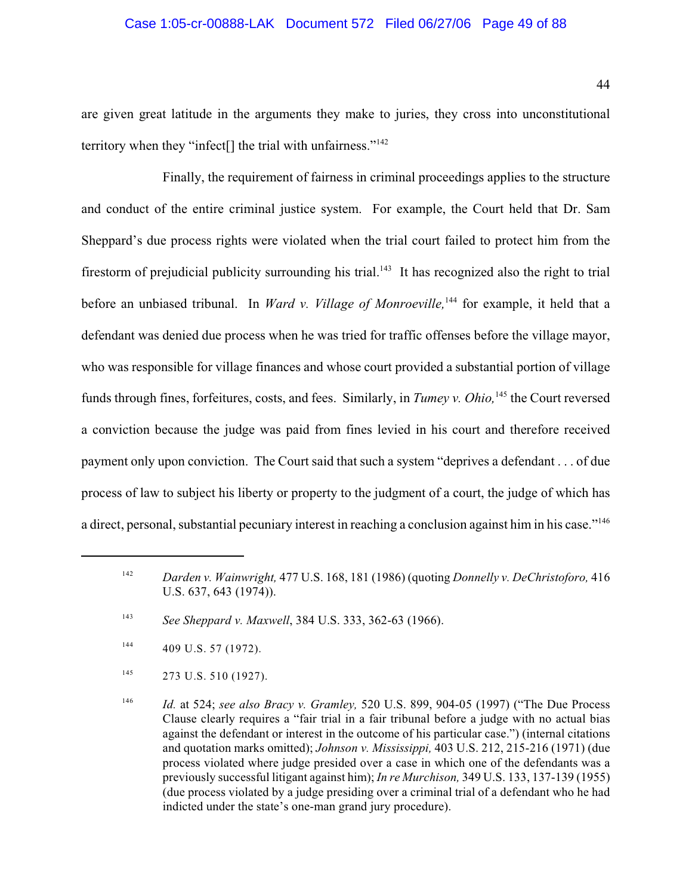are given great latitude in the arguments they make to juries, they cross into unconstitutional territory when they "infect[] the trial with unfairness."[142]

Finally, the requirement of fairness in criminal proceedings applies to the structure and conduct of the entire criminal justice system. For example, the Court held that Dr. Sam Sheppard's due process rights were violated when the trial court failed to protect him from the firestorm of prejudicial publicity surrounding his trial.[143] It has recognized also the right to trial before an unbiased tribunal. In *Ward v. Village of Monroeville,*[144] for example, it held that a defendant was denied due process when he was tried for traffic offenses before the village mayor, who was responsible for village finances and whose court provided a substantial portion of village funds through fines, forfeitures, costs, and fees. Similarly, in *Tumey v. Ohio,*[145] the Court reversed a conviction because the judge was paid from fines levied in his court and therefore received payment only upon conviction. The Court said that such a system "deprives a defendant . . . of due process of law to subject his liberty or property to the judgment of a court, the judge of which has a direct, personal, substantial pecuniary interest in reaching a conclusion against him in his case."[146]

---

[142] *Darden v. Wainwright,* 477 U.S. 168, 181 (1986) (quoting *Donnelly v. DeChristoforo,* 416 U.S. 637, 643 (1974)).

[143] *See Sheppard v. Maxwell*, 384 U.S. 333, 362-63 (1966).

[144] 409 U.S. 57 (1972).

[145] 273 U.S. 510 (1927).

[146] *Id.* at 524; *see also Bracy v. Gramley,* 520 U.S. 899, 904-05 (1997) ("The Due Process Clause clearly requires a "fair trial in a fair tribunal before a judge with no actual bias against the defendant or interest in the outcome of his particular case.") (internal citations and quotation marks omitted); *Johnson v. Mississippi,* 403 U.S. 212, 215-216 (1971) (due process violated where judge presided over a case in which one of the defendants was a previously successful litigant against him); *In re Murchison,* 349 U.S. 133, 137-139 (1955) (due process violated by a judge presiding over a criminal trial of a defendant who he had indicted under the state's one-man grand jury procedure).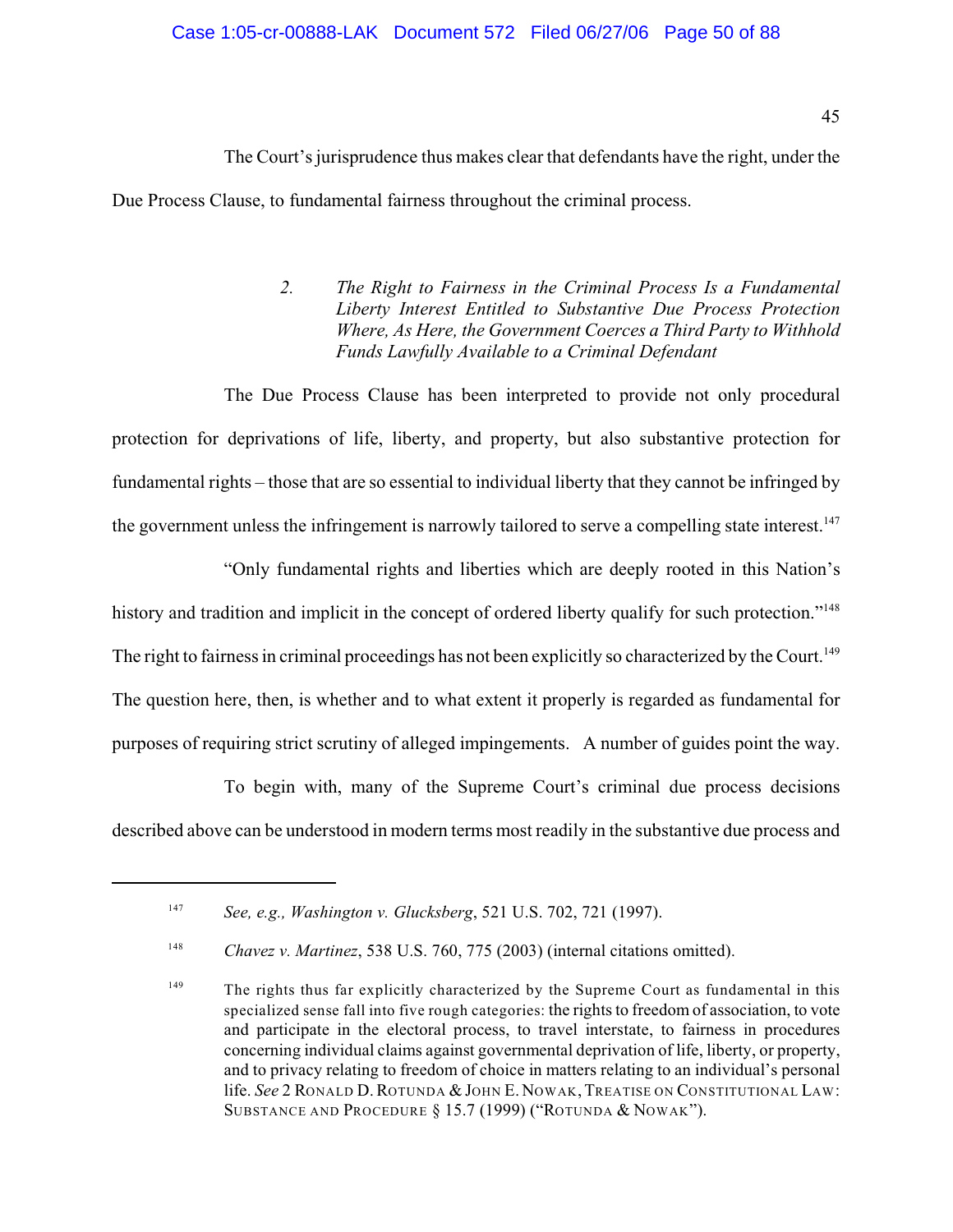The Court's jurisprudence thus makes clear that defendants have the right, under the Due Process Clause, to fundamental fairness throughout the criminal process.

> 2. *The Right to Fairness in the Criminal Process Is a Fundamental Liberty Interest Entitled to Substantive Due Process Protection Where, As Here, the Government Coerces a Third Party to Withhold Funds Lawfully Available to a Criminal Defendant*

The Due Process Clause has been interpreted to provide not only procedural protection for deprivations of life, liberty, and property, but also substantive protection for fundamental rights – those that are so essential to individual liberty that they cannot be infringed by the government unless the infringement is narrowly tailored to serve a compelling state interest.[147]

"Only fundamental rights and liberties which are deeply rooted in this Nation's history and tradition and implicit in the concept of ordered liberty qualify for such protection."[148] The right to fairness in criminal proceedings has not been explicitly so characterized by the Court.[149] The question here, then, is whether and to what extent it properly is regarded as fundamental for purposes of requiring strict scrutiny of alleged impingements. A number of guides point the way.

To begin with, many of the Supreme Court's criminal due process decisions described above can be understood in modern terms most readily in the substantive due process and

---

[147] *See, e.g., Washington v. Glucksberg*, 521 U.S. 702, 721 (1997).

[148] *Chavez v. Martinez*, 538 U.S. 760, 775 (2003) (internal citations omitted).

[149] The rights thus far explicitly characterized by the Supreme Court as fundamental in this specialized sense fall into five rough categories: the rights to freedom of association, to vote and participate in the electoral process, to travel interstate, to fairness in procedures concerning individual claims against governmental deprivation of life, liberty, or property, and to privacy relating to freedom of choice in matters relating to an individual's personal life. *See* 2 RONALD D. ROTUNDA & JOHN E. NOWAK, TREATISE ON CONSTITUTIONAL LAW: SUBSTANCE AND PROCEDURE § 15.7 (1999) ("ROTUNDA & NOWAK").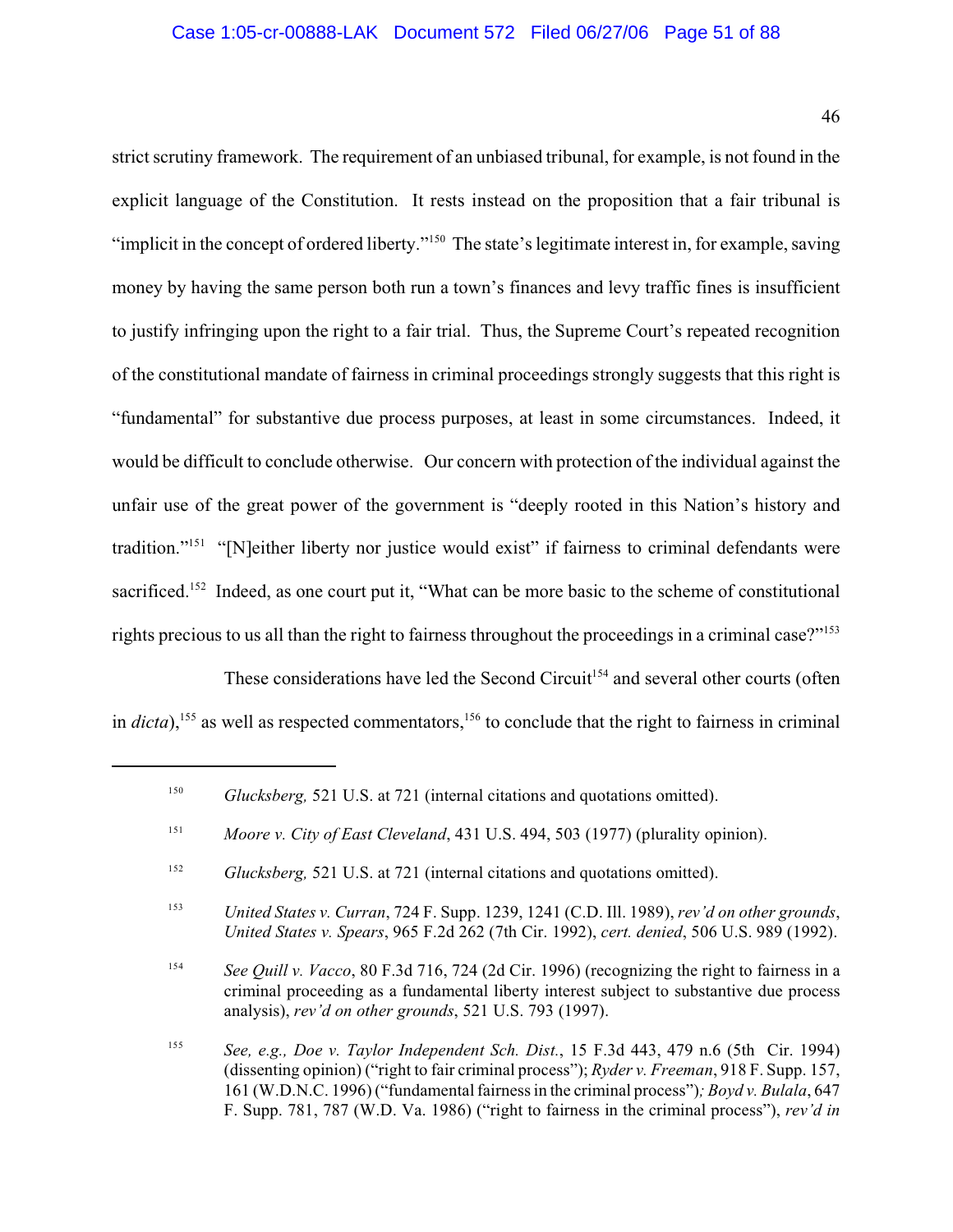strict scrutiny framework. The requirement of an unbiased tribunal, for example, is not found in the explicit language of the Constitution. It rests instead on the proposition that a fair tribunal is "implicit in the concept of ordered liberty."[150] The state's legitimate interest in, for example, saving money by having the same person both run a town's finances and levy traffic fines is insufficient to justify infringing upon the right to a fair trial. Thus, the Supreme Court's repeated recognition of the constitutional mandate of fairness in criminal proceedings strongly suggests that this right is "fundamental" for substantive due process purposes, at least in some circumstances. Indeed, it would be difficult to conclude otherwise. Our concern with protection of the individual against the unfair use of the great power of the government is "deeply rooted in this Nation's history and tradition."[151] "[N]either liberty nor justice would exist" if fairness to criminal defendants were sacrificed.[152] Indeed, as one court put it, "What can be more basic to the scheme of constitutional rights precious to us all than the right to fairness throughout the proceedings in a criminal case?"[153]

These considerations have led the Second Circuit[154] and several other courts (often in *dicta*),[155] as well as respected commentators,[156] to conclude that the right to fairness in criminal

---

[150] *Glucksberg,* 521 U.S. at 721 (internal citations and quotations omitted).

[151] *Moore v. City of East Cleveland*, 431 U.S. 494, 503 (1977) (plurality opinion).

[152] *Glucksberg,* 521 U.S. at 721 (internal citations and quotations omitted).

[153] *United States v. Curran*, 724 F. Supp. 1239, 1241 (C.D. Ill. 1989), *rev'd on other grounds*, *United States v. Spears*, 965 F.2d 262 (7th Cir. 1992), *cert. denied*, 506 U.S. 989 (1992).

[154] *See Quill v. Vacco*, 80 F.3d 716, 724 (2d Cir. 1996) (recognizing the right to fairness in a criminal proceeding as a fundamental liberty interest subject to substantive due process analysis), *rev'd on other grounds*, 521 U.S. 793 (1997).

[155] *See, e.g., Doe v. Taylor Independent Sch. Dist.*, 15 F.3d 443, 479 n.6 (5th Cir. 1994) (dissenting opinion) ("right to fair criminal process"); *Ryder v. Freeman*, 918 F. Supp. 157, 161 (W.D.N.C. 1996) ("fundamental fairness in the criminal process"); *Boyd v. Bulala*, 647 F. Supp. 781, 787 (W.D. Va. 1986) ("right to fairness in the criminal process"), *rev'd in*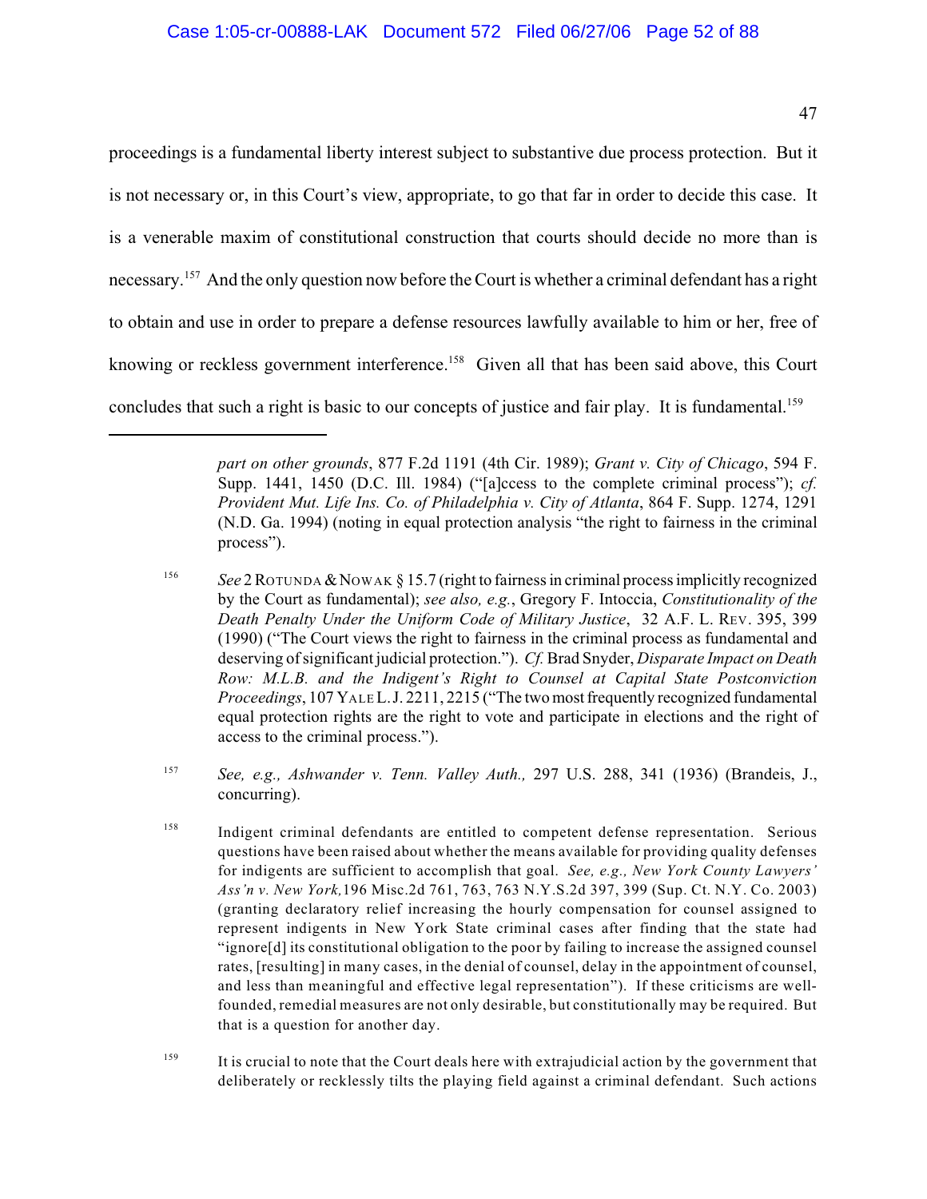proceedings is a fundamental liberty interest subject to substantive due process protection. But it is not necessary or, in this Court's view, appropriate, to go that far in order to decide this case. It is a venerable maxim of constitutional construction that courts should decide no more than is necessary.[157] And the only question now before the Court is whether a criminal defendant has a right to obtain and use in order to prepare a defense resources lawfully available to him or her, free of knowing or reckless government interference.[158] Given all that has been said above, this Court concludes that such a right is basic to our concepts of justice and fair play. It is fundamental.[159]

---

*part on other grounds*, 877 F.2d 1191 (4th Cir. 1989); *Grant v. City of Chicago*, 594 F. Supp. 1441, 1450 (D.C. Ill. 1984) ("[a]ccess to the complete criminal process"); *cf. Provident Mut. Life Ins. Co. of Philadelphia v. City of Atlanta*, 864 F. Supp. 1274, 1291 (N.D. Ga. 1994) (noting in equal protection analysis "the right to fairness in the criminal process").

[156] *See* 2 ROTUNDA & NOWAK § 15.7 (right to fairness in criminal process implicitly recognized by the Court as fundamental); *see also, e.g.*, Gregory F. Intoccia, *Constitutionality of the Death Penalty Under the Uniform Code of Military Justice*, 32 A.F. L. REV. 395, 399 (1990) ("The Court views the right to fairness in the criminal process as fundamental and deserving of significant judicial protection."). *Cf.* Brad Snyder, *Disparate Impact on Death Row: M.L.B. and the Indigent's Right to Counsel at Capital State Postconviction Proceedings*, 107 YALE L.J. 2211, 2215 ("The two most frequently recognized fundamental equal protection rights are the right to vote and participate in elections and the right of access to the criminal process.").

[157] *See, e.g., Ashwander v. Tenn. Valley Auth.,* 297 U.S. 288, 341 (1936) (Brandeis, J., concurring).

[158] Indigent criminal defendants are entitled to competent defense representation. Serious questions have been raised about whether the means available for providing quality defenses for indigents are sufficient to accomplish that goal. *See, e.g., New York County Lawyers' Ass'n v. New York,* 196 Misc.2d 761, 763, 763 N.Y.S.2d 397, 399 (Sup. Ct. N.Y. Co. 2003) (granting declaratory relief increasing the hourly compensation for counsel assigned to represent indigents in New York State criminal cases after finding that the state had "ignore[d] its constitutional obligation to the poor by failing to increase the assigned counsel rates, [resulting] in many cases, in the denial of counsel, delay in the appointment of counsel, and less than meaningful and effective legal representation"). If these criticisms are well-founded, remedial measures are not only desirable, but constitutionally may be required. But that is a question for another day.

[159] It is crucial to note that the Court deals here with extrajudicial action by the government that deliberately or recklessly tilts the playing field against a criminal defendant. Such actions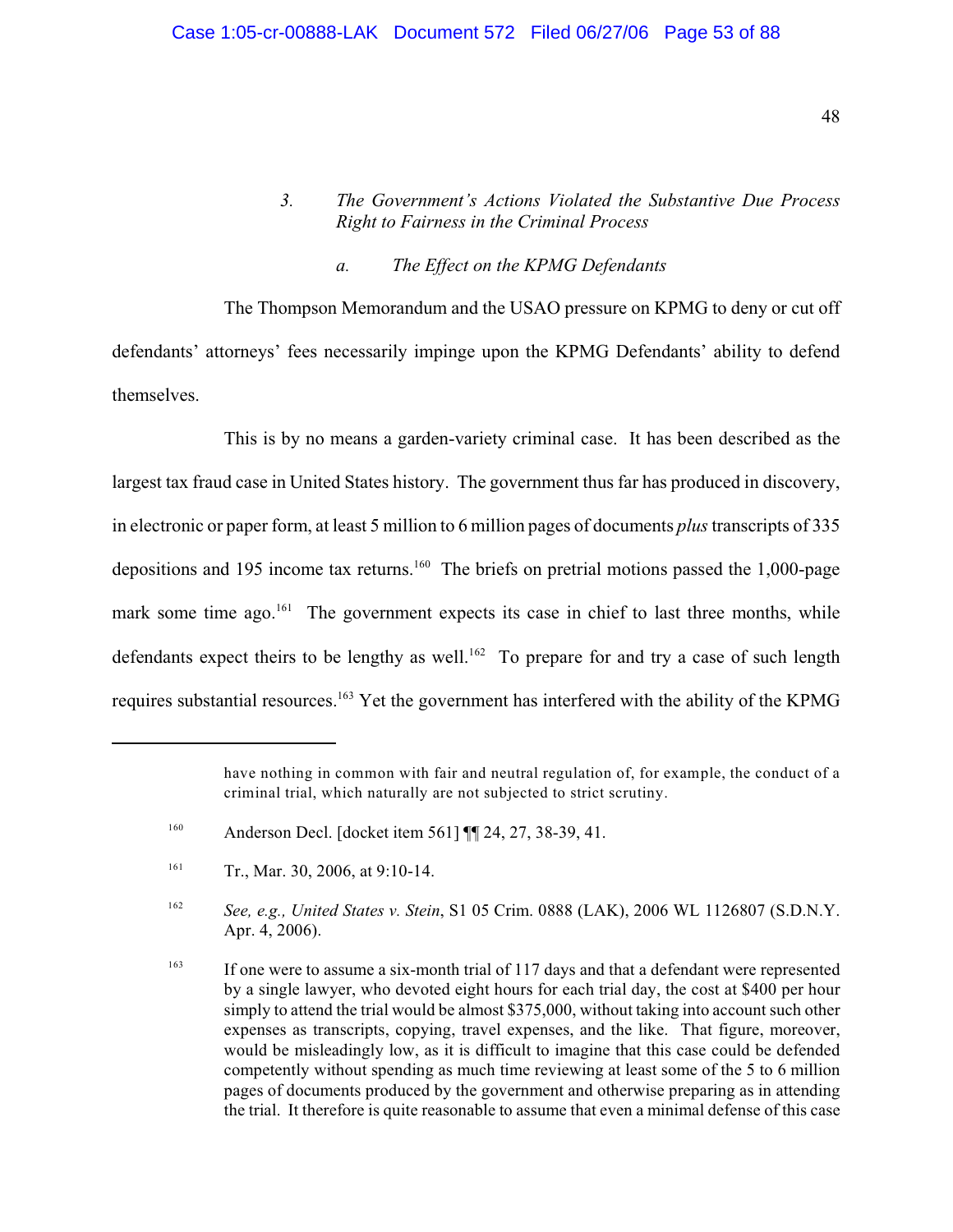### 3. *The Government's Actions Violated the Substantive Due Process Right to Fairness in the Criminal Process*

#### a. *The Effect on the KPMG Defendants*

The Thompson Memorandum and the USAO pressure on KPMG to deny or cut off defendants' attorneys' fees necessarily impinge upon the KPMG Defendants' ability to defend themselves.

This is by no means a garden-variety criminal case. It has been described as the largest tax fraud case in United States history. The government thus far has produced in discovery, in electronic or paper form, at least 5 million to 6 million pages of documents *plus* transcripts of 335 depositions and 195 income tax returns.[160] The briefs on pretrial motions passed the 1,000-page mark some time ago.[161] The government expects its case in chief to last three months, while defendants expect theirs to be lengthy as well.[162] To prepare for and try a case of such length requires substantial resources.[163] Yet the government has interfered with the ability of the KPMG

---

have nothing in common with fair and neutral regulation of, for example, the conduct of a criminal trial, which naturally are not subjected to strict scrutiny.

[160] Anderson Decl. [docket item 561] ¶¶ 24, 27, 38-39, 41.

[161] Tr., Mar. 30, 2006, at 9:10-14.

[162] *See, e.g., United States v. Stein*, S1 05 Crim. 0888 (LAK), 2006 WL 1126807 (S.D.N.Y. Apr. 4, 2006).

[163] If one were to assume a six-month trial of 117 days and that a defendant were represented by a single lawyer, who devoted eight hours for each trial day, the cost at $400 per hour simply to attend the trial would be almost $375,000, without taking into account such other expenses as transcripts, copying, travel expenses, and the like. That figure, moreover, would be misleadingly low, as it is difficult to imagine that this case could be defended competently without spending as much time reviewing at least some of the 5 to 6 million pages of documents produced by the government and otherwise preparing as in attending the trial. It therefore is quite reasonable to assume that even a minimal defense of this case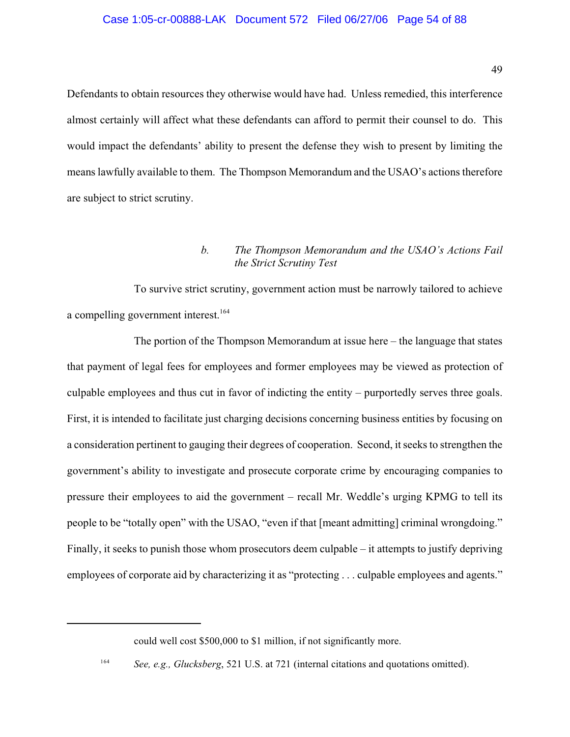Defendants to obtain resources they otherwise would have had. Unless remedied, this interference almost certainly will affect what these defendants can afford to permit their counsel to do. This would impact the defendants' ability to present the defense they wish to present by limiting the means lawfully available to them. The Thompson Memorandum and the USAO's actions therefore are subject to strict scrutiny.

#### *b. The Thompson Memorandum and the USAO's Actions Fail the Strict Scrutiny Test*

To survive strict scrutiny, government action must be narrowly tailored to achieve a compelling government interest.[164]

The portion of the Thompson Memorandum at issue here – the language that states that payment of legal fees for employees and former employees may be viewed as protection of culpable employees and thus cut in favor of indicting the entity – purportedly serves three goals. First, it is intended to facilitate just charging decisions concerning business entities by focusing on a consideration pertinent to gauging their degrees of cooperation. Second, it seeks to strengthen the government's ability to investigate and prosecute corporate crime by encouraging companies to pressure their employees to aid the government – recall Mr. Weddle's urging KPMG to tell its people to be "totally open" with the USAO, "even if that [meant admitting] criminal wrongdoing." Finally, it seeks to punish those whom prosecutors deem culpable – it attempts to justify depriving employees of corporate aid by characterizing it as "protecting . . . culpable employees and agents."

---

could well cost $500,000 to $1 million, if not significantly more.

[164] *See, e.g., Glucksberg*, 521 U.S. at 721 (internal citations and quotations omitted).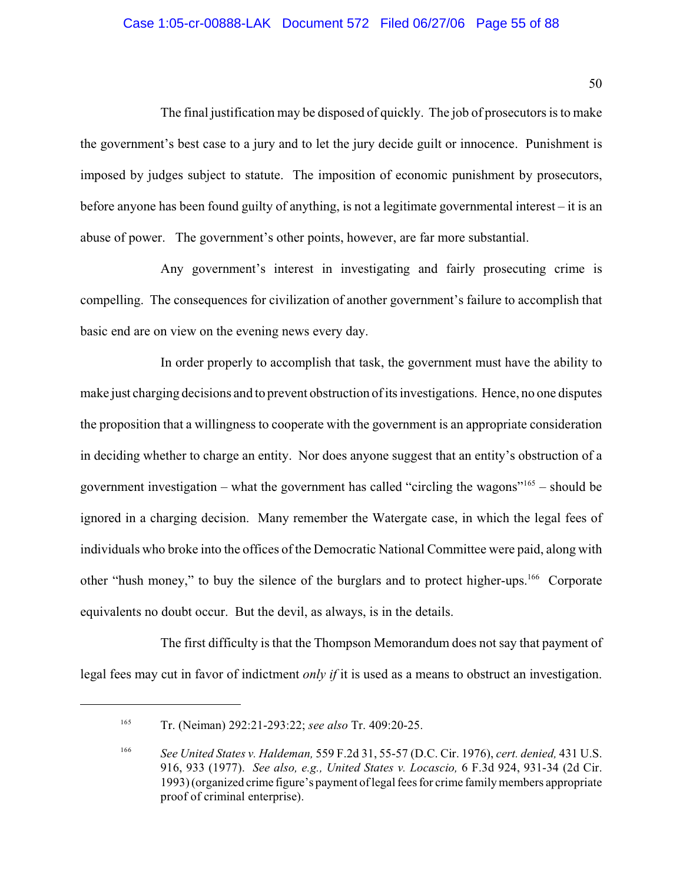The final justification may be disposed of quickly. The job of prosecutors is to make the government's best case to a jury and to let the jury decide guilt or innocence. Punishment is imposed by judges subject to statute. The imposition of economic punishment by prosecutors, before anyone has been found guilty of anything, is not a legitimate governmental interest – it is an abuse of power. The government's other points, however, are far more substantial.

Any government's interest in investigating and fairly prosecuting crime is compelling. The consequences for civilization of another government's failure to accomplish that basic end are on view on the evening news every day.

In order properly to accomplish that task, the government must have the ability to make just charging decisions and to prevent obstruction of its investigations. Hence, no one disputes the proposition that a willingness to cooperate with the government is an appropriate consideration in deciding whether to charge an entity. Nor does anyone suggest that an entity's obstruction of a government investigation – what the government has called "circling the wagons"[165] – should be ignored in a charging decision. Many remember the Watergate case, in which the legal fees of individuals who broke into the offices of the Democratic National Committee were paid, along with other "hush money," to buy the silence of the burglars and to protect higher-ups.[166] Corporate equivalents no doubt occur. But the devil, as always, is in the details.

The first difficulty is that the Thompson Memorandum does not say that payment of legal fees may cut in favor of indictment *only if* it is used as a means to obstruct an investigation.

---

[165] Tr. (Neiman) 292:21-293:22; *see also* Tr. 409:20-25.

[166] *See United States v. Haldeman,* 559 F.2d 31, 55-57 (D.C. Cir. 1976), *cert. denied,* 431 U.S. 916, 933 (1977). *See also, e.g., United States v. Locascio,* 6 F.3d 924, 931-34 (2d Cir. 1993) (organized crime figure's payment of legal fees for crime family members appropriate proof of criminal enterprise).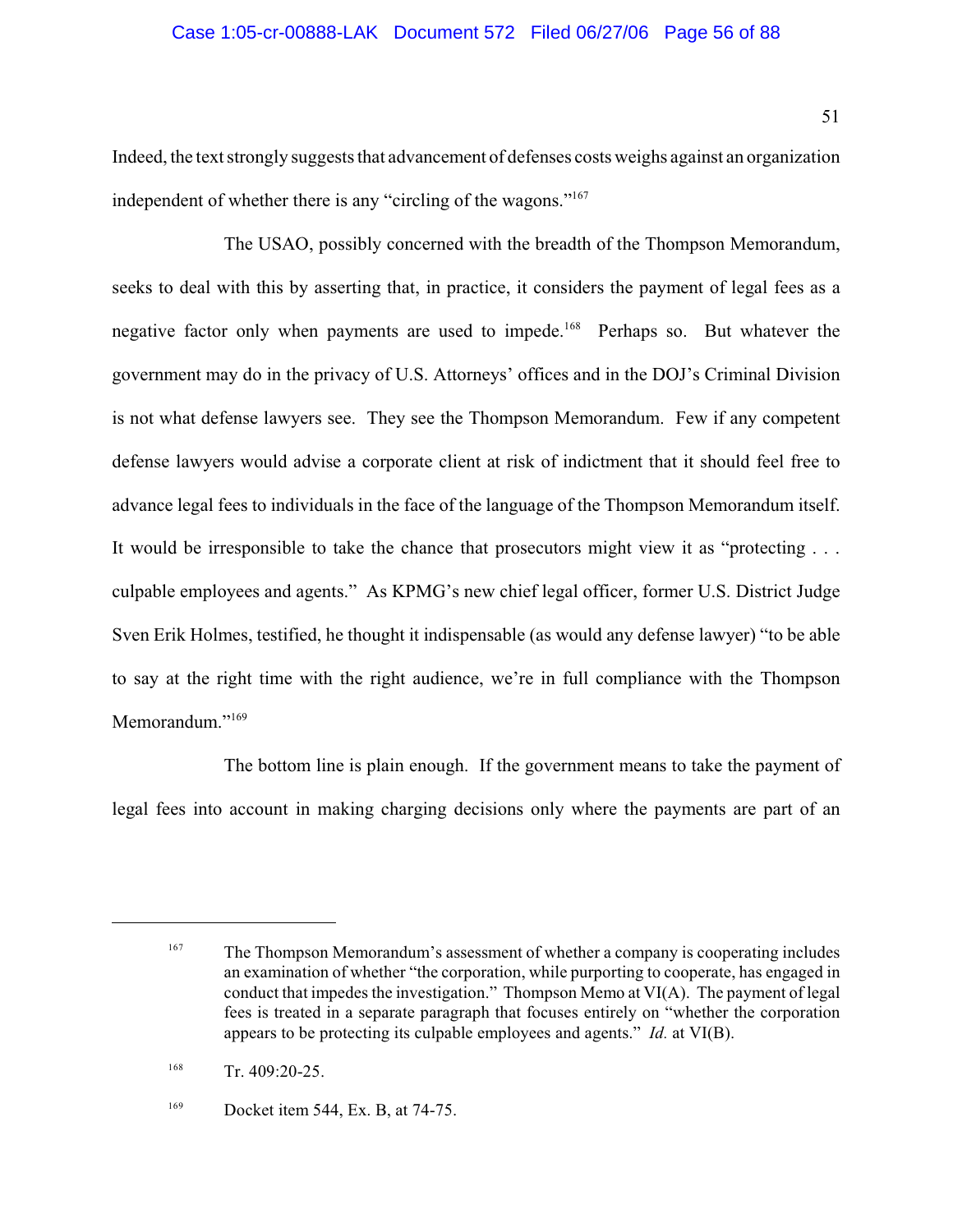Indeed, the text strongly suggests that advancement of defenses costs weighs against an organization independent of whether there is any "circling of the wagons."[167]

The USAO, possibly concerned with the breadth of the Thompson Memorandum, seeks to deal with this by asserting that, in practice, it considers the payment of legal fees as a negative factor only when payments are used to impede.[168] Perhaps so. But whatever the government may do in the privacy of U.S. Attorneys' offices and in the DOJ's Criminal Division is not what defense lawyers see. They see the Thompson Memorandum. Few if any competent defense lawyers would advise a corporate client at risk of indictment that it should feel free to advance legal fees to individuals in the face of the language of the Thompson Memorandum itself. It would be irresponsible to take the chance that prosecutors might view it as "protecting . . . culpable employees and agents." As KPMG's new chief legal officer, former U.S. District Judge Sven Erik Holmes, testified, he thought it indispensable (as would any defense lawyer) "to be able to say at the right time with the right audience, we're in full compliance with the Thompson Memorandum."[169]

The bottom line is plain enough. If the government means to take the payment of legal fees into account in making charging decisions only where the payments are part of an

---

[167] The Thompson Memorandum's assessment of whether a company is cooperating includes an examination of whether "the corporation, while purporting to cooperate, has engaged in conduct that impedes the investigation." Thompson Memo at VI(A). The payment of legal fees is treated in a separate paragraph that focuses entirely on "whether the corporation appears to be protecting its culpable employees and agents." *Id.* at VI(B).

[168] Tr. 409:20-25.

[169] Docket item 544, Ex. B, at 74-75.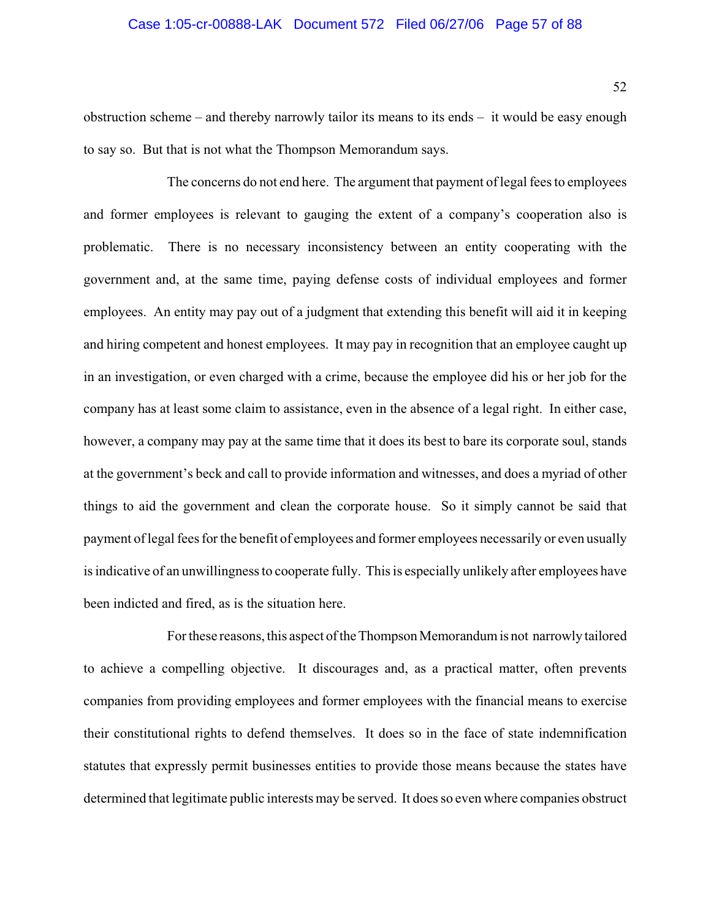obstruction scheme – and thereby narrowly tailor its means to its ends – it would be easy enough to say so. But that is not what the Thompson Memorandum says.

The concerns do not end here. The argument that payment of legal fees to employees and former employees is relevant to gauging the extent of a company's cooperation also is problematic. There is no necessary inconsistency between an entity cooperating with the government and, at the same time, paying defense costs of individual employees and former employees. An entity may pay out of a judgment that extending this benefit will aid it in keeping and hiring competent and honest employees. It may pay in recognition that an employee caught up in an investigation, or even charged with a crime, because the employee did his or her job for the company has at least some claim to assistance, even in the absence of a legal right. In either case, however, a company may pay at the same time that it does its best to bare its corporate soul, stands at the government's beck and call to provide information and witnesses, and does a myriad of other things to aid the government and clean the corporate house. So it simply cannot be said that payment of legal fees for the benefit of employees and former employees necessarily or even usually is indicative of an unwillingness to cooperate fully. This is especially unlikely after employees have been indicted and fired, as is the situation here.

For these reasons, this aspect of the Thompson Memorandum is not narrowly tailored to achieve a compelling objective. It discourages and, as a practical matter, often prevents companies from providing employees and former employees with the financial means to exercise their constitutional rights to defend themselves. It does so in the face of state indemnification statutes that expressly permit businesses entities to provide those means because the states have determined that legitimate public interests may be served. It does so even where companies obstruct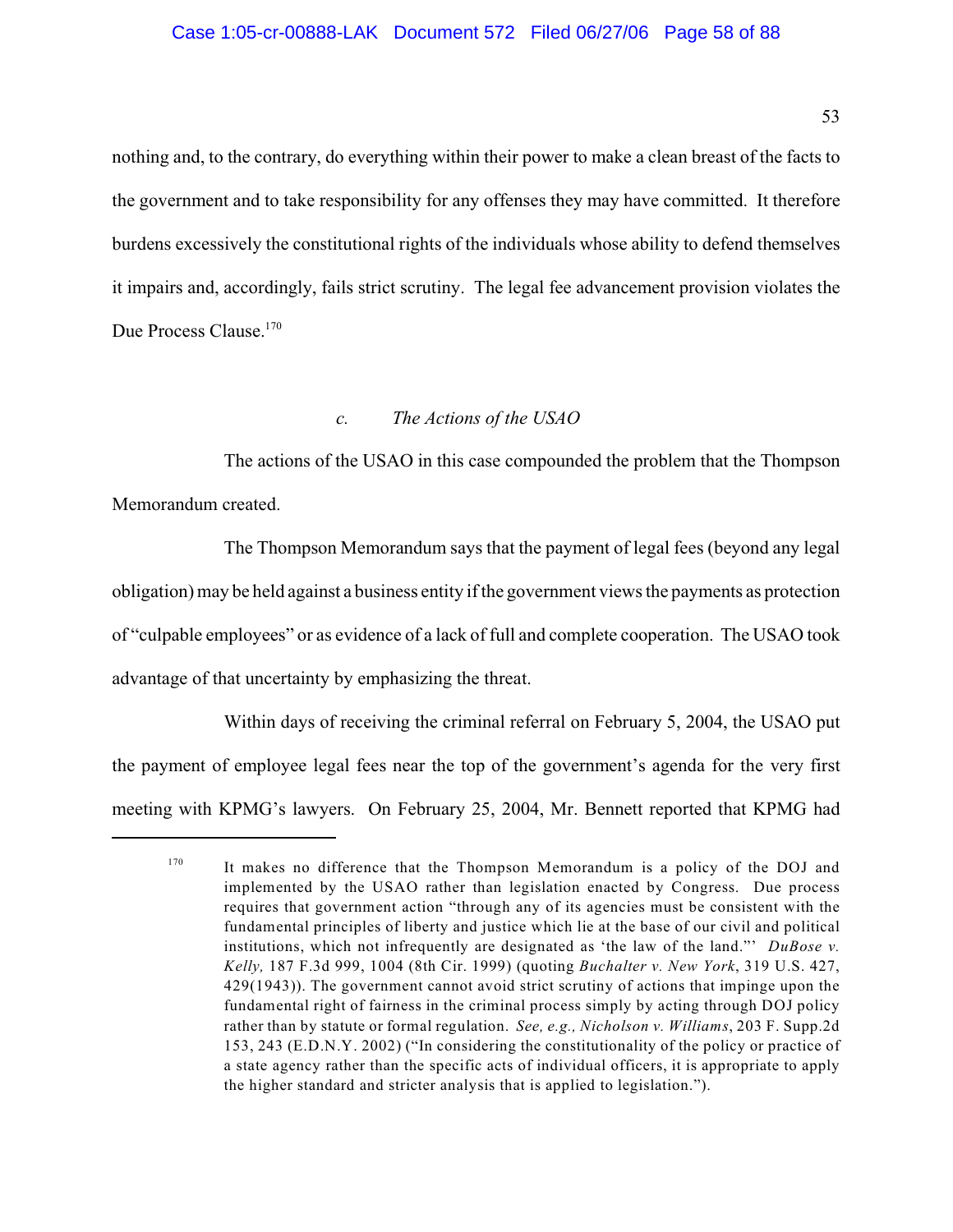nothing and, to the contrary, do everything within their power to make a clean breast of the facts to the government and to take responsibility for any offenses they may have committed. It therefore burdens excessively the constitutional rights of the individuals whose ability to defend themselves it impairs and, accordingly, fails strict scrutiny. The legal fee advancement provision violates the Due Process Clause.[170]

#### *c. The Actions of the USAO*

The actions of the USAO in this case compounded the problem that the Thompson Memorandum created.

The Thompson Memorandum says that the payment of legal fees (beyond any legal obligation) may be held against a business entity if the government views the payments as protection of "culpable employees" or as evidence of a lack of full and complete cooperation. The USAO took advantage of that uncertainty by emphasizing the threat.

Within days of receiving the criminal referral on February 5, 2004, the USAO put the payment of employee legal fees near the top of the government's agenda for the very first meeting with KPMG's lawyers. On February 25, 2004, Mr. Bennett reported that KPMG had

---

[170] It makes no difference that the Thompson Memorandum is a policy of the DOJ and implemented by the USAO rather than legislation enacted by Congress. Due process requires that government action "through any of its agencies must be consistent with the fundamental principles of liberty and justice which lie at the base of our civil and political institutions, which not infrequently are designated as 'the law of the land."' *DuBose v. Kelly,* 187 F.3d 999, 1004 (8th Cir. 1999) (quoting *Buchalter v. New York*, 319 U.S. 427, 429(1943)). The government cannot avoid strict scrutiny of actions that impinge upon the fundamental right of fairness in the criminal process simply by acting through DOJ policy rather than by statute or formal regulation. *See, e.g., Nicholson v. Williams*, 203 F. Supp.2d 153, 243 (E.D.N.Y. 2002) ("In considering the constitutionality of the policy or practice of a state agency rather than the specific acts of individual officers, it is appropriate to apply the higher standard and stricter analysis that is applied to legislation.").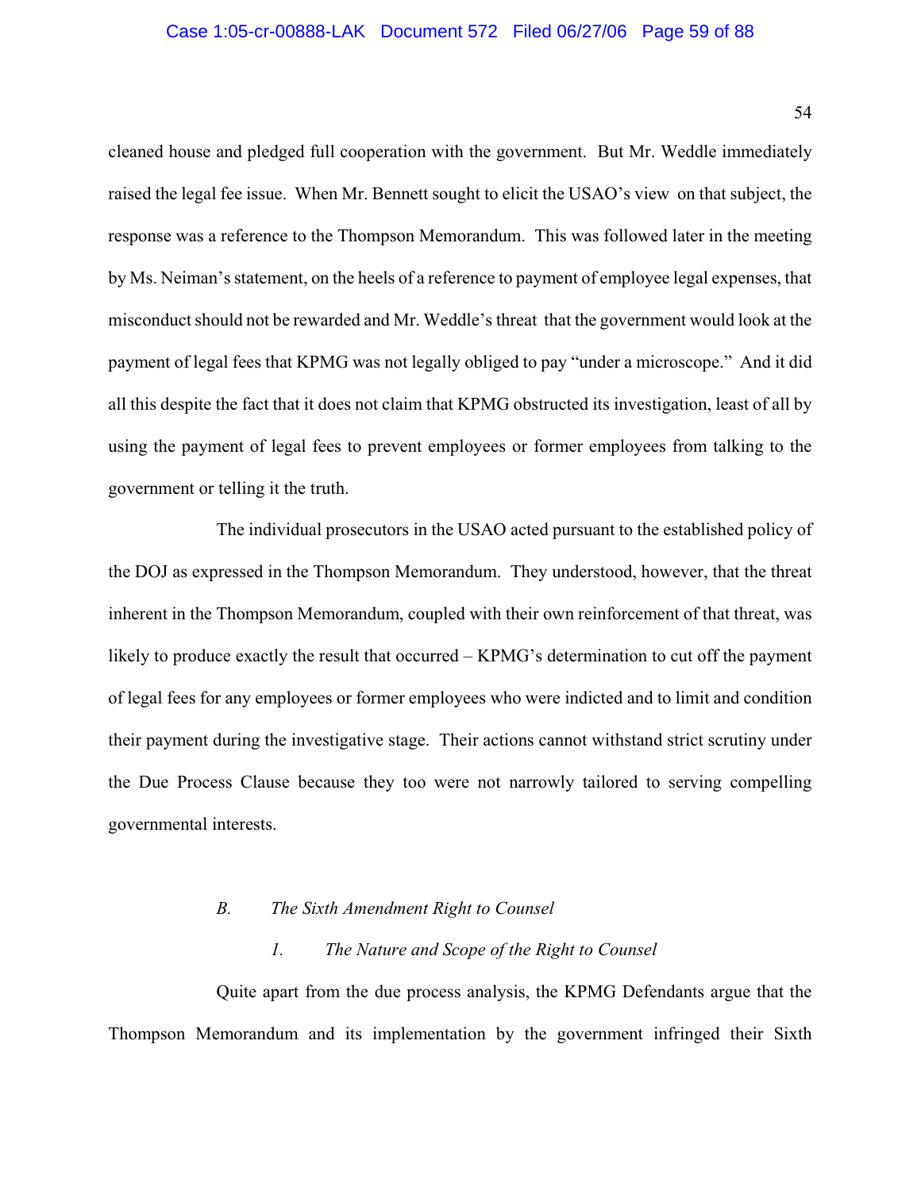cleaned house and pledged full cooperation with the government. But Mr. Weddle immediately raised the legal fee issue. When Mr. Bennett sought to elicit the USAO's view on that subject, the response was a reference to the Thompson Memorandum. This was followed later in the meeting by Ms. Neiman's statement, on the heels of a reference to payment of employee legal expenses, that misconduct should not be rewarded and Mr. Weddle's threat that the government would look at the payment of legal fees that KPMG was not legally obliged to pay "under a microscope." And it did all this despite the fact that it does not claim that KPMG obstructed its investigation, least of all by using the payment of legal fees to prevent employees or former employees from talking to the government or telling it the truth.

The individual prosecutors in the USAO acted pursuant to the established policy of the DOJ as expressed in the Thompson Memorandum. They understood, however, that the threat inherent in the Thompson Memorandum, coupled with their own reinforcement of that threat, was likely to produce exactly the result that occurred – KPMG's determination to cut off the payment of legal fees for any employees or former employees who were indicted and to limit and condition their payment during the investigative stage. Their actions cannot withstand strict scrutiny under the Due Process Clause because they too were not narrowly tailored to serving compelling governmental interests.

### *B. The Sixth Amendment Right to Counsel*

#### *1. The Nature and Scope of the Right to Counsel*

Quite apart from the due process analysis, the KPMG Defendants argue that the Thompson Memorandum and its implementation by the government infringed their Sixth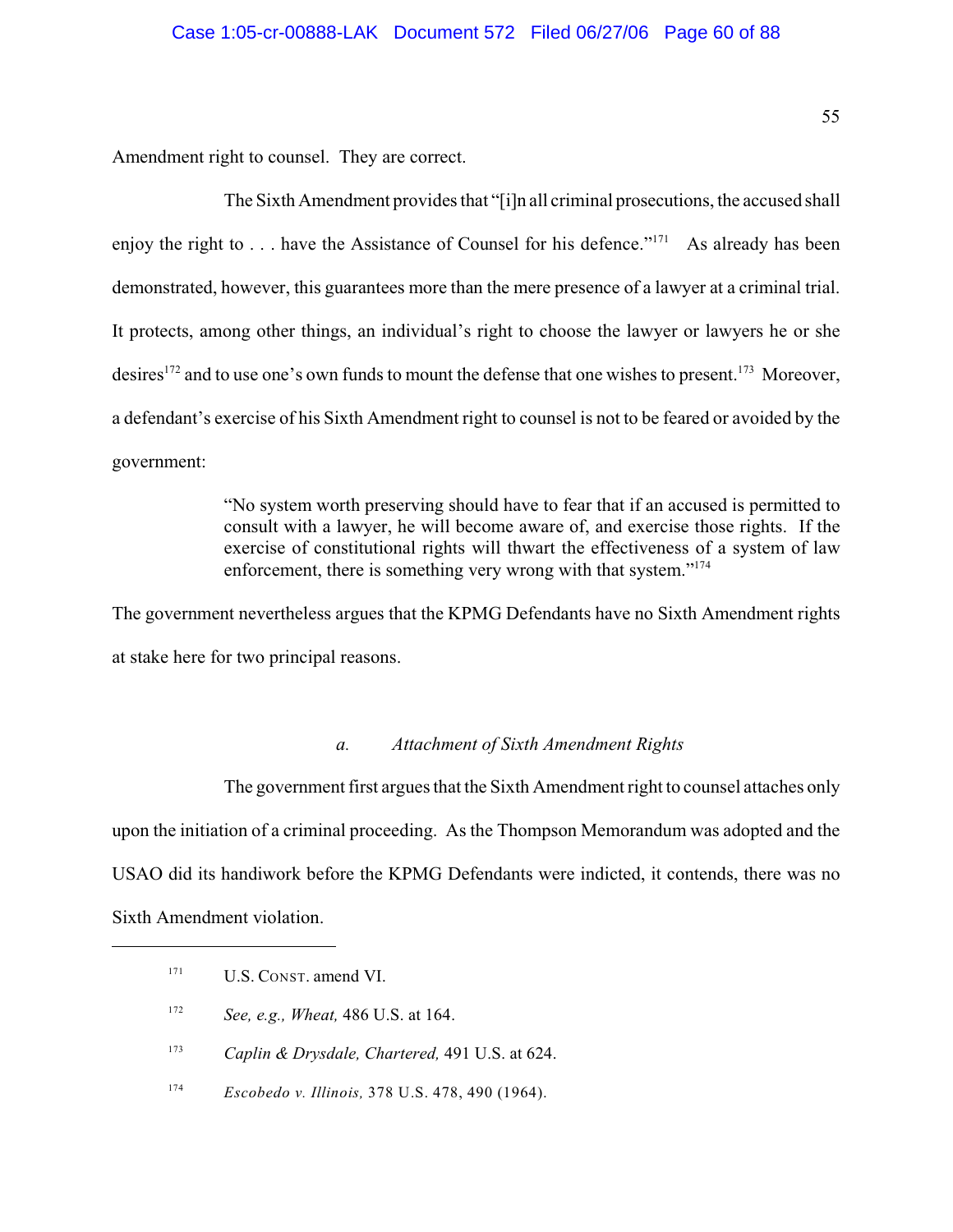Amendment right to counsel. They are correct.

The Sixth Amendment provides that "[i]n all criminal prosecutions, the accused shall enjoy the right to . . . have the Assistance of Counsel for his defence."[171] As already has been demonstrated, however, this guarantees more than the mere presence of a lawyer at a criminal trial. It protects, among other things, an individual's right to choose the lawyer or lawyers he or she desires[172] and to use one's own funds to mount the defense that one wishes to present.[173] Moreover, a defendant's exercise of his Sixth Amendment right to counsel is not to be feared or avoided by the government:

> "No system worth preserving should have to fear that if an accused is permitted to consult with a lawyer, he will become aware of, and exercise those rights. If the exercise of constitutional rights will thwart the effectiveness of a system of law enforcement, there is something very wrong with that system."[174]

The government nevertheless argues that the KPMG Defendants have no Sixth Amendment rights at stake here for two principal reasons.

### *a. Attachment of Sixth Amendment Rights*

The government first argues that the Sixth Amendment right to counsel attaches only upon the initiation of a criminal proceeding. As the Thompson Memorandum was adopted and the USAO did its handiwork before the KPMG Defendants were indicted, it contends, there was no Sixth Amendment violation.

---

[171] U.S. CONST. amend VI.

[172] *See, e.g., Wheat,* 486 U.S. at 164.

[173] *Caplin & Drysdale, Chartered,* 491 U.S. at 624.

[174] *Escobedo v. Illinois,* 378 U.S. 478, 490 (1964).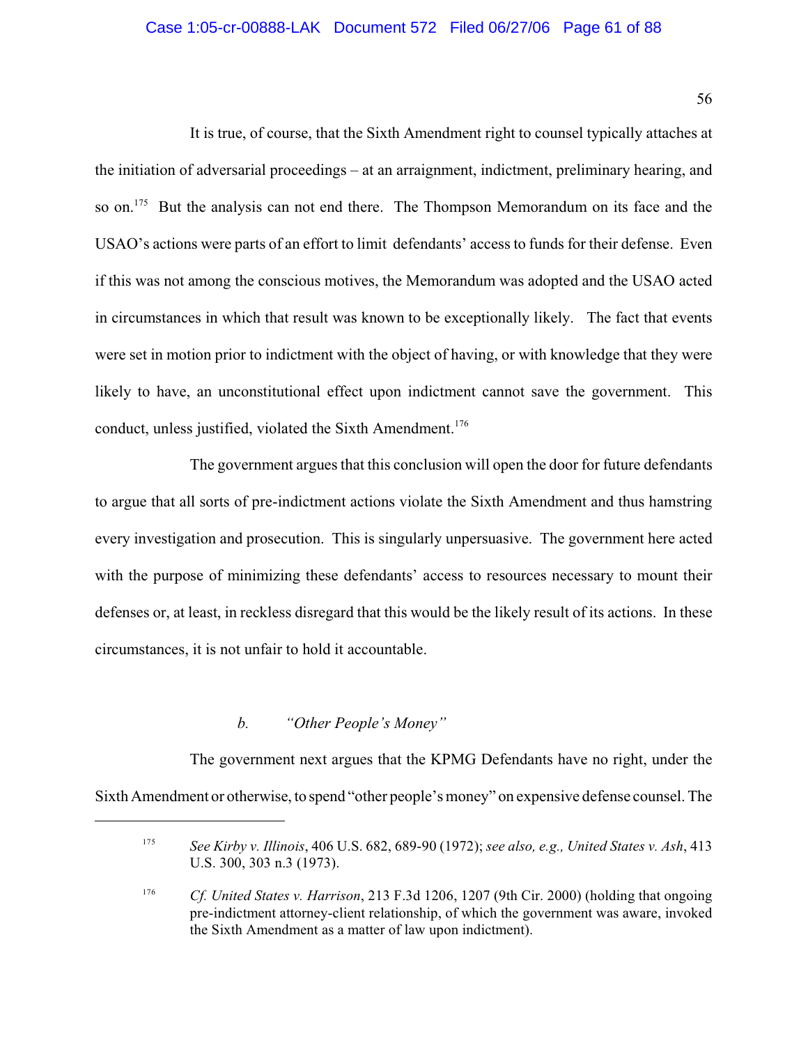It is true, of course, that the Sixth Amendment right to counsel typically attaches at the initiation of adversarial proceedings – at an arraignment, indictment, preliminary hearing, and so on.[175] But the analysis can not end there. The Thompson Memorandum on its face and the USAO's actions were parts of an effort to limit defendants' access to funds for their defense. Even if this was not among the conscious motives, the Memorandum was adopted and the USAO acted in circumstances in which that result was known to be exceptionally likely. The fact that events were set in motion prior to indictment with the object of having, or with knowledge that they were likely to have, an unconstitutional effect upon indictment cannot save the government. This conduct, unless justified, violated the Sixth Amendment.[176]

The government argues that this conclusion will open the door for future defendants to argue that all sorts of pre-indictment actions violate the Sixth Amendment and thus hamstring every investigation and prosecution. This is singularly unpersuasive. The government here acted with the purpose of minimizing these defendants' access to resources necessary to mount their defenses or, at least, in reckless disregard that this would be the likely result of its actions. In these circumstances, it is not unfair to hold it accountable.

#### *b. "Other People's Money"*

The government next argues that the KPMG Defendants have no right, under the Sixth Amendment or otherwise, to spend "other people's money" on expensive defense counsel. The

---

[175] *See Kirby v. Illinois*, 406 U.S. 682, 689-90 (1972); *see also, e.g., United States v. Ash*, 413 U.S. 300, 303 n.3 (1973).

[176] *Cf. United States v. Harrison*, 213 F.3d 1206, 1207 (9th Cir. 2000) (holding that ongoing pre-indictment attorney-client relationship, of which the government was aware, invoked the Sixth Amendment as a matter of law upon indictment).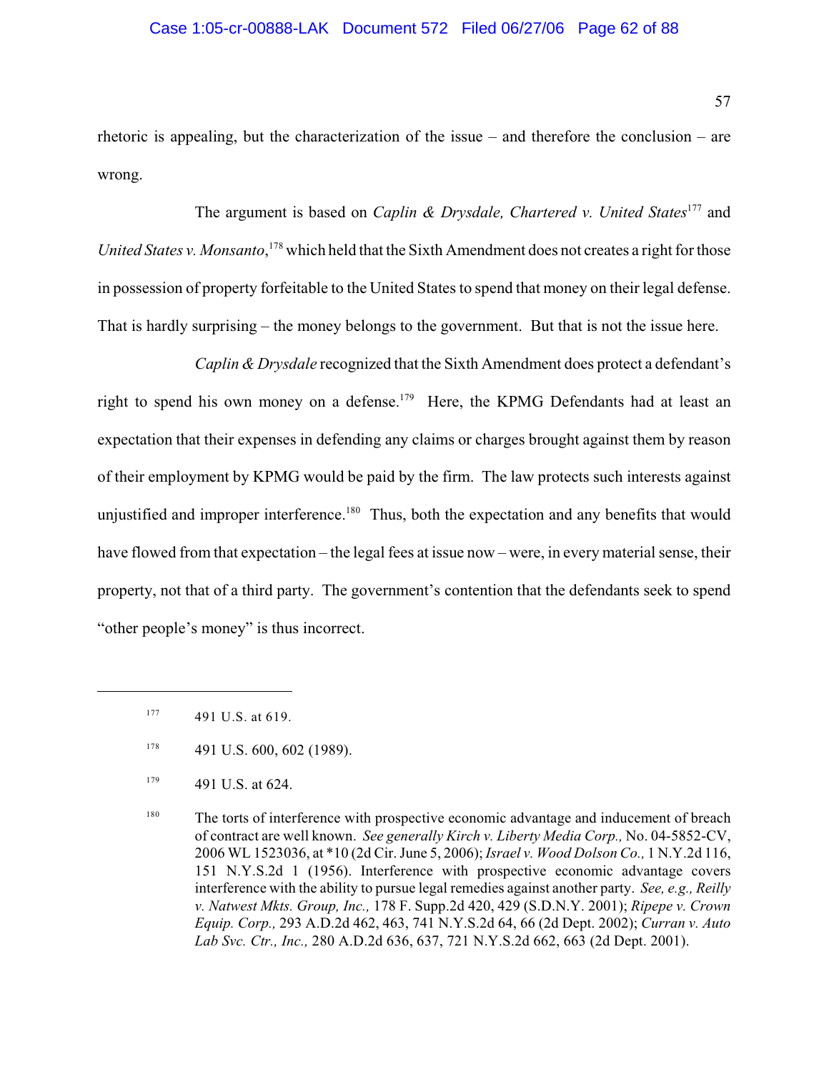rhetoric is appealing, but the characterization of the issue – and therefore the conclusion – are wrong.

The argument is based on *Caplin & Drysdale, Chartered v. United States*[177] and *United States v. Monsanto*,[178] which held that the Sixth Amendment does not creates a right for those in possession of property forfeitable to the United States to spend that money on their legal defense. That is hardly surprising – the money belongs to the government. But that is not the issue here.

*Caplin & Drysdale* recognized that the Sixth Amendment does protect a defendant's right to spend his own money on a defense.[179] Here, the KPMG Defendants had at least an expectation that their expenses in defending any claims or charges brought against them by reason of their employment by KPMG would be paid by the firm. The law protects such interests against unjustified and improper interference.[180] Thus, both the expectation and any benefits that would have flowed from that expectation – the legal fees at issue now – were, in every material sense, their property, not that of a third party. The government's contention that the defendants seek to spend "other people's money" is thus incorrect.

---

[177] 491 U.S. at 619.

[178] 491 U.S. 600, 602 (1989).

[179] 491 U.S. at 624.

[180] The torts of interference with prospective economic advantage and inducement of breach of contract are well known. *See generally Kirch v. Liberty Media Corp.,* No. 04-5852-CV, 2006 WL 1523036, at *10 (2d Cir. June 5, 2006); *Israel v. Wood Dolson Co.,* 1 N.Y.2d 116, 151 N.Y.S.2d 1 (1956). Interference with prospective economic advantage covers interference with the ability to pursue legal remedies against another party. *See, e.g., Reilly v. Natwest Mkts. Group, Inc.,* 178 F. Supp.2d 420, 429 (S.D.N.Y. 2001); *Ripepe v. Crown Equip. Corp.,* 293 A.D.2d 462, 463, 741 N.Y.S.2d 64, 66 (2d Dept. 2002); *Curran v. Auto Lab Svc. Ctr., Inc.,* 280 A.D.2d 636, 637, 721 N.Y.S.2d 662, 663 (2d Dept. 2001).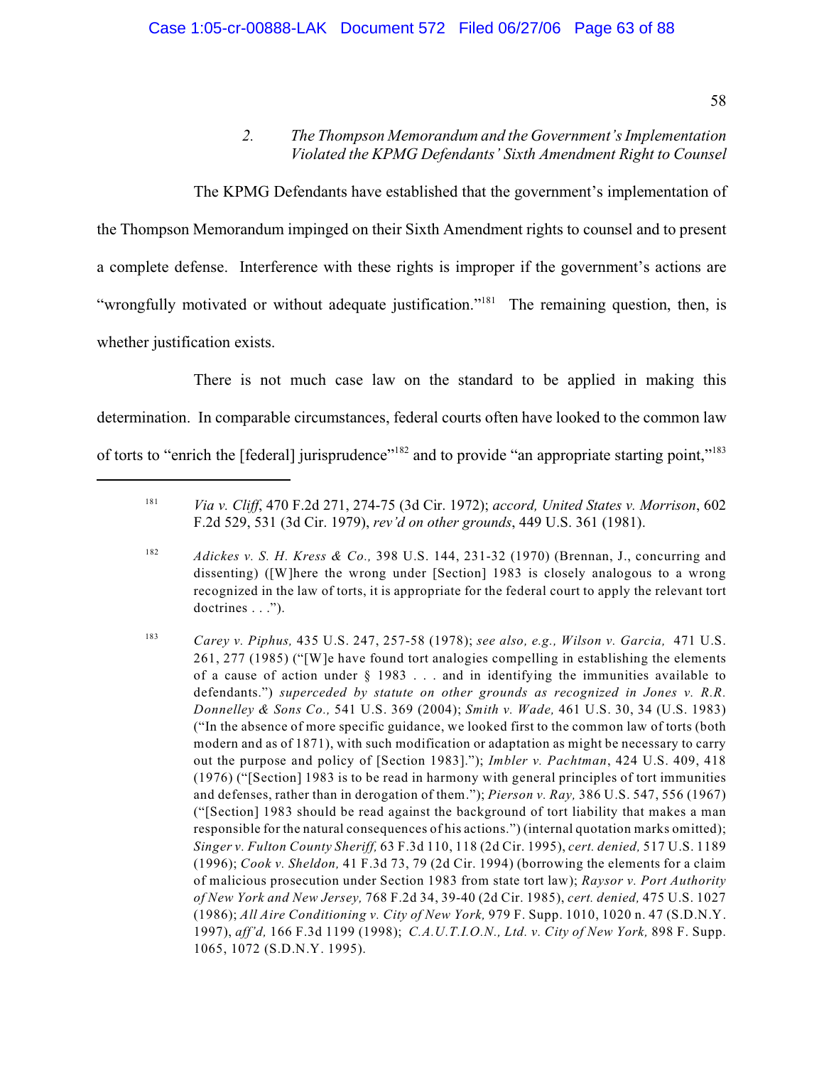### 2. *The Thompson Memorandum and the Government's Implementation Violated the KPMG Defendants' Sixth Amendment Right to Counsel*

The KPMG Defendants have established that the government's implementation of the Thompson Memorandum impinged on their Sixth Amendment rights to counsel and to present a complete defense. Interference with these rights is improper if the government's actions are "wrongfully motivated or without adequate justification."[181] The remaining question, then, is whether justification exists.

There is not much case law on the standard to be applied in making this determination. In comparable circumstances, federal courts often have looked to the common law of torts to "enrich the [federal] jurisprudence"[182] and to provide "an appropriate starting point,"[183]

---

[181] *Via v. Cliff*, 470 F.2d 271, 274-75 (3d Cir. 1972); *accord, United States v. Morrison*, 602 F.2d 529, 531 (3d Cir. 1979), *rev'd on other grounds*, 449 U.S. 361 (1981).

[182] *Adickes v. S. H. Kress & Co.,* 398 U.S. 144, 231-32 (1970) (Brennan, J., concurring and dissenting) ([W]here the wrong under [Section] 1983 is closely analogous to a wrong recognized in the law of torts, it is appropriate for the federal court to apply the relevant tort doctrines . . .").

[183] *Carey v. Piphus,* 435 U.S. 247, 257-58 (1978); *see also, e.g., Wilson v. Garcia,* 471 U.S. 261, 277 (1985) ("[W]e have found tort analogies compelling in establishing the elements of a cause of action under § 1983 . . . and in identifying the immunities available to defendants.") *superceded by statute on other grounds as recognized in Jones v. R.R. Donnelley & Sons Co.,* 541 U.S. 369 (2004); *Smith v. Wade,* 461 U.S. 30, 34 (U.S. 1983) ("In the absence of more specific guidance, we looked first to the common law of torts (both modern and as of 1871), with such modification or adaptation as might be necessary to carry out the purpose and policy of [Section 1983]."); *Imbler v. Pachtman*, 424 U.S. 409, 418 (1976) ("[Section] 1983 is to be read in harmony with general principles of tort immunities and defenses, rather than in derogation of them."); *Pierson v. Ray,* 386 U.S. 547, 556 (1967) ("[Section] 1983 should be read against the background of tort liability that makes a man responsible for the natural consequences of his actions.") (internal quotation marks omitted); *Singer v. Fulton County Sheriff,* 63 F.3d 110, 118 (2d Cir. 1995), *cert. denied,* 517 U.S. 1189 (1996); *Cook v. Sheldon,* 41 F.3d 73, 79 (2d Cir. 1994) (borrowing the elements for a claim of malicious prosecution under Section 1983 from state tort law); *Raysor v. Port Authority of New York and New Jersey,* 768 F.2d 34, 39-40 (2d Cir. 1985), *cert. denied,* 475 U.S. 1027 (1986); *All Aire Conditioning v. City of New York,* 979 F. Supp. 1010, 1020 n. 47 (S.D.N.Y. 1997), *aff'd,* 166 F.3d 1199 (1998); *C.A.U.T.I.O.N., Ltd. v. City of New York,* 898 F. Supp. 1065, 1072 (S.D.N.Y. 1995).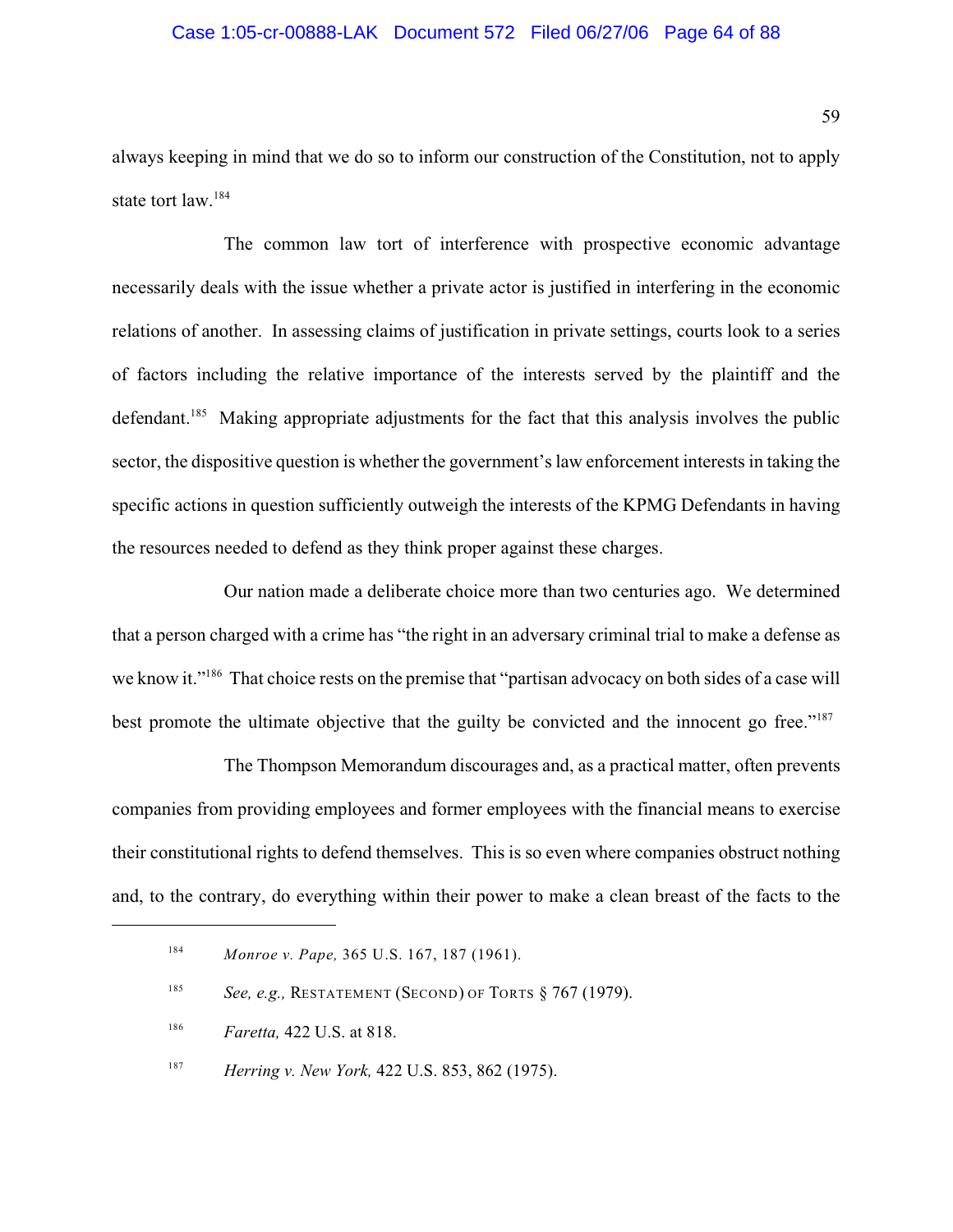always keeping in mind that we do so to inform our construction of the Constitution, not to apply state tort law.[184]

The common law tort of interference with prospective economic advantage necessarily deals with the issue whether a private actor is justified in interfering in the economic relations of another. In assessing claims of justification in private settings, courts look to a series of factors including the relative importance of the interests served by the plaintiff and the defendant.[185] Making appropriate adjustments for the fact that this analysis involves the public sector, the dispositive question is whether the government's law enforcement interests in taking the specific actions in question sufficiently outweigh the interests of the KPMG Defendants in having the resources needed to defend as they think proper against these charges.

Our nation made a deliberate choice more than two centuries ago. We determined that a person charged with a crime has "the right in an adversary criminal trial to make a defense as we know it."[186] That choice rests on the premise that "partisan advocacy on both sides of a case will best promote the ultimate objective that the guilty be convicted and the innocent go free."[187]

The Thompson Memorandum discourages and, as a practical matter, often prevents companies from providing employees and former employees with the financial means to exercise their constitutional rights to defend themselves. This is so even where companies obstruct nothing and, to the contrary, do everything within their power to make a clean breast of the facts to the

---

[184] *Monroe v. Pape,* 365 U.S. 167, 187 (1961).

[185] *See, e.g.,* RESTATEMENT (SECOND) OF TORTS § 767 (1979).

[186] *Faretta,* 422 U.S. at 818.

[187] *Herring v. New York,* 422 U.S. 853, 862 (1975).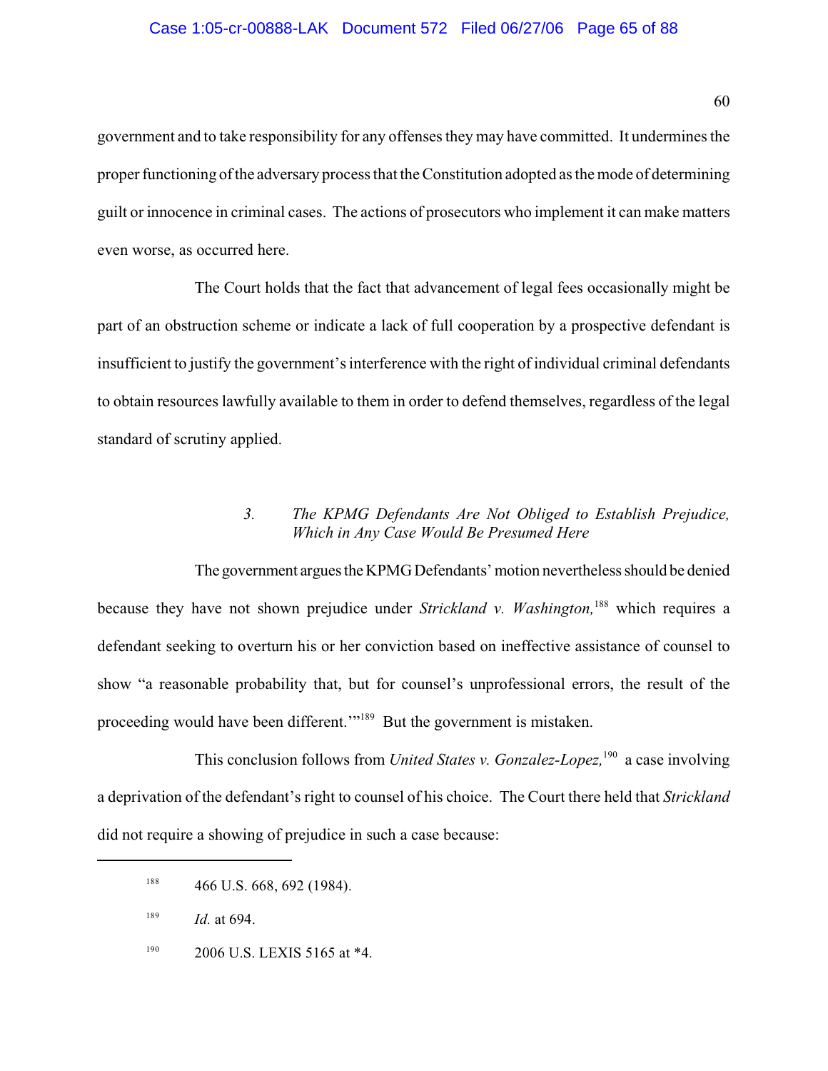government and to take responsibility for any offenses they may have committed. It undermines the proper functioning of the adversary process that the Constitution adopted as the mode of determining guilt or innocence in criminal cases. The actions of prosecutors who implement it can make matters even worse, as occurred here.

The Court holds that the fact that advancement of legal fees occasionally might be part of an obstruction scheme or indicate a lack of full cooperation by a prospective defendant is insufficient to justify the government's interference with the right of individual criminal defendants to obtain resources lawfully available to them in order to defend themselves, regardless of the legal standard of scrutiny applied.

### *3. The KPMG Defendants Are Not Obliged to Establish Prejudice, Which in Any Case Would Be Presumed Here*

The government argues the KPMG Defendants' motion nevertheless should be denied because they have not shown prejudice under *Strickland v. Washington,*[188] which requires a defendant seeking to overturn his or her conviction based on ineffective assistance of counsel to show "a reasonable probability that, but for counsel's unprofessional errors, the result of the proceeding would have been different.'"[189] But the government is mistaken.

This conclusion follows from *United States v. Gonzalez-Lopez,*[190] a case involving a deprivation of the defendant's right to counsel of his choice. The Court there held that *Strickland* did not require a showing of prejudice in such a case because:

---

[188] 466 U.S. 668, 692 (1984).

[189] *Id.* at 694.

[190] 2006 U.S. LEXIS 5165 at *4.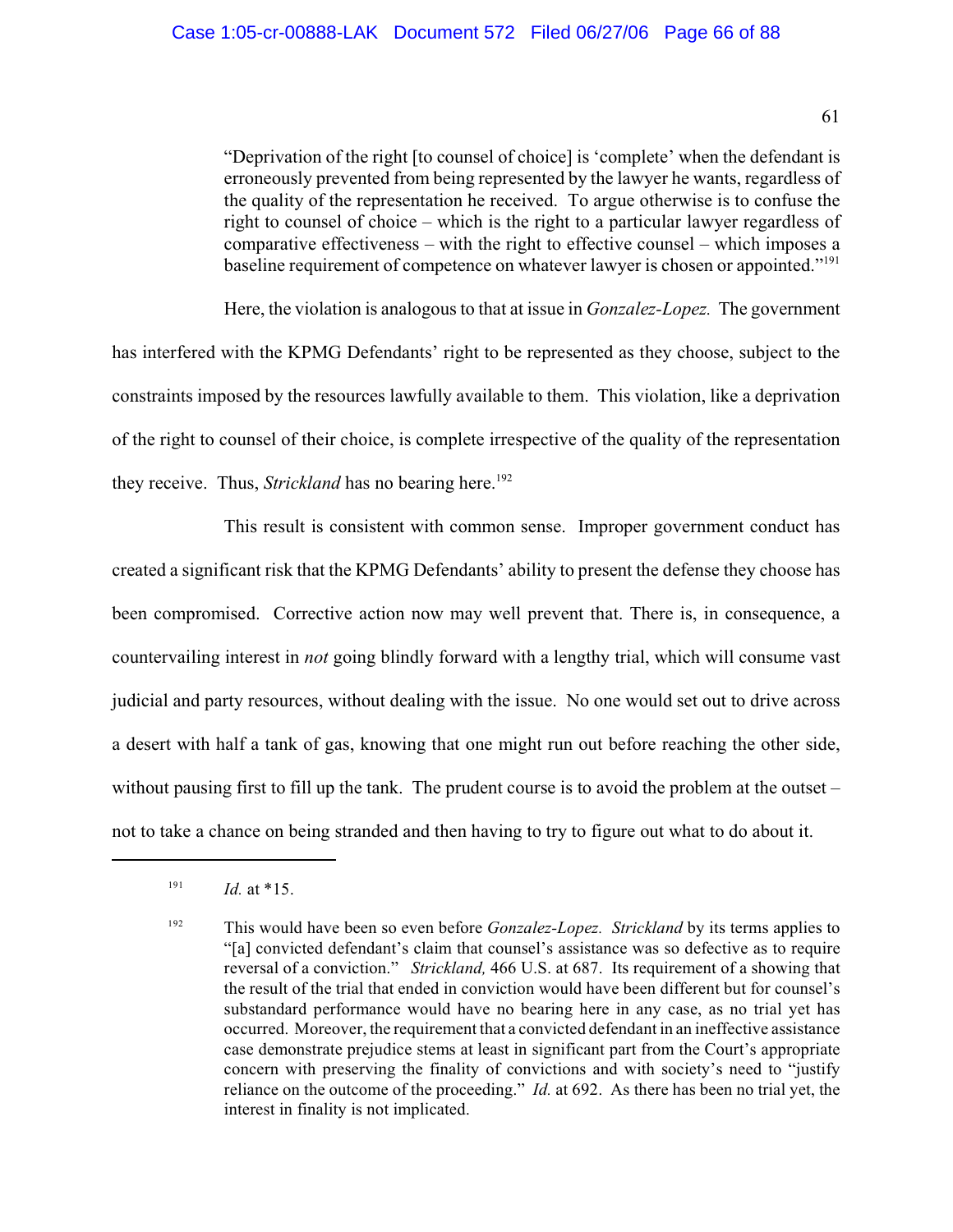> "Deprivation of the right [to counsel of choice] is 'complete' when the defendant is erroneously prevented from being represented by the lawyer he wants, regardless of the quality of the representation he received. To argue otherwise is to confuse the right to counsel of choice – which is the right to a particular lawyer regardless of comparative effectiveness – with the right to effective counsel – which imposes a baseline requirement of competence on whatever lawyer is chosen or appointed."[191]

Here, the violation is analogous to that at issue in *Gonzalez-Lopez.* The government has interfered with the KPMG Defendants' right to be represented as they choose, subject to the constraints imposed by the resources lawfully available to them. This violation, like a deprivation of the right to counsel of their choice, is complete irrespective of the quality of the representation they receive. Thus, *Strickland* has no bearing here.[192]

This result is consistent with common sense. Improper government conduct has created a significant risk that the KPMG Defendants' ability to present the defense they choose has been compromised. Corrective action now may well prevent that. There is, in consequence, a countervailing interest in *not* going blindly forward with a lengthy trial, which will consume vast judicial and party resources, without dealing with the issue. No one would set out to drive across a desert with half a tank of gas, knowing that one might run out before reaching the other side, without pausing first to fill up the tank. The prudent course is to avoid the problem at the outset – not to take a chance on being stranded and then having to try to figure out what to do about it.

---

[191] *Id.* at *15.

[192] This would have been so even before *Gonzalez-Lopez. Strickland* by its terms applies to "[a] convicted defendant's claim that counsel's assistance was so defective as to require reversal of a conviction." *Strickland,* 466 U.S. at 687. Its requirement of a showing that the result of the trial that ended in conviction would have been different but for counsel's substandard performance would have no bearing here in any case, as no trial yet has occurred. Moreover, the requirement that a convicted defendant in an ineffective assistance case demonstrate prejudice stems at least in significant part from the Court's appropriate concern with preserving the finality of convictions and with society's need to "justify reliance on the outcome of the proceeding." *Id.* at 692. As there has been no trial yet, the interest in finality is not implicated.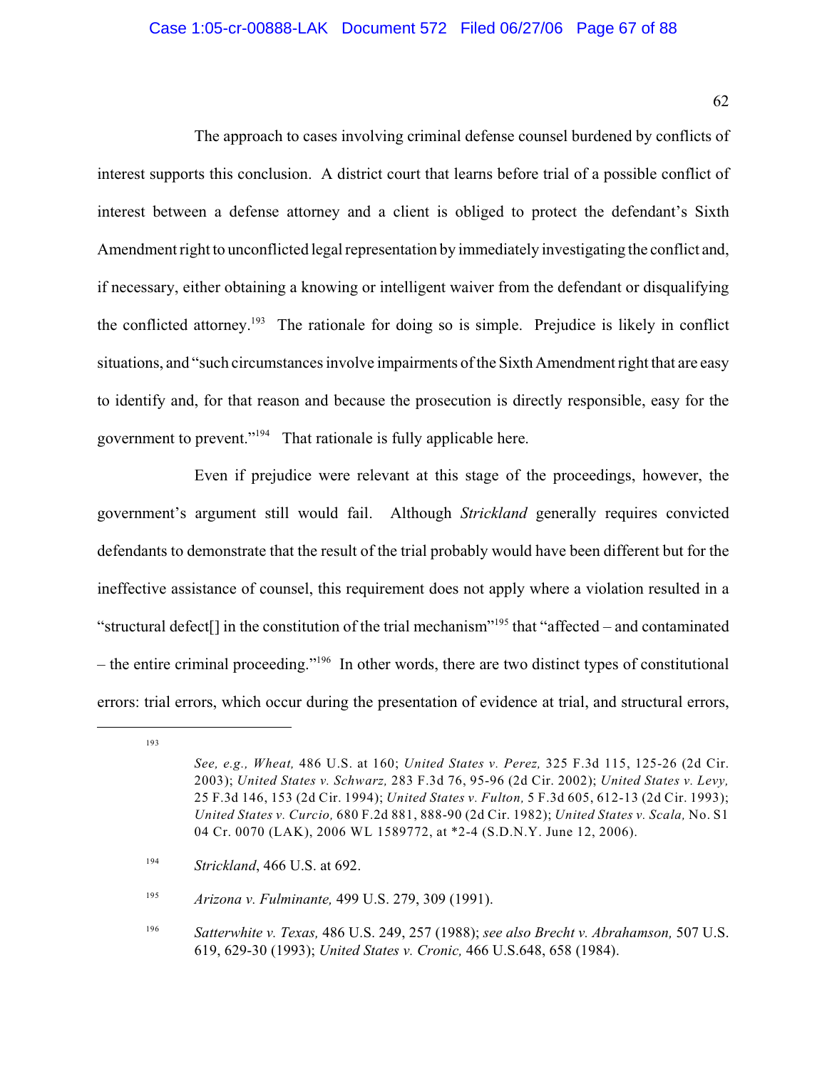The approach to cases involving criminal defense counsel burdened by conflicts of interest supports this conclusion. A district court that learns before trial of a possible conflict of interest between a defense attorney and a client is obliged to protect the defendant's Sixth Amendment right to unconflicted legal representation by immediately investigating the conflict and, if necessary, either obtaining a knowing or intelligent waiver from the defendant or disqualifying the conflicted attorney.[193] The rationale for doing so is simple. Prejudice is likely in conflict situations, and "such circumstances involve impairments of the Sixth Amendment right that are easy to identify and, for that reason and because the prosecution is directly responsible, easy for the government to prevent."[194] That rationale is fully applicable here.

Even if prejudice were relevant at this stage of the proceedings, however, the government's argument still would fail. Although *Strickland* generally requires convicted defendants to demonstrate that the result of the trial probably would have been different but for the ineffective assistance of counsel, this requirement does not apply where a violation resulted in a "structural defect[] in the constitution of the trial mechanism"[195] that "affected – and contaminated – the entire criminal proceeding."[196] In other words, there are two distinct types of constitutional errors: trial errors, which occur during the presentation of evidence at trial, and structural errors,

---

[193] *See, e.g., Wheat,* 486 U.S. at 160; *United States v. Perez,* 325 F.3d 115, 125-26 (2d Cir. 2003); *United States v. Schwarz,* 283 F.3d 76, 95-96 (2d Cir. 2002); *United States v. Levy,* 25 F.3d 146, 153 (2d Cir. 1994); *United States v. Fulton,* 5 F.3d 605, 612-13 (2d Cir. 1993); *United States v. Curcio,* 680 F.2d 881, 888-90 (2d Cir. 1982); *United States v. Scala,* No. S1 04 Cr. 0070 (LAK), 2006 WL 1589772, at *2-4 (S.D.N.Y. June 12, 2006).

[194] *Strickland*, 466 U.S. at 692.

[195] *Arizona v. Fulminante,* 499 U.S. 279, 309 (1991).

[196] *Satterwhite v. Texas,* 486 U.S. 249, 257 (1988); *see also Brecht v. Abrahamson,* 507 U.S. 619, 629-30 (1993); *United States v. Cronic,* 466 U.S.648, 658 (1984).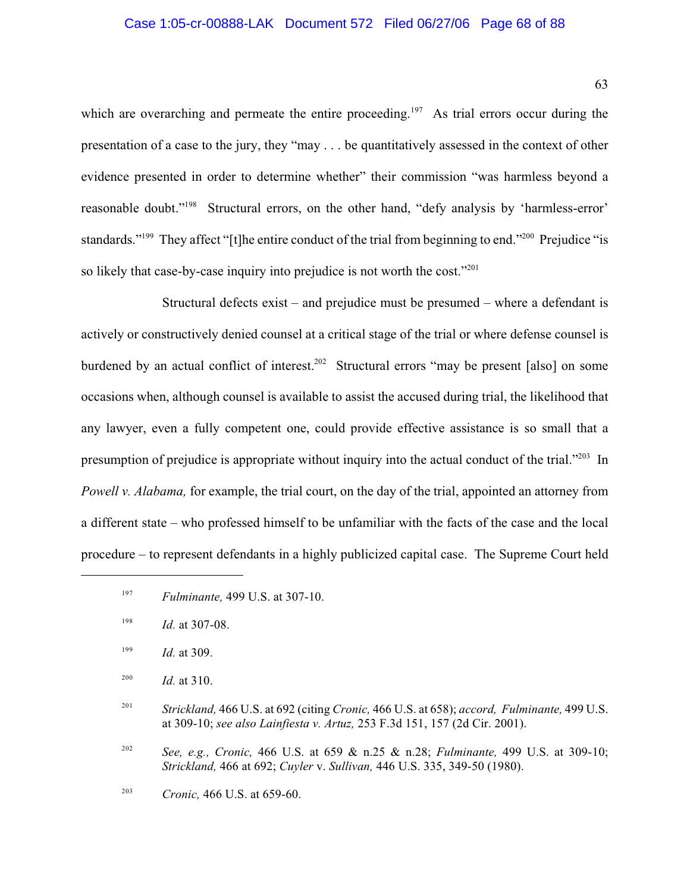which are overarching and permeate the entire proceeding.[197] As trial errors occur during the presentation of a case to the jury, they "may . . . be quantitatively assessed in the context of other evidence presented in order to determine whether" their commission "was harmless beyond a reasonable doubt."[198] Structural errors, on the other hand, "defy analysis by 'harmless-error' standards."[199] They affect "[t]he entire conduct of the trial from beginning to end."[200] Prejudice "is so likely that case-by-case inquiry into prejudice is not worth the cost."[201]

Structural defects exist – and prejudice must be presumed – where a defendant is actively or constructively denied counsel at a critical stage of the trial or where defense counsel is burdened by an actual conflict of interest.[202] Structural errors "may be present [also] on some occasions when, although counsel is available to assist the accused during trial, the likelihood that any lawyer, even a fully competent one, could provide effective assistance is so small that a presumption of prejudice is appropriate without inquiry into the actual conduct of the trial."[203] In *Powell v. Alabama,* for example, the trial court, on the day of the trial, appointed an attorney from a different state – who professed himself to be unfamiliar with the facts of the case and the local procedure – to represent defendants in a highly publicized capital case. The Supreme Court held

---

[197] *Fulminante,* 499 U.S. at 307-10.

[198] *Id.* at 307-08.

[199] *Id.* at 309.

[200] *Id.* at 310.

[201] *Strickland,* 466 U.S. at 692 (citing *Cronic,* 466 U.S. at 658); *accord, Fulminante,* 499 U.S. at 309-10; *see also Lainfiesta v. Artuz,* 253 F.3d 151, 157 (2d Cir. 2001).

[202] *See, e.g., Cronic,* 466 U.S. at 659 & n.25 & n.28; *Fulminante,* 499 U.S. at 309-10; *Strickland,* 466 at 692; *Cuyler* v. *Sullivan,* 446 U.S. 335, 349-50 (1980).

[203] *Cronic,* 466 U.S. at 659-60.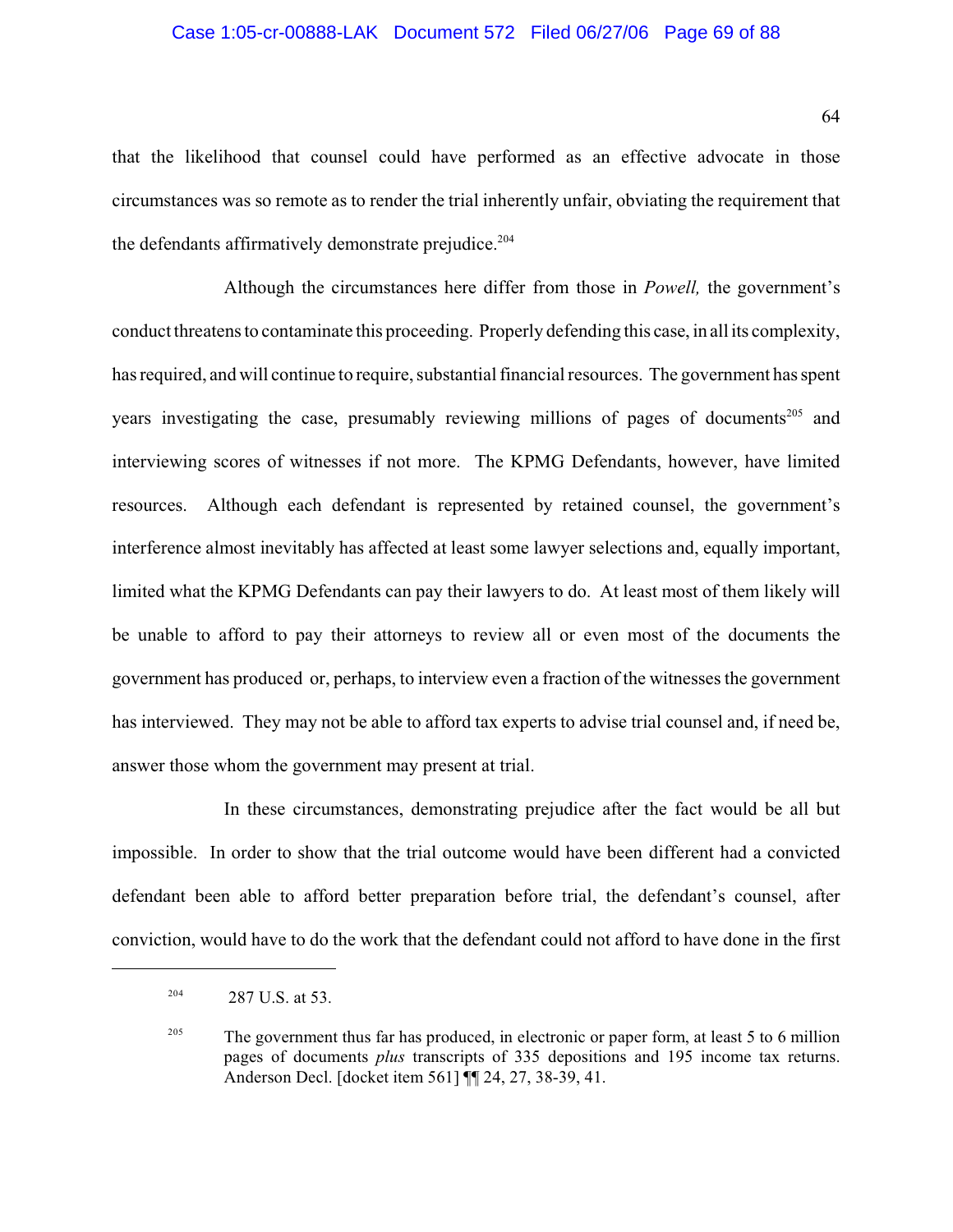that the likelihood that counsel could have performed as an effective advocate in those circumstances was so remote as to render the trial inherently unfair, obviating the requirement that the defendants affirmatively demonstrate prejudice.[204]

Although the circumstances here differ from those in *Powell,* the government's conduct threatens to contaminate this proceeding. Properly defending this case, in all its complexity, has required, and will continue to require, substantial financial resources. The government has spent years investigating the case, presumably reviewing millions of pages of documents[205] and interviewing scores of witnesses if not more. The KPMG Defendants, however, have limited resources. Although each defendant is represented by retained counsel, the government's interference almost inevitably has affected at least some lawyer selections and, equally important, limited what the KPMG Defendants can pay their lawyers to do. At least most of them likely will be unable to afford to pay their attorneys to review all or even most of the documents the government has produced or, perhaps, to interview even a fraction of the witnesses the government has interviewed. They may not be able to afford tax experts to advise trial counsel and, if need be, answer those whom the government may present at trial.

In these circumstances, demonstrating prejudice after the fact would be all but impossible. In order to show that the trial outcome would have been different had a convicted defendant been able to afford better preparation before trial, the defendant's counsel, after conviction, would have to do the work that the defendant could not afford to have done in the first

---

[204] 287 U.S. at 53.

[205] The government thus far has produced, in electronic or paper form, at least 5 to 6 million pages of documents *plus* transcripts of 335 depositions and 195 income tax returns. Anderson Decl. [docket item 561] ¶¶ 24, 27, 38-39, 41.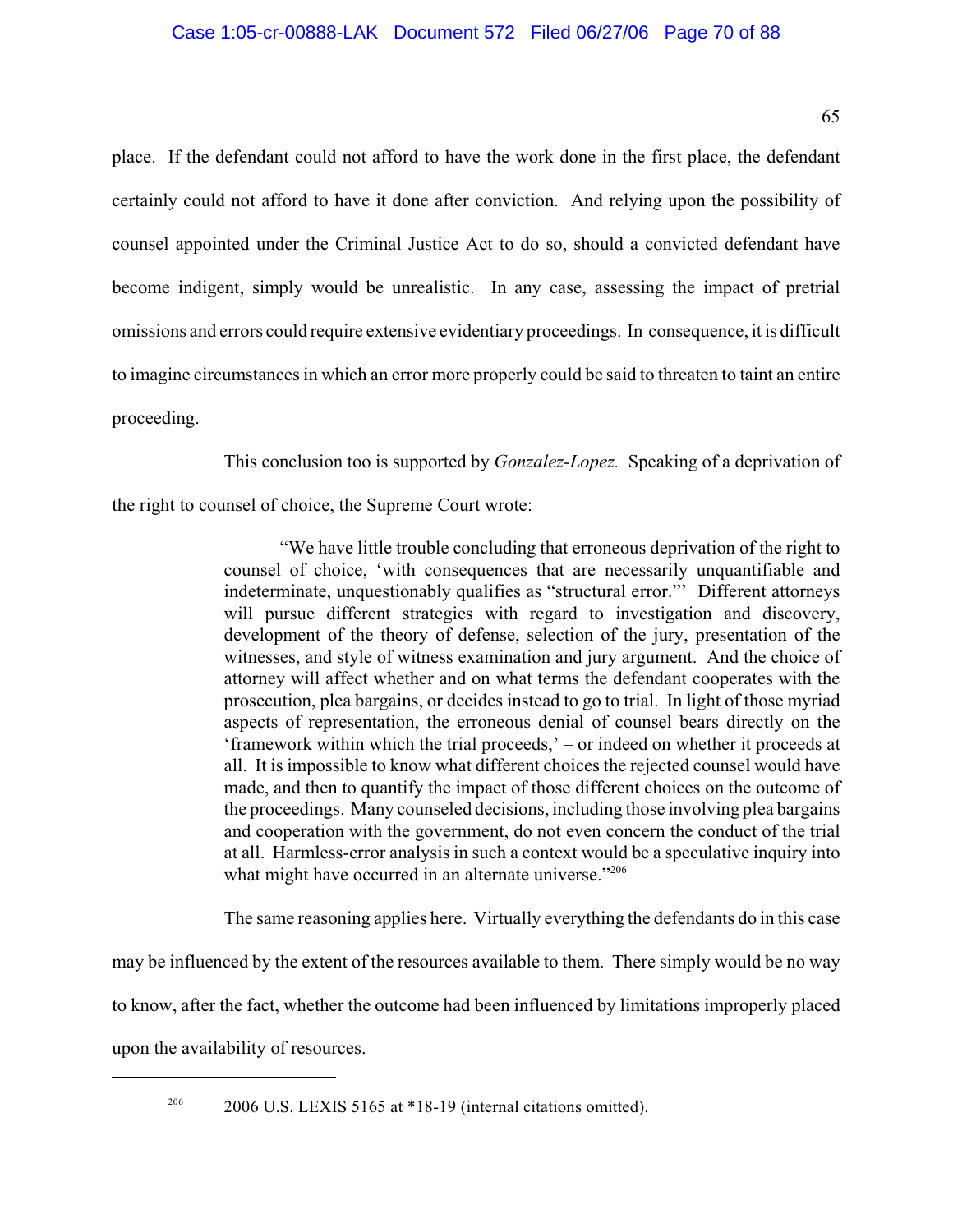place. If the defendant could not afford to have the work done in the first place, the defendant certainly could not afford to have it done after conviction. And relying upon the possibility of counsel appointed under the Criminal Justice Act to do so, should a convicted defendant have become indigent, simply would be unrealistic. In any case, assessing the impact of pretrial omissions and errors could require extensive evidentiary proceedings. In consequence, it is difficult to imagine circumstances in which an error more properly could be said to threaten to taint an entire proceeding.

This conclusion too is supported by *Gonzalez-Lopez.* Speaking of a deprivation of the right to counsel of choice, the Supreme Court wrote:

> "We have little trouble concluding that erroneous deprivation of the right to counsel of choice, 'with consequences that are necessarily unquantifiable and indeterminate, unquestionably qualifies as "structural error."' Different attorneys will pursue different strategies with regard to investigation and discovery, development of the theory of defense, selection of the jury, presentation of the witnesses, and style of witness examination and jury argument. And the choice of attorney will affect whether and on what terms the defendant cooperates with the prosecution, plea bargains, or decides instead to go to trial. In light of those myriad aspects of representation, the erroneous denial of counsel bears directly on the 'framework within which the trial proceeds,' – or indeed on whether it proceeds at all. It is impossible to know what different choices the rejected counsel would have made, and then to quantify the impact of those different choices on the outcome of the proceedings. Many counseled decisions, including those involving plea bargains and cooperation with the government, do not even concern the conduct of the trial at all. Harmless-error analysis in such a context would be a speculative inquiry into what might have occurred in an alternate universe."[206]

The same reasoning applies here. Virtually everything the defendants do in this case may be influenced by the extent of the resources available to them. There simply would be no way to know, after the fact, whether the outcome had been influenced by limitations improperly placed upon the availability of resources.

---

[206] 2006 U.S. LEXIS 5165 at *18-19 (internal citations omitted).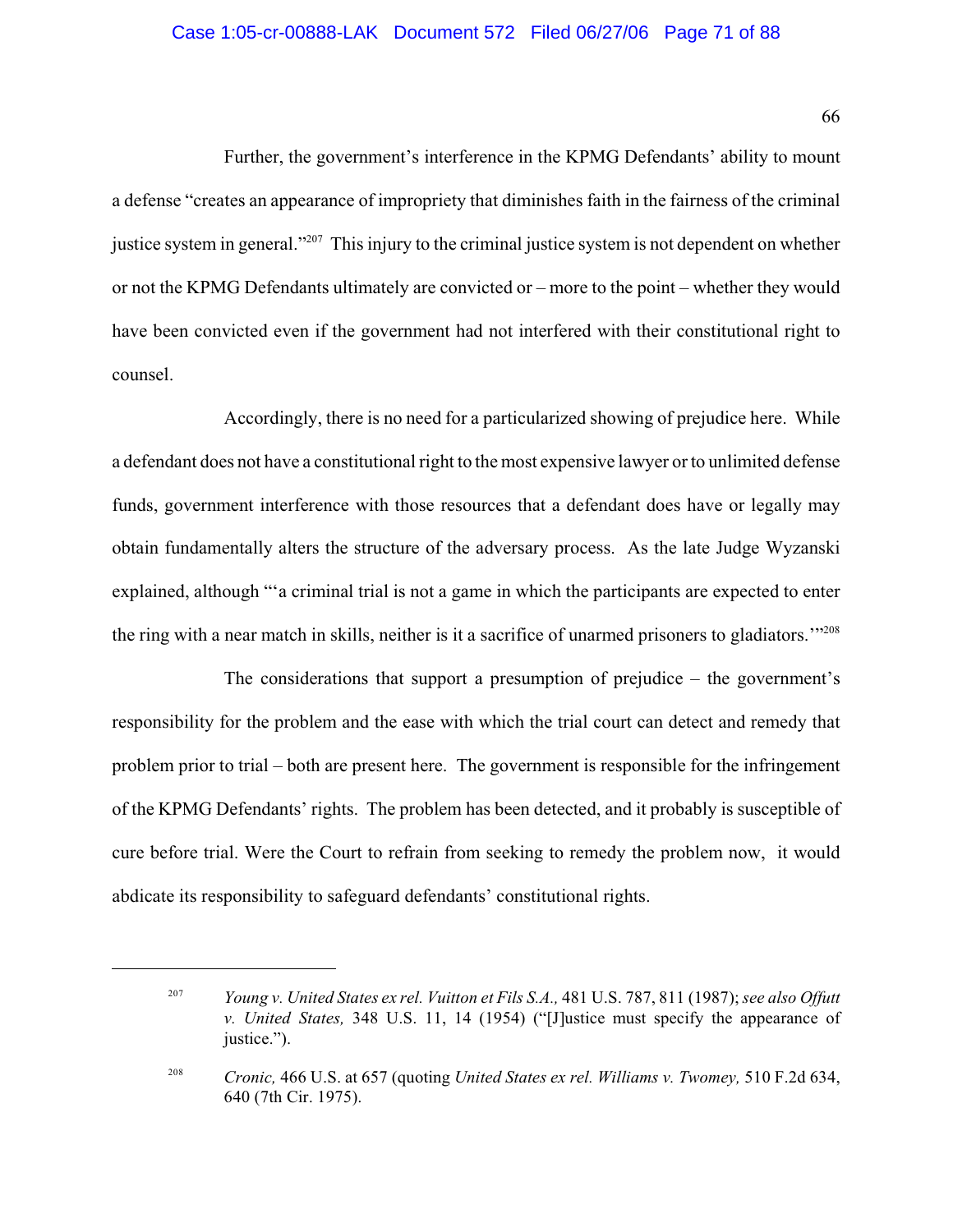Further, the government's interference in the KPMG Defendants' ability to mount a defense "creates an appearance of impropriety that diminishes faith in the fairness of the criminal justice system in general."[207] This injury to the criminal justice system is not dependent on whether or not the KPMG Defendants ultimately are convicted or – more to the point – whether they would have been convicted even if the government had not interfered with their constitutional right to counsel.

Accordingly, there is no need for a particularized showing of prejudice here. While a defendant does not have a constitutional right to the most expensive lawyer or to unlimited defense funds, government interference with those resources that a defendant does have or legally may obtain fundamentally alters the structure of the adversary process. As the late Judge Wyzanski explained, although "'a criminal trial is not a game in which the participants are expected to enter the ring with a near match in skills, neither is it a sacrifice of unarmed prisoners to gladiators.'"[208]

The considerations that support a presumption of prejudice – the government's responsibility for the problem and the ease with which the trial court can detect and remedy that problem prior to trial – both are present here. The government is responsible for the infringement of the KPMG Defendants' rights. The problem has been detected, and it probably is susceptible of cure before trial. Were the Court to refrain from seeking to remedy the problem now, it would abdicate its responsibility to safeguard defendants' constitutional rights.

---

[207] *Young v. United States ex rel. Vuitton et Fils S.A.,* 481 U.S. 787, 811 (1987); *see also Offutt v. United States,* 348 U.S. 11, 14 (1954) ("[J]ustice must specify the appearance of justice.").

[208] *Cronic,* 466 U.S. at 657 (quoting *United States ex rel. Williams v. Twomey,* 510 F.2d 634, 640 (7th Cir. 1975).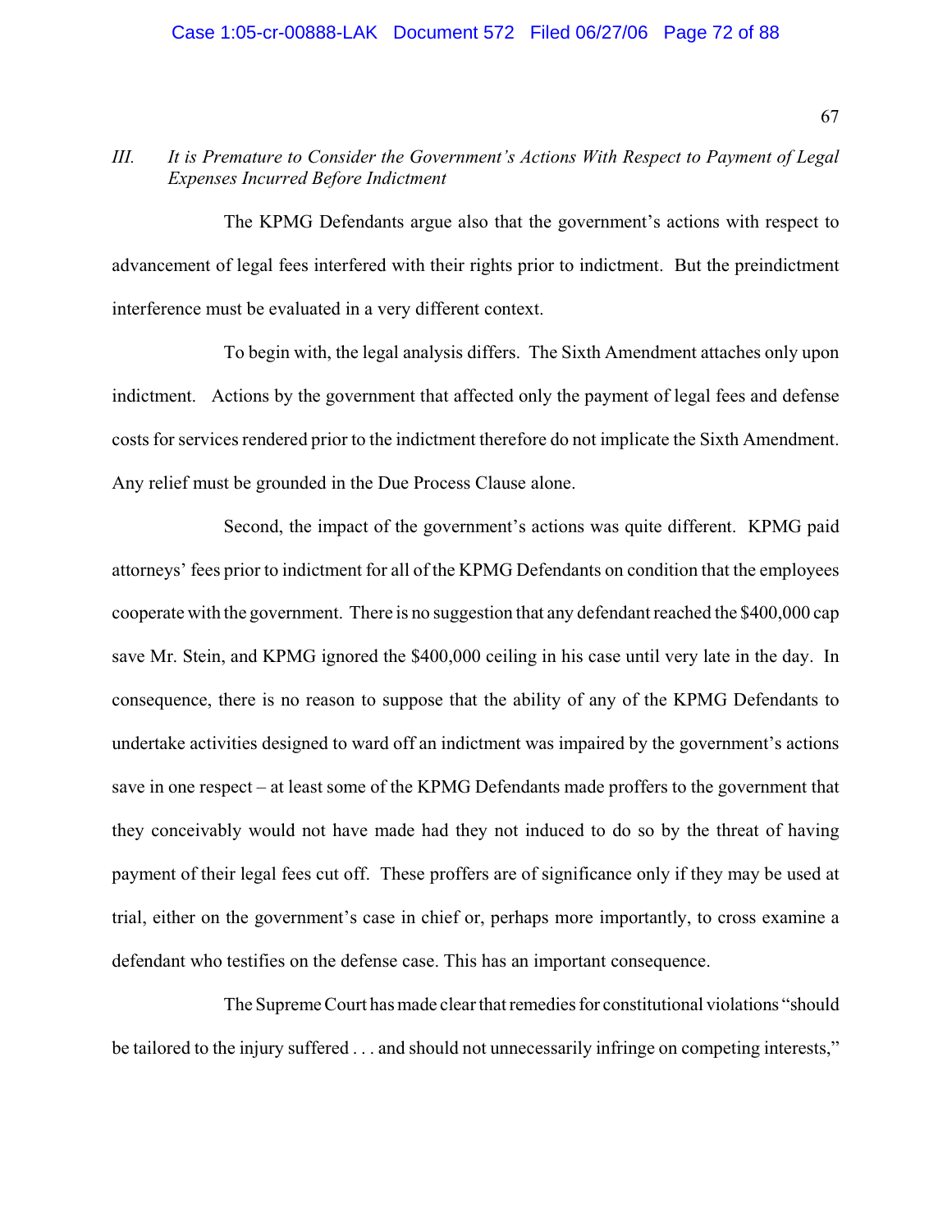### *III. It is Premature to Consider the Government's Actions With Respect to Payment of Legal Expenses Incurred Before Indictment*

The KPMG Defendants argue also that the government's actions with respect to advancement of legal fees interfered with their rights prior to indictment. But the preindictment interference must be evaluated in a very different context.

To begin with, the legal analysis differs. The Sixth Amendment attaches only upon indictment. Actions by the government that affected only the payment of legal fees and defense costs for services rendered prior to the indictment therefore do not implicate the Sixth Amendment. Any relief must be grounded in the Due Process Clause alone.

Second, the impact of the government's actions was quite different. KPMG paid attorneys' fees prior to indictment for all of the KPMG Defendants on condition that the employees cooperate with the government. There is no suggestion that any defendant reached the $400,000 cap save Mr. Stein, and KPMG ignored the $400,000 ceiling in his case until very late in the day. In consequence, there is no reason to suppose that the ability of any of the KPMG Defendants to undertake activities designed to ward off an indictment was impaired by the government's actions save in one respect – at least some of the KPMG Defendants made proffers to the government that they conceivably would not have made had they not induced to do so by the threat of having payment of their legal fees cut off. These proffers are of significance only if they may be used at trial, either on the government's case in chief or, perhaps more importantly, to cross examine a defendant who testifies on the defense case. This has an important consequence.

The Supreme Court has made clear that remedies for constitutional violations "should be tailored to the injury suffered . . . and should not unnecessarily infringe on competing interests,"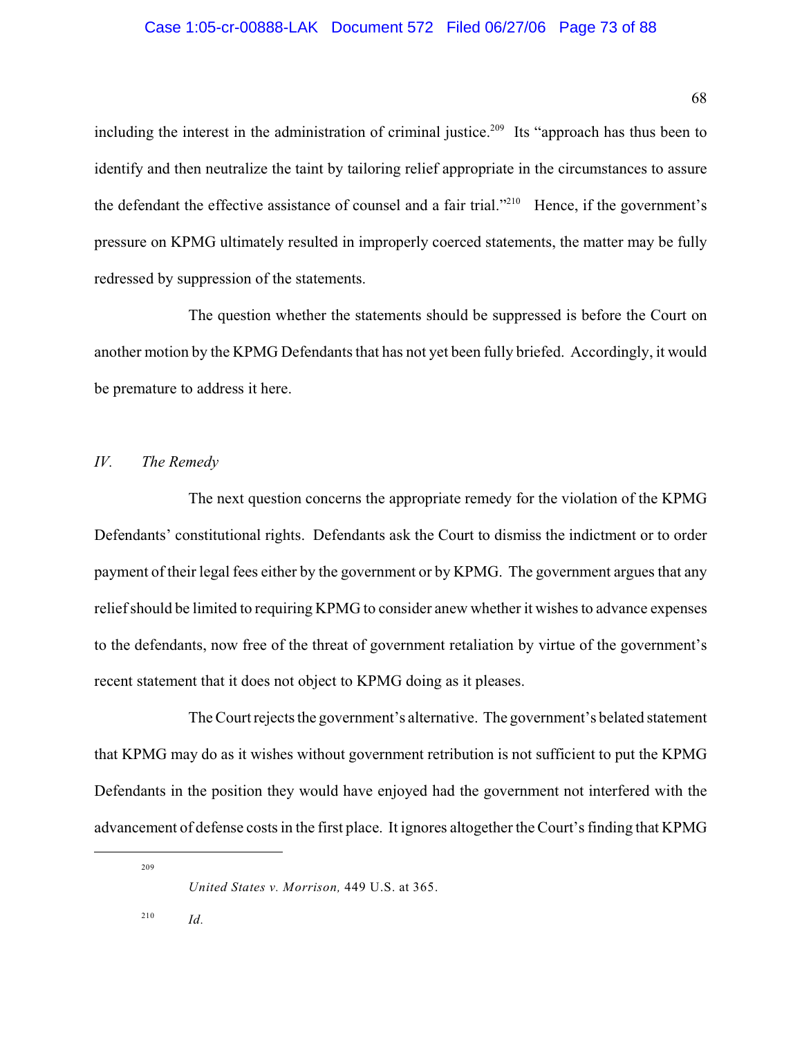including the interest in the administration of criminal justice.[209] Its "approach has thus been to identify and then neutralize the taint by tailoring relief appropriate in the circumstances to assure the defendant the effective assistance of counsel and a fair trial."[210] Hence, if the government's pressure on KPMG ultimately resulted in improperly coerced statements, the matter may be fully redressed by suppression of the statements.

The question whether the statements should be suppressed is before the Court on another motion by the KPMG Defendants that has not yet been fully briefed. Accordingly, it would be premature to address it here.

## *IV. The Remedy*

The next question concerns the appropriate remedy for the violation of the KPMG Defendants' constitutional rights. Defendants ask the Court to dismiss the indictment or to order payment of their legal fees either by the government or by KPMG. The government argues that any relief should be limited to requiring KPMG to consider anew whether it wishes to advance expenses to the defendants, now free of the threat of government retaliation by virtue of the government's recent statement that it does not object to KPMG doing as it pleases.

The Court rejects the government's alternative. The government's belated statement that KPMG may do as it wishes without government retribution is not sufficient to put the KPMG Defendants in the position they would have enjoyed had the government not interfered with the advancement of defense costs in the first place. It ignores altogether the Court's finding that KPMG

---

[209] *United States v. Morrison,* 449 U.S. at 365.

[210] *Id.*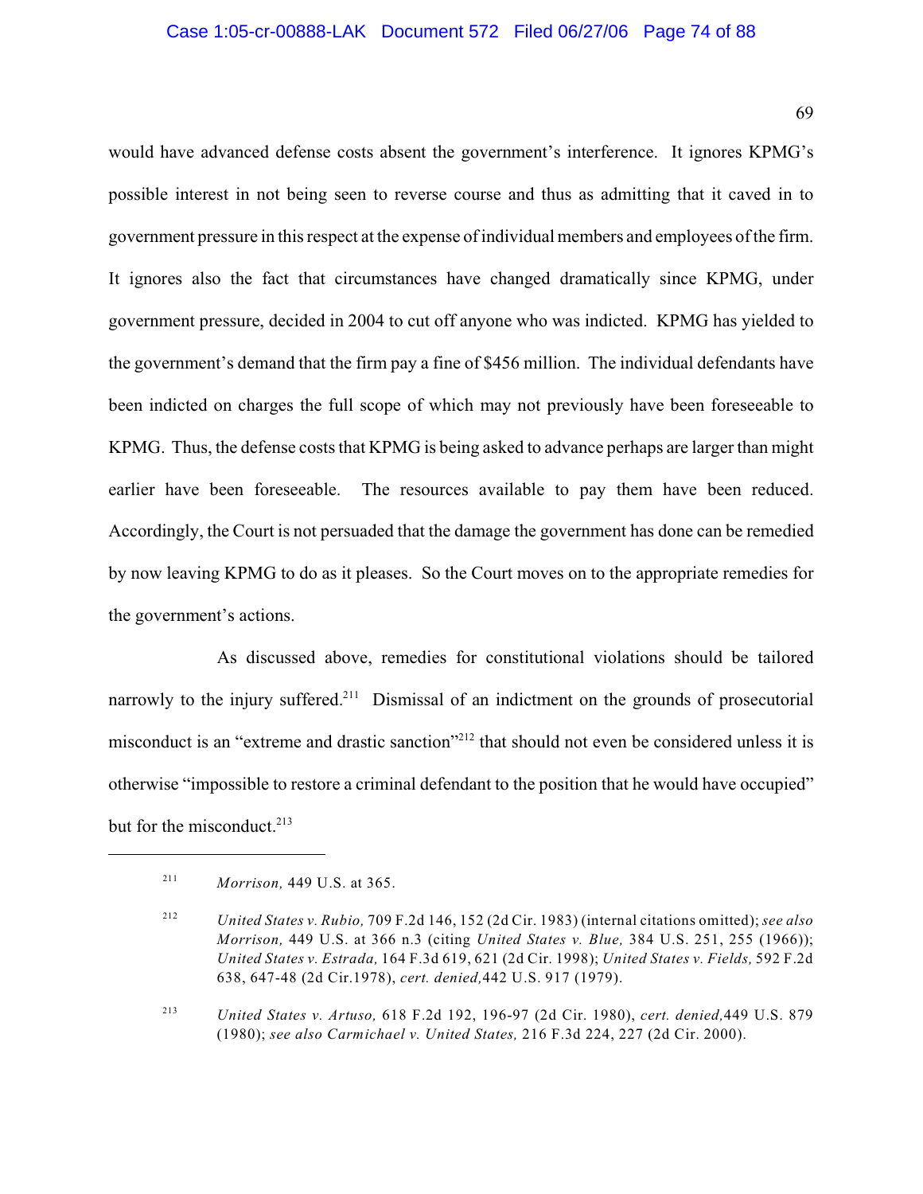would have advanced defense costs absent the government's interference. It ignores KPMG's possible interest in not being seen to reverse course and thus as admitting that it caved in to government pressure in this respect at the expense of individual members and employees of the firm. It ignores also the fact that circumstances have changed dramatically since KPMG, under government pressure, decided in 2004 to cut off anyone who was indicted. KPMG has yielded to the government's demand that the firm pay a fine of $456 million. The individual defendants have been indicted on charges the full scope of which may not previously have been foreseeable to KPMG. Thus, the defense costs that KPMG is being asked to advance perhaps are larger than might earlier have been foreseeable. The resources available to pay them have been reduced. Accordingly, the Court is not persuaded that the damage the government has done can be remedied by now leaving KPMG to do as it pleases. So the Court moves on to the appropriate remedies for the government's actions.

As discussed above, remedies for constitutional violations should be tailored narrowly to the injury suffered.[211] Dismissal of an indictment on the grounds of prosecutorial misconduct is an "extreme and drastic sanction"[212] that should not even be considered unless it is otherwise "impossible to restore a criminal defendant to the position that he would have occupied" but for the misconduct.[213]

---

[211] *Morrison,* 449 U.S. at 365.

[212] *United States v. Rubio,* 709 F.2d 146, 152 (2d Cir. 1983) (internal citations omitted); *see also Morrison,* 449 U.S. at 366 n.3 (citing *United States v. Blue,* 384 U.S. 251, 255 (1966)); *United States v. Estrada,* 164 F.3d 619, 621 (2d Cir. 1998); *United States v. Fields,* 592 F.2d 638, 647-48 (2d Cir.1978), *cert. denied,* 442 U.S. 917 (1979).

[213] *United States v. Artuso,* 618 F.2d 192, 196-97 (2d Cir. 1980), *cert. denied,* 449 U.S. 879 (1980); *see also Carmichael v. United States,* 216 F.3d 224, 227 (2d Cir. 2000).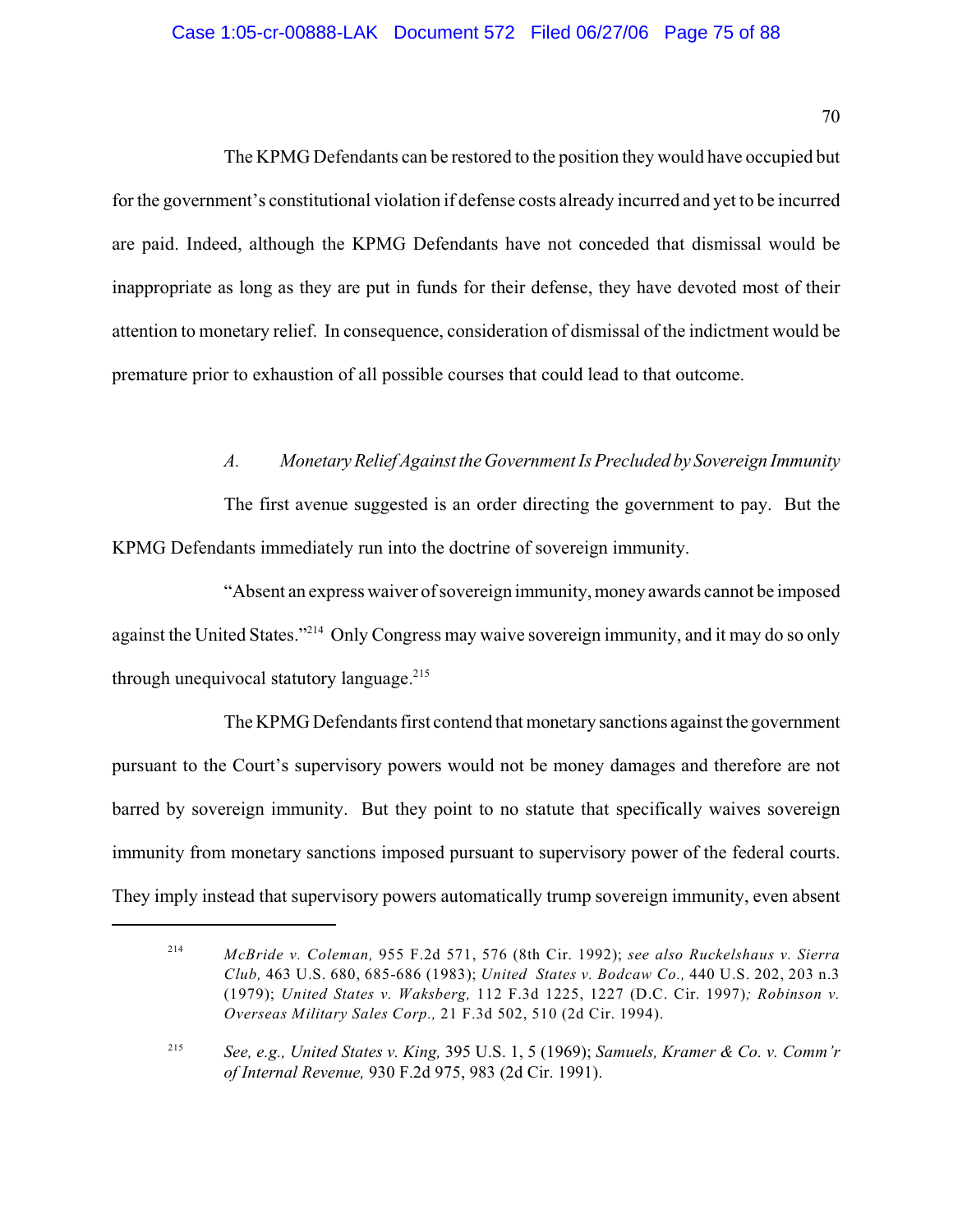The KPMG Defendants can be restored to the position they would have occupied but for the government's constitutional violation if defense costs already incurred and yet to be incurred are paid. Indeed, although the KPMG Defendants have not conceded that dismissal would be inappropriate as long as they are put in funds for their defense, they have devoted most of their attention to monetary relief. In consequence, consideration of dismissal of the indictment would be premature prior to exhaustion of all possible courses that could lead to that outcome.

### *A. Monetary Relief Against the Government Is Precluded by Sovereign Immunity*

The first avenue suggested is an order directing the government to pay. But the KPMG Defendants immediately run into the doctrine of sovereign immunity.

"Absent an express waiver of sovereign immunity, money awards cannot be imposed against the United States."[214] Only Congress may waive sovereign immunity, and it may do so only through unequivocal statutory language.[215]

The KPMG Defendants first contend that monetary sanctions against the government pursuant to the Court's supervisory powers would not be money damages and therefore are not barred by sovereign immunity. But they point to no statute that specifically waives sovereign immunity from monetary sanctions imposed pursuant to supervisory power of the federal courts. They imply instead that supervisory powers automatically trump sovereign immunity, even absent

---

[214] *McBride v. Coleman,* 955 F.2d 571, 576 (8th Cir. 1992); *see also Ruckelshaus v. Sierra Club,* 463 U.S. 680, 685-686 (1983); *United States v. Bodcaw Co.,* 440 U.S. 202, 203 n.3 (1979); *United States v. Waksberg,* 112 F.3d 1225, 1227 (D.C. Cir. 1997)*; Robinson v. Overseas Military Sales Corp.,* 21 F.3d 502, 510 (2d Cir. 1994).

[215] *See, e.g., United States v. King,* 395 U.S. 1, 5 (1969); *Samuels, Kramer & Co. v. Comm'r of Internal Revenue,* 930 F.2d 975, 983 (2d Cir. 1991).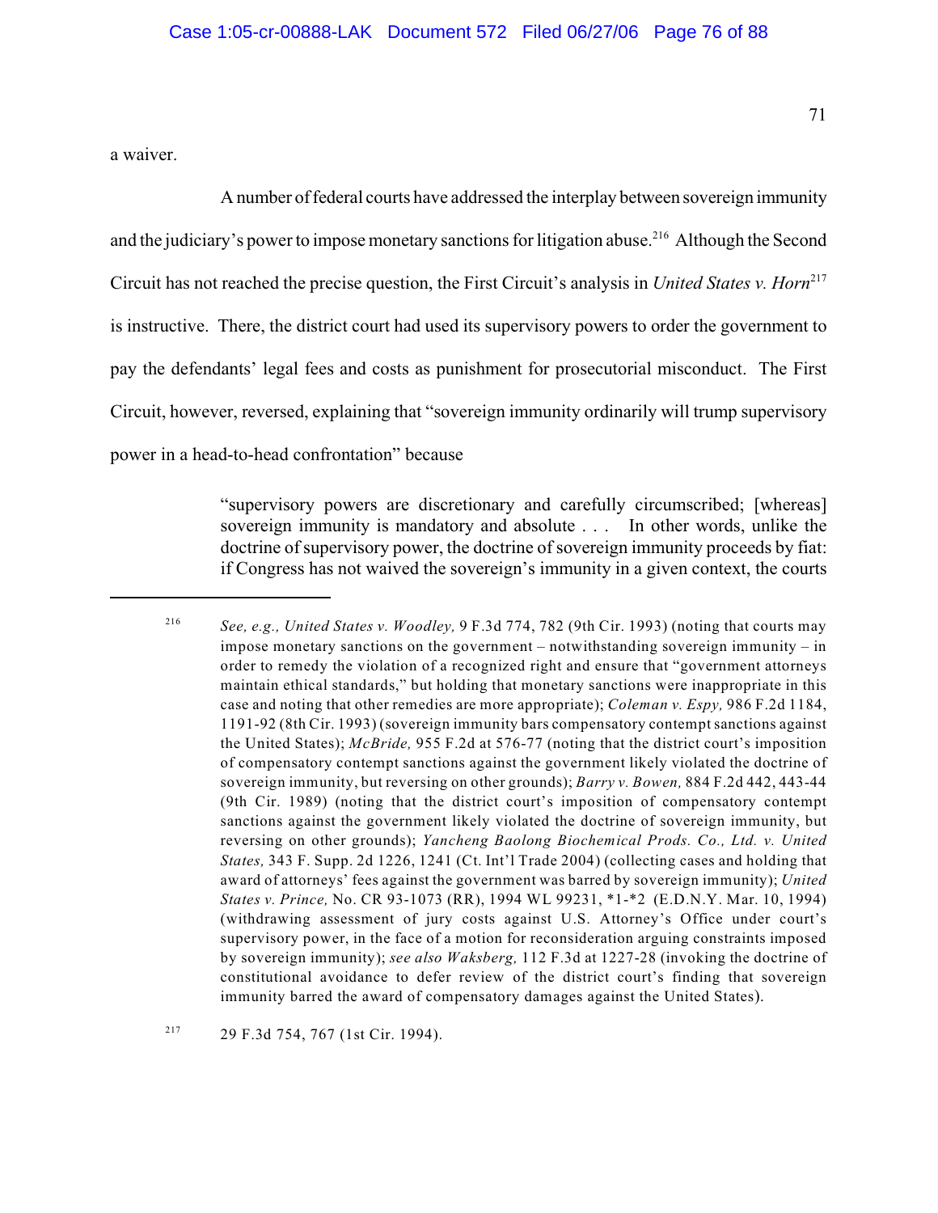a waiver.

A number of federal courts have addressed the interplay between sovereign immunity and the judiciary's power to impose monetary sanctions for litigation abuse.[216] Although the Second Circuit has not reached the precise question, the First Circuit's analysis in *United States v. Horn*[217] is instructive. There, the district court had used its supervisory powers to order the government to pay the defendants' legal fees and costs as punishment for prosecutorial misconduct. The First Circuit, however, reversed, explaining that "sovereign immunity ordinarily will trump supervisory power in a head-to-head confrontation" because

> "supervisory powers are discretionary and carefully circumscribed; [whereas] sovereign immunity is mandatory and absolute . . . In other words, unlike the doctrine of supervisory power, the doctrine of sovereign immunity proceeds by fiat: if Congress has not waived the sovereign's immunity in a given context, the courts

---

[216] *See, e.g., United States v. Woodley,* 9 F.3d 774, 782 (9th Cir. 1993) (noting that courts may impose monetary sanctions on the government – notwithstanding sovereign immunity – in order to remedy the violation of a recognized right and ensure that "government attorneys maintain ethical standards," but holding that monetary sanctions were inappropriate in this case and noting that other remedies are more appropriate); *Coleman v. Espy,* 986 F.2d 1184, 1191-92 (8th Cir. 1993) (sovereign immunity bars compensatory contempt sanctions against the United States); *McBride,* 955 F.2d at 576-77 (noting that the district court's imposition of compensatory contempt sanctions against the government likely violated the doctrine of sovereign immunity, but reversing on other grounds); *Barry v. Bowen,* 884 F.2d 442, 443-44 (9th Cir. 1989) (noting that the district court's imposition of compensatory contempt sanctions against the government likely violated the doctrine of sovereign immunity, but reversing on other grounds); *Yancheng Baolong Biochemical Prods. Co., Ltd. v. United States,* 343 F. Supp. 2d 1226, 1241 (Ct. Int'l Trade 2004) (collecting cases and holding that award of attorneys' fees against the government was barred by sovereign immunity); *United States v. Prince,* No. CR 93-1073 (RR), 1994 WL 99231, *1-*2 (E.D.N.Y. Mar. 10, 1994) (withdrawing assessment of jury costs against U.S. Attorney's Office under court's supervisory power, in the face of a motion for reconsideration arguing constraints imposed by sovereign immunity); *see also Waksberg,* 112 F.3d at 1227-28 (invoking the doctrine of constitutional avoidance to defer review of the district court's finding that sovereign immunity barred the award of compensatory damages against the United States).

[217] 29 F.3d 754, 767 (1st Cir. 1994).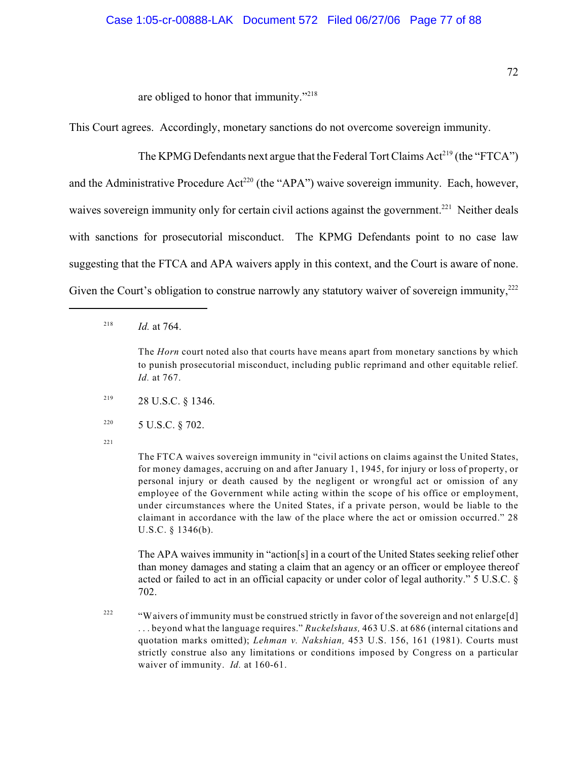are obliged to honor that immunity."[218]

This Court agrees. Accordingly, monetary sanctions do not overcome sovereign immunity.

The KPMG Defendants next argue that the Federal Tort Claims Act[219] (the "FTCA") and the Administrative Procedure Act[220] (the "APA") waive sovereign immunity. Each, however, waives sovereign immunity only for certain civil actions against the government.[221] Neither deals with sanctions for prosecutorial misconduct. The KPMG Defendants point to no case law suggesting that the FTCA and APA waivers apply in this context, and the Court is aware of none. Given the Court's obligation to construe narrowly any statutory waiver of sovereign immunity,[222]

---

[218] *Id.* at 764.

The *Horn* court noted also that courts have means apart from monetary sanctions by which to punish prosecutorial misconduct, including public reprimand and other equitable relief. *Id.* at 767.

[219] 28 U.S.C. § 1346.

[220] 5 U.S.C. § 702.

[221] The FTCA waives sovereign immunity in "civil actions on claims against the United States, for money damages, accruing on and after January 1, 1945, for injury or loss of property, or personal injury or death caused by the negligent or wrongful act or omission of any employee of the Government while acting within the scope of his office or employment, under circumstances where the United States, if a private person, would be liable to the claimant in accordance with the law of the place where the act or omission occurred." 28 U.S.C. § 1346(b).

The APA waives immunity in "action[s] in a court of the United States seeking relief other than money damages and stating a claim that an agency or an officer or employee thereof acted or failed to act in an official capacity or under color of legal authority." 5 U.S.C. § 702.

[222] "Waivers of immunity must be construed strictly in favor of the sovereign and not enlarge[d] . . . beyond what the language requires." *Ruckelshaus,* 463 U.S. at 686 (internal citations and quotation marks omitted); *Lehman v. Nakshian,* 453 U.S. 156, 161 (1981). Courts must strictly construe also any limitations or conditions imposed by Congress on a particular waiver of immunity. *Id.* at 160-61.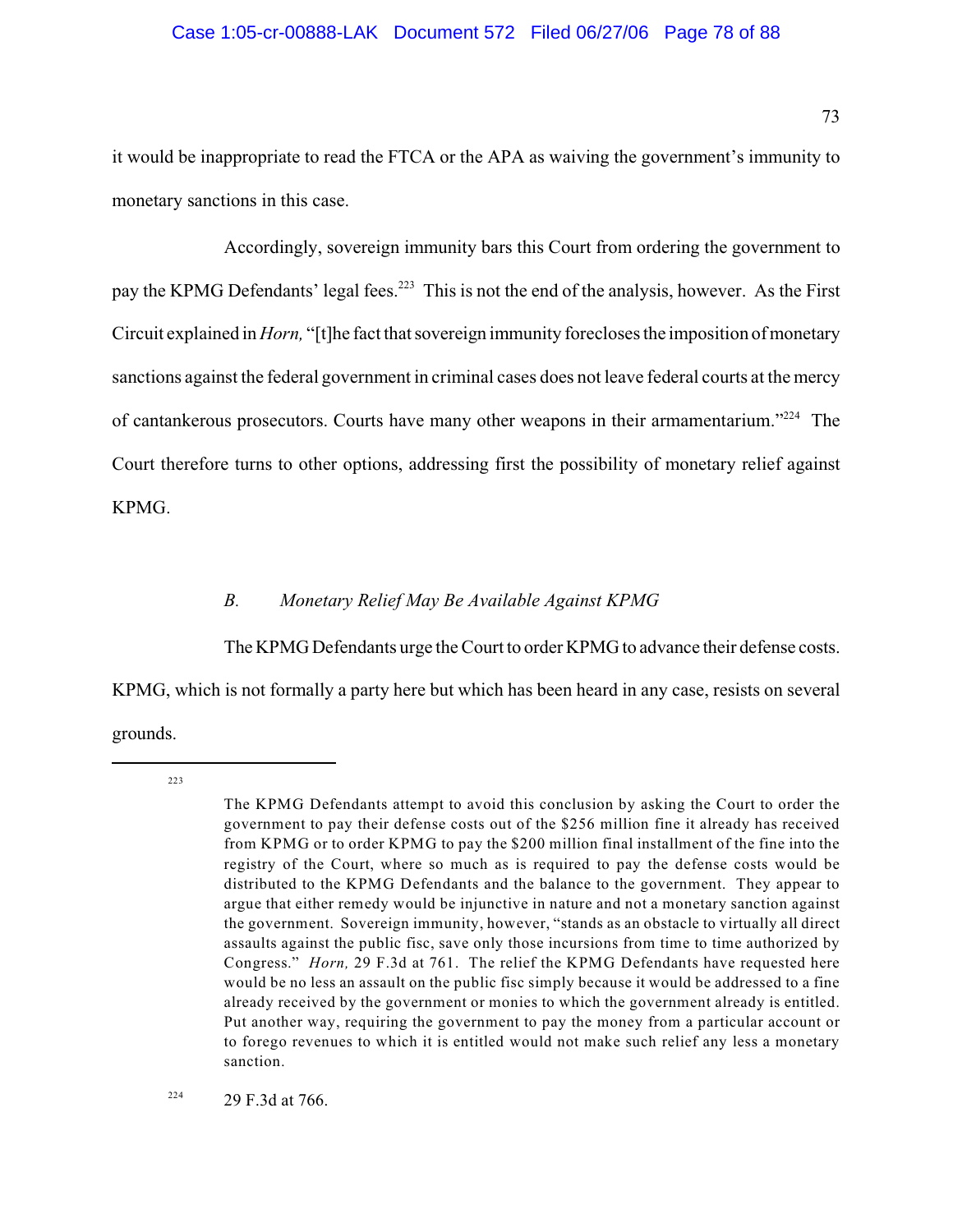it would be inappropriate to read the FTCA or the APA as waiving the government's immunity to monetary sanctions in this case.

Accordingly, sovereign immunity bars this Court from ordering the government to pay the KPMG Defendants' legal fees.[223] This is not the end of the analysis, however. As the First Circuit explained in *Horn,* "[t]he fact that sovereign immunity forecloses the imposition of monetary sanctions against the federal government in criminal cases does not leave federal courts at the mercy of cantankerous prosecutors. Courts have many other weapons in their armamentarium."[224] The Court therefore turns to other options, addressing first the possibility of monetary relief against KPMG.

### *B. Monetary Relief May Be Available Against KPMG*

The KPMG Defendants urge the Court to order KPMG to advance their defense costs. KPMG, which is not formally a party here but which has been heard in any case, resists on several grounds.

---

[223] The KPMG Defendants attempt to avoid this conclusion by asking the Court to order the government to pay their defense costs out of the $256 million fine it already has received from KPMG or to order KPMG to pay the $200 million final installment of the fine into the registry of the Court, where so much as is required to pay the defense costs would be distributed to the KPMG Defendants and the balance to the government. They appear to argue that either remedy would be injunctive in nature and not a monetary sanction against the government. Sovereign immunity, however, "stands as an obstacle to virtually all direct assaults against the public fisc, save only those incursions from time to time authorized by Congress." *Horn,* 29 F.3d at 761. The relief the KPMG Defendants have requested here would be no less an assault on the public fisc simply because it would be addressed to a fine already received by the government or monies to which the government already is entitled. Put another way, requiring the government to pay the money from a particular account or to forego revenues to which it is entitled would not make such relief any less a monetary sanction.

[224] 29 F.3d at 766.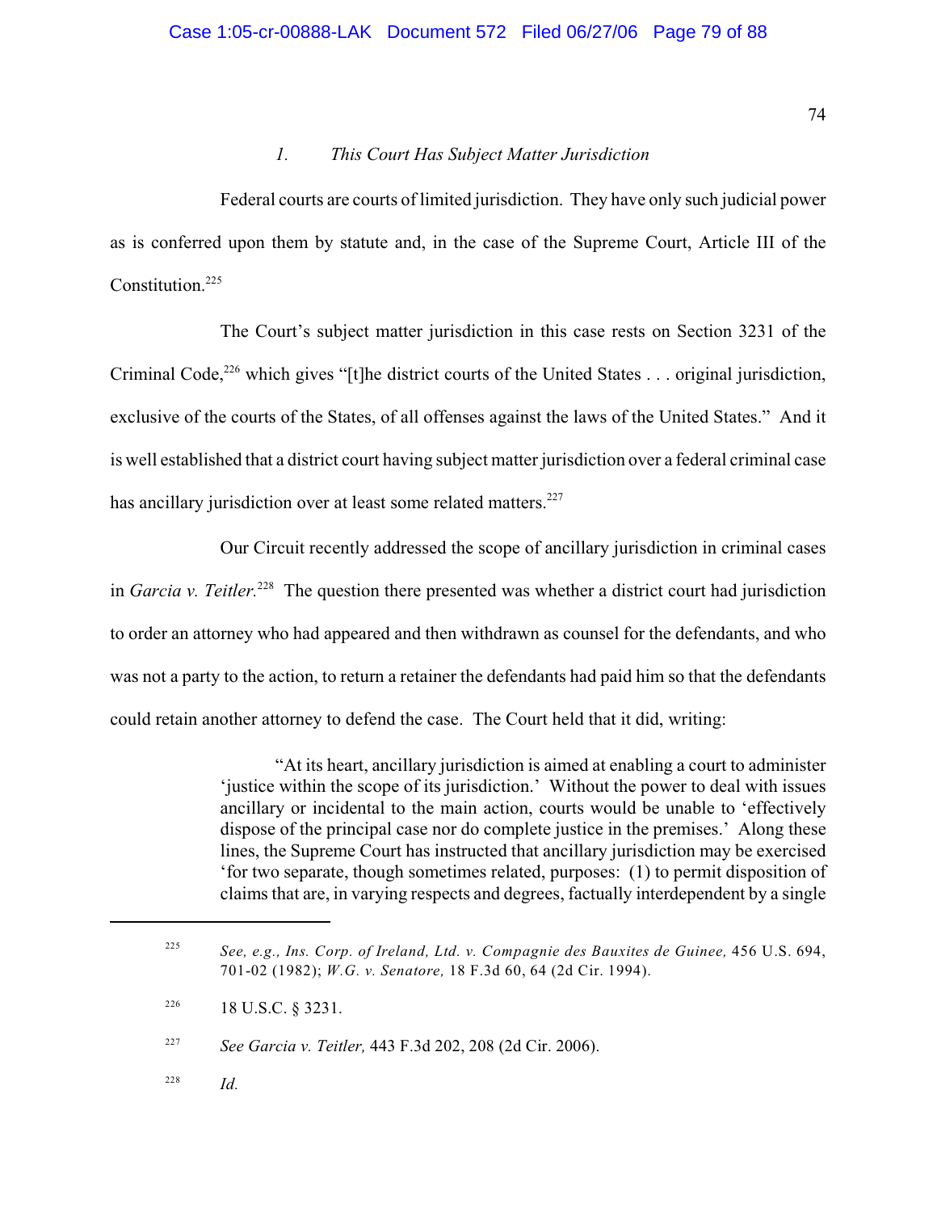### *1. This Court Has Subject Matter Jurisdiction*

Federal courts are courts of limited jurisdiction. They have only such judicial power as is conferred upon them by statute and, in the case of the Supreme Court, Article III of the Constitution.[225]

The Court's subject matter jurisdiction in this case rests on Section 3231 of the Criminal Code,[226] which gives "[t]he district courts of the United States . . . original jurisdiction, exclusive of the courts of the States, of all offenses against the laws of the United States." And it is well established that a district court having subject matter jurisdiction over a federal criminal case has ancillary jurisdiction over at least some related matters.[227]

Our Circuit recently addressed the scope of ancillary jurisdiction in criminal cases in *Garcia v. Teitler.*[228] The question there presented was whether a district court had jurisdiction to order an attorney who had appeared and then withdrawn as counsel for the defendants, and who was not a party to the action, to return a retainer the defendants had paid him so that the defendants could retain another attorney to defend the case. The Court held that it did, writing:

> "At its heart, ancillary jurisdiction is aimed at enabling a court to administer 'justice within the scope of its jurisdiction.' Without the power to deal with issues ancillary or incidental to the main action, courts would be unable to 'effectively dispose of the principal case nor do complete justice in the premises.' Along these lines, the Supreme Court has instructed that ancillary jurisdiction may be exercised 'for two separate, though sometimes related, purposes: (1) to permit disposition of claims that are, in varying respects and degrees, factually interdependent by a single

---

[225] *See, e.g., Ins. Corp. of Ireland, Ltd. v. Compagnie des Bauxites de Guinee,* 456 U.S. 694, 701-02 (1982); *W.G. v. Senatore,* 18 F.3d 60, 64 (2d Cir. 1994).

[226] 18 U.S.C. § 3231.

[227] *See Garcia v. Teitler,* 443 F.3d 202, 208 (2d Cir. 2006).

[228] *Id.*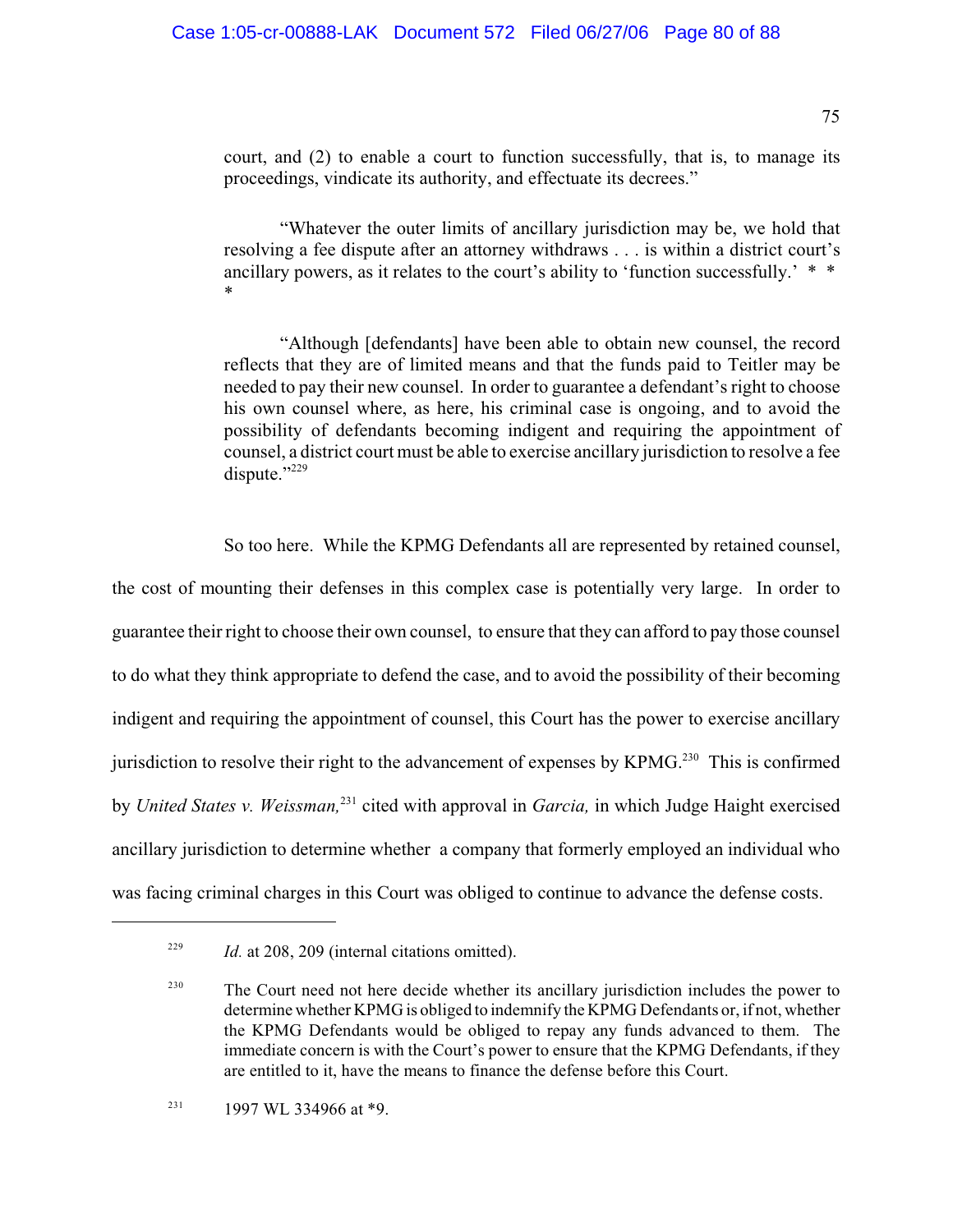> court, and (2) to enable a court to function successfully, that is, to manage its proceedings, vindicate its authority, and effectuate its decrees."
>
> "Whatever the outer limits of ancillary jurisdiction may be, we hold that resolving a fee dispute after an attorney withdraws . . . is within a district court's ancillary powers, as it relates to the court's ability to 'function successfully.' * * *
>
> "Although [defendants] have been able to obtain new counsel, the record reflects that they are of limited means and that the funds paid to Teitler may be needed to pay their new counsel. In order to guarantee a defendant's right to choose his own counsel where, as here, his criminal case is ongoing, and to avoid the possibility of defendants becoming indigent and requiring the appointment of counsel, a district court must be able to exercise ancillary jurisdiction to resolve a fee dispute."[229]

So too here. While the KPMG Defendants all are represented by retained counsel, the cost of mounting their defenses in this complex case is potentially very large. In order to guarantee their right to choose their own counsel, to ensure that they can afford to pay those counsel to do what they think appropriate to defend the case, and to avoid the possibility of their becoming indigent and requiring the appointment of counsel, this Court has the power to exercise ancillary jurisdiction to resolve their right to the advancement of expenses by KPMG.[230] This is confirmed by *United States v. Weissman,*[231] cited with approval in *Garcia,* in which Judge Haight exercised ancillary jurisdiction to determine whether a company that formerly employed an individual who was facing criminal charges in this Court was obliged to continue to advance the defense costs.

---

[229] *Id.* at 208, 209 (internal citations omitted).

[230] The Court need not here decide whether its ancillary jurisdiction includes the power to determine whether KPMG is obliged to indemnify the KPMG Defendants or, if not, whether the KPMG Defendants would be obliged to repay any funds advanced to them. The immediate concern is with the Court's power to ensure that the KPMG Defendants, if they are entitled to it, have the means to finance the defense before this Court.

[231] 1997 WL 334966 at *9.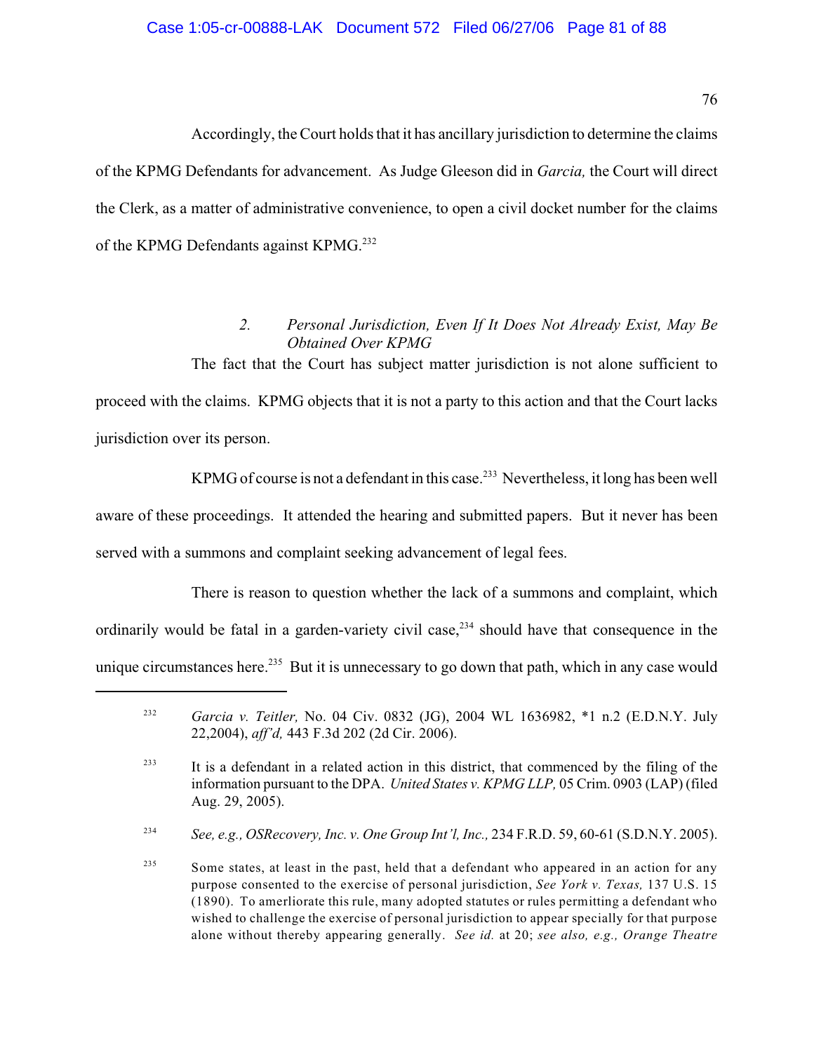Accordingly, the Court holds that it has ancillary jurisdiction to determine the claims of the KPMG Defendants for advancement. As Judge Gleeson did in *Garcia,* the Court will direct the Clerk, as a matter of administrative convenience, to open a civil docket number for the claims of the KPMG Defendants against KPMG.[232]

### 2. *Personal Jurisdiction, Even If It Does Not Already Exist, May Be Obtained Over KPMG*

The fact that the Court has subject matter jurisdiction is not alone sufficient to proceed with the claims. KPMG objects that it is not a party to this action and that the Court lacks jurisdiction over its person.

KPMG of course is not a defendant in this case.[233] Nevertheless, it long has been well aware of these proceedings. It attended the hearing and submitted papers. But it never has been served with a summons and complaint seeking advancement of legal fees.

There is reason to question whether the lack of a summons and complaint, which ordinarily would be fatal in a garden-variety civil case,[234] should have that consequence in the unique circumstances here.[235] But it is unnecessary to go down that path, which in any case would

---

[232] *Garcia v. Teitler,* No. 04 Civ. 0832 (JG), 2004 WL 1636982, *1 n.2 (E.D.N.Y. July 22,2004), *aff'd,* 443 F.3d 202 (2d Cir. 2006).

[233] It is a defendant in a related action in this district, that commenced by the filing of the information pursuant to the DPA. *United States v. KPMG LLP,* 05 Crim. 0903 (LAP) (filed Aug. 29, 2005).

[234] *See, e.g., OSRecovery, Inc. v. One Group Int'l, Inc.,* 234 F.R.D. 59, 60-61 (S.D.N.Y. 2005).

[235] Some states, at least in the past, held that a defendant who appeared in an action for any purpose consented to the exercise of personal jurisdiction, *See York v. Texas,* 137 U.S. 15 (1890). To amerliorate this rule, many adopted statutes or rules permitting a defendant who wished to challenge the exercise of personal jurisdiction to appear specially for that purpose alone without thereby appearing generally. *See id.* at 20; *see also, e.g., Orange Theatre*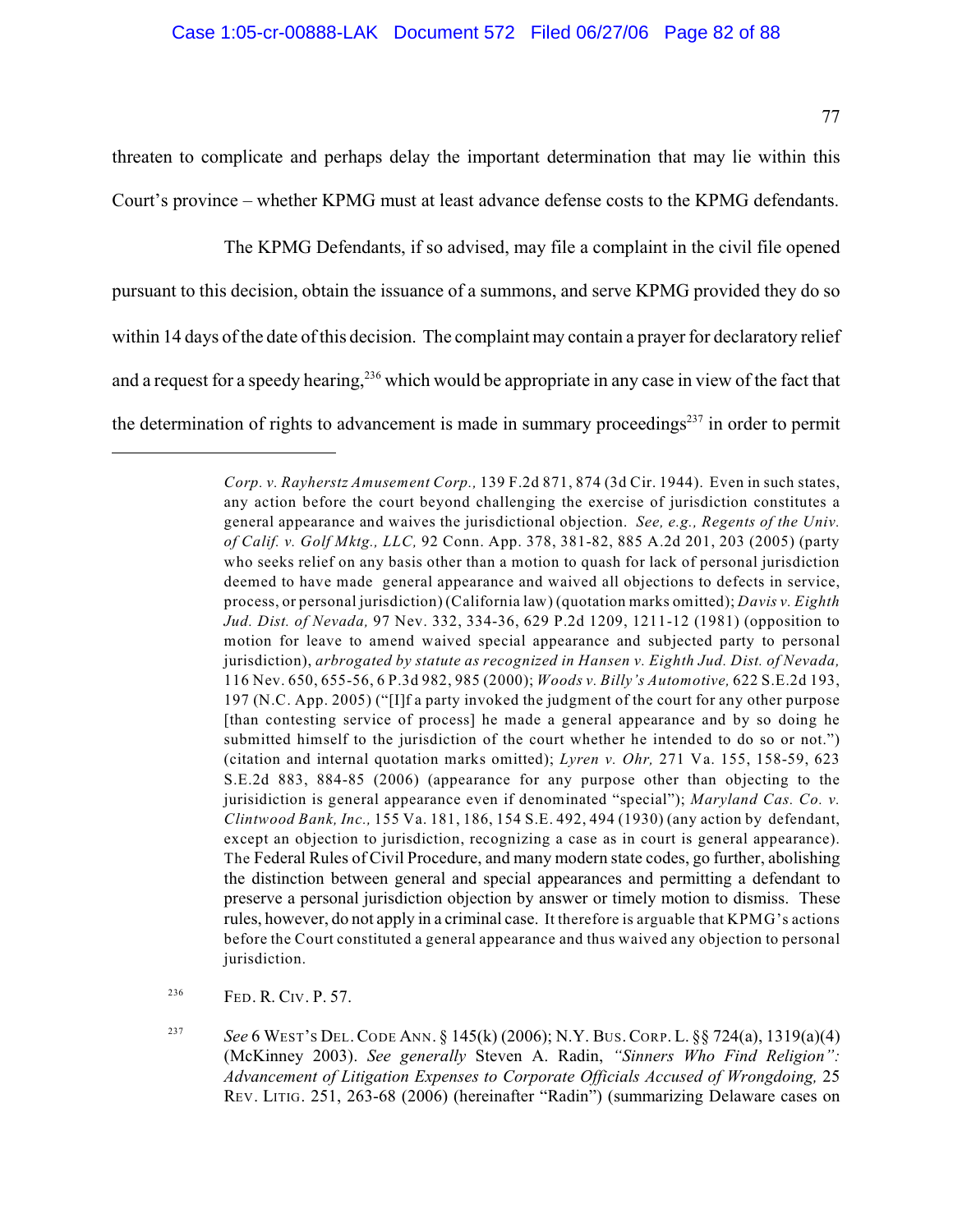threaten to complicate and perhaps delay the important determination that may lie within this Court's province – whether KPMG must at least advance defense costs to the KPMG defendants.

The KPMG Defendants, if so advised, may file a complaint in the civil file opened pursuant to this decision, obtain the issuance of a summons, and serve KPMG provided they do so within 14 days of the date of this decision. The complaint may contain a prayer for declaratory relief and a request for a speedy hearing,[236] which would be appropriate in any case in view of the fact that the determination of rights to advancement is made in summary proceedings[237] in order to permit

---

*Corp. v. Rayherstz Amusement Corp.,* 139 F.2d 871, 874 (3d Cir. 1944). Even in such states, any action before the court beyond challenging the exercise of jurisdiction constitutes a general appearance and waives the jurisdictional objection. *See, e.g., Regents of the Univ. of Calif. v. Golf Mktg., LLC,* 92 Conn. App. 378, 381-82, 885 A.2d 201, 203 (2005) (party who seeks relief on any basis other than a motion to quash for lack of personal jurisdiction deemed to have made general appearance and waived all objections to defects in service, process, or personal jurisdiction) (California law) (quotation marks omitted); *Davis v. Eighth Jud. Dist. of Nevada,* 97 Nev. 332, 334-36, 629 P.2d 1209, 1211-12 (1981) (opposition to motion for leave to amend waived special appearance and subjected party to personal jurisdiction), *arrogated by statute as recognized in Hansen v. Eighth Jud. Dist. of Nevada,* 116 Nev. 650, 655-56, 6 P.3d 982, 985 (2000); *Woods v. Billy's Automotive,* 622 S.E.2d 193, 197 (N.C. App. 2005) ("[I]f a party invoked the judgment of the court for any other purpose [than contesting service of process] he made a general appearance and by so doing he submitted himself to the jurisdiction of the court whether he intended to do so or not.") (citation and internal quotation marks omitted); *Lyren v. Ohr,* 271 Va. 155, 158-59, 623 S.E.2d 883, 884-85 (2006) (appearance for any purpose other than objecting to the jurisidiction is general appearance even if denominated "special"); *Maryland Cas. Co. v. Clintwood Bank, Inc.,* 155 Va. 181, 186, 154 S.E. 492, 494 (1930) (any action by defendant, except an objection to jurisdiction, recognizing a case as in court is general appearance). The Federal Rules of Civil Procedure, and many modern state codes, go further, abolishing the distinction between general and special appearances and permitting a defendant to preserve a personal jurisdiction objection by answer or timely motion to dismiss. These rules, however, do not apply in a criminal case. It therefore is arguable that KPMG's actions before the Court constituted a general appearance and thus waived any objection to personal jurisdiction.

[236] FED. R. CIV. P. 57.

[237] *See* 6 WEST'S DEL. CODE ANN. § 145(k) (2006); N.Y. BUS. CORP. L. §§ 724(a), 1319(a)(4) (McKinney 2003). *See generally* Steven A. Radin, *"Sinners Who Find Religion": Advancement of Litigation Expenses to Corporate Officials Accused of Wrongdoing,* 25 REV. LITIG. 251, 263-68 (2006) (hereinafter "Radin") (summarizing Delaware cases on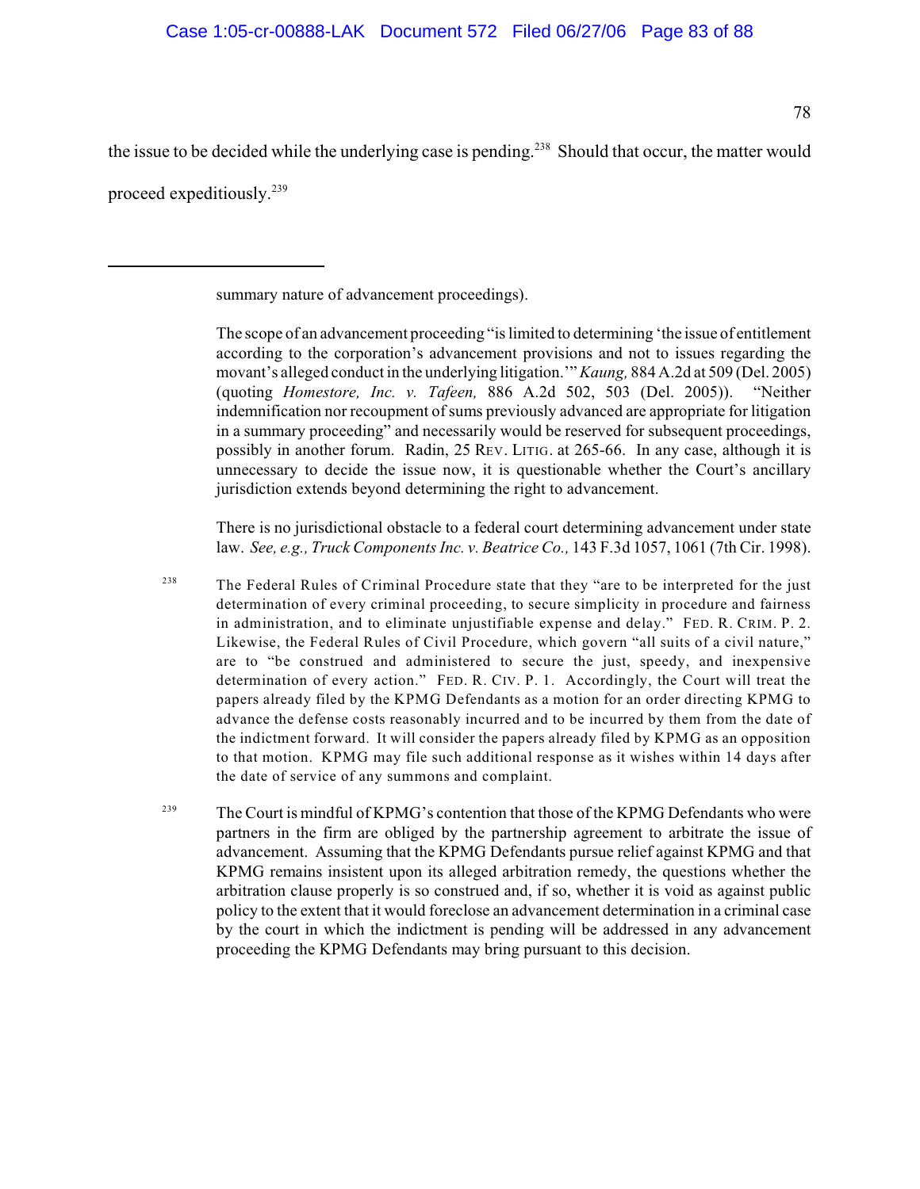the issue to be decided while the underlying case is pending.[238] Should that occur, the matter would proceed expeditiously.[239]

---

summary nature of advancement proceedings).

The scope of an advancement proceeding "is limited to determining 'the issue of entitlement according to the corporation's advancement provisions and not to issues regarding the movant's alleged conduct in the underlying litigation.'" *Kaung,* 884 A.2d at 509 (Del. 2005) (quoting *Homestore, Inc. v. Tafeen,* 886 A.2d 502, 503 (Del. 2005)). "Neither indemnification nor recoupment of sums previously advanced are appropriate for litigation in a summary proceeding" and necessarily would be reserved for subsequent proceedings, possibly in another forum. Radin, 25 REV. LITIG. at 265-66. In any case, although it is unnecessary to decide the issue now, it is questionable whether the Court's ancillary jurisdiction extends beyond determining the right to advancement.

There is no jurisdictional obstacle to a federal court determining advancement under state law. *See, e.g., Truck Components Inc. v. Beatrice Co.,* 143 F.3d 1057, 1061 (7th Cir. 1998).

[238] The Federal Rules of Criminal Procedure state that they "are to be interpreted for the just determination of every criminal proceeding, to secure simplicity in procedure and fairness in administration, and to eliminate unjustifiable expense and delay." FED. R. CRIM. P. 2. Likewise, the Federal Rules of Civil Procedure, which govern "all suits of a civil nature," are to "be construed and administered to secure the just, speedy, and inexpensive determination of every action." FED. R. CIV. P. 1. Accordingly, the Court will treat the papers already filed by the KPMG Defendants as a motion for an order directing KPMG to advance the defense costs reasonably incurred and to be incurred by them from the date of the indictment forward. It will consider the papers already filed by KPMG as an opposition to that motion. KPMG may file such additional response as it wishes within 14 days after the date of service of any summons and complaint.

[239] The Court is mindful of KPMG's contention that those of the KPMG Defendants who were partners in the firm are obliged by the partnership agreement to arbitrate the issue of advancement. Assuming that the KPMG Defendants pursue relief against KPMG and that KPMG remains insistent upon its alleged arbitration remedy, the questions whether the arbitration clause properly is so construed and, if so, whether it is void as against public policy to the extent that it would foreclose an advancement determination in a criminal case by the court in which the indictment is pending will be addressed in any advancement proceeding the KPMG Defendants may bring pursuant to this decision.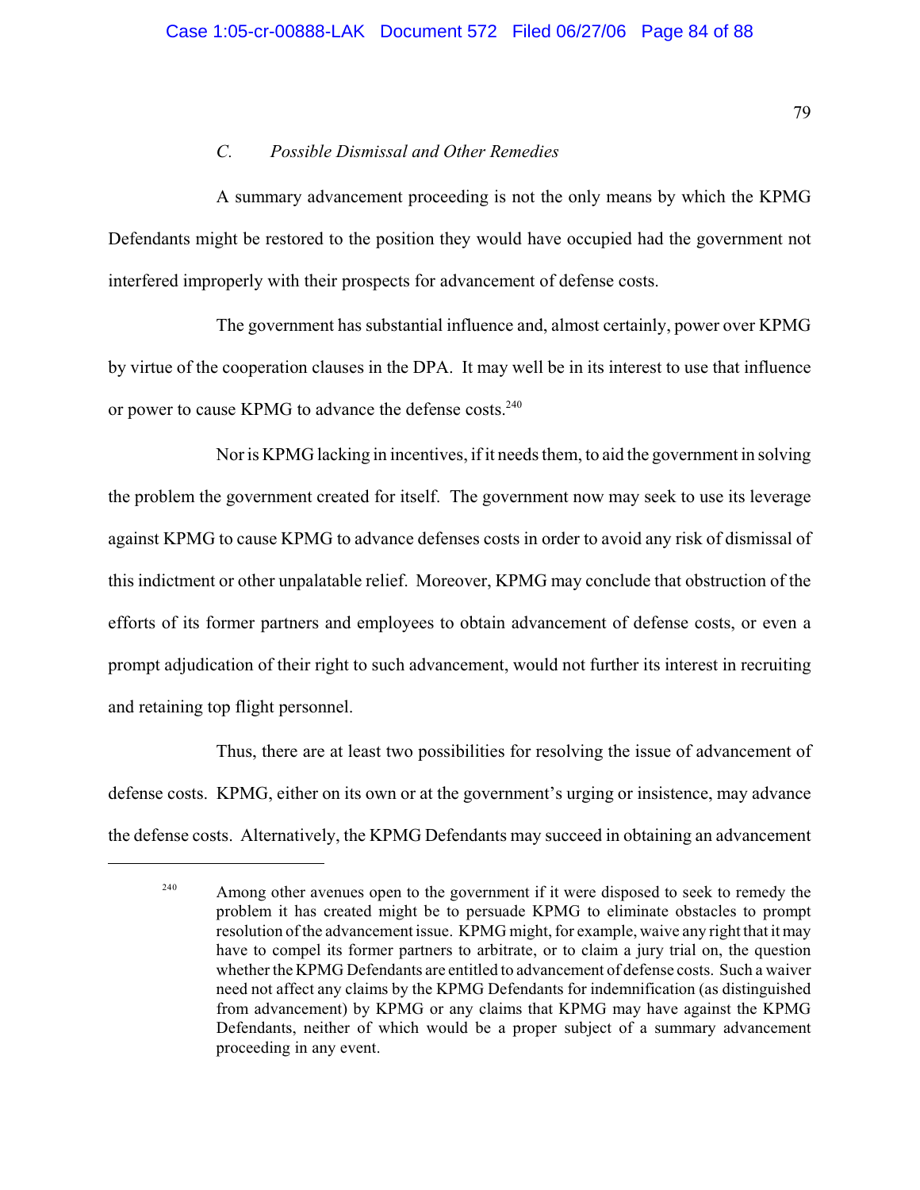### *C. Possible Dismissal and Other Remedies*

A summary advancement proceeding is not the only means by which the KPMG Defendants might be restored to the position they would have occupied had the government not interfered improperly with their prospects for advancement of defense costs.

The government has substantial influence and, almost certainly, power over KPMG by virtue of the cooperation clauses in the DPA. It may well be in its interest to use that influence or power to cause KPMG to advance the defense costs.[240]

Nor is KPMG lacking in incentives, if it needs them, to aid the government in solving the problem the government created for itself. The government now may seek to use its leverage against KPMG to cause KPMG to advance defenses costs in order to avoid any risk of dismissal of this indictment or other unpalatable relief. Moreover, KPMG may conclude that obstruction of the efforts of its former partners and employees to obtain advancement of defense costs, or even a prompt adjudication of their right to such advancement, would not further its interest in recruiting and retaining top flight personnel.

Thus, there are at least two possibilities for resolving the issue of advancement of defense costs. KPMG, either on its own or at the government's urging or insistence, may advance the defense costs. Alternatively, the KPMG Defendants may succeed in obtaining an advancement

---

[240] Among other avenues open to the government if it were disposed to seek to remedy the problem it has created might be to persuade KPMG to eliminate obstacles to prompt resolution of the advancement issue. KPMG might, for example, waive any right that it may have to compel its former partners to arbitrate, or to claim a jury trial on, the question whether the KPMG Defendants are entitled to advancement of defense costs. Such a waiver need not affect any claims by the KPMG Defendants for indemnification (as distinguished from advancement) by KPMG or any claims that KPMG may have against the KPMG Defendants, neither of which would be a proper subject of a summary advancement proceeding in any event.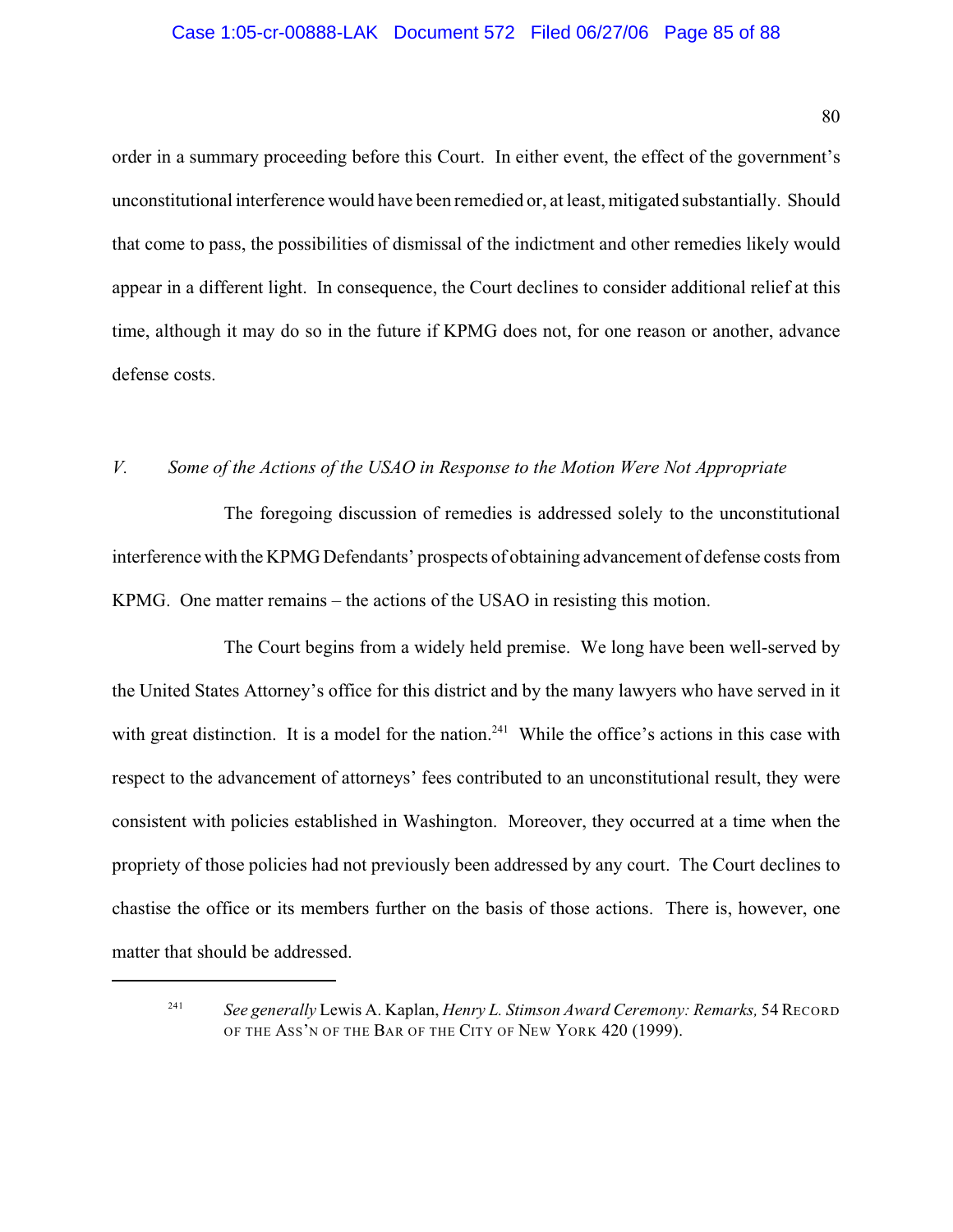order in a summary proceeding before this Court. In either event, the effect of the government's unconstitutional interference would have been remedied or, at least, mitigated substantially. Should that come to pass, the possibilities of dismissal of the indictment and other remedies likely would appear in a different light. In consequence, the Court declines to consider additional relief at this time, although it may do so in the future if KPMG does not, for one reason or another, advance defense costs.

### *V. Some of the Actions of the USAO in Response to the Motion Were Not Appropriate*

The foregoing discussion of remedies is addressed solely to the unconstitutional interference with the KPMG Defendants' prospects of obtaining advancement of defense costs from KPMG. One matter remains – the actions of the USAO in resisting this motion.

The Court begins from a widely held premise. We long have been well-served by the United States Attorney's office for this district and by the many lawyers who have served in it with great distinction. It is a model for the nation.[241] While the office's actions in this case with respect to the advancement of attorneys' fees contributed to an unconstitutional result, they were consistent with policies established in Washington. Moreover, they occurred at a time when the propriety of those policies had not previously been addressed by any court. The Court declines to chastise the office or its members further on the basis of those actions. There is, however, one matter that should be addressed.

---

[241] *See generally* Lewis A. Kaplan, *Henry L. Stimson Award Ceremony: Remarks,* 54 RECORD OF THE ASS'N OF THE BAR OF THE CITY OF NEW YORK 420 (1999).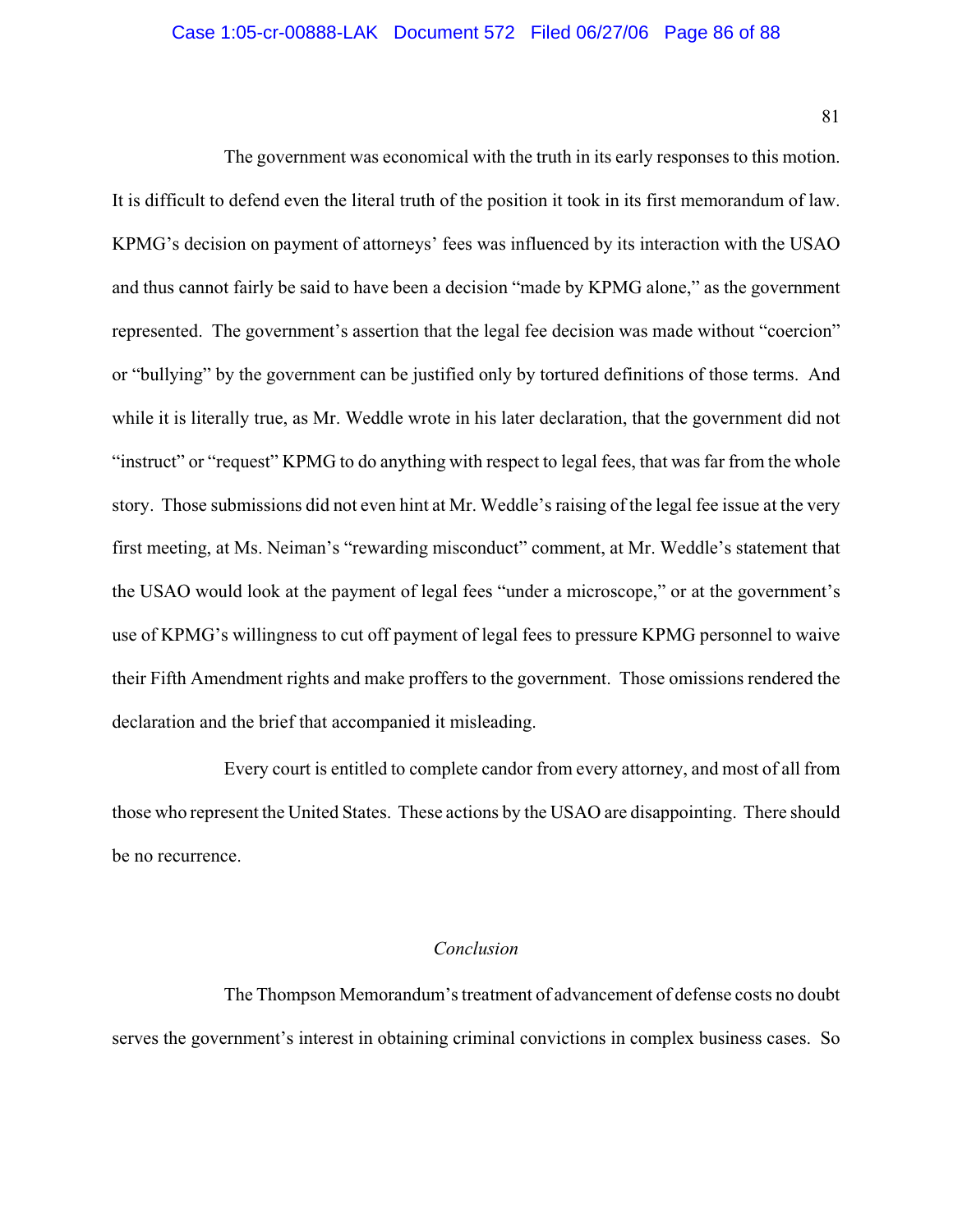The government was economical with the truth in its early responses to this motion. It is difficult to defend even the literal truth of the position it took in its first memorandum of law. KPMG's decision on payment of attorneys' fees was influenced by its interaction with the USAO and thus cannot fairly be said to have been a decision "made by KPMG alone," as the government represented. The government's assertion that the legal fee decision was made without "coercion" or "bullying" by the government can be justified only by tortured definitions of those terms. And while it is literally true, as Mr. Weddle wrote in his later declaration, that the government did not "instruct" or "request" KPMG to do anything with respect to legal fees, that was far from the whole story. Those submissions did not even hint at Mr. Weddle's raising of the legal fee issue at the very first meeting, at Ms. Neiman's "rewarding misconduct" comment, at Mr. Weddle's statement that the USAO would look at the payment of legal fees "under a microscope," or at the government's use of KPMG's willingness to cut off payment of legal fees to pressure KPMG personnel to waive their Fifth Amendment rights and make proffers to the government. Those omissions rendered the declaration and the brief that accompanied it misleading.

Every court is entitled to complete candor from every attorney, and most of all from those who represent the United States. These actions by the USAO are disappointing. There should be no recurrence.

## *Conclusion*

The Thompson Memorandum's treatment of advancement of defense costs no doubt serves the government's interest in obtaining criminal convictions in complex business cases. So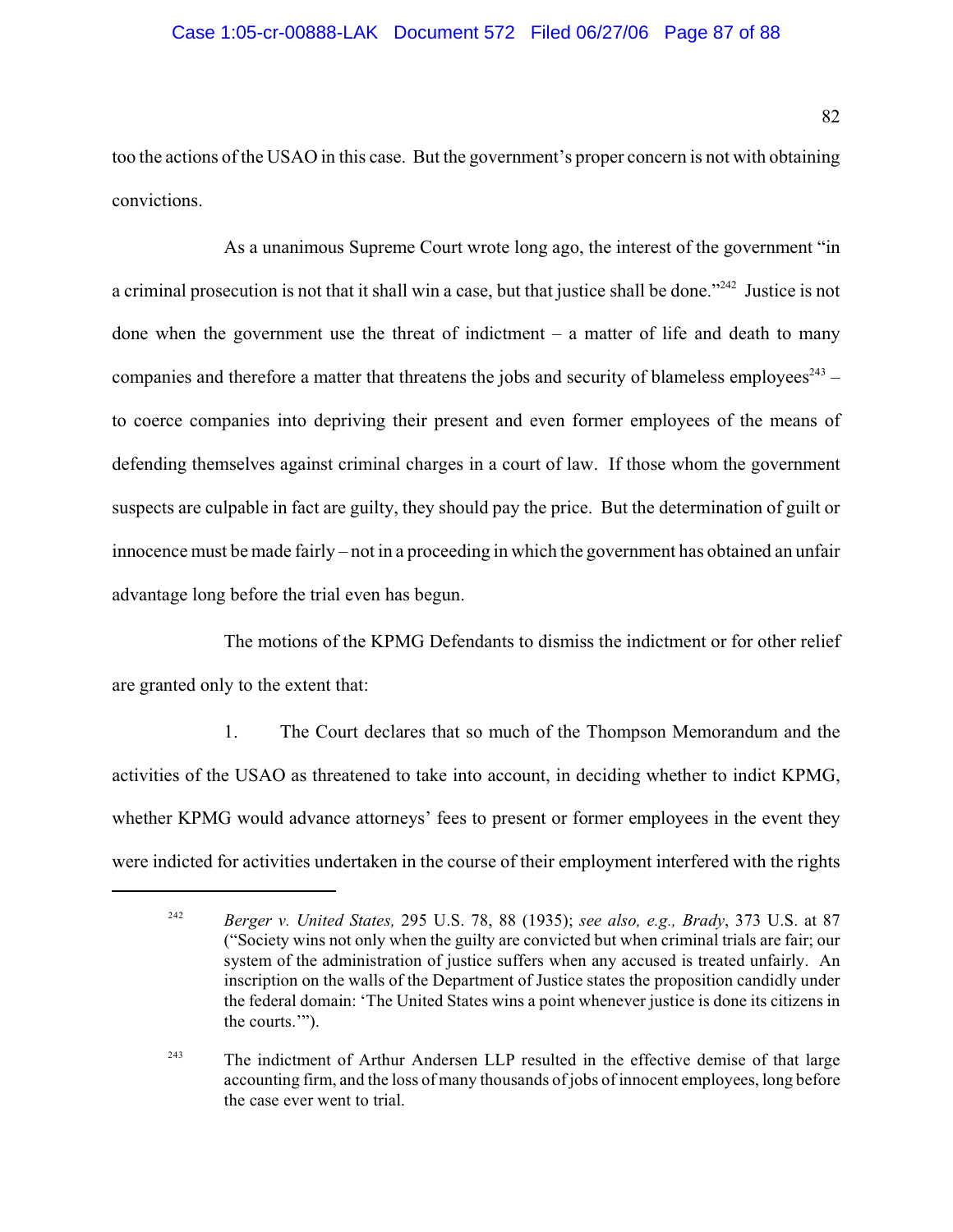too the actions of the USAO in this case. But the government's proper concern is not with obtaining convictions.

As a unanimous Supreme Court wrote long ago, the interest of the government "in a criminal prosecution is not that it shall win a case, but that justice shall be done."[242] Justice is not done when the government use the threat of indictment – a matter of life and death to many companies and therefore a matter that threatens the jobs and security of blameless employees[243] – to coerce companies into depriving their present and even former employees of the means of defending themselves against criminal charges in a court of law. If those whom the government suspects are culpable in fact are guilty, they should pay the price. But the determination of guilt or innocence must be made fairly – not in a proceeding in which the government has obtained an unfair advantage long before the trial even has begun.

The motions of the KPMG Defendants to dismiss the indictment or for other relief are granted only to the extent that:

1. The Court declares that so much of the Thompson Memorandum and the activities of the USAO as threatened to take into account, in deciding whether to indict KPMG, whether KPMG would advance attorneys' fees to present or former employees in the event they were indicted for activities undertaken in the course of their employment interfered with the rights

---

[242] *Berger v. United States,* 295 U.S. 78, 88 (1935); *see also, e.g., Brady*, 373 U.S. at 87 ("Society wins not only when the guilty are convicted but when criminal trials are fair; our system of the administration of justice suffers when any accused is treated unfairly. An inscription on the walls of the Department of Justice states the proposition candidly under the federal domain: 'The United States wins a point whenever justice is done its citizens in the courts.'").

[243] The indictment of Arthur Andersen LLP resulted in the effective demise of that large accounting firm, and the loss of many thousands of jobs of innocent employees, long before the case ever went to trial.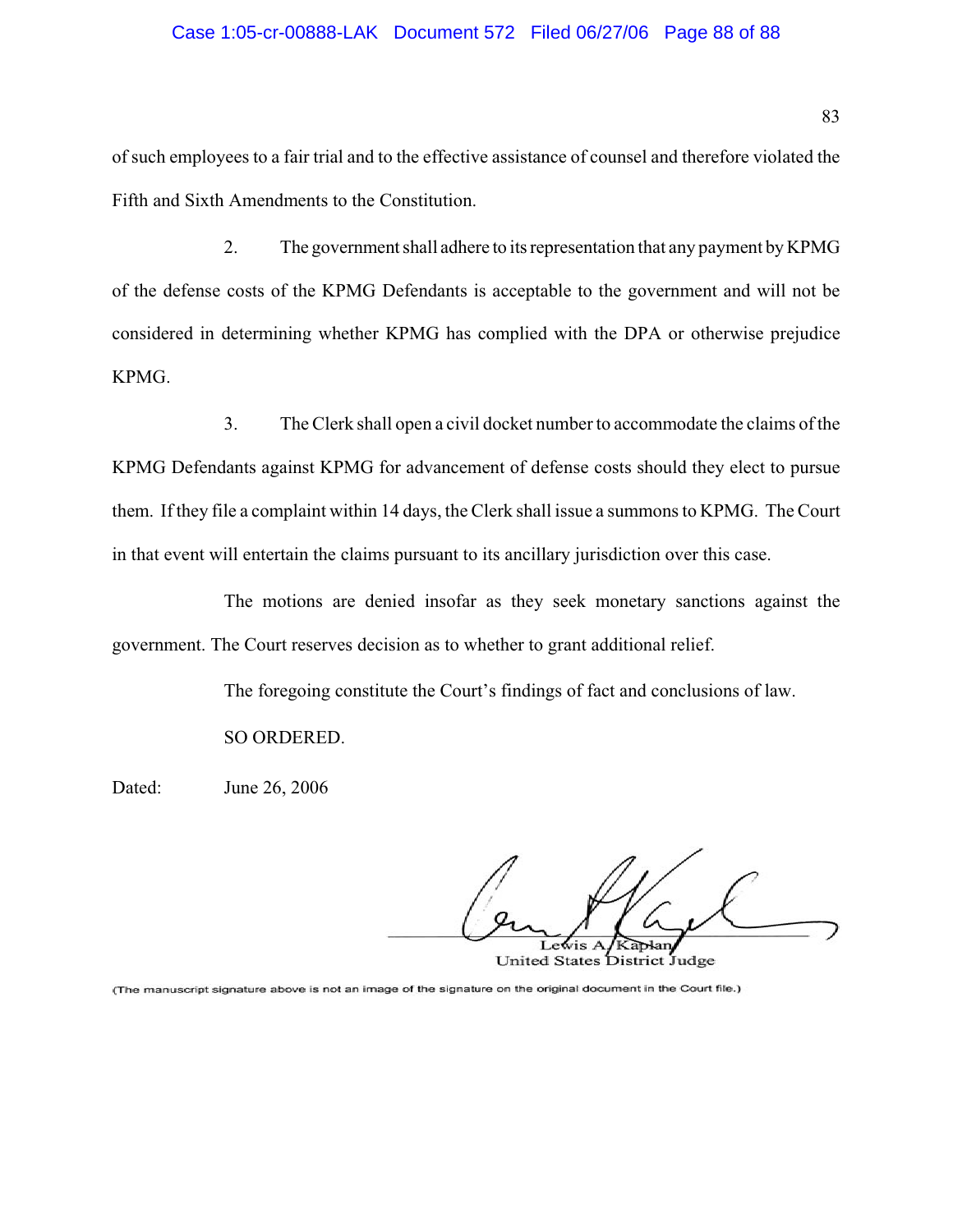of such employees to a fair trial and to the effective assistance of counsel and therefore violated the Fifth and Sixth Amendments to the Constitution.

2. The government shall adhere to its representation that any payment by KPMG of the defense costs of the KPMG Defendants is acceptable to the government and will not be considered in determining whether KPMG has complied with the DPA or otherwise prejudice KPMG.

3. The Clerk shall open a civil docket number to accommodate the claims of the KPMG Defendants against KPMG for advancement of defense costs should they elect to pursue them. If they file a complaint within 14 days, the Clerk shall issue a summons to KPMG. The Court in that event will entertain the claims pursuant to its ancillary jurisdiction over this case.

The motions are denied insofar as they seek monetary sanctions against the government. The Court reserves decision as to whether to grant additional relief.

The foregoing constitute the Court's findings of fact and conclusions of law.

SO ORDERED.

Dated: June 26, 2006

Lewis A. Kaplan
United States District Judge

(The manuscript signature above is not an image of the signature on the original document in the Court file.)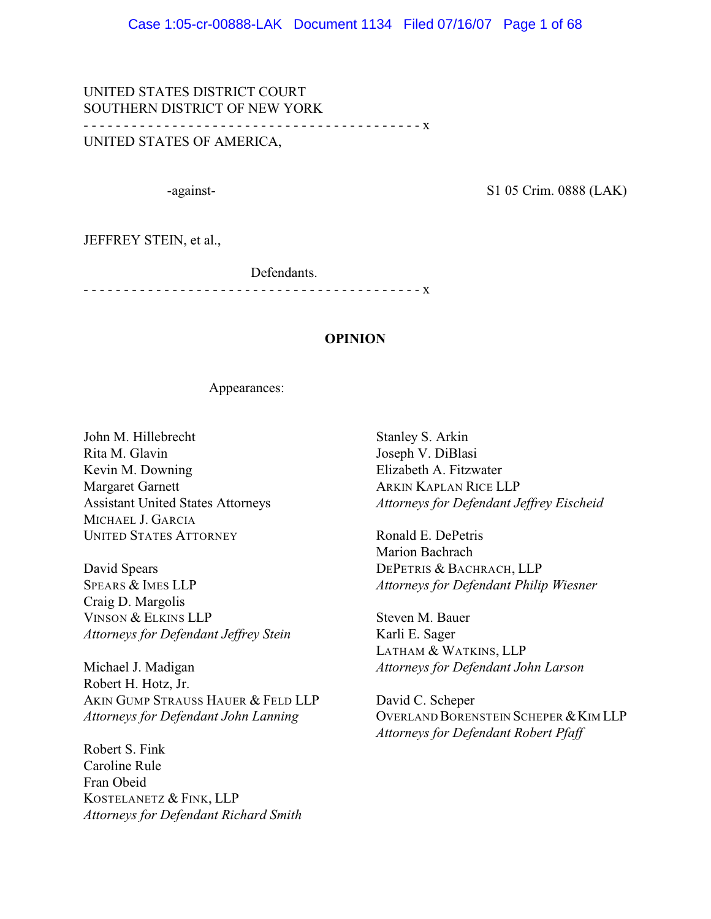UNITED STATES DISTRICT COURT
SOUTHERN DISTRICT OF NEW YORK

- - - - - - - - - - - - - - - - - - - - - - - - - - - - - - - - - - - - - - - - - x

UNITED STATES OF AMERICA,

-against-

S1 05 Crim. 0888 (LAK)

JEFFREY STEIN, et al.,

Defendants.

- - - - - - - - - - - - - - - - - - - - - - - - - - - - - - - - - - - - - - - - - x

**OPINION**

Appearances:

John M. Hillebrecht
Rita M. Glavin
Kevin M. Downing
Margaret Garnett
Assistant United States Attorneys
MICHAEL J. GARCIA
UNITED STATES ATTORNEY

David Spears
SPEARS & IMES LLP
Craig D. Margolis
VINSON & ELKINS LLP
*Attorneys for Defendant Jeffrey Stein*

Michael J. Madigan
Robert H. Hotz, Jr.
AKIN GUMP STRAUSS HAUER & FELD LLP
*Attorneys for Defendant John Lanning*

Robert S. Fink
Caroline Rule
Fran Obeid
KOSTELANETZ & FINK, LLP
*Attorneys for Defendant Richard Smith*

Stanley S. Arkin
Joseph V. DiBlasi
Elizabeth A. Fitzwater
ARKIN KAPLAN RICE LLP
*Attorneys for Defendant Jeffrey Eischeid*

Ronald E. DePetris
Marion Bachrach
DEPETRIS & BACHRACH, LLP
*Attorneys for Defendant Philip Wiesner*

Steven M. Bauer
Karli E. Sager
LATHAM & WATKINS, LLP
*Attorneys for Defendant John Larson*

David C. Scheper
OVERLAND BORENSTEIN SCHEPER & KIM LLP
*Attorneys for Defendant Robert Pfaff*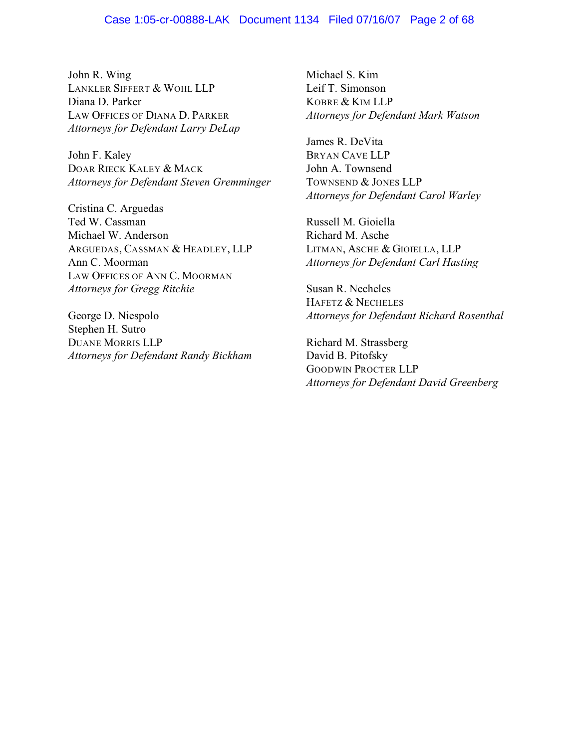John R. Wing
LANKLER SIFFERT & WOHL LLP
Diana D. Parker
LAW OFFICES OF DIANA D. PARKER
*Attorneys for Defendant Larry DeLap*

John F. Kaley
DOAR RIECK KALEY & MACK
*Attorneys for Defendant Steven Gremminger*

Cristina C. Arguedas
Ted W. Cassman
Michael W. Anderson
ARGUEDAS, CASSMAN & HEADLEY, LLP
Ann C. Moorman
LAW OFFICES OF ANN C. MOORMAN
*Attorneys for Gregg Ritchie*

George D. Niespolo
Stephen H. Sutro
DUANE MORRIS LLP
*Attorneys for Defendant Randy Bickham*

Michael S. Kim
Leif T. Simonson
KOBRE & KIM LLP
*Attorneys for Defendant Mark Watson*

James R. DeVita
BRYAN CAVE LLP
John A. Townsend
TOWNSEND & JONES LLP
*Attorneys for Defendant Carol Warley*

Russell M. Gioiella
Richard M. Asche
LITMAN, ASCHE & GIOIELLA, LLP
*Attorneys for Defendant Carl Hasting*

Susan R. Necheles
HAFETZ & NECHELES
*Attorneys for Defendant Richard Rosenthal*

Richard M. Strassberg
David B. Pitofsky
GOODWIN PROCTER LLP
*Attorneys for Defendant David Greenberg*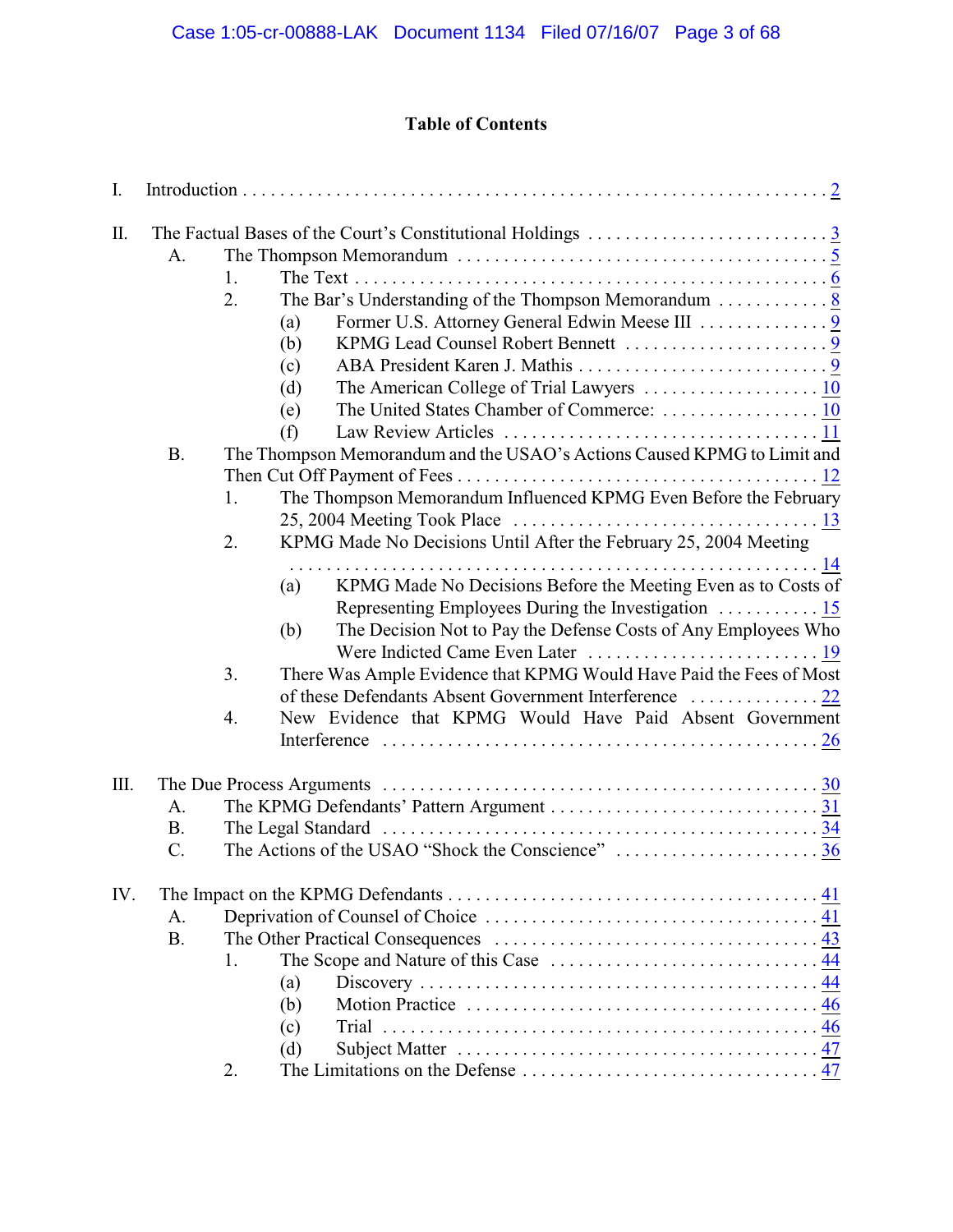# Table of Contents

I. Introduction . . . . . . . . . . 2

II. The Factual Bases of the Court's Constitutional Holdings . . . . . . . . . . 3
- A. The Thompson Memorandum . . . . . . . . . . 5
  - 1. The Text . . . . . . . . . . 6
  - 2. The Bar's Understanding of the Thompson Memorandum . . . . . . . . . . 8
    - (a) Former U.S. Attorney General Edwin Meese III . . . . . . . . . . 9
    - (b) KPMG Lead Counsel Robert Bennett . . . . . . . . . . 9
    - (c) ABA President Karen J. Mathis . . . . . . . . . . 9
    - (d) The American College of Trial Lawyers . . . . . . . . . . 10
    - (e) The United States Chamber of Commerce: . . . . . . . . . . 10
    - (f) Law Review Articles . . . . . . . . . . 11
- B. The Thompson Memorandum and the USAO's Actions Caused KPMG to Limit and Then Cut Off Payment of Fees . . . . . . . . . . 12
  - 1. The Thompson Memorandum Influenced KPMG Even Before the February 25, 2004 Meeting Took Place . . . . . . . . . . 13
  - 2. KPMG Made No Decisions Until After the February 25, 2004 Meeting . . . . . . . . . . 14
    - (a) KPMG Made No Decisions Before the Meeting Even as to Costs of Representing Employees During the Investigation . . . . . . . . . . 15
    - (b) The Decision Not to Pay the Defense Costs of Any Employees Who Were Indicted Came Even Later . . . . . . . . . . 19
  - 3. There Was Ample Evidence that KPMG Would Have Paid the Fees of Most of these Defendants Absent Government Interference . . . . . . . . . . 22
  - 4. New Evidence that KPMG Would Have Paid Absent Government Interference . . . . . . . . . . 26

III. The Due Process Arguments . . . . . . . . . . 30
- A. The KPMG Defendants' Pattern Argument . . . . . . . . . . 31
- B. The Legal Standard . . . . . . . . . . 34
- C. The Actions of the USAO "Shock the Conscience" . . . . . . . . . . 36

IV. The Impact on the KPMG Defendants . . . . . . . . . . 41
- A. Deprivation of Counsel of Choice . . . . . . . . . . 41
- B. The Other Practical Consequences . . . . . . . . . . 43
  - 1. The Scope and Nature of this Case . . . . . . . . . . 44
    - (a) Discovery . . . . . . . . . . 44
    - (b) Motion Practice . . . . . . . . . . 46
    - (c) Trial . . . . . . . . . . 46
    - (d) Subject Matter . . . . . . . . . . 47
  - 2. The Limitations on the Defense . . . . . . . . . . 47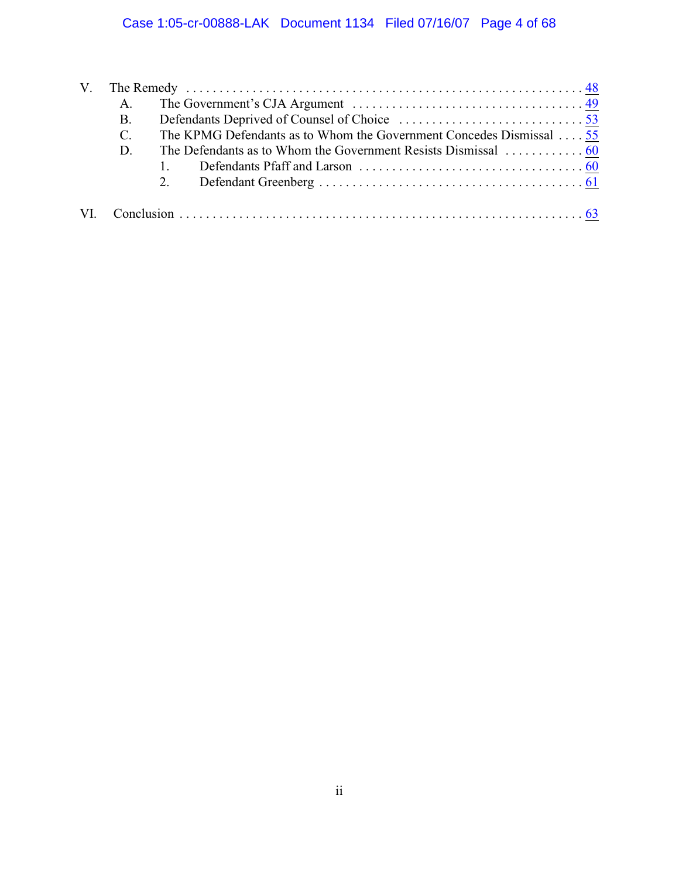V. The Remedy . . . . . . . . . . . . . . . . . . . . . . . . . . . . . . . . . . . . . . . . . . . . . . . . . . . . . . . . . . 48

- A. The Government's CJA Argument . . . . . . . . . . . . . . . . . . . . . . . . . . . . . . . . . . 49
- B. Defendants Deprived of Counsel of Choice . . . . . . . . . . . . . . . . . . . . . . . . . . . 53
- C. The KPMG Defendants as to Whom the Government Concedes Dismissal . . . . 55
- D. The Defendants as to Whom the Government Resists Dismissal . . . . . . . . . . . . 60
  - 1. Defendants Pfaff and Larson . . . . . . . . . . . . . . . . . . . . . . . . . . . . . . . . . . 60
  - 2. Defendant Greenberg . . . . . . . . . . . . . . . . . . . . . . . . . . . . . . . . . . . . . . . . 61

VI. Conclusion . . . . . . . . . . . . . . . . . . . . . . . . . . . . . . . . . . . . . . . . . . . . . . . . . . . . . . . . . . . 63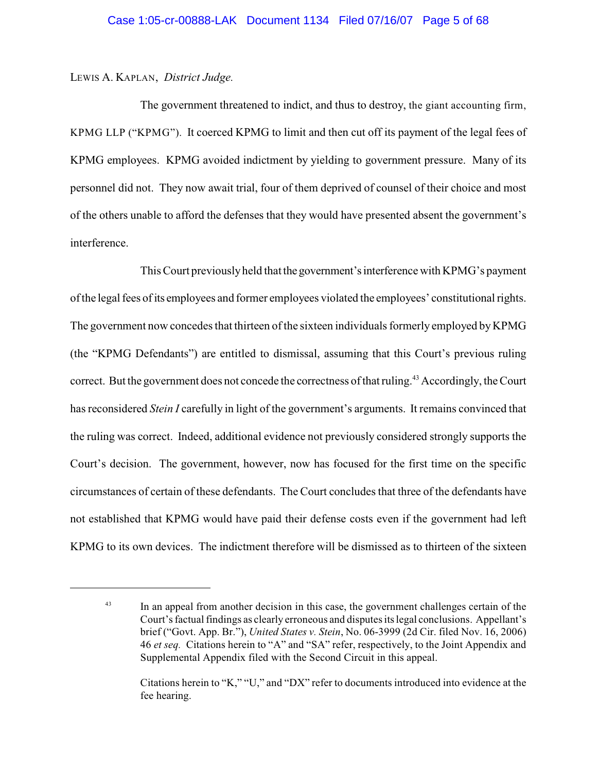LEWIS A. KAPLAN, *District Judge.*

The government threatened to indict, and thus to destroy, the giant accounting firm, KPMG LLP ("KPMG"). It coerced KPMG to limit and then cut off its payment of the legal fees of KPMG employees. KPMG avoided indictment by yielding to government pressure. Many of its personnel did not. They now await trial, four of them deprived of counsel of their choice and most of the others unable to afford the defenses that they would have presented absent the government's interference.

This Court previously held that the government's interference with KPMG's payment of the legal fees of its employees and former employees violated the employees' constitutional rights. The government now concedes that thirteen of the sixteen individuals formerly employed by KPMG (the "KPMG Defendants") are entitled to dismissal, assuming that this Court's previous ruling correct. But the government does not concede the correctness of that ruling.[43] Accordingly, the Court has reconsidered *Stein I* carefully in light of the government's arguments. It remains convinced that the ruling was correct. Indeed, additional evidence not previously considered strongly supports the Court's decision. The government, however, now has focused for the first time on the specific circumstances of certain of these defendants. The Court concludes that three of the defendants have not established that KPMG would have paid their defense costs even if the government had left KPMG to its own devices. The indictment therefore will be dismissed as to thirteen of the sixteen

---

[43] In an appeal from another decision in this case, the government challenges certain of the Court's factual findings as clearly erroneous and disputes its legal conclusions. Appellant's brief ("Govt. App. Br."), *United States v. Stein*, No. 06-3999 (2d Cir. filed Nov. 16, 2006) 46 *et seq.* Citations herein to "A" and "SA" refer, respectively, to the Joint Appendix and Supplemental Appendix filed with the Second Circuit in this appeal.

Citations herein to "K," "U," and "DX" refer to documents introduced into evidence at the fee hearing.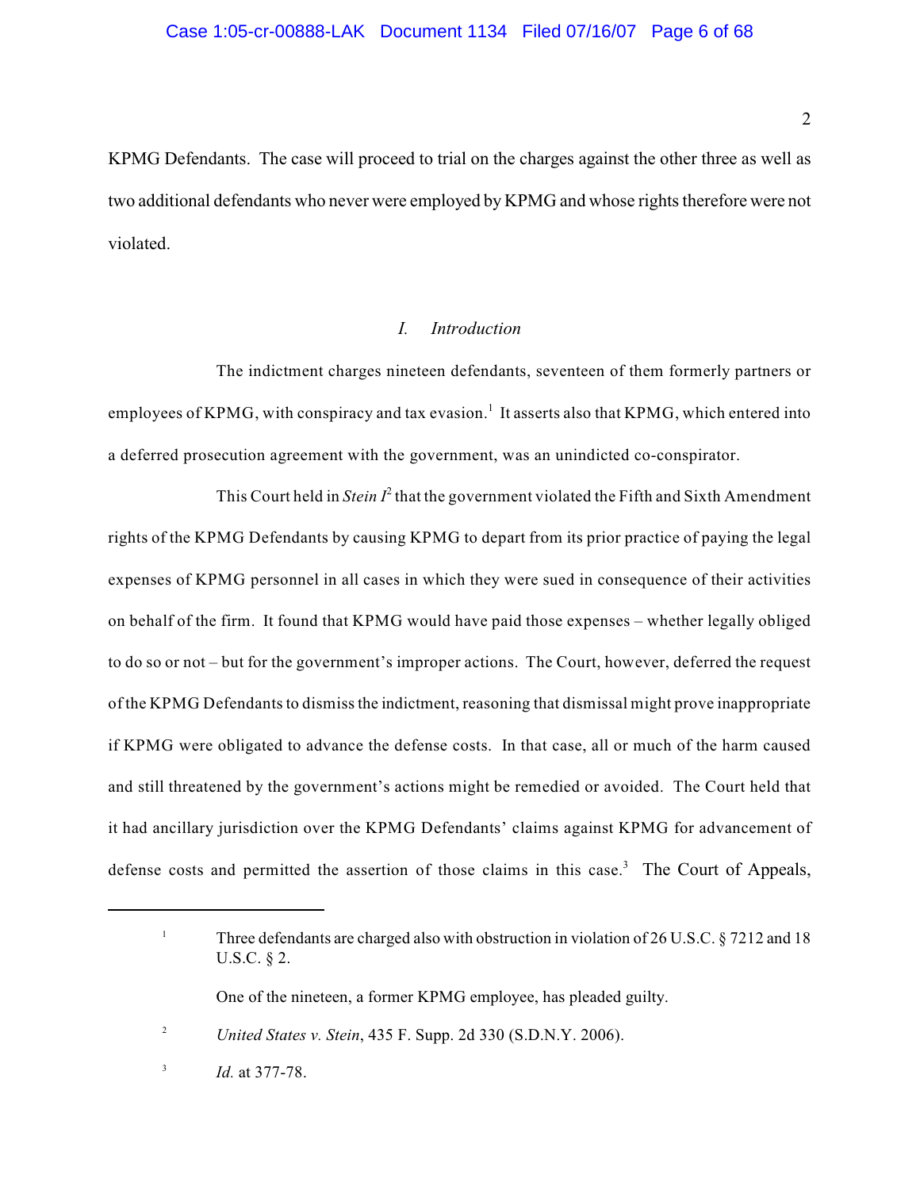KPMG Defendants. The case will proceed to trial on the charges against the other three as well as two additional defendants who never were employed by KPMG and whose rights therefore were not violated.

## *I. Introduction*

The indictment charges nineteen defendants, seventeen of them formerly partners or employees of KPMG, with conspiracy and tax evasion.[1] It asserts also that KPMG, which entered into a deferred prosecution agreement with the government, was an unindicted co-conspirator.

This Court held in *Stein I*[2] that the government violated the Fifth and Sixth Amendment rights of the KPMG Defendants by causing KPMG to depart from its prior practice of paying the legal expenses of KPMG personnel in all cases in which they were sued in consequence of their activities on behalf of the firm. It found that KPMG would have paid those expenses – whether legally obliged to do so or not – but for the government's improper actions. The Court, however, deferred the request of the KPMG Defendants to dismiss the indictment, reasoning that dismissal might prove inappropriate if KPMG were obligated to advance the defense costs. In that case, all or much of the harm caused and still threatened by the government's actions might be remedied or avoided. The Court held that it had ancillary jurisdiction over the KPMG Defendants' claims against KPMG for advancement of defense costs and permitted the assertion of those claims in this case.[3] The Court of Appeals,

---

[1] Three defendants are charged also with obstruction in violation of 26 U.S.C. § 7212 and 18 U.S.C. § 2.

One of the nineteen, a former KPMG employee, has pleaded guilty.

[2] *United States v. Stein*, 435 F. Supp. 2d 330 (S.D.N.Y. 2006).

[3] *Id.* at 377-78.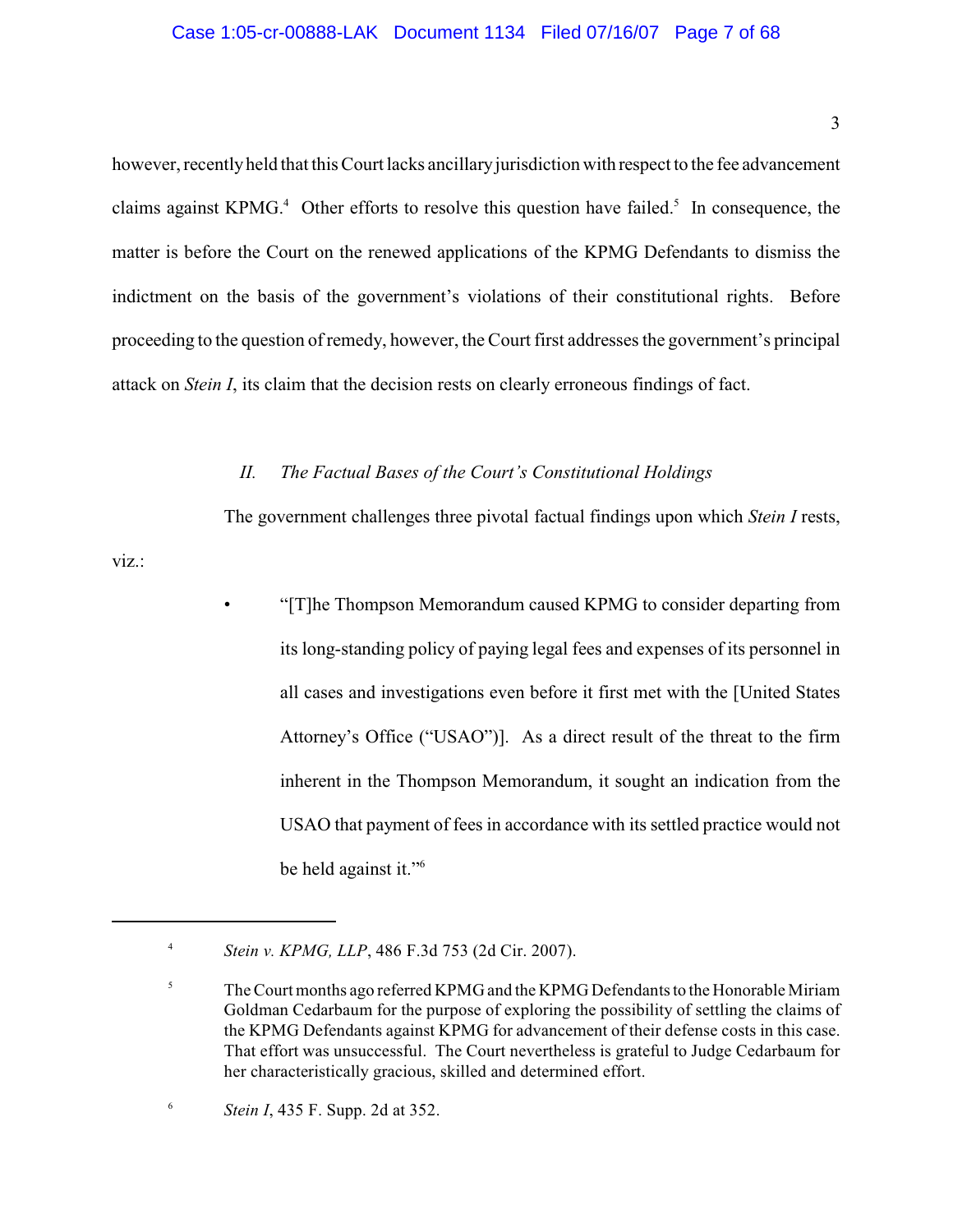however, recently held that this Court lacks ancillary jurisdiction with respect to the fee advancement claims against KPMG.[4] Other efforts to resolve this question have failed.[5] In consequence, the matter is before the Court on the renewed applications of the KPMG Defendants to dismiss the indictment on the basis of the government's violations of their constitutional rights. Before proceeding to the question of remedy, however, the Court first addresses the government's principal attack on *Stein I*, its claim that the decision rests on clearly erroneous findings of fact.

## *II. The Factual Bases of the Court's Constitutional Holdings*

The government challenges three pivotal factual findings upon which *Stein I* rests, viz.:

- "[T]he Thompson Memorandum caused KPMG to consider departing from its long-standing policy of paying legal fees and expenses of its personnel in all cases and investigations even before it first met with the [United States Attorney's Office ("USAO")]. As a direct result of the threat to the firm inherent in the Thompson Memorandum, it sought an indication from the USAO that payment of fees in accordance with its settled practice would not be held against it."[6]

---

[4] *Stein v. KPMG, LLP*, 486 F.3d 753 (2d Cir. 2007).

[5] The Court months ago referred KPMG and the KPMG Defendants to the Honorable Miriam Goldman Cedarbaum for the purpose of exploring the possibility of settling the claims of the KPMG Defendants against KPMG for advancement of their defense costs in this case. That effort was unsuccessful. The Court nevertheless is grateful to Judge Cedarbaum for her characteristically gracious, skilled and determined effort.

[6] *Stein I*, 435 F. Supp. 2d at 352.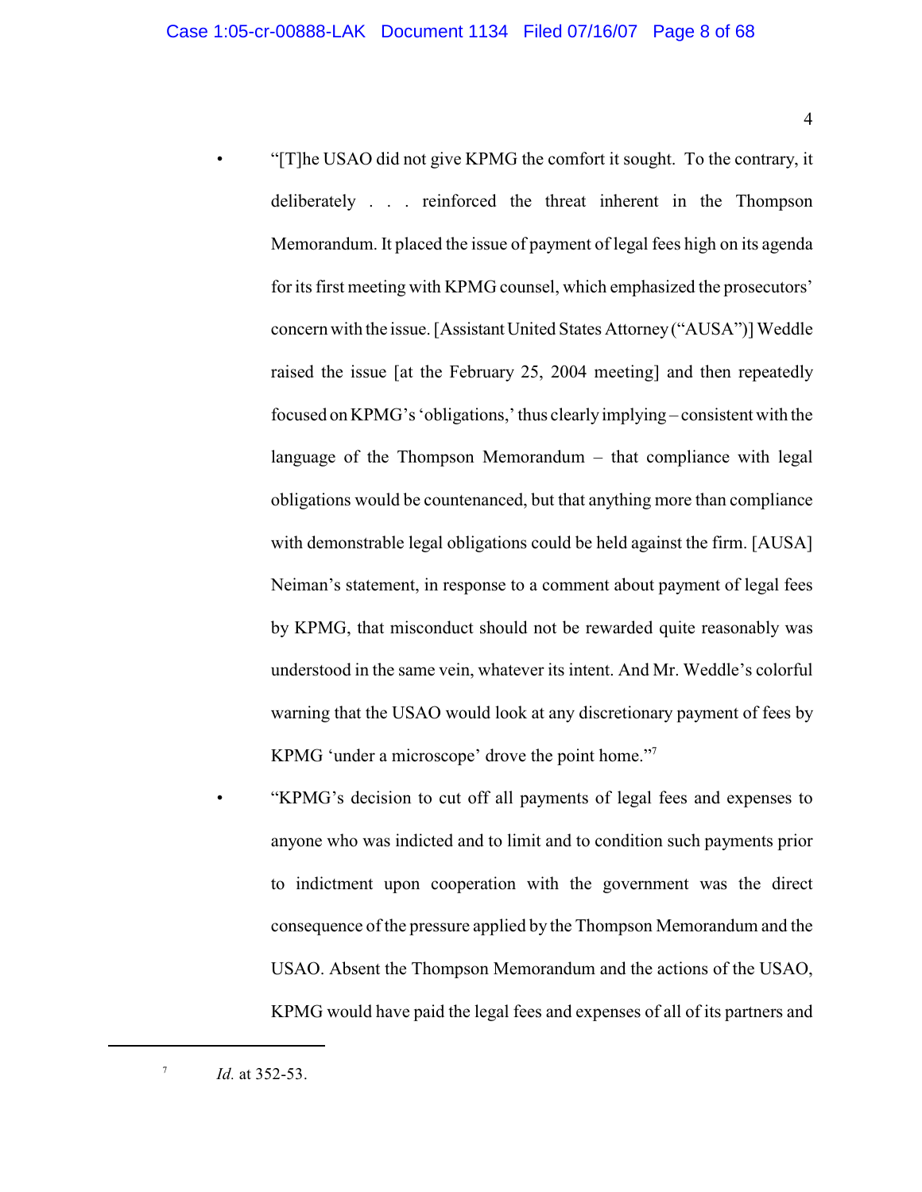- "[T]he USAO did not give KPMG the comfort it sought. To the contrary, it deliberately . . . reinforced the threat inherent in the Thompson Memorandum. It placed the issue of payment of legal fees high on its agenda for its first meeting with KPMG counsel, which emphasized the prosecutors' concern with the issue. [Assistant United States Attorney ("AUSA")] Weddle raised the issue [at the February 25, 2004 meeting] and then repeatedly focused on KPMG's 'obligations,' thus clearly implying – consistent with the language of the Thompson Memorandum – that compliance with legal obligations would be countenanced, but that anything more than compliance with demonstrable legal obligations could be held against the firm. [AUSA] Neiman's statement, in response to a comment about payment of legal fees by KPMG, that misconduct should not be rewarded quite reasonably was understood in the same vein, whatever its intent. And Mr. Weddle's colorful warning that the USAO would look at any discretionary payment of fees by KPMG 'under a microscope' drove the point home."[7]

- "KPMG's decision to cut off all payments of legal fees and expenses to anyone who was indicted and to limit and to condition such payments prior to indictment upon cooperation with the government was the direct consequence of the pressure applied by the Thompson Memorandum and the USAO. Absent the Thompson Memorandum and the actions of the USAO, KPMG would have paid the legal fees and expenses of all of its partners and

---

[7] *Id.* at 352-53.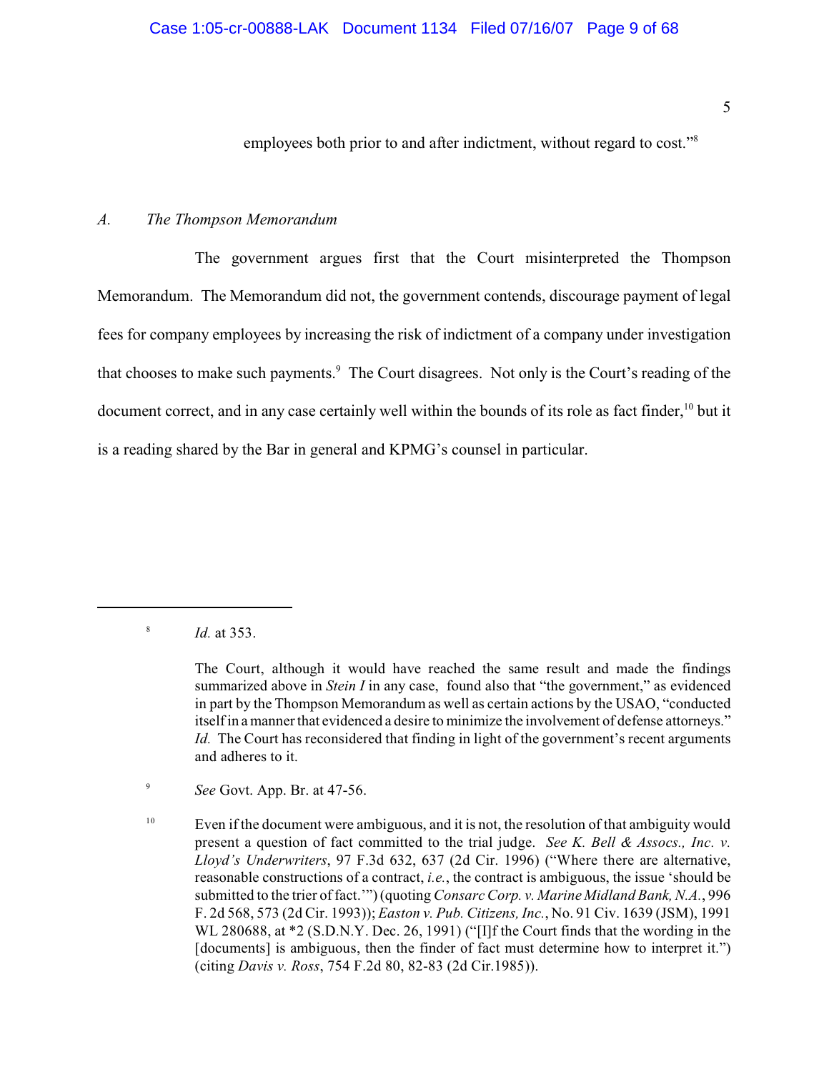employees both prior to and after indictment, without regard to cost."[8]

## *A. The Thompson Memorandum*

The government argues first that the Court misinterpreted the Thompson Memorandum. The Memorandum did not, the government contends, discourage payment of legal fees for company employees by increasing the risk of indictment of a company under investigation that chooses to make such payments.[9] The Court disagrees. Not only is the Court's reading of the document correct, and in any case certainly well within the bounds of its role as fact finder,[10] but it is a reading shared by the Bar in general and KPMG's counsel in particular.

---

[8] *Id.* at 353.

The Court, although it would have reached the same result and made the findings summarized above in *Stein I* in any case, found also that "the government," as evidenced in part by the Thompson Memorandum as well as certain actions by the USAO, "conducted itself in a manner that evidenced a desire to minimize the involvement of defense attorneys." *Id.* The Court has reconsidered that finding in light of the government's recent arguments and adheres to it.

[9] *See* Govt. App. Br. at 47-56.

[10] Even if the document were ambiguous, and it is not, the resolution of that ambiguity would present a question of fact committed to the trial judge. *See K. Bell & Assocs., Inc. v. Lloyd's Underwriters*, 97 F.3d 632, 637 (2d Cir. 1996) ("Where there are alternative, reasonable constructions of a contract, *i.e.*, the contract is ambiguous, the issue 'should be submitted to the trier of fact.'") (quoting *Consarc Corp. v. Marine Midland Bank, N.A.*, 996 F. 2d 568, 573 (2d Cir. 1993)); *Easton v. Pub. Citizens, Inc.*, No. 91 Civ. 1639 (JSM), 1991 WL 280688, at *2 (S.D.N.Y. Dec. 26, 1991) ("[I]f the Court finds that the wording in the [documents] is ambiguous, then the finder of fact must determine how to interpret it.") (citing *Davis v. Ross*, 754 F.2d 80, 82-83 (2d Cir.1985)).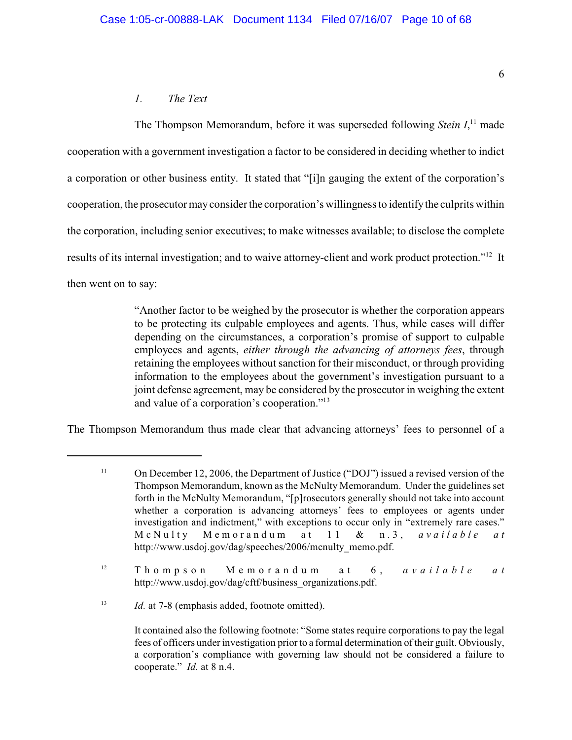*1. The Text*

The Thompson Memorandum, before it was superseded following *Stein I*,[11] made cooperation with a government investigation a factor to be considered in deciding whether to indict a corporation or other business entity. It stated that "[i]n gauging the extent of the corporation's cooperation, the prosecutor may consider the corporation's willingness to identify the culprits within the corporation, including senior executives; to make witnesses available; to disclose the complete results of its internal investigation; and to waive attorney-client and work product protection."[12] It then went on to say:

> "Another factor to be weighed by the prosecutor is whether the corporation appears to be protecting its culpable employees and agents. Thus, while cases will differ depending on the circumstances, a corporation's promise of support to culpable employees and agents, *either through the advancing of attorneys fees*, through retaining the employees without sanction for their misconduct, or through providing information to the employees about the government's investigation pursuant to a joint defense agreement, may be considered by the prosecutor in weighing the extent and value of a corporation's cooperation."[13]

The Thompson Memorandum thus made clear that advancing attorneys' fees to personnel of a

---

[11] On December 12, 2006, the Department of Justice ("DOJ") issued a revised version of the Thompson Memorandum, known as the McNulty Memorandum. Under the guidelines set forth in the McNulty Memorandum, "[p]rosecutors generally should not take into account whether a corporation is advancing attorneys' fees to employees or agents under investigation and indictment," with exceptions to occur only in "extremely rare cases." McNulty Memorandum at 11 & n.3, *available at* http://www.usdoj.gov/dag/speeches/2006/mcnulty_memo.pdf.

[12] Thompson Memorandum at 6, *available at* http://www.usdoj.gov/dag/cftf/business_organizations.pdf.

[13] *Id.* at 7-8 (emphasis added, footnote omitted).

It contained also the following footnote: "Some states require corporations to pay the legal fees of officers under investigation prior to a formal determination of their guilt. Obviously, a corporation's compliance with governing law should not be considered a failure to cooperate." *Id.* at 8 n.4.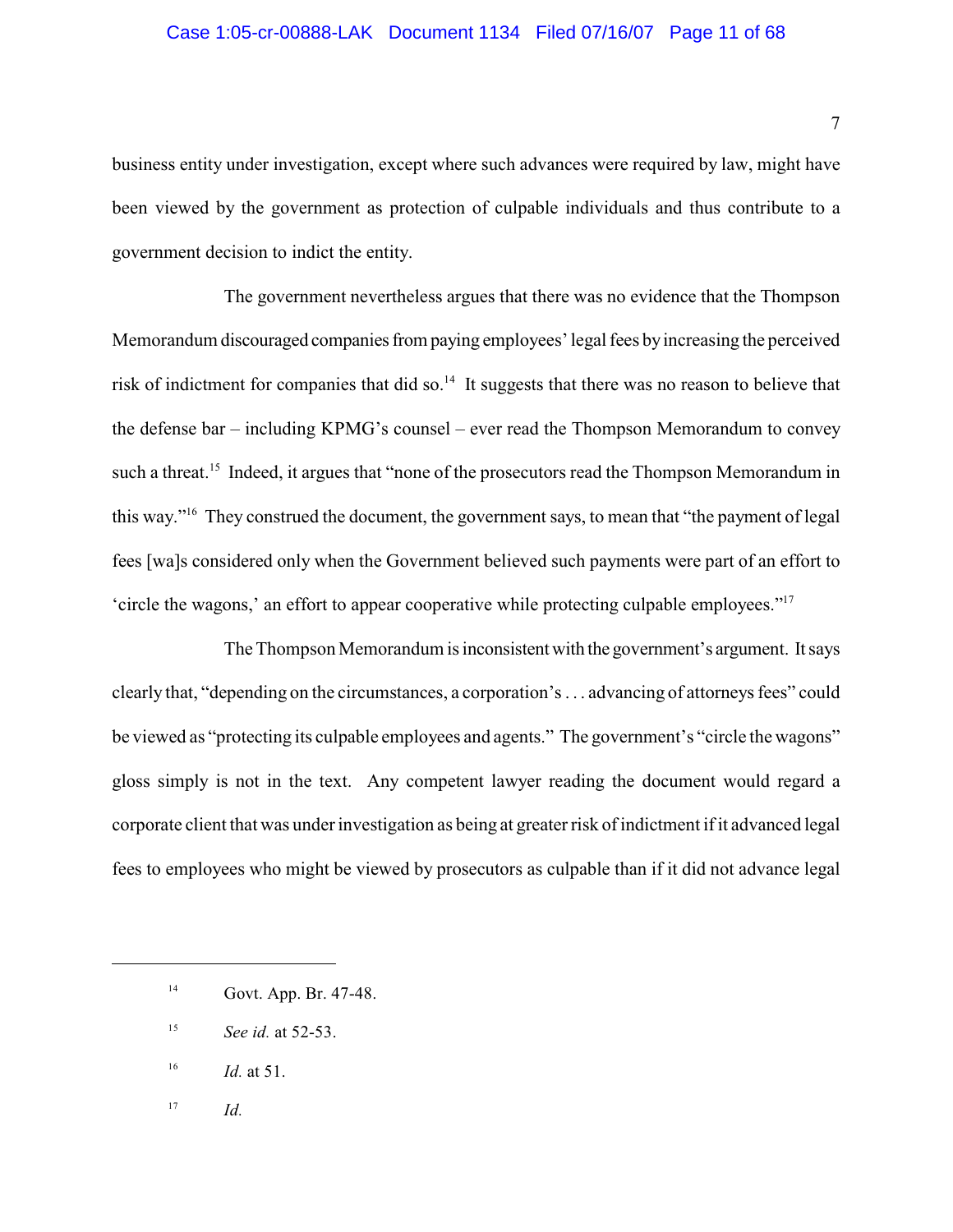business entity under investigation, except where such advances were required by law, might have been viewed by the government as protection of culpable individuals and thus contribute to a government decision to indict the entity.

The government nevertheless argues that there was no evidence that the Thompson Memorandum discouraged companies from paying employees' legal fees by increasing the perceived risk of indictment for companies that did so.[14] It suggests that there was no reason to believe that the defense bar – including KPMG's counsel – ever read the Thompson Memorandum to convey such a threat.[15] Indeed, it argues that "none of the prosecutors read the Thompson Memorandum in this way."[16] They construed the document, the government says, to mean that "the payment of legal fees [wa]s considered only when the Government believed such payments were part of an effort to 'circle the wagons,' an effort to appear cooperative while protecting culpable employees."[17]

The Thompson Memorandum is inconsistent with the government's argument. It says clearly that, "depending on the circumstances, a corporation's . . . advancing of attorneys fees" could be viewed as "protecting its culpable employees and agents." The government's "circle the wagons" gloss simply is not in the text. Any competent lawyer reading the document would regard a corporate client that was under investigation as being at greater risk of indictment if it advanced legal fees to employees who might be viewed by prosecutors as culpable than if it did not advance legal

---

[14] Govt. App. Br. 47-48.

[15] *See id.* at 52-53.

[16] *Id.* at 51.

[17] *Id.*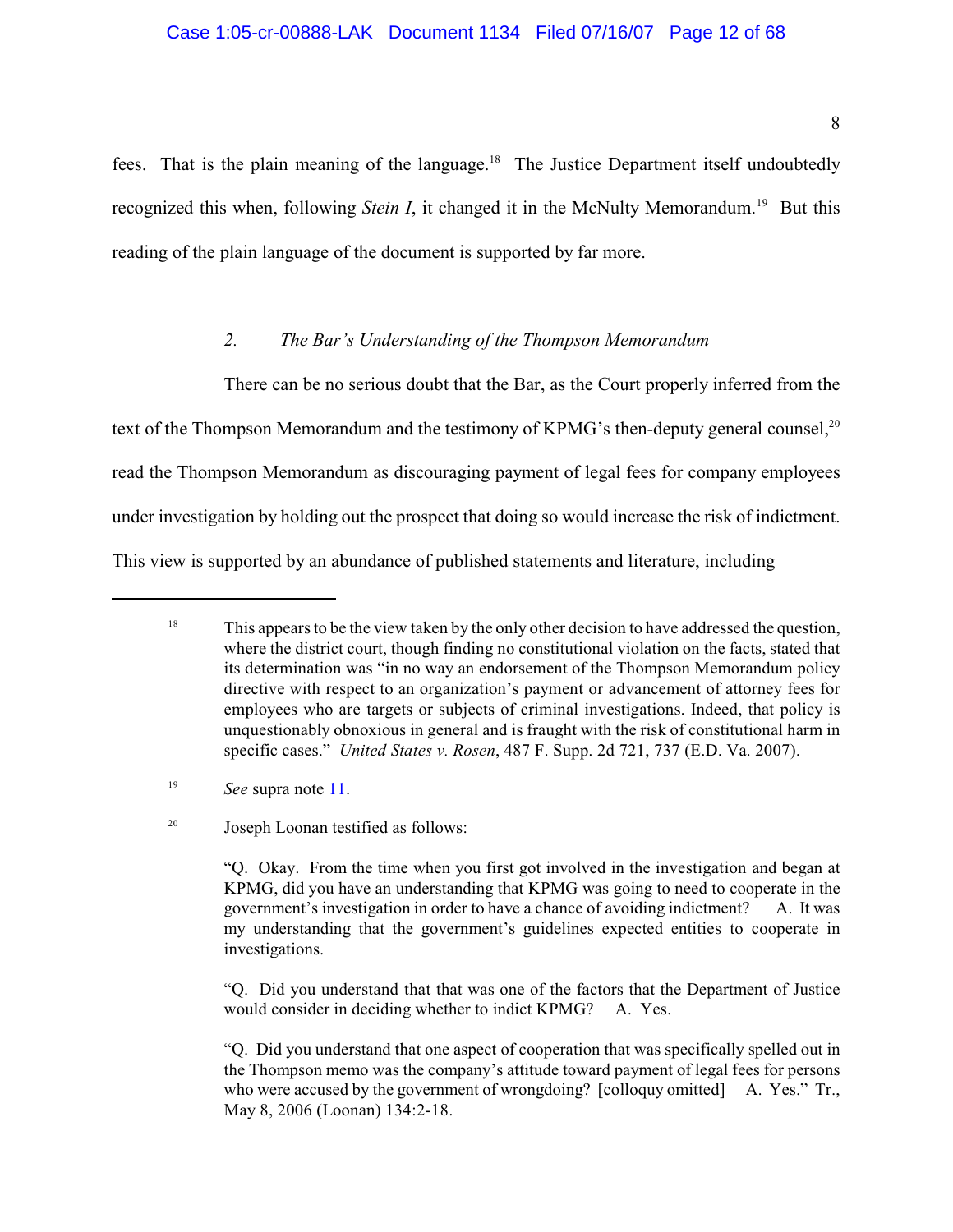fees. That is the plain meaning of the language.[18] The Justice Department itself undoubtedly recognized this when, following *Stein I*, it changed it in the McNulty Memorandum.[19] But this reading of the plain language of the document is supported by far more.

### 2. *The Bar's Understanding of the Thompson Memorandum*

There can be no serious doubt that the Bar, as the Court properly inferred from the text of the Thompson Memorandum and the testimony of KPMG's then-deputy general counsel,[20] read the Thompson Memorandum as discouraging payment of legal fees for company employees under investigation by holding out the prospect that doing so would increase the risk of indictment. This view is supported by an abundance of published statements and literature, including

---

[18] This appears to be the view taken by the only other decision to have addressed the question, where the district court, though finding no constitutional violation on the facts, stated that its determination was "in no way an endorsement of the Thompson Memorandum policy directive with respect to an organization's payment or advancement of attorney fees for employees who are targets or subjects of criminal investigations. Indeed, that policy is unquestionably obnoxious in general and is fraught with the risk of constitutional harm in specific cases." *United States v. Rosen*, 487 F. Supp. 2d 721, 737 (E.D. Va. 2007).

[19] *See* supra note 11.

[20] Joseph Loonan testified as follows:

"Q. Okay. From the time when you first got involved in the investigation and began at KPMG, did you have an understanding that KPMG was going to need to cooperate in the government's investigation in order to have a chance of avoiding indictment? A. It was my understanding that the government's guidelines expected entities to cooperate in investigations.

"Q. Did you understand that that was one of the factors that the Department of Justice would consider in deciding whether to indict KPMG? A. Yes.

"Q. Did you understand that one aspect of cooperation that was specifically spelled out in the Thompson memo was the company's attitude toward payment of legal fees for persons who were accused by the government of wrongdoing? [colloquy omitted] A. Yes." Tr., May 8, 2006 (Loonan) 134:2-18.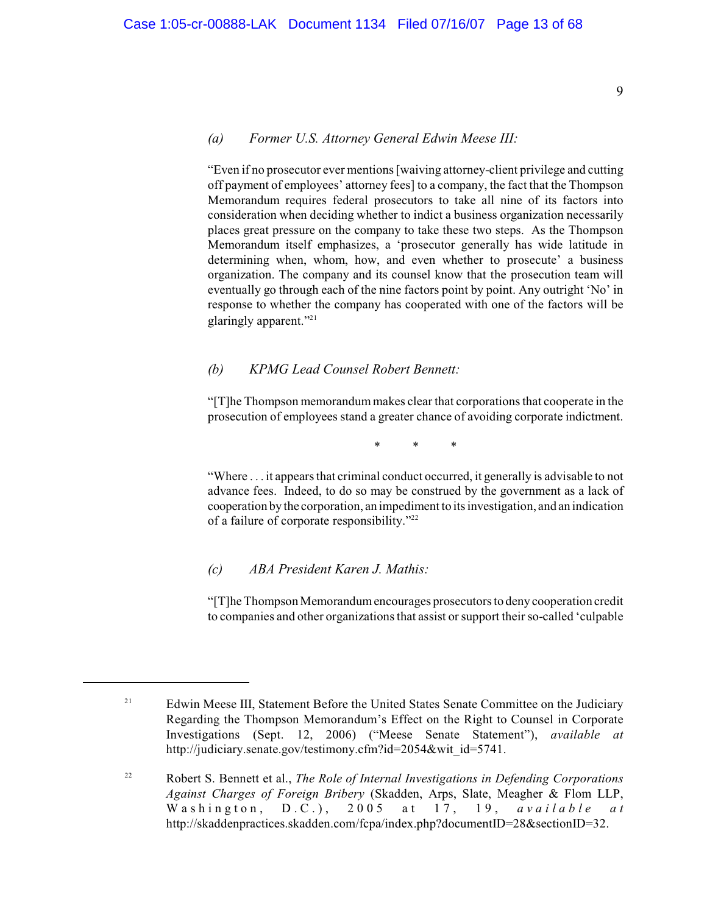*(a) Former U.S. Attorney General Edwin Meese III:*

"Even if no prosecutor ever mentions [waiving attorney-client privilege and cutting off payment of employees' attorney fees] to a company, the fact that the Thompson Memorandum requires federal prosecutors to take all nine of its factors into consideration when deciding whether to indict a business organization necessarily places great pressure on the company to take these two steps. As the Thompson Memorandum itself emphasizes, a 'prosecutor generally has wide latitude in determining when, whom, how, and even whether to prosecute' a business organization. The company and its counsel know that the prosecution team will eventually go through each of the nine factors point by point. Any outright 'No' in response to whether the company has cooperated with one of the factors will be glaringly apparent."[21]

*(b) KPMG Lead Counsel Robert Bennett:*

"[T]he Thompson memorandum makes clear that corporations that cooperate in the prosecution of employees stand a greater chance of avoiding corporate indictment.

\* \* \*

"Where . . . it appears that criminal conduct occurred, it generally is advisable to not advance fees. Indeed, to do so may be construed by the government as a lack of cooperation by the corporation, an impediment to its investigation, and an indication of a failure of corporate responsibility."[22]

*(c) ABA President Karen J. Mathis:*

"[T]he Thompson Memorandum encourages prosecutors to deny cooperation credit to companies and other organizations that assist or support their so-called 'culpable

---

[21] Edwin Meese III, Statement Before the United States Senate Committee on the Judiciary Regarding the Thompson Memorandum's Effect on the Right to Counsel in Corporate Investigations (Sept. 12, 2006) ("Meese Senate Statement"), *available at* http://judiciary.senate.gov/testimony.cfm?id=2054&wit_id=5741.

[22] Robert S. Bennett et al., *The Role of Internal Investigations in Defending Corporations Against Charges of Foreign Bribery* (Skadden, Arps, Slate, Meagher & Flom LLP, Washington, D.C.), 2005 at 17, 19, *available at* http://skaddenpractices.skadden.com/fcpa/index.php?documentID=28&sectionID=32.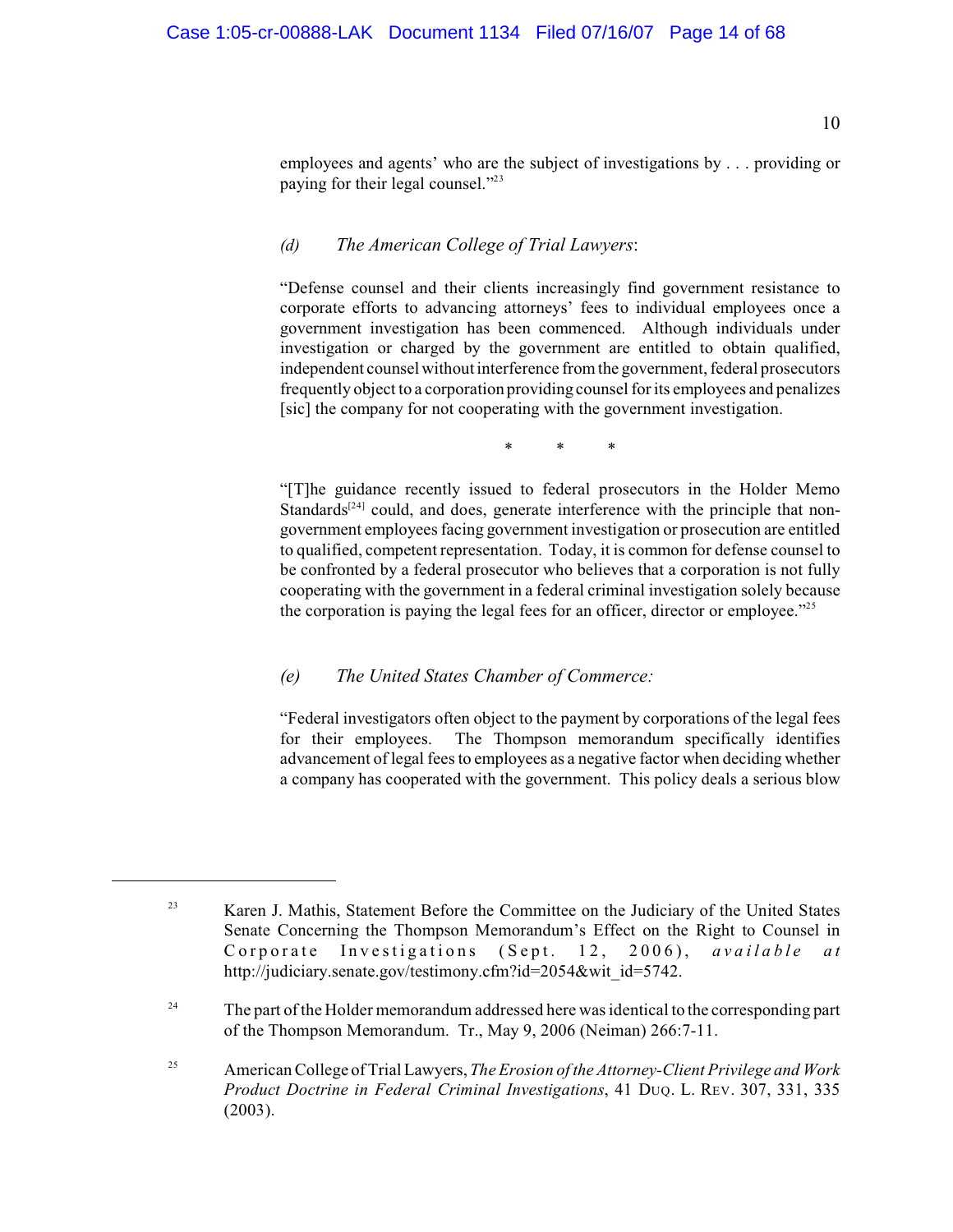employees and agents' who are the subject of investigations by . . . providing or paying for their legal counsel."[23]

*(d) The American College of Trial Lawyers*:

"Defense counsel and their clients increasingly find government resistance to corporate efforts to advancing attorneys' fees to individual employees once a government investigation has been commenced. Although individuals under investigation or charged by the government are entitled to obtain qualified, independent counsel without interference from the government, federal prosecutors frequently object to a corporation providing counsel for its employees and penalizes [sic] the company for not cooperating with the government investigation.

\* \* \*

"[T]he guidance recently issued to federal prosecutors in the Holder Memo Standards[24] could, and does, generate interference with the principle that non-government employees facing government investigation or prosecution are entitled to qualified, competent representation. Today, it is common for defense counsel to be confronted by a federal prosecutor who believes that a corporation is not fully cooperating with the government in a federal criminal investigation solely because the corporation is paying the legal fees for an officer, director or employee."[25]

*(e) The United States Chamber of Commerce:*

"Federal investigators often object to the payment by corporations of the legal fees for their employees. The Thompson memorandum specifically identifies advancement of legal fees to employees as a negative factor when deciding whether a company has cooperated with the government. This policy deals a serious blow

---

[23] Karen J. Mathis, Statement Before the Committee on the Judiciary of the United States Senate Concerning the Thompson Memorandum's Effect on the Right to Counsel in Corporate Investigations (Sept. 12, 2006), *available at* http://judiciary.senate.gov/testimony.cfm?id=2054&wit_id=5742.

[24] The part of the Holder memorandum addressed here was identical to the corresponding part of the Thompson Memorandum. Tr., May 9, 2006 (Neiman) 266:7-11.

[25] American College of Trial Lawyers, *The Erosion of the Attorney-Client Privilege and Work Product Doctrine in Federal Criminal Investigations*, 41 DUQ. L. REV. 307, 331, 335 (2003).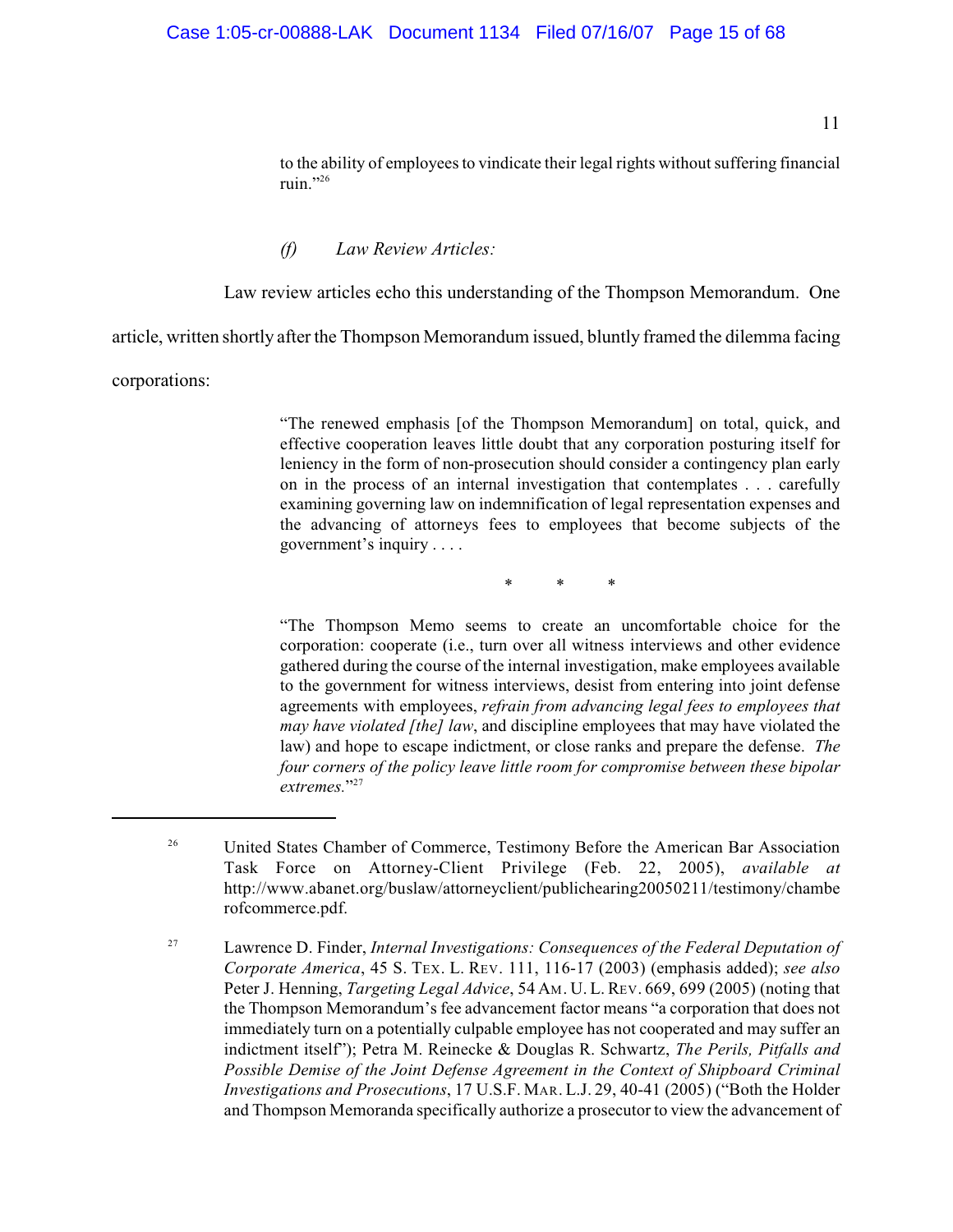to the ability of employees to vindicate their legal rights without suffering financial ruin."[26]

*(f) Law Review Articles:*

Law review articles echo this understanding of the Thompson Memorandum. One article, written shortly after the Thompson Memorandum issued, bluntly framed the dilemma facing corporations:

> "The renewed emphasis [of the Thompson Memorandum] on total, quick, and effective cooperation leaves little doubt that any corporation posturing itself for leniency in the form of non-prosecution should consider a contingency plan early on in the process of an internal investigation that contemplates . . . carefully examining governing law on indemnification of legal representation expenses and the advancing of attorneys fees to employees that become subjects of the government's inquiry . . . .
>
> \* \* \*
>
> "The Thompson Memo seems to create an uncomfortable choice for the corporation: cooperate (i.e., turn over all witness interviews and other evidence gathered during the course of the internal investigation, make employees available to the government for witness interviews, desist from entering into joint defense agreements with employees, *refrain from advancing legal fees to employees that may have violated [the] law*, and discipline employees that may have violated the law) and hope to escape indictment, or close ranks and prepare the defense. *The four corners of the policy leave little room for compromise between these bipolar extremes.*"[27]

---

[26] United States Chamber of Commerce, Testimony Before the American Bar Association Task Force on Attorney-Client Privilege (Feb. 22, 2005), *available at* http://www.abanet.org/buslaw/attorneyclient/publichearing20050211/testimony/chamberofcommerce.pdf.

[27] Lawrence D. Finder, *Internal Investigations: Consequences of the Federal Deputation of Corporate America*, 45 S. TEX. L. REV. 111, 116-17 (2003) (emphasis added); *see also* Peter J. Henning, *Targeting Legal Advice*, 54 AM. U. L. REV. 669, 699 (2005) (noting that the Thompson Memorandum's fee advancement factor means "a corporation that does not immediately turn on a potentially culpable employee has not cooperated and may suffer an indictment itself"); Petra M. Reinecke & Douglas R. Schwartz, *The Perils, Pitfalls and Possible Demise of the Joint Defense Agreement in the Context of Shipboard Criminal Investigations and Prosecutions*, 17 U.S.F. MAR. L.J. 29, 40-41 (2005) ("Both the Holder and Thompson Memoranda specifically authorize a prosecutor to view the advancement of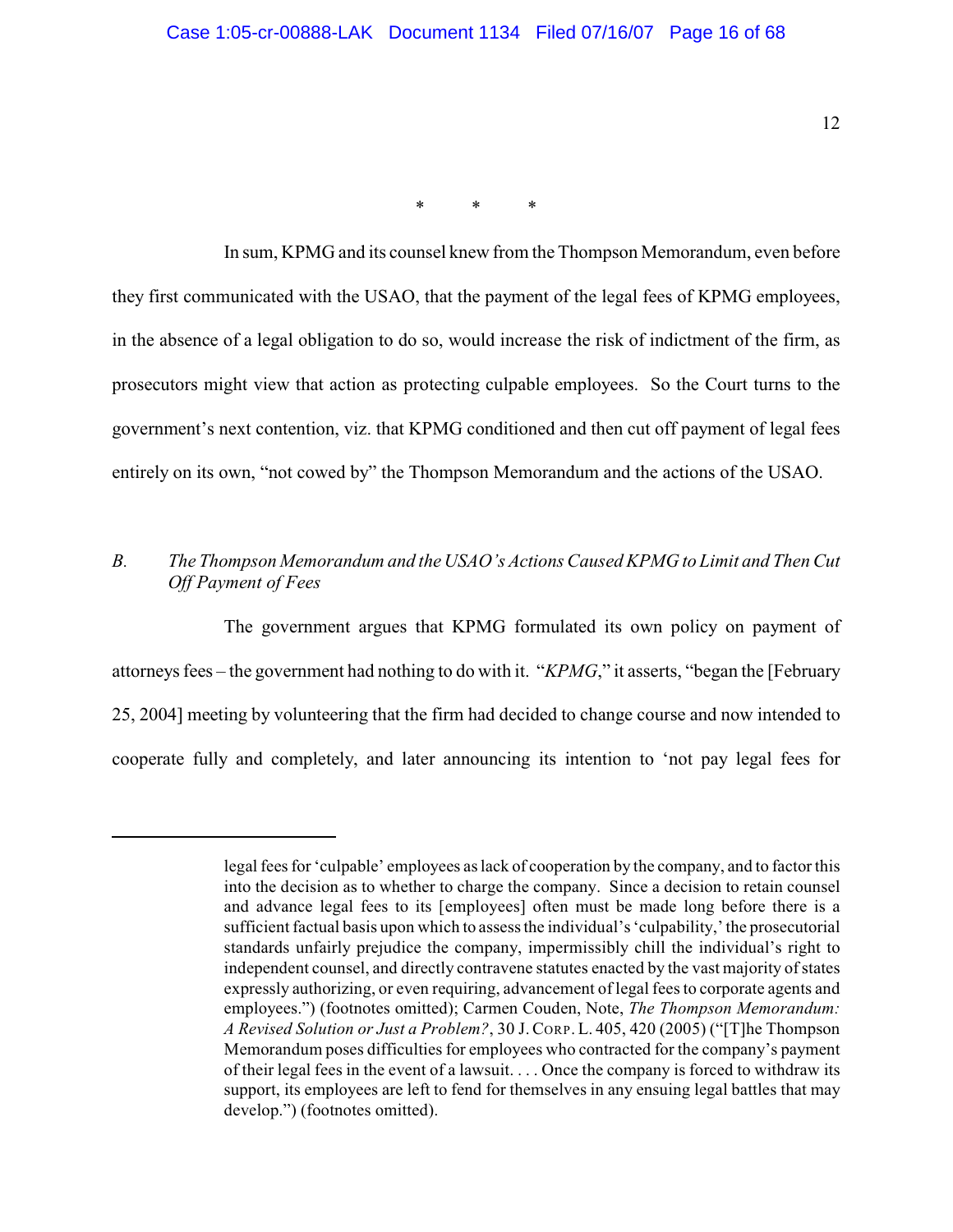\*          \*          \*

In sum, KPMG and its counsel knew from the Thompson Memorandum, even before they first communicated with the USAO, that the payment of the legal fees of KPMG employees, in the absence of a legal obligation to do so, would increase the risk of indictment of the firm, as prosecutors might view that action as protecting culpable employees. So the Court turns to the government's next contention, viz. that KPMG conditioned and then cut off payment of legal fees entirely on its own, "not cowed by" the Thompson Memorandum and the actions of the USAO.

### *B. The Thompson Memorandum and the USAO's Actions Caused KPMG to Limit and Then Cut Off Payment of Fees*

The government argues that KPMG formulated its own policy on payment of attorneys fees – the government had nothing to do with it. "*KPMG*," it asserts, "began the [February 25, 2004] meeting by volunteering that the firm had decided to change course and now intended to cooperate fully and completely, and later announcing its intention to 'not pay legal fees for

---

legal fees for 'culpable' employees as lack of cooperation by the company, and to factor this into the decision as to whether to charge the company. Since a decision to retain counsel and advance legal fees to its [employees] often must be made long before there is a sufficient factual basis upon which to assess the individual's 'culpability,' the prosecutorial standards unfairly prejudice the company, impermissibly chill the individual's right to independent counsel, and directly contravene statutes enacted by the vast majority of states expressly authorizing, or even requiring, advancement of legal fees to corporate agents and employees.") (footnotes omitted); Carmen Couden, Note, *The Thompson Memorandum: A Revised Solution or Just a Problem?*, 30 J. CORP. L. 405, 420 (2005) ("[T]he Thompson Memorandum poses difficulties for employees who contracted for the company's payment of their legal fees in the event of a lawsuit. . . . Once the company is forced to withdraw its support, its employees are left to fend for themselves in any ensuing legal battles that may develop.") (footnotes omitted).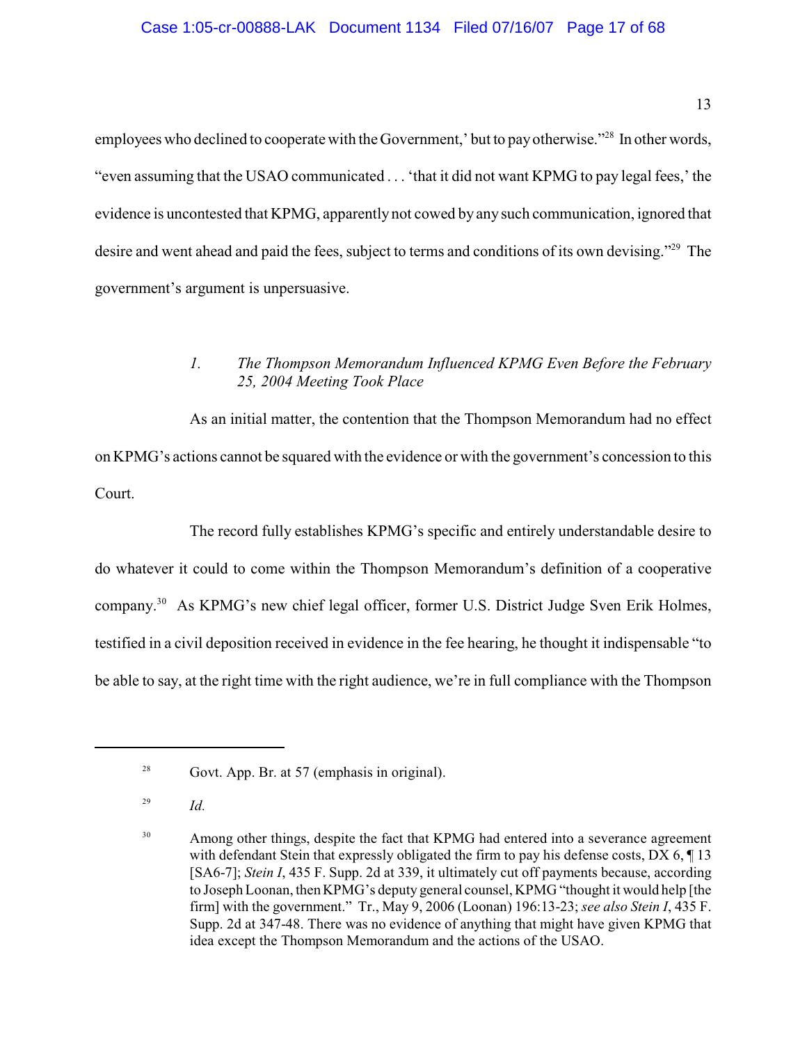employees who declined to cooperate with the Government,' but to pay otherwise."[28] In other words, "even assuming that the USAO communicated . . . 'that it did not want KPMG to pay legal fees,' the evidence is uncontested that KPMG, apparently not cowed by any such communication, ignored that desire and went ahead and paid the fees, subject to terms and conditions of its own devising."[29] The government's argument is unpersuasive.

*1. The Thompson Memorandum Influenced KPMG Even Before the February 25, 2004 Meeting Took Place*

As an initial matter, the contention that the Thompson Memorandum had no effect on KPMG's actions cannot be squared with the evidence or with the government's concession to this Court.

The record fully establishes KPMG's specific and entirely understandable desire to do whatever it could to come within the Thompson Memorandum's definition of a cooperative company.[30] As KPMG's new chief legal officer, former U.S. District Judge Sven Erik Holmes, testified in a civil deposition received in evidence in the fee hearing, he thought it indispensable "to be able to say, at the right time with the right audience, we're in full compliance with the Thompson

---

[28] Govt. App. Br. at 57 (emphasis in original).

[29] *Id.*

[30] Among other things, despite the fact that KPMG had entered into a severance agreement with defendant Stein that expressly obligated the firm to pay his defense costs, DX 6, ¶ 13 [SA6-7]; *Stein I*, 435 F. Supp. 2d at 339, it ultimately cut off payments because, according to Joseph Loonan, then KPMG's deputy general counsel, KPMG "thought it would help [the firm] with the government." Tr., May 9, 2006 (Loonan) 196:13-23; *see also Stein I*, 435 F. Supp. 2d at 347-48. There was no evidence of anything that might have given KPMG that idea except the Thompson Memorandum and the actions of the USAO.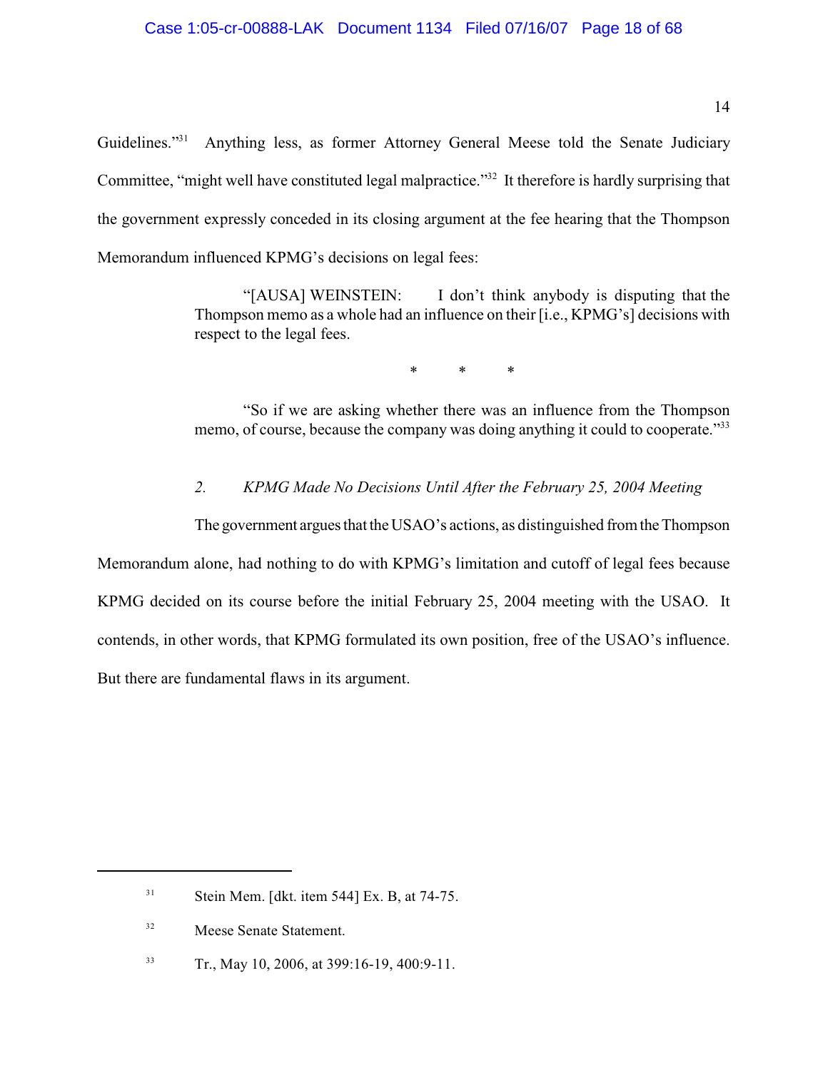Guidelines."[31] Anything less, as former Attorney General Meese told the Senate Judiciary Committee, "might well have constituted legal malpractice."[32] It therefore is hardly surprising that the government expressly conceded in its closing argument at the fee hearing that the Thompson Memorandum influenced KPMG's decisions on legal fees:

> "[AUSA] WEINSTEIN: I don't think anybody is disputing that the Thompson memo as a whole had an influence on their [i.e., KPMG's] decisions with respect to the legal fees.
>
> \* \* \*
>
> "So if we are asking whether there was an influence from the Thompson memo, of course, because the company was doing anything it could to cooperate."[33]

### *2. KPMG Made No Decisions Until After the February 25, 2004 Meeting*

The government argues that the USAO's actions, as distinguished from the Thompson Memorandum alone, had nothing to do with KPMG's limitation and cutoff of legal fees because KPMG decided on its course before the initial February 25, 2004 meeting with the USAO. It contends, in other words, that KPMG formulated its own position, free of the USAO's influence. But there are fundamental flaws in its argument.

---

[31] Stein Mem. [dkt. item 544] Ex. B, at 74-75.

[32] Meese Senate Statement.

[33] Tr., May 10, 2006, at 399:16-19, 400:9-11.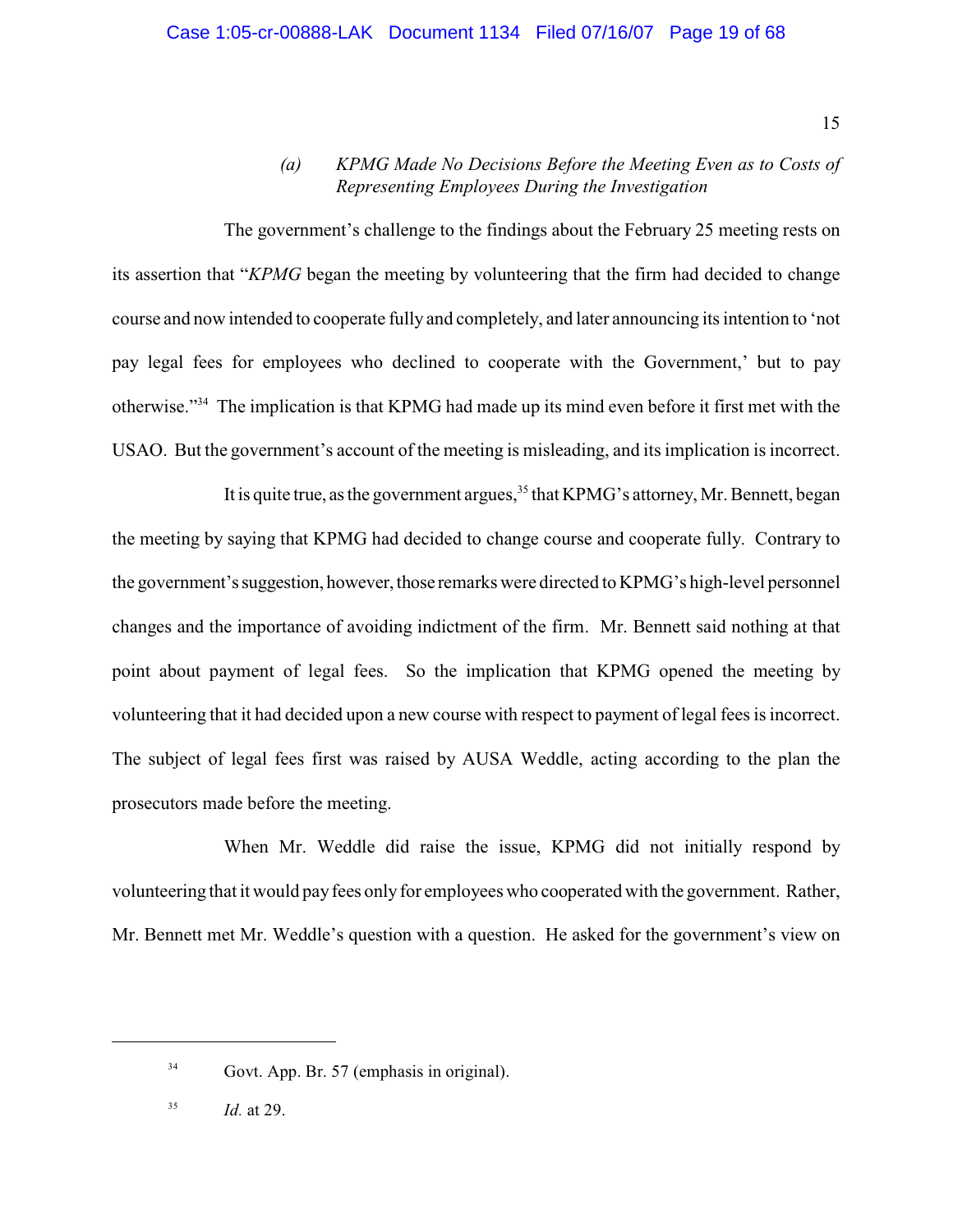*(a) KPMG Made No Decisions Before the Meeting Even as to Costs of Representing Employees During the Investigation*

The government's challenge to the findings about the February 25 meeting rests on its assertion that "*KPMG* began the meeting by volunteering that the firm had decided to change course and now intended to cooperate fully and completely, and later announcing its intention to 'not pay legal fees for employees who declined to cooperate with the Government,' but to pay otherwise."[34] The implication is that KPMG had made up its mind even before it first met with the USAO. But the government's account of the meeting is misleading, and its implication is incorrect.

It is quite true, as the government argues,[35] that KPMG's attorney, Mr. Bennett, began the meeting by saying that KPMG had decided to change course and cooperate fully. Contrary to the government's suggestion, however, those remarks were directed to KPMG's high-level personnel changes and the importance of avoiding indictment of the firm. Mr. Bennett said nothing at that point about payment of legal fees. So the implication that KPMG opened the meeting by volunteering that it had decided upon a new course with respect to payment of legal fees is incorrect. The subject of legal fees first was raised by AUSA Weddle, acting according to the plan the prosecutors made before the meeting.

When Mr. Weddle did raise the issue, KPMG did not initially respond by volunteering that it would pay fees only for employees who cooperated with the government. Rather, Mr. Bennett met Mr. Weddle's question with a question. He asked for the government's view on

---

[34] Govt. App. Br. 57 (emphasis in original).

[35] *Id.* at 29.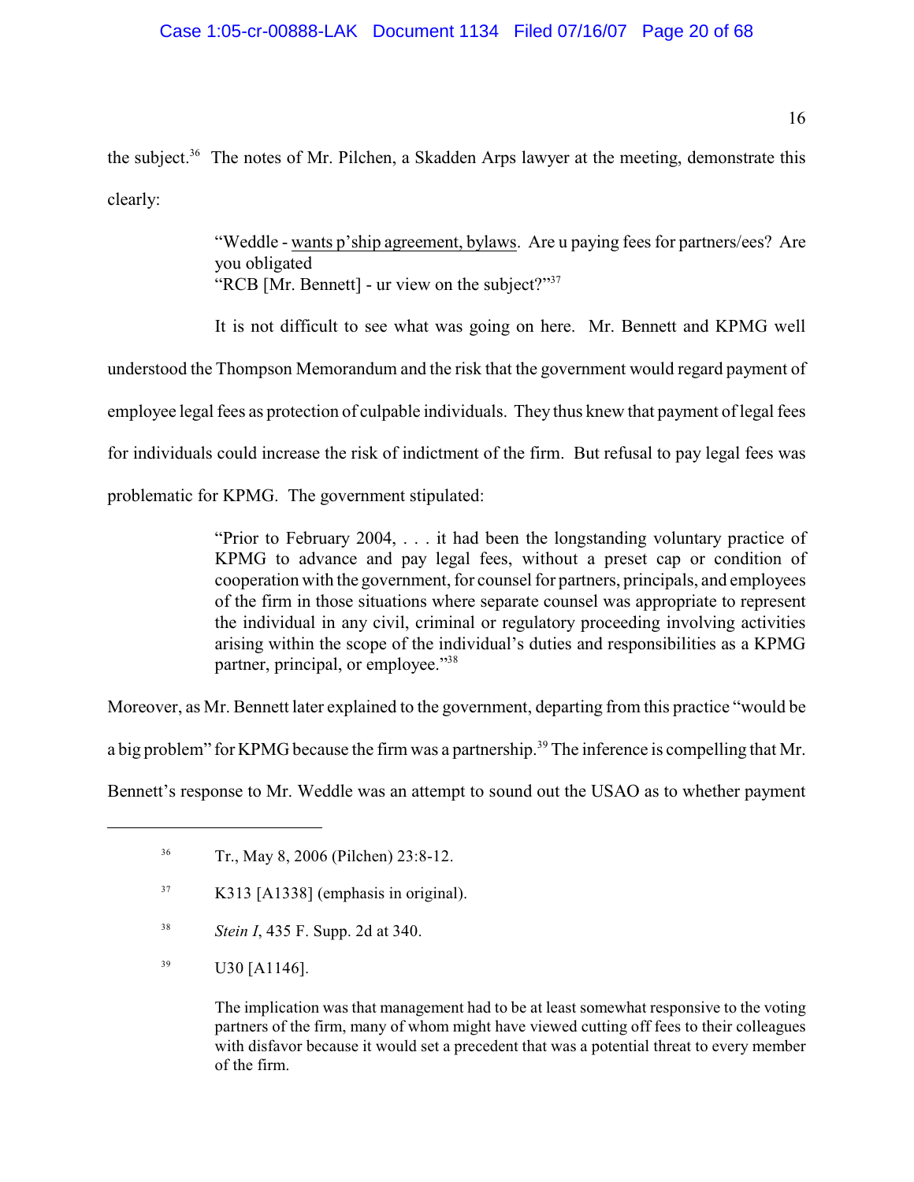the subject.[36] The notes of Mr. Pilchen, a Skadden Arps lawyer at the meeting, demonstrate this clearly:

> "Weddle - <u>wants p'ship agreement, bylaws</u>. Are u paying fees for partners/ees? Are you obligated
> "RCB [Mr. Bennett] - ur view on the subject?"[37]

It is not difficult to see what was going on here. Mr. Bennett and KPMG well understood the Thompson Memorandum and the risk that the government would regard payment of employee legal fees as protection of culpable individuals. They thus knew that payment of legal fees for individuals could increase the risk of indictment of the firm. But refusal to pay legal fees was problematic for KPMG. The government stipulated:

> "Prior to February 2004, . . . it had been the longstanding voluntary practice of KPMG to advance and pay legal fees, without a preset cap or condition of cooperation with the government, for counsel for partners, principals, and employees of the firm in those situations where separate counsel was appropriate to represent the individual in any civil, criminal or regulatory proceeding involving activities arising within the scope of the individual's duties and responsibilities as a KPMG partner, principal, or employee."[38]

Moreover, as Mr. Bennett later explained to the government, departing from this practice "would be a big problem" for KPMG because the firm was a partnership.[39] The inference is compelling that Mr. Bennett's response to Mr. Weddle was an attempt to sound out the USAO as to whether payment

---

[36] Tr., May 8, 2006 (Pilchen) 23:8-12.

[37] K313 [A1338] (emphasis in original).

[38] *Stein I*, 435 F. Supp. 2d at 340.

[39] U30 [A1146].

The implication was that management had to be at least somewhat responsive to the voting partners of the firm, many of whom might have viewed cutting off fees to their colleagues with disfavor because it would set a precedent that was a potential threat to every member of the firm.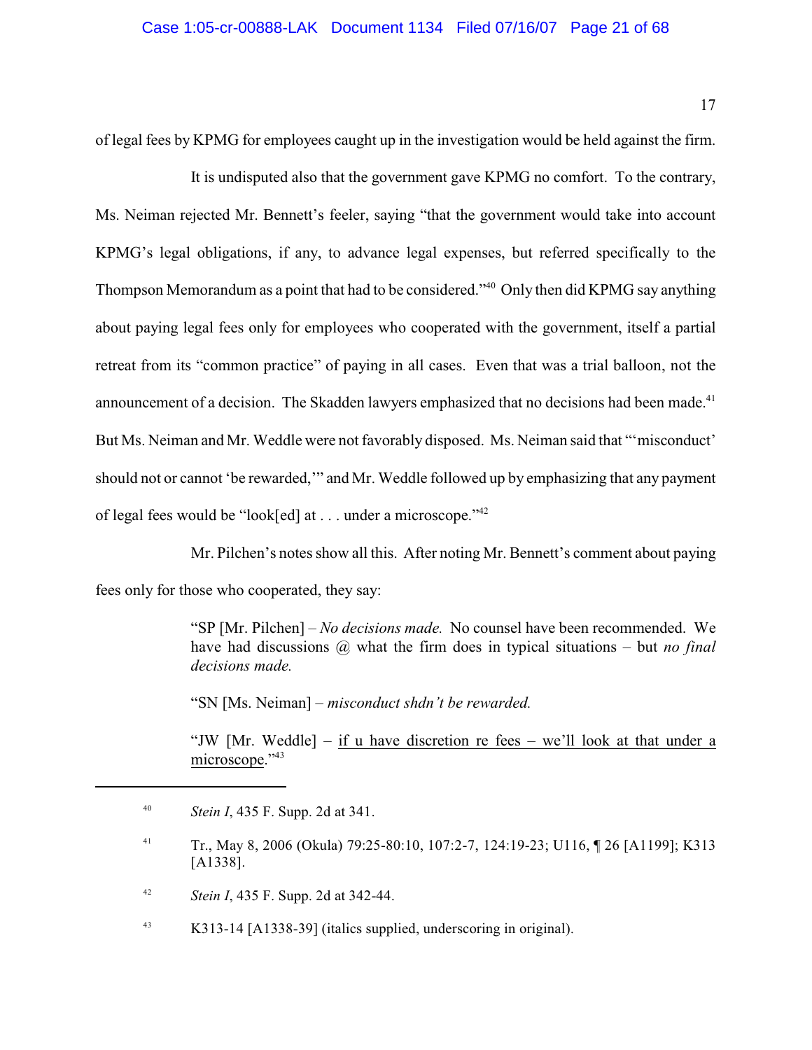of legal fees by KPMG for employees caught up in the investigation would be held against the firm.

It is undisputed also that the government gave KPMG no comfort. To the contrary, Ms. Neiman rejected Mr. Bennett's feeler, saying "that the government would take into account KPMG's legal obligations, if any, to advance legal expenses, but referred specifically to the Thompson Memorandum as a point that had to be considered."[40] Only then did KPMG say anything about paying legal fees only for employees who cooperated with the government, itself a partial retreat from its "common practice" of paying in all cases. Even that was a trial balloon, not the announcement of a decision. The Skadden lawyers emphasized that no decisions had been made.[41] But Ms. Neiman and Mr. Weddle were not favorably disposed. Ms. Neiman said that "'misconduct' should not or cannot 'be rewarded,'" and Mr. Weddle followed up by emphasizing that any payment of legal fees would be "look[ed] at . . . under a microscope."[42]

Mr. Pilchen's notes show all this. After noting Mr. Bennett's comment about paying fees only for those who cooperated, they say:

> "SP [Mr. Pilchen] – *No decisions made.* No counsel have been recommended. We have had discussions @ what the firm does in typical situations – but *no final decisions made.*
>
> "SN [Ms. Neiman] – *misconduct shdn't be rewarded.*
>
> "JW [Mr. Weddle] – <u>if u have discretion re fees – we'll look at that under a microscope</u>."[43]

---

[40] *Stein I*, 435 F. Supp. 2d at 341.

[41] Tr., May 8, 2006 (Okula) 79:25-80:10, 107:2-7, 124:19-23; U116, ¶ 26 [A1199]; K313 [A1338].

[42] *Stein I*, 435 F. Supp. 2d at 342-44.

[43] K313-14 [A1338-39] (italics supplied, underscoring in original).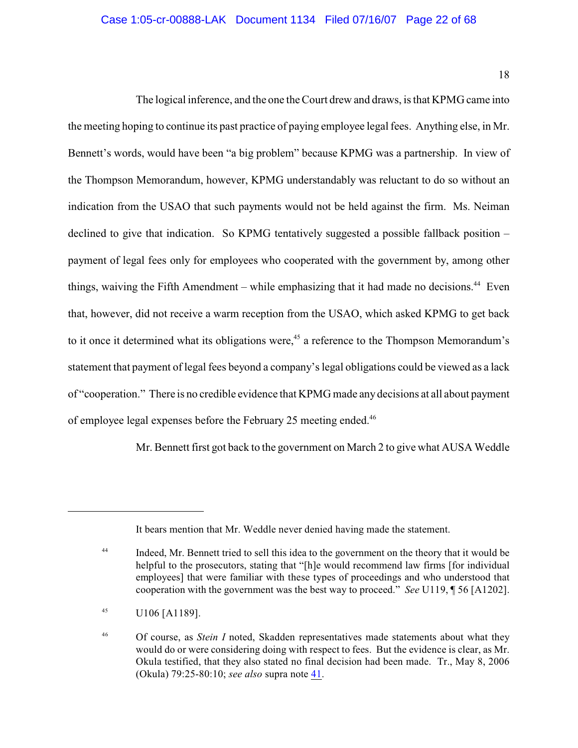The logical inference, and the one the Court drew and draws, is that KPMG came into the meeting hoping to continue its past practice of paying employee legal fees. Anything else, in Mr. Bennett's words, would have been "a big problem" because KPMG was a partnership. In view of the Thompson Memorandum, however, KPMG understandably was reluctant to do so without an indication from the USAO that such payments would not be held against the firm. Ms. Neiman declined to give that indication. So KPMG tentatively suggested a possible fallback position – payment of legal fees only for employees who cooperated with the government by, among other things, waiving the Fifth Amendment – while emphasizing that it had made no decisions.[44] Even that, however, did not receive a warm reception from the USAO, which asked KPMG to get back to it once it determined what its obligations were,[45] a reference to the Thompson Memorandum's statement that payment of legal fees beyond a company's legal obligations could be viewed as a lack of "cooperation." There is no credible evidence that KPMG made any decisions at all about payment of employee legal expenses before the February 25 meeting ended.[46]

Mr. Bennett first got back to the government on March 2 to give what AUSA Weddle

---

It bears mention that Mr. Weddle never denied having made the statement.

[44] Indeed, Mr. Bennett tried to sell this idea to the government on the theory that it would be helpful to the prosecutors, stating that "[h]e would recommend law firms [for individual employees] that were familiar with these types of proceedings and who understood that cooperation with the government was the best way to proceed." *See* U119, ¶ 56 [A1202].

[45] U106 [A1189].

[46] Of course, as *Stein I* noted, Skadden representatives made statements about what they would do or were considering doing with respect to fees. But the evidence is clear, as Mr. Okula testified, that they also stated no final decision had been made. Tr., May 8, 2006 (Okula) 79:25-80:10; *see also* supra note 41.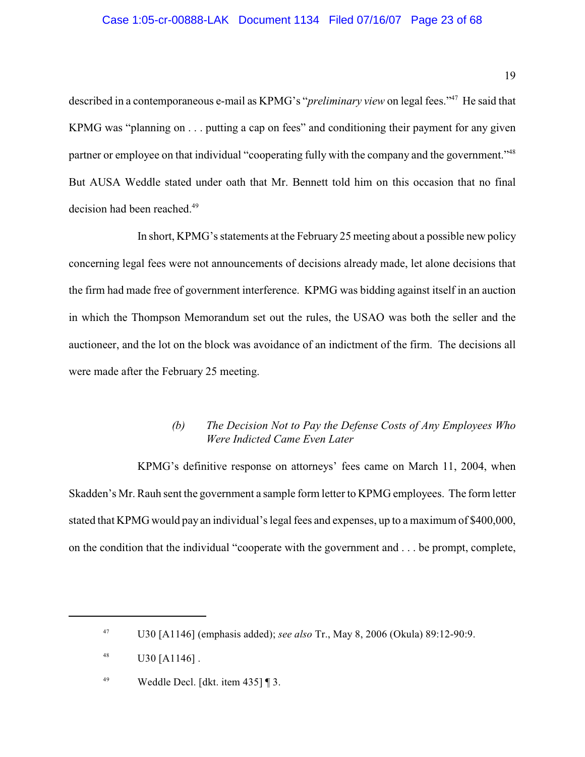described in a contemporaneous e-mail as KPMG's "*preliminary view* on legal fees."[47] He said that KPMG was "planning on . . . putting a cap on fees" and conditioning their payment for any given partner or employee on that individual "cooperating fully with the company and the government."[48] But AUSA Weddle stated under oath that Mr. Bennett told him on this occasion that no final decision had been reached.[49]

In short, KPMG's statements at the February 25 meeting about a possible new policy concerning legal fees were not announcements of decisions already made, let alone decisions that the firm had made free of government interference. KPMG was bidding against itself in an auction in which the Thompson Memorandum set out the rules, the USAO was both the seller and the auctioneer, and the lot on the block was avoidance of an indictment of the firm. The decisions all were made after the February 25 meeting.

*(b) The Decision Not to Pay the Defense Costs of Any Employees Who Were Indicted Came Even Later*

KPMG's definitive response on attorneys' fees came on March 11, 2004, when Skadden's Mr. Rauh sent the government a sample form letter to KPMG employees. The form letter stated that KPMG would pay an individual's legal fees and expenses, up to a maximum of $400,000, on the condition that the individual "cooperate with the government and . . . be prompt, complete,

---

[47] U30 [A1146] (emphasis added); *see also* Tr., May 8, 2006 (Okula) 89:12-90:9.

[48] U30 [A1146] .

[49] Weddle Decl. [dkt. item 435] ¶ 3.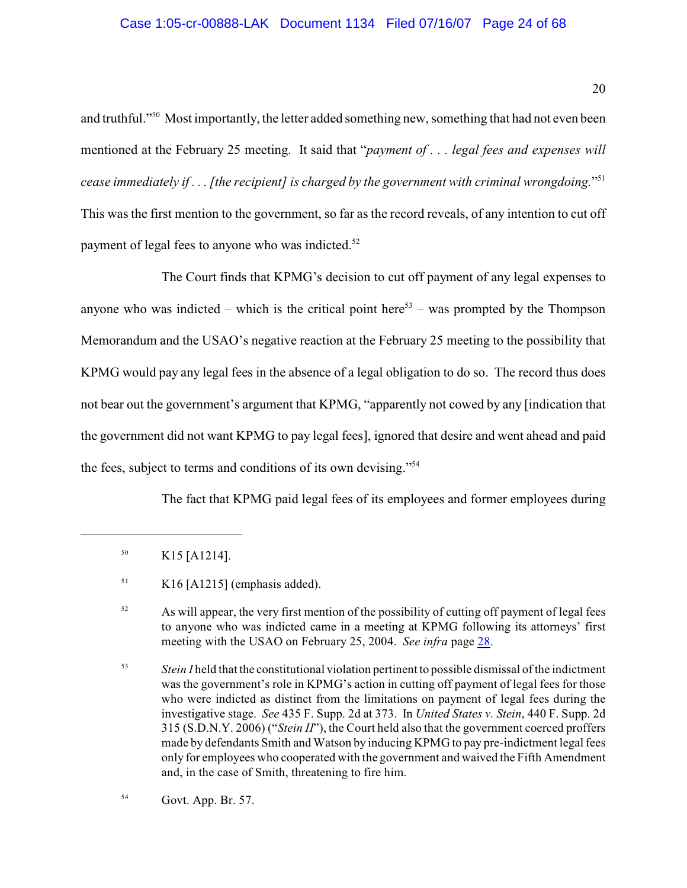and truthful."[50] Most importantly, the letter added something new, something that had not even been mentioned at the February 25 meeting. It said that "*payment of . . . legal fees and expenses will cease immediately if . . . [the recipient] is charged by the government with criminal wrongdoing.*"[51] This was the first mention to the government, so far as the record reveals, of any intention to cut off payment of legal fees to anyone who was indicted.[52]

The Court finds that KPMG's decision to cut off payment of any legal expenses to anyone who was indicted – which is the critical point here[53] – was prompted by the Thompson Memorandum and the USAO's negative reaction at the February 25 meeting to the possibility that KPMG would pay any legal fees in the absence of a legal obligation to do so. The record thus does not bear out the government's argument that KPMG, "apparently not cowed by any [indication that the government did not want KPMG to pay legal fees], ignored that desire and went ahead and paid the fees, subject to terms and conditions of its own devising."[54]

The fact that KPMG paid legal fees of its employees and former employees during

---

[50] K15 [A1214].

[51] K16 [A1215] (emphasis added).

[52] As will appear, the very first mention of the possibility of cutting off payment of legal fees to anyone who was indicted came in a meeting at KPMG following its attorneys' first meeting with the USAO on February 25, 2004. *See infra* page 28.

[53] *Stein I* held that the constitutional violation pertinent to possible dismissal of the indictment was the government's role in KPMG's action in cutting off payment of legal fees for those who were indicted as distinct from the limitations on payment of legal fees during the investigative stage. *See* 435 F. Supp. 2d at 373. In *United States v. Stein*, 440 F. Supp. 2d 315 (S.D.N.Y. 2006) ("*Stein II*"), the Court held also that the government coerced proffers made by defendants Smith and Watson by inducing KPMG to pay pre-indictment legal fees only for employees who cooperated with the government and waived the Fifth Amendment and, in the case of Smith, threatening to fire him.

[54] Govt. App. Br. 57.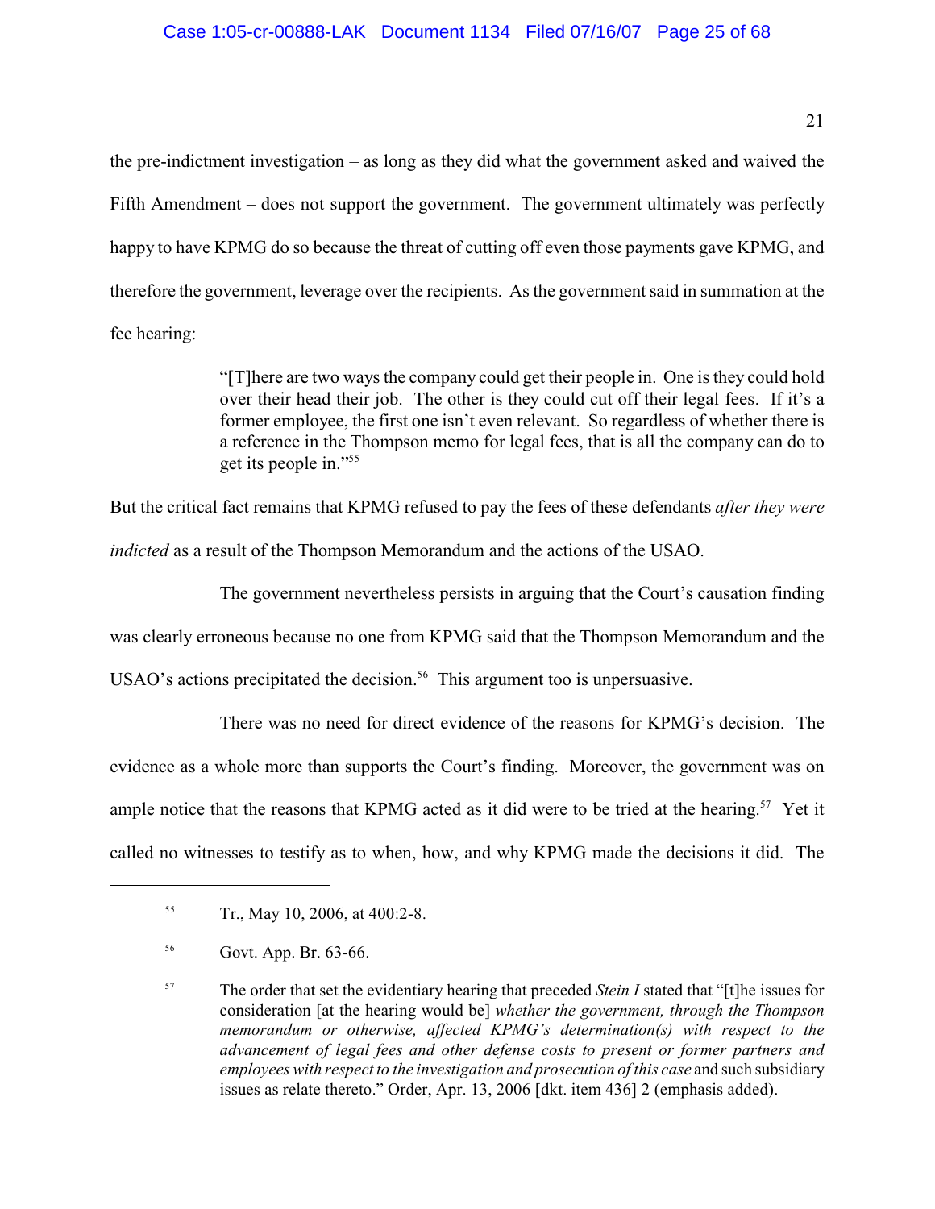the pre-indictment investigation – as long as they did what the government asked and waived the Fifth Amendment – does not support the government. The government ultimately was perfectly happy to have KPMG do so because the threat of cutting off even those payments gave KPMG, and therefore the government, leverage over the recipients. As the government said in summation at the fee hearing:

> "[T]here are two ways the company could get their people in. One is they could hold over their head their job. The other is they could cut off their legal fees. If it's a former employee, the first one isn't even relevant. So regardless of whether there is a reference in the Thompson memo for legal fees, that is all the company can do to get its people in."[55]

But the critical fact remains that KPMG refused to pay the fees of these defendants *after they were indicted* as a result of the Thompson Memorandum and the actions of the USAO.

The government nevertheless persists in arguing that the Court's causation finding was clearly erroneous because no one from KPMG said that the Thompson Memorandum and the USAO's actions precipitated the decision.[56] This argument too is unpersuasive.

There was no need for direct evidence of the reasons for KPMG's decision. The evidence as a whole more than supports the Court's finding. Moreover, the government was on ample notice that the reasons that KPMG acted as it did were to be tried at the hearing.[57] Yet it called no witnesses to testify as to when, how, and why KPMG made the decisions it did. The

---

[55] Tr., May 10, 2006, at 400:2-8.

[56] Govt. App. Br. 63-66.

[57] The order that set the evidentiary hearing that preceded *Stein I* stated that "[t]he issues for consideration [at the hearing would be] *whether the government, through the Thompson memorandum or otherwise, affected KPMG's determination(s) with respect to the advancement of legal fees and other defense costs to present or former partners and employees with respect to the investigation and prosecution of this case* and such subsidiary issues as relate thereto." Order, Apr. 13, 2006 [dkt. item 436] 2 (emphasis added).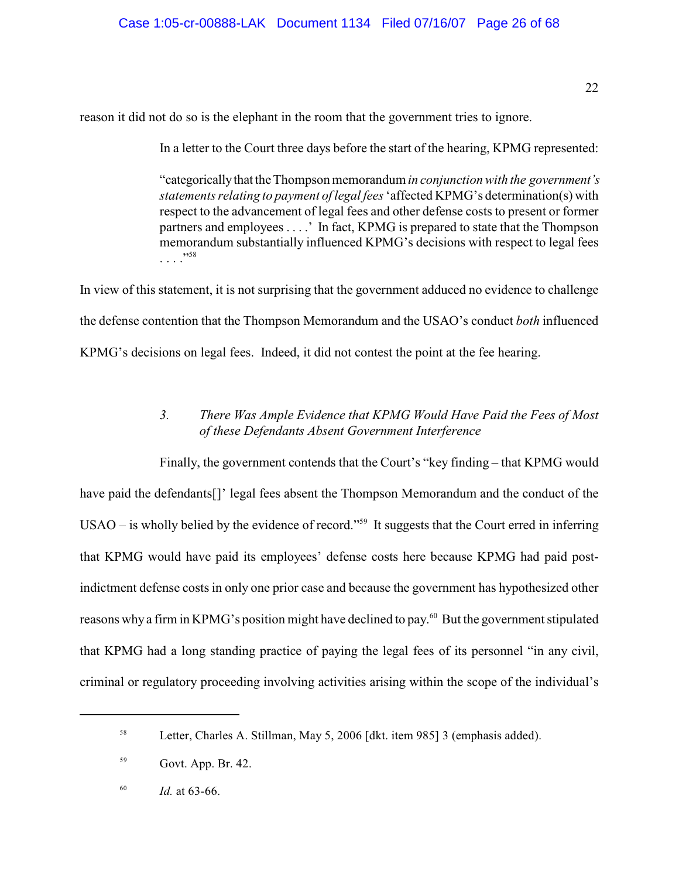reason it did not do so is the elephant in the room that the government tries to ignore.

In a letter to the Court three days before the start of the hearing, KPMG represented:

> "categorically that the Thompson memorandum *in conjunction with the government's statements relating to payment of legal fees* 'affected KPMG's determination(s) with respect to the advancement of legal fees and other defense costs to present or former partners and employees . . . .' In fact, KPMG is prepared to state that the Thompson memorandum substantially influenced KPMG's decisions with respect to legal fees . . . ."[58]

In view of this statement, it is not surprising that the government adduced no evidence to challenge the defense contention that the Thompson Memorandum and the USAO's conduct *both* influenced KPMG's decisions on legal fees. Indeed, it did not contest the point at the fee hearing.

### *3. There Was Ample Evidence that KPMG Would Have Paid the Fees of Most of these Defendants Absent Government Interference*

Finally, the government contends that the Court's "key finding – that KPMG would have paid the defendants[]' legal fees absent the Thompson Memorandum and the conduct of the USAO – is wholly belied by the evidence of record."[59] It suggests that the Court erred in inferring that KPMG would have paid its employees' defense costs here because KPMG had paid post-indictment defense costs in only one prior case and because the government has hypothesized other reasons why a firm in KPMG's position might have declined to pay.[60] But the government stipulated that KPMG had a long standing practice of paying the legal fees of its personnel "in any civil, criminal or regulatory proceeding involving activities arising within the scope of the individual's

---

[58] Letter, Charles A. Stillman, May 5, 2006 [dkt. item 985] 3 (emphasis added).

[59] Govt. App. Br. 42.

[60] *Id.* at 63-66.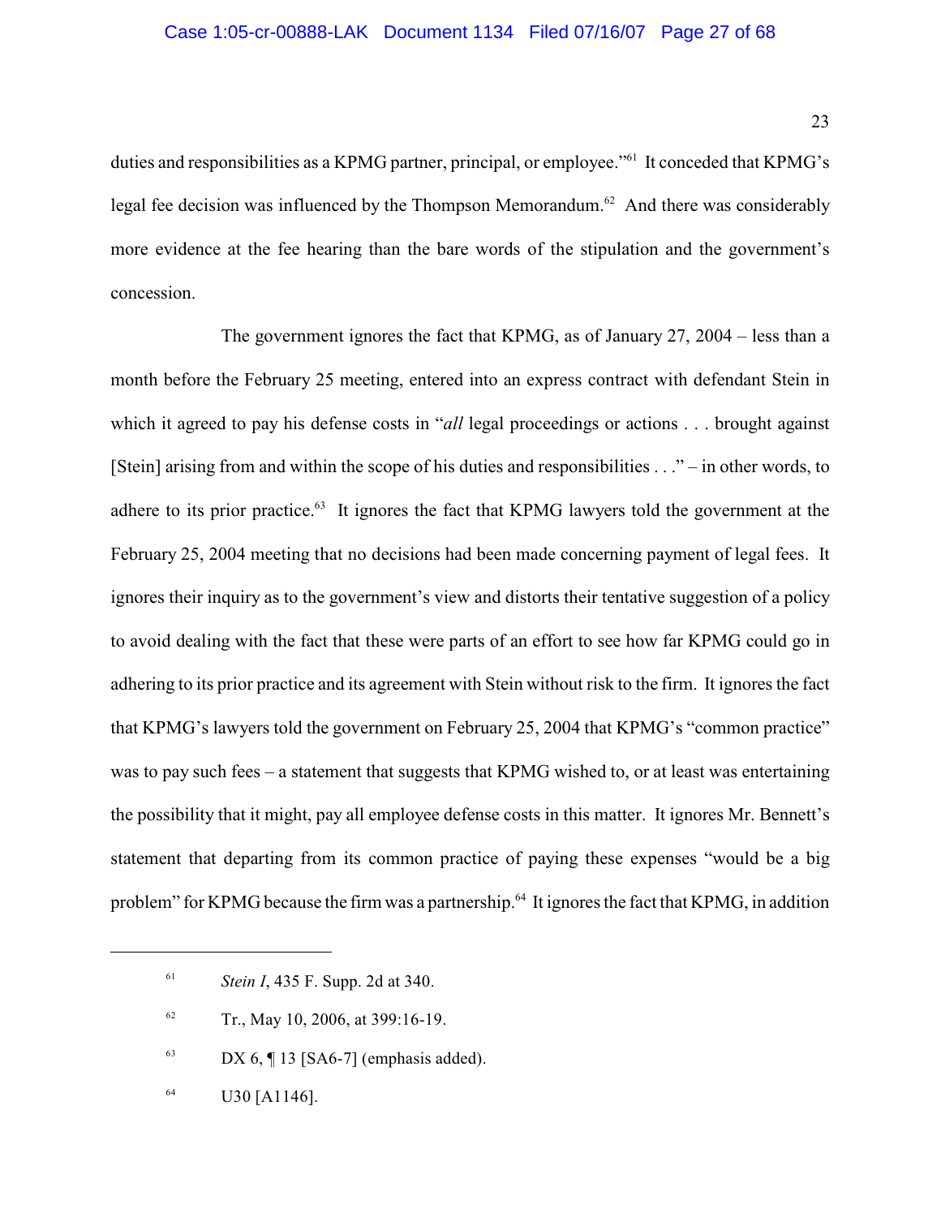duties and responsibilities as a KPMG partner, principal, or employee."[61] It conceded that KPMG's legal fee decision was influenced by the Thompson Memorandum.[62] And there was considerably more evidence at the fee hearing than the bare words of the stipulation and the government's concession.

The government ignores the fact that KPMG, as of January 27, 2004 – less than a month before the February 25 meeting, entered into an express contract with defendant Stein in which it agreed to pay his defense costs in "*all* legal proceedings or actions . . . brought against [Stein] arising from and within the scope of his duties and responsibilities . . ." – in other words, to adhere to its prior practice.[63] It ignores the fact that KPMG lawyers told the government at the February 25, 2004 meeting that no decisions had been made concerning payment of legal fees. It ignores their inquiry as to the government's view and distorts their tentative suggestion of a policy to avoid dealing with the fact that these were parts of an effort to see how far KPMG could go in adhering to its prior practice and its agreement with Stein without risk to the firm. It ignores the fact that KPMG's lawyers told the government on February 25, 2004 that KPMG's "common practice" was to pay such fees – a statement that suggests that KPMG wished to, or at least was entertaining the possibility that it might, pay all employee defense costs in this matter. It ignores Mr. Bennett's statement that departing from its common practice of paying these expenses "would be a big problem" for KPMG because the firm was a partnership.[64] It ignores the fact that KPMG, in addition

---

[61] *Stein I*, 435 F. Supp. 2d at 340.

[62] Tr., May 10, 2006, at 399:16-19.

[63] DX 6, ¶ 13 [SA6-7] (emphasis added).

[64] U30 [A1146].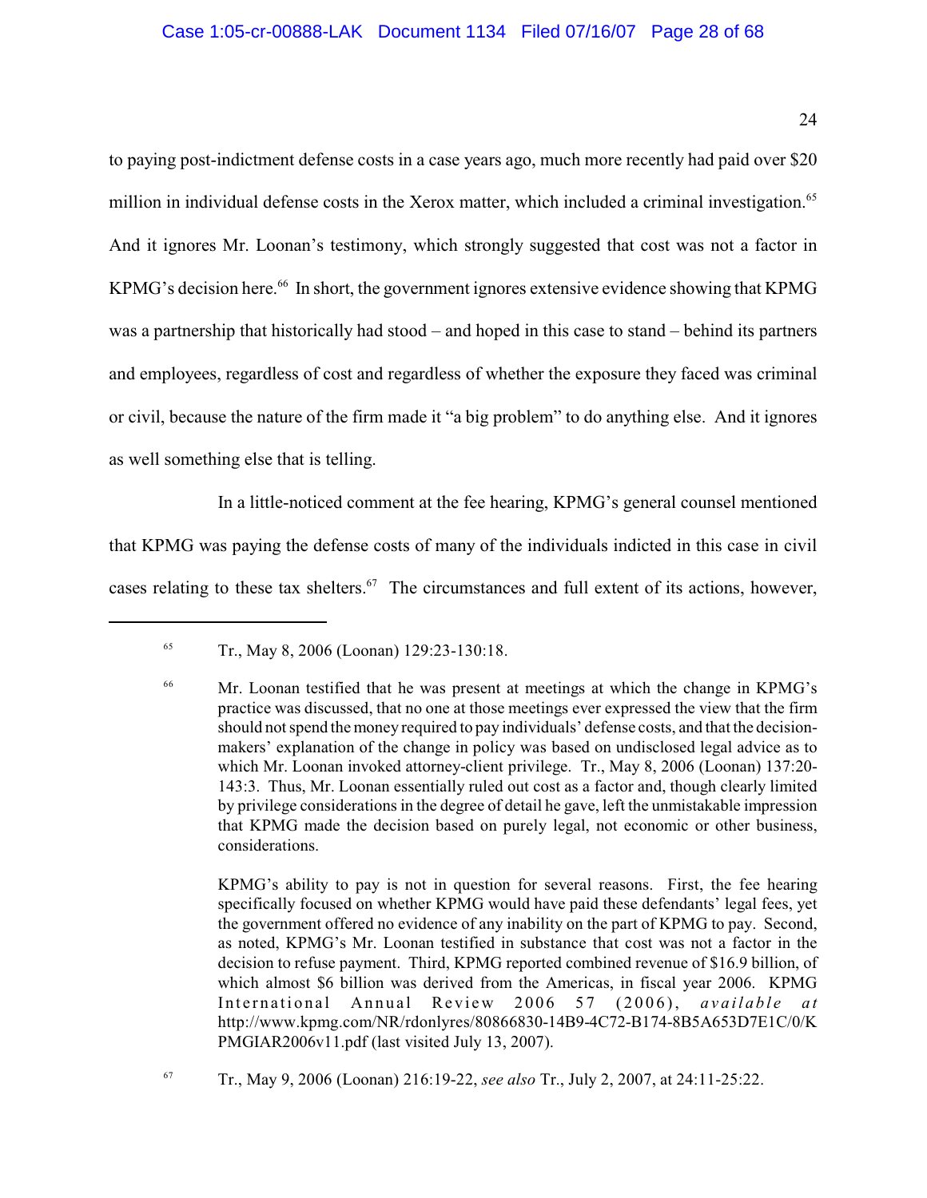to paying post-indictment defense costs in a case years ago, much more recently had paid over $20 million in individual defense costs in the Xerox matter, which included a criminal investigation.[65] And it ignores Mr. Loonan's testimony, which strongly suggested that cost was not a factor in KPMG's decision here.[66] In short, the government ignores extensive evidence showing that KPMG was a partnership that historically had stood – and hoped in this case to stand – behind its partners and employees, regardless of cost and regardless of whether the exposure they faced was criminal or civil, because the nature of the firm made it "a big problem" to do anything else. And it ignores as well something else that is telling.

In a little-noticed comment at the fee hearing, KPMG's general counsel mentioned that KPMG was paying the defense costs of many of the individuals indicted in this case in civil cases relating to these tax shelters.[67] The circumstances and full extent of its actions, however,

---

[65] Tr., May 8, 2006 (Loonan) 129:23-130:18.

[66] Mr. Loonan testified that he was present at meetings at which the change in KPMG's practice was discussed, that no one at those meetings ever expressed the view that the firm should not spend the money required to pay individuals' defense costs, and that the decision-makers' explanation of the change in policy was based on undisclosed legal advice as to which Mr. Loonan invoked attorney-client privilege. Tr., May 8, 2006 (Loonan) 137:20-143:3. Thus, Mr. Loonan essentially ruled out cost as a factor and, though clearly limited by privilege considerations in the degree of detail he gave, left the unmistakable impression that KPMG made the decision based on purely legal, not economic or other business, considerations.

KPMG's ability to pay is not in question for several reasons. First, the fee hearing specifically focused on whether KPMG would have paid these defendants' legal fees, yet the government offered no evidence of any inability on the part of KPMG to pay. Second, as noted, KPMG's Mr. Loonan testified in substance that cost was not a factor in the decision to refuse payment. Third, KPMG reported combined revenue of $16.9 billion, of which almost $6 billion was derived from the Americas, in fiscal year 2006. KPMG International Annual Review 2006 57 (2006), *available at* http://www.kpmg.com/NR/rdonlyres/80866830-14B9-4C72-B174-8B5A653D7E1C/0/KPMGIAR2006v11.pdf (last visited July 13, 2007).

[67] Tr., May 9, 2006 (Loonan) 216:19-22, *see also* Tr., July 2, 2007, at 24:11-25:22.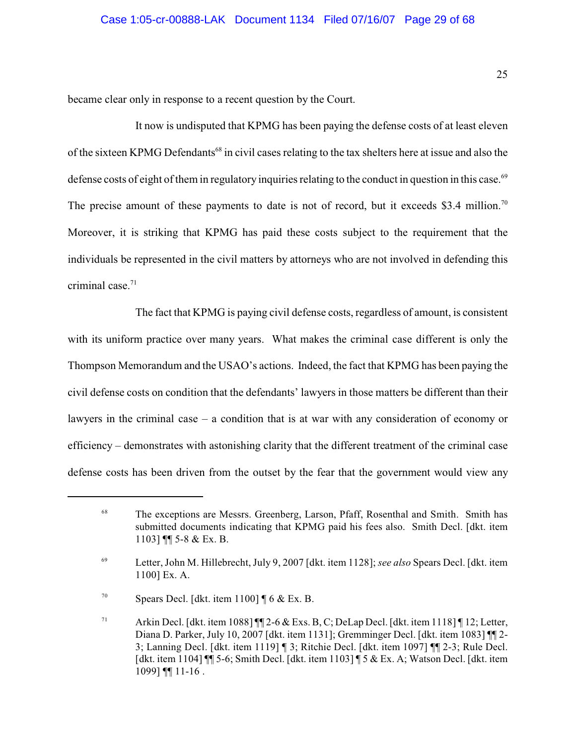became clear only in response to a recent question by the Court.

It now is undisputed that KPMG has been paying the defense costs of at least eleven of the sixteen KPMG Defendants[68] in civil cases relating to the tax shelters here at issue and also the defense costs of eight of them in regulatory inquiries relating to the conduct in question in this case.[69] The precise amount of these payments to date is not of record, but it exceeds $3.4 million.[70] Moreover, it is striking that KPMG has paid these costs subject to the requirement that the individuals be represented in the civil matters by attorneys who are not involved in defending this criminal case.[71]

The fact that KPMG is paying civil defense costs, regardless of amount, is consistent with its uniform practice over many years. What makes the criminal case different is only the Thompson Memorandum and the USAO's actions. Indeed, the fact that KPMG has been paying the civil defense costs on condition that the defendants' lawyers in those matters be different than their lawyers in the criminal case – a condition that is at war with any consideration of economy or efficiency – demonstrates with astonishing clarity that the different treatment of the criminal case defense costs has been driven from the outset by the fear that the government would view any

---

[68] The exceptions are Messrs. Greenberg, Larson, Pfaff, Rosenthal and Smith. Smith has submitted documents indicating that KPMG paid his fees also. Smith Decl. [dkt. item 1103] ¶¶ 5-8 & Ex. B.

[69] Letter, John M. Hillebrecht, July 9, 2007 [dkt. item 1128]; *see also* Spears Decl. [dkt. item 1100] Ex. A.

[70] Spears Decl. [dkt. item 1100] ¶ 6 & Ex. B.

[71] Arkin Decl. [dkt. item 1088] ¶¶ 2-6 & Exs. B, C; DeLap Decl. [dkt. item 1118] ¶ 12; Letter, Diana D. Parker, July 10, 2007 [dkt. item 1131]; Gremminger Decl. [dkt. item 1083] ¶¶ 2-3; Lanning Decl. [dkt. item 1119] ¶ 3; Ritchie Decl. [dkt. item 1097] ¶¶ 2-3; Rule Decl. [dkt. item 1104] ¶¶ 5-6; Smith Decl. [dkt. item 1103] ¶ 5 & Ex. A; Watson Decl. [dkt. item 1099] ¶¶ 11-16 .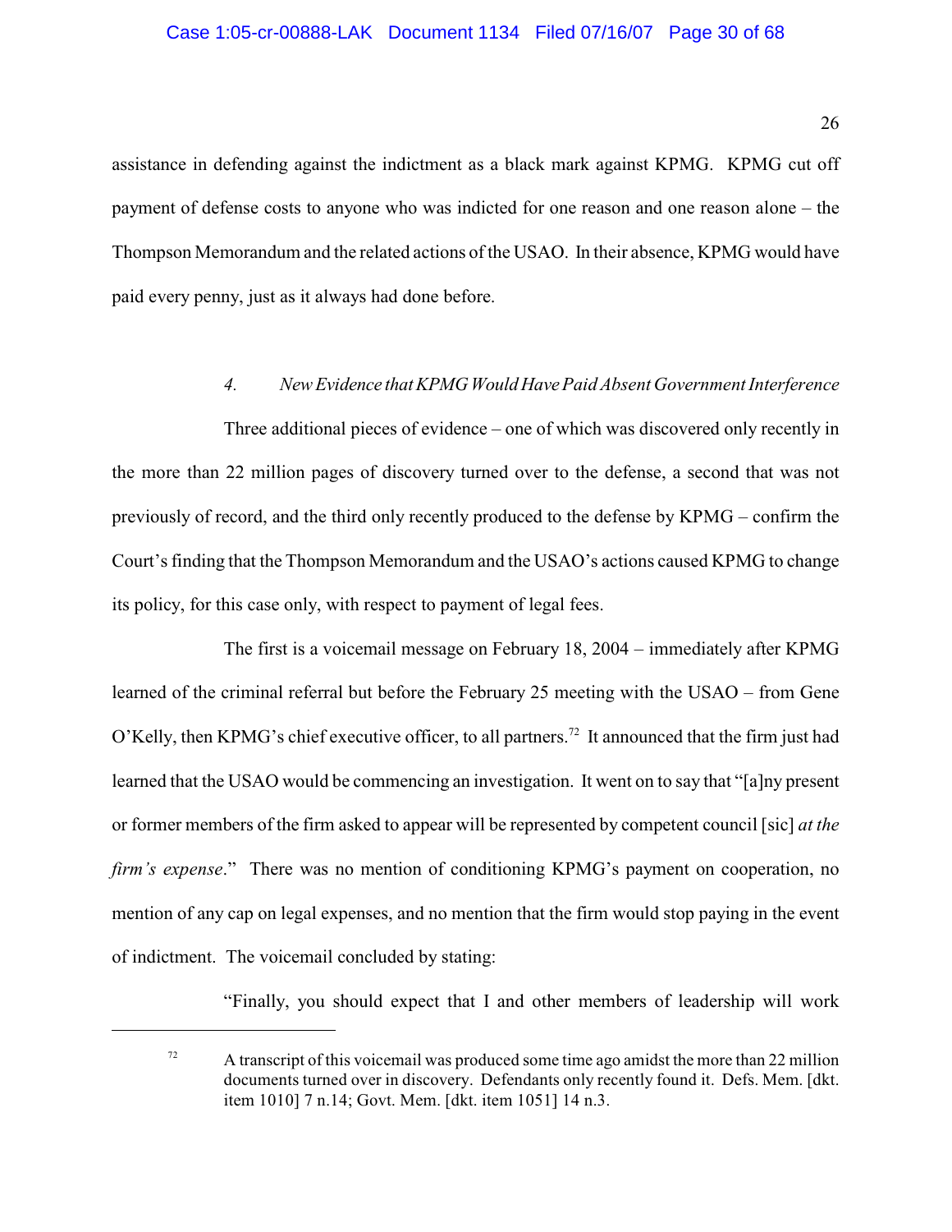assistance in defending against the indictment as a black mark against KPMG. KPMG cut off payment of defense costs to anyone who was indicted for one reason and one reason alone – the Thompson Memorandum and the related actions of the USAO. In their absence, KPMG would have paid every penny, just as it always had done before.

#### *4. New Evidence that KPMG Would Have Paid Absent Government Interference*

Three additional pieces of evidence – one of which was discovered only recently in the more than 22 million pages of discovery turned over to the defense, a second that was not previously of record, and the third only recently produced to the defense by KPMG – confirm the Court's finding that the Thompson Memorandum and the USAO's actions caused KPMG to change its policy, for this case only, with respect to payment of legal fees.

The first is a voicemail message on February 18, 2004 – immediately after KPMG learned of the criminal referral but before the February 25 meeting with the USAO – from Gene O'Kelly, then KPMG's chief executive officer, to all partners.[72] It announced that the firm just had learned that the USAO would be commencing an investigation. It went on to say that "[a]ny present or former members of the firm asked to appear will be represented by competent council [sic] *at the firm's expense*." There was no mention of conditioning KPMG's payment on cooperation, no mention of any cap on legal expenses, and no mention that the firm would stop paying in the event of indictment. The voicemail concluded by stating:

"Finally, you should expect that I and other members of leadership will work

---

[72] A transcript of this voicemail was produced some time ago amidst the more than 22 million documents turned over in discovery. Defendants only recently found it. Defs. Mem. [dkt. item 1010] 7 n.14; Govt. Mem. [dkt. item 1051] 14 n.3.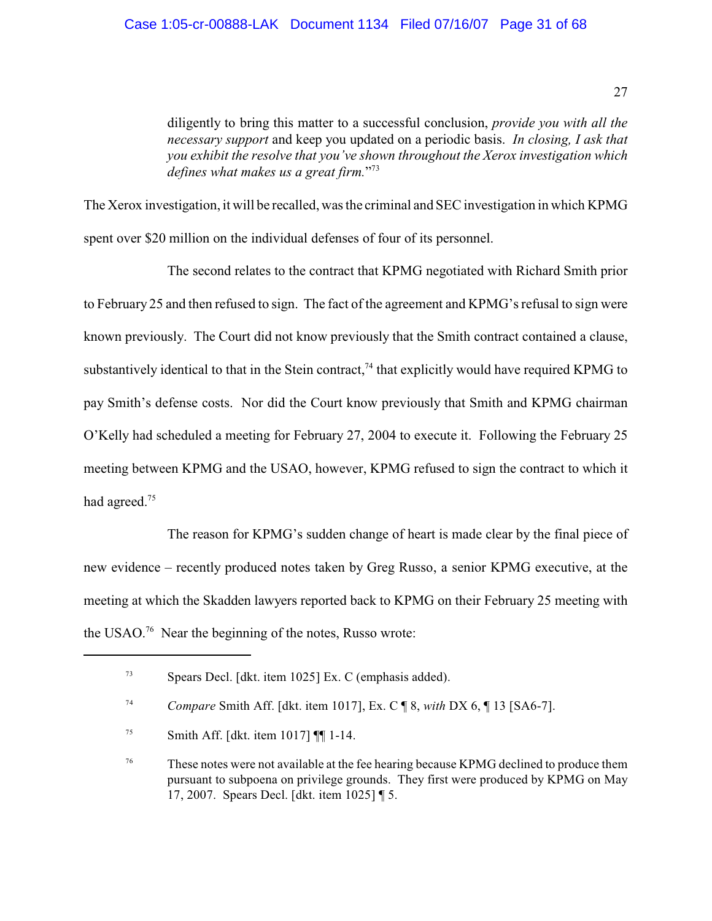diligently to bring this matter to a successful conclusion, *provide you with all the necessary support* and keep you updated on a periodic basis. *In closing, I ask that you exhibit the resolve that you've shown throughout the Xerox investigation which defines what makes us a great firm.*"[73]

The Xerox investigation, it will be recalled, was the criminal and SEC investigation in which KPMG spent over $20 million on the individual defenses of four of its personnel.

The second relates to the contract that KPMG negotiated with Richard Smith prior to February 25 and then refused to sign. The fact of the agreement and KPMG's refusal to sign were known previously. The Court did not know previously that the Smith contract contained a clause, substantively identical to that in the Stein contract,[74] that explicitly would have required KPMG to pay Smith's defense costs. Nor did the Court know previously that Smith and KPMG chairman O'Kelly had scheduled a meeting for February 27, 2004 to execute it. Following the February 25 meeting between KPMG and the USAO, however, KPMG refused to sign the contract to which it had agreed.[75]

The reason for KPMG's sudden change of heart is made clear by the final piece of new evidence – recently produced notes taken by Greg Russo, a senior KPMG executive, at the meeting at which the Skadden lawyers reported back to KPMG on their February 25 meeting with the USAO.[76] Near the beginning of the notes, Russo wrote:

---

[73] Spears Decl. [dkt. item 1025] Ex. C (emphasis added).

[74] *Compare* Smith Aff. [dkt. item 1017], Ex. C ¶ 8, *with* DX 6, ¶ 13 [SA6-7].

[75] Smith Aff. [dkt. item 1017] ¶¶ 1-14.

[76] These notes were not available at the fee hearing because KPMG declined to produce them pursuant to subpoena on privilege grounds. They first were produced by KPMG on May 17, 2007. Spears Decl. [dkt. item 1025] ¶ 5.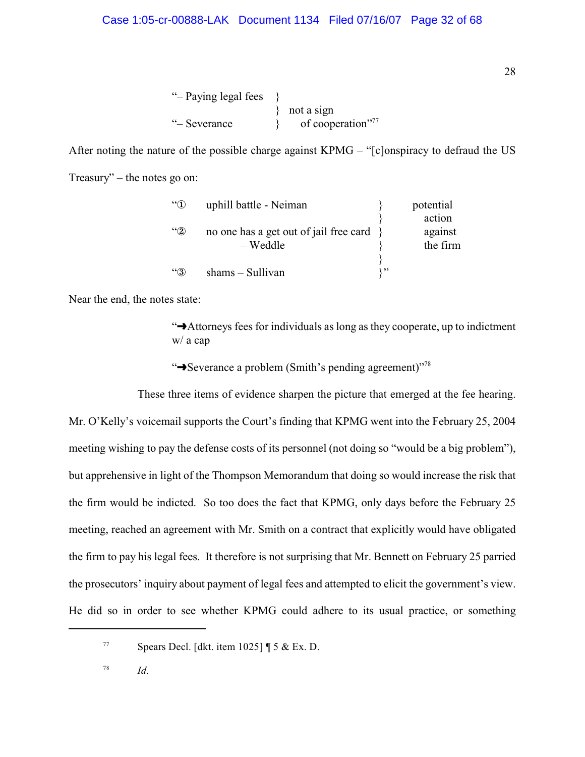"– Paying legal fees }
} not a sign
"– Severance } of cooperation"[77]

After noting the nature of the possible charge against KPMG – "[c]onspiracy to defraud the US Treasury" – the notes go on:

"① uphill battle - Neiman } potential
} action
"② no one has a get out of jail free card } against
– Weddle } the firm
}
"③ shams – Sullivan }"

Near the end, the notes state:

> "➞Attorneys fees for individuals as long as they cooperate, up to indictment w/ a cap
>
> "➞Severance a problem (Smith's pending agreement)"[78]

These three items of evidence sharpen the picture that emerged at the fee hearing. Mr. O'Kelly's voicemail supports the Court's finding that KPMG went into the February 25, 2004 meeting wishing to pay the defense costs of its personnel (not doing so "would be a big problem"), but apprehensive in light of the Thompson Memorandum that doing so would increase the risk that the firm would be indicted. So too does the fact that KPMG, only days before the February 25 meeting, reached an agreement with Mr. Smith on a contract that explicitly would have obligated the firm to pay his legal fees. It therefore is not surprising that Mr. Bennett on February 25 parried the prosecutors' inquiry about payment of legal fees and attempted to elicit the government's view. He did so in order to see whether KPMG could adhere to its usual practice, or something

---

[77] Spears Decl. [dkt. item 1025] ¶ 5 & Ex. D.

[78] *Id.*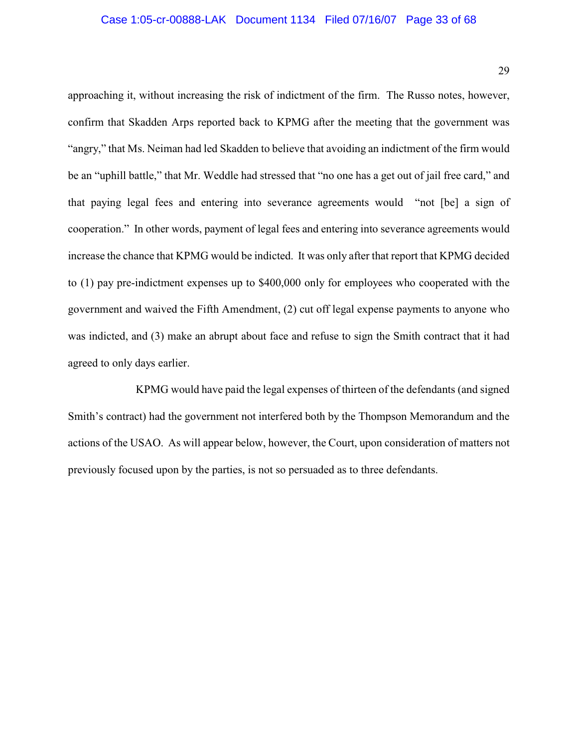approaching it, without increasing the risk of indictment of the firm. The Russo notes, however, confirm that Skadden Arps reported back to KPMG after the meeting that the government was "angry," that Ms. Neiman had led Skadden to believe that avoiding an indictment of the firm would be an "uphill battle," that Mr. Weddle had stressed that "no one has a get out of jail free card," and that paying legal fees and entering into severance agreements would "not [be] a sign of cooperation." In other words, payment of legal fees and entering into severance agreements would increase the chance that KPMG would be indicted. It was only after that report that KPMG decided to (1) pay pre-indictment expenses up to $400,000 only for employees who cooperated with the government and waived the Fifth Amendment, (2) cut off legal expense payments to anyone who was indicted, and (3) make an abrupt about face and refuse to sign the Smith contract that it had agreed to only days earlier.

KPMG would have paid the legal expenses of thirteen of the defendants (and signed Smith's contract) had the government not interfered both by the Thompson Memorandum and the actions of the USAO. As will appear below, however, the Court, upon consideration of matters not previously focused upon by the parties, is not so persuaded as to three defendants.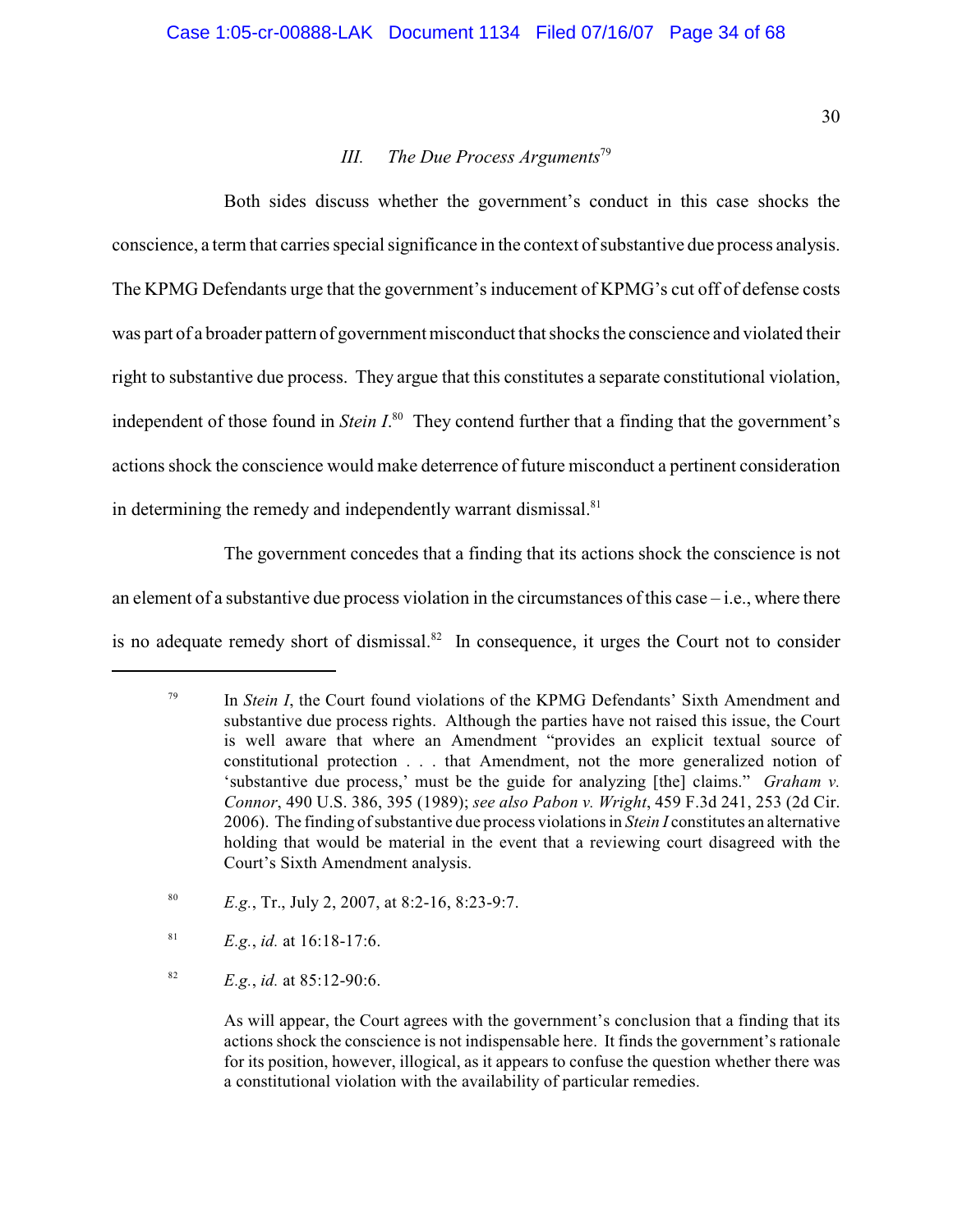### *III. The Due Process Arguments*[79]

Both sides discuss whether the government's conduct in this case shocks the conscience, a term that carries special significance in the context of substantive due process analysis. The KPMG Defendants urge that the government's inducement of KPMG's cut off of defense costs was part of a broader pattern of government misconduct that shocks the conscience and violated their right to substantive due process. They argue that this constitutes a separate constitutional violation, independent of those found in *Stein I*.[80] They contend further that a finding that the government's actions shock the conscience would make deterrence of future misconduct a pertinent consideration in determining the remedy and independently warrant dismissal.[81]

The government concedes that a finding that its actions shock the conscience is not an element of a substantive due process violation in the circumstances of this case – i.e., where there is no adequate remedy short of dismissal.[82] In consequence, it urges the Court not to consider

---

[79] In *Stein I*, the Court found violations of the KPMG Defendants' Sixth Amendment and substantive due process rights. Although the parties have not raised this issue, the Court is well aware that where an Amendment "provides an explicit textual source of constitutional protection . . . that Amendment, not the more generalized notion of 'substantive due process,' must be the guide for analyzing [the] claims." *Graham v. Connor*, 490 U.S. 386, 395 (1989); *see also Pabon v. Wright*, 459 F.3d 241, 253 (2d Cir. 2006). The finding of substantive due process violations in *Stein I* constitutes an alternative holding that would be material in the event that a reviewing court disagreed with the Court's Sixth Amendment analysis.

[80] *E.g.*, Tr., July 2, 2007, at 8:2-16, 8:23-9:7.

[81] *E.g.*, *id.* at 16:18-17:6.

[82] *E.g.*, *id.* at 85:12-90:6.

As will appear, the Court agrees with the government's conclusion that a finding that its actions shock the conscience is not indispensable here. It finds the government's rationale for its position, however, illogical, as it appears to confuse the question whether there was a constitutional violation with the availability of particular remedies.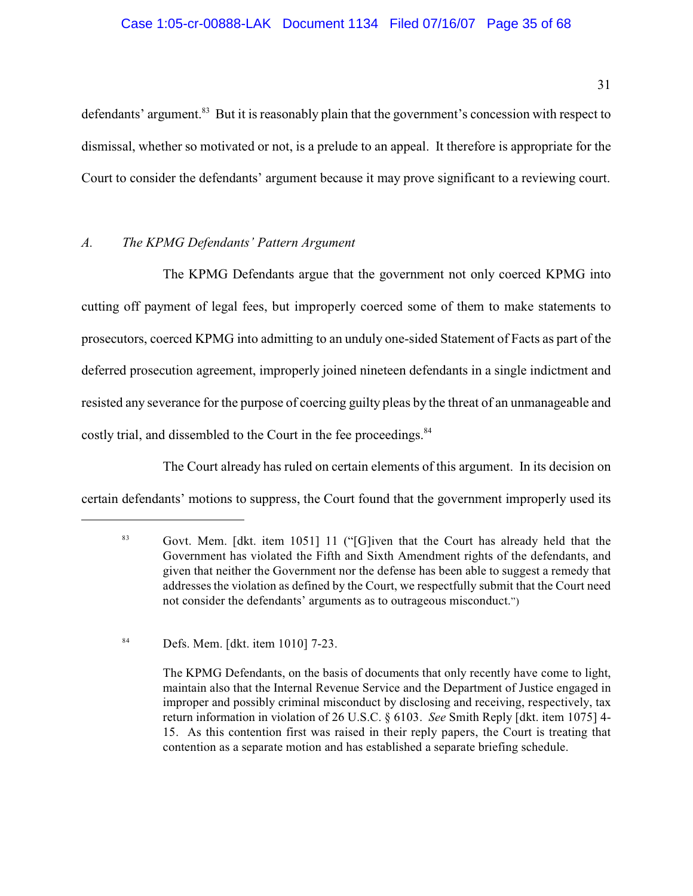defendants' argument.[83] But it is reasonably plain that the government's concession with respect to dismissal, whether so motivated or not, is a prelude to an appeal. It therefore is appropriate for the Court to consider the defendants' argument because it may prove significant to a reviewing court.

## *A. The KPMG Defendants' Pattern Argument*

The KPMG Defendants argue that the government not only coerced KPMG into cutting off payment of legal fees, but improperly coerced some of them to make statements to prosecutors, coerced KPMG into admitting to an unduly one-sided Statement of Facts as part of the deferred prosecution agreement, improperly joined nineteen defendants in a single indictment and resisted any severance for the purpose of coercing guilty pleas by the threat of an unmanageable and costly trial, and dissembled to the Court in the fee proceedings.[84]

The Court already has ruled on certain elements of this argument. In its decision on certain defendants' motions to suppress, the Court found that the government improperly used its

---

[83] Govt. Mem. [dkt. item 1051] 11 ("[G]iven that the Court has already held that the Government has violated the Fifth and Sixth Amendment rights of the defendants, and given that neither the Government nor the defense has been able to suggest a remedy that addresses the violation as defined by the Court, we respectfully submit that the Court need not consider the defendants' arguments as to outrageous misconduct.")

[84] Defs. Mem. [dkt. item 1010] 7-23.

The KPMG Defendants, on the basis of documents that only recently have come to light, maintain also that the Internal Revenue Service and the Department of Justice engaged in improper and possibly criminal misconduct by disclosing and receiving, respectively, tax return information in violation of 26 U.S.C. § 6103. *See* Smith Reply [dkt. item 1075] 4-15. As this contention first was raised in their reply papers, the Court is treating that contention as a separate motion and has established a separate briefing schedule.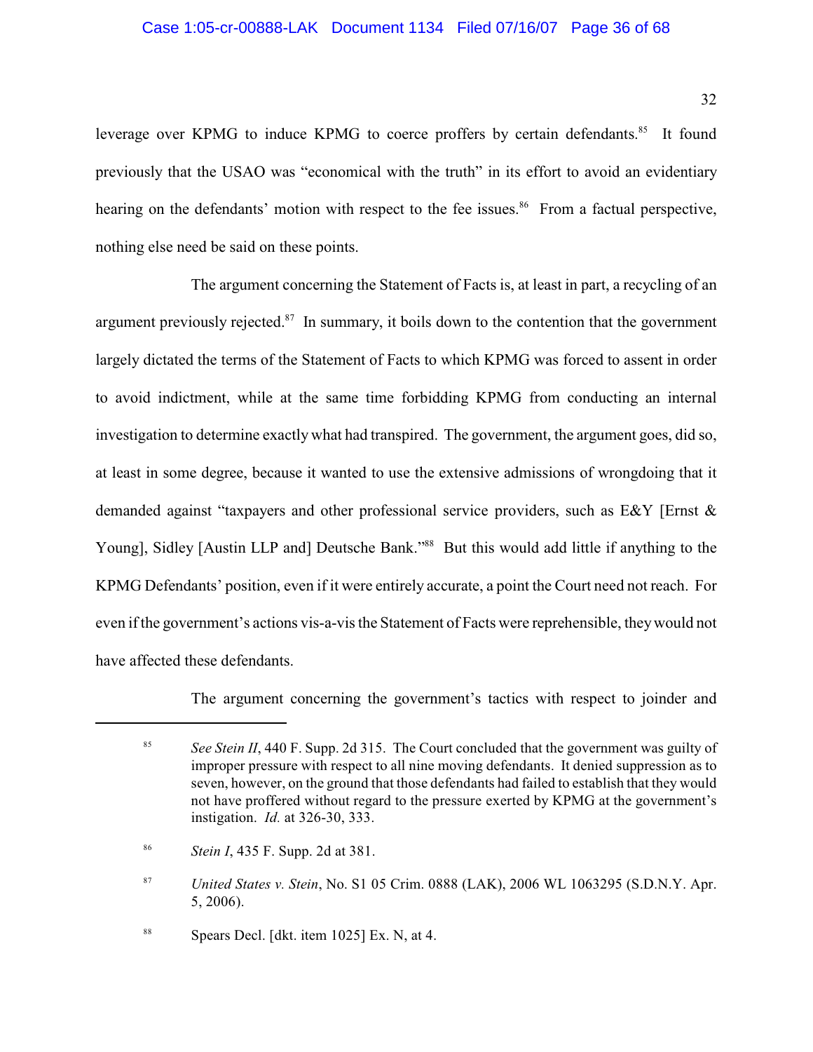leverage over KPMG to induce KPMG to coerce proffers by certain defendants.[85] It found previously that the USAO was "economical with the truth" in its effort to avoid an evidentiary hearing on the defendants' motion with respect to the fee issues.[86] From a factual perspective, nothing else need be said on these points.

The argument concerning the Statement of Facts is, at least in part, a recycling of an argument previously rejected.[87] In summary, it boils down to the contention that the government largely dictated the terms of the Statement of Facts to which KPMG was forced to assent in order to avoid indictment, while at the same time forbidding KPMG from conducting an internal investigation to determine exactly what had transpired. The government, the argument goes, did so, at least in some degree, because it wanted to use the extensive admissions of wrongdoing that it demanded against "taxpayers and other professional service providers, such as E&Y [Ernst & Young], Sidley [Austin LLP and] Deutsche Bank."[88] But this would add little if anything to the KPMG Defendants' position, even if it were entirely accurate, a point the Court need not reach. For even if the government's actions vis-a-vis the Statement of Facts were reprehensible, they would not have affected these defendants.

The argument concerning the government's tactics with respect to joinder and

---

[85] *See Stein II*, 440 F. Supp. 2d 315. The Court concluded that the government was guilty of improper pressure with respect to all nine moving defendants. It denied suppression as to seven, however, on the ground that those defendants had failed to establish that they would not have proffered without regard to the pressure exerted by KPMG at the government's instigation. *Id.* at 326-30, 333.

[86] *Stein I*, 435 F. Supp. 2d at 381.

[87] *United States v. Stein*, No. S1 05 Crim. 0888 (LAK), 2006 WL 1063295 (S.D.N.Y. Apr. 5, 2006).

[88] Spears Decl. [dkt. item 1025] Ex. N, at 4.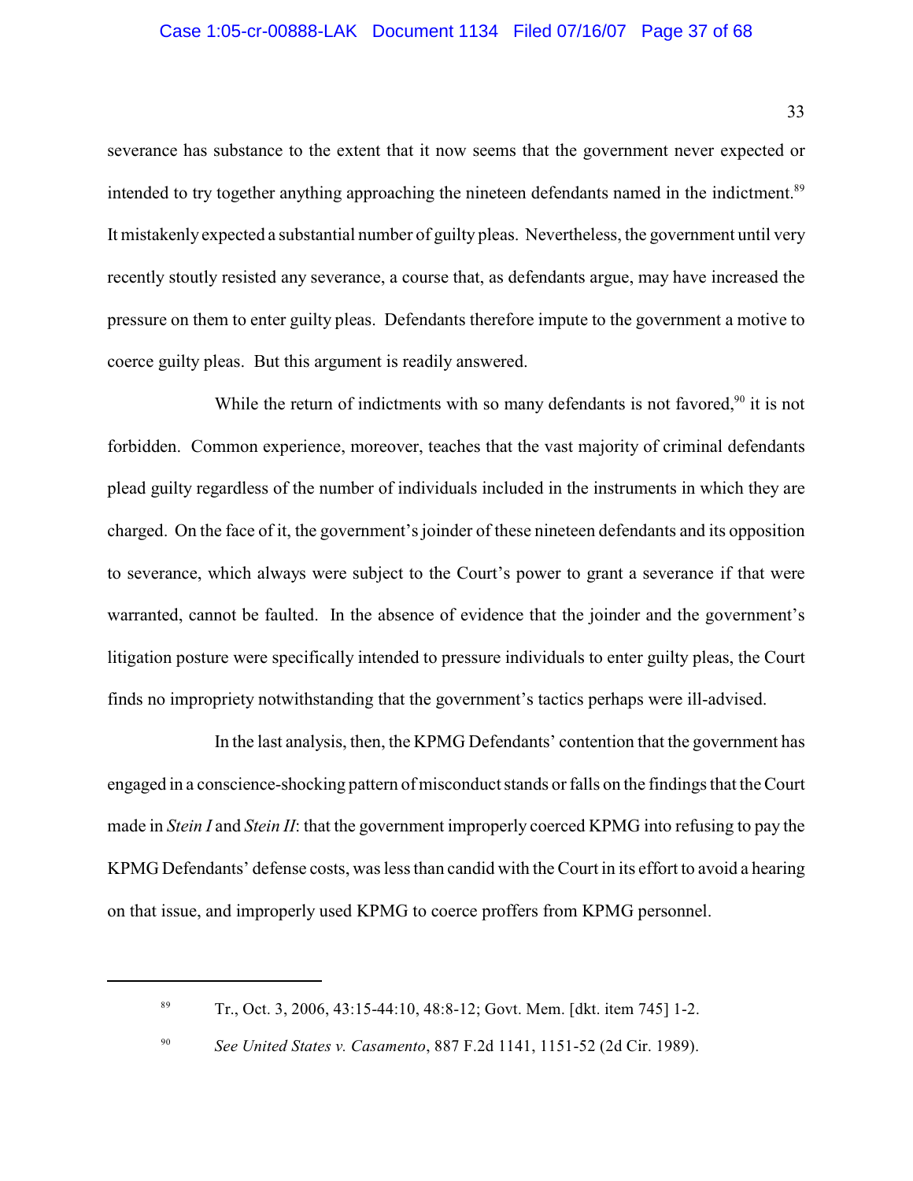severance has substance to the extent that it now seems that the government never expected or intended to try together anything approaching the nineteen defendants named in the indictment.[89] It mistakenly expected a substantial number of guilty pleas. Nevertheless, the government until very recently stoutly resisted any severance, a course that, as defendants argue, may have increased the pressure on them to enter guilty pleas. Defendants therefore impute to the government a motive to coerce guilty pleas. But this argument is readily answered.

While the return of indictments with so many defendants is not favored,[90] it is not forbidden. Common experience, moreover, teaches that the vast majority of criminal defendants plead guilty regardless of the number of individuals included in the instruments in which they are charged. On the face of it, the government's joinder of these nineteen defendants and its opposition to severance, which always were subject to the Court's power to grant a severance if that were warranted, cannot be faulted. In the absence of evidence that the joinder and the government's litigation posture were specifically intended to pressure individuals to enter guilty pleas, the Court finds no impropriety notwithstanding that the government's tactics perhaps were ill-advised.

In the last analysis, then, the KPMG Defendants' contention that the government has engaged in a conscience-shocking pattern of misconduct stands or falls on the findings that the Court made in *Stein I* and *Stein II*: that the government improperly coerced KPMG into refusing to pay the KPMG Defendants' defense costs, was less than candid with the Court in its effort to avoid a hearing on that issue, and improperly used KPMG to coerce proffers from KPMG personnel.

---

[89] Tr., Oct. 3, 2006, 43:15-44:10, 48:8-12; Govt. Mem. [dkt. item 745] 1-2.

[90] *See United States v. Casamento*, 887 F.2d 1141, 1151-52 (2d Cir. 1989).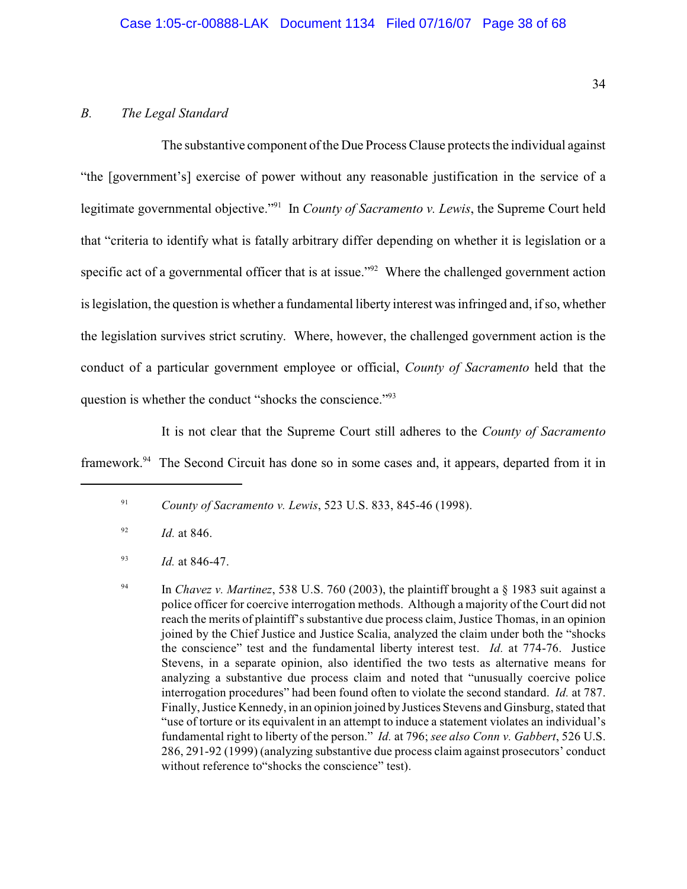### *B. The Legal Standard*

The substantive component of the Due Process Clause protects the individual against "the [government's] exercise of power without any reasonable justification in the service of a legitimate governmental objective."[91] In *County of Sacramento v. Lewis*, the Supreme Court held that "criteria to identify what is fatally arbitrary differ depending on whether it is legislation or a specific act of a governmental officer that is at issue."[92] Where the challenged government action is legislation, the question is whether a fundamental liberty interest was infringed and, if so, whether the legislation survives strict scrutiny. Where, however, the challenged government action is the conduct of a particular government employee or official, *County of Sacramento* held that the question is whether the conduct "shocks the conscience."[93]

It is not clear that the Supreme Court still adheres to the *County of Sacramento* framework.[94] The Second Circuit has done so in some cases and, it appears, departed from it in

---

[91] *County of Sacramento v. Lewis*, 523 U.S. 833, 845-46 (1998).

[92] *Id.* at 846.

[93] *Id.* at 846-47.

[94] In *Chavez v. Martinez*, 538 U.S. 760 (2003), the plaintiff brought a § 1983 suit against a police officer for coercive interrogation methods. Although a majority of the Court did not reach the merits of plaintiff's substantive due process claim, Justice Thomas, in an opinion joined by the Chief Justice and Justice Scalia, analyzed the claim under both the "shocks the conscience" test and the fundamental liberty interest test. *Id.* at 774-76. Justice Stevens, in a separate opinion, also identified the two tests as alternative means for analyzing a substantive due process claim and noted that "unusually coercive police interrogation procedures" had been found often to violate the second standard. *Id.* at 787. Finally, Justice Kennedy, in an opinion joined by Justices Stevens and Ginsburg, stated that "use of torture or its equivalent in an attempt to induce a statement violates an individual's fundamental right to liberty of the person." *Id.* at 796; *see also Conn v. Gabbert*, 526 U.S. 286, 291-92 (1999) (analyzing substantive due process claim against prosecutors' conduct without reference to"shocks the conscience" test).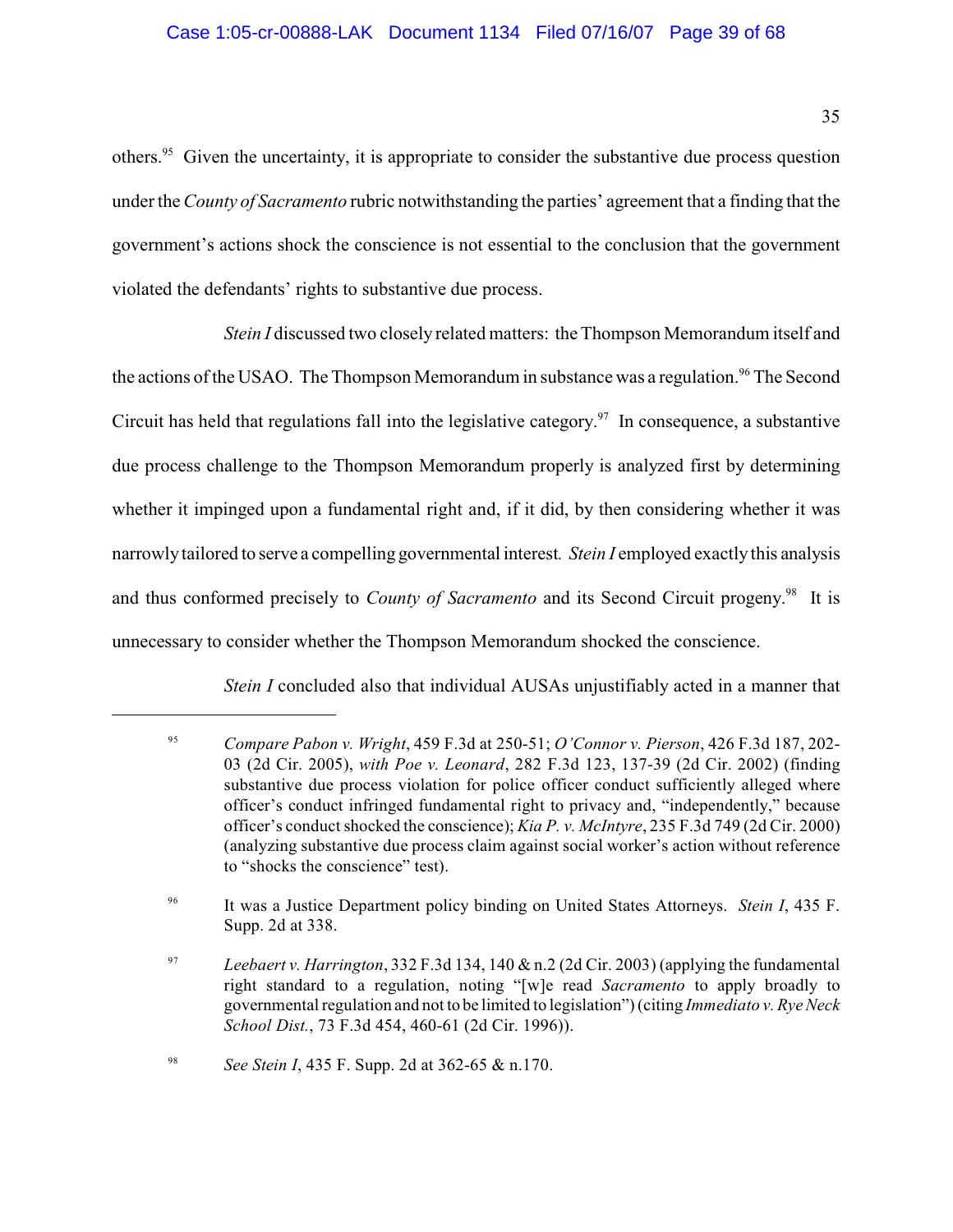others.[95] Given the uncertainty, it is appropriate to consider the substantive due process question under the *County of Sacramento* rubric notwithstanding the parties' agreement that a finding that the government's actions shock the conscience is not essential to the conclusion that the government violated the defendants' rights to substantive due process.

*Stein I* discussed two closely related matters: the Thompson Memorandum itself and the actions of the USAO. The Thompson Memorandum in substance was a regulation.[96] The Second Circuit has held that regulations fall into the legislative category.[97] In consequence, a substantive due process challenge to the Thompson Memorandum properly is analyzed first by determining whether it impinged upon a fundamental right and, if it did, by then considering whether it was narrowly tailored to serve a compelling governmental interest. *Stein I* employed exactly this analysis and thus conformed precisely to *County of Sacramento* and its Second Circuit progeny.[98] It is unnecessary to consider whether the Thompson Memorandum shocked the conscience.

*Stein I* concluded also that individual AUSAs unjustifiably acted in a manner that

---

[95] *Compare Pabon v. Wright*, 459 F.3d at 250-51; *O'Connor v. Pierson*, 426 F.3d 187, 202-03 (2d Cir. 2005), *with Poe v. Leonard*, 282 F.3d 123, 137-39 (2d Cir. 2002) (finding substantive due process violation for police officer conduct sufficiently alleged where officer's conduct infringed fundamental right to privacy and, "independently," because officer's conduct shocked the conscience); *Kia P. v. McIntyre*, 235 F.3d 749 (2d Cir. 2000) (analyzing substantive due process claim against social worker's action without reference to "shocks the conscience" test).

[96] It was a Justice Department policy binding on United States Attorneys. *Stein I*, 435 F. Supp. 2d at 338.

[97] *Leebaert v. Harrington*, 332 F.3d 134, 140 & n.2 (2d Cir. 2003) (applying the fundamental right standard to a regulation, noting "[w]e read *Sacramento* to apply broadly to governmental regulation and not to be limited to legislation") (citing *Immediato v. Rye Neck School Dist.*, 73 F.3d 454, 460-61 (2d Cir. 1996)).

[98] *See Stein I*, 435 F. Supp. 2d at 362-65 & n.170.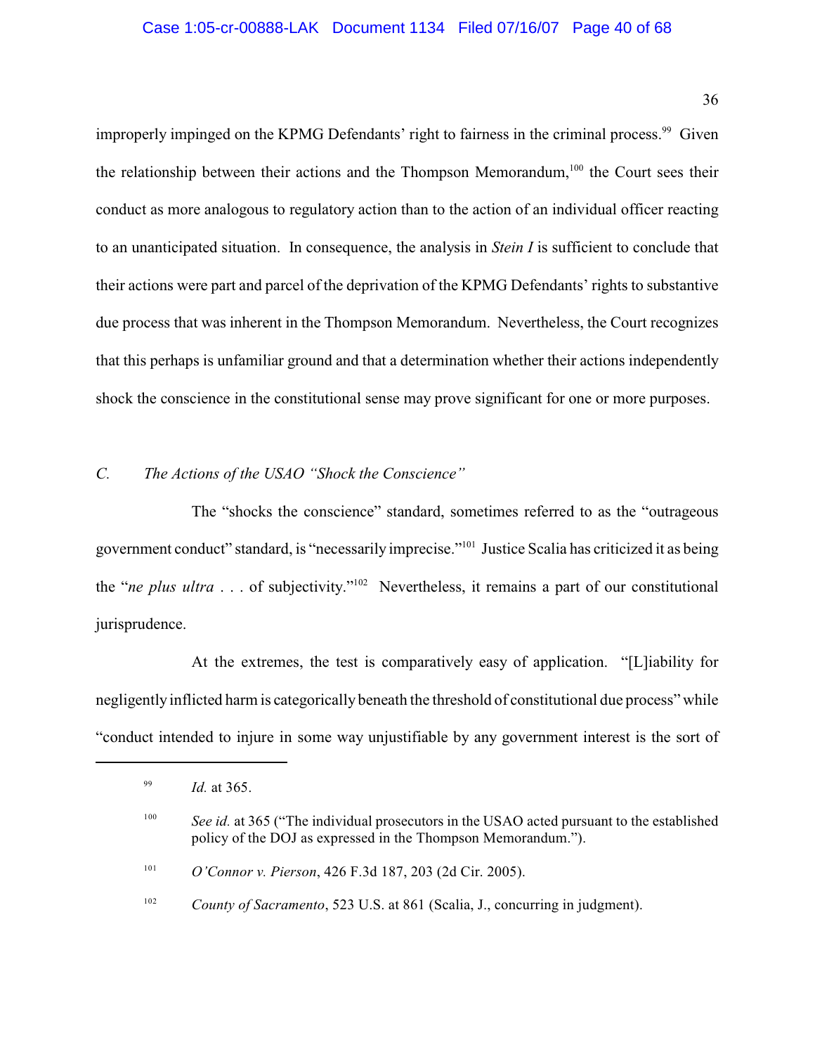improperly impinged on the KPMG Defendants' right to fairness in the criminal process.[99] Given the relationship between their actions and the Thompson Memorandum,[100] the Court sees their conduct as more analogous to regulatory action than to the action of an individual officer reacting to an unanticipated situation. In consequence, the analysis in *Stein I* is sufficient to conclude that their actions were part and parcel of the deprivation of the KPMG Defendants' rights to substantive due process that was inherent in the Thompson Memorandum. Nevertheless, the Court recognizes that this perhaps is unfamiliar ground and that a determination whether their actions independently shock the conscience in the constitutional sense may prove significant for one or more purposes.

### *C. The Actions of the USAO "Shock the Conscience"*

The "shocks the conscience" standard, sometimes referred to as the "outrageous government conduct" standard, is "necessarily imprecise."[101] Justice Scalia has criticized it as being the "*ne plus ultra* . . . of subjectivity."[102] Nevertheless, it remains a part of our constitutional jurisprudence.

At the extremes, the test is comparatively easy of application. "[L]iability for negligently inflicted harm is categorically beneath the threshold of constitutional due process" while "conduct intended to injure in some way unjustifiable by any government interest is the sort of

---

[99] *Id.* at 365.

[100] *See id.* at 365 ("The individual prosecutors in the USAO acted pursuant to the established policy of the DOJ as expressed in the Thompson Memorandum.").

[101] *O'Connor v. Pierson*, 426 F.3d 187, 203 (2d Cir. 2005).

[102] *County of Sacramento*, 523 U.S. at 861 (Scalia, J., concurring in judgment).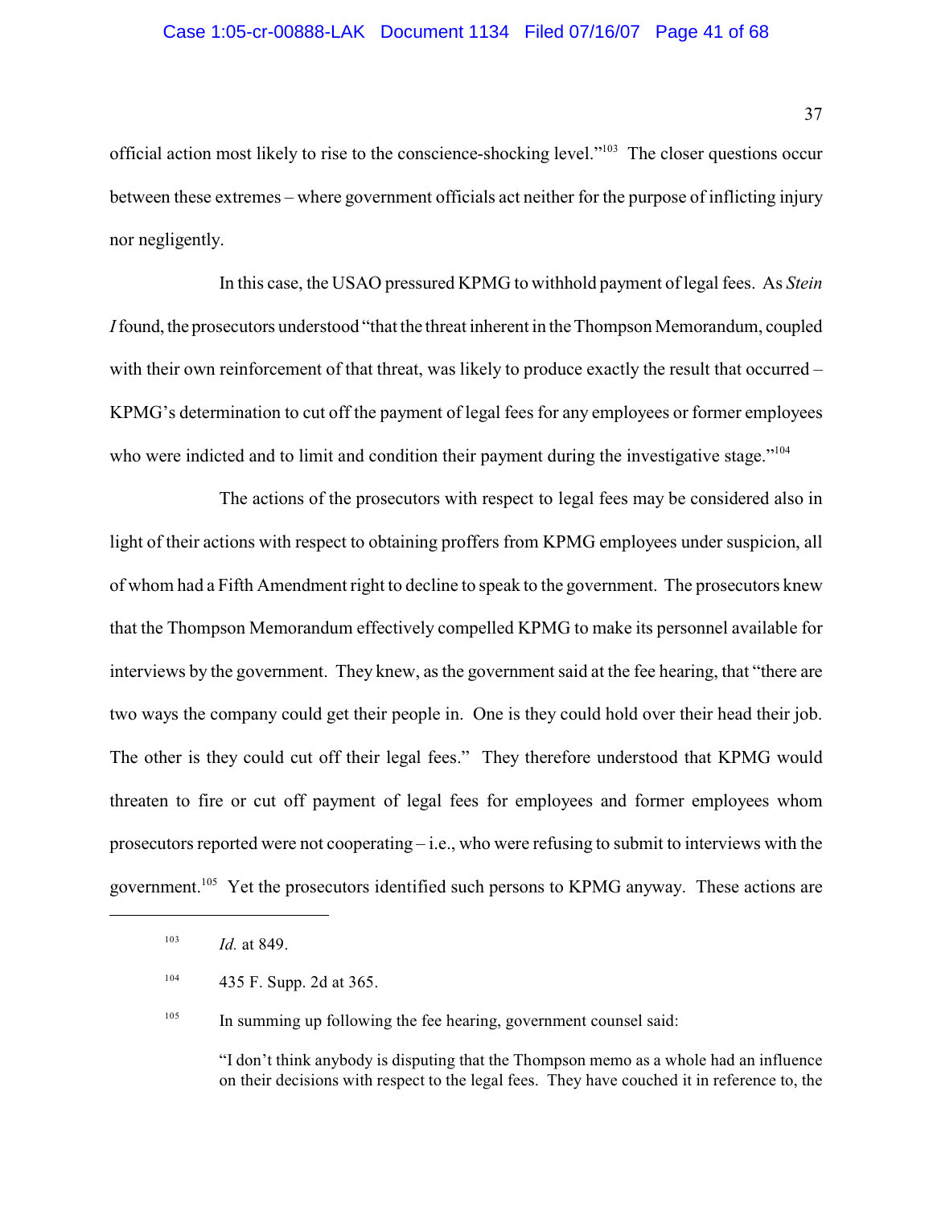official action most likely to rise to the conscience-shocking level."[103] The closer questions occur between these extremes – where government officials act neither for the purpose of inflicting injury nor negligently.

In this case, the USAO pressured KPMG to withhold payment of legal fees. As *Stein I* found, the prosecutors understood "that the threat inherent in the Thompson Memorandum, coupled with their own reinforcement of that threat, was likely to produce exactly the result that occurred – KPMG's determination to cut off the payment of legal fees for any employees or former employees who were indicted and to limit and condition their payment during the investigative stage."[104]

The actions of the prosecutors with respect to legal fees may be considered also in light of their actions with respect to obtaining proffers from KPMG employees under suspicion, all of whom had a Fifth Amendment right to decline to speak to the government. The prosecutors knew that the Thompson Memorandum effectively compelled KPMG to make its personnel available for interviews by the government. They knew, as the government said at the fee hearing, that "there are two ways the company could get their people in. One is they could hold over their head their job. The other is they could cut off their legal fees." They therefore understood that KPMG would threaten to fire or cut off payment of legal fees for employees and former employees whom prosecutors reported were not cooperating – i.e., who were refusing to submit to interviews with the government.[105] Yet the prosecutors identified such persons to KPMG anyway. These actions are

---

[103] *Id.* at 849.

[104] 435 F. Supp. 2d at 365.

[105] In summing up following the fee hearing, government counsel said:

> "I don't think anybody is disputing that the Thompson memo as a whole had an influence on their decisions with respect to the legal fees. They have couched it in reference to, the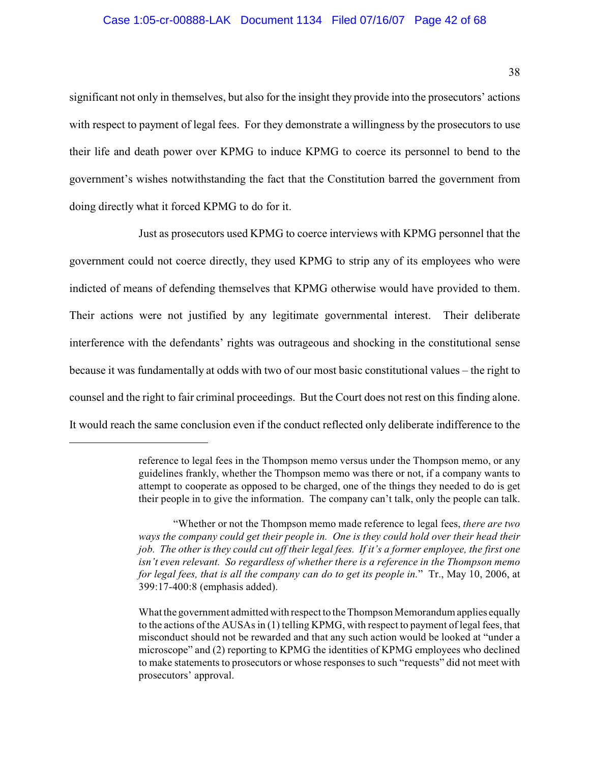significant not only in themselves, but also for the insight they provide into the prosecutors' actions with respect to payment of legal fees. For they demonstrate a willingness by the prosecutors to use their life and death power over KPMG to induce KPMG to coerce its personnel to bend to the government's wishes notwithstanding the fact that the Constitution barred the government from doing directly what it forced KPMG to do for it.

Just as prosecutors used KPMG to coerce interviews with KPMG personnel that the government could not coerce directly, they used KPMG to strip any of its employees who were indicted of means of defending themselves that KPMG otherwise would have provided to them. Their actions were not justified by any legitimate governmental interest. Their deliberate interference with the defendants' rights was outrageous and shocking in the constitutional sense because it was fundamentally at odds with two of our most basic constitutional values – the right to counsel and the right to fair criminal proceedings. But the Court does not rest on this finding alone. It would reach the same conclusion even if the conduct reflected only deliberate indifference to the

---

reference to legal fees in the Thompson memo versus under the Thompson memo, or any guidelines frankly, whether the Thompson memo was there or not, if a company wants to attempt to cooperate as opposed to be charged, one of the things they needed to do is get their people in to give the information. The company can't talk, only the people can talk.

"Whether or not the Thompson memo made reference to legal fees, *there are two ways the company could get their people in. One is they could hold over their head their job. The other is they could cut off their legal fees. If it's a former employee, the first one isn't even relevant. So regardless of whether there is a reference in the Thompson memo for legal fees, that is all the company can do to get its people in.*" Tr., May 10, 2006, at 399:17-400:8 (emphasis added).

What the government admitted with respect to the Thompson Memorandum applies equally to the actions of the AUSAs in (1) telling KPMG, with respect to payment of legal fees, that misconduct should not be rewarded and that any such action would be looked at "under a microscope" and (2) reporting to KPMG the identities of KPMG employees who declined to make statements to prosecutors or whose responses to such "requests" did not meet with prosecutors' approval.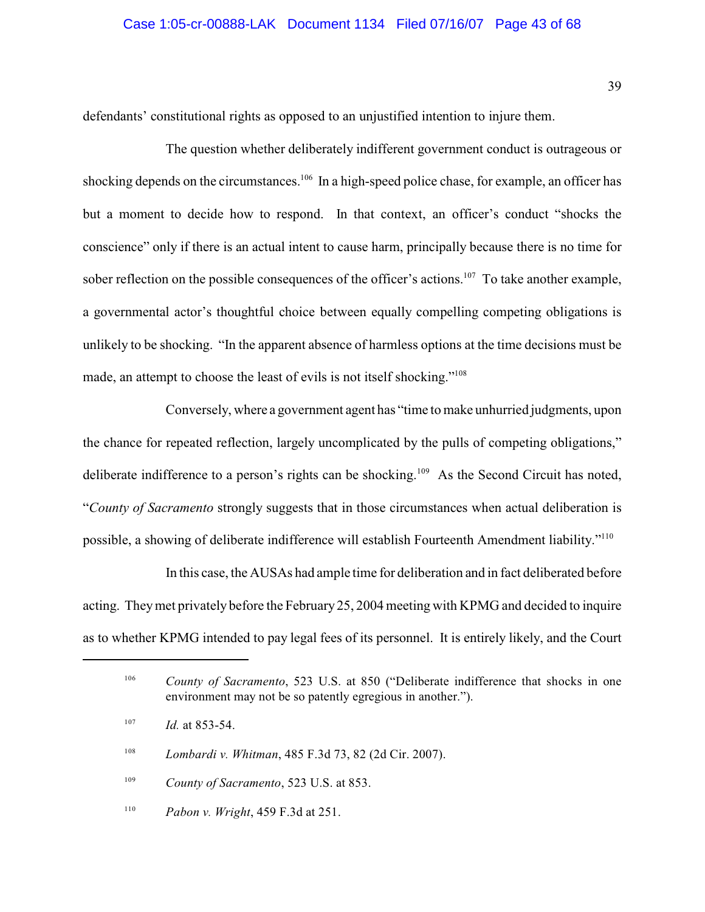defendants' constitutional rights as opposed to an unjustified intention to injure them.

The question whether deliberately indifferent government conduct is outrageous or shocking depends on the circumstances.[106] In a high-speed police chase, for example, an officer has but a moment to decide how to respond. In that context, an officer's conduct "shocks the conscience" only if there is an actual intent to cause harm, principally because there is no time for sober reflection on the possible consequences of the officer's actions.[107] To take another example, a governmental actor's thoughtful choice between equally compelling competing obligations is unlikely to be shocking. "In the apparent absence of harmless options at the time decisions must be made, an attempt to choose the least of evils is not itself shocking."[108]

Conversely, where a government agent has "time to make unhurried judgments, upon the chance for repeated reflection, largely uncomplicated by the pulls of competing obligations," deliberate indifference to a person's rights can be shocking.[109] As the Second Circuit has noted, "*County of Sacramento* strongly suggests that in those circumstances when actual deliberation is possible, a showing of deliberate indifference will establish Fourteenth Amendment liability."[110]

In this case, the AUSAs had ample time for deliberation and in fact deliberated before acting. They met privately before the February 25, 2004 meeting with KPMG and decided to inquire as to whether KPMG intended to pay legal fees of its personnel. It is entirely likely, and the Court

---

[106] *County of Sacramento*, 523 U.S. at 850 ("Deliberate indifference that shocks in one environment may not be so patently egregious in another.").

[107] *Id.* at 853-54.

[108] *Lombardi v. Whitman*, 485 F.3d 73, 82 (2d Cir. 2007).

[109] *County of Sacramento*, 523 U.S. at 853.

[110] *Pabon v. Wright*, 459 F.3d at 251.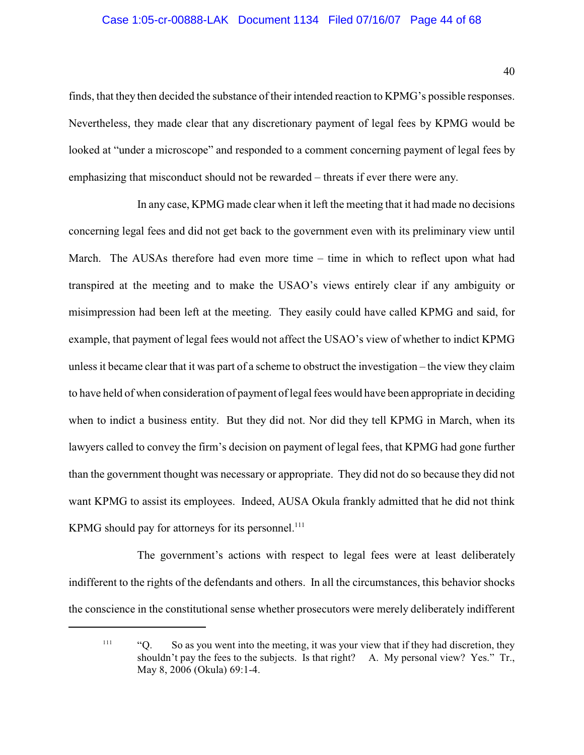finds, that they then decided the substance of their intended reaction to KPMG's possible responses. Nevertheless, they made clear that any discretionary payment of legal fees by KPMG would be looked at "under a microscope" and responded to a comment concerning payment of legal fees by emphasizing that misconduct should not be rewarded – threats if ever there were any.

In any case, KPMG made clear when it left the meeting that it had made no decisions concerning legal fees and did not get back to the government even with its preliminary view until March. The AUSAs therefore had even more time – time in which to reflect upon what had transpired at the meeting and to make the USAO's views entirely clear if any ambiguity or misimpression had been left at the meeting. They easily could have called KPMG and said, for example, that payment of legal fees would not affect the USAO's view of whether to indict KPMG unless it became clear that it was part of a scheme to obstruct the investigation – the view they claim to have held of when consideration of payment of legal fees would have been appropriate in deciding when to indict a business entity. But they did not. Nor did they tell KPMG in March, when its lawyers called to convey the firm's decision on payment of legal fees, that KPMG had gone further than the government thought was necessary or appropriate. They did not do so because they did not want KPMG to assist its employees. Indeed, AUSA Okula frankly admitted that he did not think KPMG should pay for attorneys for its personnel.[111]

The government's actions with respect to legal fees were at least deliberately indifferent to the rights of the defendants and others. In all the circumstances, this behavior shocks the conscience in the constitutional sense whether prosecutors were merely deliberately indifferent

---

[111] "Q. So as you went into the meeting, it was your view that if they had discretion, they shouldn't pay the fees to the subjects. Is that right? A. My personal view? Yes." Tr., May 8, 2006 (Okula) 69:1-4.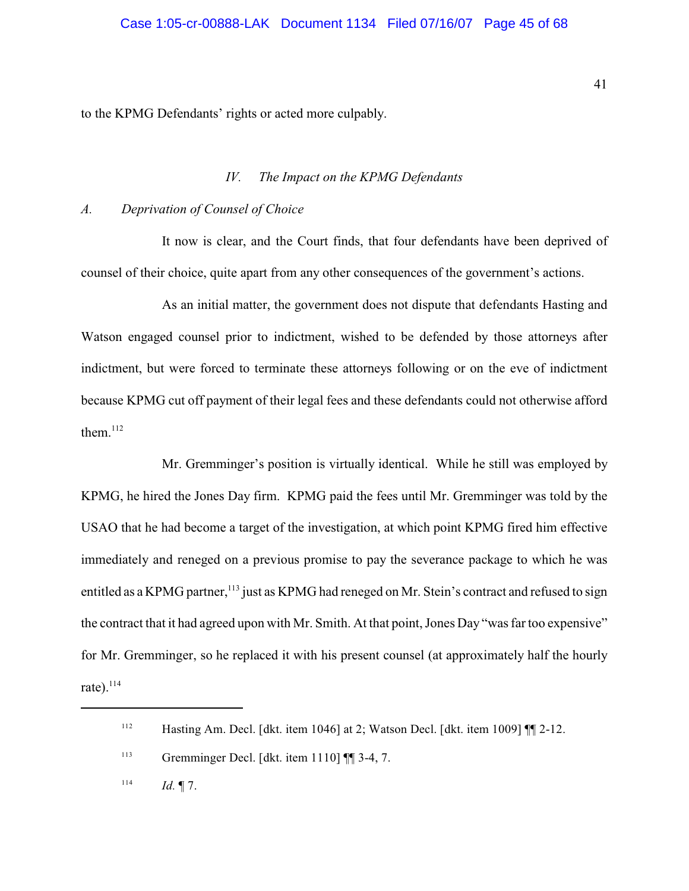to the KPMG Defendants' rights or acted more culpably.

### *IV. The Impact on the KPMG Defendants*

#### *A. Deprivation of Counsel of Choice*

It now is clear, and the Court finds, that four defendants have been deprived of counsel of their choice, quite apart from any other consequences of the government's actions.

As an initial matter, the government does not dispute that defendants Hasting and Watson engaged counsel prior to indictment, wished to be defended by those attorneys after indictment, but were forced to terminate these attorneys following or on the eve of indictment because KPMG cut off payment of their legal fees and these defendants could not otherwise afford them.[112]

Mr. Gremminger's position is virtually identical. While he still was employed by KPMG, he hired the Jones Day firm. KPMG paid the fees until Mr. Gremminger was told by the USAO that he had become a target of the investigation, at which point KPMG fired him effective immediately and reneged on a previous promise to pay the severance package to which he was entitled as a KPMG partner,[113] just as KPMG had reneged on Mr. Stein's contract and refused to sign the contract that it had agreed upon with Mr. Smith. At that point, Jones Day "was far too expensive" for Mr. Gremminger, so he replaced it with his present counsel (at approximately half the hourly rate).[114]

---

[112] Hasting Am. Decl. [dkt. item 1046] at 2; Watson Decl. [dkt. item 1009] ¶¶ 2-12.

[113] Gremminger Decl. [dkt. item 1110] ¶¶ 3-4, 7.

[114] *Id.* ¶ 7.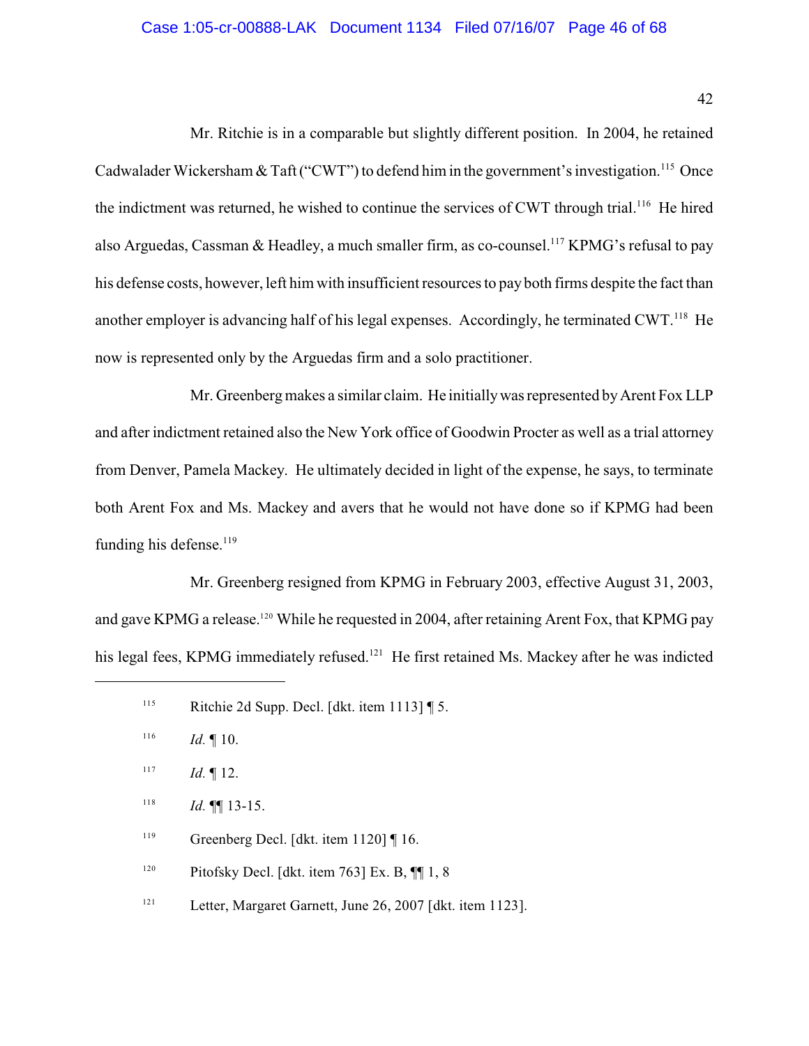Mr. Ritchie is in a comparable but slightly different position. In 2004, he retained Cadwalader Wickersham & Taft ("CWT") to defend him in the government's investigation.[115] Once the indictment was returned, he wished to continue the services of CWT through trial.[116] He hired also Arguedas, Cassman & Headley, a much smaller firm, as co-counsel.[117] KPMG's refusal to pay his defense costs, however, left him with insufficient resources to pay both firms despite the fact than another employer is advancing half of his legal expenses. Accordingly, he terminated CWT.[118] He now is represented only by the Arguedas firm and a solo practitioner.

Mr. Greenberg makes a similar claim. He initially was represented by Arent Fox LLP and after indictment retained also the New York office of Goodwin Procter as well as a trial attorney from Denver, Pamela Mackey. He ultimately decided in light of the expense, he says, to terminate both Arent Fox and Ms. Mackey and avers that he would not have done so if KPMG had been funding his defense.[119]

Mr. Greenberg resigned from KPMG in February 2003, effective August 31, 2003, and gave KPMG a release.[120] While he requested in 2004, after retaining Arent Fox, that KPMG pay his legal fees, KPMG immediately refused.[121] He first retained Ms. Mackey after he was indicted

---

[115] Ritchie 2d Supp. Decl. [dkt. item 1113] ¶ 5.

[116] *Id.* ¶ 10.

[117] *Id.* ¶ 12.

[118] *Id.* ¶¶ 13-15.

[119] Greenberg Decl. [dkt. item 1120] ¶ 16.

[120] Pitofsky Decl. [dkt. item 763] Ex. B, ¶¶ 1, 8

[121] Letter, Margaret Garnett, June 26, 2007 [dkt. item 1123].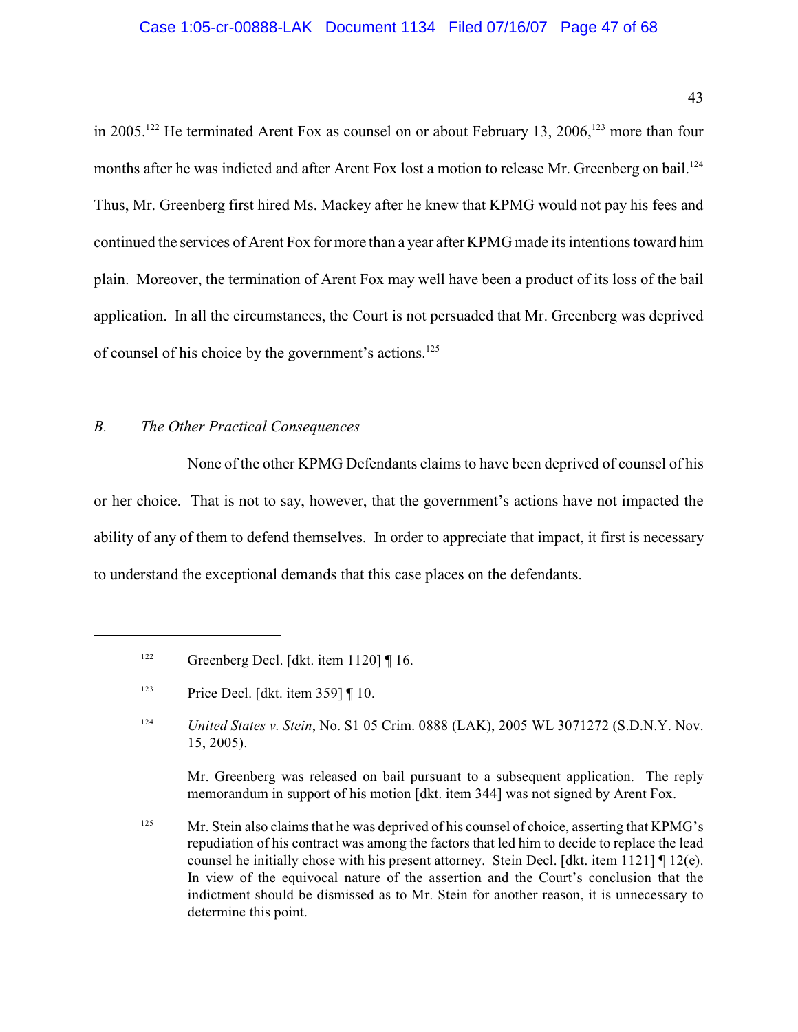in 2005.[122] He terminated Arent Fox as counsel on or about February 13, 2006,[123] more than four months after he was indicted and after Arent Fox lost a motion to release Mr. Greenberg on bail.[124] Thus, Mr. Greenberg first hired Ms. Mackey after he knew that KPMG would not pay his fees and continued the services of Arent Fox for more than a year after KPMG made its intentions toward him plain. Moreover, the termination of Arent Fox may well have been a product of its loss of the bail application. In all the circumstances, the Court is not persuaded that Mr. Greenberg was deprived of counsel of his choice by the government's actions.[125]

### *B. The Other Practical Consequences*

None of the other KPMG Defendants claims to have been deprived of counsel of his or her choice. That is not to say, however, that the government's actions have not impacted the ability of any of them to defend themselves. In order to appreciate that impact, it first is necessary to understand the exceptional demands that this case places on the defendants.

---

[122] Greenberg Decl. [dkt. item 1120] ¶ 16.

[123] Price Decl. [dkt. item 359] ¶ 10.

[124] *United States v. Stein*, No. S1 05 Crim. 0888 (LAK), 2005 WL 3071272 (S.D.N.Y. Nov. 15, 2005).

Mr. Greenberg was released on bail pursuant to a subsequent application. The reply memorandum in support of his motion [dkt. item 344] was not signed by Arent Fox.

[125] Mr. Stein also claims that he was deprived of his counsel of choice, asserting that KPMG's repudiation of his contract was among the factors that led him to decide to replace the lead counsel he initially chose with his present attorney. Stein Decl. [dkt. item 1121] ¶ 12(e). In view of the equivocal nature of the assertion and the Court's conclusion that the indictment should be dismissed as to Mr. Stein for another reason, it is unnecessary to determine this point.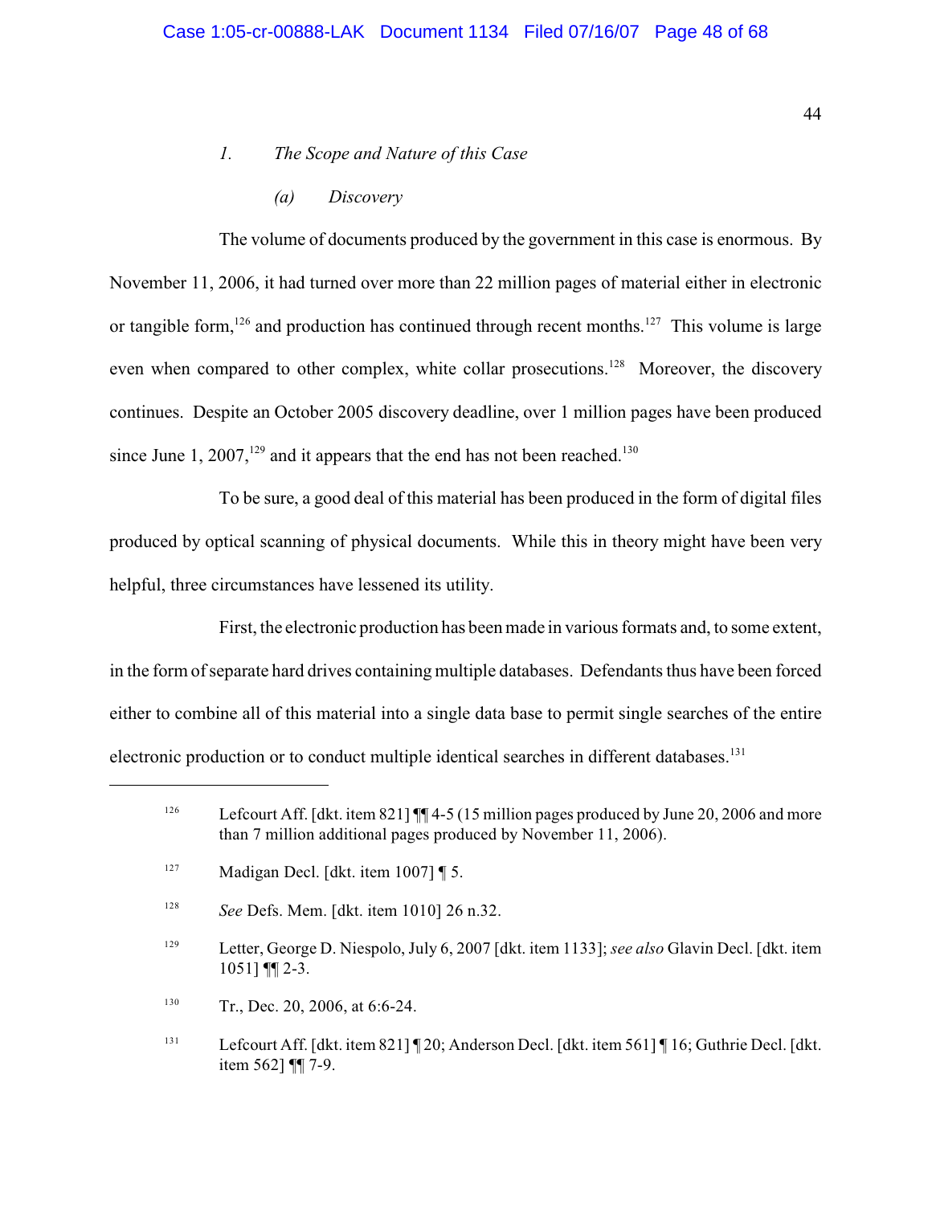### *1. The Scope and Nature of this Case*

#### *(a) Discovery*

The volume of documents produced by the government in this case is enormous. By November 11, 2006, it had turned over more than 22 million pages of material either in electronic or tangible form,[126] and production has continued through recent months.[127] This volume is large even when compared to other complex, white collar prosecutions.[128] Moreover, the discovery continues. Despite an October 2005 discovery deadline, over 1 million pages have been produced since June 1, 2007,[129] and it appears that the end has not been reached.[130]

To be sure, a good deal of this material has been produced in the form of digital files produced by optical scanning of physical documents. While this in theory might have been very helpful, three circumstances have lessened its utility.

First, the electronic production has been made in various formats and, to some extent, in the form of separate hard drives containing multiple databases. Defendants thus have been forced either to combine all of this material into a single data base to permit single searches of the entire electronic production or to conduct multiple identical searches in different databases.[131]

---

[126] Lefcourt Aff. [dkt. item 821] ¶¶ 4-5 (15 million pages produced by June 20, 2006 and more than 7 million additional pages produced by November 11, 2006).

[127] Madigan Decl. [dkt. item 1007] ¶ 5.

[128] *See* Defs. Mem. [dkt. item 1010] 26 n.32.

[129] Letter, George D. Niespolo, July 6, 2007 [dkt. item 1133]; *see also* Glavin Decl. [dkt. item 1051] ¶¶ 2-3.

[130] Tr., Dec. 20, 2006, at 6:6-24.

[131] Lefcourt Aff. [dkt. item 821] ¶ 20; Anderson Decl. [dkt. item 561] ¶ 16; Guthrie Decl. [dkt. item 562] ¶¶ 7-9.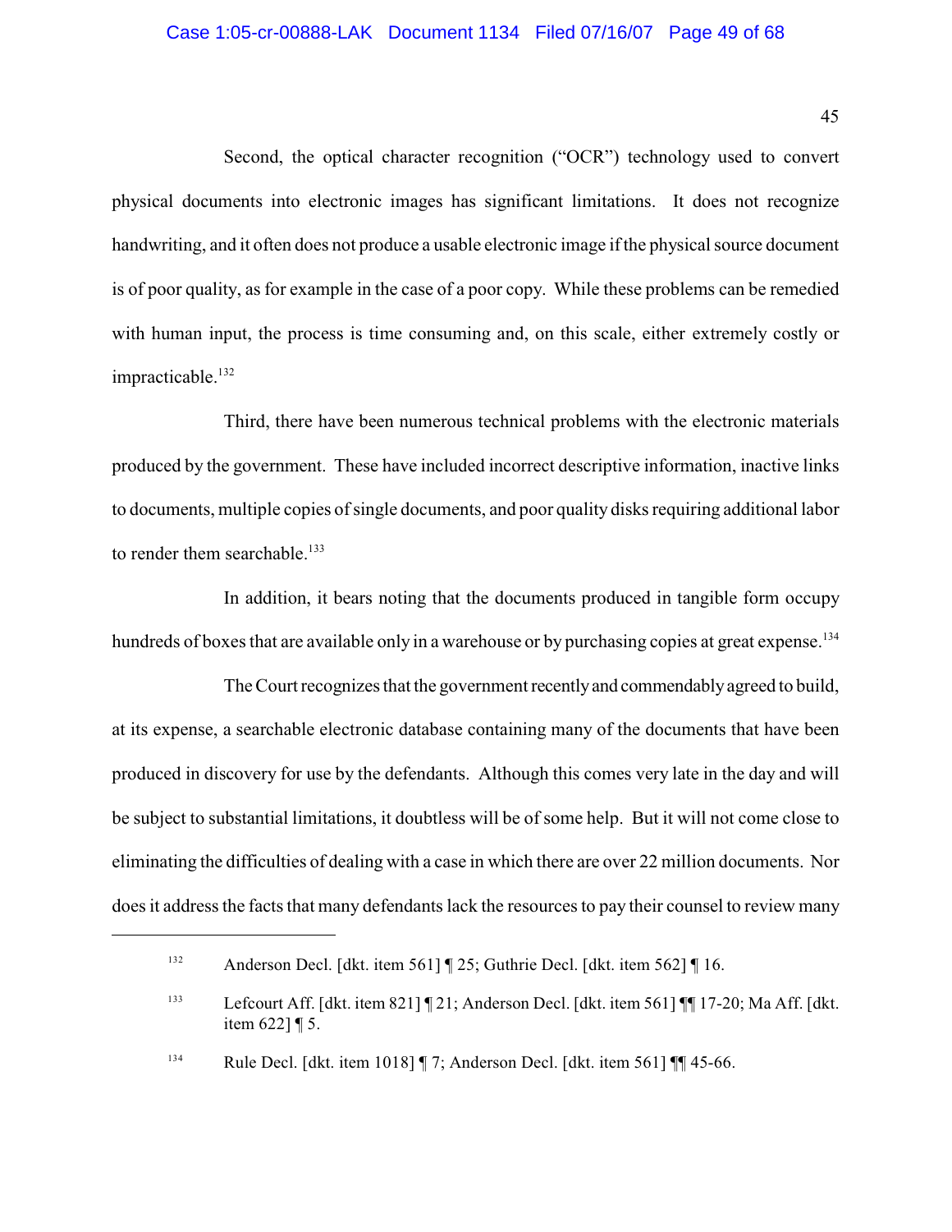Second, the optical character recognition ("OCR") technology used to convert physical documents into electronic images has significant limitations. It does not recognize handwriting, and it often does not produce a usable electronic image if the physical source document is of poor quality, as for example in the case of a poor copy. While these problems can be remedied with human input, the process is time consuming and, on this scale, either extremely costly or impracticable.[132]

Third, there have been numerous technical problems with the electronic materials produced by the government. These have included incorrect descriptive information, inactive links to documents, multiple copies of single documents, and poor quality disks requiring additional labor to render them searchable.[133]

In addition, it bears noting that the documents produced in tangible form occupy hundreds of boxes that are available only in a warehouse or by purchasing copies at great expense.[134]

The Court recognizes that the government recently and commendably agreed to build, at its expense, a searchable electronic database containing many of the documents that have been produced in discovery for use by the defendants. Although this comes very late in the day and will be subject to substantial limitations, it doubtless will be of some help. But it will not come close to eliminating the difficulties of dealing with a case in which there are over 22 million documents. Nor does it address the facts that many defendants lack the resources to pay their counsel to review many

---

[132] Anderson Decl. [dkt. item 561] ¶ 25; Guthrie Decl. [dkt. item 562] ¶ 16.

[133] Lefcourt Aff. [dkt. item 821] ¶ 21; Anderson Decl. [dkt. item 561] ¶¶ 17-20; Ma Aff. [dkt. item 622] ¶ 5.

[134] Rule Decl. [dkt. item 1018] ¶ 7; Anderson Decl. [dkt. item 561] ¶¶ 45-66.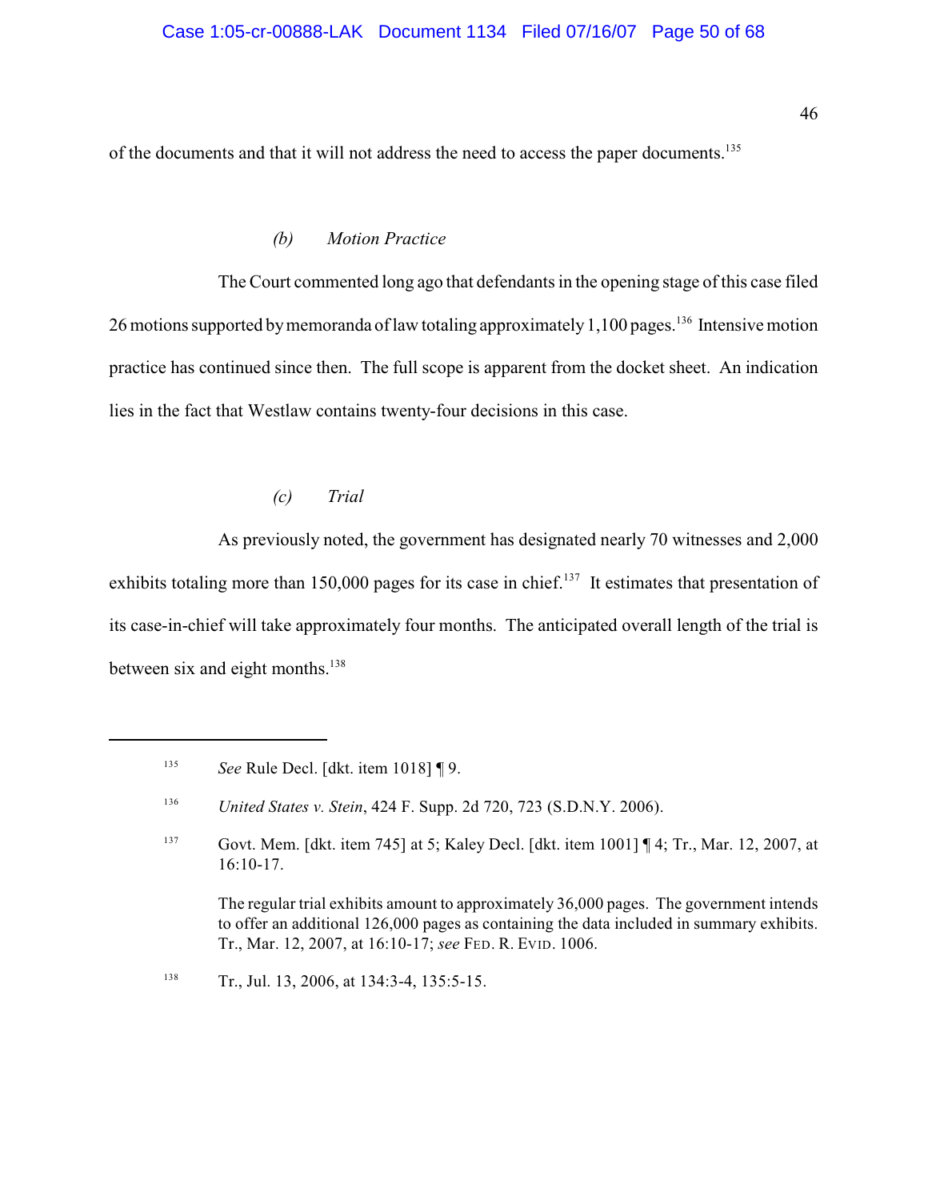of the documents and that it will not address the need to access the paper documents.[135]

*(b) Motion Practice*

The Court commented long ago that defendants in the opening stage of this case filed 26 motions supported by memoranda of law totaling approximately 1,100 pages.[136] Intensive motion practice has continued since then. The full scope is apparent from the docket sheet. An indication lies in the fact that Westlaw contains twenty-four decisions in this case.

*(c) Trial*

As previously noted, the government has designated nearly 70 witnesses and 2,000 exhibits totaling more than 150,000 pages for its case in chief.[137] It estimates that presentation of its case-in-chief will take approximately four months. The anticipated overall length of the trial is between six and eight months.[138]

---

[135] *See* Rule Decl. [dkt. item 1018] ¶ 9.

[136] *United States v. Stein*, 424 F. Supp. 2d 720, 723 (S.D.N.Y. 2006).

[137] Govt. Mem. [dkt. item 745] at 5; Kaley Decl. [dkt. item 1001] ¶ 4; Tr., Mar. 12, 2007, at 16:10-17.

The regular trial exhibits amount to approximately 36,000 pages. The government intends to offer an additional 126,000 pages as containing the data included in summary exhibits. Tr., Mar. 12, 2007, at 16:10-17; *see* FED. R. EVID. 1006.

[138] Tr., Jul. 13, 2006, at 134:3-4, 135:5-15.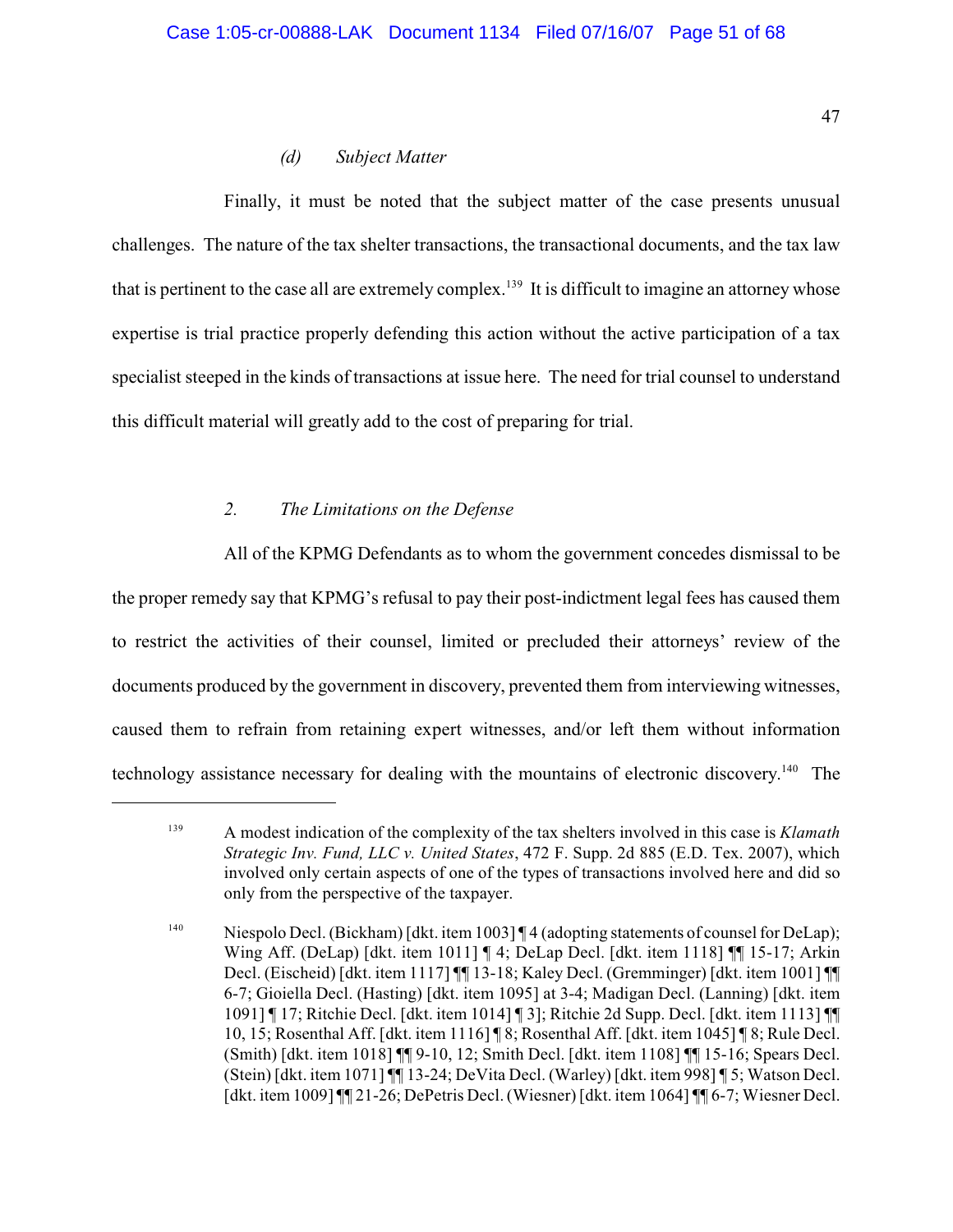*(d) Subject Matter*

Finally, it must be noted that the subject matter of the case presents unusual challenges. The nature of the tax shelter transactions, the transactional documents, and the tax law that is pertinent to the case all are extremely complex.[139] It is difficult to imagine an attorney whose expertise is trial practice properly defending this action without the active participation of a tax specialist steeped in the kinds of transactions at issue here. The need for trial counsel to understand this difficult material will greatly add to the cost of preparing for trial.

*2. The Limitations on the Defense*

All of the KPMG Defendants as to whom the government concedes dismissal to be the proper remedy say that KPMG's refusal to pay their post-indictment legal fees has caused them to restrict the activities of their counsel, limited or precluded their attorneys' review of the documents produced by the government in discovery, prevented them from interviewing witnesses, caused them to refrain from retaining expert witnesses, and/or left them without information technology assistance necessary for dealing with the mountains of electronic discovery.[140] The

---

[139] A modest indication of the complexity of the tax shelters involved in this case is *Klamath Strategic Inv. Fund, LLC v. United States*, 472 F. Supp. 2d 885 (E.D. Tex. 2007), which involved only certain aspects of one of the types of transactions involved here and did so only from the perspective of the taxpayer.

[140] Niespolo Decl. (Bickham) [dkt. item 1003] ¶ 4 (adopting statements of counsel for DeLap); Wing Aff. (DeLap) [dkt. item 1011] ¶ 4; DeLap Decl. [dkt. item 1118] ¶¶ 15-17; Arkin Decl. (Eischeid) [dkt. item 1117] ¶¶ 13-18; Kaley Decl. (Gremminger) [dkt. item 1001] ¶¶ 6-7; Gioiella Decl. (Hasting) [dkt. item 1095] at 3-4; Madigan Decl. (Lanning) [dkt. item 1091] ¶ 17; Ritchie Decl. [dkt. item 1014] ¶ 3]; Ritchie 2d Supp. Decl. [dkt. item 1113] ¶¶ 10, 15; Rosenthal Aff. [dkt. item 1116] ¶ 8; Rosenthal Aff. [dkt. item 1045] ¶ 8; Rule Decl. (Smith) [dkt. item 1018] ¶¶ 9-10, 12; Smith Decl. [dkt. item 1108] ¶¶ 15-16; Spears Decl. (Stein) [dkt. item 1071] ¶¶ 13-24; DeVita Decl. (Warley) [dkt. item 998] ¶ 5; Watson Decl. [dkt. item 1009] ¶¶ 21-26; DePetris Decl. (Wiesner) [dkt. item 1064] ¶¶ 6-7; Wiesner Decl.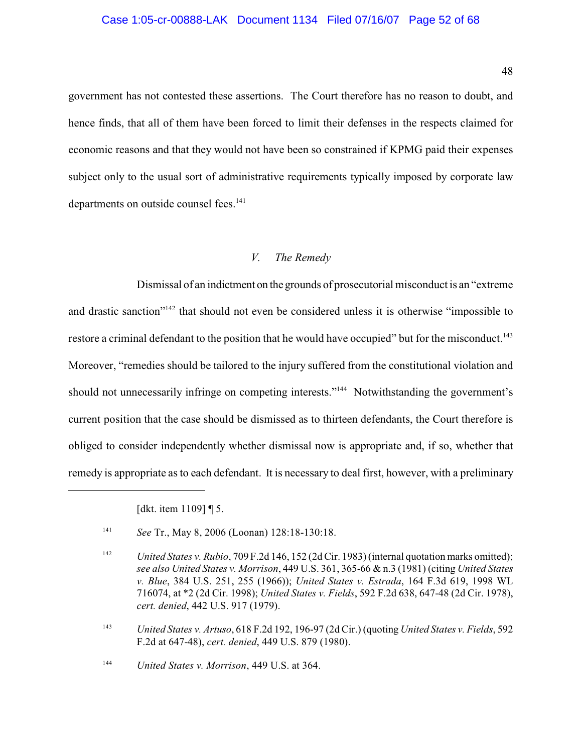government has not contested these assertions. The Court therefore has no reason to doubt, and hence finds, that all of them have been forced to limit their defenses in the respects claimed for economic reasons and that they would not have been so constrained if KPMG paid their expenses subject only to the usual sort of administrative requirements typically imposed by corporate law departments on outside counsel fees.[141]

### *V. The Remedy*

Dismissal of an indictment on the grounds of prosecutorial misconduct is an "extreme and drastic sanction"[142] that should not even be considered unless it is otherwise "impossible to restore a criminal defendant to the position that he would have occupied" but for the misconduct.[143] Moreover, "remedies should be tailored to the injury suffered from the constitutional violation and should not unnecessarily infringe on competing interests."[144] Notwithstanding the government's current position that the case should be dismissed as to thirteen defendants, the Court therefore is obliged to consider independently whether dismissal now is appropriate and, if so, whether that remedy is appropriate as to each defendant. It is necessary to deal first, however, with a preliminary

---

[dkt. item 1109] ¶ 5.

[141] *See* Tr., May 8, 2006 (Loonan) 128:18-130:18.

[142] *United States v. Rubio*, 709 F.2d 146, 152 (2d Cir. 1983) (internal quotation marks omitted); *see also United States v. Morrison*, 449 U.S. 361, 365-66 & n.3 (1981) (citing *United States v. Blue*, 384 U.S. 251, 255 (1966)); *United States v. Estrada*, 164 F.3d 619, 1998 WL 716074, at *2 (2d Cir. 1998); *United States v. Fields*, 592 F.2d 638, 647-48 (2d Cir. 1978), *cert. denied*, 442 U.S. 917 (1979).

[143] *United States v. Artuso*, 618 F.2d 192, 196-97 (2d Cir.) (quoting *United States v. Fields*, 592 F.2d at 647-48), *cert. denied*, 449 U.S. 879 (1980).

[144] *United States v. Morrison*, 449 U.S. at 364.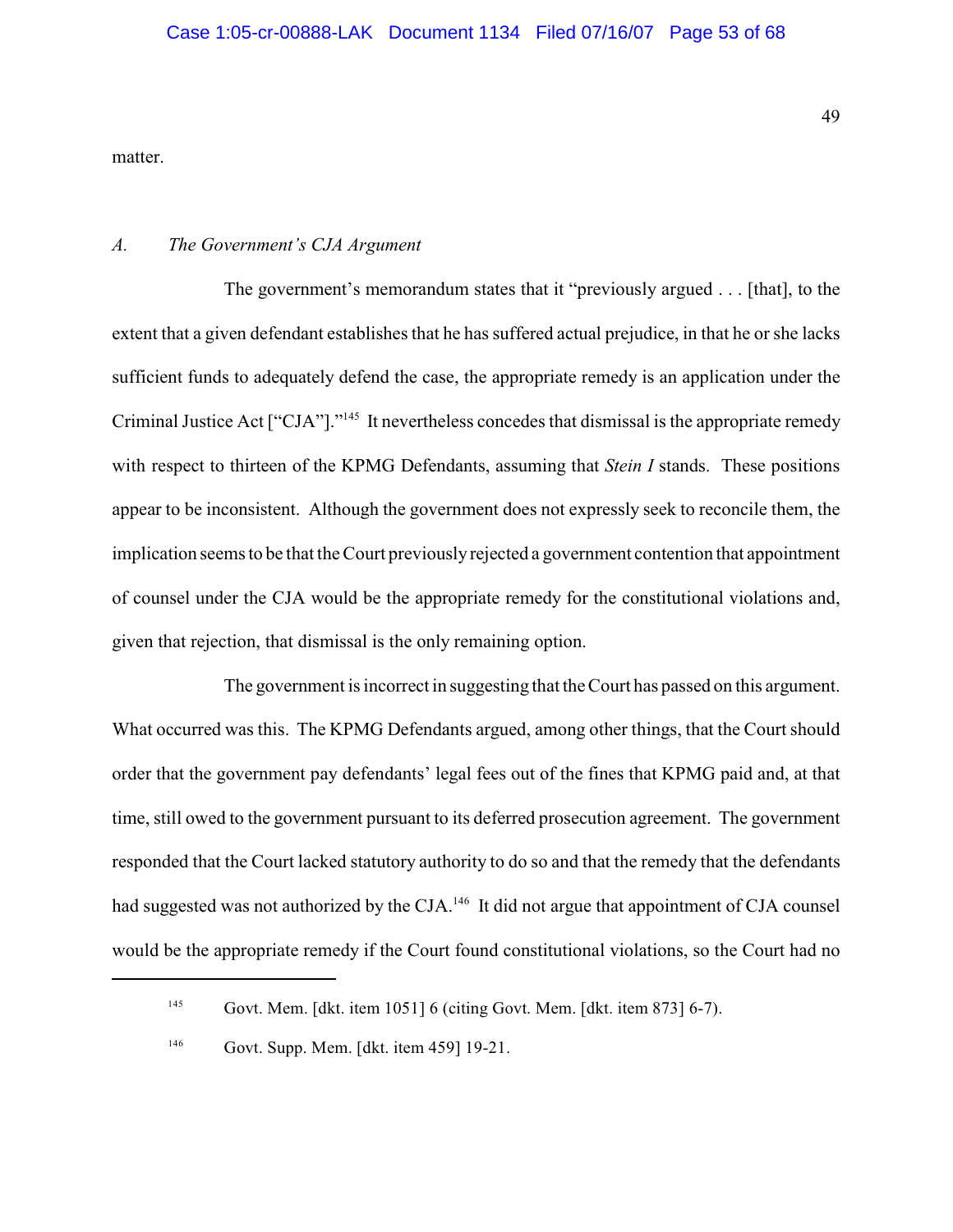matter.

### *A. The Government's CJA Argument*

The government's memorandum states that it "previously argued . . . [that], to the extent that a given defendant establishes that he has suffered actual prejudice, in that he or she lacks sufficient funds to adequately defend the case, the appropriate remedy is an application under the Criminal Justice Act ["CJA"]."[145] It nevertheless concedes that dismissal is the appropriate remedy with respect to thirteen of the KPMG Defendants, assuming that *Stein I* stands. These positions appear to be inconsistent. Although the government does not expressly seek to reconcile them, the implication seems to be that the Court previously rejected a government contention that appointment of counsel under the CJA would be the appropriate remedy for the constitutional violations and, given that rejection, that dismissal is the only remaining option.

The government is incorrect in suggesting that the Court has passed on this argument. What occurred was this. The KPMG Defendants argued, among other things, that the Court should order that the government pay defendants' legal fees out of the fines that KPMG paid and, at that time, still owed to the government pursuant to its deferred prosecution agreement. The government responded that the Court lacked statutory authority to do so and that the remedy that the defendants had suggested was not authorized by the CJA.[146] It did not argue that appointment of CJA counsel would be the appropriate remedy if the Court found constitutional violations, so the Court had no

---

[145] Govt. Mem. [dkt. item 1051] 6 (citing Govt. Mem. [dkt. item 873] 6-7).

[146] Govt. Supp. Mem. [dkt. item 459] 19-21.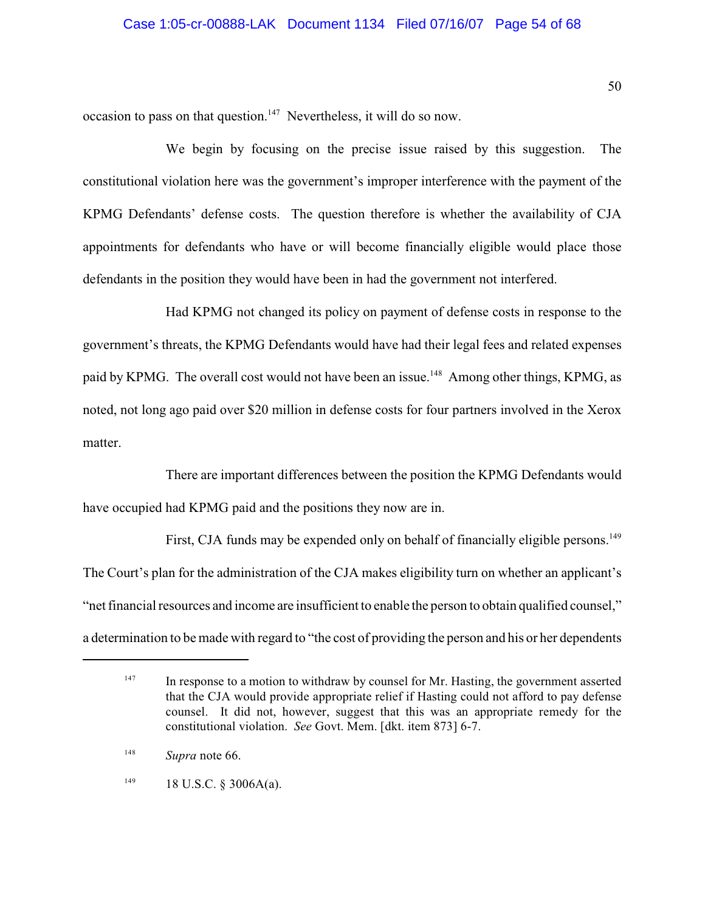occasion to pass on that question.[147] Nevertheless, it will do so now.

We begin by focusing on the precise issue raised by this suggestion. The constitutional violation here was the government's improper interference with the payment of the KPMG Defendants' defense costs. The question therefore is whether the availability of CJA appointments for defendants who have or will become financially eligible would place those defendants in the position they would have been in had the government not interfered.

Had KPMG not changed its policy on payment of defense costs in response to the government's threats, the KPMG Defendants would have had their legal fees and related expenses paid by KPMG. The overall cost would not have been an issue.[148] Among other things, KPMG, as noted, not long ago paid over $20 million in defense costs for four partners involved in the Xerox matter.

There are important differences between the position the KPMG Defendants would have occupied had KPMG paid and the positions they now are in.

First, CJA funds may be expended only on behalf of financially eligible persons.[149] The Court's plan for the administration of the CJA makes eligibility turn on whether an applicant's "net financial resources and income are insufficient to enable the person to obtain qualified counsel," a determination to be made with regard to "the cost of providing the person and his or her dependents

---

[147] In response to a motion to withdraw by counsel for Mr. Hasting, the government asserted that the CJA would provide appropriate relief if Hasting could not afford to pay defense counsel. It did not, however, suggest that this was an appropriate remedy for the constitutional violation. *See* Govt. Mem. [dkt. item 873] 6-7.

[148] *Supra* note 66.

[149] 18 U.S.C. § 3006A(a).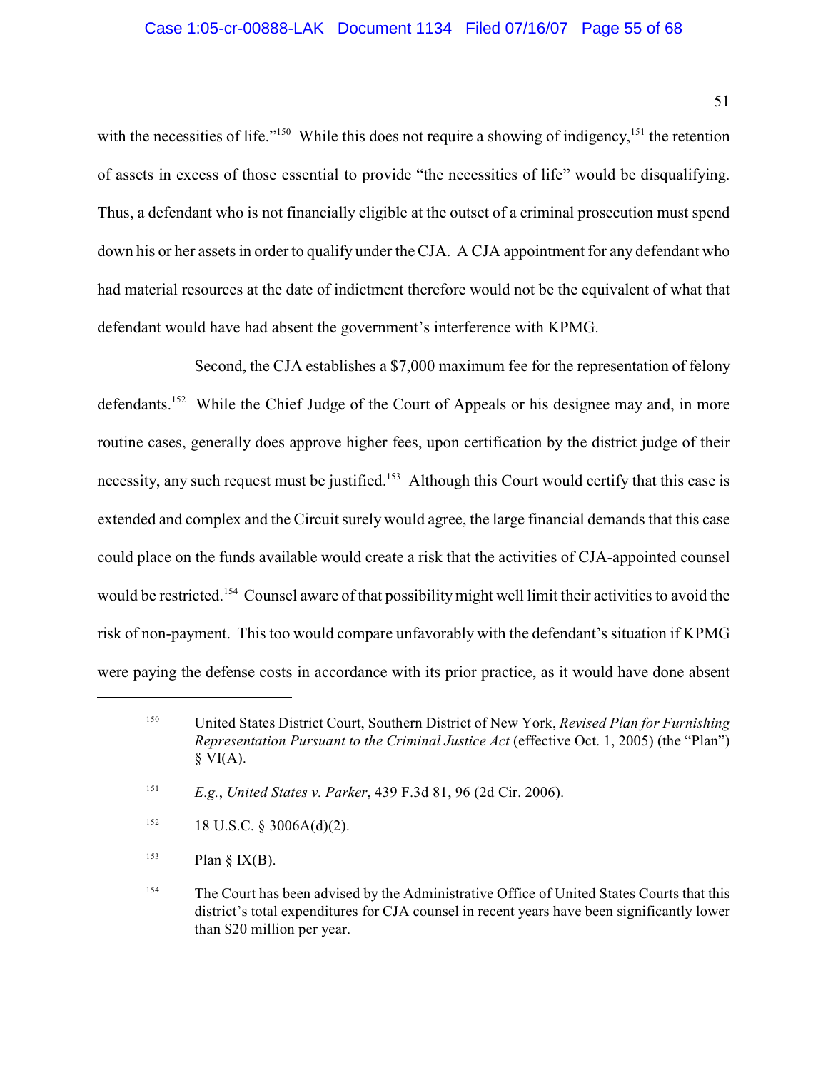with the necessities of life."[150] While this does not require a showing of indigency,[151] the retention of assets in excess of those essential to provide "the necessities of life" would be disqualifying. Thus, a defendant who is not financially eligible at the outset of a criminal prosecution must spend down his or her assets in order to qualify under the CJA. A CJA appointment for any defendant who had material resources at the date of indictment therefore would not be the equivalent of what that defendant would have had absent the government's interference with KPMG.

Second, the CJA establishes a $7,000 maximum fee for the representation of felony defendants.[152] While the Chief Judge of the Court of Appeals or his designee may and, in more routine cases, generally does approve higher fees, upon certification by the district judge of their necessity, any such request must be justified.[153] Although this Court would certify that this case is extended and complex and the Circuit surely would agree, the large financial demands that this case could place on the funds available would create a risk that the activities of CJA-appointed counsel would be restricted.[154] Counsel aware of that possibility might well limit their activities to avoid the risk of non-payment. This too would compare unfavorably with the defendant's situation if KPMG were paying the defense costs in accordance with its prior practice, as it would have done absent

---

[150] United States District Court, Southern District of New York, *Revised Plan for Furnishing Representation Pursuant to the Criminal Justice Act* (effective Oct. 1, 2005) (the "Plan") § VI(A).

[151] *E.g.*, *United States v. Parker*, 439 F.3d 81, 96 (2d Cir. 2006).

[152] 18 U.S.C. § 3006A(d)(2).

[153] Plan § IX(B).

[154] The Court has been advised by the Administrative Office of United States Courts that this district's total expenditures for CJA counsel in recent years have been significantly lower than $20 million per year.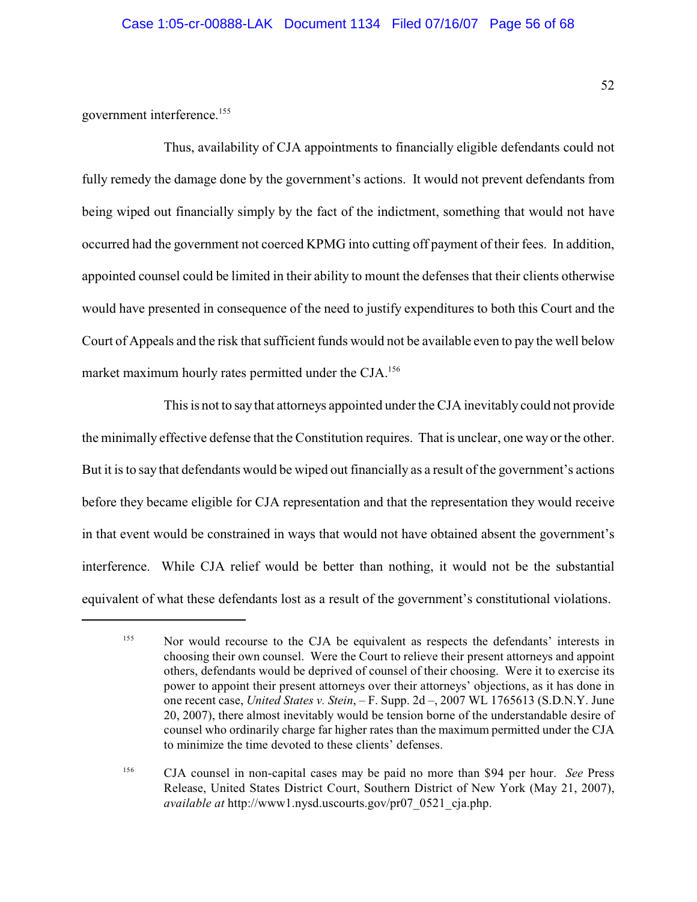government interference.[155]

Thus, availability of CJA appointments to financially eligible defendants could not fully remedy the damage done by the government's actions. It would not prevent defendants from being wiped out financially simply by the fact of the indictment, something that would not have occurred had the government not coerced KPMG into cutting off payment of their fees. In addition, appointed counsel could be limited in their ability to mount the defenses that their clients otherwise would have presented in consequence of the need to justify expenditures to both this Court and the Court of Appeals and the risk that sufficient funds would not be available even to pay the well below market maximum hourly rates permitted under the CJA.[156]

This is not to say that attorneys appointed under the CJA inevitably could not provide the minimally effective defense that the Constitution requires. That is unclear, one way or the other. But it is to say that defendants would be wiped out financially as a result of the government's actions before they became eligible for CJA representation and that the representation they would receive in that event would be constrained in ways that would not have obtained absent the government's interference. While CJA relief would be better than nothing, it would not be the substantial equivalent of what these defendants lost as a result of the government's constitutional violations.

---

[155] Nor would recourse to the CJA be equivalent as respects the defendants' interests in choosing their own counsel. Were the Court to relieve their present attorneys and appoint others, defendants would be deprived of counsel of their choosing. Were it to exercise its power to appoint their present attorneys over their attorneys' objections, as it has done in one recent case, *United States v. Stein*, – F. Supp. 2d –, 2007 WL 1765613 (S.D.N.Y. June 20, 2007), there almost inevitably would be tension borne of the understandable desire of counsel who ordinarily charge far higher rates than the maximum permitted under the CJA to minimize the time devoted to these clients' defenses.

[156] CJA counsel in non-capital cases may be paid no more than $94 per hour. *See* Press Release, United States District Court, Southern District of New York (May 21, 2007), *available at* http://www1.nysd.uscourts.gov/pr07_0521_cja.php.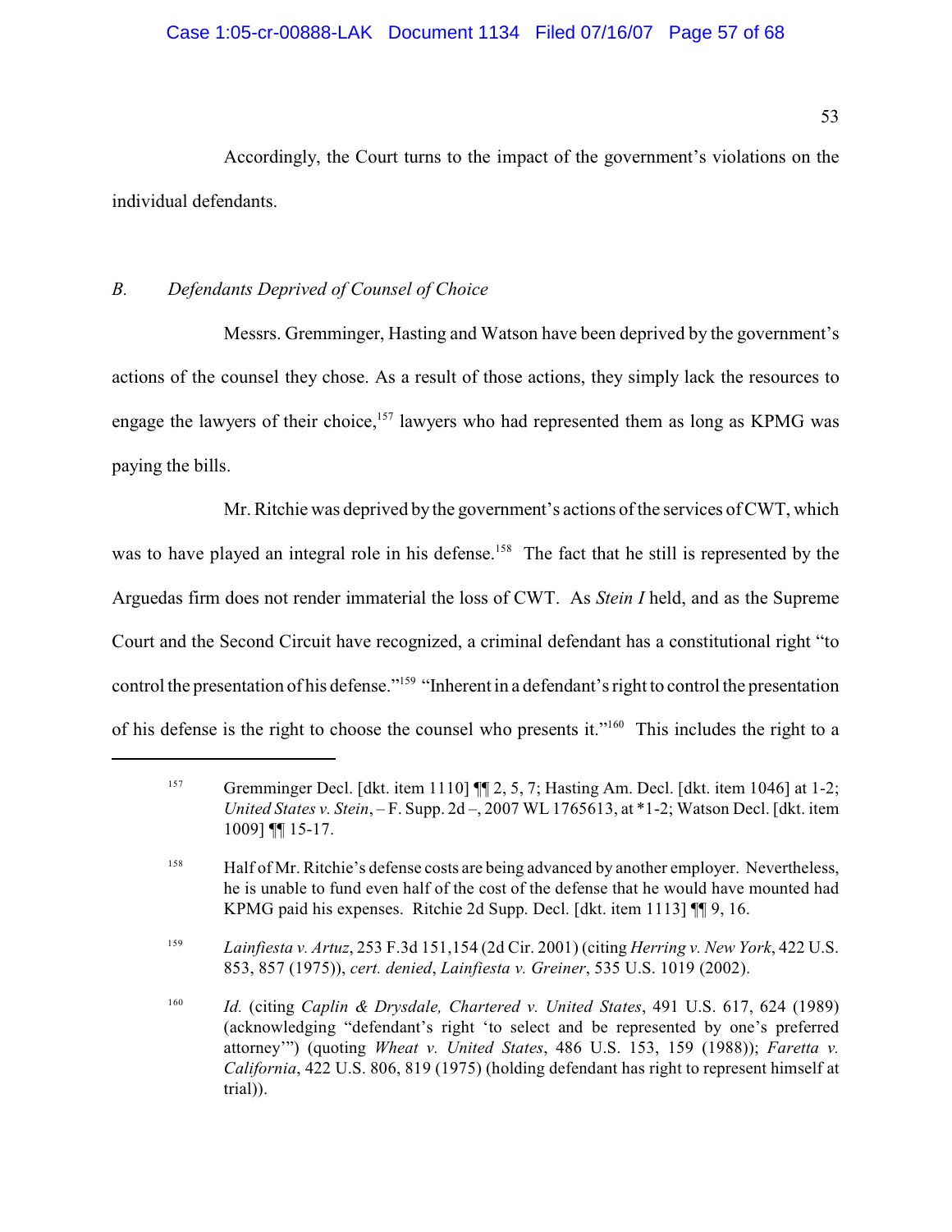Accordingly, the Court turns to the impact of the government's violations on the individual defendants.

## *B. Defendants Deprived of Counsel of Choice*

Messrs. Gremminger, Hasting and Watson have been deprived by the government's actions of the counsel they chose. As a result of those actions, they simply lack the resources to engage the lawyers of their choice,[157] lawyers who had represented them as long as KPMG was paying the bills.

Mr. Ritchie was deprived by the government's actions of the services of CWT, which was to have played an integral role in his defense.[158] The fact that he still is represented by the Arguedas firm does not render immaterial the loss of CWT. As *Stein I* held, and as the Supreme Court and the Second Circuit have recognized, a criminal defendant has a constitutional right "to control the presentation of his defense."[159] "Inherent in a defendant's right to control the presentation of his defense is the right to choose the counsel who presents it."[160] This includes the right to a

---

[157] Gremminger Decl. [dkt. item 1110] ¶¶ 2, 5, 7; Hasting Am. Decl. [dkt. item 1046] at 1-2; *United States v. Stein*, – F. Supp. 2d –, 2007 WL 1765613, at *1-2; Watson Decl. [dkt. item 1009] ¶¶ 15-17.

[158] Half of Mr. Ritchie's defense costs are being advanced by another employer. Nevertheless, he is unable to fund even half of the cost of the defense that he would have mounted had KPMG paid his expenses. Ritchie 2d Supp. Decl. [dkt. item 1113] ¶¶ 9, 16.

[159] *Lainfiesta v. Artuz*, 253 F.3d 151,154 (2d Cir. 2001) (citing *Herring v. New York*, 422 U.S. 853, 857 (1975)), *cert. denied*, *Lainfiesta v. Greiner*, 535 U.S. 1019 (2002).

[160] *Id.* (citing *Caplin & Drysdale, Chartered v. United States*, 491 U.S. 617, 624 (1989) (acknowledging "defendant's right 'to select and be represented by one's preferred attorney'") (quoting *Wheat v. United States*, 486 U.S. 153, 159 (1988)); *Faretta v. California*, 422 U.S. 806, 819 (1975) (holding defendant has right to represent himself at trial)).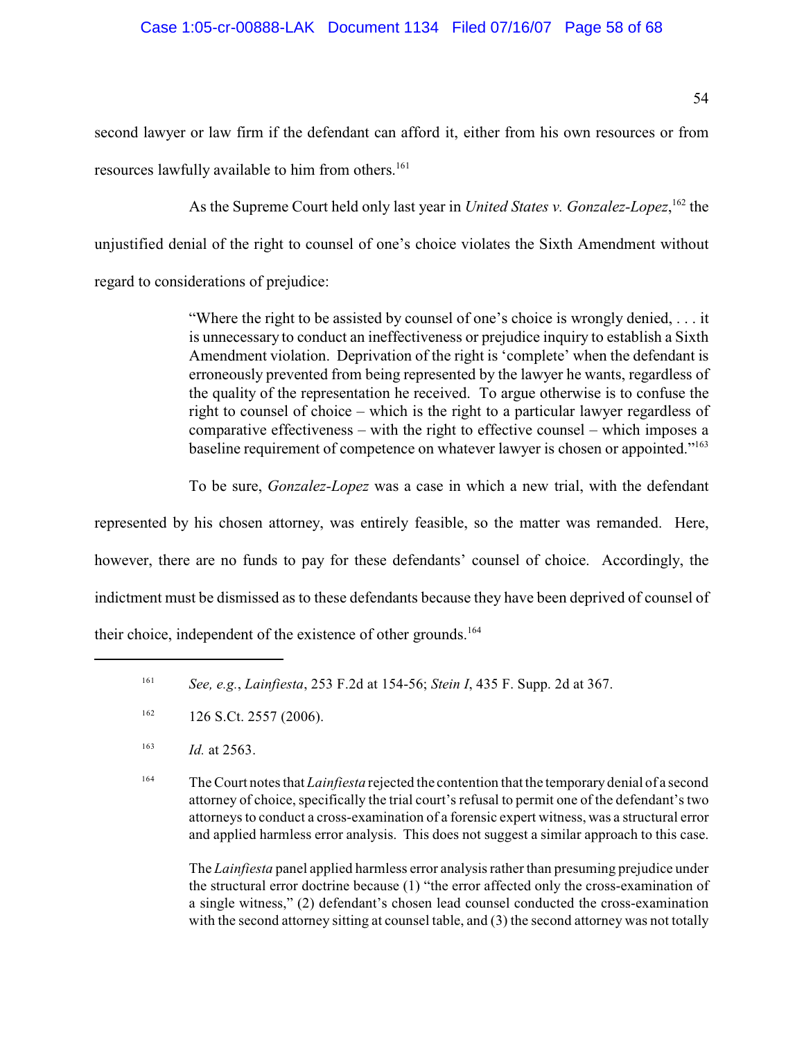second lawyer or law firm if the defendant can afford it, either from his own resources or from resources lawfully available to him from others.[161]

As the Supreme Court held only last year in *United States v. Gonzalez-Lopez*,[162] the unjustified denial of the right to counsel of one's choice violates the Sixth Amendment without regard to considerations of prejudice:

> "Where the right to be assisted by counsel of one's choice is wrongly denied, . . . it is unnecessary to conduct an ineffectiveness or prejudice inquiry to establish a Sixth Amendment violation. Deprivation of the right is 'complete' when the defendant is erroneously prevented from being represented by the lawyer he wants, regardless of the quality of the representation he received. To argue otherwise is to confuse the right to counsel of choice – which is the right to a particular lawyer regardless of comparative effectiveness – with the right to effective counsel – which imposes a baseline requirement of competence on whatever lawyer is chosen or appointed."[163]

To be sure, *Gonzalez-Lopez* was a case in which a new trial, with the defendant represented by his chosen attorney, was entirely feasible, so the matter was remanded. Here, however, there are no funds to pay for these defendants' counsel of choice. Accordingly, the indictment must be dismissed as to these defendants because they have been deprived of counsel of their choice, independent of the existence of other grounds.[164]

---

[161] *See, e.g.*, *Lainfiesta*, 253 F.2d at 154-56; *Stein I*, 435 F. Supp. 2d at 367.

[162] 126 S.Ct. 2557 (2006).

[163] *Id.* at 2563.

[164] The Court notes that *Lainfiesta* rejected the contention that the temporary denial of a second attorney of choice, specifically the trial court's refusal to permit one of the defendant's two attorneys to conduct a cross-examination of a forensic expert witness, was a structural error and applied harmless error analysis. This does not suggest a similar approach to this case.

The *Lainfiesta* panel applied harmless error analysis rather than presuming prejudice under the structural error doctrine because (1) "the error affected only the cross-examination of a single witness," (2) defendant's chosen lead counsel conducted the cross-examination with the second attorney sitting at counsel table, and (3) the second attorney was not totally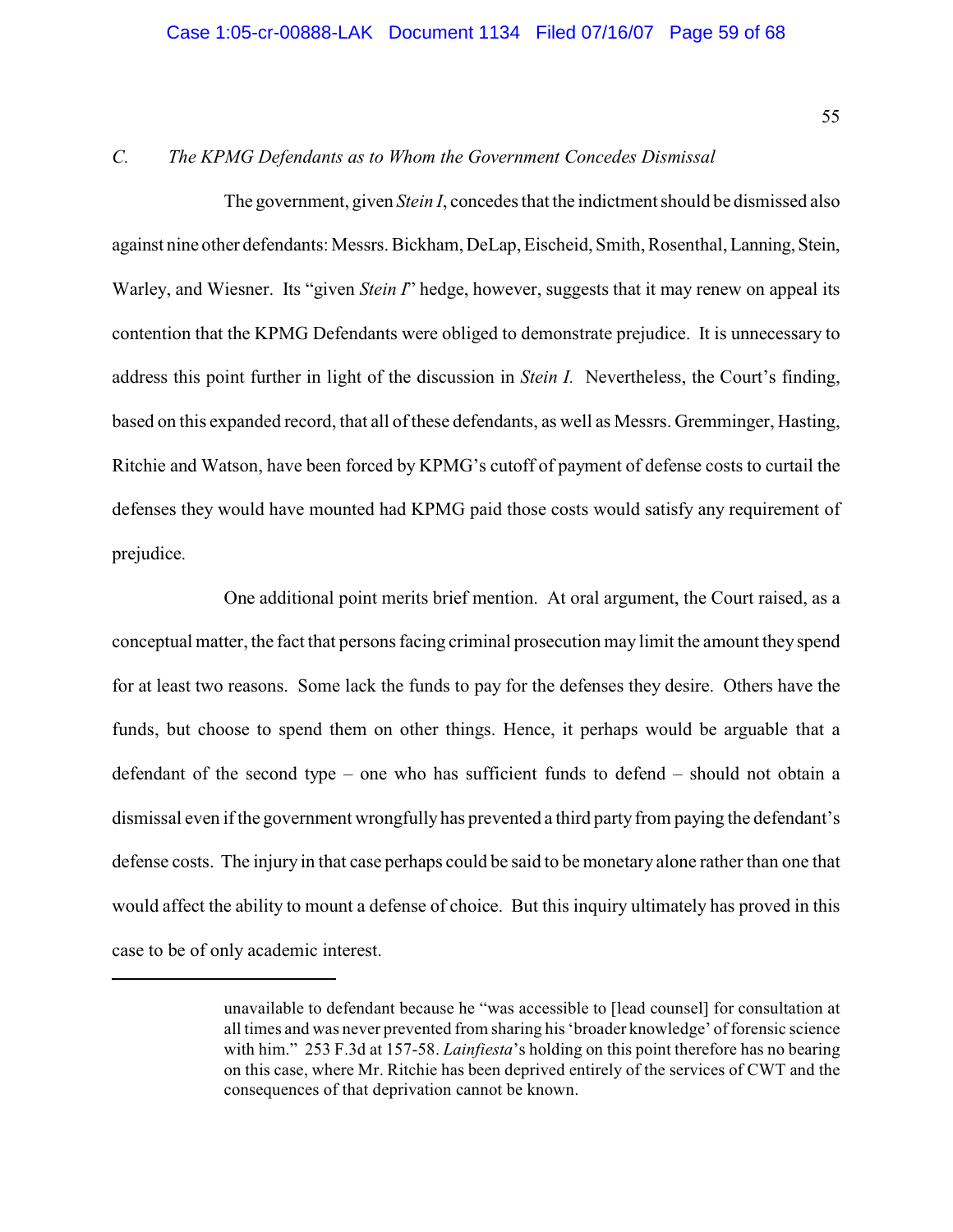### *C. The KPMG Defendants as to Whom the Government Concedes Dismissal*

The government, given *Stein I*, concedes that the indictment should be dismissed also against nine other defendants: Messrs. Bickham, DeLap, Eischeid, Smith, Rosenthal, Lanning, Stein, Warley, and Wiesner. Its "given *Stein I*" hedge, however, suggests that it may renew on appeal its contention that the KPMG Defendants were obliged to demonstrate prejudice. It is unnecessary to address this point further in light of the discussion in *Stein I.* Nevertheless, the Court's finding, based on this expanded record, that all of these defendants, as well as Messrs. Gremminger, Hasting, Ritchie and Watson, have been forced by KPMG's cutoff of payment of defense costs to curtail the defenses they would have mounted had KPMG paid those costs would satisfy any requirement of prejudice.

One additional point merits brief mention. At oral argument, the Court raised, as a conceptual matter, the fact that persons facing criminal prosecution may limit the amount they spend for at least two reasons. Some lack the funds to pay for the defenses they desire. Others have the funds, but choose to spend them on other things. Hence, it perhaps would be arguable that a defendant of the second type – one who has sufficient funds to defend – should not obtain a dismissal even if the government wrongfully has prevented a third party from paying the defendant's defense costs. The injury in that case perhaps could be said to be monetary alone rather than one that would affect the ability to mount a defense of choice. But this inquiry ultimately has proved in this case to be of only academic interest.

---

unavailable to defendant because he "was accessible to [lead counsel] for consultation at all times and was never prevented from sharing his 'broader knowledge' of forensic science with him." 253 F.3d at 157-58. *Lainfiesta*'s holding on this point therefore has no bearing on this case, where Mr. Ritchie has been deprived entirely of the services of CWT and the consequences of that deprivation cannot be known.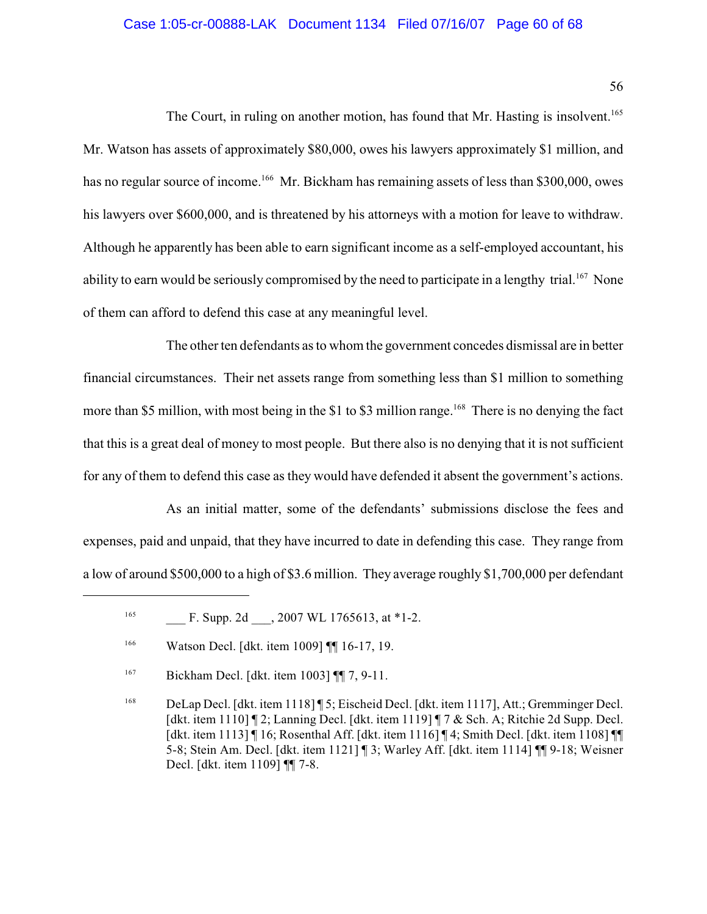The Court, in ruling on another motion, has found that Mr. Hasting is insolvent.[165] Mr. Watson has assets of approximately $80,000, owes his lawyers approximately $1 million, and has no regular source of income.[166] Mr. Bickham has remaining assets of less than $300,000, owes his lawyers over $600,000, and is threatened by his attorneys with a motion for leave to withdraw. Although he apparently has been able to earn significant income as a self-employed accountant, his ability to earn would be seriously compromised by the need to participate in a lengthy trial.[167] None of them can afford to defend this case at any meaningful level.

The other ten defendants as to whom the government concedes dismissal are in better financial circumstances. Their net assets range from something less than $1 million to something more than $5 million, with most being in the $1 to $3 million range.[168] There is no denying the fact that this is a great deal of money to most people. But there also is no denying that it is not sufficient for any of them to defend this case as they would have defended it absent the government's actions.

As an initial matter, some of the defendants' submissions disclose the fees and expenses, paid and unpaid, that they have incurred to date in defending this case. They range from a low of around $500,000 to a high of $3.6 million. They average roughly $1,700,000 per defendant

---

[165] ___ F. Supp. 2d ___, 2007 WL 1765613, at *1-2.

[166] Watson Decl. [dkt. item 1009] ¶¶ 16-17, 19.

[167] Bickham Decl. [dkt. item 1003] ¶¶ 7, 9-11.

[168] DeLap Decl. [dkt. item 1118] ¶ 5; Eischeid Decl. [dkt. item 1117], Att.; Gremminger Decl. [dkt. item 1110] ¶ 2; Lanning Decl. [dkt. item 1119] ¶ 7 & Sch. A; Ritchie 2d Supp. Decl. [dkt. item 1113] ¶ 16; Rosenthal Aff. [dkt. item 1116] ¶ 4; Smith Decl. [dkt. item 1108] ¶¶ 5-8; Stein Am. Decl. [dkt. item 1121] ¶ 3; Warley Aff. [dkt. item 1114] ¶¶ 9-18; Weisner Decl. [dkt. item 1109] ¶¶ 7-8.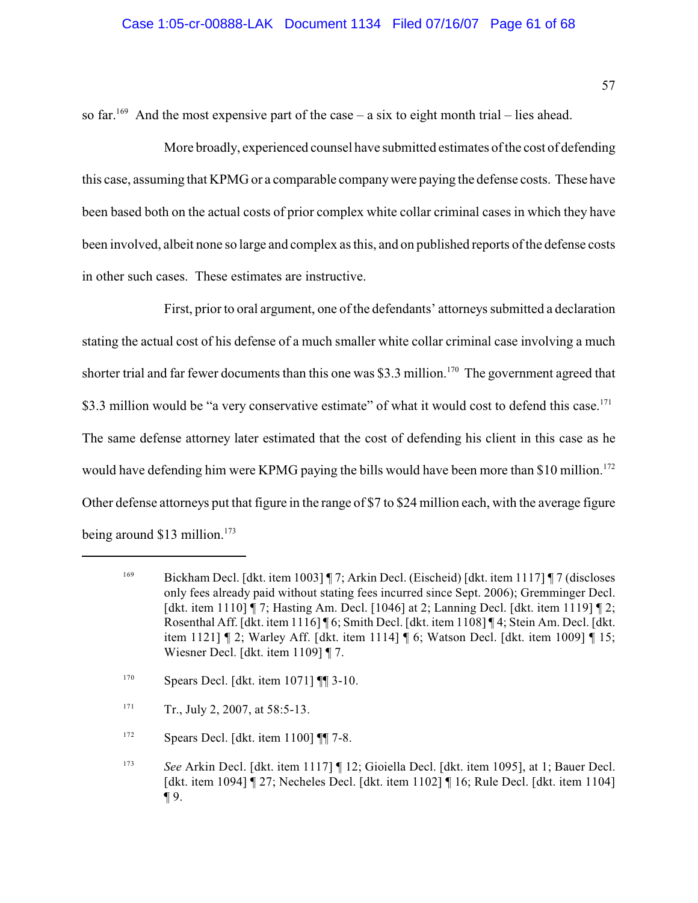so far.[169] And the most expensive part of the case – a six to eight month trial – lies ahead.

More broadly, experienced counsel have submitted estimates of the cost of defending this case, assuming that KPMG or a comparable company were paying the defense costs. These have been based both on the actual costs of prior complex white collar criminal cases in which they have been involved, albeit none so large and complex as this, and on published reports of the defense costs in other such cases. These estimates are instructive.

First, prior to oral argument, one of the defendants' attorneys submitted a declaration stating the actual cost of his defense of a much smaller white collar criminal case involving a much shorter trial and far fewer documents than this one was $3.3 million.[170] The government agreed that $3.3 million would be "a very conservative estimate" of what it would cost to defend this case.[171] The same defense attorney later estimated that the cost of defending his client in this case as he would have defending him were KPMG paying the bills would have been more than $10 million.[172] Other defense attorneys put that figure in the range of $7 to $24 million each, with the average figure being around $13 million.[173]

---

[169] Bickham Decl. [dkt. item 1003] ¶ 7; Arkin Decl. (Eischeid) [dkt. item 1117] ¶ 7 (discloses only fees already paid without stating fees incurred since Sept. 2006); Gremminger Decl. [dkt. item 1110] ¶ 7; Hasting Am. Decl. [1046] at 2; Lanning Decl. [dkt. item 1119] ¶ 2; Rosenthal Aff. [dkt. item 1116] ¶ 6; Smith Decl. [dkt. item 1108] ¶ 4; Stein Am. Decl. [dkt. item 1121] ¶ 2; Warley Aff. [dkt. item 1114] ¶ 6; Watson Decl. [dkt. item 1009] ¶ 15; Wiesner Decl. [dkt. item 1109] ¶ 7.

[170] Spears Decl. [dkt. item 1071] ¶¶ 3-10.

[171] Tr., July 2, 2007, at 58:5-13.

[172] Spears Decl. [dkt. item 1100] ¶¶ 7-8.

[173] *See* Arkin Decl. [dkt. item 1117] ¶ 12; Gioiella Decl. [dkt. item 1095], at 1; Bauer Decl. [dkt. item 1094] ¶ 27; Necheles Decl. [dkt. item 1102] ¶ 16; Rule Decl. [dkt. item 1104] ¶ 9.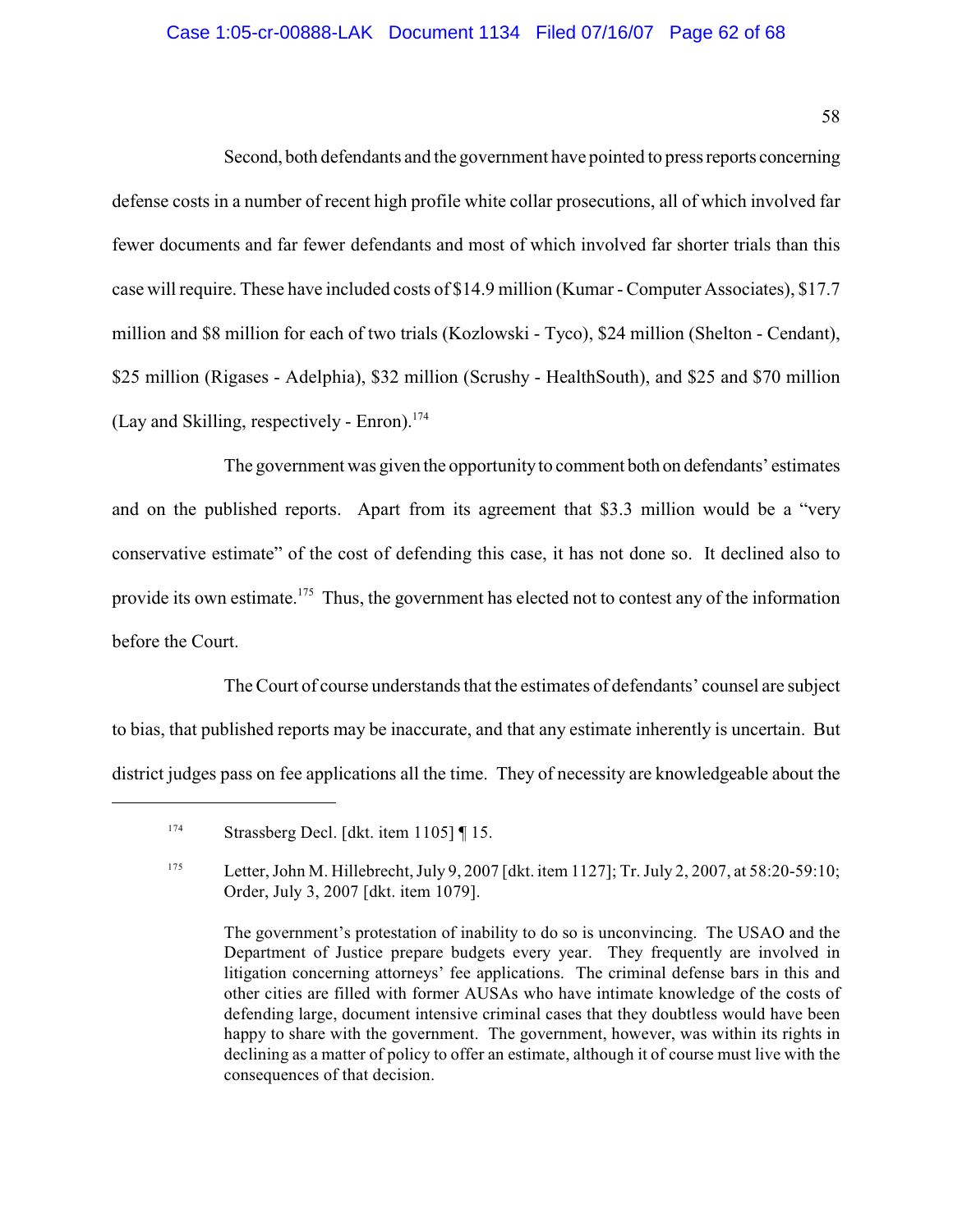Second, both defendants and the government have pointed to press reports concerning defense costs in a number of recent high profile white collar prosecutions, all of which involved far fewer documents and far fewer defendants and most of which involved far shorter trials than this case will require. These have included costs of $14.9 million (Kumar - Computer Associates), $17.7 million and $8 million for each of two trials (Kozlowski - Tyco), $24 million (Shelton - Cendant), $25 million (Rigases - Adelphia), $32 million (Scrushy - HealthSouth), and $25 and $70 million (Lay and Skilling, respectively - Enron).[174]

The government was given the opportunity to comment both on defendants' estimates and on the published reports. Apart from its agreement that $3.3 million would be a "very conservative estimate" of the cost of defending this case, it has not done so. It declined also to provide its own estimate.[175] Thus, the government has elected not to contest any of the information before the Court.

The Court of course understands that the estimates of defendants' counsel are subject to bias, that published reports may be inaccurate, and that any estimate inherently is uncertain. But district judges pass on fee applications all the time. They of necessity are knowledgeable about the

---

[174] Strassberg Decl. [dkt. item 1105] ¶ 15.

[175] Letter, John M. Hillebrecht, July 9, 2007 [dkt. item 1127]; Tr. July 2, 2007, at 58:20-59:10; Order, July 3, 2007 [dkt. item 1079].

The government's protestation of inability to do so is unconvincing. The USAO and the Department of Justice prepare budgets every year. They frequently are involved in litigation concerning attorneys' fee applications. The criminal defense bars in this and other cities are filled with former AUSAs who have intimate knowledge of the costs of defending large, document intensive criminal cases that they doubtless would have been happy to share with the government. The government, however, was within its rights in declining as a matter of policy to offer an estimate, although it of course must live with the consequences of that decision.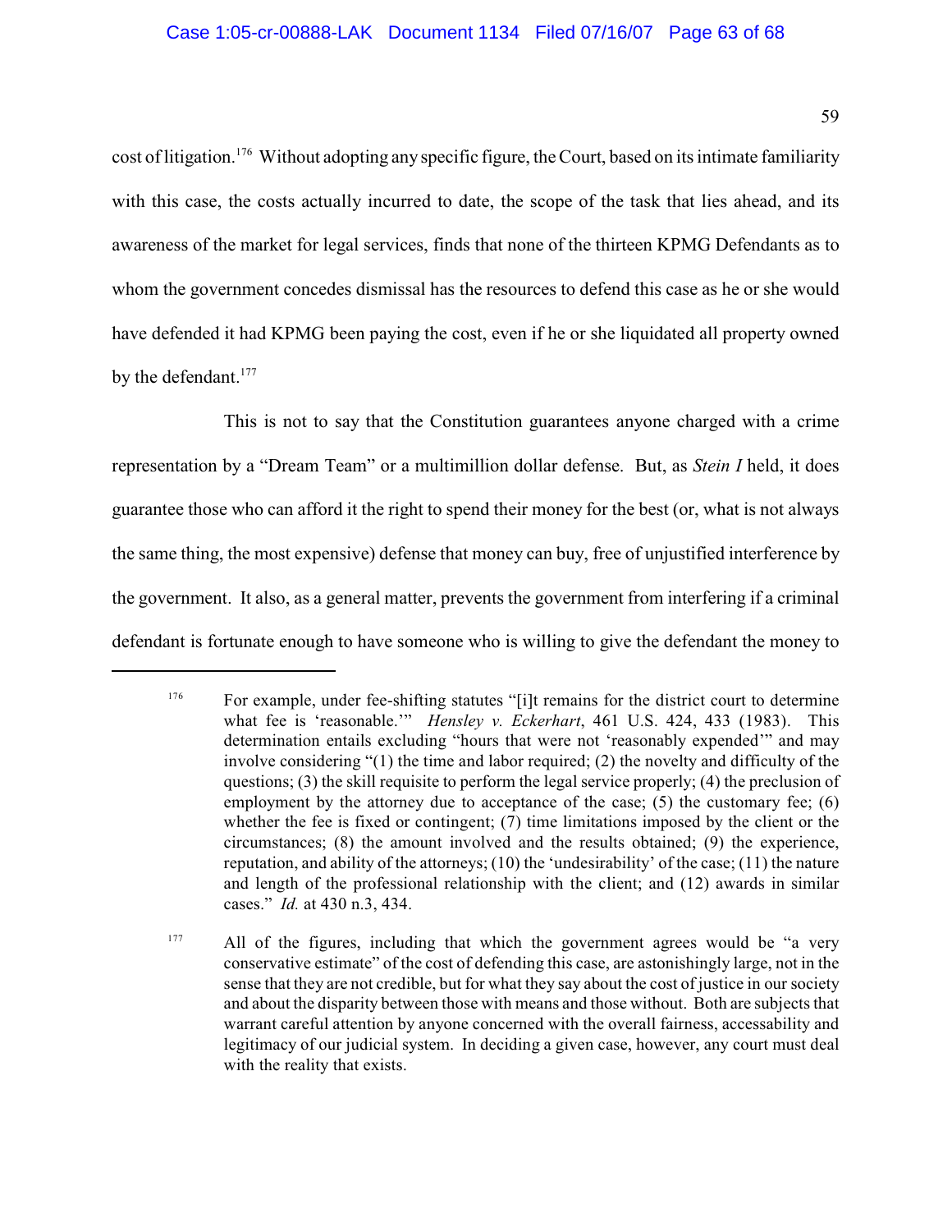cost of litigation.[176] Without adopting any specific figure, the Court, based on its intimate familiarity with this case, the costs actually incurred to date, the scope of the task that lies ahead, and its awareness of the market for legal services, finds that none of the thirteen KPMG Defendants as to whom the government concedes dismissal has the resources to defend this case as he or she would have defended it had KPMG been paying the cost, even if he or she liquidated all property owned by the defendant.[177]

This is not to say that the Constitution guarantees anyone charged with a crime representation by a "Dream Team" or a multimillion dollar defense. But, as *Stein I* held, it does guarantee those who can afford it the right to spend their money for the best (or, what is not always the same thing, the most expensive) defense that money can buy, free of unjustified interference by the government. It also, as a general matter, prevents the government from interfering if a criminal defendant is fortunate enough to have someone who is willing to give the defendant the money to

---

[176] For example, under fee-shifting statutes "[i]t remains for the district court to determine what fee is 'reasonable.'" *Hensley v. Eckerhart*, 461 U.S. 424, 433 (1983). This determination entails excluding "hours that were not 'reasonably expended'" and may involve considering "(1) the time and labor required; (2) the novelty and difficulty of the questions; (3) the skill requisite to perform the legal service properly; (4) the preclusion of employment by the attorney due to acceptance of the case; (5) the customary fee; (6) whether the fee is fixed or contingent; (7) time limitations imposed by the client or the circumstances; (8) the amount involved and the results obtained; (9) the experience, reputation, and ability of the attorneys; (10) the 'undesirability' of the case; (11) the nature and length of the professional relationship with the client; and (12) awards in similar cases." *Id.* at 430 n.3, 434.

[177] All of the figures, including that which the government agrees would be "a very conservative estimate" of the cost of defending this case, are astonishingly large, not in the sense that they are not credible, but for what they say about the cost of justice in our society and about the disparity between those with means and those without. Both are subjects that warrant careful attention by anyone concerned with the overall fairness, accessability and legitimacy of our judicial system. In deciding a given case, however, any court must deal with the reality that exists.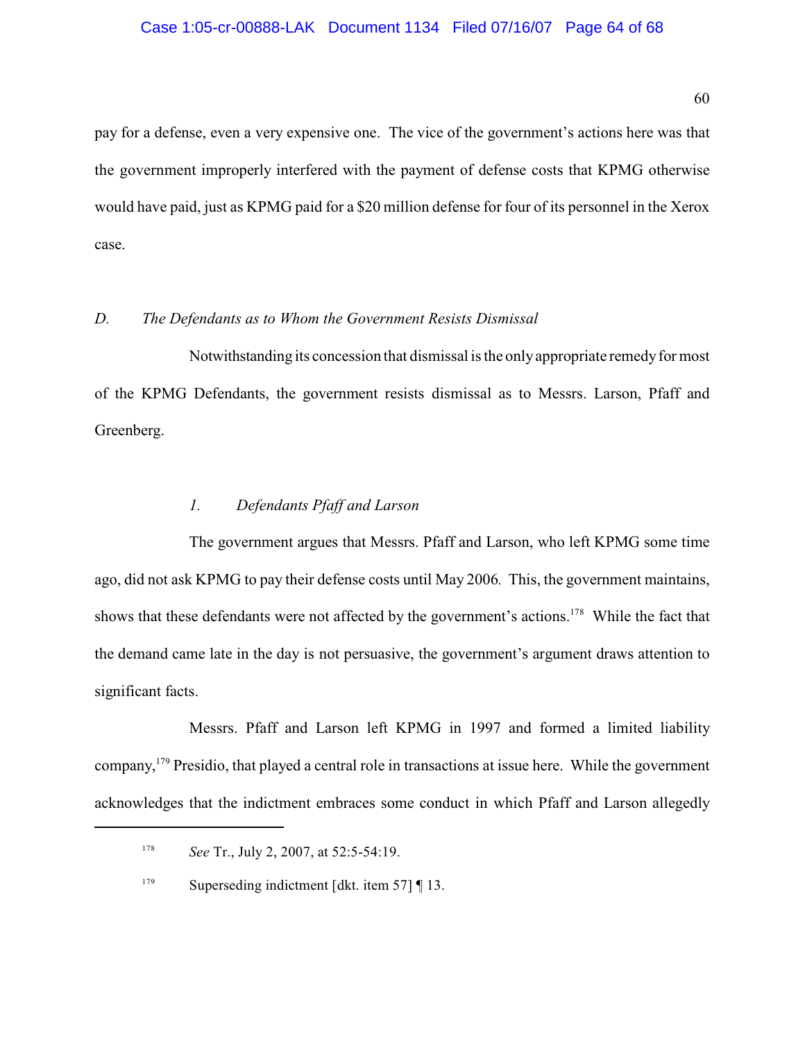pay for a defense, even a very expensive one. The vice of the government's actions here was that the government improperly interfered with the payment of defense costs that KPMG otherwise would have paid, just as KPMG paid for a $20 million defense for four of its personnel in the Xerox case.

### *D. The Defendants as to Whom the Government Resists Dismissal*

Notwithstanding its concession that dismissal is the only appropriate remedy for most of the KPMG Defendants, the government resists dismissal as to Messrs. Larson, Pfaff and Greenberg.

#### *1. Defendants Pfaff and Larson*

The government argues that Messrs. Pfaff and Larson, who left KPMG some time ago, did not ask KPMG to pay their defense costs until May 2006. This, the government maintains, shows that these defendants were not affected by the government's actions.[178] While the fact that the demand came late in the day is not persuasive, the government's argument draws attention to significant facts.

Messrs. Pfaff and Larson left KPMG in 1997 and formed a limited liability company,[179] Presidio, that played a central role in transactions at issue here. While the government acknowledges that the indictment embraces some conduct in which Pfaff and Larson allegedly

---

[178] *See* Tr., July 2, 2007, at 52:5-54:19.

[179] Superseding indictment [dkt. item 57] ¶ 13.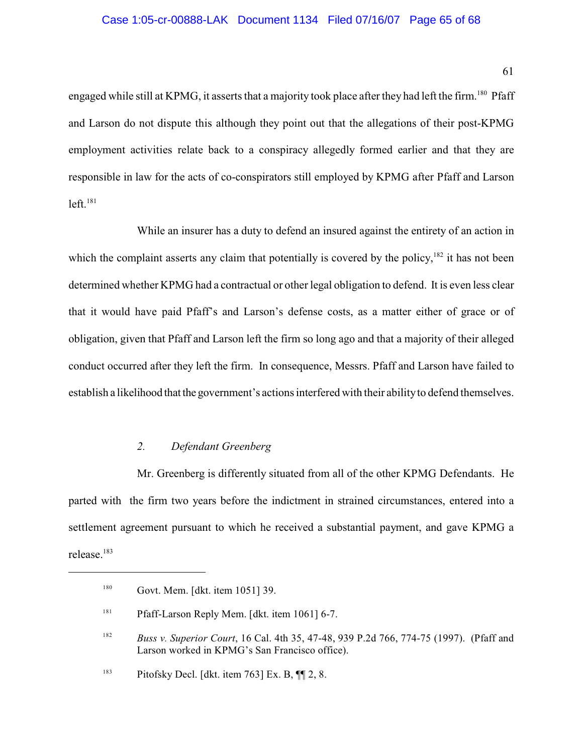engaged while still at KPMG, it asserts that a majority took place after they had left the firm.[180] Pfaff and Larson do not dispute this although they point out that the allegations of their post-KPMG employment activities relate back to a conspiracy allegedly formed earlier and that they are responsible in law for the acts of co-conspirators still employed by KPMG after Pfaff and Larson left.[181]

While an insurer has a duty to defend an insured against the entirety of an action in which the complaint asserts any claim that potentially is covered by the policy,[182] it has not been determined whether KPMG had a contractual or other legal obligation to defend. It is even less clear that it would have paid Pfaff's and Larson's defense costs, as a matter either of grace or of obligation, given that Pfaff and Larson left the firm so long ago and that a majority of their alleged conduct occurred after they left the firm. In consequence, Messrs. Pfaff and Larson have failed to establish a likelihood that the government's actions interfered with their ability to defend themselves.

*2. Defendant Greenberg*

Mr. Greenberg is differently situated from all of the other KPMG Defendants. He parted with the firm two years before the indictment in strained circumstances, entered into a settlement agreement pursuant to which he received a substantial payment, and gave KPMG a release.[183]

---

[180] Govt. Mem. [dkt. item 1051] 39.

[181] Pfaff-Larson Reply Mem. [dkt. item 1061] 6-7.

[182] *Buss v. Superior Court*, 16 Cal. 4th 35, 47-48, 939 P.2d 766, 774-75 (1997). (Pfaff and Larson worked in KPMG's San Francisco office).

[183] Pitofsky Decl. [dkt. item 763] Ex. B, ¶¶ 2, 8.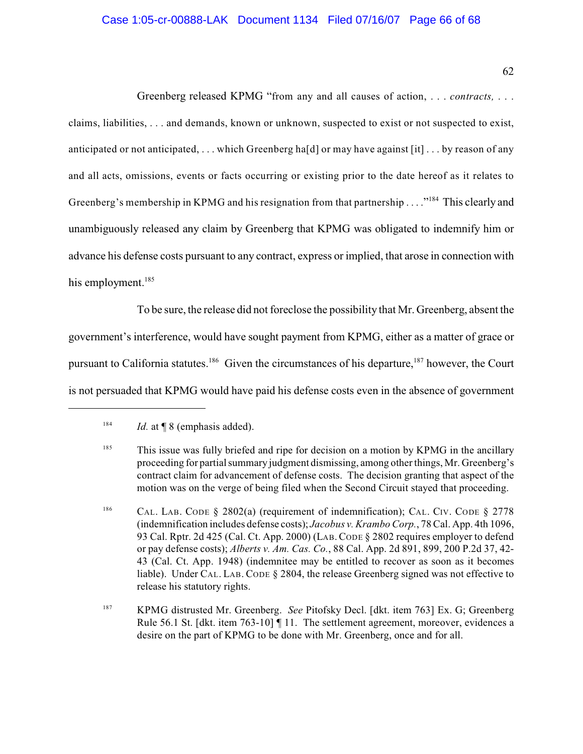Greenberg released KPMG "from any and all causes of action, . . . *contracts,* . . . claims, liabilities, . . . and demands, known or unknown, suspected to exist or not suspected to exist, anticipated or not anticipated, . . . which Greenberg ha[d] or may have against [it] . . . by reason of any and all acts, omissions, events or facts occurring or existing prior to the date hereof as it relates to Greenberg's membership in KPMG and his resignation from that partnership . . . ."[184] This clearly and unambiguously released any claim by Greenberg that KPMG was obligated to indemnify him or advance his defense costs pursuant to any contract, express or implied, that arose in connection with his employment.[185]

To be sure, the release did not foreclose the possibility that Mr. Greenberg, absent the government's interference, would have sought payment from KPMG, either as a matter of grace or pursuant to California statutes.[186] Given the circumstances of his departure,[187] however, the Court is not persuaded that KPMG would have paid his defense costs even in the absence of government

---

[184] *Id.* at ¶ 8 (emphasis added).

[185] This issue was fully briefed and ripe for decision on a motion by KPMG in the ancillary proceeding for partial summary judgment dismissing, among other things, Mr. Greenberg's contract claim for advancement of defense costs. The decision granting that aspect of the motion was on the verge of being filed when the Second Circuit stayed that proceeding.

[186] CAL. LAB. CODE § 2802(a) (requirement of indemnification); CAL. CIV. CODE § 2778 (indemnification includes defense costs); *Jacobus v. Krambo Corp.*, 78 Cal. App. 4th 1096, 93 Cal. Rptr. 2d 425 (Cal. Ct. App. 2000) (LAB. CODE § 2802 requires employer to defend or pay defense costs); *Alberts v. Am. Cas. Co.*, 88 Cal. App. 2d 891, 899, 200 P.2d 37, 42-43 (Cal. Ct. App. 1948) (indemnitee may be entitled to recover as soon as it becomes liable). Under CAL. LAB. CODE § 2804, the release Greenberg signed was not effective to release his statutory rights.

[187] KPMG distrusted Mr. Greenberg. *See* Pitofsky Decl. [dkt. item 763] Ex. G; Greenberg Rule 56.1 St. [dkt. item 763-10] ¶ 11. The settlement agreement, moreover, evidences a desire on the part of KPMG to be done with Mr. Greenberg, once and for all.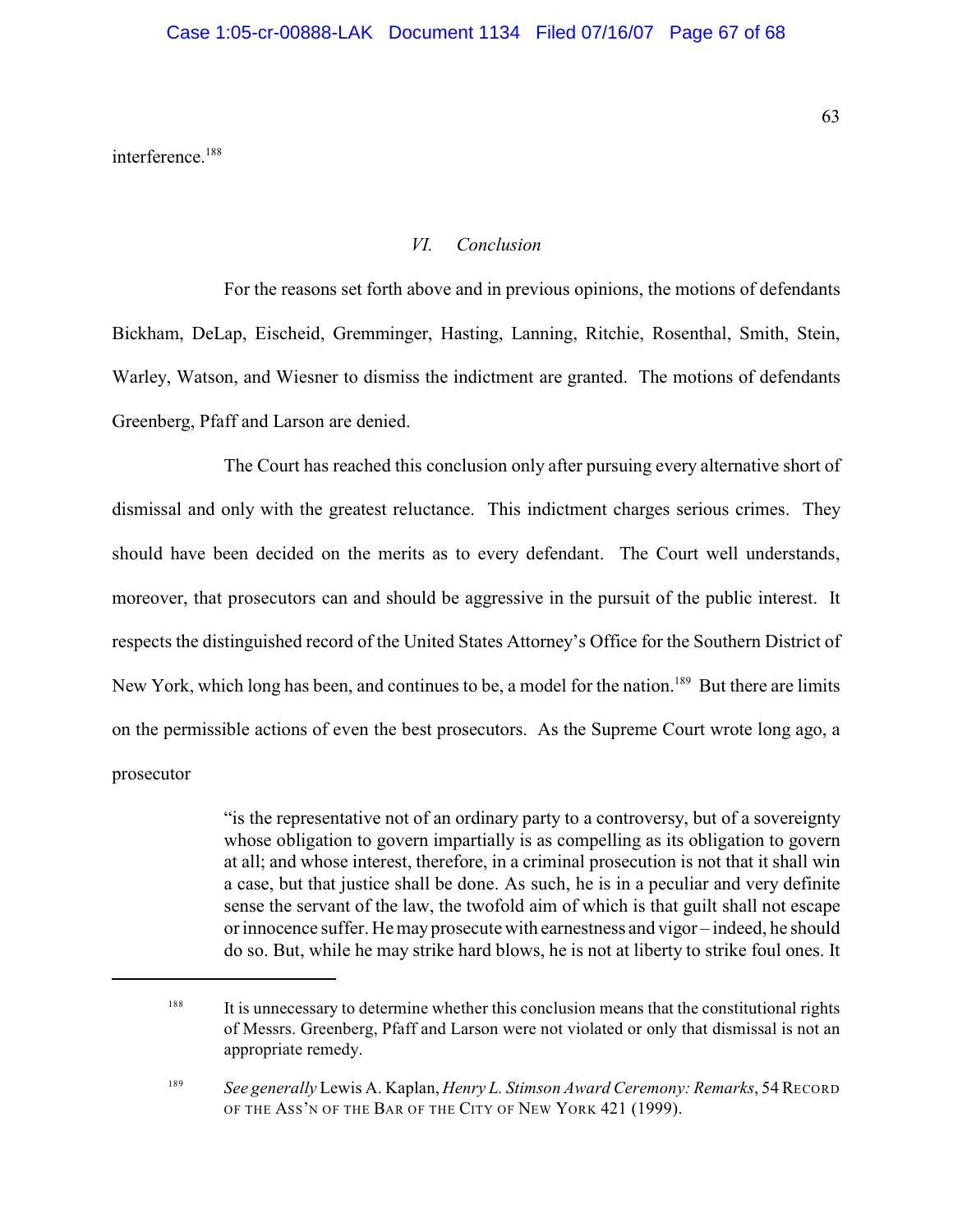interference.[188]

## *VI. Conclusion*

For the reasons set forth above and in previous opinions, the motions of defendants Bickham, DeLap, Eischeid, Gremminger, Hasting, Lanning, Ritchie, Rosenthal, Smith, Stein, Warley, Watson, and Wiesner to dismiss the indictment are granted. The motions of defendants Greenberg, Pfaff and Larson are denied.

The Court has reached this conclusion only after pursuing every alternative short of dismissal and only with the greatest reluctance. This indictment charges serious crimes. They should have been decided on the merits as to every defendant. The Court well understands, moreover, that prosecutors can and should be aggressive in the pursuit of the public interest. It respects the distinguished record of the United States Attorney's Office for the Southern District of New York, which long has been, and continues to be, a model for the nation.[189] But there are limits on the permissible actions of even the best prosecutors. As the Supreme Court wrote long ago, a prosecutor

> "is the representative not of an ordinary party to a controversy, but of a sovereignty whose obligation to govern impartially is as compelling as its obligation to govern at all; and whose interest, therefore, in a criminal prosecution is not that it shall win a case, but that justice shall be done. As such, he is in a peculiar and very definite sense the servant of the law, the twofold aim of which is that guilt shall not escape or innocence suffer. He may prosecute with earnestness and vigor – indeed, he should do so. But, while he may strike hard blows, he is not at liberty to strike foul ones. It

---

[188] It is unnecessary to determine whether this conclusion means that the constitutional rights of Messrs. Greenberg, Pfaff and Larson were not violated or only that dismissal is not an appropriate remedy.

[189] *See generally* Lewis A. Kaplan, *Henry L. Stimson Award Ceremony: Remarks*, 54 RECORD OF THE ASS'N OF THE BAR OF THE CITY OF NEW YORK 421 (1999).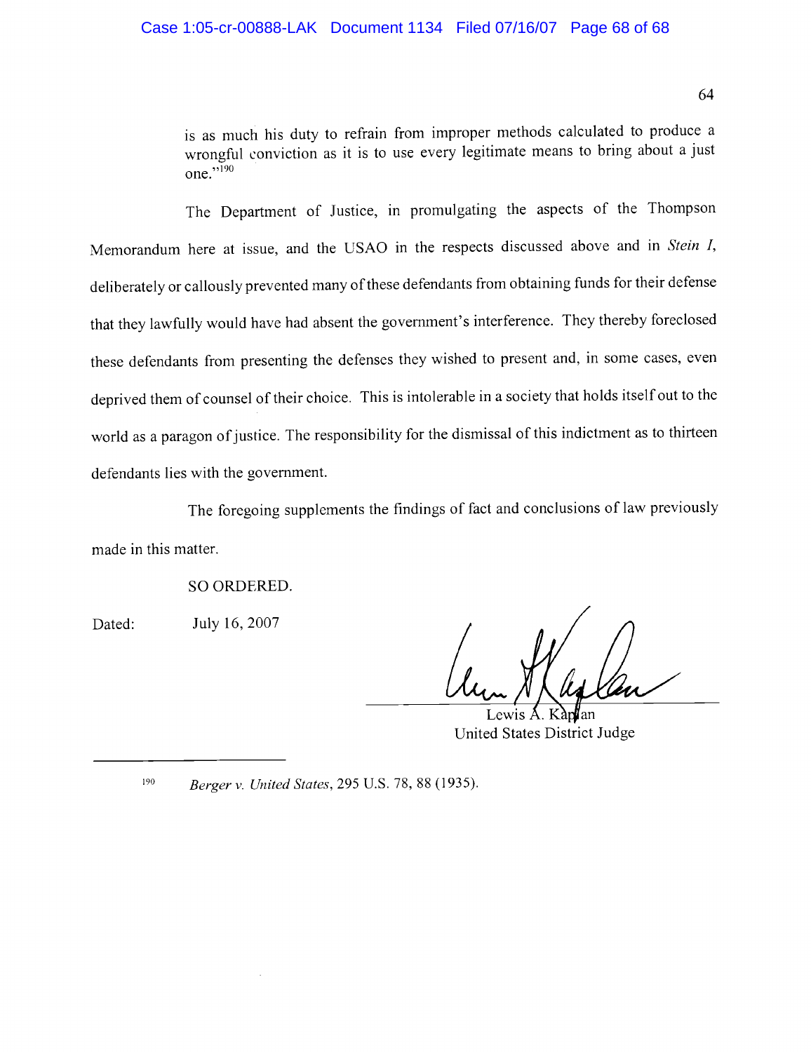is as much his duty to refrain from improper methods calculated to produce a wrongful conviction as it is to use every legitimate means to bring about a just one."[190]

The Department of Justice, in promulgating the aspects of the Thompson Memorandum here at issue, and the USAO in the respects discussed above and in *Stein I*, deliberately or callously prevented many of these defendants from obtaining funds for their defense that they lawfully would have had absent the government's interference. They thereby foreclosed these defendants from presenting the defenses they wished to present and, in some cases, even deprived them of counsel of their choice. This is intolerable in a society that holds itself out to the world as a paragon of justice. The responsibility for the dismissal of this indictment as to thirteen defendants lies with the government.

The foregoing supplements the findings of fact and conclusions of law previously made in this matter.

SO ORDERED.

Dated: July 16, 2007

Lewis A. Kaplan
United States District Judge

---

190 *Berger v. United States*, 295 U.S. 78, 88 (1935).